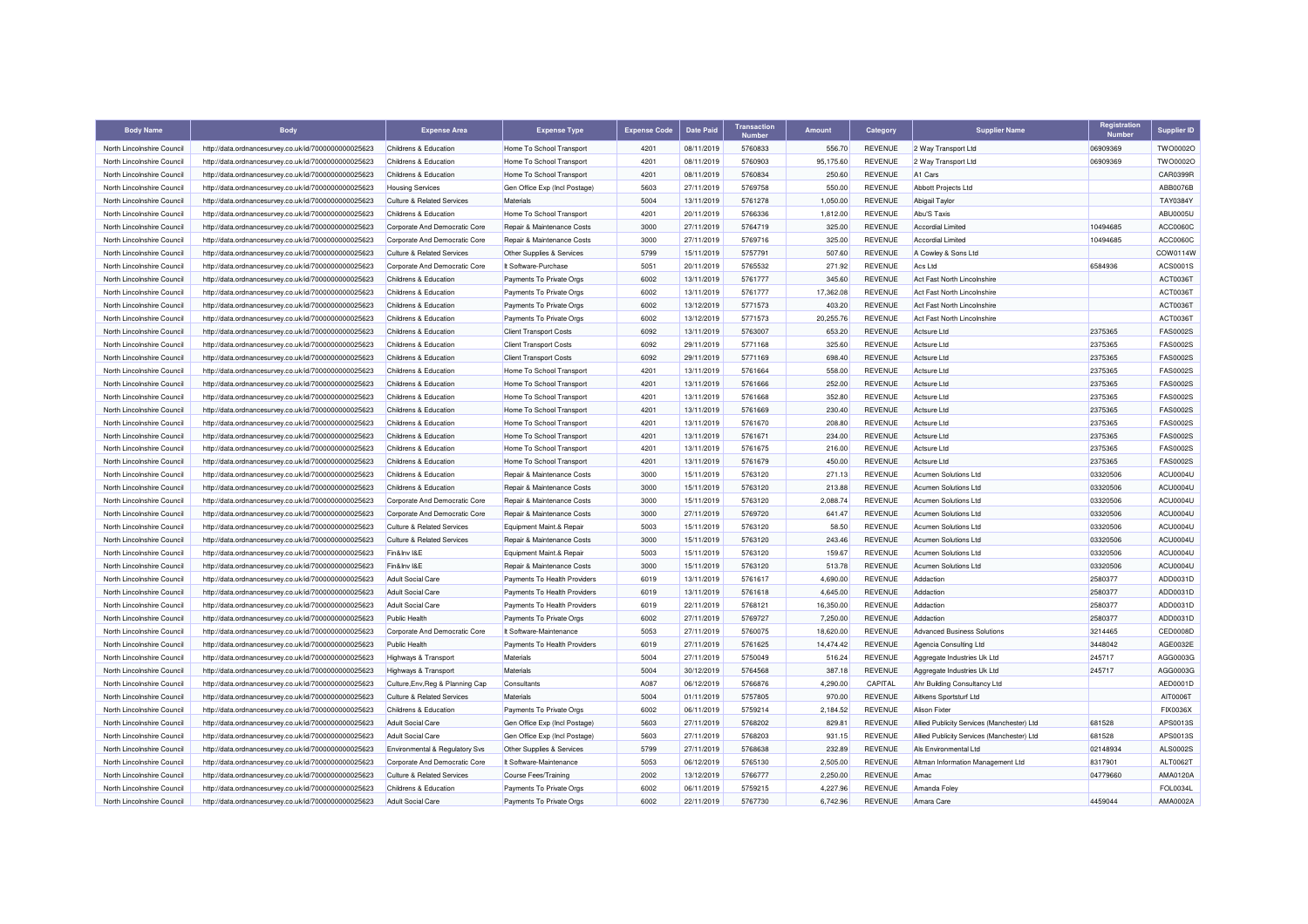| Body Name | Body | Expense Area | Expense Type | Expense Code | Date Paid | Transaction Number | Amount | Category | Supplier Name | Registration Number | Supplier ID |
|---|---|---|---|---|---|---|---|---|---|---|---|
| North Lincolnshire Council | http://data.ordnancesurvey.co.uk/id/7000000000025623 | Childrens & Education | Home To School Transport | 4201 | 08/11/2019 | 5760833 | 556.70 | REVENUE | 2 Way Transport Ltd | 06909369 | TWO0002O |
| North Lincolnshire Council | http://data.ordnancesurvey.co.uk/id/7000000000025623 | Childrens & Education | Home To School Transport | 4201 | 08/11/2019 | 5760903 | 95,175.60 | REVENUE | 2 Way Transport Ltd | 06909369 | TWO0002O |
| North Lincolnshire Council | http://data.ordnancesurvey.co.uk/id/7000000000025623 | Childrens & Education | Home To School Transport | 4201 | 08/11/2019 | 5760834 | 250.60 | REVENUE | A1 Cars | | CAR0399R |
| North Lincolnshire Council | http://data.ordnancesurvey.co.uk/id/7000000000025623 | Housing Services | Gen Office Exp (Incl Postage) | 5603 | 27/11/2019 | 5769758 | 550.00 | REVENUE | Abbott Projects Ltd | | ABB0076B |
| North Lincolnshire Council | http://data.ordnancesurvey.co.uk/id/7000000000025623 | Culture & Related Services | Materials | 5004 | 13/11/2019 | 5761278 | 1,050.00 | REVENUE | Abigail Taylor | | TAY0384Y |
| North Lincolnshire Council | http://data.ordnancesurvey.co.uk/id/7000000000025623 | Childrens & Education | Home To School Transport | 4201 | 20/11/2019 | 5766336 | 1,812.00 | REVENUE | Abu'S Taxis | | ABU0005U |
| North Lincolnshire Council | http://data.ordnancesurvey.co.uk/id/7000000000025623 | Corporate And Democratic Core | Repair & Maintenance Costs | 3000 | 27/11/2019 | 5764719 | 325.00 | REVENUE | Accordial Limited | 10494685 | ACC0060C |
| North Lincolnshire Council | http://data.ordnancesurvey.co.uk/id/7000000000025623 | Corporate And Democratic Core | Repair & Maintenance Costs | 3000 | 27/11/2019 | 5769716 | 325.00 | REVENUE | Accordial Limited | 10494685 | ACC0060C |
| North Lincolnshire Council | http://data.ordnancesurvey.co.uk/id/7000000000025623 | Culture & Related Services | Other Supplies & Services | 5799 | 15/11/2019 | 5757791 | 507.60 | REVENUE | A Cowley & Sons Ltd | | COW0114W |
| North Lincolnshire Council | http://data.ordnancesurvey.co.uk/id/7000000000025623 | Corporate And Democratic Core | It Software-Purchase | 5051 | 20/11/2019 | 5765532 | 271.92 | REVENUE | Acs Ltd | 6584936 | ACS0001S |
| North Lincolnshire Council | http://data.ordnancesurvey.co.uk/id/7000000000025623 | Childrens & Education | Payments To Private Orgs | 6002 | 13/11/2019 | 5761777 | 345.60 | REVENUE | Act Fast North Lincolnshire | | ACT0036T |
| North Lincolnshire Council | http://data.ordnancesurvey.co.uk/id/7000000000025623 | Childrens & Education | Payments To Private Orgs | 6002 | 13/11/2019 | 5761777 | 17,362.08 | REVENUE | Act Fast North Lincolnshire | | ACT0036T |
| North Lincolnshire Council | http://data.ordnancesurvey.co.uk/id/7000000000025623 | Childrens & Education | Payments To Private Orgs | 6002 | 13/12/2019 | 5771573 | 403.20 | REVENUE | Act Fast North Lincolnshire | | ACT0036T |
| North Lincolnshire Council | http://data.ordnancesurvey.co.uk/id/7000000000025623 | Childrens & Education | Payments To Private Orgs | 6002 | 13/12/2019 | 5771573 | 20,255.76 | REVENUE | Act Fast North Lincolnshire | | ACT0036T |
| North Lincolnshire Council | http://data.ordnancesurvey.co.uk/id/7000000000025623 | Childrens & Education | Client Transport Costs | 6092 | 13/11/2019 | 5763007 | 653.20 | REVENUE | Actsure Ltd | 2375365 | FAS0002S |
| North Lincolnshire Council | http://data.ordnancesurvey.co.uk/id/7000000000025623 | Childrens & Education | Client Transport Costs | 6092 | 29/11/2019 | 5771168 | 325.60 | REVENUE | Actsure Ltd | 2375365 | FAS0002S |
| North Lincolnshire Council | http://data.ordnancesurvey.co.uk/id/7000000000025623 | Childrens & Education | Client Transport Costs | 6092 | 29/11/2019 | 5771169 | 698.40 | REVENUE | Actsure Ltd | 2375365 | FAS0002S |
| North Lincolnshire Council | http://data.ordnancesurvey.co.uk/id/7000000000025623 | Childrens & Education | Home To School Transport | 4201 | 13/11/2019 | 5761664 | 558.00 | REVENUE | Actsure Ltd | 2375365 | FAS0002S |
| North Lincolnshire Council | http://data.ordnancesurvey.co.uk/id/7000000000025623 | Childrens & Education | Home To School Transport | 4201 | 13/11/2019 | 5761666 | 252.00 | REVENUE | Actsure Ltd | 2375365 | FAS0002S |
| North Lincolnshire Council | http://data.ordnancesurvey.co.uk/id/7000000000025623 | Childrens & Education | Home To School Transport | 4201 | 13/11/2019 | 5761668 | 352.80 | REVENUE | Actsure Ltd | 2375365 | FAS0002S |
| North Lincolnshire Council | http://data.ordnancesurvey.co.uk/id/7000000000025623 | Childrens & Education | Home To School Transport | 4201 | 13/11/2019 | 5761669 | 230.40 | REVENUE | Actsure Ltd | 2375365 | FAS0002S |
| North Lincolnshire Council | http://data.ordnancesurvey.co.uk/id/7000000000025623 | Childrens & Education | Home To School Transport | 4201 | 13/11/2019 | 5761670 | 208.80 | REVENUE | Actsure Ltd | 2375365 | FAS0002S |
| North Lincolnshire Council | http://data.ordnancesurvey.co.uk/id/7000000000025623 | Childrens & Education | Home To School Transport | 4201 | 13/11/2019 | 5761671 | 234.00 | REVENUE | Actsure Ltd | 2375365 | FAS0002S |
| North Lincolnshire Council | http://data.ordnancesurvey.co.uk/id/7000000000025623 | Childrens & Education | Home To School Transport | 4201 | 13/11/2019 | 5761675 | 216.00 | REVENUE | Actsure Ltd | 2375365 | FAS0002S |
| North Lincolnshire Council | http://data.ordnancesurvey.co.uk/id/7000000000025623 | Childrens & Education | Home To School Transport | 4201 | 13/11/2019 | 5761679 | 450.00 | REVENUE | Actsure Ltd | 2375365 | FAS0002S |
| North Lincolnshire Council | http://data.ordnancesurvey.co.uk/id/7000000000025623 | Childrens & Education | Repair & Maintenance Costs | 3000 | 15/11/2019 | 5763120 | 271.13 | REVENUE | Acumen Solutions Ltd | 03320506 | ACU0004U |
| North Lincolnshire Council | http://data.ordnancesurvey.co.uk/id/7000000000025623 | Childrens & Education | Repair & Maintenance Costs | 3000 | 15/11/2019 | 5763120 | 213.88 | REVENUE | Acumen Solutions Ltd | 03320506 | ACU0004U |
| North Lincolnshire Council | http://data.ordnancesurvey.co.uk/id/7000000000025623 | Corporate And Democratic Core | Repair & Maintenance Costs | 3000 | 15/11/2019 | 5763120 | 2,088.74 | REVENUE | Acumen Solutions Ltd | 03320506 | ACU0004U |
| North Lincolnshire Council | http://data.ordnancesurvey.co.uk/id/7000000000025623 | Corporate And Democratic Core | Repair & Maintenance Costs | 3000 | 27/11/2019 | 5769720 | 641.47 | REVENUE | Acumen Solutions Ltd | 03320506 | ACU0004U |
| North Lincolnshire Council | http://data.ordnancesurvey.co.uk/id/7000000000025623 | Culture & Related Services | Equipment Maint.& Repair | 5003 | 15/11/2019 | 5763120 | 58.50 | REVENUE | Acumen Solutions Ltd | 03320506 | ACU0004U |
| North Lincolnshire Council | http://data.ordnancesurvey.co.uk/id/7000000000025623 | Culture & Related Services | Repair & Maintenance Costs | 3000 | 15/11/2019 | 5763120 | 243.46 | REVENUE | Acumen Solutions Ltd | 03320506 | ACU0004U |
| North Lincolnshire Council | http://data.ordnancesurvey.co.uk/id/7000000000025623 | Fin&Inv I&E | Equipment Maint.& Repair | 5003 | 15/11/2019 | 5763120 | 159.67 | REVENUE | Acumen Solutions Ltd | 03320506 | ACU0004U |
| North Lincolnshire Council | http://data.ordnancesurvey.co.uk/id/7000000000025623 | Fin&Inv I&E | Repair & Maintenance Costs | 3000 | 15/11/2019 | 5763120 | 513.78 | REVENUE | Acumen Solutions Ltd | 03320506 | ACU0004U |
| North Lincolnshire Council | http://data.ordnancesurvey.co.uk/id/7000000000025623 | Adult Social Care | Payments To Health Providers | 6019 | 13/11/2019 | 5761617 | 4,690.00 | REVENUE | Addaction | 2580377 | ADD0031D |
| North Lincolnshire Council | http://data.ordnancesurvey.co.uk/id/7000000000025623 | Adult Social Care | Payments To Health Providers | 6019 | 13/11/2019 | 5761618 | 4,645.00 | REVENUE | Addaction | 2580377 | ADD0031D |
| North Lincolnshire Council | http://data.ordnancesurvey.co.uk/id/7000000000025623 | Adult Social Care | Payments To Health Providers | 6019 | 22/11/2019 | 5768121 | 16,350.00 | REVENUE | Addaction | 2580377 | ADD0031D |
| North Lincolnshire Council | http://data.ordnancesurvey.co.uk/id/7000000000025623 | Public Health | Payments To Private Orgs | 6002 | 27/11/2019 | 5769727 | 7,250.00 | REVENUE | Addaction | 2580377 | ADD0031D |
| North Lincolnshire Council | http://data.ordnancesurvey.co.uk/id/7000000000025623 | Corporate And Democratic Core | It Software-Maintenance | 5053 | 27/11/2019 | 5760075 | 18,620.00 | REVENUE | Advanced Business Solutions | 3214465 | CED0008D |
| North Lincolnshire Council | http://data.ordnancesurvey.co.uk/id/7000000000025623 | Public Health | Payments To Health Providers | 6019 | 27/11/2019 | 5761625 | 14,474.42 | REVENUE | Agencia Consulting Ltd | 3448042 | AGE0032E |
| North Lincolnshire Council | http://data.ordnancesurvey.co.uk/id/7000000000025623 | Highways & Transport | Materials | 5004 | 27/11/2019 | 5750049 | 516.24 | REVENUE | Aggregate Industries Uk Ltd | 245717 | AGG0003G |
| North Lincolnshire Council | http://data.ordnancesurvey.co.uk/id/7000000000025623 | Highways & Transport | Materials | 5004 | 30/12/2019 | 5764568 | 387.18 | REVENUE | Aggregate Industries Uk Ltd | 245717 | AGG0003G |
| North Lincolnshire Council | http://data.ordnancesurvey.co.uk/id/7000000000025623 | Culture,Env,Reg & Planning Cap | Consultants | A087 | 06/12/2019 | 5766876 | 4,290.00 | CAPITAL | Ahr Building Consultancy Ltd | | AED0001D |
| North Lincolnshire Council | http://data.ordnancesurvey.co.uk/id/7000000000025623 | Culture & Related Services | Materials | 5004 | 01/11/2019 | 5757805 | 970.00 | REVENUE | Aitkens Sportsturf Ltd | | AIT0006T |
| North Lincolnshire Council | http://data.ordnancesurvey.co.uk/id/7000000000025623 | Childrens & Education | Payments To Private Orgs | 6002 | 06/11/2019 | 5759214 | 2,184.52 | REVENUE | Alison Fixter | | FIX0036X |
| North Lincolnshire Council | http://data.ordnancesurvey.co.uk/id/7000000000025623 | Adult Social Care | Gen Office Exp (Incl Postage) | 5603 | 27/11/2019 | 5768202 | 829.81 | REVENUE | Allied Publicity Services (Manchester) Ltd | 681528 | APS0013S |
| North Lincolnshire Council | http://data.ordnancesurvey.co.uk/id/7000000000025623 | Adult Social Care | Gen Office Exp (Incl Postage) | 5603 | 27/11/2019 | 5768203 | 931.15 | REVENUE | Allied Publicity Services (Manchester) Ltd | 681528 | APS0013S |
| North Lincolnshire Council | http://data.ordnancesurvey.co.uk/id/7000000000025623 | Environmental & Regulatory Svs | Other Supplies & Services | 5799 | 27/11/2019 | 5768638 | 232.89 | REVENUE | Als Environmental Ltd | 02148934 | ALS0002S |
| North Lincolnshire Council | http://data.ordnancesurvey.co.uk/id/7000000000025623 | Corporate And Democratic Core | It Software-Maintenance | 5053 | 06/12/2019 | 5765130 | 2,505.00 | REVENUE | Altman Information Management Ltd | 8317901 | ALT0062T |
| North Lincolnshire Council | http://data.ordnancesurvey.co.uk/id/7000000000025623 | Culture & Related Services | Course Fees/Training | 2002 | 13/12/2019 | 5766777 | 2,250.00 | REVENUE | Amac | 04779660 | AMA0120A |
| North Lincolnshire Council | http://data.ordnancesurvey.co.uk/id/7000000000025623 | Childrens & Education | Payments To Private Orgs | 6002 | 06/11/2019 | 5759215 | 4,227.96 | REVENUE | Amanda Foley | | FOL0034L |
| North Lincolnshire Council | http://data.ordnancesurvey.co.uk/id/7000000000025623 | Adult Social Care | Payments To Private Orgs | 6002 | 22/11/2019 | 5767730 | 6,742.96 | REVENUE | Amara Care | 4459044 | AMA0002A |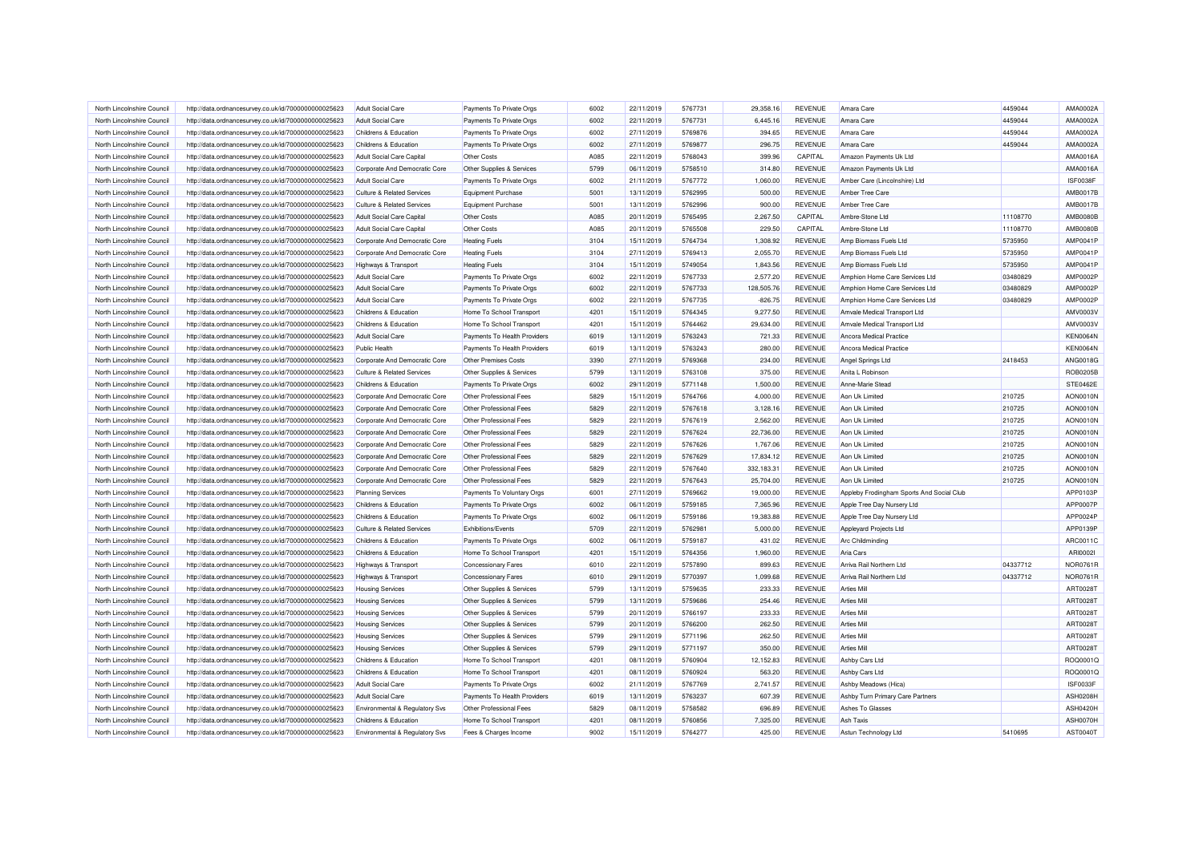| North Lincolnshire Council | http://data.ordnancesurvey.co.uk/id/7000000000025623 | Adult Social Care | Payments To Private Orgs | 6002 | 22/11/2019 | 5767731 | 29,358.16 | REVENUE | Amara Care | 4459044 | AMA0002A |
|---|---|---|---|---|---|---|---|---|---|---|---|
| North Lincolnshire Council | http://data.ordnancesurvey.co.uk/id/7000000000025623 | Adult Social Care | Payments To Private Orgs | 6002 | 22/11/2019 | 5767731 | 6,445.16 | REVENUE | Amara Care | 4459044 | AMA0002A |
| North Lincolnshire Council | http://data.ordnancesurvey.co.uk/id/7000000000025623 | Childrens & Education | Payments To Private Orgs | 6002 | 27/11/2019 | 5769876 | 394.65 | REVENUE | Amara Care | 4459044 | AMA0002A |
| North Lincolnshire Council | http://data.ordnancesurvey.co.uk/id/7000000000025623 | Childrens & Education | Payments To Private Orgs | 6002 | 27/11/2019 | 5769877 | 296.75 | REVENUE | Amara Care | 4459044 | AMA0002A |
| North Lincolnshire Council | http://data.ordnancesurvey.co.uk/id/7000000000025623 | Adult Social Care Capital | Other Costs | A085 | 22/11/2019 | 5768043 | 399.96 | CAPITAL | Amazon Payments Uk Ltd | | AMA0016A |
| North Lincolnshire Council | http://data.ordnancesurvey.co.uk/id/7000000000025623 | Corporate And Democratic Core | Other Supplies & Services | 5799 | 06/11/2019 | 5758510 | 314.80 | REVENUE | Amazon Payments Uk Ltd | | AMA0016A |
| North Lincolnshire Council | http://data.ordnancesurvey.co.uk/id/7000000000025623 | Adult Social Care | Payments To Private Orgs | 6002 | 21/11/2019 | 5767772 | 1,060.00 | REVENUE | Amber Care (Lincolnshire) Ltd | | ISF0038F |
| North Lincolnshire Council | http://data.ordnancesurvey.co.uk/id/7000000000025623 | Culture & Related Services | Equipment Purchase | 5001 | 13/11/2019 | 5762995 | 500.00 | REVENUE | Amber Tree Care | | AMB0017B |
| North Lincolnshire Council | http://data.ordnancesurvey.co.uk/id/7000000000025623 | Culture & Related Services | Equipment Purchase | 5001 | 13/11/2019 | 5762996 | 900.00 | REVENUE | Amber Tree Care | | AMB0017B |
| North Lincolnshire Council | http://data.ordnancesurvey.co.uk/id/7000000000025623 | Adult Social Care Capital | Other Costs | A085 | 20/11/2019 | 5765495 | 2,267.50 | CAPITAL | Ambre-Stone Ltd | 11108770 | AMB0080B |
| North Lincolnshire Council | http://data.ordnancesurvey.co.uk/id/7000000000025623 | Adult Social Care Capital | Other Costs | A085 | 20/11/2019 | 5765508 | 229.50 | CAPITAL | Ambre-Stone Ltd | 11108770 | AMB0080B |
| North Lincolnshire Council | http://data.ordnancesurvey.co.uk/id/7000000000025623 | Corporate And Democratic Core | Heating Fuels | 3104 | 15/11/2019 | 5764734 | 1,308.92 | REVENUE | Amp Biomass Fuels Ltd | 5735950 | AMP0041P |
| North Lincolnshire Council | http://data.ordnancesurvey.co.uk/id/7000000000025623 | Corporate And Democratic Core | Heating Fuels | 3104 | 27/11/2019 | 5769413 | 2,055.70 | REVENUE | Amp Biomass Fuels Ltd | 5735950 | AMP0041P |
| North Lincolnshire Council | http://data.ordnancesurvey.co.uk/id/7000000000025623 | Highways & Transport | Heating Fuels | 3104 | 15/11/2019 | 5749054 | 1,843.56 | REVENUE | Amp Biomass Fuels Ltd | 5735950 | AMP0041P |
| North Lincolnshire Council | http://data.ordnancesurvey.co.uk/id/7000000000025623 | Adult Social Care | Payments To Private Orgs | 6002 | 22/11/2019 | 5767733 | 2,577.20 | REVENUE | Amphion Home Care Services Ltd | 03480829 | AMP0002P |
| North Lincolnshire Council | http://data.ordnancesurvey.co.uk/id/7000000000025623 | Adult Social Care | Payments To Private Orgs | 6002 | 22/11/2019 | 5767733 | 128,505.76 | REVENUE | Amphion Home Care Services Ltd | 03480829 | AMP0002P |
| North Lincolnshire Council | http://data.ordnancesurvey.co.uk/id/7000000000025623 | Adult Social Care | Payments To Private Orgs | 6002 | 22/11/2019 | 5767735 | -826.75 | REVENUE | Amphion Home Care Services Ltd | 03480829 | AMP0002P |
| North Lincolnshire Council | http://data.ordnancesurvey.co.uk/id/7000000000025623 | Childrens & Education | Home To School Transport | 4201 | 15/11/2019 | 5764345 | 9,277.50 | REVENUE | Amvale Medical Transport Ltd | | AMV0003V |
| North Lincolnshire Council | http://data.ordnancesurvey.co.uk/id/7000000000025623 | Childrens & Education | Home To School Transport | 4201 | 15/11/2019 | 5764462 | 29,634.00 | REVENUE | Amvale Medical Transport Ltd | | AMV0003V |
| North Lincolnshire Council | http://data.ordnancesurvey.co.uk/id/7000000000025623 | Adult Social Care | Payments To Health Providers | 6019 | 13/11/2019 | 5763243 | 721.33 | REVENUE | Ancora Medical Practice | | KEN0064N |
| North Lincolnshire Council | http://data.ordnancesurvey.co.uk/id/7000000000025623 | Public Health | Payments To Health Providers | 6019 | 13/11/2019 | 5763243 | 280.00 | REVENUE | Ancora Medical Practice | | KEN0064N |
| North Lincolnshire Council | http://data.ordnancesurvey.co.uk/id/7000000000025623 | Corporate And Democratic Core | Other Premises Costs | 3390 | 27/11/2019 | 5769368 | 234.00 | REVENUE | Angel Springs Ltd | 2418453 | ANG0018G |
| North Lincolnshire Council | http://data.ordnancesurvey.co.uk/id/7000000000025623 | Culture & Related Services | Other Supplies & Services | 5799 | 13/11/2019 | 5763108 | 375.00 | REVENUE | Anita L Robinson | | ROB0205B |
| North Lincolnshire Council | http://data.ordnancesurvey.co.uk/id/7000000000025623 | Childrens & Education | Payments To Private Orgs | 6002 | 29/11/2019 | 5771148 | 1,500.00 | REVENUE | Anne-Marie Stead | | STE0462E |
| North Lincolnshire Council | http://data.ordnancesurvey.co.uk/id/7000000000025623 | Corporate And Democratic Core | Other Professional Fees | 5829 | 15/11/2019 | 5764766 | 4,000.00 | REVENUE | Aon Uk Limited | 210725 | AON0010N |
| North Lincolnshire Council | http://data.ordnancesurvey.co.uk/id/7000000000025623 | Corporate And Democratic Core | Other Professional Fees | 5829 | 22/11/2019 | 5767618 | 3,128.16 | REVENUE | Aon Uk Limited | 210725 | AON0010N |
| North Lincolnshire Council | http://data.ordnancesurvey.co.uk/id/7000000000025623 | Corporate And Democratic Core | Other Professional Fees | 5829 | 22/11/2019 | 5767619 | 2,562.00 | REVENUE | Aon Uk Limited | 210725 | AON0010N |
| North Lincolnshire Council | http://data.ordnancesurvey.co.uk/id/7000000000025623 | Corporate And Democratic Core | Other Professional Fees | 5829 | 22/11/2019 | 5767624 | 22,736.00 | REVENUE | Aon Uk Limited | 210725 | AON0010N |
| North Lincolnshire Council | http://data.ordnancesurvey.co.uk/id/7000000000025623 | Corporate And Democratic Core | Other Professional Fees | 5829 | 22/11/2019 | 5767626 | 1,767.06 | REVENUE | Aon Uk Limited | 210725 | AON0010N |
| North Lincolnshire Council | http://data.ordnancesurvey.co.uk/id/7000000000025623 | Corporate And Democratic Core | Other Professional Fees | 5829 | 22/11/2019 | 5767629 | 17,834.12 | REVENUE | Aon Uk Limited | 210725 | AON0010N |
| North Lincolnshire Council | http://data.ordnancesurvey.co.uk/id/7000000000025623 | Corporate And Democratic Core | Other Professional Fees | 5829 | 22/11/2019 | 5767640 | 332,183.31 | REVENUE | Aon Uk Limited | 210725 | AON0010N |
| North Lincolnshire Council | http://data.ordnancesurvey.co.uk/id/7000000000025623 | Corporate And Democratic Core | Other Professional Fees | 5829 | 22/11/2019 | 5767643 | 25,704.00 | REVENUE | Aon Uk Limited | 210725 | AON0010N |
| North Lincolnshire Council | http://data.ordnancesurvey.co.uk/id/7000000000025623 | Planning Services | Payments To Voluntary Orgs | 6001 | 27/11/2019 | 5769662 | 19,000.00 | REVENUE | Appleby Frodingham Sports And Social Club | | APP0103P |
| North Lincolnshire Council | http://data.ordnancesurvey.co.uk/id/7000000000025623 | Childrens & Education | Payments To Private Orgs | 6002 | 06/11/2019 | 5759185 | 7,365.96 | REVENUE | Apple Tree Day Nursery Ltd | | APP0007P |
| North Lincolnshire Council | http://data.ordnancesurvey.co.uk/id/7000000000025623 | Childrens & Education | Payments To Private Orgs | 6002 | 06/11/2019 | 5759186 | 19,383.88 | REVENUE | Apple Tree Day Nursery Ltd | | APP0024P |
| North Lincolnshire Council | http://data.ordnancesurvey.co.uk/id/7000000000025623 | Culture & Related Services | Exhibitions/Events | 5709 | 22/11/2019 | 5762981 | 5,000.00 | REVENUE | Appleyard Projects Ltd | | APP0139P |
| North Lincolnshire Council | http://data.ordnancesurvey.co.uk/id/7000000000025623 | Childrens & Education | Payments To Private Orgs | 6002 | 06/11/2019 | 5759187 | 431.02 | REVENUE | Arc Childminding | | ARC0011C |
| North Lincolnshire Council | http://data.ordnancesurvey.co.uk/id/7000000000025623 | Childrens & Education | Home To School Transport | 4201 | 15/11/2019 | 5764356 | 1,960.00 | REVENUE | Aria Cars | | ARI0002I |
| North Lincolnshire Council | http://data.ordnancesurvey.co.uk/id/7000000000025623 | Highways & Transport | Concessionary Fares | 6010 | 22/11/2019 | 5757890 | 899.63 | REVENUE | Arriva Rail Northern Ltd | 04337712 | NOR0761R |
| North Lincolnshire Council | http://data.ordnancesurvey.co.uk/id/7000000000025623 | Highways & Transport | Concessionary Fares | 6010 | 29/11/2019 | 5770397 | 1,099.68 | REVENUE | Arriva Rail Northern Ltd | 04337712 | NOR0761R |
| North Lincolnshire Council | http://data.ordnancesurvey.co.uk/id/7000000000025623 | Housing Services | Other Supplies & Services | 5799 | 13/11/2019 | 5759635 | 233.33 | REVENUE | Arties Mill | | ART0028T |
| North Lincolnshire Council | http://data.ordnancesurvey.co.uk/id/7000000000025623 | Housing Services | Other Supplies & Services | 5799 | 13/11/2019 | 5759686 | 254.46 | REVENUE | Arties Mill | | ART0028T |
| North Lincolnshire Council | http://data.ordnancesurvey.co.uk/id/7000000000025623 | Housing Services | Other Supplies & Services | 5799 | 20/11/2019 | 5766197 | 233.33 | REVENUE | Arties Mill | | ART0028T |
| North Lincolnshire Council | http://data.ordnancesurvey.co.uk/id/7000000000025623 | Housing Services | Other Supplies & Services | 5799 | 20/11/2019 | 5766200 | 262.50 | REVENUE | Arties Mill | | ART0028T |
| North Lincolnshire Council | http://data.ordnancesurvey.co.uk/id/7000000000025623 | Housing Services | Other Supplies & Services | 5799 | 29/11/2019 | 5771196 | 262.50 | REVENUE | Arties Mill | | ART0028T |
| North Lincolnshire Council | http://data.ordnancesurvey.co.uk/id/7000000000025623 | Housing Services | Other Supplies & Services | 5799 | 29/11/2019 | 5771197 | 350.00 | REVENUE | Arties Mill | | ART0028T |
| North Lincolnshire Council | http://data.ordnancesurvey.co.uk/id/7000000000025623 | Childrens & Education | Home To School Transport | 4201 | 08/11/2019 | 5760904 | 12,152.83 | REVENUE | Ashby Cars Ltd | | ROQ0001Q |
| North Lincolnshire Council | http://data.ordnancesurvey.co.uk/id/7000000000025623 | Childrens & Education | Home To School Transport | 4201 | 08/11/2019 | 5760924 | 563.20 | REVENUE | Ashby Cars Ltd | | ROQ0001Q |
| North Lincolnshire Council | http://data.ordnancesurvey.co.uk/id/7000000000025623 | Adult Social Care | Payments To Private Orgs | 6002 | 21/11/2019 | 5767769 | 2,741.57 | REVENUE | Ashby Meadows (Hica) | | ISF0033F |
| North Lincolnshire Council | http://data.ordnancesurvey.co.uk/id/7000000000025623 | Adult Social Care | Payments To Health Providers | 6019 | 13/11/2019 | 5763237 | 607.39 | REVENUE | Ashby Turn Primary Care Partners | | ASH0208H |
| North Lincolnshire Council | http://data.ordnancesurvey.co.uk/id/7000000000025623 | Environmental & Regulatory Svs | Other Professional Fees | 5829 | 08/11/2019 | 5758582 | 696.89 | REVENUE | Ashes To Glasses | | ASH0420H |
| North Lincolnshire Council | http://data.ordnancesurvey.co.uk/id/7000000000025623 | Childrens & Education | Home To School Transport | 4201 | 08/11/2019 | 5760856 | 7,325.00 | REVENUE | Ash Taxis | | ASH0070H |
| North Lincolnshire Council | http://data.ordnancesurvey.co.uk/id/7000000000025623 | Environmental & Regulatory Svs | Fees & Charges Income | 9002 | 15/11/2019 | 5764277 | 425.00 | REVENUE | Astun Technology Ltd | 5410695 | AST0040T |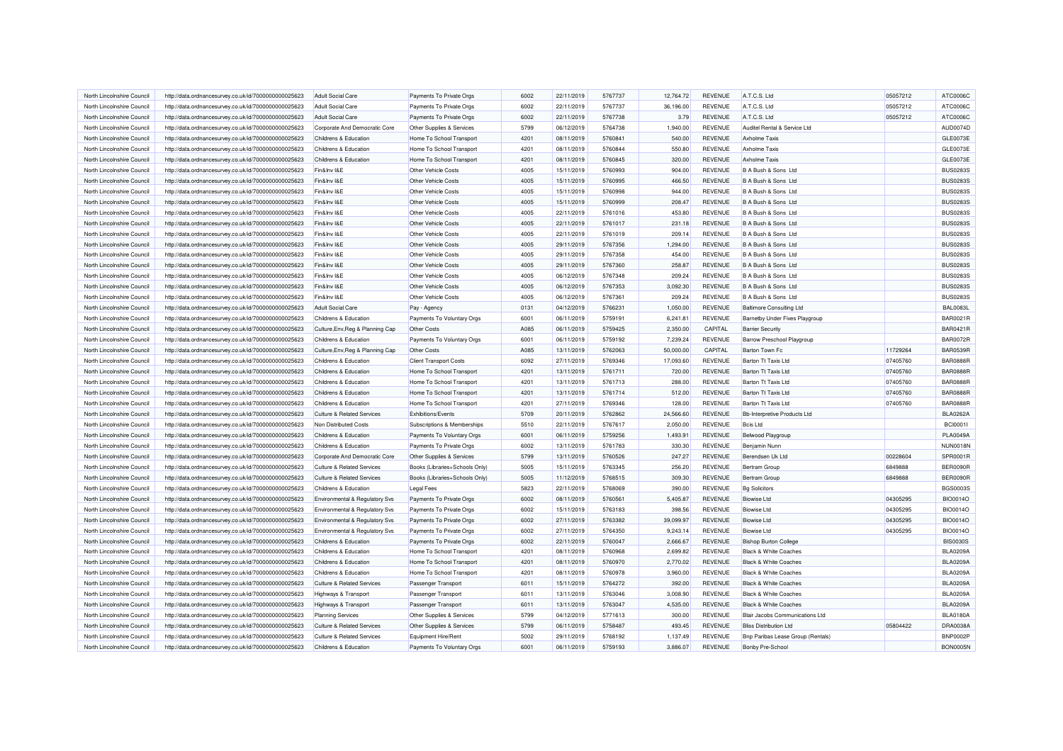| | | | | | | | | | | | |
|---|---|---|---|---|---|---|---|---|---|---|---|
| North Lincolnshire Council | http://data.ordnancesurvey.co.uk/id/7000000000025623 | Adult Social Care | Payments To Private Orgs | 6002 | 22/11/2019 | 5767737 | 12,764.72 | REVENUE | A.T.C.S. Ltd | 05057212 | ATC0006C |
| North Lincolnshire Council | http://data.ordnancesurvey.co.uk/id/7000000000025623 | Adult Social Care | Payments To Private Orgs | 6002 | 22/11/2019 | 5767737 | 36,196.00 | REVENUE | A.T.C.S. Ltd | 05057212 | ATC0006C |
| North Lincolnshire Council | http://data.ordnancesurvey.co.uk/id/7000000000025623 | Adult Social Care | Payments To Private Orgs | 6002 | 22/11/2019 | 5767738 | 3.79 | REVENUE | A.T.C.S. Ltd | 05057212 | ATC0006C |
| North Lincolnshire Council | http://data.ordnancesurvey.co.uk/id/7000000000025623 | Corporate And Democratic Core | Other Supplies & Services | 5799 | 06/12/2019 | 5764738 | 1,940.00 | REVENUE | Auditel Rental & Service Ltd | | AUD0074D |
| North Lincolnshire Council | http://data.ordnancesurvey.co.uk/id/7000000000025623 | Childrens & Education | Home To School Transport | 4201 | 08/11/2019 | 5760841 | 540.00 | REVENUE | Axholme Taxis | | GLE0073E |
| North Lincolnshire Council | http://data.ordnancesurvey.co.uk/id/7000000000025623 | Childrens & Education | Home To School Transport | 4201 | 08/11/2019 | 5760844 | 550.80 | REVENUE | Axholme Taxis | | GLE0073E |
| North Lincolnshire Council | http://data.ordnancesurvey.co.uk/id/7000000000025623 | Childrens & Education | Home To School Transport | 4201 | 08/11/2019 | 5760845 | 320.00 | REVENUE | Axholme Taxis | | GLE0073E |
| North Lincolnshire Council | http://data.ordnancesurvey.co.uk/id/7000000000025623 | Fin&Inv I&E | Other Vehicle Costs | 4005 | 15/11/2019 | 5760993 | 904.00 | REVENUE | B A Bush & Sons Ltd | | BUS0283S |
| North Lincolnshire Council | http://data.ordnancesurvey.co.uk/id/7000000000025623 | Fin&Inv I&E | Other Vehicle Costs | 4005 | 15/11/2019 | 5760995 | 466.50 | REVENUE | B A Bush & Sons Ltd | | BUS0283S |
| North Lincolnshire Council | http://data.ordnancesurvey.co.uk/id/7000000000025623 | Fin&Inv I&E | Other Vehicle Costs | 4005 | 15/11/2019 | 5760998 | 944.00 | REVENUE | B A Bush & Sons Ltd | | BUS0283S |
| North Lincolnshire Council | http://data.ordnancesurvey.co.uk/id/7000000000025623 | Fin&Inv I&E | Other Vehicle Costs | 4005 | 15/11/2019 | 5760999 | 208.47 | REVENUE | B A Bush & Sons Ltd | | BUS0283S |
| North Lincolnshire Council | http://data.ordnancesurvey.co.uk/id/7000000000025623 | Fin&Inv I&E | Other Vehicle Costs | 4005 | 22/11/2019 | 5761016 | 453.80 | REVENUE | B A Bush & Sons Ltd | | BUS0283S |
| North Lincolnshire Council | http://data.ordnancesurvey.co.uk/id/7000000000025623 | Fin&Inv I&E | Other Vehicle Costs | 4005 | 22/11/2019 | 5761017 | 231.18 | REVENUE | B A Bush & Sons Ltd | | BUS0283S |
| North Lincolnshire Council | http://data.ordnancesurvey.co.uk/id/7000000000025623 | Fin&Inv I&E | Other Vehicle Costs | 4005 | 22/11/2019 | 5761019 | 209.14 | REVENUE | B A Bush & Sons Ltd | | BUS0283S |
| North Lincolnshire Council | http://data.ordnancesurvey.co.uk/id/7000000000025623 | Fin&Inv I&E | Other Vehicle Costs | 4005 | 29/11/2019 | 5767356 | 1,294.00 | REVENUE | B A Bush & Sons Ltd | | BUS0283S |
| North Lincolnshire Council | http://data.ordnancesurvey.co.uk/id/7000000000025623 | Fin&Inv I&E | Other Vehicle Costs | 4005 | 29/11/2019 | 5767358 | 454.00 | REVENUE | B A Bush & Sons Ltd | | BUS0283S |
| North Lincolnshire Council | http://data.ordnancesurvey.co.uk/id/7000000000025623 | Fin&Inv I&E | Other Vehicle Costs | 4005 | 29/11/2019 | 5767360 | 258.87 | REVENUE | B A Bush & Sons Ltd | | BUS0283S |
| North Lincolnshire Council | http://data.ordnancesurvey.co.uk/id/7000000000025623 | Fin&Inv I&E | Other Vehicle Costs | 4005 | 06/12/2019 | 5767348 | 209.24 | REVENUE | B A Bush & Sons Ltd | | BUS0283S |
| North Lincolnshire Council | http://data.ordnancesurvey.co.uk/id/7000000000025623 | Fin&Inv I&E | Other Vehicle Costs | 4005 | 06/12/2019 | 5767353 | 3,092.30 | REVENUE | B A Bush & Sons Ltd | | BUS0283S |
| North Lincolnshire Council | http://data.ordnancesurvey.co.uk/id/7000000000025623 | Fin&Inv I&E | Other Vehicle Costs | 4005 | 06/12/2019 | 5767361 | 209.24 | REVENUE | B A Bush & Sons Ltd | | BUS0283S |
| North Lincolnshire Council | http://data.ordnancesurvey.co.uk/id/7000000000025623 | Adult Social Care | Pay - Agency | 0131 | 04/12/2019 | 5766231 | 1,050.00 | REVENUE | Baltimore Consulting Ltd | | BAL0083L |
| North Lincolnshire Council | http://data.ordnancesurvey.co.uk/id/7000000000025623 | Childrens & Education | Payments To Voluntary Orgs | 6001 | 06/11/2019 | 5759191 | 6,241.81 | REVENUE | Barnetby Under Fives Playgroup | | BAR0021R |
| North Lincolnshire Council | http://data.ordnancesurvey.co.uk/id/7000000000025623 | Culture,Env,Reg & Planning Cap | Other Costs | A085 | 06/11/2019 | 5759425 | 2,350.00 | CAPITAL | Barrier Security | | BAR0421R |
| North Lincolnshire Council | http://data.ordnancesurvey.co.uk/id/7000000000025623 | Childrens & Education | Payments To Voluntary Orgs | 6001 | 06/11/2019 | 5759192 | 7,239.24 | REVENUE | Barrow Preschool Playgroup | | BAR0072R |
| North Lincolnshire Council | http://data.ordnancesurvey.co.uk/id/7000000000025623 | Culture,Env,Reg & Planning Cap | Other Costs | A085 | 13/11/2019 | 5762063 | 50,000.00 | CAPITAL | Barton Town Fc | 11729264 | BAR0539R |
| North Lincolnshire Council | http://data.ordnancesurvey.co.uk/id/7000000000025623 | Childrens & Education | Client Transport Costs | 6092 | 27/11/2019 | 5769346 | 17,093.60 | REVENUE | Barton Tt Taxis Ltd | 07405760 | BAR0888R |
| North Lincolnshire Council | http://data.ordnancesurvey.co.uk/id/7000000000025623 | Childrens & Education | Home To School Transport | 4201 | 13/11/2019 | 5761711 | 720.00 | REVENUE | Barton Tt Taxis Ltd | 07405760 | BAR0888R |
| North Lincolnshire Council | http://data.ordnancesurvey.co.uk/id/7000000000025623 | Childrens & Education | Home To School Transport | 4201 | 13/11/2019 | 5761713 | 288.00 | REVENUE | Barton Tt Taxis Ltd | 07405760 | BAR0888R |
| North Lincolnshire Council | http://data.ordnancesurvey.co.uk/id/7000000000025623 | Childrens & Education | Home To School Transport | 4201 | 13/11/2019 | 5761714 | 512.00 | REVENUE | Barton Tt Taxis Ltd | 07405760 | BAR0888R |
| North Lincolnshire Council | http://data.ordnancesurvey.co.uk/id/7000000000025623 | Childrens & Education | Home To School Transport | 4201 | 27/11/2019 | 5769346 | 128.00 | REVENUE | Barton Tt Taxis Ltd | 07405760 | BAR0888R |
| North Lincolnshire Council | http://data.ordnancesurvey.co.uk/id/7000000000025623 | Culture & Related Services | Exhibitions/Events | 5709 | 20/11/2019 | 5762862 | 24,566.60 | REVENUE | Bb-Interpretive Products Ltd | | BLA0262A |
| North Lincolnshire Council | http://data.ordnancesurvey.co.uk/id/7000000000025623 | Non Distributed Costs | Subscriptions & Memberships | 5510 | 22/11/2019 | 5767617 | 2,050.00 | REVENUE | Bcis Ltd | | BCI0001I |
| North Lincolnshire Council | http://data.ordnancesurvey.co.uk/id/7000000000025623 | Childrens & Education | Payments To Voluntary Orgs | 6001 | 06/11/2019 | 5759256 | 1,493.91 | REVENUE | Belwood Playgroup | | PLA0049A |
| North Lincolnshire Council | http://data.ordnancesurvey.co.uk/id/7000000000025623 | Childrens & Education | Payments To Private Orgs | 6002 | 13/11/2019 | 5761783 | 330.30 | REVENUE | Benjamin Nunn | | NUN0018N |
| North Lincolnshire Council | http://data.ordnancesurvey.co.uk/id/7000000000025623 | Corporate And Democratic Core | Other Supplies & Services | 5799 | 13/11/2019 | 5760526 | 247.27 | REVENUE | Berendsen Uk Ltd | 00228604 | SPR0001R |
| North Lincolnshire Council | http://data.ordnancesurvey.co.uk/id/7000000000025623 | Culture & Related Services | Books (Libraries+Schools Only) | 5005 | 15/11/2019 | 5763345 | 256.20 | REVENUE | Bertram Group | 6849888 | BER0090R |
| North Lincolnshire Council | http://data.ordnancesurvey.co.uk/id/7000000000025623 | Culture & Related Services | Books (Libraries+Schools Only) | 5005 | 11/12/2019 | 5768515 | 309.30 | REVENUE | Bertram Group | 6849888 | BER0090R |
| North Lincolnshire Council | http://data.ordnancesurvey.co.uk/id/7000000000025623 | Childrens & Education | Legal Fees | 5823 | 22/11/2019 | 5768069 | 390.00 | REVENUE | Bg Solicitors | | BGS0003S |
| North Lincolnshire Council | http://data.ordnancesurvey.co.uk/id/7000000000025623 | Environmental & Regulatory Svs | Payments To Private Orgs | 6002 | 08/11/2019 | 5760561 | 5,405.87 | REVENUE | Biowise Ltd | 04305295 | BIO0014O |
| North Lincolnshire Council | http://data.ordnancesurvey.co.uk/id/7000000000025623 | Environmental & Regulatory Svs | Payments To Private Orgs | 6002 | 15/11/2019 | 5763183 | 398.56 | REVENUE | Biowise Ltd | 04305295 | BIO0014O |
| North Lincolnshire Council | http://data.ordnancesurvey.co.uk/id/7000000000025623 | Environmental & Regulatory Svs | Payments To Private Orgs | 6002 | 27/11/2019 | 5763382 | 39,099.97 | REVENUE | Biowise Ltd | 04305295 | BIO0014O |
| North Lincolnshire Council | http://data.ordnancesurvey.co.uk/id/7000000000025623 | Environmental & Regulatory Svs | Payments To Private Orgs | 6002 | 27/11/2019 | 5764350 | 9,243.14 | REVENUE | Biowise Ltd | 04305295 | BIO0014O |
| North Lincolnshire Council | http://data.ordnancesurvey.co.uk/id/7000000000025623 | Childrens & Education | Payments To Private Orgs | 6002 | 22/11/2019 | 5760047 | 2,666.67 | REVENUE | Bishop Burton College | | BIS0030S |
| North Lincolnshire Council | http://data.ordnancesurvey.co.uk/id/7000000000025623 | Childrens & Education | Home To School Transport | 4201 | 08/11/2019 | 5760968 | 2,699.82 | REVENUE | Black & White Coaches | | BLA0209A |
| North Lincolnshire Council | http://data.ordnancesurvey.co.uk/id/7000000000025623 | Childrens & Education | Home To School Transport | 4201 | 08/11/2019 | 5760970 | 2,770.02 | REVENUE | Black & White Coaches | | BLA0209A |
| North Lincolnshire Council | http://data.ordnancesurvey.co.uk/id/7000000000025623 | Childrens & Education | Home To School Transport | 4201 | 08/11/2019 | 5760978 | 3,960.00 | REVENUE | Black & White Coaches | | BLA0209A |
| North Lincolnshire Council | http://data.ordnancesurvey.co.uk/id/7000000000025623 | Culture & Related Services | Passenger Transport | 6011 | 15/11/2019 | 5764272 | 392.00 | REVENUE | Black & White Coaches | | BLA0209A |
| North Lincolnshire Council | http://data.ordnancesurvey.co.uk/id/7000000000025623 | Highways & Transport | Passenger Transport | 6011 | 13/11/2019 | 5763046 | 3,008.90 | REVENUE | Black & White Coaches | | BLA0209A |
| North Lincolnshire Council | http://data.ordnancesurvey.co.uk/id/7000000000025623 | Highways & Transport | Passenger Transport | 6011 | 13/11/2019 | 5763047 | 4,535.00 | REVENUE | Black & White Coaches | | BLA0209A |
| North Lincolnshire Council | http://data.ordnancesurvey.co.uk/id/7000000000025623 | Planning Services | Other Supplies & Services | 5799 | 04/12/2019 | 5771613 | 300.00 | REVENUE | Blair Jacobs Communications Ltd | | BLA0180A |
| North Lincolnshire Council | http://data.ordnancesurvey.co.uk/id/7000000000025623 | Culture & Related Services | Other Supplies & Services | 5799 | 06/11/2019 | 5758487 | 493.45 | REVENUE | Bliss Distribution Ltd | 05804422 | DRA0038A |
| North Lincolnshire Council | http://data.ordnancesurvey.co.uk/id/7000000000025623 | Culture & Related Services | Equipment Hire/Rent | 5002 | 29/11/2019 | 5768192 | 1,137.49 | REVENUE | Bnp Paribas Lease Group (Rentals) | | BNP0002P |
| North Lincolnshire Council | http://data.ordnancesurvey.co.uk/id/7000000000025623 | Childrens & Education | Payments To Voluntary Orgs | 6001 | 06/11/2019 | 5759193 | 3,886.07 | REVENUE | Bonby Pre-School | | BON0005N |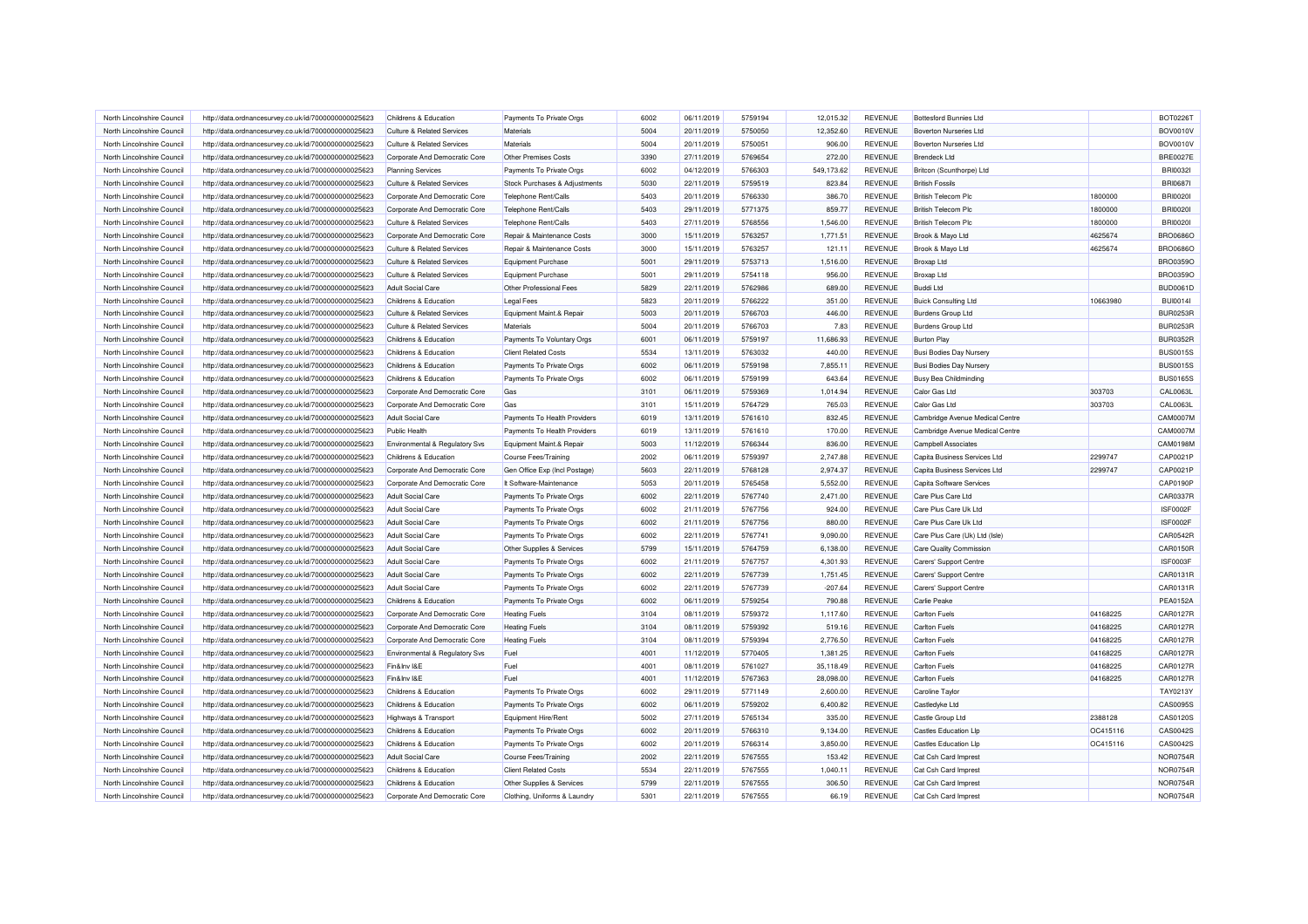| North Lincolnshire Council | http://data.ordnancesurvey.co.uk/id/7000000000025623 | Childrens & Education | Payments To Private Orgs | 6002 | 06/11/2019 | 5759194 | 12,015.32 | REVENUE | Bottesford Bunnies Ltd | | BOT0226T |
|---|---|---|---|---|---|---|---|---|---|---|---|
| North Lincolnshire Council | http://data.ordnancesurvey.co.uk/id/7000000000025623 | Culture & Related Services | Materials | 5004 | 20/11/2019 | 5750050 | 12,352.60 | REVENUE | Boverton Nurseries Ltd | | BOV0010V |
| North Lincolnshire Council | http://data.ordnancesurvey.co.uk/id/7000000000025623 | Culture & Related Services | Materials | 5004 | 20/11/2019 | 5750051 | 906.00 | REVENUE | Boverton Nurseries Ltd | | BOV0010V |
| North Lincolnshire Council | http://data.ordnancesurvey.co.uk/id/7000000000025623 | Corporate And Democratic Core | Other Premises Costs | 3390 | 27/11/2019 | 5769654 | 272.00 | REVENUE | Brendeck Ltd | | BRE0027E |
| North Lincolnshire Council | http://data.ordnancesurvey.co.uk/id/7000000000025623 | Planning Services | Payments To Private Orgs | 6002 | 04/12/2019 | 5766303 | 549,173.62 | REVENUE | Britcon (Scunthorpe) Ltd | | BRI0032I |
| North Lincolnshire Council | http://data.ordnancesurvey.co.uk/id/7000000000025623 | Culture & Related Services | Stock Purchases & Adjustments | 5030 | 22/11/2019 | 5759519 | 823.84 | REVENUE | British Fossils | | BRI0687I |
| North Lincolnshire Council | http://data.ordnancesurvey.co.uk/id/7000000000025623 | Corporate And Democratic Core | Telephone Rent/Calls | 5403 | 20/11/2019 | 5766330 | 386.70 | REVENUE | British Telecom Plc | 1800000 | BRI0020I |
| North Lincolnshire Council | http://data.ordnancesurvey.co.uk/id/7000000000025623 | Corporate And Democratic Core | Telephone Rent/Calls | 5403 | 29/11/2019 | 5771375 | 859.77 | REVENUE | British Telecom Plc | 1800000 | BRI0020I |
| North Lincolnshire Council | http://data.ordnancesurvey.co.uk/id/7000000000025623 | Culture & Related Services | Telephone Rent/Calls | 5403 | 27/11/2019 | 5768556 | 1,546.00 | REVENUE | British Telecom Plc | 1800000 | BRI0020I |
| North Lincolnshire Council | http://data.ordnancesurvey.co.uk/id/7000000000025623 | Corporate And Democratic Core | Repair & Maintenance Costs | 3000 | 15/11/2019 | 5763257 | 1,771.51 | REVENUE | Brook & Mayo Ltd | 4625674 | BRO0686O |
| North Lincolnshire Council | http://data.ordnancesurvey.co.uk/id/7000000000025623 | Culture & Related Services | Repair & Maintenance Costs | 3000 | 15/11/2019 | 5763257 | 121.11 | REVENUE | Brook & Mayo Ltd | 4625674 | BRO0686O |
| North Lincolnshire Council | http://data.ordnancesurvey.co.uk/id/7000000000025623 | Culture & Related Services | Equipment Purchase | 5001 | 29/11/2019 | 5753713 | 1,516.00 | REVENUE | Broxap Ltd | | BRO0359O |
| North Lincolnshire Council | http://data.ordnancesurvey.co.uk/id/7000000000025623 | Culture & Related Services | Equipment Purchase | 5001 | 29/11/2019 | 5754118 | 956.00 | REVENUE | Broxap Ltd | | BRO0359O |
| North Lincolnshire Council | http://data.ordnancesurvey.co.uk/id/7000000000025623 | Adult Social Care | Other Professional Fees | 5829 | 22/11/2019 | 5762986 | 689.00 | REVENUE | Buddi Ltd | | BUD0061D |
| North Lincolnshire Council | http://data.ordnancesurvey.co.uk/id/7000000000025623 | Childrens & Education | Legal Fees | 5823 | 20/11/2019 | 5766222 | 351.00 | REVENUE | Buick Consulting Ltd | 10663980 | BUI0014I |
| North Lincolnshire Council | http://data.ordnancesurvey.co.uk/id/7000000000025623 | Culture & Related Services | Equipment Maint.& Repair | 5003 | 20/11/2019 | 5766703 | 446.00 | REVENUE | Burdens Group Ltd | | BUR0253R |
| North Lincolnshire Council | http://data.ordnancesurvey.co.uk/id/7000000000025623 | Culture & Related Services | Materials | 5004 | 20/11/2019 | 5766703 | 7.83 | REVENUE | Burdens Group Ltd | | BUR0253R |
| North Lincolnshire Council | http://data.ordnancesurvey.co.uk/id/7000000000025623 | Childrens & Education | Payments To Voluntary Orgs | 6001 | 06/11/2019 | 5759197 | 11,686.93 | REVENUE | Burton Play | | BUR0352R |
| North Lincolnshire Council | http://data.ordnancesurvey.co.uk/id/7000000000025623 | Childrens & Education | Client Related Costs | 5534 | 13/11/2019 | 5763032 | 440.00 | REVENUE | Busi Bodies Day Nursery | | BUS0015S |
| North Lincolnshire Council | http://data.ordnancesurvey.co.uk/id/7000000000025623 | Childrens & Education | Payments To Private Orgs | 6002 | 06/11/2019 | 5759198 | 7,855.11 | REVENUE | Busi Bodies Day Nursery | | BUS0015S |
| North Lincolnshire Council | http://data.ordnancesurvey.co.uk/id/7000000000025623 | Childrens & Education | Payments To Private Orgs | 6002 | 06/11/2019 | 5759199 | 643.64 | REVENUE | Busy Bea Childminding | | BUS0165S |
| North Lincolnshire Council | http://data.ordnancesurvey.co.uk/id/7000000000025623 | Corporate And Democratic Core | Gas | 3101 | 06/11/2019 | 5759369 | 1,014.94 | REVENUE | Calor Gas Ltd | 303703 | CAL0063L |
| North Lincolnshire Council | http://data.ordnancesurvey.co.uk/id/7000000000025623 | Corporate And Democratic Core | Gas | 3101 | 15/11/2019 | 5764729 | 765.03 | REVENUE | Calor Gas Ltd | 303703 | CAL0063L |
| North Lincolnshire Council | http://data.ordnancesurvey.co.uk/id/7000000000025623 | Adult Social Care | Payments To Health Providers | 6019 | 13/11/2019 | 5761610 | 832.45 | REVENUE | Cambridge Avenue Medical Centre | | CAM0007M |
| North Lincolnshire Council | http://data.ordnancesurvey.co.uk/id/7000000000025623 | Public Health | Payments To Health Providers | 6019 | 13/11/2019 | 5761610 | 170.00 | REVENUE | Cambridge Avenue Medical Centre | | CAM0007M |
| North Lincolnshire Council | http://data.ordnancesurvey.co.uk/id/7000000000025623 | Environmental & Regulatory Svs | Equipment Maint.& Repair | 5003 | 11/12/2019 | 5766344 | 836.00 | REVENUE | Campbell Associates | | CAM0198M |
| North Lincolnshire Council | http://data.ordnancesurvey.co.uk/id/7000000000025623 | Childrens & Education | Course Fees/Training | 2002 | 06/11/2019 | 5759397 | 2,747.88 | REVENUE | Capita Business Services Ltd | 2299747 | CAP0021P |
| North Lincolnshire Council | http://data.ordnancesurvey.co.uk/id/7000000000025623 | Corporate And Democratic Core | Gen Office Exp (Incl Postage) | 5603 | 22/11/2019 | 5768128 | 2,974.37 | REVENUE | Capita Business Services Ltd | 2299747 | CAP0021P |
| North Lincolnshire Council | http://data.ordnancesurvey.co.uk/id/7000000000025623 | Corporate And Democratic Core | It Software-Maintenance | 5053 | 20/11/2019 | 5765458 | 5,552.00 | REVENUE | Capita Software Services | | CAP0190P |
| North Lincolnshire Council | http://data.ordnancesurvey.co.uk/id/7000000000025623 | Adult Social Care | Payments To Private Orgs | 6002 | 22/11/2019 | 5767740 | 2,471.00 | REVENUE | Care Plus Care Ltd | | CAR0337R |
| North Lincolnshire Council | http://data.ordnancesurvey.co.uk/id/7000000000025623 | Adult Social Care | Payments To Private Orgs | 6002 | 21/11/2019 | 5767756 | 924.00 | REVENUE | Care Plus Care Uk Ltd | | ISF0002F |
| North Lincolnshire Council | http://data.ordnancesurvey.co.uk/id/7000000000025623 | Adult Social Care | Payments To Private Orgs | 6002 | 21/11/2019 | 5767756 | 880.00 | REVENUE | Care Plus Care Uk Ltd | | ISF0002F |
| North Lincolnshire Council | http://data.ordnancesurvey.co.uk/id/7000000000025623 | Adult Social Care | Payments To Private Orgs | 6002 | 22/11/2019 | 5767741 | 9,090.00 | REVENUE | Care Plus Care (Uk) Ltd (Isle) | | CAR0542R |
| North Lincolnshire Council | http://data.ordnancesurvey.co.uk/id/7000000000025623 | Adult Social Care | Other Supplies & Services | 5799 | 15/11/2019 | 5764759 | 6,138.00 | REVENUE | Care Quality Commission | | CAR0150R |
| North Lincolnshire Council | http://data.ordnancesurvey.co.uk/id/7000000000025623 | Adult Social Care | Payments To Private Orgs | 6002 | 21/11/2019 | 5767757 | 4,301.93 | REVENUE | Carers' Support Centre | | ISF0003F |
| North Lincolnshire Council | http://data.ordnancesurvey.co.uk/id/7000000000025623 | Adult Social Care | Payments To Private Orgs | 6002 | 22/11/2019 | 5767739 | 1,751.45 | REVENUE | Carers' Support Centre | | CAR0131R |
| North Lincolnshire Council | http://data.ordnancesurvey.co.uk/id/7000000000025623 | Adult Social Care | Payments To Private Orgs | 6002 | 22/11/2019 | 5767739 | -207.64 | REVENUE | Carers' Support Centre | | CAR0131R |
| North Lincolnshire Council | http://data.ordnancesurvey.co.uk/id/7000000000025623 | Childrens & Education | Payments To Private Orgs | 6002 | 06/11/2019 | 5759254 | 790.88 | REVENUE | Carlie Peake | | PEA0152A |
| North Lincolnshire Council | http://data.ordnancesurvey.co.uk/id/7000000000025623 | Corporate And Democratic Core | Heating Fuels | 3104 | 08/11/2019 | 5759372 | 1,117.60 | REVENUE | Carlton Fuels | 04168225 | CAR0127R |
| North Lincolnshire Council | http://data.ordnancesurvey.co.uk/id/7000000000025623 | Corporate And Democratic Core | Heating Fuels | 3104 | 08/11/2019 | 5759392 | 519.16 | REVENUE | Carlton Fuels | 04168225 | CAR0127R |
| North Lincolnshire Council | http://data.ordnancesurvey.co.uk/id/7000000000025623 | Corporate And Democratic Core | Heating Fuels | 3104 | 08/11/2019 | 5759394 | 2,776.50 | REVENUE | Carlton Fuels | 04168225 | CAR0127R |
| North Lincolnshire Council | http://data.ordnancesurvey.co.uk/id/7000000000025623 | Environmental & Regulatory Svs | Fuel | 4001 | 11/12/2019 | 5770405 | 1,381.25 | REVENUE | Carlton Fuels | 04168225 | CAR0127R |
| North Lincolnshire Council | http://data.ordnancesurvey.co.uk/id/7000000000025623 | Fin&Inv I&E | Fuel | 4001 | 08/11/2019 | 5761027 | 35,118.49 | REVENUE | Carlton Fuels | 04168225 | CAR0127R |
| North Lincolnshire Council | http://data.ordnancesurvey.co.uk/id/7000000000025623 | Fin&Inv I&E | Fuel | 4001 | 11/12/2019 | 5767363 | 28,098.00 | REVENUE | Carlton Fuels | 04168225 | CAR0127R |
| North Lincolnshire Council | http://data.ordnancesurvey.co.uk/id/7000000000025623 | Childrens & Education | Payments To Private Orgs | 6002 | 29/11/2019 | 5771149 | 2,600.00 | REVENUE | Caroline Taylor | | TAY0213Y |
| North Lincolnshire Council | http://data.ordnancesurvey.co.uk/id/7000000000025623 | Childrens & Education | Payments To Private Orgs | 6002 | 06/11/2019 | 5759202 | 6,400.82 | REVENUE | Castledyke Ltd | | CAS0095S |
| North Lincolnshire Council | http://data.ordnancesurvey.co.uk/id/7000000000025623 | Highways & Transport | Equipment Hire/Rent | 5002 | 27/11/2019 | 5765134 | 335.00 | REVENUE | Castle Group Ltd | 2388128 | CAS0120S |
| North Lincolnshire Council | http://data.ordnancesurvey.co.uk/id/7000000000025623 | Childrens & Education | Payments To Private Orgs | 6002 | 20/11/2019 | 5766310 | 9,134.00 | REVENUE | Castles Education Llp | OC415116 | CAS0042S |
| North Lincolnshire Council | http://data.ordnancesurvey.co.uk/id/7000000000025623 | Childrens & Education | Payments To Private Orgs | 6002 | 20/11/2019 | 5766314 | 3,850.00 | REVENUE | Castles Education Llp | OC415116 | CAS0042S |
| North Lincolnshire Council | http://data.ordnancesurvey.co.uk/id/7000000000025623 | Adult Social Care | Course Fees/Training | 2002 | 22/11/2019 | 5767555 | 153.42 | REVENUE | Cat Csh Card Imprest | | NOR0754R |
| North Lincolnshire Council | http://data.ordnancesurvey.co.uk/id/7000000000025623 | Childrens & Education | Client Related Costs | 5534 | 22/11/2019 | 5767555 | 1,040.11 | REVENUE | Cat Csh Card Imprest | | NOR0754R |
| North Lincolnshire Council | http://data.ordnancesurvey.co.uk/id/7000000000025623 | Childrens & Education | Other Supplies & Services | 5799 | 22/11/2019 | 5767555 | 306.50 | REVENUE | Cat Csh Card Imprest | | NOR0754R |
| North Lincolnshire Council | http://data.ordnancesurvey.co.uk/id/7000000000025623 | Corporate And Democratic Core | Clothing, Uniforms & Laundry | 5301 | 22/11/2019 | 5767555 | 66.19 | REVENUE | Cat Csh Card Imprest | | NOR0754R |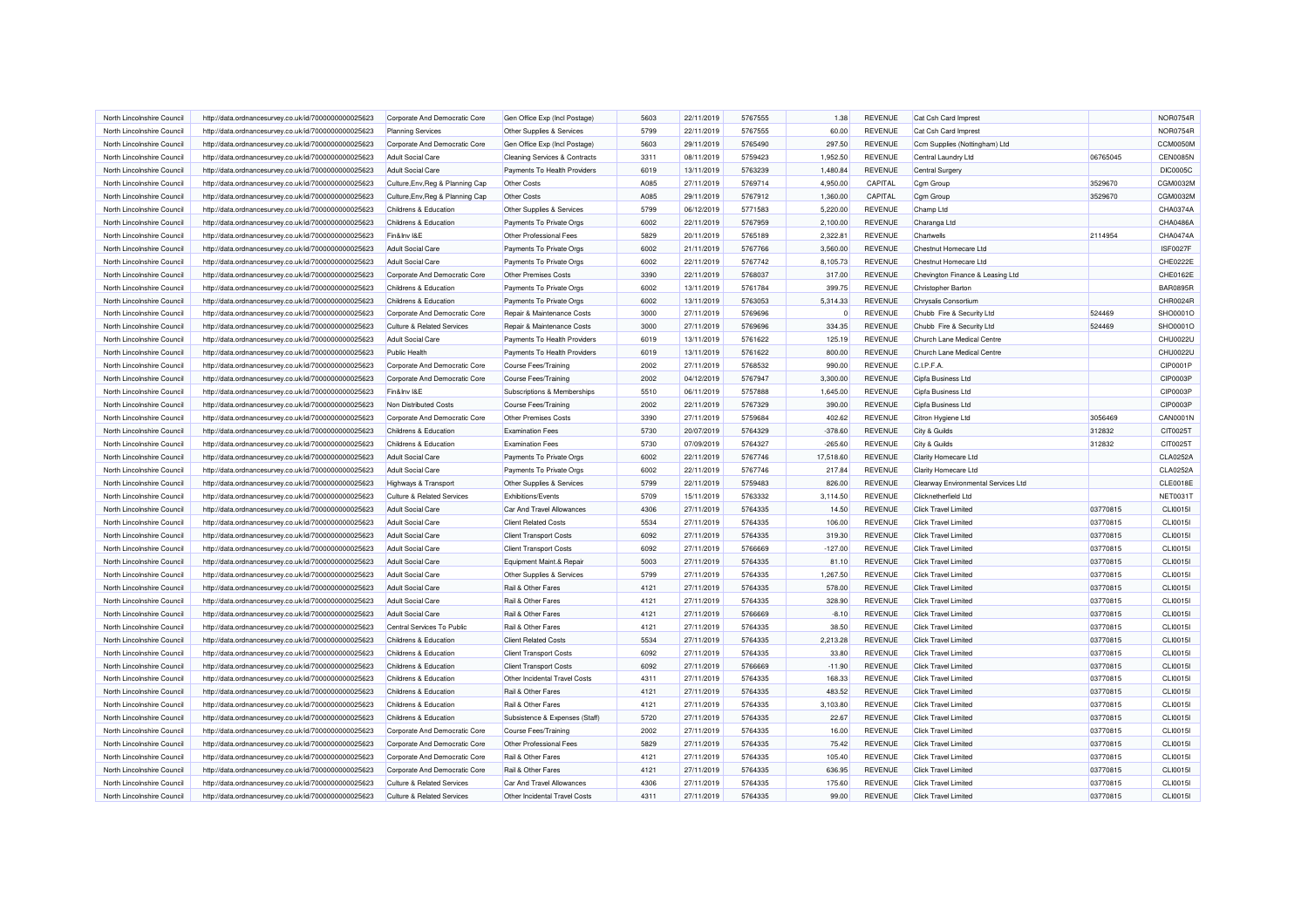| North Lincolnshire Council | http://data.ordnancesurvey.co.uk/id/7000000000025623 | Corporate And Democratic Core | Gen Office Exp (Incl Postage) | 5603 | 22/11/2019 | 5767555 | 1.38 | REVENUE | Cat Csh Card Imprest | | NOR0754R |
|---|---|---|---|---|---|---|---|---|---|---|---|
| North Lincolnshire Council | http://data.ordnancesurvey.co.uk/id/7000000000025623 | Planning Services | Other Supplies & Services | 5799 | 22/11/2019 | 5767555 | 60.00 | REVENUE | Cat Csh Card Imprest | | NOR0754R |
| North Lincolnshire Council | http://data.ordnancesurvey.co.uk/id/7000000000025623 | Corporate And Democratic Core | Gen Office Exp (Incl Postage) | 5603 | 29/11/2019 | 5765490 | 297.50 | REVENUE | Ccm Supplies (Nottingham) Ltd | | CCM0050M |
| North Lincolnshire Council | http://data.ordnancesurvey.co.uk/id/7000000000025623 | Adult Social Care | Cleaning Services & Contracts | 3311 | 08/11/2019 | 5759423 | 1,952.50 | REVENUE | Central Laundry Ltd | 06765045 | CEN0085N |
| North Lincolnshire Council | http://data.ordnancesurvey.co.uk/id/7000000000025623 | Adult Social Care | Payments To Health Providers | 6019 | 13/11/2019 | 5763239 | 1,480.84 | REVENUE | Central Surgery | | DIC0005C |
| North Lincolnshire Council | http://data.ordnancesurvey.co.uk/id/7000000000025623 | Culture,Env,Reg & Planning Cap | Other Costs | A085 | 27/11/2019 | 5769714 | 4,950.00 | CAPITAL | Cgm Group | 3529670 | CGM0032M |
| North Lincolnshire Council | http://data.ordnancesurvey.co.uk/id/7000000000025623 | Culture,Env,Reg & Planning Cap | Other Costs | A085 | 29/11/2019 | 5767912 | 1,360.00 | CAPITAL | Cgm Group | 3529670 | CGM0032M |
| North Lincolnshire Council | http://data.ordnancesurvey.co.uk/id/7000000000025623 | Childrens & Education | Other Supplies & Services | 5799 | 06/12/2019 | 5771583 | 5,220.00 | REVENUE | Champ Ltd | | CHA0374A |
| North Lincolnshire Council | http://data.ordnancesurvey.co.uk/id/7000000000025623 | Childrens & Education | Payments To Private Orgs | 6002 | 22/11/2019 | 5767959 | 2,100.00 | REVENUE | Charanga Ltd | | CHA0486A |
| North Lincolnshire Council | http://data.ordnancesurvey.co.uk/id/7000000000025623 | Fin&Inv I&E | Other Professional Fees | 5829 | 20/11/2019 | 5765189 | 2,322.81 | REVENUE | Chartwells | 2114954 | CHA0474A |
| North Lincolnshire Council | http://data.ordnancesurvey.co.uk/id/7000000000025623 | Adult Social Care | Payments To Private Orgs | 6002 | 21/11/2019 | 5767766 | 3,560.00 | REVENUE | Chestnut Homecare Ltd | | ISF0027F |
| North Lincolnshire Council | http://data.ordnancesurvey.co.uk/id/7000000000025623 | Adult Social Care | Payments To Private Orgs | 6002 | 22/11/2019 | 5767742 | 8,105.73 | REVENUE | Chestnut Homecare Ltd | | CHE0222E |
| North Lincolnshire Council | http://data.ordnancesurvey.co.uk/id/7000000000025623 | Corporate And Democratic Core | Other Premises Costs | 3390 | 22/11/2019 | 5768037 | 317.00 | REVENUE | Chevington Finance & Leasing Ltd | | CHE0162E |
| North Lincolnshire Council | http://data.ordnancesurvey.co.uk/id/7000000000025623 | Childrens & Education | Payments To Private Orgs | 6002 | 13/11/2019 | 5761784 | 399.75 | REVENUE | Christopher Barton | | BAR0895R |
| North Lincolnshire Council | http://data.ordnancesurvey.co.uk/id/7000000000025623 | Childrens & Education | Payments To Private Orgs | 6002 | 13/11/2019 | 5763053 | 5,314.33 | REVENUE | Chrysalis Consortium | | CHR0024R |
| North Lincolnshire Council | http://data.ordnancesurvey.co.uk/id/7000000000025623 | Corporate And Democratic Core | Repair & Maintenance Costs | 3000 | 27/11/2019 | 5769696 | 0 | REVENUE | Chubb Fire & Security Ltd | 524469 | SHO0001O |
| North Lincolnshire Council | http://data.ordnancesurvey.co.uk/id/7000000000025623 | Culture & Related Services | Repair & Maintenance Costs | 3000 | 27/11/2019 | 5769696 | 334.35 | REVENUE | Chubb Fire & Security Ltd | 524469 | SHO0001O |
| North Lincolnshire Council | http://data.ordnancesurvey.co.uk/id/7000000000025623 | Adult Social Care | Payments To Health Providers | 6019 | 13/11/2019 | 5761622 | 125.19 | REVENUE | Church Lane Medical Centre | | CHU0022U |
| North Lincolnshire Council | http://data.ordnancesurvey.co.uk/id/7000000000025623 | Public Health | Payments To Health Providers | 6019 | 13/11/2019 | 5761622 | 800.00 | REVENUE | Church Lane Medical Centre | | CHU0022U |
| North Lincolnshire Council | http://data.ordnancesurvey.co.uk/id/7000000000025623 | Corporate And Democratic Core | Course Fees/Training | 2002 | 27/11/2019 | 5768532 | 990.00 | REVENUE | C.I.P.F.A. | | CIP0001P |
| North Lincolnshire Council | http://data.ordnancesurvey.co.uk/id/7000000000025623 | Corporate And Democratic Core | Course Fees/Training | 2002 | 04/12/2019 | 5767947 | 3,300.00 | REVENUE | Cipfa Business Ltd | | CIP0003P |
| North Lincolnshire Council | http://data.ordnancesurvey.co.uk/id/7000000000025623 | Fin&Inv I&E | Subscriptions & Memberships | 5510 | 06/11/2019 | 5757888 | 1,645.00 | REVENUE | Cipfa Business Ltd | | CIP0003P |
| North Lincolnshire Council | http://data.ordnancesurvey.co.uk/id/7000000000025623 | Non Distributed Costs | Course Fees/Training | 2002 | 22/11/2019 | 5767329 | 390.00 | REVENUE | Cipfa Business Ltd | | CIP0003P |
| North Lincolnshire Council | http://data.ordnancesurvey.co.uk/id/7000000000025623 | Corporate And Democratic Core | Other Premises Costs | 3390 | 27/11/2019 | 5759684 | 402.62 | REVENUE | Citron Hygiene Ltd | 3056469 | CAN0001N |
| North Lincolnshire Council | http://data.ordnancesurvey.co.uk/id/7000000000025623 | Childrens & Education | Examination Fees | 5730 | 20/07/2019 | 5764329 | -378.60 | REVENUE | City & Guilds | 312832 | CIT0025T |
| North Lincolnshire Council | http://data.ordnancesurvey.co.uk/id/7000000000025623 | Childrens & Education | Examination Fees | 5730 | 07/09/2019 | 5764327 | -265.60 | REVENUE | City & Guilds | 312832 | CIT0025T |
| North Lincolnshire Council | http://data.ordnancesurvey.co.uk/id/7000000000025623 | Adult Social Care | Payments To Private Orgs | 6002 | 22/11/2019 | 5767746 | 17,518.60 | REVENUE | Clarity Homecare Ltd | | CLA0252A |
| North Lincolnshire Council | http://data.ordnancesurvey.co.uk/id/7000000000025623 | Adult Social Care | Payments To Private Orgs | 6002 | 22/11/2019 | 5767746 | 217.84 | REVENUE | Clarity Homecare Ltd | | CLA0252A |
| North Lincolnshire Council | http://data.ordnancesurvey.co.uk/id/7000000000025623 | Highways & Transport | Other Supplies & Services | 5799 | 22/11/2019 | 5759483 | 826.00 | REVENUE | Clearway Environmental Services Ltd | | CLE0018E |
| North Lincolnshire Council | http://data.ordnancesurvey.co.uk/id/7000000000025623 | Culture & Related Services | Exhibitions/Events | 5709 | 15/11/2019 | 5763332 | 3,114.50 | REVENUE | Clicknetherfield Ltd | | NET0031T |
| North Lincolnshire Council | http://data.ordnancesurvey.co.uk/id/7000000000025623 | Adult Social Care | Car And Travel Allowances | 4306 | 27/11/2019 | 5764335 | 14.50 | REVENUE | Click Travel Limited | 03770815 | CLI0015I |
| North Lincolnshire Council | http://data.ordnancesurvey.co.uk/id/7000000000025623 | Adult Social Care | Client Related Costs | 5534 | 27/11/2019 | 5764335 | 106.00 | REVENUE | Click Travel Limited | 03770815 | CLI0015I |
| North Lincolnshire Council | http://data.ordnancesurvey.co.uk/id/7000000000025623 | Adult Social Care | Client Transport Costs | 6092 | 27/11/2019 | 5764335 | 319.30 | REVENUE | Click Travel Limited | 03770815 | CLI0015I |
| North Lincolnshire Council | http://data.ordnancesurvey.co.uk/id/7000000000025623 | Adult Social Care | Client Transport Costs | 6092 | 27/11/2019 | 5766669 | -127.00 | REVENUE | Click Travel Limited | 03770815 | CLI0015I |
| North Lincolnshire Council | http://data.ordnancesurvey.co.uk/id/7000000000025623 | Adult Social Care | Equipment Maint.& Repair | 5003 | 27/11/2019 | 5764335 | 81.10 | REVENUE | Click Travel Limited | 03770815 | CLI0015I |
| North Lincolnshire Council | http://data.ordnancesurvey.co.uk/id/7000000000025623 | Adult Social Care | Other Supplies & Services | 5799 | 27/11/2019 | 5764335 | 1,267.50 | REVENUE | Click Travel Limited | 03770815 | CLI0015I |
| North Lincolnshire Council | http://data.ordnancesurvey.co.uk/id/7000000000025623 | Adult Social Care | Rail & Other Fares | 4121 | 27/11/2019 | 5764335 | 578.00 | REVENUE | Click Travel Limited | 03770815 | CLI0015I |
| North Lincolnshire Council | http://data.ordnancesurvey.co.uk/id/7000000000025623 | Adult Social Care | Rail & Other Fares | 4121 | 27/11/2019 | 5764335 | 328.90 | REVENUE | Click Travel Limited | 03770815 | CLI0015I |
| North Lincolnshire Council | http://data.ordnancesurvey.co.uk/id/7000000000025623 | Adult Social Care | Rail & Other Fares | 4121 | 27/11/2019 | 5766669 | -8.10 | REVENUE | Click Travel Limited | 03770815 | CLI0015I |
| North Lincolnshire Council | http://data.ordnancesurvey.co.uk/id/7000000000025623 | Central Services To Public | Rail & Other Fares | 4121 | 27/11/2019 | 5764335 | 38.50 | REVENUE | Click Travel Limited | 03770815 | CLI0015I |
| North Lincolnshire Council | http://data.ordnancesurvey.co.uk/id/7000000000025623 | Childrens & Education | Client Related Costs | 5534 | 27/11/2019 | 5764335 | 2,213.28 | REVENUE | Click Travel Limited | 03770815 | CLI0015I |
| North Lincolnshire Council | http://data.ordnancesurvey.co.uk/id/7000000000025623 | Childrens & Education | Client Transport Costs | 6092 | 27/11/2019 | 5764335 | 33.80 | REVENUE | Click Travel Limited | 03770815 | CLI0015I |
| North Lincolnshire Council | http://data.ordnancesurvey.co.uk/id/7000000000025623 | Childrens & Education | Client Transport Costs | 6092 | 27/11/2019 | 5766669 | -11.90 | REVENUE | Click Travel Limited | 03770815 | CLI0015I |
| North Lincolnshire Council | http://data.ordnancesurvey.co.uk/id/7000000000025623 | Childrens & Education | Other Incidental Travel Costs | 4311 | 27/11/2019 | 5764335 | 168.33 | REVENUE | Click Travel Limited | 03770815 | CLI0015I |
| North Lincolnshire Council | http://data.ordnancesurvey.co.uk/id/7000000000025623 | Childrens & Education | Rail & Other Fares | 4121 | 27/11/2019 | 5764335 | 483.52 | REVENUE | Click Travel Limited | 03770815 | CLI0015I |
| North Lincolnshire Council | http://data.ordnancesurvey.co.uk/id/7000000000025623 | Childrens & Education | Rail & Other Fares | 4121 | 27/11/2019 | 5764335 | 3,103.80 | REVENUE | Click Travel Limited | 03770815 | CLI0015I |
| North Lincolnshire Council | http://data.ordnancesurvey.co.uk/id/7000000000025623 | Childrens & Education | Subsistence & Expenses (Staff) | 5720 | 27/11/2019 | 5764335 | 22.67 | REVENUE | Click Travel Limited | 03770815 | CLI0015I |
| North Lincolnshire Council | http://data.ordnancesurvey.co.uk/id/7000000000025623 | Corporate And Democratic Core | Course Fees/Training | 2002 | 27/11/2019 | 5764335 | 16.00 | REVENUE | Click Travel Limited | 03770815 | CLI0015I |
| North Lincolnshire Council | http://data.ordnancesurvey.co.uk/id/7000000000025623 | Corporate And Democratic Core | Other Professional Fees | 5829 | 27/11/2019 | 5764335 | 75.42 | REVENUE | Click Travel Limited | 03770815 | CLI0015I |
| North Lincolnshire Council | http://data.ordnancesurvey.co.uk/id/7000000000025623 | Corporate And Democratic Core | Rail & Other Fares | 4121 | 27/11/2019 | 5764335 | 105.40 | REVENUE | Click Travel Limited | 03770815 | CLI0015I |
| North Lincolnshire Council | http://data.ordnancesurvey.co.uk/id/7000000000025623 | Corporate And Democratic Core | Rail & Other Fares | 4121 | 27/11/2019 | 5764335 | 636.95 | REVENUE | Click Travel Limited | 03770815 | CLI0015I |
| North Lincolnshire Council | http://data.ordnancesurvey.co.uk/id/7000000000025623 | Culture & Related Services | Car And Travel Allowances | 4306 | 27/11/2019 | 5764335 | 175.60 | REVENUE | Click Travel Limited | 03770815 | CLI0015I |
| North Lincolnshire Council | http://data.ordnancesurvey.co.uk/id/7000000000025623 | Culture & Related Services | Other Incidental Travel Costs | 4311 | 27/11/2019 | 5764335 | 99.00 | REVENUE | Click Travel Limited | 03770815 | CLI0015I |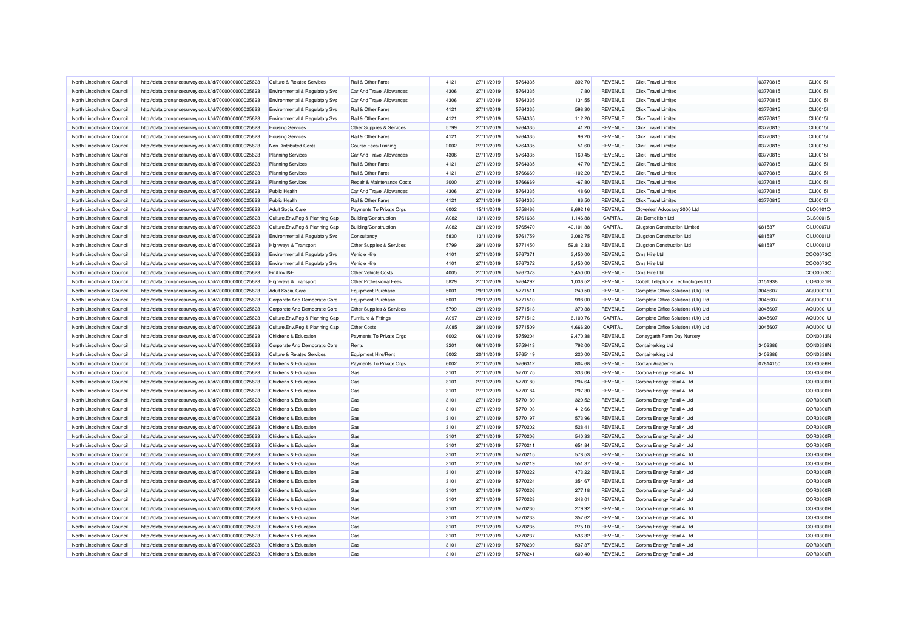| North Lincolnshire Council | http://data.ordnancesurvey.co.uk/id/7000000000025623 | Culture & Related Services | Rail & Other Fares | 4121 | 27/11/2019 | 5764335 | 392.70 | REVENUE | Click Travel Limited | 03770815 | CLI0015I |
|---|---|---|---|---|---|---|---|---|---|---|---|
| North Lincolnshire Council | http://data.ordnancesurvey.co.uk/id/7000000000025623 | Environmental & Regulatory Svs | Car And Travel Allowances | 4306 | 27/11/2019 | 5764335 | 7.80 | REVENUE | Click Travel Limited | 03770815 | CLI0015I |
| North Lincolnshire Council | http://data.ordnancesurvey.co.uk/id/7000000000025623 | Environmental & Regulatory Svs | Car And Travel Allowances | 4306 | 27/11/2019 | 5764335 | 134.55 | REVENUE | Click Travel Limited | 03770815 | CLI0015I |
| North Lincolnshire Council | http://data.ordnancesurvey.co.uk/id/7000000000025623 | Environmental & Regulatory Svs | Rail & Other Fares | 4121 | 27/11/2019 | 5764335 | 598.30 | REVENUE | Click Travel Limited | 03770815 | CLI0015I |
| North Lincolnshire Council | http://data.ordnancesurvey.co.uk/id/7000000000025623 | Environmental & Regulatory Svs | Rail & Other Fares | 4121 | 27/11/2019 | 5764335 | 112.20 | REVENUE | Click Travel Limited | 03770815 | CLI0015I |
| North Lincolnshire Council | http://data.ordnancesurvey.co.uk/id/7000000000025623 | Housing Services | Other Supplies & Services | 5799 | 27/11/2019 | 5764335 | 41.20 | REVENUE | Click Travel Limited | 03770815 | CLI0015I |
| North Lincolnshire Council | http://data.ordnancesurvey.co.uk/id/7000000000025623 | Housing Services | Rail & Other Fares | 4121 | 27/11/2019 | 5764335 | 99.20 | REVENUE | Click Travel Limited | 03770815 | CLI0015I |
| North Lincolnshire Council | http://data.ordnancesurvey.co.uk/id/7000000000025623 | Non Distributed Costs | Course Fees/Training | 2002 | 27/11/2019 | 5764335 | 51.60 | REVENUE | Click Travel Limited | 03770815 | CLI0015I |
| North Lincolnshire Council | http://data.ordnancesurvey.co.uk/id/7000000000025623 | Planning Services | Car And Travel Allowances | 4306 | 27/11/2019 | 5764335 | 160.45 | REVENUE | Click Travel Limited | 03770815 | CLI0015I |
| North Lincolnshire Council | http://data.ordnancesurvey.co.uk/id/7000000000025623 | Planning Services | Rail & Other Fares | 4121 | 27/11/2019 | 5764335 | 47.70 | REVENUE | Click Travel Limited | 03770815 | CLI0015I |
| North Lincolnshire Council | http://data.ordnancesurvey.co.uk/id/7000000000025623 | Planning Services | Rail & Other Fares | 4121 | 27/11/2019 | 5766669 | -102.20 | REVENUE | Click Travel Limited | 03770815 | CLI0015I |
| North Lincolnshire Council | http://data.ordnancesurvey.co.uk/id/7000000000025623 | Planning Services | Repair & Maintenance Costs | 3000 | 27/11/2019 | 5766669 | -67.80 | REVENUE | Click Travel Limited | 03770815 | CLI0015I |
| North Lincolnshire Council | http://data.ordnancesurvey.co.uk/id/7000000000025623 | Public Health | Car And Travel Allowances | 4306 | 27/11/2019 | 5764335 | 48.60 | REVENUE | Click Travel Limited | 03770815 | CLI0015I |
| North Lincolnshire Council | http://data.ordnancesurvey.co.uk/id/7000000000025623 | Public Health | Rail & Other Fares | 4121 | 27/11/2019 | 5764335 | 86.50 | REVENUE | Click Travel Limited | 03770815 | CLI0015I |
| North Lincolnshire Council | http://data.ordnancesurvey.co.uk/id/7000000000025623 | Adult Social Care | Payments To Private Orgs | 6002 | 15/11/2019 | 5758466 | 8,692.16 | REVENUE | Cloverleaf Advocacy 2000 Ltd | | CLO0101O |
| North Lincolnshire Council | http://data.ordnancesurvey.co.uk/id/7000000000025623 | Culture,Env,Reg & Planning Cap | Building/Construction | A082 | 13/11/2019 | 5761638 | 1,146.88 | CAPITAL | Cls Demolition Ltd | | CLS0001S |
| North Lincolnshire Council | http://data.ordnancesurvey.co.uk/id/7000000000025623 | Culture,Env,Reg & Planning Cap | Building/Construction | A082 | 20/11/2019 | 5765470 | 140,101.38 | CAPITAL | Clugston Construction Limited | 681537 | CLU0007U |
| North Lincolnshire Council | http://data.ordnancesurvey.co.uk/id/7000000000025623 | Environmental & Regulatory Svs | Consultancy | 5830 | 13/11/2019 | 5761759 | 3,082.75 | REVENUE | Clugston Construction Ltd | 681537 | CLU0001U |
| North Lincolnshire Council | http://data.ordnancesurvey.co.uk/id/7000000000025623 | Highways & Transport | Other Supplies & Services | 5799 | 29/11/2019 | 5771450 | 59,812.33 | REVENUE | Clugston Construction Ltd | 681537 | CLU0001U |
| North Lincolnshire Council | http://data.ordnancesurvey.co.uk/id/7000000000025623 | Environmental & Regulatory Svs | Vehicle Hire | 4101 | 27/11/2019 | 5767371 | 3,450.00 | REVENUE | Cms Hire Ltd | | COO0073O |
| North Lincolnshire Council | http://data.ordnancesurvey.co.uk/id/7000000000025623 | Environmental & Regulatory Svs | Vehicle Hire | 4101 | 27/11/2019 | 5767372 | 3,450.00 | REVENUE | Cms Hire Ltd | | COO0073O |
| North Lincolnshire Council | http://data.ordnancesurvey.co.uk/id/7000000000025623 | Fin&Inv I&E | Other Vehicle Costs | 4005 | 27/11/2019 | 5767373 | 3,450.00 | REVENUE | Cms Hire Ltd | | COO0073O |
| North Lincolnshire Council | http://data.ordnancesurvey.co.uk/id/7000000000025623 | Highways & Transport | Other Professional Fees | 5829 | 27/11/2019 | 5764292 | 1,036.52 | REVENUE | Cobalt Telephone Technologies Ltd | 3151938 | COB0031B |
| North Lincolnshire Council | http://data.ordnancesurvey.co.uk/id/7000000000025623 | Adult Social Care | Equipment Purchase | 5001 | 29/11/2019 | 5771511 | 249.50 | REVENUE | Complete Office Solutions (Uk) Ltd | 3045607 | AQU0001U |
| North Lincolnshire Council | http://data.ordnancesurvey.co.uk/id/7000000000025623 | Corporate And Democratic Core | Equipment Purchase | 5001 | 29/11/2019 | 5771510 | 998.00 | REVENUE | Complete Office Solutions (Uk) Ltd | 3045607 | AQU0001U |
| North Lincolnshire Council | http://data.ordnancesurvey.co.uk/id/7000000000025623 | Corporate And Democratic Core | Other Supplies & Services | 5799 | 29/11/2019 | 5771513 | 370.38 | REVENUE | Complete Office Solutions (Uk) Ltd | 3045607 | AQU0001U |
| North Lincolnshire Council | http://data.ordnancesurvey.co.uk/id/7000000000025623 | Culture,Env,Reg & Planning Cap | Furniture & Fittings | A097 | 29/11/2019 | 5771512 | 6,100.76 | CAPITAL | Complete Office Solutions (Uk) Ltd | 3045607 | AQU0001U |
| North Lincolnshire Council | http://data.ordnancesurvey.co.uk/id/7000000000025623 | Culture,Env,Reg & Planning Cap | Other Costs | A085 | 29/11/2019 | 5771509 | 4,666.20 | CAPITAL | Complete Office Solutions (Uk) Ltd | 3045607 | AQU0001U |
| North Lincolnshire Council | http://data.ordnancesurvey.co.uk/id/7000000000025623 | Childrens & Education | Payments To Private Orgs | 6002 | 06/11/2019 | 5759204 | 9,470.38 | REVENUE | Coneygarth Farm Day Nursery | | CON0013N |
| North Lincolnshire Council | http://data.ordnancesurvey.co.uk/id/7000000000025623 | Corporate And Democratic Core | Rents | 3201 | 06/11/2019 | 5759413 | 792.00 | REVENUE | Containerking Ltd | 3402386 | CON0338N |
| North Lincolnshire Council | http://data.ordnancesurvey.co.uk/id/7000000000025623 | Culture & Related Services | Equipment Hire/Rent | 5002 | 20/11/2019 | 5765149 | 220.00 | REVENUE | Containerking Ltd | 3402386 | CON0338N |
| North Lincolnshire Council | http://data.ordnancesurvey.co.uk/id/7000000000025623 | Childrens & Education | Payments To Private Orgs | 6002 | 27/11/2019 | 5766312 | 804.68 | REVENUE | Coritani Academy | 07814150 | COR0086R |
| North Lincolnshire Council | http://data.ordnancesurvey.co.uk/id/7000000000025623 | Childrens & Education | Gas | 3101 | 27/11/2019 | 5770175 | 333.06 | REVENUE | Corona Energy Retail 4 Ltd | | COR0300R |
| North Lincolnshire Council | http://data.ordnancesurvey.co.uk/id/7000000000025623 | Childrens & Education | Gas | 3101 | 27/11/2019 | 5770180 | 294.64 | REVENUE | Corona Energy Retail 4 Ltd | | COR0300R |
| North Lincolnshire Council | http://data.ordnancesurvey.co.uk/id/7000000000025623 | Childrens & Education | Gas | 3101 | 27/11/2019 | 5770184 | 297.30 | REVENUE | Corona Energy Retail 4 Ltd | | COR0300R |
| North Lincolnshire Council | http://data.ordnancesurvey.co.uk/id/7000000000025623 | Childrens & Education | Gas | 3101 | 27/11/2019 | 5770189 | 329.52 | REVENUE | Corona Energy Retail 4 Ltd | | COR0300R |
| North Lincolnshire Council | http://data.ordnancesurvey.co.uk/id/7000000000025623 | Childrens & Education | Gas | 3101 | 27/11/2019 | 5770193 | 412.66 | REVENUE | Corona Energy Retail 4 Ltd | | COR0300R |
| North Lincolnshire Council | http://data.ordnancesurvey.co.uk/id/7000000000025623 | Childrens & Education | Gas | 3101 | 27/11/2019 | 5770197 | 573.96 | REVENUE | Corona Energy Retail 4 Ltd | | COR0300R |
| North Lincolnshire Council | http://data.ordnancesurvey.co.uk/id/7000000000025623 | Childrens & Education | Gas | 3101 | 27/11/2019 | 5770202 | 528.41 | REVENUE | Corona Energy Retail 4 Ltd | | COR0300R |
| North Lincolnshire Council | http://data.ordnancesurvey.co.uk/id/7000000000025623 | Childrens & Education | Gas | 3101 | 27/11/2019 | 5770206 | 540.33 | REVENUE | Corona Energy Retail 4 Ltd | | COR0300R |
| North Lincolnshire Council | http://data.ordnancesurvey.co.uk/id/7000000000025623 | Childrens & Education | Gas | 3101 | 27/11/2019 | 5770211 | 651.84 | REVENUE | Corona Energy Retail 4 Ltd | | COR0300R |
| North Lincolnshire Council | http://data.ordnancesurvey.co.uk/id/7000000000025623 | Childrens & Education | Gas | 3101 | 27/11/2019 | 5770215 | 578.53 | REVENUE | Corona Energy Retail 4 Ltd | | COR0300R |
| North Lincolnshire Council | http://data.ordnancesurvey.co.uk/id/7000000000025623 | Childrens & Education | Gas | 3101 | 27/11/2019 | 5770219 | 551.37 | REVENUE | Corona Energy Retail 4 Ltd | | COR0300R |
| North Lincolnshire Council | http://data.ordnancesurvey.co.uk/id/7000000000025623 | Childrens & Education | Gas | 3101 | 27/11/2019 | 5770222 | 473.22 | REVENUE | Corona Energy Retail 4 Ltd | | COR0300R |
| North Lincolnshire Council | http://data.ordnancesurvey.co.uk/id/7000000000025623 | Childrens & Education | Gas | 3101 | 27/11/2019 | 5770224 | 354.67 | REVENUE | Corona Energy Retail 4 Ltd | | COR0300R |
| North Lincolnshire Council | http://data.ordnancesurvey.co.uk/id/7000000000025623 | Childrens & Education | Gas | 3101 | 27/11/2019 | 5770226 | 277.18 | REVENUE | Corona Energy Retail 4 Ltd | | COR0300R |
| North Lincolnshire Council | http://data.ordnancesurvey.co.uk/id/7000000000025623 | Childrens & Education | Gas | 3101 | 27/11/2019 | 5770228 | 248.01 | REVENUE | Corona Energy Retail 4 Ltd | | COR0300R |
| North Lincolnshire Council | http://data.ordnancesurvey.co.uk/id/7000000000025623 | Childrens & Education | Gas | 3101 | 27/11/2019 | 5770230 | 279.92 | REVENUE | Corona Energy Retail 4 Ltd | | COR0300R |
| North Lincolnshire Council | http://data.ordnancesurvey.co.uk/id/7000000000025623 | Childrens & Education | Gas | 3101 | 27/11/2019 | 5770233 | 357.62 | REVENUE | Corona Energy Retail 4 Ltd | | COR0300R |
| North Lincolnshire Council | http://data.ordnancesurvey.co.uk/id/7000000000025623 | Childrens & Education | Gas | 3101 | 27/11/2019 | 5770235 | 275.10 | REVENUE | Corona Energy Retail 4 Ltd | | COR0300R |
| North Lincolnshire Council | http://data.ordnancesurvey.co.uk/id/7000000000025623 | Childrens & Education | Gas | 3101 | 27/11/2019 | 5770237 | 536.32 | REVENUE | Corona Energy Retail 4 Ltd | | COR0300R |
| North Lincolnshire Council | http://data.ordnancesurvey.co.uk/id/7000000000025623 | Childrens & Education | Gas | 3101 | 27/11/2019 | 5770239 | 537.37 | REVENUE | Corona Energy Retail 4 Ltd | | COR0300R |
| North Lincolnshire Council | http://data.ordnancesurvey.co.uk/id/7000000000025623 | Childrens & Education | Gas | 3101 | 27/11/2019 | 5770241 | 609.40 | REVENUE | Corona Energy Retail 4 Ltd | | COR0300R |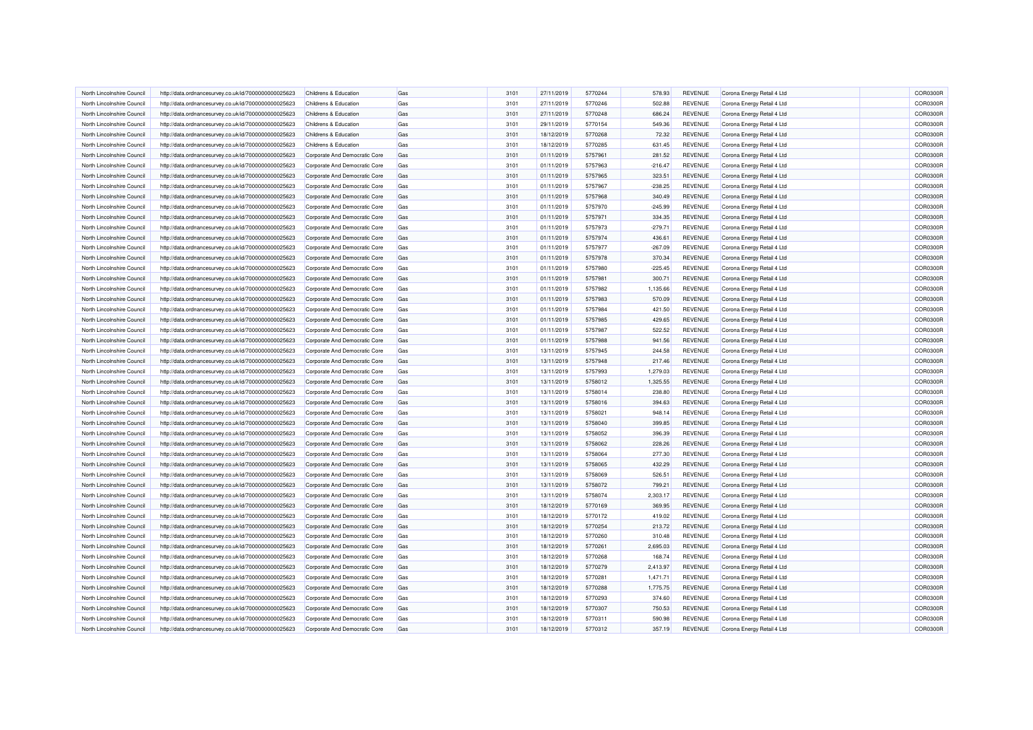| | | | | | | | | | | | |
|---|---|---|---|---|---|---|---|---|---|---|---|
| North Lincolnshire Council | http://data.ordnancesurvey.co.uk/id/7000000000025623 | Childrens & Education | Gas | 3101 | 27/11/2019 | 5770244 | 578.93 | REVENUE | Corona Energy Retail 4 Ltd | | COR0300R |
| North Lincolnshire Council | http://data.ordnancesurvey.co.uk/id/7000000000025623 | Childrens & Education | Gas | 3101 | 27/11/2019 | 5770246 | 502.88 | REVENUE | Corona Energy Retail 4 Ltd | | COR0300R |
| North Lincolnshire Council | http://data.ordnancesurvey.co.uk/id/7000000000025623 | Childrens & Education | Gas | 3101 | 27/11/2019 | 5770248 | 686.24 | REVENUE | Corona Energy Retail 4 Ltd | | COR0300R |
| North Lincolnshire Council | http://data.ordnancesurvey.co.uk/id/7000000000025623 | Childrens & Education | Gas | 3101 | 29/11/2019 | 5770154 | 549.36 | REVENUE | Corona Energy Retail 4 Ltd | | COR0300R |
| North Lincolnshire Council | http://data.ordnancesurvey.co.uk/id/7000000000025623 | Childrens & Education | Gas | 3101 | 18/12/2019 | 5770268 | 72.32 | REVENUE | Corona Energy Retail 4 Ltd | | COR0300R |
| North Lincolnshire Council | http://data.ordnancesurvey.co.uk/id/7000000000025623 | Childrens & Education | Gas | 3101 | 18/12/2019 | 5770285 | 631.45 | REVENUE | Corona Energy Retail 4 Ltd | | COR0300R |
| North Lincolnshire Council | http://data.ordnancesurvey.co.uk/id/7000000000025623 | Corporate And Democratic Core | Gas | 3101 | 01/11/2019 | 5757961 | 281.52 | REVENUE | Corona Energy Retail 4 Ltd | | COR0300R |
| North Lincolnshire Council | http://data.ordnancesurvey.co.uk/id/7000000000025623 | Corporate And Democratic Core | Gas | 3101 | 01/11/2019 | 5757963 | -216.47 | REVENUE | Corona Energy Retail 4 Ltd | | COR0300R |
| North Lincolnshire Council | http://data.ordnancesurvey.co.uk/id/7000000000025623 | Corporate And Democratic Core | Gas | 3101 | 01/11/2019 | 5757965 | 323.51 | REVENUE | Corona Energy Retail 4 Ltd | | COR0300R |
| North Lincolnshire Council | http://data.ordnancesurvey.co.uk/id/7000000000025623 | Corporate And Democratic Core | Gas | 3101 | 01/11/2019 | 5757967 | -238.25 | REVENUE | Corona Energy Retail 4 Ltd | | COR0300R |
| North Lincolnshire Council | http://data.ordnancesurvey.co.uk/id/7000000000025623 | Corporate And Democratic Core | Gas | 3101 | 01/11/2019 | 5757968 | 340.49 | REVENUE | Corona Energy Retail 4 Ltd | | COR0300R |
| North Lincolnshire Council | http://data.ordnancesurvey.co.uk/id/7000000000025623 | Corporate And Democratic Core | Gas | 3101 | 01/11/2019 | 5757970 | -245.99 | REVENUE | Corona Energy Retail 4 Ltd | | COR0300R |
| North Lincolnshire Council | http://data.ordnancesurvey.co.uk/id/7000000000025623 | Corporate And Democratic Core | Gas | 3101 | 01/11/2019 | 5757971 | 334.35 | REVENUE | Corona Energy Retail 4 Ltd | | COR0300R |
| North Lincolnshire Council | http://data.ordnancesurvey.co.uk/id/7000000000025623 | Corporate And Democratic Core | Gas | 3101 | 01/11/2019 | 5757973 | -279.71 | REVENUE | Corona Energy Retail 4 Ltd | | COR0300R |
| North Lincolnshire Council | http://data.ordnancesurvey.co.uk/id/7000000000025623 | Corporate And Democratic Core | Gas | 3101 | 01/11/2019 | 5757974 | 436.61 | REVENUE | Corona Energy Retail 4 Ltd | | COR0300R |
| North Lincolnshire Council | http://data.ordnancesurvey.co.uk/id/7000000000025623 | Corporate And Democratic Core | Gas | 3101 | 01/11/2019 | 5757977 | -267.09 | REVENUE | Corona Energy Retail 4 Ltd | | COR0300R |
| North Lincolnshire Council | http://data.ordnancesurvey.co.uk/id/7000000000025623 | Corporate And Democratic Core | Gas | 3101 | 01/11/2019 | 5757978 | 370.34 | REVENUE | Corona Energy Retail 4 Ltd | | COR0300R |
| North Lincolnshire Council | http://data.ordnancesurvey.co.uk/id/7000000000025623 | Corporate And Democratic Core | Gas | 3101 | 01/11/2019 | 5757980 | -225.45 | REVENUE | Corona Energy Retail 4 Ltd | | COR0300R |
| North Lincolnshire Council | http://data.ordnancesurvey.co.uk/id/7000000000025623 | Corporate And Democratic Core | Gas | 3101 | 01/11/2019 | 5757981 | 300.71 | REVENUE | Corona Energy Retail 4 Ltd | | COR0300R |
| North Lincolnshire Council | http://data.ordnancesurvey.co.uk/id/7000000000025623 | Corporate And Democratic Core | Gas | 3101 | 01/11/2019 | 5757982 | 1,135.66 | REVENUE | Corona Energy Retail 4 Ltd | | COR0300R |
| North Lincolnshire Council | http://data.ordnancesurvey.co.uk/id/7000000000025623 | Corporate And Democratic Core | Gas | 3101 | 01/11/2019 | 5757983 | 570.09 | REVENUE | Corona Energy Retail 4 Ltd | | COR0300R |
| North Lincolnshire Council | http://data.ordnancesurvey.co.uk/id/7000000000025623 | Corporate And Democratic Core | Gas | 3101 | 01/11/2019 | 5757984 | 421.50 | REVENUE | Corona Energy Retail 4 Ltd | | COR0300R |
| North Lincolnshire Council | http://data.ordnancesurvey.co.uk/id/7000000000025623 | Corporate And Democratic Core | Gas | 3101 | 01/11/2019 | 5757985 | 429.65 | REVENUE | Corona Energy Retail 4 Ltd | | COR0300R |
| North Lincolnshire Council | http://data.ordnancesurvey.co.uk/id/7000000000025623 | Corporate And Democratic Core | Gas | 3101 | 01/11/2019 | 5757987 | 522.52 | REVENUE | Corona Energy Retail 4 Ltd | | COR0300R |
| North Lincolnshire Council | http://data.ordnancesurvey.co.uk/id/7000000000025623 | Corporate And Democratic Core | Gas | 3101 | 01/11/2019 | 5757988 | 941.56 | REVENUE | Corona Energy Retail 4 Ltd | | COR0300R |
| North Lincolnshire Council | http://data.ordnancesurvey.co.uk/id/7000000000025623 | Corporate And Democratic Core | Gas | 3101 | 13/11/2019 | 5757945 | 244.58 | REVENUE | Corona Energy Retail 4 Ltd | | COR0300R |
| North Lincolnshire Council | http://data.ordnancesurvey.co.uk/id/7000000000025623 | Corporate And Democratic Core | Gas | 3101 | 13/11/2019 | 5757948 | 217.46 | REVENUE | Corona Energy Retail 4 Ltd | | COR0300R |
| North Lincolnshire Council | http://data.ordnancesurvey.co.uk/id/7000000000025623 | Corporate And Democratic Core | Gas | 3101 | 13/11/2019 | 5757993 | 1,279.03 | REVENUE | Corona Energy Retail 4 Ltd | | COR0300R |
| North Lincolnshire Council | http://data.ordnancesurvey.co.uk/id/7000000000025623 | Corporate And Democratic Core | Gas | 3101 | 13/11/2019 | 5758012 | 1,325.55 | REVENUE | Corona Energy Retail 4 Ltd | | COR0300R |
| North Lincolnshire Council | http://data.ordnancesurvey.co.uk/id/7000000000025623 | Corporate And Democratic Core | Gas | 3101 | 13/11/2019 | 5758014 | 238.80 | REVENUE | Corona Energy Retail 4 Ltd | | COR0300R |
| North Lincolnshire Council | http://data.ordnancesurvey.co.uk/id/7000000000025623 | Corporate And Democratic Core | Gas | 3101 | 13/11/2019 | 5758016 | 394.63 | REVENUE | Corona Energy Retail 4 Ltd | | COR0300R |
| North Lincolnshire Council | http://data.ordnancesurvey.co.uk/id/7000000000025623 | Corporate And Democratic Core | Gas | 3101 | 13/11/2019 | 5758021 | 948.14 | REVENUE | Corona Energy Retail 4 Ltd | | COR0300R |
| North Lincolnshire Council | http://data.ordnancesurvey.co.uk/id/7000000000025623 | Corporate And Democratic Core | Gas | 3101 | 13/11/2019 | 5758040 | 399.85 | REVENUE | Corona Energy Retail 4 Ltd | | COR0300R |
| North Lincolnshire Council | http://data.ordnancesurvey.co.uk/id/7000000000025623 | Corporate And Democratic Core | Gas | 3101 | 13/11/2019 | 5758052 | 396.39 | REVENUE | Corona Energy Retail 4 Ltd | | COR0300R |
| North Lincolnshire Council | http://data.ordnancesurvey.co.uk/id/7000000000025623 | Corporate And Democratic Core | Gas | 3101 | 13/11/2019 | 5758062 | 228.26 | REVENUE | Corona Energy Retail 4 Ltd | | COR0300R |
| North Lincolnshire Council | http://data.ordnancesurvey.co.uk/id/7000000000025623 | Corporate And Democratic Core | Gas | 3101 | 13/11/2019 | 5758064 | 277.30 | REVENUE | Corona Energy Retail 4 Ltd | | COR0300R |
| North Lincolnshire Council | http://data.ordnancesurvey.co.uk/id/7000000000025623 | Corporate And Democratic Core | Gas | 3101 | 13/11/2019 | 5758065 | 432.29 | REVENUE | Corona Energy Retail 4 Ltd | | COR0300R |
| North Lincolnshire Council | http://data.ordnancesurvey.co.uk/id/7000000000025623 | Corporate And Democratic Core | Gas | 3101 | 13/11/2019 | 5758069 | 526.51 | REVENUE | Corona Energy Retail 4 Ltd | | COR0300R |
| North Lincolnshire Council | http://data.ordnancesurvey.co.uk/id/7000000000025623 | Corporate And Democratic Core | Gas | 3101 | 13/11/2019 | 5758072 | 799.21 | REVENUE | Corona Energy Retail 4 Ltd | | COR0300R |
| North Lincolnshire Council | http://data.ordnancesurvey.co.uk/id/7000000000025623 | Corporate And Democratic Core | Gas | 3101 | 13/11/2019 | 5758074 | 2,303.17 | REVENUE | Corona Energy Retail 4 Ltd | | COR0300R |
| North Lincolnshire Council | http://data.ordnancesurvey.co.uk/id/7000000000025623 | Corporate And Democratic Core | Gas | 3101 | 18/12/2019 | 5770169 | 369.95 | REVENUE | Corona Energy Retail 4 Ltd | | COR0300R |
| North Lincolnshire Council | http://data.ordnancesurvey.co.uk/id/7000000000025623 | Corporate And Democratic Core | Gas | 3101 | 18/12/2019 | 5770172 | 419.02 | REVENUE | Corona Energy Retail 4 Ltd | | COR0300R |
| North Lincolnshire Council | http://data.ordnancesurvey.co.uk/id/7000000000025623 | Corporate And Democratic Core | Gas | 3101 | 18/12/2019 | 5770254 | 213.72 | REVENUE | Corona Energy Retail 4 Ltd | | COR0300R |
| North Lincolnshire Council | http://data.ordnancesurvey.co.uk/id/7000000000025623 | Corporate And Democratic Core | Gas | 3101 | 18/12/2019 | 5770260 | 310.48 | REVENUE | Corona Energy Retail 4 Ltd | | COR0300R |
| North Lincolnshire Council | http://data.ordnancesurvey.co.uk/id/7000000000025623 | Corporate And Democratic Core | Gas | 3101 | 18/12/2019 | 5770261 | 2,695.03 | REVENUE | Corona Energy Retail 4 Ltd | | COR0300R |
| North Lincolnshire Council | http://data.ordnancesurvey.co.uk/id/7000000000025623 | Corporate And Democratic Core | Gas | 3101 | 18/12/2019 | 5770268 | 168.74 | REVENUE | Corona Energy Retail 4 Ltd | | COR0300R |
| North Lincolnshire Council | http://data.ordnancesurvey.co.uk/id/7000000000025623 | Corporate And Democratic Core | Gas | 3101 | 18/12/2019 | 5770279 | 2,413.97 | REVENUE | Corona Energy Retail 4 Ltd | | COR0300R |
| North Lincolnshire Council | http://data.ordnancesurvey.co.uk/id/7000000000025623 | Corporate And Democratic Core | Gas | 3101 | 18/12/2019 | 5770281 | 1,471.71 | REVENUE | Corona Energy Retail 4 Ltd | | COR0300R |
| North Lincolnshire Council | http://data.ordnancesurvey.co.uk/id/7000000000025623 | Corporate And Democratic Core | Gas | 3101 | 18/12/2019 | 5770288 | 1,775.75 | REVENUE | Corona Energy Retail 4 Ltd | | COR0300R |
| North Lincolnshire Council | http://data.ordnancesurvey.co.uk/id/7000000000025623 | Corporate And Democratic Core | Gas | 3101 | 18/12/2019 | 5770293 | 374.60 | REVENUE | Corona Energy Retail 4 Ltd | | COR0300R |
| North Lincolnshire Council | http://data.ordnancesurvey.co.uk/id/7000000000025623 | Corporate And Democratic Core | Gas | 3101 | 18/12/2019 | 5770307 | 750.53 | REVENUE | Corona Energy Retail 4 Ltd | | COR0300R |
| North Lincolnshire Council | http://data.ordnancesurvey.co.uk/id/7000000000025623 | Corporate And Democratic Core | Gas | 3101 | 18/12/2019 | 5770311 | 590.98 | REVENUE | Corona Energy Retail 4 Ltd | | COR0300R |
| North Lincolnshire Council | http://data.ordnancesurvey.co.uk/id/7000000000025623 | Corporate And Democratic Core | Gas | 3101 | 18/12/2019 | 5770312 | 357.19 | REVENUE | Corona Energy Retail 4 Ltd | | COR0300R |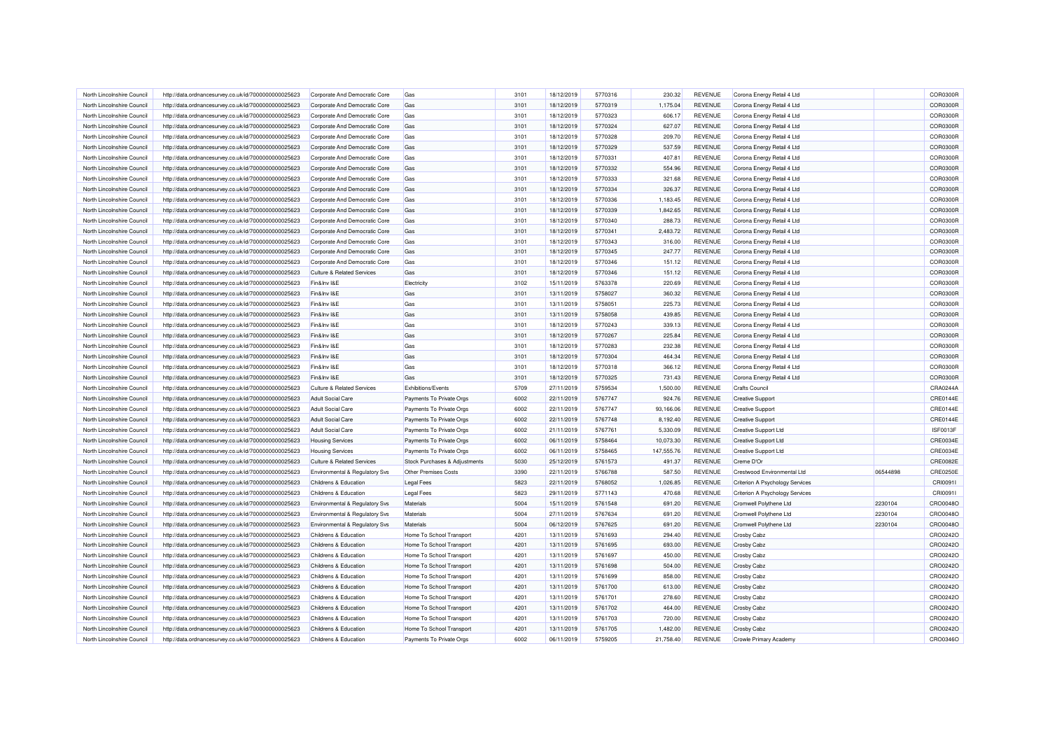| | | | | | | | | | | | |
|---|---|---|---|---|---|---|---|---|---|---|---|
| North Lincolnshire Council | http://data.ordnancesurvey.co.uk/id/7000000000025623 | Corporate And Democratic Core | Gas | 3101 | 18/12/2019 | 5770316 | 230.32 | REVENUE | Corona Energy Retail 4 Ltd | | COR0300R |
| North Lincolnshire Council | http://data.ordnancesurvey.co.uk/id/7000000000025623 | Corporate And Democratic Core | Gas | 3101 | 18/12/2019 | 5770319 | 1,175.04 | REVENUE | Corona Energy Retail 4 Ltd | | COR0300R |
| North Lincolnshire Council | http://data.ordnancesurvey.co.uk/id/7000000000025623 | Corporate And Democratic Core | Gas | 3101 | 18/12/2019 | 5770323 | 606.17 | REVENUE | Corona Energy Retail 4 Ltd | | COR0300R |
| North Lincolnshire Council | http://data.ordnancesurvey.co.uk/id/7000000000025623 | Corporate And Democratic Core | Gas | 3101 | 18/12/2019 | 5770324 | 627.07 | REVENUE | Corona Energy Retail 4 Ltd | | COR0300R |
| North Lincolnshire Council | http://data.ordnancesurvey.co.uk/id/7000000000025623 | Corporate And Democratic Core | Gas | 3101 | 18/12/2019 | 5770328 | 209.70 | REVENUE | Corona Energy Retail 4 Ltd | | COR0300R |
| North Lincolnshire Council | http://data.ordnancesurvey.co.uk/id/7000000000025623 | Corporate And Democratic Core | Gas | 3101 | 18/12/2019 | 5770329 | 537.59 | REVENUE | Corona Energy Retail 4 Ltd | | COR0300R |
| North Lincolnshire Council | http://data.ordnancesurvey.co.uk/id/7000000000025623 | Corporate And Democratic Core | Gas | 3101 | 18/12/2019 | 5770331 | 407.81 | REVENUE | Corona Energy Retail 4 Ltd | | COR0300R |
| North Lincolnshire Council | http://data.ordnancesurvey.co.uk/id/7000000000025623 | Corporate And Democratic Core | Gas | 3101 | 18/12/2019 | 5770332 | 554.96 | REVENUE | Corona Energy Retail 4 Ltd | | COR0300R |
| North Lincolnshire Council | http://data.ordnancesurvey.co.uk/id/7000000000025623 | Corporate And Democratic Core | Gas | 3101 | 18/12/2019 | 5770333 | 321.68 | REVENUE | Corona Energy Retail 4 Ltd | | COR0300R |
| North Lincolnshire Council | http://data.ordnancesurvey.co.uk/id/7000000000025623 | Corporate And Democratic Core | Gas | 3101 | 18/12/2019 | 5770334 | 326.37 | REVENUE | Corona Energy Retail 4 Ltd | | COR0300R |
| North Lincolnshire Council | http://data.ordnancesurvey.co.uk/id/7000000000025623 | Corporate And Democratic Core | Gas | 3101 | 18/12/2019 | 5770336 | 1,183.45 | REVENUE | Corona Energy Retail 4 Ltd | | COR0300R |
| North Lincolnshire Council | http://data.ordnancesurvey.co.uk/id/7000000000025623 | Corporate And Democratic Core | Gas | 3101 | 18/12/2019 | 5770339 | 1,842.65 | REVENUE | Corona Energy Retail 4 Ltd | | COR0300R |
| North Lincolnshire Council | http://data.ordnancesurvey.co.uk/id/7000000000025623 | Corporate And Democratic Core | Gas | 3101 | 18/12/2019 | 5770340 | 288.73 | REVENUE | Corona Energy Retail 4 Ltd | | COR0300R |
| North Lincolnshire Council | http://data.ordnancesurvey.co.uk/id/7000000000025623 | Corporate And Democratic Core | Gas | 3101 | 18/12/2019 | 5770341 | 2,483.72 | REVENUE | Corona Energy Retail 4 Ltd | | COR0300R |
| North Lincolnshire Council | http://data.ordnancesurvey.co.uk/id/7000000000025623 | Corporate And Democratic Core | Gas | 3101 | 18/12/2019 | 5770343 | 316.00 | REVENUE | Corona Energy Retail 4 Ltd | | COR0300R |
| North Lincolnshire Council | http://data.ordnancesurvey.co.uk/id/7000000000025623 | Corporate And Democratic Core | Gas | 3101 | 18/12/2019 | 5770345 | 247.77 | REVENUE | Corona Energy Retail 4 Ltd | | COR0300R |
| North Lincolnshire Council | http://data.ordnancesurvey.co.uk/id/7000000000025623 | Corporate And Democratic Core | Gas | 3101 | 18/12/2019 | 5770346 | 151.12 | REVENUE | Corona Energy Retail 4 Ltd | | COR0300R |
| North Lincolnshire Council | http://data.ordnancesurvey.co.uk/id/7000000000025623 | Culture & Related Services | Gas | 3101 | 18/12/2019 | 5770346 | 151.12 | REVENUE | Corona Energy Retail 4 Ltd | | COR0300R |
| North Lincolnshire Council | http://data.ordnancesurvey.co.uk/id/7000000000025623 | Fin&Inv I&E | Electricity | 3102 | 15/11/2019 | 5763378 | 220.69 | REVENUE | Corona Energy Retail 4 Ltd | | COR0300R |
| North Lincolnshire Council | http://data.ordnancesurvey.co.uk/id/7000000000025623 | Fin&Inv I&E | Gas | 3101 | 13/11/2019 | 5758027 | 360.32 | REVENUE | Corona Energy Retail 4 Ltd | | COR0300R |
| North Lincolnshire Council | http://data.ordnancesurvey.co.uk/id/7000000000025623 | Fin&Inv I&E | Gas | 3101 | 13/11/2019 | 5758051 | 225.73 | REVENUE | Corona Energy Retail 4 Ltd | | COR0300R |
| North Lincolnshire Council | http://data.ordnancesurvey.co.uk/id/7000000000025623 | Fin&Inv I&E | Gas | 3101 | 13/11/2019 | 5758058 | 439.85 | REVENUE | Corona Energy Retail 4 Ltd | | COR0300R |
| North Lincolnshire Council | http://data.ordnancesurvey.co.uk/id/7000000000025623 | Fin&Inv I&E | Gas | 3101 | 18/12/2019 | 5770243 | 339.13 | REVENUE | Corona Energy Retail 4 Ltd | | COR0300R |
| North Lincolnshire Council | http://data.ordnancesurvey.co.uk/id/7000000000025623 | Fin&Inv I&E | Gas | 3101 | 18/12/2019 | 5770267 | 225.84 | REVENUE | Corona Energy Retail 4 Ltd | | COR0300R |
| North Lincolnshire Council | http://data.ordnancesurvey.co.uk/id/7000000000025623 | Fin&Inv I&E | Gas | 3101 | 18/12/2019 | 5770283 | 232.38 | REVENUE | Corona Energy Retail 4 Ltd | | COR0300R |
| North Lincolnshire Council | http://data.ordnancesurvey.co.uk/id/7000000000025623 | Fin&Inv I&E | Gas | 3101 | 18/12/2019 | 5770304 | 464.34 | REVENUE | Corona Energy Retail 4 Ltd | | COR0300R |
| North Lincolnshire Council | http://data.ordnancesurvey.co.uk/id/7000000000025623 | Fin&Inv I&E | Gas | 3101 | 18/12/2019 | 5770318 | 366.12 | REVENUE | Corona Energy Retail 4 Ltd | | COR0300R |
| North Lincolnshire Council | http://data.ordnancesurvey.co.uk/id/7000000000025623 | Fin&Inv I&E | Gas | 3101 | 18/12/2019 | 5770325 | 731.43 | REVENUE | Corona Energy Retail 4 Ltd | | COR0300R |
| North Lincolnshire Council | http://data.ordnancesurvey.co.uk/id/7000000000025623 | Culture & Related Services | Exhibitions/Events | 5709 | 27/11/2019 | 5759534 | 1,500.00 | REVENUE | Crafts Council | | CRA0244A |
| North Lincolnshire Council | http://data.ordnancesurvey.co.uk/id/7000000000025623 | Adult Social Care | Payments To Private Orgs | 6002 | 22/11/2019 | 5767747 | 924.76 | REVENUE | Creative Support | | CRE0144E |
| North Lincolnshire Council | http://data.ordnancesurvey.co.uk/id/7000000000025623 | Adult Social Care | Payments To Private Orgs | 6002 | 22/11/2019 | 5767747 | 93,166.06 | REVENUE | Creative Support | | CRE0144E |
| North Lincolnshire Council | http://data.ordnancesurvey.co.uk/id/7000000000025623 | Adult Social Care | Payments To Private Orgs | 6002 | 22/11/2019 | 5767748 | 8,192.40 | REVENUE | Creative Support | | CRE0144E |
| North Lincolnshire Council | http://data.ordnancesurvey.co.uk/id/7000000000025623 | Adult Social Care | Payments To Private Orgs | 6002 | 21/11/2019 | 5767761 | 5,330.09 | REVENUE | Creative Support Ltd | | ISF0013F |
| North Lincolnshire Council | http://data.ordnancesurvey.co.uk/id/7000000000025623 | Housing Services | Payments To Private Orgs | 6002 | 06/11/2019 | 5758464 | 10,073.30 | REVENUE | Creative Support Ltd | | CRE0034E |
| North Lincolnshire Council | http://data.ordnancesurvey.co.uk/id/7000000000025623 | Housing Services | Payments To Private Orgs | 6002 | 06/11/2019 | 5758465 | 147,555.76 | REVENUE | Creative Support Ltd | | CRE0034E |
| North Lincolnshire Council | http://data.ordnancesurvey.co.uk/id/7000000000025623 | Culture & Related Services | Stock Purchases & Adjustments | 5030 | 25/12/2019 | 5761573 | 491.37 | REVENUE | Creme D'Or | | CRE0082E |
| North Lincolnshire Council | http://data.ordnancesurvey.co.uk/id/7000000000025623 | Environmental & Regulatory Svs | Other Premises Costs | 3390 | 22/11/2019 | 5766788 | 587.50 | REVENUE | Crestwood Environmental Ltd | 06544898 | CRE0250E |
| North Lincolnshire Council | http://data.ordnancesurvey.co.uk/id/7000000000025623 | Childrens & Education | Legal Fees | 5823 | 22/11/2019 | 5768052 | 1,026.85 | REVENUE | Criterion A Psychology Services | | CRI0091I |
| North Lincolnshire Council | http://data.ordnancesurvey.co.uk/id/7000000000025623 | Childrens & Education | Legal Fees | 5823 | 29/11/2019 | 5771143 | 470.68 | REVENUE | Criterion A Psychology Services | | CRI0091I |
| North Lincolnshire Council | http://data.ordnancesurvey.co.uk/id/7000000000025623 | Environmental & Regulatory Svs | Materials | 5004 | 15/11/2019 | 5761548 | 691.20 | REVENUE | Cromwell Polythene Ltd | 2230104 | CRO0048O |
| North Lincolnshire Council | http://data.ordnancesurvey.co.uk/id/7000000000025623 | Environmental & Regulatory Svs | Materials | 5004 | 27/11/2019 | 5767634 | 691.20 | REVENUE | Cromwell Polythene Ltd | 2230104 | CRO0048O |
| North Lincolnshire Council | http://data.ordnancesurvey.co.uk/id/7000000000025623 | Environmental & Regulatory Svs | Materials | 5004 | 06/12/2019 | 5767625 | 691.20 | REVENUE | Cromwell Polythene Ltd | 2230104 | CRO0048O |
| North Lincolnshire Council | http://data.ordnancesurvey.co.uk/id/7000000000025623 | Childrens & Education | Home To School Transport | 4201 | 13/11/2019 | 5761693 | 294.40 | REVENUE | Crosby Cabz | | CRO0242O |
| North Lincolnshire Council | http://data.ordnancesurvey.co.uk/id/7000000000025623 | Childrens & Education | Home To School Transport | 4201 | 13/11/2019 | 5761695 | 693.00 | REVENUE | Crosby Cabz | | CRO0242O |
| North Lincolnshire Council | http://data.ordnancesurvey.co.uk/id/7000000000025623 | Childrens & Education | Home To School Transport | 4201 | 13/11/2019 | 5761697 | 450.00 | REVENUE | Crosby Cabz | | CRO0242O |
| North Lincolnshire Council | http://data.ordnancesurvey.co.uk/id/7000000000025623 | Childrens & Education | Home To School Transport | 4201 | 13/11/2019 | 5761698 | 504.00 | REVENUE | Crosby Cabz | | CRO0242O |
| North Lincolnshire Council | http://data.ordnancesurvey.co.uk/id/7000000000025623 | Childrens & Education | Home To School Transport | 4201 | 13/11/2019 | 5761699 | 858.00 | REVENUE | Crosby Cabz | | CRO0242O |
| North Lincolnshire Council | http://data.ordnancesurvey.co.uk/id/7000000000025623 | Childrens & Education | Home To School Transport | 4201 | 13/11/2019 | 5761700 | 613.00 | REVENUE | Crosby Cabz | | CRO0242O |
| North Lincolnshire Council | http://data.ordnancesurvey.co.uk/id/7000000000025623 | Childrens & Education | Home To School Transport | 4201 | 13/11/2019 | 5761701 | 278.60 | REVENUE | Crosby Cabz | | CRO0242O |
| North Lincolnshire Council | http://data.ordnancesurvey.co.uk/id/7000000000025623 | Childrens & Education | Home To School Transport | 4201 | 13/11/2019 | 5761702 | 464.00 | REVENUE | Crosby Cabz | | CRO0242O |
| North Lincolnshire Council | http://data.ordnancesurvey.co.uk/id/7000000000025623 | Childrens & Education | Home To School Transport | 4201 | 13/11/2019 | 5761703 | 720.00 | REVENUE | Crosby Cabz | | CRO0242O |
| North Lincolnshire Council | http://data.ordnancesurvey.co.uk/id/7000000000025623 | Childrens & Education | Home To School Transport | 4201 | 13/11/2019 | 5761705 | 1,482.00 | REVENUE | Crosby Cabz | | CRO0242O |
| North Lincolnshire Council | http://data.ordnancesurvey.co.uk/id/7000000000025623 | Childrens & Education | Payments To Private Orgs | 6002 | 06/11/2019 | 5759205 | 21,758.40 | REVENUE | Crowle Primary Academy | | CRO0346O |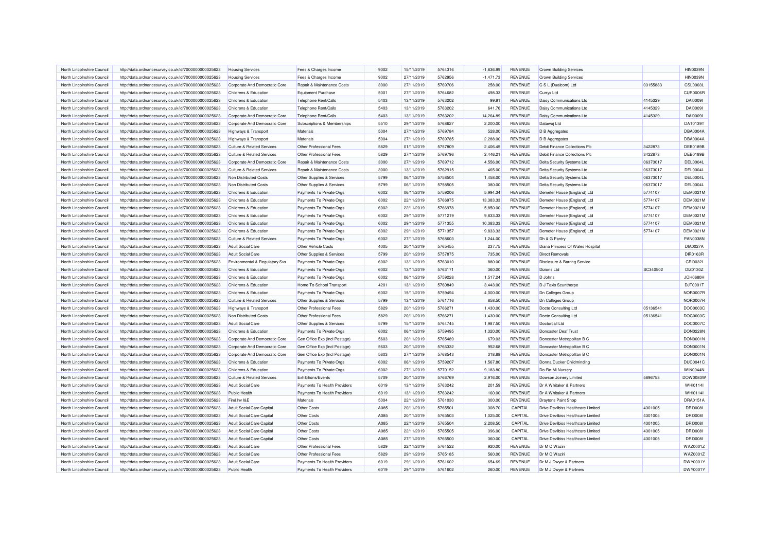| North Lincolnshire Council | http://data.ordnancesurvey.co.uk/id/7000000000025623 | Housing Services | Fees & Charges Income | 9002 | 15/11/2019 | 5764316 | -1,836.99 | REVENUE | Crown Building Services | | HIN0039N |
|---|---|---|---|---|---|---|---|---|---|---|---|
| North Lincolnshire Council | http://data.ordnancesurvey.co.uk/id/7000000000025623 | Housing Services | Fees & Charges Income | 9002 | 27/11/2019 | 5762956 | -1,471.73 | REVENUE | Crown Building Services | | HIN0039N |
| North Lincolnshire Council | http://data.ordnancesurvey.co.uk/id/7000000000025623 | Corporate And Democratic Core | Repair & Maintenance Costs | 3000 | 27/11/2019 | 5769706 | 258.00 | REVENUE | C S L (Dualcom) Ltd | 03155883 | CSL0003L |
| North Lincolnshire Council | http://data.ordnancesurvey.co.uk/id/7000000000025623 | Childrens & Education | Equipment Purchase | 5001 | 27/11/2019 | 5764682 | 498.33 | REVENUE | Currys Ltd | | CUR0006R |
| North Lincolnshire Council | http://data.ordnancesurvey.co.uk/id/7000000000025623 | Childrens & Education | Telephone Rent/Calls | 5403 | 13/11/2019 | 5763202 | 99.91 | REVENUE | Daisy Communications Ltd | 4145329 | DAI0009I |
| North Lincolnshire Council | http://data.ordnancesurvey.co.uk/id/7000000000025623 | Childrens & Education | Telephone Rent/Calls | 5403 | 13/11/2019 | 5763202 | 641.76 | REVENUE | Daisy Communications Ltd | 4145329 | DAI0009I |
| North Lincolnshire Council | http://data.ordnancesurvey.co.uk/id/7000000000025623 | Corporate And Democratic Core | Telephone Rent/Calls | 5403 | 13/11/2019 | 5763202 | 14,264.89 | REVENUE | Daisy Communications Ltd | 4145329 | DAI0009I |
| North Lincolnshire Council | http://data.ordnancesurvey.co.uk/id/7000000000025623 | Corporate And Democratic Core | Subscriptions & Memberships | 5510 | 29/11/2019 | 5768627 | 2,200.00 | REVENUE | Datawoj Ltd | | DAT0139T |
| North Lincolnshire Council | http://data.ordnancesurvey.co.uk/id/7000000000025623 | Highways & Transport | Materials | 5004 | 27/11/2019 | 5769784 | 528.00 | REVENUE | D B Aggregates | | DBA0004A |
| North Lincolnshire Council | http://data.ordnancesurvey.co.uk/id/7000000000025623 | Highways & Transport | Materials | 5004 | 27/11/2019 | 5769785 | 2,288.00 | REVENUE | D B Aggregates | | DBA0004A |
| North Lincolnshire Council | http://data.ordnancesurvey.co.uk/id/7000000000025623 | Culture & Related Services | Other Professional Fees | 5829 | 01/11/2019 | 5757809 | 2,406.45 | REVENUE | Debit Finance Collections Plc | 3422873 | DEB0189B |
| North Lincolnshire Council | http://data.ordnancesurvey.co.uk/id/7000000000025623 | Culture & Related Services | Other Professional Fees | 5829 | 27/11/2019 | 5769796 | 2,446.21 | REVENUE | Debit Finance Collections Plc | 3422873 | DEB0189B |
| North Lincolnshire Council | http://data.ordnancesurvey.co.uk/id/7000000000025623 | Corporate And Democratic Core | Repair & Maintenance Costs | 3000 | 27/11/2019 | 5769712 | 4,556.00 | REVENUE | Delta Security Systems Ltd | 06373017 | DEL0004L |
| North Lincolnshire Council | http://data.ordnancesurvey.co.uk/id/7000000000025623 | Culture & Related Services | Repair & Maintenance Costs | 3000 | 13/11/2019 | 5762915 | 465.00 | REVENUE | Delta Security Systems Ltd | 06373017 | DEL0004L |
| North Lincolnshire Council | http://data.ordnancesurvey.co.uk/id/7000000000025623 | Non Distributed Costs | Other Supplies & Services | 5799 | 06/11/2019 | 5758504 | 1,458.00 | REVENUE | Delta Security Systems Ltd | 06373017 | DEL0004L |
| North Lincolnshire Council | http://data.ordnancesurvey.co.uk/id/7000000000025623 | Non Distributed Costs | Other Supplies & Services | 5799 | 06/11/2019 | 5758505 | 380.00 | REVENUE | Delta Security Systems Ltd | 06373017 | DEL0004L |
| North Lincolnshire Council | http://data.ordnancesurvey.co.uk/id/7000000000025623 | Childrens & Education | Payments To Private Orgs | 6002 | 06/11/2019 | 5759206 | 5,994.34 | REVENUE | Demeter House (England) Ltd | 5774107 | DEM0021M |
| North Lincolnshire Council | http://data.ordnancesurvey.co.uk/id/7000000000025623 | Childrens & Education | Payments To Private Orgs | 6002 | 22/11/2019 | 5766975 | 13,383.33 | REVENUE | Demeter House (England) Ltd | 5774107 | DEM0021M |
| North Lincolnshire Council | http://data.ordnancesurvey.co.uk/id/7000000000025623 | Childrens & Education | Payments To Private Orgs | 6002 | 22/11/2019 | 5766978 | 5,850.00 | REVENUE | Demeter House (England) Ltd | 5774107 | DEM0021M |
| North Lincolnshire Council | http://data.ordnancesurvey.co.uk/id/7000000000025623 | Childrens & Education | Payments To Private Orgs | 6002 | 29/11/2019 | 5771219 | 9,833.33 | REVENUE | Demeter House (England) Ltd | 5774107 | DEM0021M |
| North Lincolnshire Council | http://data.ordnancesurvey.co.uk/id/7000000000025623 | Childrens & Education | Payments To Private Orgs | 6002 | 29/11/2019 | 5771355 | 10,383.33 | REVENUE | Demeter House (England) Ltd | 5774107 | DEM0021M |
| North Lincolnshire Council | http://data.ordnancesurvey.co.uk/id/7000000000025623 | Childrens & Education | Payments To Private Orgs | 6002 | 29/11/2019 | 5771357 | 9,833.33 | REVENUE | Demeter House (England) Ltd | 5774107 | DEM0021M |
| North Lincolnshire Council | http://data.ordnancesurvey.co.uk/id/7000000000025623 | Culture & Related Services | Payments To Private Orgs | 6002 | 27/11/2019 | 5768603 | 1,244.00 | REVENUE | Dh & G Pantry | | PAN0038N |
| North Lincolnshire Council | http://data.ordnancesurvey.co.uk/id/7000000000025623 | Adult Social Care | Other Vehicle Costs | 4005 | 20/11/2019 | 5765455 | 237.75 | REVENUE | Diana Princess Of Wales Hospital | | DIA0027A |
| North Lincolnshire Council | http://data.ordnancesurvey.co.uk/id/7000000000025623 | Adult Social Care | Other Supplies & Services | 5799 | 20/11/2019 | 5757875 | 735.00 | REVENUE | Direct Removals | | DIR0163R |
| North Lincolnshire Council | http://data.ordnancesurvey.co.uk/id/7000000000025623 | Environmental & Regulatory Svs | Payments To Private Orgs | 6002 | 13/11/2019 | 5763010 | 880.00 | REVENUE | Disclosure & Barring Service | | CRI0032I |
| North Lincolnshire Council | http://data.ordnancesurvey.co.uk/id/7000000000025623 | Childrens & Education | Payments To Private Orgs | 6002 | 13/11/2019 | 5763171 | 360.00 | REVENUE | Dizions Ltd | SC340502 | DIZ0130Z |
| North Lincolnshire Council | http://data.ordnancesurvey.co.uk/id/7000000000025623 | Childrens & Education | Payments To Private Orgs | 6002 | 06/11/2019 | 5759228 | 1,517.24 | REVENUE | D Johns | | JOH0680H |
| North Lincolnshire Council | http://data.ordnancesurvey.co.uk/id/7000000000025623 | Childrens & Education | Home To School Transport | 4201 | 13/11/2019 | 5760849 | 3,443.00 | REVENUE | D J Taxis Scunthorpe | | DJT0001T |
| North Lincolnshire Council | http://data.ordnancesurvey.co.uk/id/7000000000025623 | Childrens & Education | Payments To Private Orgs | 6002 | 15/11/2019 | 5759494 | 4,000.00 | REVENUE | Dn Colleges Group | | NOR0007R |
| North Lincolnshire Council | http://data.ordnancesurvey.co.uk/id/7000000000025623 | Culture & Related Services | Other Supplies & Services | 5799 | 13/11/2019 | 5761716 | 858.50 | REVENUE | Dn Colleges Group | | NOR0007R |
| North Lincolnshire Council | http://data.ordnancesurvey.co.uk/id/7000000000025623 | Highways & Transport | Other Professional Fees | 5829 | 20/11/2019 | 5766271 | 1,430.00 | REVENUE | Docte Consulting Ltd | 05136541 | DOC0003C |
| North Lincolnshire Council | http://data.ordnancesurvey.co.uk/id/7000000000025623 | Non Distributed Costs | Other Professional Fees | 5829 | 20/11/2019 | 5766271 | 1,430.00 | REVENUE | Docte Consulting Ltd | 05136541 | DOC0003C |
| North Lincolnshire Council | http://data.ordnancesurvey.co.uk/id/7000000000025623 | Adult Social Care | Other Supplies & Services | 5799 | 15/11/2019 | 5764745 | 1,987.50 | REVENUE | Doctorcall Ltd | | DOC0007C |
| North Lincolnshire Council | http://data.ordnancesurvey.co.uk/id/7000000000025623 | Childrens & Education | Payments To Private Orgs | 6002 | 06/11/2019 | 5759495 | 1,320.00 | REVENUE | Doncaster Deaf Trust | | DON0228N |
| North Lincolnshire Council | http://data.ordnancesurvey.co.uk/id/7000000000025623 | Corporate And Democratic Core | Gen Office Exp (Incl Postage) | 5603 | 20/11/2019 | 5765489 | 679.03 | REVENUE | Doncaster Metropolitan B C | | DON0001N |
| North Lincolnshire Council | http://data.ordnancesurvey.co.uk/id/7000000000025623 | Corporate And Democratic Core | Gen Office Exp (Incl Postage) | 5603 | 20/11/2019 | 5766332 | 952.68 | REVENUE | Doncaster Metropolitan B C | | DON0001N |
| North Lincolnshire Council | http://data.ordnancesurvey.co.uk/id/7000000000025623 | Corporate And Democratic Core | Gen Office Exp (Incl Postage) | 5603 | 27/11/2019 | 5768543 | 318.88 | REVENUE | Doncaster Metropolitan B C | | DON0001N |
| North Lincolnshire Council | http://data.ordnancesurvey.co.uk/id/7000000000025623 | Childrens & Education | Payments To Private Orgs | 6002 | 06/11/2019 | 5759207 | 1,567.80 | REVENUE | Donna Ducker Childminding | | DUC0041C |
| North Lincolnshire Council | http://data.ordnancesurvey.co.uk/id/7000000000025623 | Childrens & Education | Payments To Private Orgs | 6002 | 27/11/2019 | 5770152 | 9,183.80 | REVENUE | Do-Re-Mi Nursery | | WIN0044N |
| North Lincolnshire Council | http://data.ordnancesurvey.co.uk/id/7000000000025623 | Culture & Related Services | Exhibitions/Events | 5709 | 20/11/2019 | 5766769 | 2,916.00 | REVENUE | Dowson Joinery Limited | 5896753 | DOW0083W |
| North Lincolnshire Council | http://data.ordnancesurvey.co.uk/id/7000000000025623 | Adult Social Care | Payments To Health Providers | 6019 | 13/11/2019 | 5763242 | 201.59 | REVENUE | Dr A Whitaker & Partners | | WHI0114I |
| North Lincolnshire Council | http://data.ordnancesurvey.co.uk/id/7000000000025623 | Public Health | Payments To Health Providers | 6019 | 13/11/2019 | 5763242 | 160.00 | REVENUE | Dr A Whitaker & Partners | | WHI0114I |
| North Lincolnshire Council | http://data.ordnancesurvey.co.uk/id/7000000000025623 | Fin&Inv I&E | Materials | 5004 | 22/11/2019 | 5761030 | 300.00 | REVENUE | Draytons Paint Shop | | DRA0151A |
| North Lincolnshire Council | http://data.ordnancesurvey.co.uk/id/7000000000025623 | Adult Social Care Capital | Other Costs | A085 | 20/11/2019 | 5765501 | 308.70 | CAPITAL | Drive Devilbiss Healthcare Limited | 4301005 | DRI0008I |
| North Lincolnshire Council | http://data.ordnancesurvey.co.uk/id/7000000000025623 | Adult Social Care Capital | Other Costs | A085 | 20/11/2019 | 5765503 | 1,025.00 | CAPITAL | Drive Devilbiss Healthcare Limited | 4301005 | DRI0008I |
| North Lincolnshire Council | http://data.ordnancesurvey.co.uk/id/7000000000025623 | Adult Social Care Capital | Other Costs | A085 | 22/11/2019 | 5765504 | 2,208.50 | CAPITAL | Drive Devilbiss Healthcare Limited | 4301005 | DRI0008I |
| North Lincolnshire Council | http://data.ordnancesurvey.co.uk/id/7000000000025623 | Adult Social Care Capital | Other Costs | A085 | 22/11/2019 | 5765505 | 396.00 | CAPITAL | Drive Devilbiss Healthcare Limited | 4301005 | DRI0008I |
| North Lincolnshire Council | http://data.ordnancesurvey.co.uk/id/7000000000025623 | Adult Social Care Capital | Other Costs | A085 | 27/11/2019 | 5765500 | 360.00 | CAPITAL | Drive Devilbiss Healthcare Limited | 4301005 | DRI0008I |
| North Lincolnshire Council | http://data.ordnancesurvey.co.uk/id/7000000000025623 | Adult Social Care | Other Professional Fees | 5829 | 22/11/2019 | 5764522 | 920.00 | REVENUE | Dr M C Waziri | | WAZ0001Z |
| North Lincolnshire Council | http://data.ordnancesurvey.co.uk/id/7000000000025623 | Adult Social Care | Other Professional Fees | 5829 | 29/11/2019 | 5765185 | 560.00 | REVENUE | Dr M C Waziri | | WAZ0001Z |
| North Lincolnshire Council | http://data.ordnancesurvey.co.uk/id/7000000000025623 | Adult Social Care | Payments To Health Providers | 6019 | 29/11/2019 | 5761602 | 654.69 | REVENUE | Dr M J Dwyer & Partners | | DWY0001Y |
| North Lincolnshire Council | http://data.ordnancesurvey.co.uk/id/7000000000025623 | Public Health | Payments To Health Providers | 6019 | 29/11/2019 | 5761602 | 260.00 | REVENUE | Dr M J Dwyer & Partners | | DWY0001Y |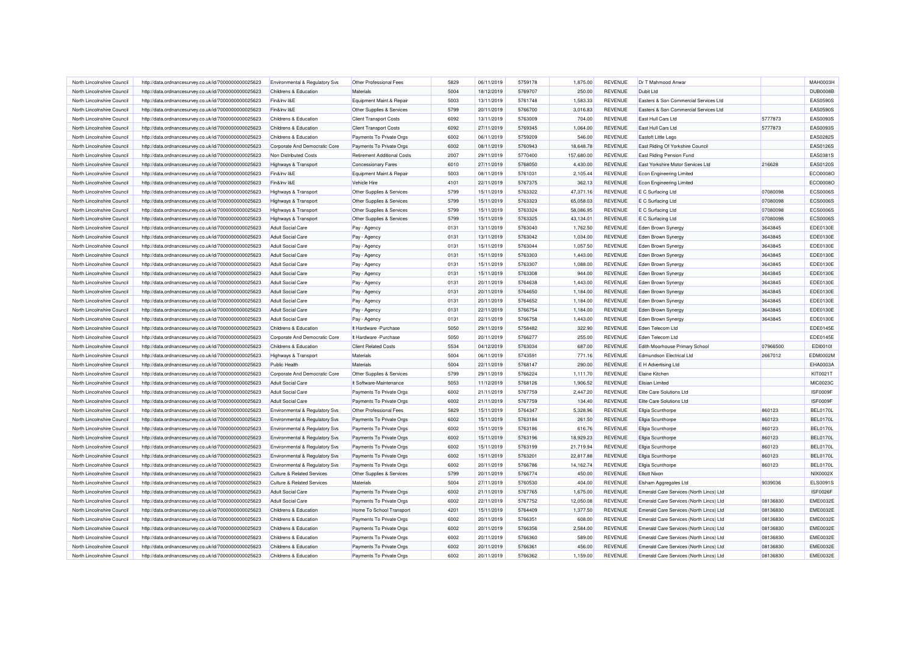| North Lincolnshire Council | http://data.ordnancesurvey.co.uk/id/7000000000025623 | Environmental & Regulatory Svs | Other Professional Fees | 5829 | 06/11/2019 | 5759178 | 1,875.00 | REVENUE | Dr T Mahmood Anwar | | MAH0003H |
|---|---|---|---|---|---|---|---|---|---|---|---|
| North Lincolnshire Council | http://data.ordnancesurvey.co.uk/id/7000000000025623 | Childrens & Education | Materials | 5004 | 18/12/2019 | 5769707 | 250.00 | REVENUE | Dubit Ltd | | DUB0008B |
| North Lincolnshire Council | http://data.ordnancesurvey.co.uk/id/7000000000025623 | Fin&Inv I&E | Equipment Maint.& Repair | 5003 | 13/11/2019 | 5761748 | 1,583.33 | REVENUE | Easters & Son Commercial Services Ltd | | EAS0590S |
| North Lincolnshire Council | http://data.ordnancesurvey.co.uk/id/7000000000025623 | Fin&Inv I&E | Other Supplies & Services | 5799 | 20/11/2019 | 5766700 | 3,016.83 | REVENUE | Easters & Son Commercial Services Ltd | | EAS0590S |
| North Lincolnshire Council | http://data.ordnancesurvey.co.uk/id/7000000000025623 | Childrens & Education | Client Transport Costs | 6092 | 13/11/2019 | 5763009 | 704.00 | REVENUE | East Hull Cars Ltd | 5777873 | EAS0093S |
| North Lincolnshire Council | http://data.ordnancesurvey.co.uk/id/7000000000025623 | Childrens & Education | Client Transport Costs | 6092 | 27/11/2019 | 5769345 | 1,064.00 | REVENUE | East Hull Cars Ltd | 5777873 | EAS0093S |
| North Lincolnshire Council | http://data.ordnancesurvey.co.uk/id/7000000000025623 | Childrens & Education | Payments To Private Orgs | 6002 | 06/11/2019 | 5759209 | 546.00 | REVENUE | Eastoft Little Legs | | EAS0282S |
| North Lincolnshire Council | http://data.ordnancesurvey.co.uk/id/7000000000025623 | Corporate And Democratic Core | Payments To Private Orgs | 6002 | 08/11/2019 | 5760943 | 18,648.78 | REVENUE | East Riding Of Yorkshire Council | | EAS0126S |
| North Lincolnshire Council | http://data.ordnancesurvey.co.uk/id/7000000000025623 | Non Distributed Costs | Retirement Additional Costs | 2007 | 29/11/2019 | 5770400 | 157,680.00 | REVENUE | East Riding Pension Fund | | EAS0381S |
| North Lincolnshire Council | http://data.ordnancesurvey.co.uk/id/7000000000025623 | Highways & Transport | Concessionary Fares | 6010 | 27/11/2019 | 5768050 | 4,430.00 | REVENUE | East Yorkshire Motor Services Ltd | 216628 | EAS0120S |
| North Lincolnshire Council | http://data.ordnancesurvey.co.uk/id/7000000000025623 | Fin&Inv I&E | Equipment Maint.& Repair | 5003 | 08/11/2019 | 5761031 | 2,105.44 | REVENUE | Econ Engineering Limited | | ECO0008O |
| North Lincolnshire Council | http://data.ordnancesurvey.co.uk/id/7000000000025623 | Fin&Inv I&E | Vehicle Hire | 4101 | 22/11/2019 | 5767375 | 362.13 | REVENUE | Econ Engineering Limited | | ECO0008O |
| North Lincolnshire Council | http://data.ordnancesurvey.co.uk/id/7000000000025623 | Highways & Transport | Other Supplies & Services | 5799 | 15/11/2019 | 5763322 | 47,371.16 | REVENUE | E C Surfacing Ltd | 07080098 | ECS0006S |
| North Lincolnshire Council | http://data.ordnancesurvey.co.uk/id/7000000000025623 | Highways & Transport | Other Supplies & Services | 5799 | 15/11/2019 | 5763323 | 65,058.03 | REVENUE | E C Surfacing Ltd | 07080098 | ECS0006S |
| North Lincolnshire Council | http://data.ordnancesurvey.co.uk/id/7000000000025623 | Highways & Transport | Other Supplies & Services | 5799 | 15/11/2019 | 5763324 | 58,086.95 | REVENUE | E C Surfacing Ltd | 07080098 | ECS0006S |
| North Lincolnshire Council | http://data.ordnancesurvey.co.uk/id/7000000000025623 | Highways & Transport | Other Supplies & Services | 5799 | 15/11/2019 | 5763325 | 43,134.01 | REVENUE | E C Surfacing Ltd | 07080098 | ECS0006S |
| North Lincolnshire Council | http://data.ordnancesurvey.co.uk/id/7000000000025623 | Adult Social Care | Pay - Agency | 0131 | 13/11/2019 | 5763040 | 1,762.50 | REVENUE | Eden Brown Synergy | 3643845 | EDE0130E |
| North Lincolnshire Council | http://data.ordnancesurvey.co.uk/id/7000000000025623 | Adult Social Care | Pay - Agency | 0131 | 13/11/2019 | 5763042 | 1,034.00 | REVENUE | Eden Brown Synergy | 3643845 | EDE0130E |
| North Lincolnshire Council | http://data.ordnancesurvey.co.uk/id/7000000000025623 | Adult Social Care | Pay - Agency | 0131 | 15/11/2019 | 5763044 | 1,057.50 | REVENUE | Eden Brown Synergy | 3643845 | EDE0130E |
| North Lincolnshire Council | http://data.ordnancesurvey.co.uk/id/7000000000025623 | Adult Social Care | Pay - Agency | 0131 | 15/11/2019 | 5763303 | 1,443.00 | REVENUE | Eden Brown Synergy | 3643845 | EDE0130E |
| North Lincolnshire Council | http://data.ordnancesurvey.co.uk/id/7000000000025623 | Adult Social Care | Pay - Agency | 0131 | 15/11/2019 | 5763307 | 1,088.00 | REVENUE | Eden Brown Synergy | 3643845 | EDE0130E |
| North Lincolnshire Council | http://data.ordnancesurvey.co.uk/id/7000000000025623 | Adult Social Care | Pay - Agency | 0131 | 15/11/2019 | 5763308 | 944.00 | REVENUE | Eden Brown Synergy | 3643845 | EDE0130E |
| North Lincolnshire Council | http://data.ordnancesurvey.co.uk/id/7000000000025623 | Adult Social Care | Pay - Agency | 0131 | 20/11/2019 | 5764638 | 1,443.00 | REVENUE | Eden Brown Synergy | 3643845 | EDE0130E |
| North Lincolnshire Council | http://data.ordnancesurvey.co.uk/id/7000000000025623 | Adult Social Care | Pay - Agency | 0131 | 20/11/2019 | 5764650 | 1,184.00 | REVENUE | Eden Brown Synergy | 3643845 | EDE0130E |
| North Lincolnshire Council | http://data.ordnancesurvey.co.uk/id/7000000000025623 | Adult Social Care | Pay - Agency | 0131 | 20/11/2019 | 5764652 | 1,184.00 | REVENUE | Eden Brown Synergy | 3643845 | EDE0130E |
| North Lincolnshire Council | http://data.ordnancesurvey.co.uk/id/7000000000025623 | Adult Social Care | Pay - Agency | 0131 | 22/11/2019 | 5766754 | 1,184.00 | REVENUE | Eden Brown Synergy | 3643845 | EDE0130E |
| North Lincolnshire Council | http://data.ordnancesurvey.co.uk/id/7000000000025623 | Adult Social Care | Pay - Agency | 0131 | 22/11/2019 | 5766758 | 1,443.00 | REVENUE | Eden Brown Synergy | 3643845 | EDE0130E |
| North Lincolnshire Council | http://data.ordnancesurvey.co.uk/id/7000000000025623 | Childrens & Education | It Hardware -Purchase | 5050 | 29/11/2019 | 5758482 | 322.90 | REVENUE | Eden Telecom Ltd | | EDE0145E |
| North Lincolnshire Council | http://data.ordnancesurvey.co.uk/id/7000000000025623 | Corporate And Democratic Core | It Hardware -Purchase | 5050 | 20/11/2019 | 5766277 | 255.00 | REVENUE | Eden Telecom Ltd | | EDE0145E |
| North Lincolnshire Council | http://data.ordnancesurvey.co.uk/id/7000000000025623 | Childrens & Education | Client Related Costs | 5534 | 04/12/2019 | 5763034 | 687.00 | REVENUE | Edith Moorhouse Primary School | 07966500 | EDI0010I |
| North Lincolnshire Council | http://data.ordnancesurvey.co.uk/id/7000000000025623 | Highways & Transport | Materials | 5004 | 06/11/2019 | 5743591 | 771.16 | REVENUE | Edmundson Electrical Ltd | 2667012 | EDM0002M |
| North Lincolnshire Council | http://data.ordnancesurvey.co.uk/id/7000000000025623 | Public Health | Materials | 5004 | 22/11/2019 | 5768147 | 290.00 | REVENUE | E H Advertising Ltd | | EHA0003A |
| North Lincolnshire Council | http://data.ordnancesurvey.co.uk/id/7000000000025623 | Corporate And Democratic Core | Other Supplies & Services | 5799 | 29/11/2019 | 5766224 | 1,111.70 | REVENUE | Elaine Kitchen | | KIT0021T |
| North Lincolnshire Council | http://data.ordnancesurvey.co.uk/id/7000000000025623 | Adult Social Care | It Software-Maintenance | 5053 | 11/12/2019 | 5768126 | 1,906.52 | REVENUE | Elisian Limited | | MIC0023C |
| North Lincolnshire Council | http://data.ordnancesurvey.co.uk/id/7000000000025623 | Adult Social Care | Payments To Private Orgs | 6002 | 21/11/2019 | 5767759 | 2,447.20 | REVENUE | Elite Care Solutions Ltd | | ISF0009F |
| North Lincolnshire Council | http://data.ordnancesurvey.co.uk/id/7000000000025623 | Adult Social Care | Payments To Private Orgs | 6002 | 21/11/2019 | 5767759 | 134.40 | REVENUE | Elite Care Solutions Ltd | | ISF0009F |
| North Lincolnshire Council | http://data.ordnancesurvey.co.uk/id/7000000000025623 | Environmental & Regulatory Svs | Other Professional Fees | 5829 | 15/11/2019 | 5764347 | 5,328.96 | REVENUE | Ellgia Scunthorpe | 860123 | BEL0170L |
| North Lincolnshire Council | http://data.ordnancesurvey.co.uk/id/7000000000025623 | Environmental & Regulatory Svs | Payments To Private Orgs | 6002 | 15/11/2019 | 5763184 | 261.50 | REVENUE | Ellgia Scunthorpe | 860123 | BEL0170L |
| North Lincolnshire Council | http://data.ordnancesurvey.co.uk/id/7000000000025623 | Environmental & Regulatory Svs | Payments To Private Orgs | 6002 | 15/11/2019 | 5763186 | 616.76 | REVENUE | Ellgia Scunthorpe | 860123 | BEL0170L |
| North Lincolnshire Council | http://data.ordnancesurvey.co.uk/id/7000000000025623 | Environmental & Regulatory Svs | Payments To Private Orgs | 6002 | 15/11/2019 | 5763196 | 18,929.23 | REVENUE | Ellgia Scunthorpe | 860123 | BEL0170L |
| North Lincolnshire Council | http://data.ordnancesurvey.co.uk/id/7000000000025623 | Environmental & Regulatory Svs | Payments To Private Orgs | 6002 | 15/11/2019 | 5763199 | 21,719.94 | REVENUE | Ellgia Scunthorpe | 860123 | BEL0170L |
| North Lincolnshire Council | http://data.ordnancesurvey.co.uk/id/7000000000025623 | Environmental & Regulatory Svs | Payments To Private Orgs | 6002 | 15/11/2019 | 5763201 | 22,817.88 | REVENUE | Ellgia Scunthorpe | 860123 | BEL0170L |
| North Lincolnshire Council | http://data.ordnancesurvey.co.uk/id/7000000000025623 | Environmental & Regulatory Svs | Payments To Private Orgs | 6002 | 20/11/2019 | 5766786 | 14,162.74 | REVENUE | Ellgia Scunthorpe | 860123 | BEL0170L |
| North Lincolnshire Council | http://data.ordnancesurvey.co.uk/id/7000000000025623 | Culture & Related Services | Other Supplies & Services | 5799 | 20/11/2019 | 5766774 | 450.00 | REVENUE | Elliott Nixon | | NIX0002X |
| North Lincolnshire Council | http://data.ordnancesurvey.co.uk/id/7000000000025623 | Culture & Related Services | Materials | 5004 | 27/11/2019 | 5760530 | 404.00 | REVENUE | Elsham Aggregates Ltd | 9039036 | ELS0091S |
| North Lincolnshire Council | http://data.ordnancesurvey.co.uk/id/7000000000025623 | Adult Social Care | Payments To Private Orgs | 6002 | 21/11/2019 | 5767765 | 1,675.00 | REVENUE | Emerald Care Services (North Lincs) Ltd | | ISF0026F |
| North Lincolnshire Council | http://data.ordnancesurvey.co.uk/id/7000000000025623 | Adult Social Care | Payments To Private Orgs | 6002 | 22/11/2019 | 5767752 | 12,050.08 | REVENUE | Emerald Care Services (North Lincs) Ltd | 08136830 | EME0032E |
| North Lincolnshire Council | http://data.ordnancesurvey.co.uk/id/7000000000025623 | Childrens & Education | Home To School Transport | 4201 | 15/11/2019 | 5764409 | 1,377.50 | REVENUE | Emerald Care Services (North Lincs) Ltd | 08136830 | EME0032E |
| North Lincolnshire Council | http://data.ordnancesurvey.co.uk/id/7000000000025623 | Childrens & Education | Payments To Private Orgs | 6002 | 20/11/2019 | 5766351 | 608.00 | REVENUE | Emerald Care Services (North Lincs) Ltd | 08136830 | EME0032E |
| North Lincolnshire Council | http://data.ordnancesurvey.co.uk/id/7000000000025623 | Childrens & Education | Payments To Private Orgs | 6002 | 20/11/2019 | 5766356 | 2,584.00 | REVENUE | Emerald Care Services (North Lincs) Ltd | 08136830 | EME0032E |
| North Lincolnshire Council | http://data.ordnancesurvey.co.uk/id/7000000000025623 | Childrens & Education | Payments To Private Orgs | 6002 | 20/11/2019 | 5766360 | 589.00 | REVENUE | Emerald Care Services (North Lincs) Ltd | 08136830 | EME0032E |
| North Lincolnshire Council | http://data.ordnancesurvey.co.uk/id/7000000000025623 | Childrens & Education | Payments To Private Orgs | 6002 | 20/11/2019 | 5766361 | 456.00 | REVENUE | Emerald Care Services (North Lincs) Ltd | 08136830 | EME0032E |
| North Lincolnshire Council | http://data.ordnancesurvey.co.uk/id/7000000000025623 | Childrens & Education | Payments To Private Orgs | 6002 | 20/11/2019 | 5766362 | 1,159.00 | REVENUE | Emerald Care Services (North Lincs) Ltd | 08136830 | EME0032E |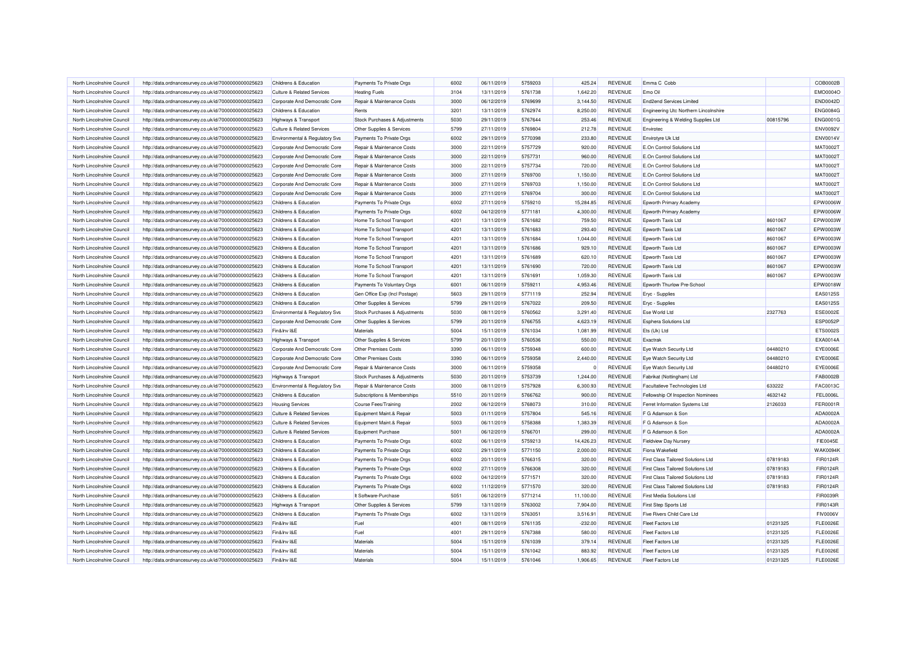| North Lincolnshire Council | http://data.ordnancesurvey.co.uk/id/7000000000025623 | Childrens & Education | Payments To Private Orgs | 6002 | 06/11/2019 | 5759203 | 425.24 | REVENUE | Emma C Cobb | | COB0002B |
|---|---|---|---|---|---|---|---|---|---|---|---|
| North Lincolnshire Council | http://data.ordnancesurvey.co.uk/id/7000000000025623 | Culture & Related Services | Heating Fuels | 3104 | 13/11/2019 | 5761738 | 1,642.20 | REVENUE | Emo Oil | | EMO0004O |
| North Lincolnshire Council | http://data.ordnancesurvey.co.uk/id/7000000000025623 | Corporate And Democratic Core | Repair & Maintenance Costs | 3000 | 06/12/2019 | 5769699 | 3,144.50 | REVENUE | End2end Services Limited | | END0042D |
| North Lincolnshire Council | http://data.ordnancesurvey.co.uk/id/7000000000025623 | Childrens & Education | Rents | 3201 | 13/11/2019 | 5762974 | 8,250.00 | REVENUE | Engineering Utc Northern Lincolnshire | | ENG0084G |
| North Lincolnshire Council | http://data.ordnancesurvey.co.uk/id/7000000000025623 | Highways & Transport | Stock Purchases & Adjustments | 5030 | 29/11/2019 | 5767644 | 253.46 | REVENUE | Engineering & Welding Supplies Ltd | 00815796 | ENG0001G |
| North Lincolnshire Council | http://data.ordnancesurvey.co.uk/id/7000000000025623 | Culture & Related Services | Other Supplies & Services | 5799 | 27/11/2019 | 5769804 | 212.78 | REVENUE | Envirotec | | ENV0092V |
| North Lincolnshire Council | http://data.ordnancesurvey.co.uk/id/7000000000025623 | Environmental & Regulatory Svs | Payments To Private Orgs | 6002 | 29/11/2019 | 5770398 | 233.80 | REVENUE | Envirotyre Uk Ltd | | ENV0014V |
| North Lincolnshire Council | http://data.ordnancesurvey.co.uk/id/7000000000025623 | Corporate And Democratic Core | Repair & Maintenance Costs | 3000 | 22/11/2019 | 5757729 | 920.00 | REVENUE | E.On Control Solutions Ltd | | MAT0002T |
| North Lincolnshire Council | http://data.ordnancesurvey.co.uk/id/7000000000025623 | Corporate And Democratic Core | Repair & Maintenance Costs | 3000 | 22/11/2019 | 5757731 | 960.00 | REVENUE | E.On Control Solutions Ltd | | MAT0002T |
| North Lincolnshire Council | http://data.ordnancesurvey.co.uk/id/7000000000025623 | Corporate And Democratic Core | Repair & Maintenance Costs | 3000 | 22/11/2019 | 5757734 | 720.00 | REVENUE | E.On Control Solutions Ltd | | MAT0002T |
| North Lincolnshire Council | http://data.ordnancesurvey.co.uk/id/7000000000025623 | Corporate And Democratic Core | Repair & Maintenance Costs | 3000 | 27/11/2019 | 5769700 | 1,150.00 | REVENUE | E.On Control Solutions Ltd | | MAT0002T |
| North Lincolnshire Council | http://data.ordnancesurvey.co.uk/id/7000000000025623 | Corporate And Democratic Core | Repair & Maintenance Costs | 3000 | 27/11/2019 | 5769703 | 1,150.00 | REVENUE | E.On Control Solutions Ltd | | MAT0002T |
| North Lincolnshire Council | http://data.ordnancesurvey.co.uk/id/7000000000025623 | Corporate And Democratic Core | Repair & Maintenance Costs | 3000 | 27/11/2019 | 5769704 | 300.00 | REVENUE | E.On Control Solutions Ltd | | MAT0002T |
| North Lincolnshire Council | http://data.ordnancesurvey.co.uk/id/7000000000025623 | Childrens & Education | Payments To Private Orgs | 6002 | 27/11/2019 | 5759210 | 15,284.85 | REVENUE | Epworth Primary Academy | | EPW0006W |
| North Lincolnshire Council | http://data.ordnancesurvey.co.uk/id/7000000000025623 | Childrens & Education | Payments To Private Orgs | 6002 | 04/12/2019 | 5771181 | 4,300.00 | REVENUE | Epworth Primary Academy | | EPW0006W |
| North Lincolnshire Council | http://data.ordnancesurvey.co.uk/id/7000000000025623 | Childrens & Education | Home To School Transport | 4201 | 13/11/2019 | 5761682 | 759.50 | REVENUE | Epworth Taxis Ltd | 8601067 | EPW0003W |
| North Lincolnshire Council | http://data.ordnancesurvey.co.uk/id/7000000000025623 | Childrens & Education | Home To School Transport | 4201 | 13/11/2019 | 5761683 | 293.40 | REVENUE | Epworth Taxis Ltd | 8601067 | EPW0003W |
| North Lincolnshire Council | http://data.ordnancesurvey.co.uk/id/7000000000025623 | Childrens & Education | Home To School Transport | 4201 | 13/11/2019 | 5761684 | 1,044.00 | REVENUE | Epworth Taxis Ltd | 8601067 | EPW0003W |
| North Lincolnshire Council | http://data.ordnancesurvey.co.uk/id/7000000000025623 | Childrens & Education | Home To School Transport | 4201 | 13/11/2019 | 5761686 | 929.10 | REVENUE | Epworth Taxis Ltd | 8601067 | EPW0003W |
| North Lincolnshire Council | http://data.ordnancesurvey.co.uk/id/7000000000025623 | Childrens & Education | Home To School Transport | 4201 | 13/11/2019 | 5761689 | 620.10 | REVENUE | Epworth Taxis Ltd | 8601067 | EPW0003W |
| North Lincolnshire Council | http://data.ordnancesurvey.co.uk/id/7000000000025623 | Childrens & Education | Home To School Transport | 4201 | 13/11/2019 | 5761690 | 720.00 | REVENUE | Epworth Taxis Ltd | 8601067 | EPW0003W |
| North Lincolnshire Council | http://data.ordnancesurvey.co.uk/id/7000000000025623 | Childrens & Education | Home To School Transport | 4201 | 13/11/2019 | 5761691 | 1,059.30 | REVENUE | Epworth Taxis Ltd | 8601067 | EPW0003W |
| North Lincolnshire Council | http://data.ordnancesurvey.co.uk/id/7000000000025623 | Childrens & Education | Payments To Voluntary Orgs | 6001 | 06/11/2019 | 5759211 | 4,953.46 | REVENUE | Epworth Thurlow Pre-School | | EPW0018W |
| North Lincolnshire Council | http://data.ordnancesurvey.co.uk/id/7000000000025623 | Childrens & Education | Gen Office Exp (Incl Postage) | 5603 | 29/11/2019 | 5771119 | 252.94 | REVENUE | Eryc - Supplies | | EAS0125S |
| North Lincolnshire Council | http://data.ordnancesurvey.co.uk/id/7000000000025623 | Childrens & Education | Other Supplies & Services | 5799 | 29/11/2019 | 5767022 | 209.50 | REVENUE | Eryc - Supplies | | EAS0125S |
| North Lincolnshire Council | http://data.ordnancesurvey.co.uk/id/7000000000025623 | Environmental & Regulatory Svs | Stock Purchases & Adjustments | 5030 | 08/11/2019 | 5760562 | 3,291.40 | REVENUE | Ese World Ltd | 2327763 | ESE0002E |
| North Lincolnshire Council | http://data.ordnancesurvey.co.uk/id/7000000000025623 | Corporate And Democratic Core | Other Supplies & Services | 5799 | 20/11/2019 | 5766755 | 4,623.19 | REVENUE | Esphera Solutions Ltd | | ESP0052P |
| North Lincolnshire Council | http://data.ordnancesurvey.co.uk/id/7000000000025623 | Fin&Inv I&E | Materials | 5004 | 15/11/2019 | 5761034 | 1,081.99 | REVENUE | Ets (Uk) Ltd | | ETS0002S |
| North Lincolnshire Council | http://data.ordnancesurvey.co.uk/id/7000000000025623 | Highways & Transport | Other Supplies & Services | 5799 | 20/11/2019 | 5760536 | 550.00 | REVENUE | Exactrak | | EXA0014A |
| North Lincolnshire Council | http://data.ordnancesurvey.co.uk/id/7000000000025623 | Corporate And Democratic Core | Other Premises Costs | 3390 | 06/11/2019 | 5759348 | 600.00 | REVENUE | Eye Watch Security Ltd | 04480210 | EYE0006E |
| North Lincolnshire Council | http://data.ordnancesurvey.co.uk/id/7000000000025623 | Corporate And Democratic Core | Other Premises Costs | 3390 | 06/11/2019 | 5759358 | 2,440.00 | REVENUE | Eye Watch Security Ltd | 04480210 | EYE0006E |
| North Lincolnshire Council | http://data.ordnancesurvey.co.uk/id/7000000000025623 | Corporate And Democratic Core | Repair & Maintenance Costs | 3000 | 06/11/2019 | 5759358 | 0 | REVENUE | Eye Watch Security Ltd | 04480210 | EYE0006E |
| North Lincolnshire Council | http://data.ordnancesurvey.co.uk/id/7000000000025623 | Highways & Transport | Stock Purchases & Adjustments | 5030 | 20/11/2019 | 5753739 | 1,244.00 | REVENUE | Fabrikat (Nottingham) Ltd | | FAB0002B |
| North Lincolnshire Council | http://data.ordnancesurvey.co.uk/id/7000000000025623 | Environmental & Regulatory Svs | Repair & Maintenance Costs | 3000 | 08/11/2019 | 5757928 | 6,300.93 | REVENUE | Facultatieve Technologies Ltd | 633222 | FAC0013C |
| North Lincolnshire Council | http://data.ordnancesurvey.co.uk/id/7000000000025623 | Childrens & Education | Subscriptions & Memberships | 5510 | 20/11/2019 | 5766762 | 900.00 | REVENUE | Fellowship Of Inspection Nominees | 4632142 | FEL0006L |
| North Lincolnshire Council | http://data.ordnancesurvey.co.uk/id/7000000000025623 | Housing Services | Course Fees/Training | 2002 | 06/12/2019 | 5768073 | 310.00 | REVENUE | Ferret Information Systems Ltd | 2126033 | FER0001R |
| North Lincolnshire Council | http://data.ordnancesurvey.co.uk/id/7000000000025623 | Culture & Related Services | Equipment Maint.& Repair | 5003 | 01/11/2019 | 5757804 | 545.16 | REVENUE | F G Adamson & Son | | ADA0002A |
| North Lincolnshire Council | http://data.ordnancesurvey.co.uk/id/7000000000025623 | Culture & Related Services | Equipment Maint.& Repair | 5003 | 06/11/2019 | 5758388 | 1,383.39 | REVENUE | F G Adamson & Son | | ADA0002A |
| North Lincolnshire Council | http://data.ordnancesurvey.co.uk/id/7000000000025623 | Culture & Related Services | Equipment Purchase | 5001 | 06/12/2019 | 5766701 | 299.00 | REVENUE | F G Adamson & Son | | ADA0002A |
| North Lincolnshire Council | http://data.ordnancesurvey.co.uk/id/7000000000025623 | Childrens & Education | Payments To Private Orgs | 6002 | 06/11/2019 | 5759213 | 14,426.23 | REVENUE | Fieldview Day Nursery | | FIE0045E |
| North Lincolnshire Council | http://data.ordnancesurvey.co.uk/id/7000000000025623 | Childrens & Education | Payments To Private Orgs | 6002 | 29/11/2019 | 5771150 | 2,000.00 | REVENUE | Fiona Wakefield | | WAK0094K |
| North Lincolnshire Council | http://data.ordnancesurvey.co.uk/id/7000000000025623 | Childrens & Education | Payments To Private Orgs | 6002 | 20/11/2019 | 5766315 | 320.00 | REVENUE | First Class Tailored Solutions Ltd | 07819183 | FIR0124R |
| North Lincolnshire Council | http://data.ordnancesurvey.co.uk/id/7000000000025623 | Childrens & Education | Payments To Private Orgs | 6002 | 27/11/2019 | 5766308 | 320.00 | REVENUE | First Class Tailored Solutions Ltd | 07819183 | FIR0124R |
| North Lincolnshire Council | http://data.ordnancesurvey.co.uk/id/7000000000025623 | Childrens & Education | Payments To Private Orgs | 6002 | 04/12/2019 | 5771571 | 320.00 | REVENUE | First Class Tailored Solutions Ltd | 07819183 | FIR0124R |
| North Lincolnshire Council | http://data.ordnancesurvey.co.uk/id/7000000000025623 | Childrens & Education | Payments To Private Orgs | 6002 | 11/12/2019 | 5771570 | 320.00 | REVENUE | First Class Tailored Solutions Ltd | 07819183 | FIR0124R |
| North Lincolnshire Council | http://data.ordnancesurvey.co.uk/id/7000000000025623 | Childrens & Education | It Software-Purchase | 5051 | 06/12/2019 | 5771214 | 11,100.00 | REVENUE | First Media Solutions Ltd | | FIR0039R |
| North Lincolnshire Council | http://data.ordnancesurvey.co.uk/id/7000000000025623 | Highways & Transport | Other Supplies & Services | 5799 | 13/11/2019 | 5763002 | 7,904.00 | REVENUE | First Step Sports Ltd | | FIR0143R |
| North Lincolnshire Council | http://data.ordnancesurvey.co.uk/id/7000000000025623 | Childrens & Education | Payments To Private Orgs | 6002 | 13/11/2019 | 5763051 | 3,516.91 | REVENUE | Five Rivers Child Care Ltd | | FIV0006V |
| North Lincolnshire Council | http://data.ordnancesurvey.co.uk/id/7000000000025623 | Fin&Inv I&E | Fuel | 4001 | 08/11/2019 | 5761135 | -232.00 | REVENUE | Fleet Factors Ltd | 01231325 | FLE0026E |
| North Lincolnshire Council | http://data.ordnancesurvey.co.uk/id/7000000000025623 | Fin&Inv I&E | Fuel | 4001 | 29/11/2019 | 5767388 | 580.00 | REVENUE | Fleet Factors Ltd | 01231325 | FLE0026E |
| North Lincolnshire Council | http://data.ordnancesurvey.co.uk/id/7000000000025623 | Fin&Inv I&E | Materials | 5004 | 15/11/2019 | 5761039 | 379.14 | REVENUE | Fleet Factors Ltd | 01231325 | FLE0026E |
| North Lincolnshire Council | http://data.ordnancesurvey.co.uk/id/7000000000025623 | Fin&Inv I&E | Materials | 5004 | 15/11/2019 | 5761042 | 883.92 | REVENUE | Fleet Factors Ltd | 01231325 | FLE0026E |
| North Lincolnshire Council | http://data.ordnancesurvey.co.uk/id/7000000000025623 | Fin&Inv I&E | Materials | 5004 | 15/11/2019 | 5761046 | 1,906.65 | REVENUE | Fleet Factors Ltd | 01231325 | FLE0026E |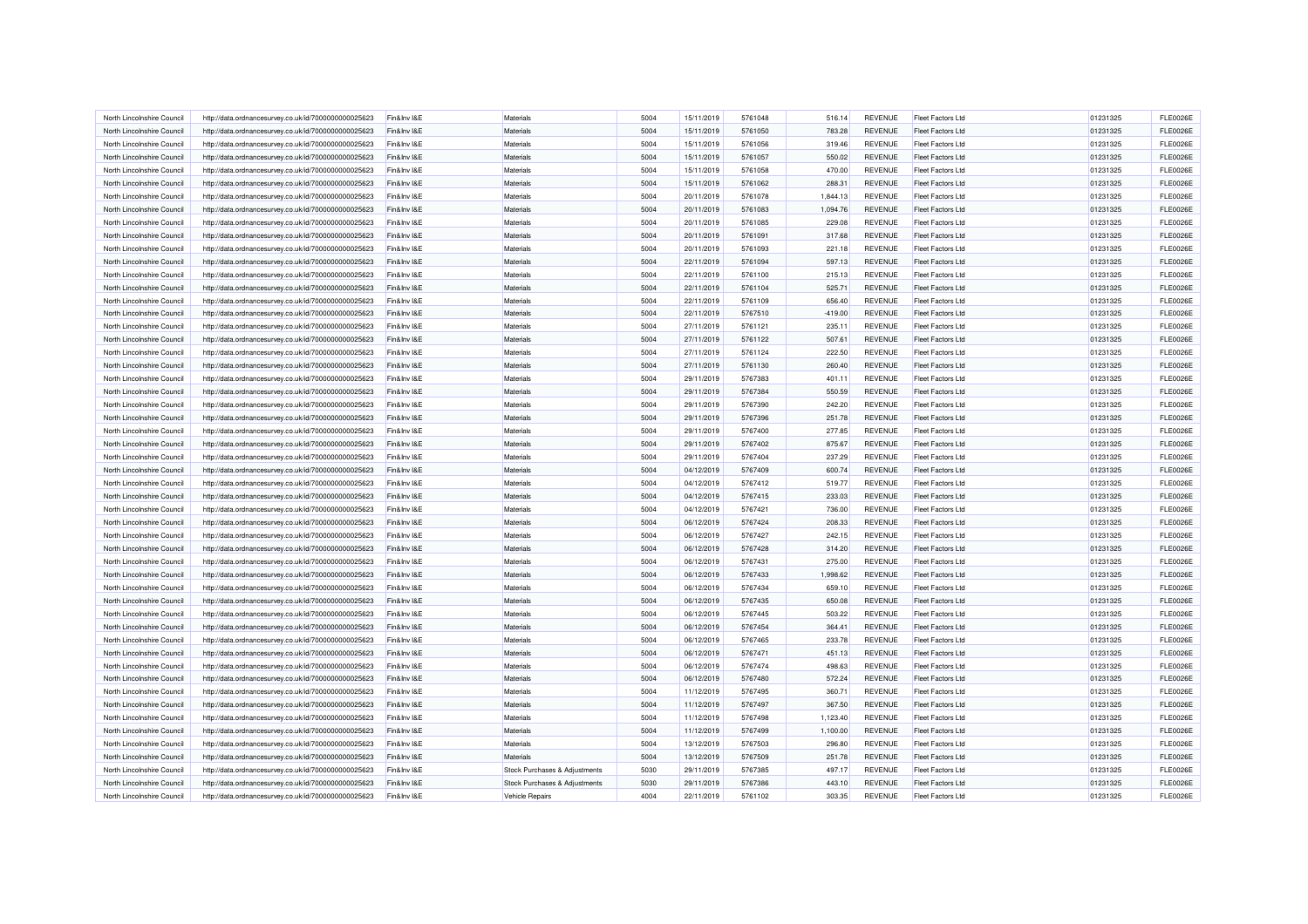| | | | | | | | | | | | |
|---|---|---|---|---|---|---|---|---|---|---|---|
| North Lincolnshire Council | http://data.ordnancesurvey.co.uk/id/7000000000025623 | Fin&Inv I&E | Materials | 5004 | 15/11/2019 | 5761048 | 516.14 | REVENUE | Fleet Factors Ltd | 01231325 | FLE0026E |
| North Lincolnshire Council | http://data.ordnancesurvey.co.uk/id/7000000000025623 | Fin&Inv I&E | Materials | 5004 | 15/11/2019 | 5761050 | 783.28 | REVENUE | Fleet Factors Ltd | 01231325 | FLE0026E |
| North Lincolnshire Council | http://data.ordnancesurvey.co.uk/id/7000000000025623 | Fin&Inv I&E | Materials | 5004 | 15/11/2019 | 5761056 | 319.46 | REVENUE | Fleet Factors Ltd | 01231325 | FLE0026E |
| North Lincolnshire Council | http://data.ordnancesurvey.co.uk/id/7000000000025623 | Fin&Inv I&E | Materials | 5004 | 15/11/2019 | 5761057 | 550.02 | REVENUE | Fleet Factors Ltd | 01231325 | FLE0026E |
| North Lincolnshire Council | http://data.ordnancesurvey.co.uk/id/7000000000025623 | Fin&Inv I&E | Materials | 5004 | 15/11/2019 | 5761058 | 470.00 | REVENUE | Fleet Factors Ltd | 01231325 | FLE0026E |
| North Lincolnshire Council | http://data.ordnancesurvey.co.uk/id/7000000000025623 | Fin&Inv I&E | Materials | 5004 | 15/11/2019 | 5761062 | 288.31 | REVENUE | Fleet Factors Ltd | 01231325 | FLE0026E |
| North Lincolnshire Council | http://data.ordnancesurvey.co.uk/id/7000000000025623 | Fin&Inv I&E | Materials | 5004 | 20/11/2019 | 5761078 | 1,844.13 | REVENUE | Fleet Factors Ltd | 01231325 | FLE0026E |
| North Lincolnshire Council | http://data.ordnancesurvey.co.uk/id/7000000000025623 | Fin&Inv I&E | Materials | 5004 | 20/11/2019 | 5761083 | 1,094.76 | REVENUE | Fleet Factors Ltd | 01231325 | FLE0026E |
| North Lincolnshire Council | http://data.ordnancesurvey.co.uk/id/7000000000025623 | Fin&Inv I&E | Materials | 5004 | 20/11/2019 | 5761085 | 229.08 | REVENUE | Fleet Factors Ltd | 01231325 | FLE0026E |
| North Lincolnshire Council | http://data.ordnancesurvey.co.uk/id/7000000000025623 | Fin&Inv I&E | Materials | 5004 | 20/11/2019 | 5761091 | 317.68 | REVENUE | Fleet Factors Ltd | 01231325 | FLE0026E |
| North Lincolnshire Council | http://data.ordnancesurvey.co.uk/id/7000000000025623 | Fin&Inv I&E | Materials | 5004 | 20/11/2019 | 5761093 | 221.18 | REVENUE | Fleet Factors Ltd | 01231325 | FLE0026E |
| North Lincolnshire Council | http://data.ordnancesurvey.co.uk/id/7000000000025623 | Fin&Inv I&E | Materials | 5004 | 22/11/2019 | 5761094 | 597.13 | REVENUE | Fleet Factors Ltd | 01231325 | FLE0026E |
| North Lincolnshire Council | http://data.ordnancesurvey.co.uk/id/7000000000025623 | Fin&Inv I&E | Materials | 5004 | 22/11/2019 | 5761100 | 215.13 | REVENUE | Fleet Factors Ltd | 01231325 | FLE0026E |
| North Lincolnshire Council | http://data.ordnancesurvey.co.uk/id/7000000000025623 | Fin&Inv I&E | Materials | 5004 | 22/11/2019 | 5761104 | 525.71 | REVENUE | Fleet Factors Ltd | 01231325 | FLE0026E |
| North Lincolnshire Council | http://data.ordnancesurvey.co.uk/id/7000000000025623 | Fin&Inv I&E | Materials | 5004 | 22/11/2019 | 5761109 | 656.40 | REVENUE | Fleet Factors Ltd | 01231325 | FLE0026E |
| North Lincolnshire Council | http://data.ordnancesurvey.co.uk/id/7000000000025623 | Fin&Inv I&E | Materials | 5004 | 22/11/2019 | 5767510 | -419.00 | REVENUE | Fleet Factors Ltd | 01231325 | FLE0026E |
| North Lincolnshire Council | http://data.ordnancesurvey.co.uk/id/7000000000025623 | Fin&Inv I&E | Materials | 5004 | 27/11/2019 | 5761121 | 235.11 | REVENUE | Fleet Factors Ltd | 01231325 | FLE0026E |
| North Lincolnshire Council | http://data.ordnancesurvey.co.uk/id/7000000000025623 | Fin&Inv I&E | Materials | 5004 | 27/11/2019 | 5761122 | 507.61 | REVENUE | Fleet Factors Ltd | 01231325 | FLE0026E |
| North Lincolnshire Council | http://data.ordnancesurvey.co.uk/id/7000000000025623 | Fin&Inv I&E | Materials | 5004 | 27/11/2019 | 5761124 | 222.50 | REVENUE | Fleet Factors Ltd | 01231325 | FLE0026E |
| North Lincolnshire Council | http://data.ordnancesurvey.co.uk/id/7000000000025623 | Fin&Inv I&E | Materials | 5004 | 27/11/2019 | 5761130 | 260.40 | REVENUE | Fleet Factors Ltd | 01231325 | FLE0026E |
| North Lincolnshire Council | http://data.ordnancesurvey.co.uk/id/7000000000025623 | Fin&Inv I&E | Materials | 5004 | 29/11/2019 | 5767383 | 401.11 | REVENUE | Fleet Factors Ltd | 01231325 | FLE0026E |
| North Lincolnshire Council | http://data.ordnancesurvey.co.uk/id/7000000000025623 | Fin&Inv I&E | Materials | 5004 | 29/11/2019 | 5767384 | 550.59 | REVENUE | Fleet Factors Ltd | 01231325 | FLE0026E |
| North Lincolnshire Council | http://data.ordnancesurvey.co.uk/id/7000000000025623 | Fin&Inv I&E | Materials | 5004 | 29/11/2019 | 5767390 | 242.20 | REVENUE | Fleet Factors Ltd | 01231325 | FLE0026E |
| North Lincolnshire Council | http://data.ordnancesurvey.co.uk/id/7000000000025623 | Fin&Inv I&E | Materials | 5004 | 29/11/2019 | 5767396 | 251.78 | REVENUE | Fleet Factors Ltd | 01231325 | FLE0026E |
| North Lincolnshire Council | http://data.ordnancesurvey.co.uk/id/7000000000025623 | Fin&Inv I&E | Materials | 5004 | 29/11/2019 | 5767400 | 277.85 | REVENUE | Fleet Factors Ltd | 01231325 | FLE0026E |
| North Lincolnshire Council | http://data.ordnancesurvey.co.uk/id/7000000000025623 | Fin&Inv I&E | Materials | 5004 | 29/11/2019 | 5767402 | 875.67 | REVENUE | Fleet Factors Ltd | 01231325 | FLE0026E |
| North Lincolnshire Council | http://data.ordnancesurvey.co.uk/id/7000000000025623 | Fin&Inv I&E | Materials | 5004 | 29/11/2019 | 5767404 | 237.29 | REVENUE | Fleet Factors Ltd | 01231325 | FLE0026E |
| North Lincolnshire Council | http://data.ordnancesurvey.co.uk/id/7000000000025623 | Fin&Inv I&E | Materials | 5004 | 04/12/2019 | 5767409 | 600.74 | REVENUE | Fleet Factors Ltd | 01231325 | FLE0026E |
| North Lincolnshire Council | http://data.ordnancesurvey.co.uk/id/7000000000025623 | Fin&Inv I&E | Materials | 5004 | 04/12/2019 | 5767412 | 519.77 | REVENUE | Fleet Factors Ltd | 01231325 | FLE0026E |
| North Lincolnshire Council | http://data.ordnancesurvey.co.uk/id/7000000000025623 | Fin&Inv I&E | Materials | 5004 | 04/12/2019 | 5767415 | 233.03 | REVENUE | Fleet Factors Ltd | 01231325 | FLE0026E |
| North Lincolnshire Council | http://data.ordnancesurvey.co.uk/id/7000000000025623 | Fin&Inv I&E | Materials | 5004 | 04/12/2019 | 5767421 | 736.00 | REVENUE | Fleet Factors Ltd | 01231325 | FLE0026E |
| North Lincolnshire Council | http://data.ordnancesurvey.co.uk/id/7000000000025623 | Fin&Inv I&E | Materials | 5004 | 06/12/2019 | 5767424 | 208.33 | REVENUE | Fleet Factors Ltd | 01231325 | FLE0026E |
| North Lincolnshire Council | http://data.ordnancesurvey.co.uk/id/7000000000025623 | Fin&Inv I&E | Materials | 5004 | 06/12/2019 | 5767427 | 242.15 | REVENUE | Fleet Factors Ltd | 01231325 | FLE0026E |
| North Lincolnshire Council | http://data.ordnancesurvey.co.uk/id/7000000000025623 | Fin&Inv I&E | Materials | 5004 | 06/12/2019 | 5767428 | 314.20 | REVENUE | Fleet Factors Ltd | 01231325 | FLE0026E |
| North Lincolnshire Council | http://data.ordnancesurvey.co.uk/id/7000000000025623 | Fin&Inv I&E | Materials | 5004 | 06/12/2019 | 5767431 | 275.00 | REVENUE | Fleet Factors Ltd | 01231325 | FLE0026E |
| North Lincolnshire Council | http://data.ordnancesurvey.co.uk/id/7000000000025623 | Fin&Inv I&E | Materials | 5004 | 06/12/2019 | 5767433 | 1,998.62 | REVENUE | Fleet Factors Ltd | 01231325 | FLE0026E |
| North Lincolnshire Council | http://data.ordnancesurvey.co.uk/id/7000000000025623 | Fin&Inv I&E | Materials | 5004 | 06/12/2019 | 5767434 | 659.10 | REVENUE | Fleet Factors Ltd | 01231325 | FLE0026E |
| North Lincolnshire Council | http://data.ordnancesurvey.co.uk/id/7000000000025623 | Fin&Inv I&E | Materials | 5004 | 06/12/2019 | 5767435 | 650.08 | REVENUE | Fleet Factors Ltd | 01231325 | FLE0026E |
| North Lincolnshire Council | http://data.ordnancesurvey.co.uk/id/7000000000025623 | Fin&Inv I&E | Materials | 5004 | 06/12/2019 | 5767445 | 503.22 | REVENUE | Fleet Factors Ltd | 01231325 | FLE0026E |
| North Lincolnshire Council | http://data.ordnancesurvey.co.uk/id/7000000000025623 | Fin&Inv I&E | Materials | 5004 | 06/12/2019 | 5767454 | 364.41 | REVENUE | Fleet Factors Ltd | 01231325 | FLE0026E |
| North Lincolnshire Council | http://data.ordnancesurvey.co.uk/id/7000000000025623 | Fin&Inv I&E | Materials | 5004 | 06/12/2019 | 5767465 | 233.78 | REVENUE | Fleet Factors Ltd | 01231325 | FLE0026E |
| North Lincolnshire Council | http://data.ordnancesurvey.co.uk/id/7000000000025623 | Fin&Inv I&E | Materials | 5004 | 06/12/2019 | 5767471 | 451.13 | REVENUE | Fleet Factors Ltd | 01231325 | FLE0026E |
| North Lincolnshire Council | http://data.ordnancesurvey.co.uk/id/7000000000025623 | Fin&Inv I&E | Materials | 5004 | 06/12/2019 | 5767474 | 498.63 | REVENUE | Fleet Factors Ltd | 01231325 | FLE0026E |
| North Lincolnshire Council | http://data.ordnancesurvey.co.uk/id/7000000000025623 | Fin&Inv I&E | Materials | 5004 | 06/12/2019 | 5767480 | 572.24 | REVENUE | Fleet Factors Ltd | 01231325 | FLE0026E |
| North Lincolnshire Council | http://data.ordnancesurvey.co.uk/id/7000000000025623 | Fin&Inv I&E | Materials | 5004 | 11/12/2019 | 5767495 | 360.71 | REVENUE | Fleet Factors Ltd | 01231325 | FLE0026E |
| North Lincolnshire Council | http://data.ordnancesurvey.co.uk/id/7000000000025623 | Fin&Inv I&E | Materials | 5004 | 11/12/2019 | 5767497 | 367.50 | REVENUE | Fleet Factors Ltd | 01231325 | FLE0026E |
| North Lincolnshire Council | http://data.ordnancesurvey.co.uk/id/7000000000025623 | Fin&Inv I&E | Materials | 5004 | 11/12/2019 | 5767498 | 1,123.40 | REVENUE | Fleet Factors Ltd | 01231325 | FLE0026E |
| North Lincolnshire Council | http://data.ordnancesurvey.co.uk/id/7000000000025623 | Fin&Inv I&E | Materials | 5004 | 11/12/2019 | 5767499 | 1,100.00 | REVENUE | Fleet Factors Ltd | 01231325 | FLE0026E |
| North Lincolnshire Council | http://data.ordnancesurvey.co.uk/id/7000000000025623 | Fin&Inv I&E | Materials | 5004 | 13/12/2019 | 5767503 | 296.80 | REVENUE | Fleet Factors Ltd | 01231325 | FLE0026E |
| North Lincolnshire Council | http://data.ordnancesurvey.co.uk/id/7000000000025623 | Fin&Inv I&E | Materials | 5004 | 13/12/2019 | 5767509 | 251.78 | REVENUE | Fleet Factors Ltd | 01231325 | FLE0026E |
| North Lincolnshire Council | http://data.ordnancesurvey.co.uk/id/7000000000025623 | Fin&Inv I&E | Stock Purchases & Adjustments | 5030 | 29/11/2019 | 5767385 | 497.17 | REVENUE | Fleet Factors Ltd | 01231325 | FLE0026E |
| North Lincolnshire Council | http://data.ordnancesurvey.co.uk/id/7000000000025623 | Fin&Inv I&E | Stock Purchases & Adjustments | 5030 | 29/11/2019 | 5767386 | 443.10 | REVENUE | Fleet Factors Ltd | 01231325 | FLE0026E |
| North Lincolnshire Council | http://data.ordnancesurvey.co.uk/id/7000000000025623 | Fin&Inv I&E | Vehicle Repairs | 4004 | 22/11/2019 | 5761102 | 303.35 | REVENUE | Fleet Factors Ltd | 01231325 | FLE0026E |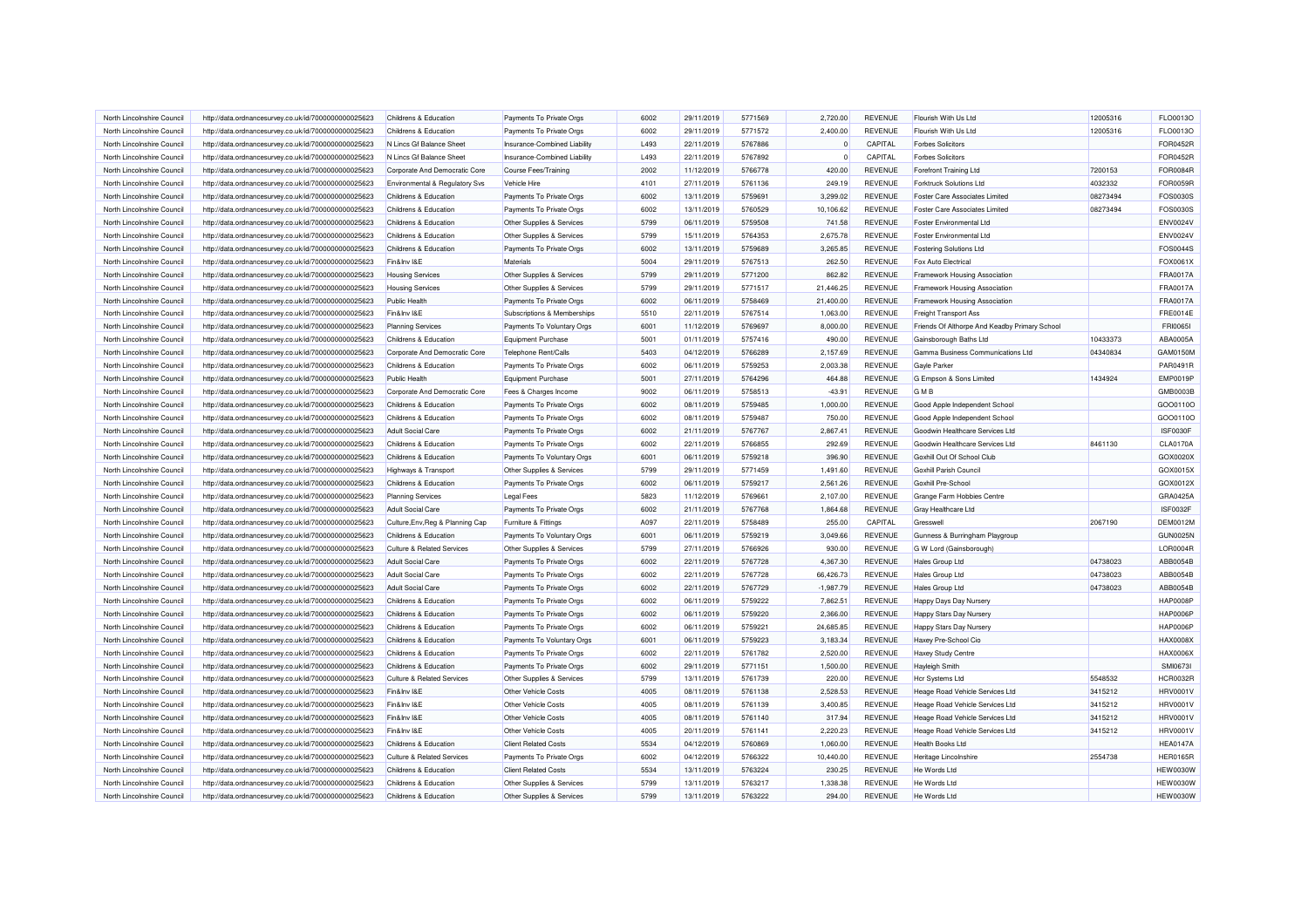| North Lincolnshire Council | http://data.ordnancesurvey.co.uk/id/7000000000025623 | Childrens & Education | Payments To Private Orgs | 6002 | 29/11/2019 | 5771569 | 2,720.00 | REVENUE | Flourish With Us Ltd | 12005316 | FLO0013O |
|---|---|---|---|---|---|---|---|---|---|---|---|
| North Lincolnshire Council | http://data.ordnancesurvey.co.uk/id/7000000000025623 | Childrens & Education | Payments To Private Orgs | 6002 | 29/11/2019 | 5771572 | 2,400.00 | REVENUE | Flourish With Us Ltd | 12005316 | FLO0013O |
| North Lincolnshire Council | http://data.ordnancesurvey.co.uk/id/7000000000025623 | N Lincs Gf Balance Sheet | Insurance-Combined Liability | L493 | 22/11/2019 | 5767886 | 0 | CAPITAL | Forbes Solicitors | | FOR0452R |
| North Lincolnshire Council | http://data.ordnancesurvey.co.uk/id/7000000000025623 | N Lincs Gf Balance Sheet | Insurance-Combined Liability | L493 | 22/11/2019 | 5767892 | 0 | CAPITAL | Forbes Solicitors | | FOR0452R |
| North Lincolnshire Council | http://data.ordnancesurvey.co.uk/id/7000000000025623 | Corporate And Democratic Core | Course Fees/Training | 2002 | 11/12/2019 | 5766778 | 420.00 | REVENUE | Forefront Training Ltd | 7200153 | FOR0084R |
| North Lincolnshire Council | http://data.ordnancesurvey.co.uk/id/7000000000025623 | Environmental & Regulatory Svs | Vehicle Hire | 4101 | 27/11/2019 | 5761136 | 249.19 | REVENUE | Forktruck Solutions Ltd | 4032332 | FOR0059R |
| North Lincolnshire Council | http://data.ordnancesurvey.co.uk/id/7000000000025623 | Childrens & Education | Payments To Private Orgs | 6002 | 13/11/2019 | 5759691 | 3,299.02 | REVENUE | Foster Care Associates Limited | 08273494 | FOS0030S |
| North Lincolnshire Council | http://data.ordnancesurvey.co.uk/id/7000000000025623 | Childrens & Education | Payments To Private Orgs | 6002 | 13/11/2019 | 5760529 | 10,106.62 | REVENUE | Foster Care Associates Limited | 08273494 | FOS0030S |
| North Lincolnshire Council | http://data.ordnancesurvey.co.uk/id/7000000000025623 | Childrens & Education | Other Supplies & Services | 5799 | 06/11/2019 | 5759508 | 741.58 | REVENUE | Foster Environmental Ltd | | ENV0024V |
| North Lincolnshire Council | http://data.ordnancesurvey.co.uk/id/7000000000025623 | Childrens & Education | Other Supplies & Services | 5799 | 15/11/2019 | 5764353 | 2,675.78 | REVENUE | Foster Environmental Ltd | | ENV0024V |
| North Lincolnshire Council | http://data.ordnancesurvey.co.uk/id/7000000000025623 | Childrens & Education | Payments To Private Orgs | 6002 | 13/11/2019 | 5759689 | 3,265.85 | REVENUE | Fostering Solutions Ltd | | FOS0044S |
| North Lincolnshire Council | http://data.ordnancesurvey.co.uk/id/7000000000025623 | Fin&Inv I&E | Materials | 5004 | 29/11/2019 | 5767513 | 262.50 | REVENUE | Fox Auto Electrical | | FOX0061X |
| North Lincolnshire Council | http://data.ordnancesurvey.co.uk/id/7000000000025623 | Housing Services | Other Supplies & Services | 5799 | 29/11/2019 | 5771200 | 862.82 | REVENUE | Framework Housing Association | | FRA0017A |
| North Lincolnshire Council | http://data.ordnancesurvey.co.uk/id/7000000000025623 | Housing Services | Other Supplies & Services | 5799 | 29/11/2019 | 5771517 | 21,446.25 | REVENUE | Framework Housing Association | | FRA0017A |
| North Lincolnshire Council | http://data.ordnancesurvey.co.uk/id/7000000000025623 | Public Health | Payments To Private Orgs | 6002 | 06/11/2019 | 5758469 | 21,400.00 | REVENUE | Framework Housing Association | | FRA0017A |
| North Lincolnshire Council | http://data.ordnancesurvey.co.uk/id/7000000000025623 | Fin&Inv I&E | Subscriptions & Memberships | 5510 | 22/11/2019 | 5767514 | 1,063.00 | REVENUE | Freight Transport Ass | | FRE0014E |
| North Lincolnshire Council | http://data.ordnancesurvey.co.uk/id/7000000000025623 | Planning Services | Payments To Voluntary Orgs | 6001 | 11/12/2019 | 5769697 | 8,000.00 | REVENUE | Friends Of Althorpe And Keadby Primary School | | FRI0065I |
| North Lincolnshire Council | http://data.ordnancesurvey.co.uk/id/7000000000025623 | Childrens & Education | Equipment Purchase | 5001 | 01/11/2019 | 5757416 | 490.00 | REVENUE | Gainsborough Baths Ltd | 10433373 | ABA0005A |
| North Lincolnshire Council | http://data.ordnancesurvey.co.uk/id/7000000000025623 | Corporate And Democratic Core | Telephone Rent/Calls | 5403 | 04/12/2019 | 5766289 | 2,157.69 | REVENUE | Gamma Business Communications Ltd | 04340834 | GAM0150M |
| North Lincolnshire Council | http://data.ordnancesurvey.co.uk/id/7000000000025623 | Childrens & Education | Payments To Private Orgs | 6002 | 06/11/2019 | 5759253 | 2,003.38 | REVENUE | Gayle Parker | | PAR0491R |
| North Lincolnshire Council | http://data.ordnancesurvey.co.uk/id/7000000000025623 | Public Health | Equipment Purchase | 5001 | 27/11/2019 | 5764296 | 464.88 | REVENUE | G Empson & Sons Limited | 1434924 | EMP0019P |
| North Lincolnshire Council | http://data.ordnancesurvey.co.uk/id/7000000000025623 | Corporate And Democratic Core | Fees & Charges Income | 9002 | 06/11/2019 | 5758513 | -43.91 | REVENUE | G M B | | GMB0003B |
| North Lincolnshire Council | http://data.ordnancesurvey.co.uk/id/7000000000025623 | Childrens & Education | Payments To Private Orgs | 6002 | 08/11/2019 | 5759485 | 1,000.00 | REVENUE | Good Apple Independent School | | GOO0110O |
| North Lincolnshire Council | http://data.ordnancesurvey.co.uk/id/7000000000025623 | Childrens & Education | Payments To Private Orgs | 6002 | 08/11/2019 | 5759487 | 750.00 | REVENUE | Good Apple Independent School | | GOO0110O |
| North Lincolnshire Council | http://data.ordnancesurvey.co.uk/id/7000000000025623 | Adult Social Care | Payments To Private Orgs | 6002 | 21/11/2019 | 5767767 | 2,867.41 | REVENUE | Goodwin Healthcare Services Ltd | | ISF0030F |
| North Lincolnshire Council | http://data.ordnancesurvey.co.uk/id/7000000000025623 | Childrens & Education | Payments To Private Orgs | 6002 | 22/11/2019 | 5766855 | 292.69 | REVENUE | Goodwin Healthcare Services Ltd | 8461130 | CLA0170A |
| North Lincolnshire Council | http://data.ordnancesurvey.co.uk/id/7000000000025623 | Childrens & Education | Payments To Voluntary Orgs | 6001 | 06/11/2019 | 5759218 | 396.90 | REVENUE | Goxhill Out Of School Club | | GOX0020X |
| North Lincolnshire Council | http://data.ordnancesurvey.co.uk/id/7000000000025623 | Highways & Transport | Other Supplies & Services | 5799 | 29/11/2019 | 5771459 | 1,491.60 | REVENUE | Goxhill Parish Council | | GOX0015X |
| North Lincolnshire Council | http://data.ordnancesurvey.co.uk/id/7000000000025623 | Childrens & Education | Payments To Private Orgs | 6002 | 06/11/2019 | 5759217 | 2,561.26 | REVENUE | Goxhill Pre-School | | GOX0012X |
| North Lincolnshire Council | http://data.ordnancesurvey.co.uk/id/7000000000025623 | Planning Services | Legal Fees | 5823 | 11/12/2019 | 5769661 | 2,107.00 | REVENUE | Grange Farm Hobbies Centre | | GRA0425A |
| North Lincolnshire Council | http://data.ordnancesurvey.co.uk/id/7000000000025623 | Adult Social Care | Payments To Private Orgs | 6002 | 21/11/2019 | 5767768 | 1,864.68 | REVENUE | Gray Healthcare Ltd | | ISF0032F |
| North Lincolnshire Council | http://data.ordnancesurvey.co.uk/id/7000000000025623 | Culture,Env,Reg & Planning Cap | Furniture & Fittings | A097 | 22/11/2019 | 5758489 | 255.00 | CAPITAL | Gresswell | 2067190 | DEM0012M |
| North Lincolnshire Council | http://data.ordnancesurvey.co.uk/id/7000000000025623 | Childrens & Education | Payments To Voluntary Orgs | 6001 | 06/11/2019 | 5759219 | 3,049.66 | REVENUE | Gunness & Burringham Playgroup | | GUN0025N |
| North Lincolnshire Council | http://data.ordnancesurvey.co.uk/id/7000000000025623 | Culture & Related Services | Other Supplies & Services | 5799 | 27/11/2019 | 5766926 | 930.00 | REVENUE | G W Lord (Gainsborough) | | LOR0004R |
| North Lincolnshire Council | http://data.ordnancesurvey.co.uk/id/7000000000025623 | Adult Social Care | Payments To Private Orgs | 6002 | 22/11/2019 | 5767728 | 4,367.30 | REVENUE | Hales Group Ltd | 04738023 | ABB0054B |
| North Lincolnshire Council | http://data.ordnancesurvey.co.uk/id/7000000000025623 | Adult Social Care | Payments To Private Orgs | 6002 | 22/11/2019 | 5767728 | 66,426.73 | REVENUE | Hales Group Ltd | 04738023 | ABB0054B |
| North Lincolnshire Council | http://data.ordnancesurvey.co.uk/id/7000000000025623 | Adult Social Care | Payments To Private Orgs | 6002 | 22/11/2019 | 5767729 | -1,987.79 | REVENUE | Hales Group Ltd | 04738023 | ABB0054B |
| North Lincolnshire Council | http://data.ordnancesurvey.co.uk/id/7000000000025623 | Childrens & Education | Payments To Private Orgs | 6002 | 06/11/2019 | 5759222 | 7,862.51 | REVENUE | Happy Days Day Nursery | | HAP0008P |
| North Lincolnshire Council | http://data.ordnancesurvey.co.uk/id/7000000000025623 | Childrens & Education | Payments To Private Orgs | 6002 | 06/11/2019 | 5759220 | 2,366.00 | REVENUE | Happy Stars Day Nursery | | HAP0006P |
| North Lincolnshire Council | http://data.ordnancesurvey.co.uk/id/7000000000025623 | Childrens & Education | Payments To Private Orgs | 6002 | 06/11/2019 | 5759221 | 24,685.85 | REVENUE | Happy Stars Day Nursery | | HAP0006P |
| North Lincolnshire Council | http://data.ordnancesurvey.co.uk/id/7000000000025623 | Childrens & Education | Payments To Voluntary Orgs | 6001 | 06/11/2019 | 5759223 | 3,183.34 | REVENUE | Haxey Pre-School Cio | | HAX0008X |
| North Lincolnshire Council | http://data.ordnancesurvey.co.uk/id/7000000000025623 | Childrens & Education | Payments To Private Orgs | 6002 | 22/11/2019 | 5761782 | 2,520.00 | REVENUE | Haxey Study Centre | | HAX0006X |
| North Lincolnshire Council | http://data.ordnancesurvey.co.uk/id/7000000000025623 | Childrens & Education | Payments To Private Orgs | 6002 | 29/11/2019 | 5771151 | 1,500.00 | REVENUE | Hayleigh Smith | | SMI0673I |
| North Lincolnshire Council | http://data.ordnancesurvey.co.uk/id/7000000000025623 | Culture & Related Services | Other Supplies & Services | 5799 | 13/11/2019 | 5761739 | 220.00 | REVENUE | Hcr Systems Ltd | 5548532 | HCR0032R |
| North Lincolnshire Council | http://data.ordnancesurvey.co.uk/id/7000000000025623 | Fin&Inv I&E | Other Vehicle Costs | 4005 | 08/11/2019 | 5761138 | 2,528.53 | REVENUE | Heage Road Vehicle Services Ltd | 3415212 | HRV0001V |
| North Lincolnshire Council | http://data.ordnancesurvey.co.uk/id/7000000000025623 | Fin&Inv I&E | Other Vehicle Costs | 4005 | 08/11/2019 | 5761139 | 3,400.85 | REVENUE | Heage Road Vehicle Services Ltd | 3415212 | HRV0001V |
| North Lincolnshire Council | http://data.ordnancesurvey.co.uk/id/7000000000025623 | Fin&Inv I&E | Other Vehicle Costs | 4005 | 08/11/2019 | 5761140 | 317.94 | REVENUE | Heage Road Vehicle Services Ltd | 3415212 | HRV0001V |
| North Lincolnshire Council | http://data.ordnancesurvey.co.uk/id/7000000000025623 | Fin&Inv I&E | Other Vehicle Costs | 4005 | 20/11/2019 | 5761141 | 2,220.23 | REVENUE | Heage Road Vehicle Services Ltd | 3415212 | HRV0001V |
| North Lincolnshire Council | http://data.ordnancesurvey.co.uk/id/7000000000025623 | Childrens & Education | Client Related Costs | 5534 | 04/12/2019 | 5760869 | 1,060.00 | REVENUE | Health Books Ltd | | HEA0147A |
| North Lincolnshire Council | http://data.ordnancesurvey.co.uk/id/7000000000025623 | Culture & Related Services | Payments To Private Orgs | 6002 | 04/12/2019 | 5766322 | 10,440.00 | REVENUE | Heritage Lincolnshire | 2554738 | HER0165R |
| North Lincolnshire Council | http://data.ordnancesurvey.co.uk/id/7000000000025623 | Childrens & Education | Client Related Costs | 5534 | 13/11/2019 | 5763224 | 230.25 | REVENUE | He Words Ltd | | HEW0030W |
| North Lincolnshire Council | http://data.ordnancesurvey.co.uk/id/7000000000025623 | Childrens & Education | Other Supplies & Services | 5799 | 13/11/2019 | 5763217 | 1,338.38 | REVENUE | He Words Ltd | | HEW0030W |
| North Lincolnshire Council | http://data.ordnancesurvey.co.uk/id/7000000000025623 | Childrens & Education | Other Supplies & Services | 5799 | 13/11/2019 | 5763222 | 294.00 | REVENUE | He Words Ltd | | HEW0030W |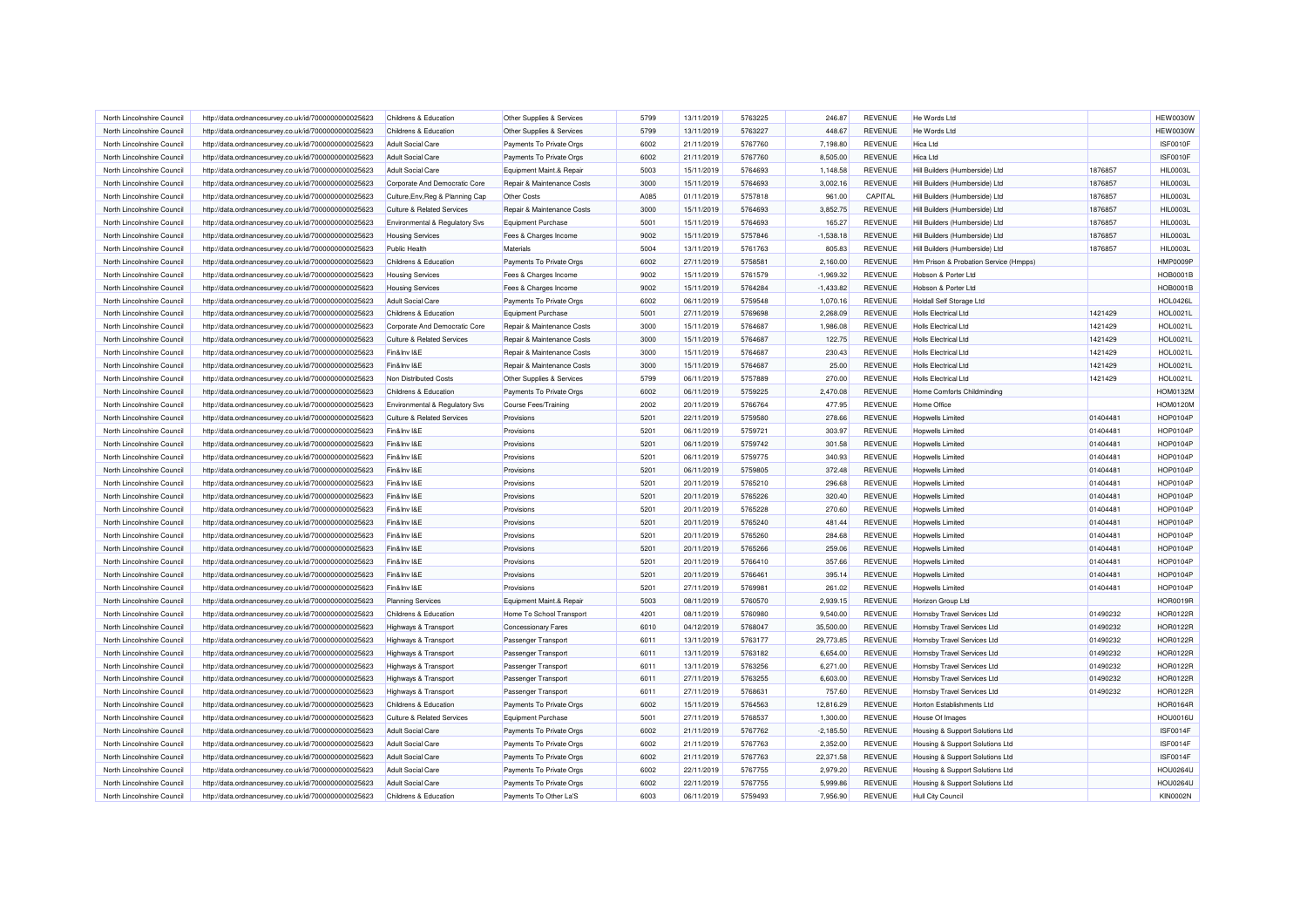| North Lincolnshire Council | http://data.ordnancesurvey.co.uk/id/7000000000025623 | Childrens & Education | Other Supplies & Services | 5799 | 13/11/2019 | 5763225 | 246.87 | REVENUE | He Words Ltd | | HEW0030W |
|---|---|---|---|---|---|---|---|---|---|---|---|
| North Lincolnshire Council | http://data.ordnancesurvey.co.uk/id/7000000000025623 | Childrens & Education | Other Supplies & Services | 5799 | 13/11/2019 | 5763227 | 448.67 | REVENUE | He Words Ltd | | HEW0030W |
| North Lincolnshire Council | http://data.ordnancesurvey.co.uk/id/7000000000025623 | Adult Social Care | Payments To Private Orgs | 6002 | 21/11/2019 | 5767760 | 7,198.80 | REVENUE | Hica Ltd | | ISF0010F |
| North Lincolnshire Council | http://data.ordnancesurvey.co.uk/id/7000000000025623 | Adult Social Care | Payments To Private Orgs | 6002 | 21/11/2019 | 5767760 | 8,505.00 | REVENUE | Hica Ltd | | ISF0010F |
| North Lincolnshire Council | http://data.ordnancesurvey.co.uk/id/7000000000025623 | Adult Social Care | Equipment Maint.& Repair | 5003 | 15/11/2019 | 5764693 | 1,148.58 | REVENUE | Hill Builders (Humberside) Ltd | 1876857 | HIL0003L |
| North Lincolnshire Council | http://data.ordnancesurvey.co.uk/id/7000000000025623 | Corporate And Democratic Core | Repair & Maintenance Costs | 3000 | 15/11/2019 | 5764693 | 3,002.16 | REVENUE | Hill Builders (Humberside) Ltd | 1876857 | HIL0003L |
| North Lincolnshire Council | http://data.ordnancesurvey.co.uk/id/7000000000025623 | Culture,Env,Reg & Planning Cap | Other Costs | A085 | 01/11/2019 | 5757818 | 961.00 | CAPITAL | Hill Builders (Humberside) Ltd | 1876857 | HIL0003L |
| North Lincolnshire Council | http://data.ordnancesurvey.co.uk/id/7000000000025623 | Culture & Related Services | Repair & Maintenance Costs | 3000 | 15/11/2019 | 5764693 | 3,852.75 | REVENUE | Hill Builders (Humberside) Ltd | 1876857 | HIL0003L |
| North Lincolnshire Council | http://data.ordnancesurvey.co.uk/id/7000000000025623 | Environmental & Regulatory Svs | Equipment Purchase | 5001 | 15/11/2019 | 5764693 | 165.27 | REVENUE | Hill Builders (Humberside) Ltd | 1876857 | HIL0003L |
| North Lincolnshire Council | http://data.ordnancesurvey.co.uk/id/7000000000025623 | Housing Services | Fees & Charges Income | 9002 | 15/11/2019 | 5757846 | -1,538.18 | REVENUE | Hill Builders (Humberside) Ltd | 1876857 | HIL0003L |
| North Lincolnshire Council | http://data.ordnancesurvey.co.uk/id/7000000000025623 | Public Health | Materials | 5004 | 13/11/2019 | 5761763 | 805.83 | REVENUE | Hill Builders (Humberside) Ltd | 1876857 | HIL0003L |
| North Lincolnshire Council | http://data.ordnancesurvey.co.uk/id/7000000000025623 | Childrens & Education | Payments To Private Orgs | 6002 | 27/11/2019 | 5758581 | 2,160.00 | REVENUE | Hm Prison & Probation Service (Hmpps) | | HMP0009P |
| North Lincolnshire Council | http://data.ordnancesurvey.co.uk/id/7000000000025623 | Housing Services | Fees & Charges Income | 9002 | 15/11/2019 | 5761579 | -1,969.32 | REVENUE | Hobson & Porter Ltd | | HOB0001B |
| North Lincolnshire Council | http://data.ordnancesurvey.co.uk/id/7000000000025623 | Housing Services | Fees & Charges Income | 9002 | 15/11/2019 | 5764284 | -1,433.82 | REVENUE | Hobson & Porter Ltd | | HOB0001B |
| North Lincolnshire Council | http://data.ordnancesurvey.co.uk/id/7000000000025623 | Adult Social Care | Payments To Private Orgs | 6002 | 06/11/2019 | 5759548 | 1,070.16 | REVENUE | Holdall Self Storage Ltd | | HOL0426L |
| North Lincolnshire Council | http://data.ordnancesurvey.co.uk/id/7000000000025623 | Childrens & Education | Equipment Purchase | 5001 | 27/11/2019 | 5769698 | 2,268.09 | REVENUE | Holls Electrical Ltd | 1421429 | HOL0021L |
| North Lincolnshire Council | http://data.ordnancesurvey.co.uk/id/7000000000025623 | Corporate And Democratic Core | Repair & Maintenance Costs | 3000 | 15/11/2019 | 5764687 | 1,986.08 | REVENUE | Holls Electrical Ltd | 1421429 | HOL0021L |
| North Lincolnshire Council | http://data.ordnancesurvey.co.uk/id/7000000000025623 | Culture & Related Services | Repair & Maintenance Costs | 3000 | 15/11/2019 | 5764687 | 122.75 | REVENUE | Holls Electrical Ltd | 1421429 | HOL0021L |
| North Lincolnshire Council | http://data.ordnancesurvey.co.uk/id/7000000000025623 | Fin&Inv I&E | Repair & Maintenance Costs | 3000 | 15/11/2019 | 5764687 | 230.43 | REVENUE | Holls Electrical Ltd | 1421429 | HOL0021L |
| North Lincolnshire Council | http://data.ordnancesurvey.co.uk/id/7000000000025623 | Fin&Inv I&E | Repair & Maintenance Costs | 3000 | 15/11/2019 | 5764687 | 25.00 | REVENUE | Holls Electrical Ltd | 1421429 | HOL0021L |
| North Lincolnshire Council | http://data.ordnancesurvey.co.uk/id/7000000000025623 | Non Distributed Costs | Other Supplies & Services | 5799 | 06/11/2019 | 5757889 | 270.00 | REVENUE | Holls Electrical Ltd | 1421429 | HOL0021L |
| North Lincolnshire Council | http://data.ordnancesurvey.co.uk/id/7000000000025623 | Childrens & Education | Payments To Private Orgs | 6002 | 06/11/2019 | 5759225 | 2,470.08 | REVENUE | Home Comforts Childminding | | HOM0132M |
| North Lincolnshire Council | http://data.ordnancesurvey.co.uk/id/7000000000025623 | Environmental & Regulatory Svs | Course Fees/Training | 2002 | 20/11/2019 | 5766764 | 477.95 | REVENUE | Home Office | | HOM0120M |
| North Lincolnshire Council | http://data.ordnancesurvey.co.uk/id/7000000000025623 | Culture & Related Services | Provisions | 5201 | 22/11/2019 | 5759580 | 278.66 | REVENUE | Hopwells Limited | 01404481 | HOP0104P |
| North Lincolnshire Council | http://data.ordnancesurvey.co.uk/id/7000000000025623 | Fin&Inv I&E | Provisions | 5201 | 06/11/2019 | 5759721 | 303.97 | REVENUE | Hopwells Limited | 01404481 | HOP0104P |
| North Lincolnshire Council | http://data.ordnancesurvey.co.uk/id/7000000000025623 | Fin&Inv I&E | Provisions | 5201 | 06/11/2019 | 5759742 | 301.58 | REVENUE | Hopwells Limited | 01404481 | HOP0104P |
| North Lincolnshire Council | http://data.ordnancesurvey.co.uk/id/7000000000025623 | Fin&Inv I&E | Provisions | 5201 | 06/11/2019 | 5759775 | 340.93 | REVENUE | Hopwells Limited | 01404481 | HOP0104P |
| North Lincolnshire Council | http://data.ordnancesurvey.co.uk/id/7000000000025623 | Fin&Inv I&E | Provisions | 5201 | 06/11/2019 | 5759805 | 372.48 | REVENUE | Hopwells Limited | 01404481 | HOP0104P |
| North Lincolnshire Council | http://data.ordnancesurvey.co.uk/id/7000000000025623 | Fin&Inv I&E | Provisions | 5201 | 20/11/2019 | 5765210 | 296.68 | REVENUE | Hopwells Limited | 01404481 | HOP0104P |
| North Lincolnshire Council | http://data.ordnancesurvey.co.uk/id/7000000000025623 | Fin&Inv I&E | Provisions | 5201 | 20/11/2019 | 5765226 | 320.40 | REVENUE | Hopwells Limited | 01404481 | HOP0104P |
| North Lincolnshire Council | http://data.ordnancesurvey.co.uk/id/7000000000025623 | Fin&Inv I&E | Provisions | 5201 | 20/11/2019 | 5765228 | 270.60 | REVENUE | Hopwells Limited | 01404481 | HOP0104P |
| North Lincolnshire Council | http://data.ordnancesurvey.co.uk/id/7000000000025623 | Fin&Inv I&E | Provisions | 5201 | 20/11/2019 | 5765240 | 481.44 | REVENUE | Hopwells Limited | 01404481 | HOP0104P |
| North Lincolnshire Council | http://data.ordnancesurvey.co.uk/id/7000000000025623 | Fin&Inv I&E | Provisions | 5201 | 20/11/2019 | 5765260 | 284.68 | REVENUE | Hopwells Limited | 01404481 | HOP0104P |
| North Lincolnshire Council | http://data.ordnancesurvey.co.uk/id/7000000000025623 | Fin&Inv I&E | Provisions | 5201 | 20/11/2019 | 5765266 | 259.06 | REVENUE | Hopwells Limited | 01404481 | HOP0104P |
| North Lincolnshire Council | http://data.ordnancesurvey.co.uk/id/7000000000025623 | Fin&Inv I&E | Provisions | 5201 | 20/11/2019 | 5766410 | 357.66 | REVENUE | Hopwells Limited | 01404481 | HOP0104P |
| North Lincolnshire Council | http://data.ordnancesurvey.co.uk/id/7000000000025623 | Fin&Inv I&E | Provisions | 5201 | 20/11/2019 | 5766461 | 395.14 | REVENUE | Hopwells Limited | 01404481 | HOP0104P |
| North Lincolnshire Council | http://data.ordnancesurvey.co.uk/id/7000000000025623 | Fin&Inv I&E | Provisions | 5201 | 27/11/2019 | 5769981 | 261.02 | REVENUE | Hopwells Limited | 01404481 | HOP0104P |
| North Lincolnshire Council | http://data.ordnancesurvey.co.uk/id/7000000000025623 | Planning Services | Equipment Maint.& Repair | 5003 | 08/11/2019 | 5760570 | 2,939.15 | REVENUE | Horizon Group Ltd | | HOR0019R |
| North Lincolnshire Council | http://data.ordnancesurvey.co.uk/id/7000000000025623 | Childrens & Education | Home To School Transport | 4201 | 08/11/2019 | 5760980 | 9,540.00 | REVENUE | Hornsby Travel Services Ltd | 01490232 | HOR0122R |
| North Lincolnshire Council | http://data.ordnancesurvey.co.uk/id/7000000000025623 | Highways & Transport | Concessionary Fares | 6010 | 04/12/2019 | 5768047 | 35,500.00 | REVENUE | Hornsby Travel Services Ltd | 01490232 | HOR0122R |
| North Lincolnshire Council | http://data.ordnancesurvey.co.uk/id/7000000000025623 | Highways & Transport | Passenger Transport | 6011 | 13/11/2019 | 5763177 | 29,773.85 | REVENUE | Hornsby Travel Services Ltd | 01490232 | HOR0122R |
| North Lincolnshire Council | http://data.ordnancesurvey.co.uk/id/7000000000025623 | Highways & Transport | Passenger Transport | 6011 | 13/11/2019 | 5763182 | 6,654.00 | REVENUE | Hornsby Travel Services Ltd | 01490232 | HOR0122R |
| North Lincolnshire Council | http://data.ordnancesurvey.co.uk/id/7000000000025623 | Highways & Transport | Passenger Transport | 6011 | 13/11/2019 | 5763256 | 6,271.00 | REVENUE | Hornsby Travel Services Ltd | 01490232 | HOR0122R |
| North Lincolnshire Council | http://data.ordnancesurvey.co.uk/id/7000000000025623 | Highways & Transport | Passenger Transport | 6011 | 27/11/2019 | 5763255 | 6,603.00 | REVENUE | Hornsby Travel Services Ltd | 01490232 | HOR0122R |
| North Lincolnshire Council | http://data.ordnancesurvey.co.uk/id/7000000000025623 | Highways & Transport | Passenger Transport | 6011 | 27/11/2019 | 5768631 | 757.60 | REVENUE | Hornsby Travel Services Ltd | 01490232 | HOR0122R |
| North Lincolnshire Council | http://data.ordnancesurvey.co.uk/id/7000000000025623 | Childrens & Education | Payments To Private Orgs | 6002 | 15/11/2019 | 5764563 | 12,816.29 | REVENUE | Horton Establishments Ltd | | HOR0164R |
| North Lincolnshire Council | http://data.ordnancesurvey.co.uk/id/7000000000025623 | Culture & Related Services | Equipment Purchase | 5001 | 27/11/2019 | 5768537 | 1,300.00 | REVENUE | House Of Images | | HOU0016U |
| North Lincolnshire Council | http://data.ordnancesurvey.co.uk/id/7000000000025623 | Adult Social Care | Payments To Private Orgs | 6002 | 21/11/2019 | 5767762 | -2,185.50 | REVENUE | Housing & Support Solutions Ltd | | ISF0014F |
| North Lincolnshire Council | http://data.ordnancesurvey.co.uk/id/7000000000025623 | Adult Social Care | Payments To Private Orgs | 6002 | 21/11/2019 | 5767763 | 2,352.00 | REVENUE | Housing & Support Solutions Ltd | | ISF0014F |
| North Lincolnshire Council | http://data.ordnancesurvey.co.uk/id/7000000000025623 | Adult Social Care | Payments To Private Orgs | 6002 | 21/11/2019 | 5767763 | 22,371.58 | REVENUE | Housing & Support Solutions Ltd | | ISF0014F |
| North Lincolnshire Council | http://data.ordnancesurvey.co.uk/id/7000000000025623 | Adult Social Care | Payments To Private Orgs | 6002 | 22/11/2019 | 5767755 | 2,979.20 | REVENUE | Housing & Support Solutions Ltd | | HOU0264U |
| North Lincolnshire Council | http://data.ordnancesurvey.co.uk/id/7000000000025623 | Adult Social Care | Payments To Private Orgs | 6002 | 22/11/2019 | 5767755 | 5,999.86 | REVENUE | Housing & Support Solutions Ltd | | HOU0264U |
| North Lincolnshire Council | http://data.ordnancesurvey.co.uk/id/7000000000025623 | Childrens & Education | Payments To Other La'S | 6003 | 06/11/2019 | 5759493 | 7,956.90 | REVENUE | Hull City Council | | KIN0002N |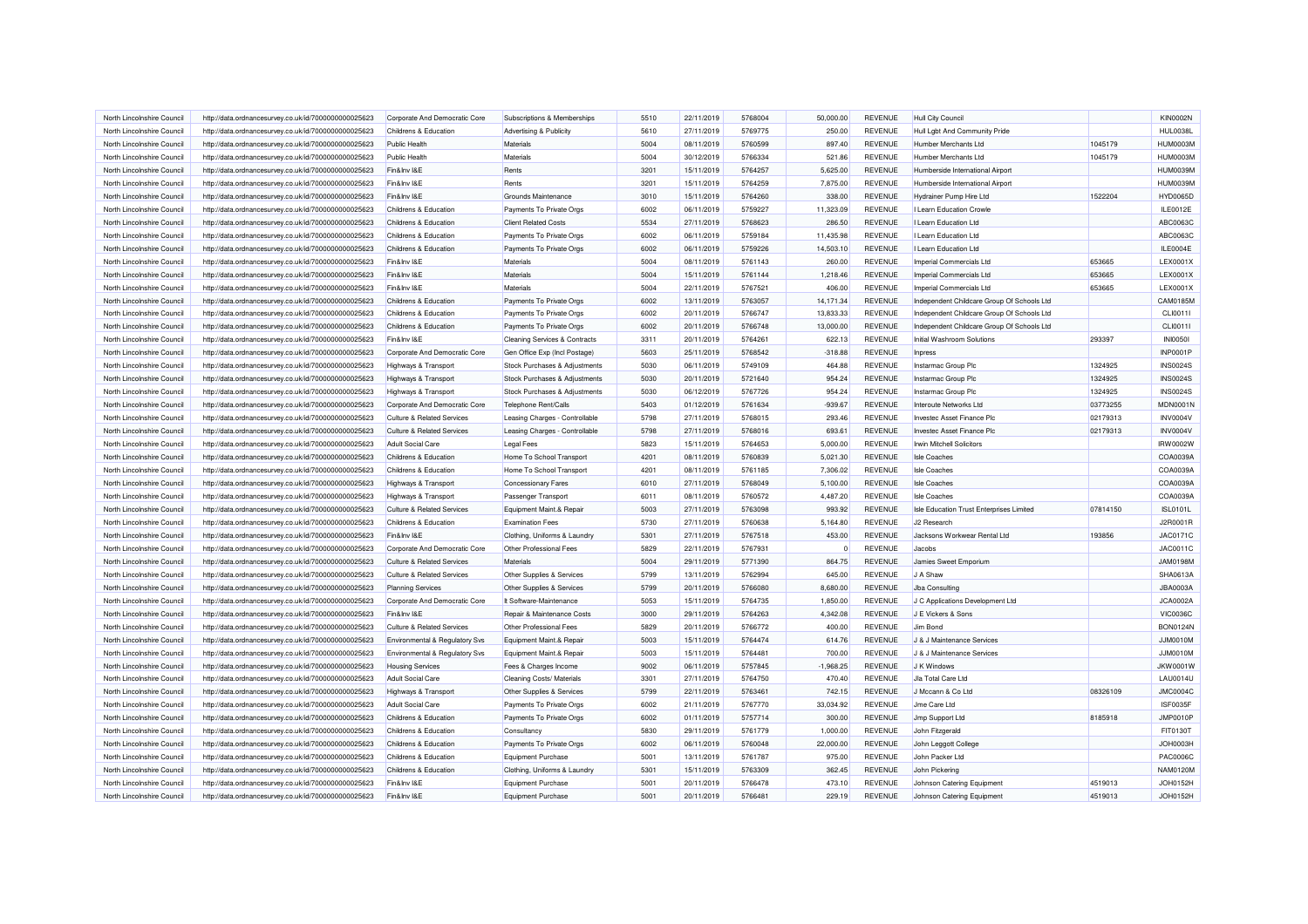| | | | | | | | | | | | |
|---|---|---|---|---|---|---|---|---|---|---|---|
| North Lincolnshire Council | http://data.ordnancesurvey.co.uk/id/7000000000025623 | Corporate And Democratic Core | Subscriptions & Memberships | 5510 | 22/11/2019 | 5768004 | 50,000.00 | REVENUE | Hull City Council | | KIN0002N |
| North Lincolnshire Council | http://data.ordnancesurvey.co.uk/id/7000000000025623 | Childrens & Education | Advertising & Publicity | 5610 | 27/11/2019 | 5769775 | 250.00 | REVENUE | Hull Lgbt And Community Pride | | HUL0038L |
| North Lincolnshire Council | http://data.ordnancesurvey.co.uk/id/7000000000025623 | Public Health | Materials | 5004 | 08/11/2019 | 5760599 | 897.40 | REVENUE | Humber Merchants Ltd | 1045179 | HUM0003M |
| North Lincolnshire Council | http://data.ordnancesurvey.co.uk/id/7000000000025623 | Public Health | Materials | 5004 | 30/12/2019 | 5766334 | 521.86 | REVENUE | Humber Merchants Ltd | 1045179 | HUM0003M |
| North Lincolnshire Council | http://data.ordnancesurvey.co.uk/id/7000000000025623 | Fin&Inv I&E | Rents | 3201 | 15/11/2019 | 5764257 | 5,625.00 | REVENUE | Humberside International Airport | | HUM0039M |
| North Lincolnshire Council | http://data.ordnancesurvey.co.uk/id/7000000000025623 | Fin&Inv I&E | Rents | 3201 | 15/11/2019 | 5764259 | 7,875.00 | REVENUE | Humberside International Airport | | HUM0039M |
| North Lincolnshire Council | http://data.ordnancesurvey.co.uk/id/7000000000025623 | Fin&Inv I&E | Grounds Maintenance | 3010 | 15/11/2019 | 5764260 | 338.00 | REVENUE | Hydrainer Pump Hire Ltd | 1522204 | HYD0065D |
| North Lincolnshire Council | http://data.ordnancesurvey.co.uk/id/7000000000025623 | Childrens & Education | Payments To Private Orgs | 6002 | 06/11/2019 | 5759227 | 11,323.09 | REVENUE | I Learn Education Crowle | | ILE0012E |
| North Lincolnshire Council | http://data.ordnancesurvey.co.uk/id/7000000000025623 | Childrens & Education | Client Related Costs | 5534 | 27/11/2019 | 5768623 | 286.50 | REVENUE | I Learn Education Ltd | | ABC0063C |
| North Lincolnshire Council | http://data.ordnancesurvey.co.uk/id/7000000000025623 | Childrens & Education | Payments To Private Orgs | 6002 | 06/11/2019 | 5759184 | 11,435.98 | REVENUE | I Learn Education Ltd | | ABC0063C |
| North Lincolnshire Council | http://data.ordnancesurvey.co.uk/id/7000000000025623 | Childrens & Education | Payments To Private Orgs | 6002 | 06/11/2019 | 5759226 | 14,503.10 | REVENUE | I Learn Education Ltd | | ILE0004E |
| North Lincolnshire Council | http://data.ordnancesurvey.co.uk/id/7000000000025623 | Fin&Inv I&E | Materials | 5004 | 08/11/2019 | 5761143 | 260.00 | REVENUE | Imperial Commercials Ltd | 653665 | LEX0001X |
| North Lincolnshire Council | http://data.ordnancesurvey.co.uk/id/7000000000025623 | Fin&Inv I&E | Materials | 5004 | 15/11/2019 | 5761144 | 1,218.46 | REVENUE | Imperial Commercials Ltd | 653665 | LEX0001X |
| North Lincolnshire Council | http://data.ordnancesurvey.co.uk/id/7000000000025623 | Fin&Inv I&E | Materials | 5004 | 22/11/2019 | 5767521 | 406.00 | REVENUE | Imperial Commercials Ltd | 653665 | LEX0001X |
| North Lincolnshire Council | http://data.ordnancesurvey.co.uk/id/7000000000025623 | Childrens & Education | Payments To Private Orgs | 6002 | 13/11/2019 | 5763057 | 14,171.34 | REVENUE | Independent Childcare Group Of Schools Ltd | | CAM0185M |
| North Lincolnshire Council | http://data.ordnancesurvey.co.uk/id/7000000000025623 | Childrens & Education | Payments To Private Orgs | 6002 | 20/11/2019 | 5766747 | 13,833.33 | REVENUE | Independent Childcare Group Of Schools Ltd | | CLI0011I |
| North Lincolnshire Council | http://data.ordnancesurvey.co.uk/id/7000000000025623 | Childrens & Education | Payments To Private Orgs | 6002 | 20/11/2019 | 5766748 | 13,000.00 | REVENUE | Independent Childcare Group Of Schools Ltd | | CLI0011I |
| North Lincolnshire Council | http://data.ordnancesurvey.co.uk/id/7000000000025623 | Fin&Inv I&E | Cleaning Services & Contracts | 3311 | 20/11/2019 | 5764261 | 622.13 | REVENUE | Initial Washroom Solutions | 293397 | INI0050I |
| North Lincolnshire Council | http://data.ordnancesurvey.co.uk/id/7000000000025623 | Corporate And Democratic Core | Gen Office Exp (Incl Postage) | 5603 | 25/11/2019 | 5768542 | -318.88 | REVENUE | Inpress | | INP0001P |
| North Lincolnshire Council | http://data.ordnancesurvey.co.uk/id/7000000000025623 | Highways & Transport | Stock Purchases & Adjustments | 5030 | 06/11/2019 | 5749109 | 464.88 | REVENUE | Instarmac Group Plc | 1324925 | INS0024S |
| North Lincolnshire Council | http://data.ordnancesurvey.co.uk/id/7000000000025623 | Highways & Transport | Stock Purchases & Adjustments | 5030 | 20/11/2019 | 5721640 | 954.24 | REVENUE | Instarmac Group Plc | 1324925 | INS0024S |
| North Lincolnshire Council | http://data.ordnancesurvey.co.uk/id/7000000000025623 | Highways & Transport | Stock Purchases & Adjustments | 5030 | 06/12/2019 | 5767726 | 954.24 | REVENUE | Instarmac Group Plc | 1324925 | INS0024S |
| North Lincolnshire Council | http://data.ordnancesurvey.co.uk/id/7000000000025623 | Corporate And Democratic Core | Telephone Rent/Calls | 5403 | 01/12/2019 | 5761634 | -939.67 | REVENUE | Interoute Networks Ltd | 03773255 | MDN0001N |
| North Lincolnshire Council | http://data.ordnancesurvey.co.uk/id/7000000000025623 | Culture & Related Services | Leasing Charges - Controllable | 5798 | 27/11/2019 | 5768015 | 293.46 | REVENUE | Investec Asset Finance Plc | 02179313 | INV0004V |
| North Lincolnshire Council | http://data.ordnancesurvey.co.uk/id/7000000000025623 | Culture & Related Services | Leasing Charges - Controllable | 5798 | 27/11/2019 | 5768016 | 693.61 | REVENUE | Investec Asset Finance Plc | 02179313 | INV0004V |
| North Lincolnshire Council | http://data.ordnancesurvey.co.uk/id/7000000000025623 | Adult Social Care | Legal Fees | 5823 | 15/11/2019 | 5764653 | 5,000.00 | REVENUE | Irwin Mitchell Solicitors | | IRW0002W |
| North Lincolnshire Council | http://data.ordnancesurvey.co.uk/id/7000000000025623 | Childrens & Education | Home To School Transport | 4201 | 08/11/2019 | 5760839 | 5,021.30 | REVENUE | Isle Coaches | | COA0039A |
| North Lincolnshire Council | http://data.ordnancesurvey.co.uk/id/7000000000025623 | Childrens & Education | Home To School Transport | 4201 | 08/11/2019 | 5761185 | 7,306.02 | REVENUE | Isle Coaches | | COA0039A |
| North Lincolnshire Council | http://data.ordnancesurvey.co.uk/id/7000000000025623 | Highways & Transport | Concessionary Fares | 6010 | 27/11/2019 | 5768049 | 5,100.00 | REVENUE | Isle Coaches | | COA0039A |
| North Lincolnshire Council | http://data.ordnancesurvey.co.uk/id/7000000000025623 | Highways & Transport | Passenger Transport | 6011 | 08/11/2019 | 5760572 | 4,487.20 | REVENUE | Isle Coaches | | COA0039A |
| North Lincolnshire Council | http://data.ordnancesurvey.co.uk/id/7000000000025623 | Culture & Related Services | Equipment Maint.& Repair | 5003 | 27/11/2019 | 5763098 | 993.92 | REVENUE | Isle Education Trust Enterprises Limited | 07814150 | ISL0101L |
| North Lincolnshire Council | http://data.ordnancesurvey.co.uk/id/7000000000025623 | Childrens & Education | Examination Fees | 5730 | 27/11/2019 | 5760638 | 5,164.80 | REVENUE | J2 Research | | J2R0001R |
| North Lincolnshire Council | http://data.ordnancesurvey.co.uk/id/7000000000025623 | Fin&Inv I&E | Clothing, Uniforms & Laundry | 5301 | 27/11/2019 | 5767518 | 453.00 | REVENUE | Jacksons Workwear Rental Ltd | 193856 | JAC0171C |
| North Lincolnshire Council | http://data.ordnancesurvey.co.uk/id/7000000000025623 | Corporate And Democratic Core | Other Professional Fees | 5829 | 22/11/2019 | 5767931 | 0 | REVENUE | Jacobs | | JAC0011C |
| North Lincolnshire Council | http://data.ordnancesurvey.co.uk/id/7000000000025623 | Culture & Related Services | Materials | 5004 | 29/11/2019 | 5771390 | 864.75 | REVENUE | Jamies Sweet Emporium | | JAM0198M |
| North Lincolnshire Council | http://data.ordnancesurvey.co.uk/id/7000000000025623 | Culture & Related Services | Other Supplies & Services | 5799 | 13/11/2019 | 5762994 | 645.00 | REVENUE | J A Shaw | | SHA0613A |
| North Lincolnshire Council | http://data.ordnancesurvey.co.uk/id/7000000000025623 | Planning Services | Other Supplies & Services | 5799 | 20/11/2019 | 5766080 | 8,680.00 | REVENUE | Jba Consulting | | JBA0003A |
| North Lincolnshire Council | http://data.ordnancesurvey.co.uk/id/7000000000025623 | Corporate And Democratic Core | It Software-Maintenance | 5053 | 15/11/2019 | 5764735 | 1,850.00 | REVENUE | J C Applications Development Ltd | | JCA0002A |
| North Lincolnshire Council | http://data.ordnancesurvey.co.uk/id/7000000000025623 | Fin&Inv I&E | Repair & Maintenance Costs | 3000 | 29/11/2019 | 5764263 | 4,342.08 | REVENUE | J E Vickers & Sons | | VIC0036C |
| North Lincolnshire Council | http://data.ordnancesurvey.co.uk/id/7000000000025623 | Culture & Related Services | Other Professional Fees | 5829 | 20/11/2019 | 5766772 | 400.00 | REVENUE | Jim Bond | | BON0124N |
| North Lincolnshire Council | http://data.ordnancesurvey.co.uk/id/7000000000025623 | Environmental & Regulatory Svs | Equipment Maint.& Repair | 5003 | 15/11/2019 | 5764474 | 614.76 | REVENUE | J & J Maintenance Services | | JJM0010M |
| North Lincolnshire Council | http://data.ordnancesurvey.co.uk/id/7000000000025623 | Environmental & Regulatory Svs | Equipment Maint.& Repair | 5003 | 15/11/2019 | 5764481 | 700.00 | REVENUE | J & J Maintenance Services | | JJM0010M |
| North Lincolnshire Council | http://data.ordnancesurvey.co.uk/id/7000000000025623 | Housing Services | Fees & Charges Income | 9002 | 06/11/2019 | 5757845 | -1,968.25 | REVENUE | J K Windows | | JKW0001W |
| North Lincolnshire Council | http://data.ordnancesurvey.co.uk/id/7000000000025623 | Adult Social Care | Cleaning Costs/ Materials | 3301 | 27/11/2019 | 5764750 | 470.40 | REVENUE | Jla Total Care Ltd | | LAU0014U |
| North Lincolnshire Council | http://data.ordnancesurvey.co.uk/id/7000000000025623 | Highways & Transport | Other Supplies & Services | 5799 | 22/11/2019 | 5763461 | 742.15 | REVENUE | J Mccann & Co Ltd | 08326109 | JMC0004C |
| North Lincolnshire Council | http://data.ordnancesurvey.co.uk/id/7000000000025623 | Adult Social Care | Payments To Private Orgs | 6002 | 21/11/2019 | 5767770 | 33,034.92 | REVENUE | Jme Care Ltd | | ISF0035F |
| North Lincolnshire Council | http://data.ordnancesurvey.co.uk/id/7000000000025623 | Childrens & Education | Payments To Private Orgs | 6002 | 01/11/2019 | 5757714 | 300.00 | REVENUE | Jmp Support Ltd | 8185918 | JMP0010P |
| North Lincolnshire Council | http://data.ordnancesurvey.co.uk/id/7000000000025623 | Childrens & Education | Consultancy | 5830 | 29/11/2019 | 5761779 | 1,000.00 | REVENUE | John Fitzgerald | | FIT0130T |
| North Lincolnshire Council | http://data.ordnancesurvey.co.uk/id/7000000000025623 | Childrens & Education | Payments To Private Orgs | 6002 | 06/11/2019 | 5760048 | 22,000.00 | REVENUE | John Leggott College | | JOH0003H |
| North Lincolnshire Council | http://data.ordnancesurvey.co.uk/id/7000000000025623 | Childrens & Education | Equipment Purchase | 5001 | 13/11/2019 | 5761787 | 975.00 | REVENUE | John Packer Ltd | | PAC0006C |
| North Lincolnshire Council | http://data.ordnancesurvey.co.uk/id/7000000000025623 | Childrens & Education | Clothing, Uniforms & Laundry | 5301 | 15/11/2019 | 5763309 | 362.45 | REVENUE | John Pickering | | NAM0120M |
| North Lincolnshire Council | http://data.ordnancesurvey.co.uk/id/7000000000025623 | Fin&Inv I&E | Equipment Purchase | 5001 | 20/11/2019 | 5766478 | 473.10 | REVENUE | Johnson Catering Equipment | 4519013 | JOH0152H |
| North Lincolnshire Council | http://data.ordnancesurvey.co.uk/id/7000000000025623 | Fin&Inv I&E | Equipment Purchase | 5001 | 20/11/2019 | 5766481 | 229.19 | REVENUE | Johnson Catering Equipment | 4519013 | JOH0152H |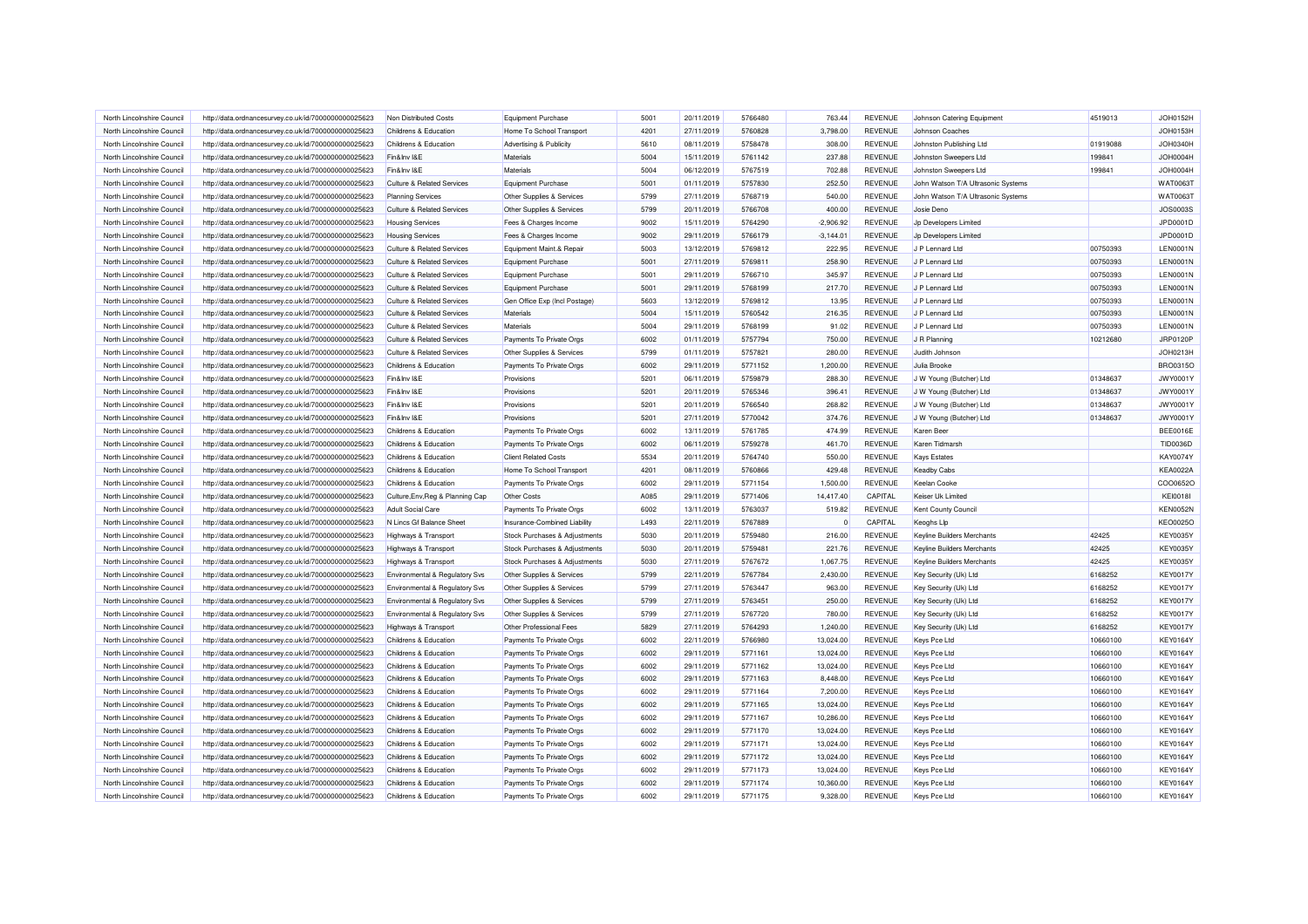| North Lincolnshire Council | http://data.ordnancesurvey.co.uk/id/7000000000025623 | Non Distributed Costs | Equipment Purchase | 5001 | 20/11/2019 | 5766480 | 763.44 | REVENUE | Johnson Catering Equipment | 4519013 | JOH0152H |
|---|---|---|---|---|---|---|---|---|---|---|---|
| North Lincolnshire Council | http://data.ordnancesurvey.co.uk/id/7000000000025623 | Childrens & Education | Home To School Transport | 4201 | 27/11/2019 | 5760828 | 3,798.00 | REVENUE | Johnson Coaches | | JOH0153H |
| North Lincolnshire Council | http://data.ordnancesurvey.co.uk/id/7000000000025623 | Childrens & Education | Advertising & Publicity | 5610 | 08/11/2019 | 5758478 | 308.00 | REVENUE | Johnston Publishing Ltd | 01919088 | JOH0340H |
| North Lincolnshire Council | http://data.ordnancesurvey.co.uk/id/7000000000025623 | Fin&Inv I&E | Materials | 5004 | 15/11/2019 | 5761142 | 237.88 | REVENUE | Johnston Sweepers Ltd | 199841 | JOH0004H |
| North Lincolnshire Council | http://data.ordnancesurvey.co.uk/id/7000000000025623 | Fin&Inv I&E | Materials | 5004 | 06/12/2019 | 5767519 | 702.88 | REVENUE | Johnston Sweepers Ltd | 199841 | JOH0004H |
| North Lincolnshire Council | http://data.ordnancesurvey.co.uk/id/7000000000025623 | Culture & Related Services | Equipment Purchase | 5001 | 01/11/2019 | 5757830 | 252.50 | REVENUE | John Watson T/A Ultrasonic Systems | | WAT0063T |
| North Lincolnshire Council | http://data.ordnancesurvey.co.uk/id/7000000000025623 | Planning Services | Other Supplies & Services | 5799 | 27/11/2019 | 5768719 | 540.00 | REVENUE | John Watson T/A Ultrasonic Systems | | WAT0063T |
| North Lincolnshire Council | http://data.ordnancesurvey.co.uk/id/7000000000025623 | Culture & Related Services | Other Supplies & Services | 5799 | 20/11/2019 | 5766708 | 400.00 | REVENUE | Josie Deno | | JOS0003S |
| North Lincolnshire Council | http://data.ordnancesurvey.co.uk/id/7000000000025623 | Housing Services | Fees & Charges Income | 9002 | 15/11/2019 | 5764290 | -2,906.92 | REVENUE | Jp Developers Limited | | JPD0001D |
| North Lincolnshire Council | http://data.ordnancesurvey.co.uk/id/7000000000025623 | Housing Services | Fees & Charges Income | 9002 | 29/11/2019 | 5766179 | -3,144.01 | REVENUE | Jp Developers Limited | | JPD0001D |
| North Lincolnshire Council | http://data.ordnancesurvey.co.uk/id/7000000000025623 | Culture & Related Services | Equipment Maint.& Repair | 5003 | 13/12/2019 | 5769812 | 222.95 | REVENUE | J P Lennard Ltd | 00750393 | LEN0001N |
| North Lincolnshire Council | http://data.ordnancesurvey.co.uk/id/7000000000025623 | Culture & Related Services | Equipment Purchase | 5001 | 27/11/2019 | 5769811 | 258.90 | REVENUE | J P Lennard Ltd | 00750393 | LEN0001N |
| North Lincolnshire Council | http://data.ordnancesurvey.co.uk/id/7000000000025623 | Culture & Related Services | Equipment Purchase | 5001 | 29/11/2019 | 5766710 | 345.97 | REVENUE | J P Lennard Ltd | 00750393 | LEN0001N |
| North Lincolnshire Council | http://data.ordnancesurvey.co.uk/id/7000000000025623 | Culture & Related Services | Equipment Purchase | 5001 | 29/11/2019 | 5768199 | 217.70 | REVENUE | J P Lennard Ltd | 00750393 | LEN0001N |
| North Lincolnshire Council | http://data.ordnancesurvey.co.uk/id/7000000000025623 | Culture & Related Services | Gen Office Exp (Incl Postage) | 5603 | 13/12/2019 | 5769812 | 13.95 | REVENUE | J P Lennard Ltd | 00750393 | LEN0001N |
| North Lincolnshire Council | http://data.ordnancesurvey.co.uk/id/7000000000025623 | Culture & Related Services | Materials | 5004 | 15/11/2019 | 5760542 | 216.35 | REVENUE | J P Lennard Ltd | 00750393 | LEN0001N |
| North Lincolnshire Council | http://data.ordnancesurvey.co.uk/id/7000000000025623 | Culture & Related Services | Materials | 5004 | 29/11/2019 | 5768199 | 91.02 | REVENUE | J P Lennard Ltd | 00750393 | LEN0001N |
| North Lincolnshire Council | http://data.ordnancesurvey.co.uk/id/7000000000025623 | Culture & Related Services | Payments To Private Orgs | 6002 | 01/11/2019 | 5757794 | 750.00 | REVENUE | J R Planning | 10212680 | JRP0120P |
| North Lincolnshire Council | http://data.ordnancesurvey.co.uk/id/7000000000025623 | Culture & Related Services | Other Supplies & Services | 5799 | 01/11/2019 | 5757821 | 280.00 | REVENUE | Judith Johnson | | JOH0213H |
| North Lincolnshire Council | http://data.ordnancesurvey.co.uk/id/7000000000025623 | Childrens & Education | Payments To Private Orgs | 6002 | 29/11/2019 | 5771152 | 1,200.00 | REVENUE | Julia Brooke | | BRO0315O |
| North Lincolnshire Council | http://data.ordnancesurvey.co.uk/id/7000000000025623 | Fin&Inv I&E | Provisions | 5201 | 06/11/2019 | 5759879 | 288.30 | REVENUE | J W Young (Butcher) Ltd | 01348637 | JWY0001Y |
| North Lincolnshire Council | http://data.ordnancesurvey.co.uk/id/7000000000025623 | Fin&Inv I&E | Provisions | 5201 | 20/11/2019 | 5765346 | 396.41 | REVENUE | J W Young (Butcher) Ltd | 01348637 | JWY0001Y |
| North Lincolnshire Council | http://data.ordnancesurvey.co.uk/id/7000000000025623 | Fin&Inv I&E | Provisions | 5201 | 20/11/2019 | 5766540 | 268.82 | REVENUE | J W Young (Butcher) Ltd | 01348637 | JWY0001Y |
| North Lincolnshire Council | http://data.ordnancesurvey.co.uk/id/7000000000025623 | Fin&Inv I&E | Provisions | 5201 | 27/11/2019 | 5770042 | 374.76 | REVENUE | J W Young (Butcher) Ltd | 01348637 | JWY0001Y |
| North Lincolnshire Council | http://data.ordnancesurvey.co.uk/id/7000000000025623 | Childrens & Education | Payments To Private Orgs | 6002 | 13/11/2019 | 5761785 | 474.99 | REVENUE | Karen Beer | | BEE0016E |
| North Lincolnshire Council | http://data.ordnancesurvey.co.uk/id/7000000000025623 | Childrens & Education | Payments To Private Orgs | 6002 | 06/11/2019 | 5759278 | 461.70 | REVENUE | Karen Tidmarsh | | TID0036D |
| North Lincolnshire Council | http://data.ordnancesurvey.co.uk/id/7000000000025623 | Childrens & Education | Client Related Costs | 5534 | 20/11/2019 | 5764740 | 550.00 | REVENUE | Kays Estates | | KAY0074Y |
| North Lincolnshire Council | http://data.ordnancesurvey.co.uk/id/7000000000025623 | Childrens & Education | Home To School Transport | 4201 | 08/11/2019 | 5760866 | 429.48 | REVENUE | Keadby Cabs | | KEA0022A |
| North Lincolnshire Council | http://data.ordnancesurvey.co.uk/id/7000000000025623 | Childrens & Education | Payments To Private Orgs | 6002 | 29/11/2019 | 5771154 | 1,500.00 | REVENUE | Keelan Cooke | | COO0652O |
| North Lincolnshire Council | http://data.ordnancesurvey.co.uk/id/7000000000025623 | Culture,Env,Reg & Planning Cap | Other Costs | A085 | 29/11/2019 | 5771406 | 14,417.40 | CAPITAL | Keiser Uk Limited | | KEI0018I |
| North Lincolnshire Council | http://data.ordnancesurvey.co.uk/id/7000000000025623 | Adult Social Care | Payments To Private Orgs | 6002 | 13/11/2019 | 5763037 | 519.82 | REVENUE | Kent County Council | | KEN0052N |
| North Lincolnshire Council | http://data.ordnancesurvey.co.uk/id/7000000000025623 | N Lincs Gf Balance Sheet | Insurance-Combined Liability | L493 | 22/11/2019 | 5767889 | 0 | CAPITAL | Keoghs Llp | | KEO0025O |
| North Lincolnshire Council | http://data.ordnancesurvey.co.uk/id/7000000000025623 | Highways & Transport | Stock Purchases & Adjustments | 5030 | 20/11/2019 | 5759480 | 216.00 | REVENUE | Keyline Builders Merchants | 42425 | KEY0035Y |
| North Lincolnshire Council | http://data.ordnancesurvey.co.uk/id/7000000000025623 | Highways & Transport | Stock Purchases & Adjustments | 5030 | 20/11/2019 | 5759481 | 221.76 | REVENUE | Keyline Builders Merchants | 42425 | KEY0035Y |
| North Lincolnshire Council | http://data.ordnancesurvey.co.uk/id/7000000000025623 | Highways & Transport | Stock Purchases & Adjustments | 5030 | 27/11/2019 | 5767672 | 1,067.75 | REVENUE | Keyline Builders Merchants | 42425 | KEY0035Y |
| North Lincolnshire Council | http://data.ordnancesurvey.co.uk/id/7000000000025623 | Environmental & Regulatory Svs | Other Supplies & Services | 5799 | 22/11/2019 | 5767784 | 2,430.00 | REVENUE | Key Security (Uk) Ltd | 6168252 | KEY0017Y |
| North Lincolnshire Council | http://data.ordnancesurvey.co.uk/id/7000000000025623 | Environmental & Regulatory Svs | Other Supplies & Services | 5799 | 27/11/2019 | 5763447 | 963.00 | REVENUE | Key Security (Uk) Ltd | 6168252 | KEY0017Y |
| North Lincolnshire Council | http://data.ordnancesurvey.co.uk/id/7000000000025623 | Environmental & Regulatory Svs | Other Supplies & Services | 5799 | 27/11/2019 | 5763451 | 250.00 | REVENUE | Key Security (Uk) Ltd | 6168252 | KEY0017Y |
| North Lincolnshire Council | http://data.ordnancesurvey.co.uk/id/7000000000025623 | Environmental & Regulatory Svs | Other Supplies & Services | 5799 | 27/11/2019 | 5767720 | 780.00 | REVENUE | Key Security (Uk) Ltd | 6168252 | KEY0017Y |
| North Lincolnshire Council | http://data.ordnancesurvey.co.uk/id/7000000000025623 | Highways & Transport | Other Professional Fees | 5829 | 27/11/2019 | 5764293 | 1,240.00 | REVENUE | Key Security (Uk) Ltd | 6168252 | KEY0017Y |
| North Lincolnshire Council | http://data.ordnancesurvey.co.uk/id/7000000000025623 | Childrens & Education | Payments To Private Orgs | 6002 | 22/11/2019 | 5766980 | 13,024.00 | REVENUE | Keys Pce Ltd | 10660100 | KEY0164Y |
| North Lincolnshire Council | http://data.ordnancesurvey.co.uk/id/7000000000025623 | Childrens & Education | Payments To Private Orgs | 6002 | 29/11/2019 | 5771161 | 13,024.00 | REVENUE | Keys Pce Ltd | 10660100 | KEY0164Y |
| North Lincolnshire Council | http://data.ordnancesurvey.co.uk/id/7000000000025623 | Childrens & Education | Payments To Private Orgs | 6002 | 29/11/2019 | 5771162 | 13,024.00 | REVENUE | Keys Pce Ltd | 10660100 | KEY0164Y |
| North Lincolnshire Council | http://data.ordnancesurvey.co.uk/id/7000000000025623 | Childrens & Education | Payments To Private Orgs | 6002 | 29/11/2019 | 5771163 | 8,448.00 | REVENUE | Keys Pce Ltd | 10660100 | KEY0164Y |
| North Lincolnshire Council | http://data.ordnancesurvey.co.uk/id/7000000000025623 | Childrens & Education | Payments To Private Orgs | 6002 | 29/11/2019 | 5771164 | 7,200.00 | REVENUE | Keys Pce Ltd | 10660100 | KEY0164Y |
| North Lincolnshire Council | http://data.ordnancesurvey.co.uk/id/7000000000025623 | Childrens & Education | Payments To Private Orgs | 6002 | 29/11/2019 | 5771165 | 13,024.00 | REVENUE | Keys Pce Ltd | 10660100 | KEY0164Y |
| North Lincolnshire Council | http://data.ordnancesurvey.co.uk/id/7000000000025623 | Childrens & Education | Payments To Private Orgs | 6002 | 29/11/2019 | 5771167 | 10,286.00 | REVENUE | Keys Pce Ltd | 10660100 | KEY0164Y |
| North Lincolnshire Council | http://data.ordnancesurvey.co.uk/id/7000000000025623 | Childrens & Education | Payments To Private Orgs | 6002 | 29/11/2019 | 5771170 | 13,024.00 | REVENUE | Keys Pce Ltd | 10660100 | KEY0164Y |
| North Lincolnshire Council | http://data.ordnancesurvey.co.uk/id/7000000000025623 | Childrens & Education | Payments To Private Orgs | 6002 | 29/11/2019 | 5771171 | 13,024.00 | REVENUE | Keys Pce Ltd | 10660100 | KEY0164Y |
| North Lincolnshire Council | http://data.ordnancesurvey.co.uk/id/7000000000025623 | Childrens & Education | Payments To Private Orgs | 6002 | 29/11/2019 | 5771172 | 13,024.00 | REVENUE | Keys Pce Ltd | 10660100 | KEY0164Y |
| North Lincolnshire Council | http://data.ordnancesurvey.co.uk/id/7000000000025623 | Childrens & Education | Payments To Private Orgs | 6002 | 29/11/2019 | 5771173 | 13,024.00 | REVENUE | Keys Pce Ltd | 10660100 | KEY0164Y |
| North Lincolnshire Council | http://data.ordnancesurvey.co.uk/id/7000000000025623 | Childrens & Education | Payments To Private Orgs | 6002 | 29/11/2019 | 5771174 | 10,360.00 | REVENUE | Keys Pce Ltd | 10660100 | KEY0164Y |
| North Lincolnshire Council | http://data.ordnancesurvey.co.uk/id/7000000000025623 | Childrens & Education | Payments To Private Orgs | 6002 | 29/11/2019 | 5771175 | 9,328.00 | REVENUE | Keys Pce Ltd | 10660100 | KEY0164Y |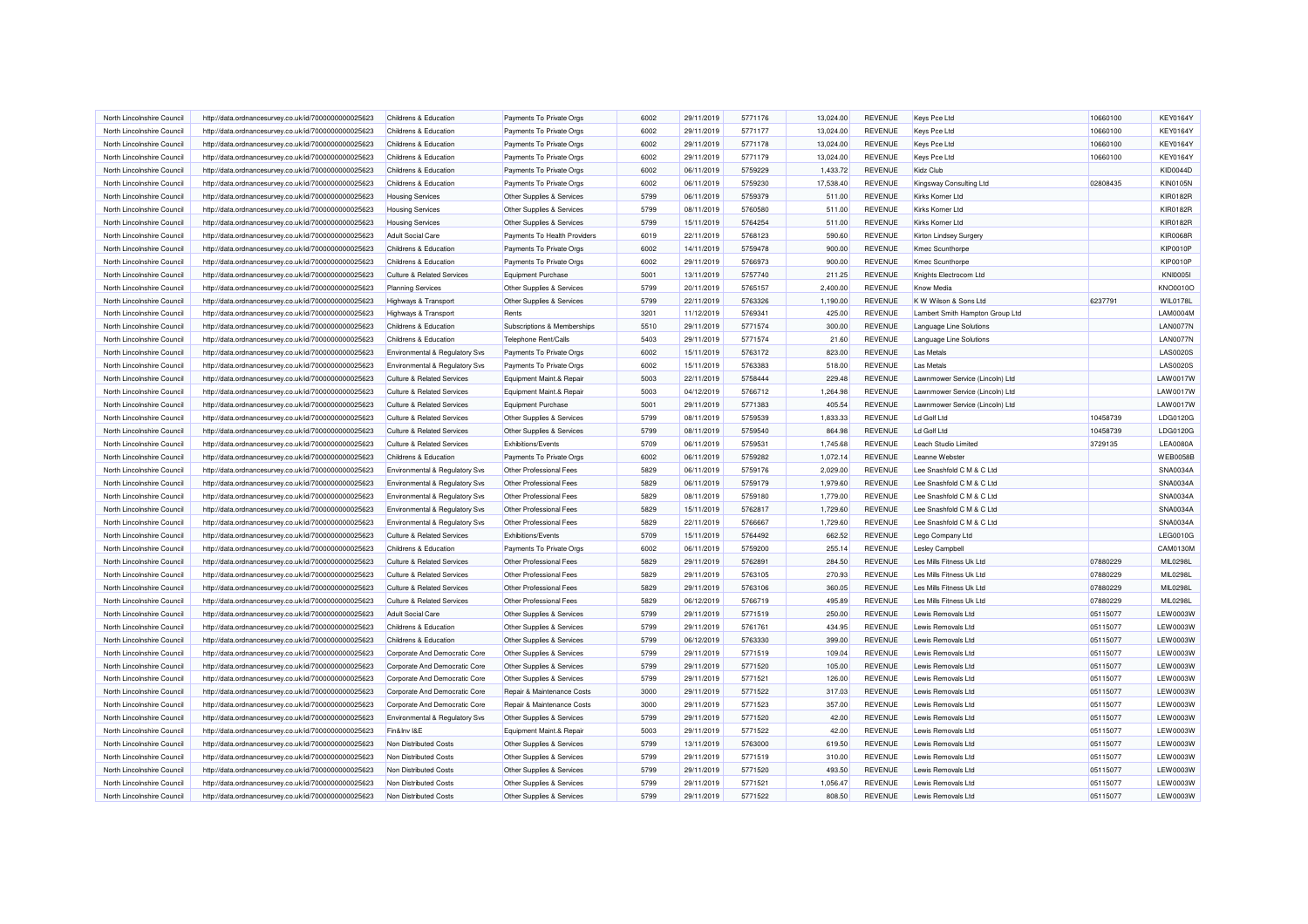| | | | | | | | | | | | |
|---|---|---|---|---|---|---|---|---|---|---|---|
| North Lincolnshire Council | http://data.ordnancesurvey.co.uk/id/7000000000025623 | Childrens & Education | Payments To Private Orgs | 6002 | 29/11/2019 | 5771176 | 13,024.00 | REVENUE | Keys Pce Ltd | 10660100 | KEY0164Y |
| North Lincolnshire Council | http://data.ordnancesurvey.co.uk/id/7000000000025623 | Childrens & Education | Payments To Private Orgs | 6002 | 29/11/2019 | 5771177 | 13,024.00 | REVENUE | Keys Pce Ltd | 10660100 | KEY0164Y |
| North Lincolnshire Council | http://data.ordnancesurvey.co.uk/id/7000000000025623 | Childrens & Education | Payments To Private Orgs | 6002 | 29/11/2019 | 5771178 | 13,024.00 | REVENUE | Keys Pce Ltd | 10660100 | KEY0164Y |
| North Lincolnshire Council | http://data.ordnancesurvey.co.uk/id/7000000000025623 | Childrens & Education | Payments To Private Orgs | 6002 | 29/11/2019 | 5771179 | 13,024.00 | REVENUE | Keys Pce Ltd | 10660100 | KEY0164Y |
| North Lincolnshire Council | http://data.ordnancesurvey.co.uk/id/7000000000025623 | Childrens & Education | Payments To Private Orgs | 6002 | 06/11/2019 | 5759229 | 1,433.72 | REVENUE | Kidz Club | | KID0044D |
| North Lincolnshire Council | http://data.ordnancesurvey.co.uk/id/7000000000025623 | Childrens & Education | Payments To Private Orgs | 6002 | 06/11/2019 | 5759230 | 17,538.40 | REVENUE | Kingsway Consulting Ltd | 02808435 | KIN0105N |
| North Lincolnshire Council | http://data.ordnancesurvey.co.uk/id/7000000000025623 | Housing Services | Other Supplies & Services | 5799 | 06/11/2019 | 5759379 | 511.00 | REVENUE | Kirks Korner Ltd | | KIR0182R |
| North Lincolnshire Council | http://data.ordnancesurvey.co.uk/id/7000000000025623 | Housing Services | Other Supplies & Services | 5799 | 08/11/2019 | 5760580 | 511.00 | REVENUE | Kirks Korner Ltd | | KIR0182R |
| North Lincolnshire Council | http://data.ordnancesurvey.co.uk/id/7000000000025623 | Housing Services | Other Supplies & Services | 5799 | 15/11/2019 | 5764254 | 511.00 | REVENUE | Kirks Korner Ltd | | KIR0182R |
| North Lincolnshire Council | http://data.ordnancesurvey.co.uk/id/7000000000025623 | Adult Social Care | Payments To Health Providers | 6019 | 22/11/2019 | 5768123 | 590.60 | REVENUE | Kirton Lindsey Surgery | | KIR0068R |
| North Lincolnshire Council | http://data.ordnancesurvey.co.uk/id/7000000000025623 | Childrens & Education | Payments To Private Orgs | 6002 | 14/11/2019 | 5759478 | 900.00 | REVENUE | Kmec Scunthorpe | | KIP0010P |
| North Lincolnshire Council | http://data.ordnancesurvey.co.uk/id/7000000000025623 | Childrens & Education | Payments To Private Orgs | 6002 | 29/11/2019 | 5766973 | 900.00 | REVENUE | Kmec Scunthorpe | | KIP0010P |
| North Lincolnshire Council | http://data.ordnancesurvey.co.uk/id/7000000000025623 | Culture & Related Services | Equipment Purchase | 5001 | 13/11/2019 | 5757740 | 211.25 | REVENUE | Knights Electrocom Ltd | | KNI0005I |
| North Lincolnshire Council | http://data.ordnancesurvey.co.uk/id/7000000000025623 | Planning Services | Other Supplies & Services | 5799 | 20/11/2019 | 5765157 | 2,400.00 | REVENUE | Know Media | | KNO0010O |
| North Lincolnshire Council | http://data.ordnancesurvey.co.uk/id/7000000000025623 | Highways & Transport | Other Supplies & Services | 5799 | 22/11/2019 | 5763326 | 1,190.00 | REVENUE | K W Wilson & Sons Ltd | 6237791 | WIL0178L |
| North Lincolnshire Council | http://data.ordnancesurvey.co.uk/id/7000000000025623 | Highways & Transport | Rents | 3201 | 11/12/2019 | 5769341 | 425.00 | REVENUE | Lambert Smith Hampton Group Ltd | | LAM0004M |
| North Lincolnshire Council | http://data.ordnancesurvey.co.uk/id/7000000000025623 | Childrens & Education | Subscriptions & Memberships | 5510 | 29/11/2019 | 5771574 | 300.00 | REVENUE | Language Line Solutions | | LAN0077N |
| North Lincolnshire Council | http://data.ordnancesurvey.co.uk/id/7000000000025623 | Childrens & Education | Telephone Rent/Calls | 5403 | 29/11/2019 | 5771574 | 21.60 | REVENUE | Language Line Solutions | | LAN0077N |
| North Lincolnshire Council | http://data.ordnancesurvey.co.uk/id/7000000000025623 | Environmental & Regulatory Svs | Payments To Private Orgs | 6002 | 15/11/2019 | 5763172 | 823.00 | REVENUE | Las Metals | | LAS0020S |
| North Lincolnshire Council | http://data.ordnancesurvey.co.uk/id/7000000000025623 | Environmental & Regulatory Svs | Payments To Private Orgs | 6002 | 15/11/2019 | 5763383 | 518.00 | REVENUE | Las Metals | | LAS0020S |
| North Lincolnshire Council | http://data.ordnancesurvey.co.uk/id/7000000000025623 | Culture & Related Services | Equipment Maint.& Repair | 5003 | 22/11/2019 | 5758444 | 229.48 | REVENUE | Lawnmower Service (Lincoln) Ltd | | LAW0017W |
| North Lincolnshire Council | http://data.ordnancesurvey.co.uk/id/7000000000025623 | Culture & Related Services | Equipment Maint.& Repair | 5003 | 04/12/2019 | 5766712 | 1,264.98 | REVENUE | Lawnmower Service (Lincoln) Ltd | | LAW0017W |
| North Lincolnshire Council | http://data.ordnancesurvey.co.uk/id/7000000000025623 | Culture & Related Services | Equipment Purchase | 5001 | 29/11/2019 | 5771383 | 405.54 | REVENUE | Lawnmower Service (Lincoln) Ltd | | LAW0017W |
| North Lincolnshire Council | http://data.ordnancesurvey.co.uk/id/7000000000025623 | Culture & Related Services | Other Supplies & Services | 5799 | 08/11/2019 | 5759539 | 1,833.33 | REVENUE | Ld Golf Ltd | 10458739 | LDG0120G |
| North Lincolnshire Council | http://data.ordnancesurvey.co.uk/id/7000000000025623 | Culture & Related Services | Other Supplies & Services | 5799 | 08/11/2019 | 5759540 | 864.98 | REVENUE | Ld Golf Ltd | 10458739 | LDG0120G |
| North Lincolnshire Council | http://data.ordnancesurvey.co.uk/id/7000000000025623 | Culture & Related Services | Exhibitions/Events | 5709 | 06/11/2019 | 5759531 | 1,745.68 | REVENUE | Leach Studio Limited | 3729135 | LEA0080A |
| North Lincolnshire Council | http://data.ordnancesurvey.co.uk/id/7000000000025623 | Childrens & Education | Payments To Private Orgs | 6002 | 06/11/2019 | 5759282 | 1,072.14 | REVENUE | Leanne Webster | | WEB0058B |
| North Lincolnshire Council | http://data.ordnancesurvey.co.uk/id/7000000000025623 | Environmental & Regulatory Svs | Other Professional Fees | 5829 | 06/11/2019 | 5759176 | 2,029.00 | REVENUE | Lee Snashfold C M & C Ltd | | SNA0034A |
| North Lincolnshire Council | http://data.ordnancesurvey.co.uk/id/7000000000025623 | Environmental & Regulatory Svs | Other Professional Fees | 5829 | 06/11/2019 | 5759179 | 1,979.60 | REVENUE | Lee Snashfold C M & C Ltd | | SNA0034A |
| North Lincolnshire Council | http://data.ordnancesurvey.co.uk/id/7000000000025623 | Environmental & Regulatory Svs | Other Professional Fees | 5829 | 08/11/2019 | 5759180 | 1,779.00 | REVENUE | Lee Snashfold C M & C Ltd | | SNA0034A |
| North Lincolnshire Council | http://data.ordnancesurvey.co.uk/id/7000000000025623 | Environmental & Regulatory Svs | Other Professional Fees | 5829 | 15/11/2019 | 5762817 | 1,729.60 | REVENUE | Lee Snashfold C M & C Ltd | | SNA0034A |
| North Lincolnshire Council | http://data.ordnancesurvey.co.uk/id/7000000000025623 | Environmental & Regulatory Svs | Other Professional Fees | 5829 | 22/11/2019 | 5766667 | 1,729.60 | REVENUE | Lee Snashfold C M & C Ltd | | SNA0034A |
| North Lincolnshire Council | http://data.ordnancesurvey.co.uk/id/7000000000025623 | Culture & Related Services | Exhibitions/Events | 5709 | 15/11/2019 | 5764492 | 662.52 | REVENUE | Lego Company Ltd | | LEG0010G |
| North Lincolnshire Council | http://data.ordnancesurvey.co.uk/id/7000000000025623 | Childrens & Education | Payments To Private Orgs | 6002 | 06/11/2019 | 5759200 | 255.14 | REVENUE | Lesley Campbell | | CAM0130M |
| North Lincolnshire Council | http://data.ordnancesurvey.co.uk/id/7000000000025623 | Culture & Related Services | Other Professional Fees | 5829 | 29/11/2019 | 5762891 | 284.50 | REVENUE | Les Mills Fitness Uk Ltd | 07880229 | MIL0298L |
| North Lincolnshire Council | http://data.ordnancesurvey.co.uk/id/7000000000025623 | Culture & Related Services | Other Professional Fees | 5829 | 29/11/2019 | 5763105 | 270.93 | REVENUE | Les Mills Fitness Uk Ltd | 07880229 | MIL0298L |
| North Lincolnshire Council | http://data.ordnancesurvey.co.uk/id/7000000000025623 | Culture & Related Services | Other Professional Fees | 5829 | 29/11/2019 | 5763106 | 360.05 | REVENUE | Les Mills Fitness Uk Ltd | 07880229 | MIL0298L |
| North Lincolnshire Council | http://data.ordnancesurvey.co.uk/id/7000000000025623 | Culture & Related Services | Other Professional Fees | 5829 | 06/12/2019 | 5766719 | 495.89 | REVENUE | Les Mills Fitness Uk Ltd | 07880229 | MIL0298L |
| North Lincolnshire Council | http://data.ordnancesurvey.co.uk/id/7000000000025623 | Adult Social Care | Other Supplies & Services | 5799 | 29/11/2019 | 5771519 | 250.00 | REVENUE | Lewis Removals Ltd | 05115077 | LEW0003W |
| North Lincolnshire Council | http://data.ordnancesurvey.co.uk/id/7000000000025623 | Childrens & Education | Other Supplies & Services | 5799 | 29/11/2019 | 5761761 | 434.95 | REVENUE | Lewis Removals Ltd | 05115077 | LEW0003W |
| North Lincolnshire Council | http://data.ordnancesurvey.co.uk/id/7000000000025623 | Childrens & Education | Other Supplies & Services | 5799 | 06/12/2019 | 5763330 | 399.00 | REVENUE | Lewis Removals Ltd | 05115077 | LEW0003W |
| North Lincolnshire Council | http://data.ordnancesurvey.co.uk/id/7000000000025623 | Corporate And Democratic Core | Other Supplies & Services | 5799 | 29/11/2019 | 5771519 | 109.04 | REVENUE | Lewis Removals Ltd | 05115077 | LEW0003W |
| North Lincolnshire Council | http://data.ordnancesurvey.co.uk/id/7000000000025623 | Corporate And Democratic Core | Other Supplies & Services | 5799 | 29/11/2019 | 5771520 | 105.00 | REVENUE | Lewis Removals Ltd | 05115077 | LEW0003W |
| North Lincolnshire Council | http://data.ordnancesurvey.co.uk/id/7000000000025623 | Corporate And Democratic Core | Other Supplies & Services | 5799 | 29/11/2019 | 5771521 | 126.00 | REVENUE | Lewis Removals Ltd | 05115077 | LEW0003W |
| North Lincolnshire Council | http://data.ordnancesurvey.co.uk/id/7000000000025623 | Corporate And Democratic Core | Repair & Maintenance Costs | 3000 | 29/11/2019 | 5771522 | 317.03 | REVENUE | Lewis Removals Ltd | 05115077 | LEW0003W |
| North Lincolnshire Council | http://data.ordnancesurvey.co.uk/id/7000000000025623 | Corporate And Democratic Core | Repair & Maintenance Costs | 3000 | 29/11/2019 | 5771523 | 357.00 | REVENUE | Lewis Removals Ltd | 05115077 | LEW0003W |
| North Lincolnshire Council | http://data.ordnancesurvey.co.uk/id/7000000000025623 | Environmental & Regulatory Svs | Other Supplies & Services | 5799 | 29/11/2019 | 5771520 | 42.00 | REVENUE | Lewis Removals Ltd | 05115077 | LEW0003W |
| North Lincolnshire Council | http://data.ordnancesurvey.co.uk/id/7000000000025623 | Fin&Inv I&E | Equipment Maint.& Repair | 5003 | 29/11/2019 | 5771522 | 42.00 | REVENUE | Lewis Removals Ltd | 05115077 | LEW0003W |
| North Lincolnshire Council | http://data.ordnancesurvey.co.uk/id/7000000000025623 | Non Distributed Costs | Other Supplies & Services | 5799 | 13/11/2019 | 5763000 | 619.50 | REVENUE | Lewis Removals Ltd | 05115077 | LEW0003W |
| North Lincolnshire Council | http://data.ordnancesurvey.co.uk/id/7000000000025623 | Non Distributed Costs | Other Supplies & Services | 5799 | 29/11/2019 | 5771519 | 310.00 | REVENUE | Lewis Removals Ltd | 05115077 | LEW0003W |
| North Lincolnshire Council | http://data.ordnancesurvey.co.uk/id/7000000000025623 | Non Distributed Costs | Other Supplies & Services | 5799 | 29/11/2019 | 5771520 | 493.50 | REVENUE | Lewis Removals Ltd | 05115077 | LEW0003W |
| North Lincolnshire Council | http://data.ordnancesurvey.co.uk/id/7000000000025623 | Non Distributed Costs | Other Supplies & Services | 5799 | 29/11/2019 | 5771521 | 1,056.47 | REVENUE | Lewis Removals Ltd | 05115077 | LEW0003W |
| North Lincolnshire Council | http://data.ordnancesurvey.co.uk/id/7000000000025623 | Non Distributed Costs | Other Supplies & Services | 5799 | 29/11/2019 | 5771522 | 808.50 | REVENUE | Lewis Removals Ltd | 05115077 | LEW0003W |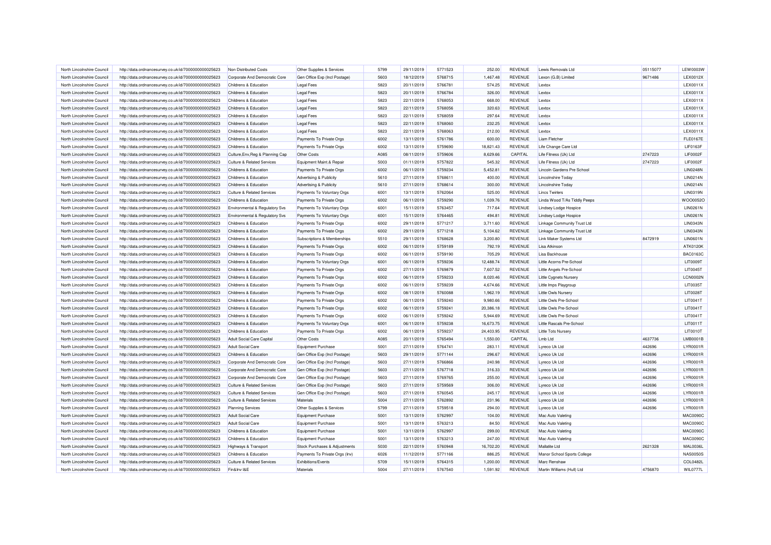| North Lincolnshire Council | http://data.ordnancesurvey.co.uk/id/7000000000025623 | Non Distributed Costs | Other Supplies & Services | 5799 | 29/11/2019 | 5771523 | 252.00 | REVENUE | Lewis Removals Ltd | 05115077 | LEW0003W |
|---|---|---|---|---|---|---|---|---|---|---|---|
| North Lincolnshire Council | http://data.ordnancesurvey.co.uk/id/7000000000025623 | Corporate And Democratic Core | Gen Office Exp (Incl Postage) | 5603 | 18/12/2019 | 5768715 | 1,467.48 | REVENUE | Lexon (G.B) Limited | 9671486 | LEX0012X |
| North Lincolnshire Council | http://data.ordnancesurvey.co.uk/id/7000000000025623 | Childrens & Education | Legal Fees | 5823 | 20/11/2019 | 5766781 | 574.25 | REVENUE | Lextox | | LEX0011X |
| North Lincolnshire Council | http://data.ordnancesurvey.co.uk/id/7000000000025623 | Childrens & Education | Legal Fees | 5823 | 20/11/2019 | 5766784 | 326.00 | REVENUE | Lextox | | LEX0011X |
| North Lincolnshire Council | http://data.ordnancesurvey.co.uk/id/7000000000025623 | Childrens & Education | Legal Fees | 5823 | 22/11/2019 | 5768053 | 668.00 | REVENUE | Lextox | | LEX0011X |
| North Lincolnshire Council | http://data.ordnancesurvey.co.uk/id/7000000000025623 | Childrens & Education | Legal Fees | 5823 | 22/11/2019 | 5768056 | 320.63 | REVENUE | Lextox | | LEX0011X |
| North Lincolnshire Council | http://data.ordnancesurvey.co.uk/id/7000000000025623 | Childrens & Education | Legal Fees | 5823 | 22/11/2019 | 5768059 | 297.64 | REVENUE | Lextox | | LEX0011X |
| North Lincolnshire Council | http://data.ordnancesurvey.co.uk/id/7000000000025623 | Childrens & Education | Legal Fees | 5823 | 22/11/2019 | 5768060 | 232.25 | REVENUE | Lextox | | LEX0011X |
| North Lincolnshire Council | http://data.ordnancesurvey.co.uk/id/7000000000025623 | Childrens & Education | Legal Fees | 5823 | 22/11/2019 | 5768063 | 212.00 | REVENUE | Lextox | | LEX0011X |
| North Lincolnshire Council | http://data.ordnancesurvey.co.uk/id/7000000000025623 | Childrens & Education | Payments To Private Orgs | 6002 | 13/11/2019 | 5761786 | 600.00 | REVENUE | Liam Fletcher | | FLE0167E |
| North Lincolnshire Council | http://data.ordnancesurvey.co.uk/id/7000000000025623 | Childrens & Education | Payments To Private Orgs | 6002 | 13/11/2019 | 5759690 | 18,821.43 | REVENUE | Life Change Care Ltd | | LIF0163F |
| North Lincolnshire Council | http://data.ordnancesurvey.co.uk/id/7000000000025623 | Culture,Env,Reg & Planning Cap | Other Costs | A085 | 08/11/2019 | 5759606 | 8,629.66 | CAPITAL | Life Fitness (Uk) Ltd | 2747223 | LIF0002F |
| North Lincolnshire Council | http://data.ordnancesurvey.co.uk/id/7000000000025623 | Culture & Related Services | Equipment Maint.& Repair | 5003 | 01/11/2019 | 5757822 | 545.32 | REVENUE | Life Fitness (Uk) Ltd | 2747223 | LIF0002F |
| North Lincolnshire Council | http://data.ordnancesurvey.co.uk/id/7000000000025623 | Childrens & Education | Payments To Private Orgs | 6002 | 06/11/2019 | 5759234 | 5,452.81 | REVENUE | Lincoln Gardens Pre School | | LIN0248N |
| North Lincolnshire Council | http://data.ordnancesurvey.co.uk/id/7000000000025623 | Childrens & Education | Advertising & Publicity | 5610 | 27/11/2019 | 5768611 | 400.00 | REVENUE | Lincolnshire Today | | LIN0214N |
| North Lincolnshire Council | http://data.ordnancesurvey.co.uk/id/7000000000025623 | Childrens & Education | Advertising & Publicity | 5610 | 27/11/2019 | 5768614 | 300.00 | REVENUE | Lincolnshire Today | | LIN0214N |
| North Lincolnshire Council | http://data.ordnancesurvey.co.uk/id/7000000000025623 | Culture & Related Services | Payments To Voluntary Orgs | 6001 | 13/11/2019 | 5762064 | 525.00 | REVENUE | Lincs Twirlers | | LIN0319N |
| North Lincolnshire Council | http://data.ordnancesurvey.co.uk/id/7000000000025623 | Childrens & Education | Payments To Private Orgs | 6002 | 06/11/2019 | 5759290 | 1,039.76 | REVENUE | Linda Wood T/As Tiddly Peeps | | WOO0052O |
| North Lincolnshire Council | http://data.ordnancesurvey.co.uk/id/7000000000025623 | Environmental & Regulatory Svs | Payments To Voluntary Orgs | 6001 | 15/11/2019 | 5763457 | 717.64 | REVENUE | Lindsey Lodge Hospice | | LIN0261N |
| North Lincolnshire Council | http://data.ordnancesurvey.co.uk/id/7000000000025623 | Environmental & Regulatory Svs | Payments To Voluntary Orgs | 6001 | 15/11/2019 | 5764465 | 494.81 | REVENUE | Lindsey Lodge Hospice | | LIN0261N |
| North Lincolnshire Council | http://data.ordnancesurvey.co.uk/id/7000000000025623 | Childrens & Education | Payments To Private Orgs | 6002 | 29/11/2019 | 5771217 | 3,711.60 | REVENUE | Linkage Community Trust Ltd | | LIN0343N |
| North Lincolnshire Council | http://data.ordnancesurvey.co.uk/id/7000000000025623 | Childrens & Education | Payments To Private Orgs | 6002 | 29/11/2019 | 5771218 | 5,104.62 | REVENUE | Linkage Community Trust Ltd | | LIN0343N |
| North Lincolnshire Council | http://data.ordnancesurvey.co.uk/id/7000000000025623 | Childrens & Education | Subscriptions & Memberships | 5510 | 29/11/2019 | 5768628 | 3,200.80 | REVENUE | Link Maker Systems Ltd | 8472919 | LIN0601N |
| North Lincolnshire Council | http://data.ordnancesurvey.co.uk/id/7000000000025623 | Childrens & Education | Payments To Private Orgs | 6002 | 06/11/2019 | 5759189 | 792.19 | REVENUE | Lisa Atkinson | | ATK0120K |
| North Lincolnshire Council | http://data.ordnancesurvey.co.uk/id/7000000000025623 | Childrens & Education | Payments To Private Orgs | 6002 | 06/11/2019 | 5759190 | 705.29 | REVENUE | Lisa Backhouse | | BAC0163C |
| North Lincolnshire Council | http://data.ordnancesurvey.co.uk/id/7000000000025623 | Childrens & Education | Payments To Voluntary Orgs | 6001 | 06/11/2019 | 5759236 | 12,488.74 | REVENUE | Little Acorns Pre-School | | LIT0009T |
| North Lincolnshire Council | http://data.ordnancesurvey.co.uk/id/7000000000025623 | Childrens & Education | Payments To Private Orgs | 6002 | 27/11/2019 | 5769879 | 7,607.52 | REVENUE | Little Angels Pre-School | | LIT0045T |
| North Lincolnshire Council | http://data.ordnancesurvey.co.uk/id/7000000000025623 | Childrens & Education | Payments To Private Orgs | 6002 | 06/11/2019 | 5759233 | 8,020.46 | REVENUE | Little Cygnets Nursery | | LCN0002N |
| North Lincolnshire Council | http://data.ordnancesurvey.co.uk/id/7000000000025623 | Childrens & Education | Payments To Private Orgs | 6002 | 06/11/2019 | 5759239 | 4,674.66 | REVENUE | Little Imps Playgroup | | LIT0035T |
| North Lincolnshire Council | http://data.ordnancesurvey.co.uk/id/7000000000025623 | Childrens & Education | Payments To Private Orgs | 6002 | 08/11/2019 | 5760088 | 1,962.19 | REVENUE | Little Owls Nursery | | LIT0028T |
| North Lincolnshire Council | http://data.ordnancesurvey.co.uk/id/7000000000025623 | Childrens & Education | Payments To Private Orgs | 6002 | 06/11/2019 | 5759240 | 9,980.66 | REVENUE | Little Owls Pre-School | | LIT0041T |
| North Lincolnshire Council | http://data.ordnancesurvey.co.uk/id/7000000000025623 | Childrens & Education | Payments To Private Orgs | 6002 | 06/11/2019 | 5759241 | 20,386.18 | REVENUE | Little Owls Pre-School | | LIT0041T |
| North Lincolnshire Council | http://data.ordnancesurvey.co.uk/id/7000000000025623 | Childrens & Education | Payments To Private Orgs | 6002 | 06/11/2019 | 5759242 | 5,944.69 | REVENUE | Little Owls Pre-School | | LIT0041T |
| North Lincolnshire Council | http://data.ordnancesurvey.co.uk/id/7000000000025623 | Childrens & Education | Payments To Voluntary Orgs | 6001 | 06/11/2019 | 5759238 | 16,673.75 | REVENUE | Little Rascals Pre-School | | LIT0011T |
| North Lincolnshire Council | http://data.ordnancesurvey.co.uk/id/7000000000025623 | Childrens & Education | Payments To Private Orgs | 6002 | 06/11/2019 | 5759237 | 24,403.95 | REVENUE | Little Tots Nursery | | LIT0010T |
| North Lincolnshire Council | http://data.ordnancesurvey.co.uk/id/7000000000025623 | Adult Social Care Capital | Other Costs | A085 | 20/11/2019 | 5765494 | 1,550.00 | CAPITAL | Lmb Ltd | 4637736 | LMB0001B |
| North Lincolnshire Council | http://data.ordnancesurvey.co.uk/id/7000000000025623 | Adult Social Care | Equipment Purchase | 5001 | 27/11/2019 | 5764741 | 283.11 | REVENUE | Lyreco Uk Ltd | 442696 | LYR0001R |
| North Lincolnshire Council | http://data.ordnancesurvey.co.uk/id/7000000000025623 | Childrens & Education | Gen Office Exp (Incl Postage) | 5603 | 29/11/2019 | 5771144 | 296.67 | REVENUE | Lyreco Uk Ltd | 442696 | LYR0001R |
| North Lincolnshire Council | http://data.ordnancesurvey.co.uk/id/7000000000025623 | Corporate And Democratic Core | Gen Office Exp (Incl Postage) | 5603 | 27/11/2019 | 5766866 | 240.98 | REVENUE | Lyreco Uk Ltd | 442696 | LYR0001R |
| North Lincolnshire Council | http://data.ordnancesurvey.co.uk/id/7000000000025623 | Corporate And Democratic Core | Gen Office Exp (Incl Postage) | 5603 | 27/11/2019 | 5767718 | 316.33 | REVENUE | Lyreco Uk Ltd | 442696 | LYR0001R |
| North Lincolnshire Council | http://data.ordnancesurvey.co.uk/id/7000000000025623 | Corporate And Democratic Core | Gen Office Exp (Incl Postage) | 5603 | 27/11/2019 | 5769765 | 255.00 | REVENUE | Lyreco Uk Ltd | 442696 | LYR0001R |
| North Lincolnshire Council | http://data.ordnancesurvey.co.uk/id/7000000000025623 | Culture & Related Services | Gen Office Exp (Incl Postage) | 5603 | 27/11/2019 | 5759569 | 306.00 | REVENUE | Lyreco Uk Ltd | 442696 | LYR0001R |
| North Lincolnshire Council | http://data.ordnancesurvey.co.uk/id/7000000000025623 | Culture & Related Services | Gen Office Exp (Incl Postage) | 5603 | 27/11/2019 | 5760545 | 245.17 | REVENUE | Lyreco Uk Ltd | 442696 | LYR0001R |
| North Lincolnshire Council | http://data.ordnancesurvey.co.uk/id/7000000000025623 | Culture & Related Services | Materials | 5004 | 27/11/2019 | 5762892 | 231.96 | REVENUE | Lyreco Uk Ltd | 442696 | LYR0001R |
| North Lincolnshire Council | http://data.ordnancesurvey.co.uk/id/7000000000025623 | Planning Services | Other Supplies & Services | 5799 | 27/11/2019 | 5759518 | 294.00 | REVENUE | Lyreco Uk Ltd | 442696 | LYR0001R |
| North Lincolnshire Council | http://data.ordnancesurvey.co.uk/id/7000000000025623 | Adult Social Care | Equipment Purchase | 5001 | 13/11/2019 | 5762997 | 104.00 | REVENUE | Mac Auto Valeting | | MAC0090C |
| North Lincolnshire Council | http://data.ordnancesurvey.co.uk/id/7000000000025623 | Adult Social Care | Equipment Purchase | 5001 | 13/11/2019 | 5763213 | 84.50 | REVENUE | Mac Auto Valeting | | MAC0090C |
| North Lincolnshire Council | http://data.ordnancesurvey.co.uk/id/7000000000025623 | Childrens & Education | Equipment Purchase | 5001 | 13/11/2019 | 5762997 | 299.00 | REVENUE | Mac Auto Valeting | | MAC0090C |
| North Lincolnshire Council | http://data.ordnancesurvey.co.uk/id/7000000000025623 | Childrens & Education | Equipment Purchase | 5001 | 13/11/2019 | 5763213 | 247.00 | REVENUE | Mac Auto Valeting | | MAC0090C |
| North Lincolnshire Council | http://data.ordnancesurvey.co.uk/id/7000000000025623 | Highways & Transport | Stock Purchases & Adjustments | 5030 | 22/11/2019 | 5760948 | 16,702.20 | REVENUE | Mallatite Ltd | 2621328 | MAL0036L |
| North Lincolnshire Council | http://data.ordnancesurvey.co.uk/id/7000000000025623 | Childrens & Education | Payments To Private Orgs (Inv) | 6026 | 11/12/2019 | 5771166 | 886.25 | REVENUE | Manor School Sports College | | NAS0050S |
| North Lincolnshire Council | http://data.ordnancesurvey.co.uk/id/7000000000025623 | Culture & Related Services | Exhibitions/Events | 5709 | 15/11/2019 | 5764315 | 1,200.00 | REVENUE | Marc Renshaw | | COL0482L |
| North Lincolnshire Council | http://data.ordnancesurvey.co.uk/id/7000000000025623 | Fin&Inv I&E | Materials | 5004 | 27/11/2019 | 5767540 | 1,591.92 | REVENUE | Martin Williams (Hull) Ltd | 4756870 | WIL0777L |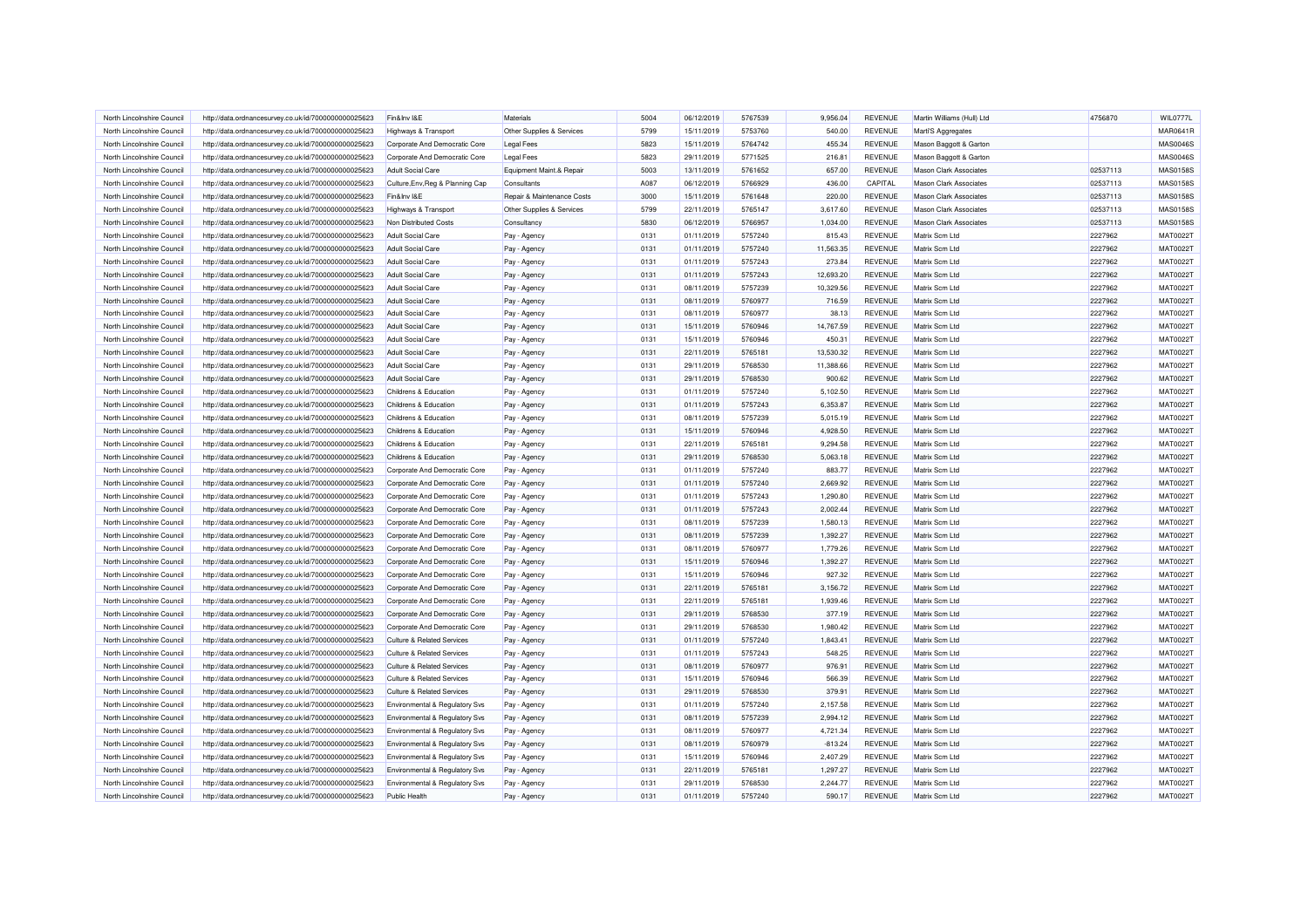| North Lincolnshire Council | http://data.ordnancesurvey.co.uk/id/7000000000025623 | Fin&Inv I&E | Materials | 5004 | 06/12/2019 | 5767539 | 9,956.04 | REVENUE | Martin Williams (Hull) Ltd | 4756870 | WIL0777L |
|---|---|---|---|---|---|---|---|---|---|---|---|
| North Lincolnshire Council | http://data.ordnancesurvey.co.uk/id/7000000000025623 | Highways & Transport | Other Supplies & Services | 5799 | 15/11/2019 | 5753760 | 540.00 | REVENUE | Mart/S Aggregates | | MAR0641R |
| North Lincolnshire Council | http://data.ordnancesurvey.co.uk/id/7000000000025623 | Corporate And Democratic Core | Legal Fees | 5823 | 15/11/2019 | 5764742 | 455.34 | REVENUE | Mason Baggott & Garton | | MAS0046S |
| North Lincolnshire Council | http://data.ordnancesurvey.co.uk/id/7000000000025623 | Corporate And Democratic Core | Legal Fees | 5823 | 29/11/2019 | 5771525 | 216.81 | REVENUE | Mason Baggott & Garton | | MAS0046S |
| North Lincolnshire Council | http://data.ordnancesurvey.co.uk/id/7000000000025623 | Adult Social Care | Equipment Maint.& Repair | 5003 | 13/11/2019 | 5761652 | 657.00 | REVENUE | Mason Clark Associates | 02537113 | MAS0158S |
| North Lincolnshire Council | http://data.ordnancesurvey.co.uk/id/7000000000025623 | Culture,Env,Reg & Planning Cap | Consultants | A087 | 06/12/2019 | 5766929 | 436.00 | CAPITAL | Mason Clark Associates | 02537113 | MAS0158S |
| North Lincolnshire Council | http://data.ordnancesurvey.co.uk/id/7000000000025623 | Fin&Inv I&E | Repair & Maintenance Costs | 3000 | 15/11/2019 | 5761648 | 220.00 | REVENUE | Mason Clark Associates | 02537113 | MAS0158S |
| North Lincolnshire Council | http://data.ordnancesurvey.co.uk/id/7000000000025623 | Highways & Transport | Other Supplies & Services | 5799 | 22/11/2019 | 5765147 | 3,617.60 | REVENUE | Mason Clark Associates | 02537113 | MAS0158S |
| North Lincolnshire Council | http://data.ordnancesurvey.co.uk/id/7000000000025623 | Non Distributed Costs | Consultancy | 5830 | 06/12/2019 | 5766957 | 1,034.00 | REVENUE | Mason Clark Associates | 02537113 | MAS0158S |
| North Lincolnshire Council | http://data.ordnancesurvey.co.uk/id/7000000000025623 | Adult Social Care | Pay - Agency | 0131 | 01/11/2019 | 5757240 | 815.43 | REVENUE | Matrix Scm Ltd | 2227962 | MAT0022T |
| North Lincolnshire Council | http://data.ordnancesurvey.co.uk/id/7000000000025623 | Adult Social Care | Pay - Agency | 0131 | 01/11/2019 | 5757240 | 11,563.35 | REVENUE | Matrix Scm Ltd | 2227962 | MAT0022T |
| North Lincolnshire Council | http://data.ordnancesurvey.co.uk/id/7000000000025623 | Adult Social Care | Pay - Agency | 0131 | 01/11/2019 | 5757243 | 273.84 | REVENUE | Matrix Scm Ltd | 2227962 | MAT0022T |
| North Lincolnshire Council | http://data.ordnancesurvey.co.uk/id/7000000000025623 | Adult Social Care | Pay - Agency | 0131 | 01/11/2019 | 5757243 | 12,693.20 | REVENUE | Matrix Scm Ltd | 2227962 | MAT0022T |
| North Lincolnshire Council | http://data.ordnancesurvey.co.uk/id/7000000000025623 | Adult Social Care | Pay - Agency | 0131 | 08/11/2019 | 5757239 | 10,329.56 | REVENUE | Matrix Scm Ltd | 2227962 | MAT0022T |
| North Lincolnshire Council | http://data.ordnancesurvey.co.uk/id/7000000000025623 | Adult Social Care | Pay - Agency | 0131 | 08/11/2019 | 5760977 | 716.59 | REVENUE | Matrix Scm Ltd | 2227962 | MAT0022T |
| North Lincolnshire Council | http://data.ordnancesurvey.co.uk/id/7000000000025623 | Adult Social Care | Pay - Agency | 0131 | 08/11/2019 | 5760977 | 38.13 | REVENUE | Matrix Scm Ltd | 2227962 | MAT0022T |
| North Lincolnshire Council | http://data.ordnancesurvey.co.uk/id/7000000000025623 | Adult Social Care | Pay - Agency | 0131 | 15/11/2019 | 5760946 | 14,767.59 | REVENUE | Matrix Scm Ltd | 2227962 | MAT0022T |
| North Lincolnshire Council | http://data.ordnancesurvey.co.uk/id/7000000000025623 | Adult Social Care | Pay - Agency | 0131 | 15/11/2019 | 5760946 | 450.31 | REVENUE | Matrix Scm Ltd | 2227962 | MAT0022T |
| North Lincolnshire Council | http://data.ordnancesurvey.co.uk/id/7000000000025623 | Adult Social Care | Pay - Agency | 0131 | 22/11/2019 | 5765181 | 13,530.32 | REVENUE | Matrix Scm Ltd | 2227962 | MAT0022T |
| North Lincolnshire Council | http://data.ordnancesurvey.co.uk/id/7000000000025623 | Adult Social Care | Pay - Agency | 0131 | 29/11/2019 | 5768530 | 11,388.66 | REVENUE | Matrix Scm Ltd | 2227962 | MAT0022T |
| North Lincolnshire Council | http://data.ordnancesurvey.co.uk/id/7000000000025623 | Adult Social Care | Pay - Agency | 0131 | 29/11/2019 | 5768530 | 900.62 | REVENUE | Matrix Scm Ltd | 2227962 | MAT0022T |
| North Lincolnshire Council | http://data.ordnancesurvey.co.uk/id/7000000000025623 | Childrens & Education | Pay - Agency | 0131 | 01/11/2019 | 5757240 | 5,102.50 | REVENUE | Matrix Scm Ltd | 2227962 | MAT0022T |
| North Lincolnshire Council | http://data.ordnancesurvey.co.uk/id/7000000000025623 | Childrens & Education | Pay - Agency | 0131 | 01/11/2019 | 5757243 | 6,353.87 | REVENUE | Matrix Scm Ltd | 2227962 | MAT0022T |
| North Lincolnshire Council | http://data.ordnancesurvey.co.uk/id/7000000000025623 | Childrens & Education | Pay - Agency | 0131 | 08/11/2019 | 5757239 | 5,015.19 | REVENUE | Matrix Scm Ltd | 2227962 | MAT0022T |
| North Lincolnshire Council | http://data.ordnancesurvey.co.uk/id/7000000000025623 | Childrens & Education | Pay - Agency | 0131 | 15/11/2019 | 5760946 | 4,928.50 | REVENUE | Matrix Scm Ltd | 2227962 | MAT0022T |
| North Lincolnshire Council | http://data.ordnancesurvey.co.uk/id/7000000000025623 | Childrens & Education | Pay - Agency | 0131 | 22/11/2019 | 5765181 | 9,294.58 | REVENUE | Matrix Scm Ltd | 2227962 | MAT0022T |
| North Lincolnshire Council | http://data.ordnancesurvey.co.uk/id/7000000000025623 | Childrens & Education | Pay - Agency | 0131 | 29/11/2019 | 5768530 | 5,063.18 | REVENUE | Matrix Scm Ltd | 2227962 | MAT0022T |
| North Lincolnshire Council | http://data.ordnancesurvey.co.uk/id/7000000000025623 | Corporate And Democratic Core | Pay - Agency | 0131 | 01/11/2019 | 5757240 | 883.77 | REVENUE | Matrix Scm Ltd | 2227962 | MAT0022T |
| North Lincolnshire Council | http://data.ordnancesurvey.co.uk/id/7000000000025623 | Corporate And Democratic Core | Pay - Agency | 0131 | 01/11/2019 | 5757240 | 2,669.92 | REVENUE | Matrix Scm Ltd | 2227962 | MAT0022T |
| North Lincolnshire Council | http://data.ordnancesurvey.co.uk/id/7000000000025623 | Corporate And Democratic Core | Pay - Agency | 0131 | 01/11/2019 | 5757243 | 1,290.80 | REVENUE | Matrix Scm Ltd | 2227962 | MAT0022T |
| North Lincolnshire Council | http://data.ordnancesurvey.co.uk/id/7000000000025623 | Corporate And Democratic Core | Pay - Agency | 0131 | 01/11/2019 | 5757243 | 2,002.44 | REVENUE | Matrix Scm Ltd | 2227962 | MAT0022T |
| North Lincolnshire Council | http://data.ordnancesurvey.co.uk/id/7000000000025623 | Corporate And Democratic Core | Pay - Agency | 0131 | 08/11/2019 | 5757239 | 1,580.13 | REVENUE | Matrix Scm Ltd | 2227962 | MAT0022T |
| North Lincolnshire Council | http://data.ordnancesurvey.co.uk/id/7000000000025623 | Corporate And Democratic Core | Pay - Agency | 0131 | 08/11/2019 | 5757239 | 1,392.27 | REVENUE | Matrix Scm Ltd | 2227962 | MAT0022T |
| North Lincolnshire Council | http://data.ordnancesurvey.co.uk/id/7000000000025623 | Corporate And Democratic Core | Pay - Agency | 0131 | 08/11/2019 | 5760977 | 1,779.26 | REVENUE | Matrix Scm Ltd | 2227962 | MAT0022T |
| North Lincolnshire Council | http://data.ordnancesurvey.co.uk/id/7000000000025623 | Corporate And Democratic Core | Pay - Agency | 0131 | 15/11/2019 | 5760946 | 1,392.27 | REVENUE | Matrix Scm Ltd | 2227962 | MAT0022T |
| North Lincolnshire Council | http://data.ordnancesurvey.co.uk/id/7000000000025623 | Corporate And Democratic Core | Pay - Agency | 0131 | 15/11/2019 | 5760946 | 927.32 | REVENUE | Matrix Scm Ltd | 2227962 | MAT0022T |
| North Lincolnshire Council | http://data.ordnancesurvey.co.uk/id/7000000000025623 | Corporate And Democratic Core | Pay - Agency | 0131 | 22/11/2019 | 5765181 | 3,156.72 | REVENUE | Matrix Scm Ltd | 2227962 | MAT0022T |
| North Lincolnshire Council | http://data.ordnancesurvey.co.uk/id/7000000000025623 | Corporate And Democratic Core | Pay - Agency | 0131 | 22/11/2019 | 5765181 | 1,939.46 | REVENUE | Matrix Scm Ltd | 2227962 | MAT0022T |
| North Lincolnshire Council | http://data.ordnancesurvey.co.uk/id/7000000000025623 | Corporate And Democratic Core | Pay - Agency | 0131 | 29/11/2019 | 5768530 | 377.19 | REVENUE | Matrix Scm Ltd | 2227962 | MAT0022T |
| North Lincolnshire Council | http://data.ordnancesurvey.co.uk/id/7000000000025623 | Corporate And Democratic Core | Pay - Agency | 0131 | 29/11/2019 | 5768530 | 1,980.42 | REVENUE | Matrix Scm Ltd | 2227962 | MAT0022T |
| North Lincolnshire Council | http://data.ordnancesurvey.co.uk/id/7000000000025623 | Culture & Related Services | Pay - Agency | 0131 | 01/11/2019 | 5757240 | 1,843.41 | REVENUE | Matrix Scm Ltd | 2227962 | MAT0022T |
| North Lincolnshire Council | http://data.ordnancesurvey.co.uk/id/7000000000025623 | Culture & Related Services | Pay - Agency | 0131 | 01/11/2019 | 5757243 | 548.25 | REVENUE | Matrix Scm Ltd | 2227962 | MAT0022T |
| North Lincolnshire Council | http://data.ordnancesurvey.co.uk/id/7000000000025623 | Culture & Related Services | Pay - Agency | 0131 | 08/11/2019 | 5760977 | 976.91 | REVENUE | Matrix Scm Ltd | 2227962 | MAT0022T |
| North Lincolnshire Council | http://data.ordnancesurvey.co.uk/id/7000000000025623 | Culture & Related Services | Pay - Agency | 0131 | 15/11/2019 | 5760946 | 566.39 | REVENUE | Matrix Scm Ltd | 2227962 | MAT0022T |
| North Lincolnshire Council | http://data.ordnancesurvey.co.uk/id/7000000000025623 | Culture & Related Services | Pay - Agency | 0131 | 29/11/2019 | 5768530 | 379.91 | REVENUE | Matrix Scm Ltd | 2227962 | MAT0022T |
| North Lincolnshire Council | http://data.ordnancesurvey.co.uk/id/7000000000025623 | Environmental & Regulatory Svs | Pay - Agency | 0131 | 01/11/2019 | 5757240 | 2,157.58 | REVENUE | Matrix Scm Ltd | 2227962 | MAT0022T |
| North Lincolnshire Council | http://data.ordnancesurvey.co.uk/id/7000000000025623 | Environmental & Regulatory Svs | Pay - Agency | 0131 | 08/11/2019 | 5757239 | 2,994.12 | REVENUE | Matrix Scm Ltd | 2227962 | MAT0022T |
| North Lincolnshire Council | http://data.ordnancesurvey.co.uk/id/7000000000025623 | Environmental & Regulatory Svs | Pay - Agency | 0131 | 08/11/2019 | 5760977 | 4,721.34 | REVENUE | Matrix Scm Ltd | 2227962 | MAT0022T |
| North Lincolnshire Council | http://data.ordnancesurvey.co.uk/id/7000000000025623 | Environmental & Regulatory Svs | Pay - Agency | 0131 | 08/11/2019 | 5760979 | -813.24 | REVENUE | Matrix Scm Ltd | 2227962 | MAT0022T |
| North Lincolnshire Council | http://data.ordnancesurvey.co.uk/id/7000000000025623 | Environmental & Regulatory Svs | Pay - Agency | 0131 | 15/11/2019 | 5760946 | 2,407.29 | REVENUE | Matrix Scm Ltd | 2227962 | MAT0022T |
| North Lincolnshire Council | http://data.ordnancesurvey.co.uk/id/7000000000025623 | Environmental & Regulatory Svs | Pay - Agency | 0131 | 22/11/2019 | 5765181 | 1,297.27 | REVENUE | Matrix Scm Ltd | 2227962 | MAT0022T |
| North Lincolnshire Council | http://data.ordnancesurvey.co.uk/id/7000000000025623 | Environmental & Regulatory Svs | Pay - Agency | 0131 | 29/11/2019 | 5768530 | 2,244.77 | REVENUE | Matrix Scm Ltd | 2227962 | MAT0022T |
| North Lincolnshire Council | http://data.ordnancesurvey.co.uk/id/7000000000025623 | Public Health | Pay - Agency | 0131 | 01/11/2019 | 5757240 | 590.17 | REVENUE | Matrix Scm Ltd | 2227962 | MAT0022T |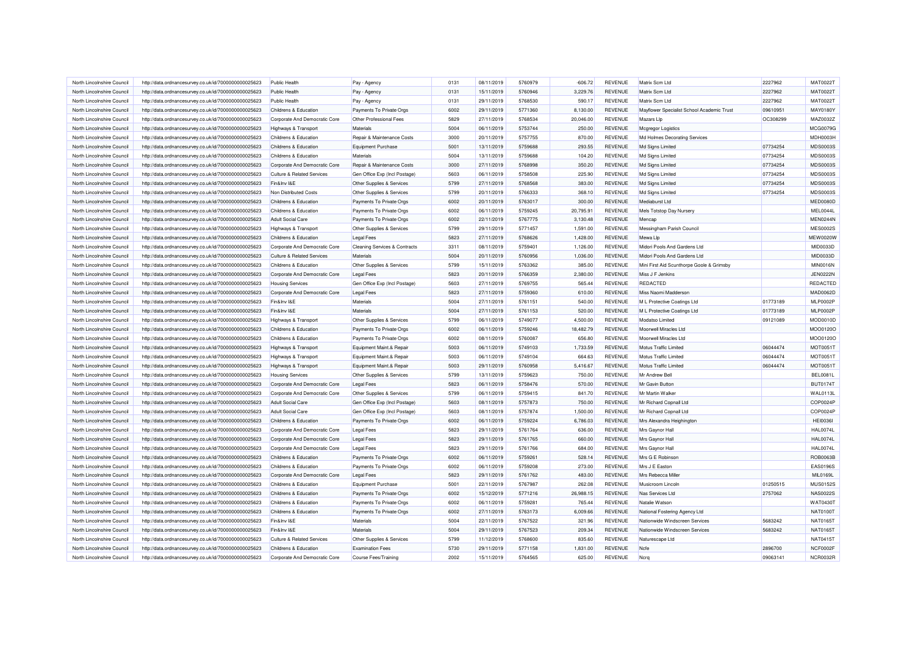| North Lincolnshire Council | http://data.ordnancesurvey.co.uk/id/7000000000025623 | Public Health | Pay - Agency | 0131 | 08/11/2019 | 5760979 | -606.72 | REVENUE | Matrix Scm Ltd | 2227962 | MAT0022T |
|---|---|---|---|---|---|---|---|---|---|---|---|
| North Lincolnshire Council | http://data.ordnancesurvey.co.uk/id/7000000000025623 | Public Health | Pay - Agency | 0131 | 15/11/2019 | 5760946 | 3,229.76 | REVENUE | Matrix Scm Ltd | 2227962 | MAT0022T |
| North Lincolnshire Council | http://data.ordnancesurvey.co.uk/id/7000000000025623 | Public Health | Pay - Agency | 0131 | 29/11/2019 | 5768530 | 590.17 | REVENUE | Matrix Scm Ltd | 2227962 | MAT0022T |
| North Lincolnshire Council | http://data.ordnancesurvey.co.uk/id/7000000000025623 | Childrens & Education | Payments To Private Orgs | 6002 | 29/11/2019 | 5771360 | 8,130.00 | REVENUE | Mayflower Specialist School Academic Trust | 09610951 | MAY0180Y |
| North Lincolnshire Council | http://data.ordnancesurvey.co.uk/id/7000000000025623 | Corporate And Democratic Core | Other Professional Fees | 5829 | 27/11/2019 | 5768534 | 20,046.00 | REVENUE | Mazars Llp | OC308299 | MAZ0032Z |
| North Lincolnshire Council | http://data.ordnancesurvey.co.uk/id/7000000000025623 | Highways & Transport | Materials | 5004 | 06/11/2019 | 5753744 | 250.00 | REVENUE | Mcgregor Logistics | | MCG0079G |
| North Lincolnshire Council | http://data.ordnancesurvey.co.uk/id/7000000000025623 | Childrens & Education | Repair & Maintenance Costs | 3000 | 20/11/2019 | 5757755 | 870.00 | REVENUE | Md Holmes Decorating Services | | MDH0003H |
| North Lincolnshire Council | http://data.ordnancesurvey.co.uk/id/7000000000025623 | Childrens & Education | Equipment Purchase | 5001 | 13/11/2019 | 5759688 | 293.55 | REVENUE | Md Signs Limited | 07734254 | MDS0003S |
| North Lincolnshire Council | http://data.ordnancesurvey.co.uk/id/7000000000025623 | Childrens & Education | Materials | 5004 | 13/11/2019 | 5759688 | 104.20 | REVENUE | Md Signs Limited | 07734254 | MDS0003S |
| North Lincolnshire Council | http://data.ordnancesurvey.co.uk/id/7000000000025623 | Corporate And Democratic Core | Repair & Maintenance Costs | 3000 | 27/11/2019 | 5768998 | 350.20 | REVENUE | Md Signs Limited | 07734254 | MDS0003S |
| North Lincolnshire Council | http://data.ordnancesurvey.co.uk/id/7000000000025623 | Culture & Related Services | Gen Office Exp (Incl Postage) | 5603 | 06/11/2019 | 5758508 | 225.90 | REVENUE | Md Signs Limited | 07734254 | MDS0003S |
| North Lincolnshire Council | http://data.ordnancesurvey.co.uk/id/7000000000025623 | Fin&Inv I&E | Other Supplies & Services | 5799 | 27/11/2019 | 5768568 | 383.00 | REVENUE | Md Signs Limited | 07734254 | MDS0003S |
| North Lincolnshire Council | http://data.ordnancesurvey.co.uk/id/7000000000025623 | Non Distributed Costs | Other Supplies & Services | 5799 | 20/11/2019 | 5766333 | 368.10 | REVENUE | Md Signs Limited | 07734254 | MDS0003S |
| North Lincolnshire Council | http://data.ordnancesurvey.co.uk/id/7000000000025623 | Childrens & Education | Payments To Private Orgs | 6002 | 20/11/2019 | 5763017 | 300.00 | REVENUE | Mediaburst Ltd | | MED0080D |
| North Lincolnshire Council | http://data.ordnancesurvey.co.uk/id/7000000000025623 | Childrens & Education | Payments To Private Orgs | 6002 | 06/11/2019 | 5759245 | 20,795.91 | REVENUE | Mels Totstop Day Nursery | | MEL0044L |
| North Lincolnshire Council | http://data.ordnancesurvey.co.uk/id/7000000000025623 | Adult Social Care | Payments To Private Orgs | 6002 | 22/11/2019 | 5767775 | 3,130.48 | REVENUE | Mencap | | MEN0244N |
| North Lincolnshire Council | http://data.ordnancesurvey.co.uk/id/7000000000025623 | Highways & Transport | Other Supplies & Services | 5799 | 29/11/2019 | 5771457 | 1,591.00 | REVENUE | Messingham Parish Council | | MES0002S |
| North Lincolnshire Council | http://data.ordnancesurvey.co.uk/id/7000000000025623 | Childrens & Education | Legal Fees | 5823 | 27/11/2019 | 5768626 | 1,428.00 | REVENUE | Mewa Llp | | MEW0020W |
| North Lincolnshire Council | http://data.ordnancesurvey.co.uk/id/7000000000025623 | Corporate And Democratic Core | Cleaning Services & Contracts | 3311 | 08/11/2019 | 5759401 | 1,126.00 | REVENUE | Midori Pools And Gardens Ltd | | MID0033D |
| North Lincolnshire Council | http://data.ordnancesurvey.co.uk/id/7000000000025623 | Culture & Related Services | Materials | 5004 | 20/11/2019 | 5760956 | 1,036.00 | REVENUE | Midori Pools And Gardens Ltd | | MID0033D |
| North Lincolnshire Council | http://data.ordnancesurvey.co.uk/id/7000000000025623 | Childrens & Education | Other Supplies & Services | 5799 | 15/11/2019 | 5763362 | 385.00 | REVENUE | Mini First Aid Scunthorpe Goole & Grimsby | | MIN0016N |
| North Lincolnshire Council | http://data.ordnancesurvey.co.uk/id/7000000000025623 | Corporate And Democratic Core | Legal Fees | 5823 | 20/11/2019 | 5766359 | 2,380.00 | REVENUE | Miss J F Jenkins | | JEN0222N |
| North Lincolnshire Council | http://data.ordnancesurvey.co.uk/id/7000000000025623 | Housing Services | Gen Office Exp (Incl Postage) | 5603 | 27/11/2019 | 5769755 | 565.44 | REVENUE | REDACTED | | REDACTED |
| North Lincolnshire Council | http://data.ordnancesurvey.co.uk/id/7000000000025623 | Corporate And Democratic Core | Legal Fees | 5823 | 27/11/2019 | 5759360 | 610.00 | REVENUE | Miss Naomi Madderson | | MAD0062D |
| North Lincolnshire Council | http://data.ordnancesurvey.co.uk/id/7000000000025623 | Fin&Inv I&E | Materials | 5004 | 27/11/2019 | 5761151 | 540.00 | REVENUE | M L Protective Coatings Ltd | 01773189 | MLP0002P |
| North Lincolnshire Council | http://data.ordnancesurvey.co.uk/id/7000000000025623 | Fin&Inv I&E | Materials | 5004 | 27/11/2019 | 5761153 | 520.00 | REVENUE | M L Protective Coatings Ltd | 01773189 | MLP0002P |
| North Lincolnshire Council | http://data.ordnancesurvey.co.uk/id/7000000000025623 | Highways & Transport | Other Supplies & Services | 5799 | 06/11/2019 | 5749077 | 4,500.00 | REVENUE | Modatso Limited | 09121089 | MOD0010D |
| North Lincolnshire Council | http://data.ordnancesurvey.co.uk/id/7000000000025623 | Childrens & Education | Payments To Private Orgs | 6002 | 06/11/2019 | 5759246 | 18,482.79 | REVENUE | Moorwell Miracles Ltd | | MOO0120O |
| North Lincolnshire Council | http://data.ordnancesurvey.co.uk/id/7000000000025623 | Childrens & Education | Payments To Private Orgs | 6002 | 08/11/2019 | 5760087 | 656.80 | REVENUE | Moorwell Miracles Ltd | | MOO0120O |
| North Lincolnshire Council | http://data.ordnancesurvey.co.uk/id/7000000000025623 | Highways & Transport | Equipment Maint.& Repair | 5003 | 06/11/2019 | 5749103 | 1,733.59 | REVENUE | Motus Traffic Limited | 06044474 | MOT0051T |
| North Lincolnshire Council | http://data.ordnancesurvey.co.uk/id/7000000000025623 | Highways & Transport | Equipment Maint.& Repair | 5003 | 06/11/2019 | 5749104 | 664.63 | REVENUE | Motus Traffic Limited | 06044474 | MOT0051T |
| North Lincolnshire Council | http://data.ordnancesurvey.co.uk/id/7000000000025623 | Highways & Transport | Equipment Maint.& Repair | 5003 | 29/11/2019 | 5760958 | 5,416.67 | REVENUE | Motus Traffic Limited | 06044474 | MOT0051T |
| North Lincolnshire Council | http://data.ordnancesurvey.co.uk/id/7000000000025623 | Housing Services | Other Supplies & Services | 5799 | 13/11/2019 | 5759623 | 750.00 | REVENUE | Mr Andrew Bell | | BEL0081L |
| North Lincolnshire Council | http://data.ordnancesurvey.co.uk/id/7000000000025623 | Corporate And Democratic Core | Legal Fees | 5823 | 06/11/2019 | 5758476 | 570.00 | REVENUE | Mr Gavin Button | | BUT0174T |
| North Lincolnshire Council | http://data.ordnancesurvey.co.uk/id/7000000000025623 | Corporate And Democratic Core | Other Supplies & Services | 5799 | 06/11/2019 | 5759415 | 841.70 | REVENUE | Mr Martin Walker | | WAL0113L |
| North Lincolnshire Council | http://data.ordnancesurvey.co.uk/id/7000000000025623 | Adult Social Care | Gen Office Exp (Incl Postage) | 5603 | 08/11/2019 | 5757873 | 750.00 | REVENUE | Mr Richard Copnall Ltd | | COP0024P |
| North Lincolnshire Council | http://data.ordnancesurvey.co.uk/id/7000000000025623 | Adult Social Care | Gen Office Exp (Incl Postage) | 5603 | 08/11/2019 | 5757874 | 1,500.00 | REVENUE | Mr Richard Copnall Ltd | | COP0024P |
| North Lincolnshire Council | http://data.ordnancesurvey.co.uk/id/7000000000025623 | Childrens & Education | Payments To Private Orgs | 6002 | 06/11/2019 | 5759224 | 6,786.03 | REVENUE | Mrs Alexandra Heighington | | HEI0036I |
| North Lincolnshire Council | http://data.ordnancesurvey.co.uk/id/7000000000025623 | Corporate And Democratic Core | Legal Fees | 5823 | 29/11/2019 | 5761764 | 636.00 | REVENUE | Mrs Gaynor Hall | | HAL0074L |
| North Lincolnshire Council | http://data.ordnancesurvey.co.uk/id/7000000000025623 | Corporate And Democratic Core | Legal Fees | 5823 | 29/11/2019 | 5761765 | 660.00 | REVENUE | Mrs Gaynor Hall | | HAL0074L |
| North Lincolnshire Council | http://data.ordnancesurvey.co.uk/id/7000000000025623 | Corporate And Democratic Core | Legal Fees | 5823 | 29/11/2019 | 5761766 | 684.00 | REVENUE | Mrs Gaynor Hall | | HAL0074L |
| North Lincolnshire Council | http://data.ordnancesurvey.co.uk/id/7000000000025623 | Childrens & Education | Payments To Private Orgs | 6002 | 06/11/2019 | 5759261 | 528.14 | REVENUE | Mrs G E Robinson | | ROB0063B |
| North Lincolnshire Council | http://data.ordnancesurvey.co.uk/id/7000000000025623 | Childrens & Education | Payments To Private Orgs | 6002 | 06/11/2019 | 5759208 | 273.00 | REVENUE | Mrs J E Easton | | EAS0196S |
| North Lincolnshire Council | http://data.ordnancesurvey.co.uk/id/7000000000025623 | Corporate And Democratic Core | Legal Fees | 5823 | 29/11/2019 | 5761762 | 483.00 | REVENUE | Mrs Rebecca Miller | | MIL0169L |
| North Lincolnshire Council | http://data.ordnancesurvey.co.uk/id/7000000000025623 | Childrens & Education | Equipment Purchase | 5001 | 22/11/2019 | 5767987 | 262.08 | REVENUE | Musicroom Lincoln | 01250515 | MUS0152S |
| North Lincolnshire Council | http://data.ordnancesurvey.co.uk/id/7000000000025623 | Childrens & Education | Payments To Private Orgs | 6002 | 15/12/2019 | 5771216 | 26,988.15 | REVENUE | Nas Services Ltd | 2757062 | NAS0022S |
| North Lincolnshire Council | http://data.ordnancesurvey.co.uk/id/7000000000025623 | Childrens & Education | Payments To Private Orgs | 6002 | 06/11/2019 | 5759281 | 765.44 | REVENUE | Natalie Watson | | WAT0430T |
| North Lincolnshire Council | http://data.ordnancesurvey.co.uk/id/7000000000025623 | Childrens & Education | Payments To Private Orgs | 6002 | 27/11/2019 | 5763173 | 6,009.66 | REVENUE | National Fostering Agency Ltd | | NAT0100T |
| North Lincolnshire Council | http://data.ordnancesurvey.co.uk/id/7000000000025623 | Fin&Inv I&E | Materials | 5004 | 22/11/2019 | 5767522 | 321.96 | REVENUE | Nationwide Windscreen Services | 5683242 | NAT0165T |
| North Lincolnshire Council | http://data.ordnancesurvey.co.uk/id/7000000000025623 | Fin&Inv I&E | Materials | 5004 | 29/11/2019 | 5767523 | 209.34 | REVENUE | Nationwide Windscreen Services | 5683242 | NAT0165T |
| North Lincolnshire Council | http://data.ordnancesurvey.co.uk/id/7000000000025623 | Culture & Related Services | Other Supplies & Services | 5799 | 11/12/2019 | 5768600 | 835.60 | REVENUE | Naturescape Ltd | | NAT0415T |
| North Lincolnshire Council | http://data.ordnancesurvey.co.uk/id/7000000000025623 | Childrens & Education | Examination Fees | 5730 | 29/11/2019 | 5771158 | 1,831.00 | REVENUE | Ncfe | 2896700 | NCF0002F |
| North Lincolnshire Council | http://data.ordnancesurvey.co.uk/id/7000000000025623 | Corporate And Democratic Core | Course Fees/Training | 2002 | 15/11/2019 | 5764565 | 625.00 | REVENUE | Ncrq | 09063141 | NCR0032R |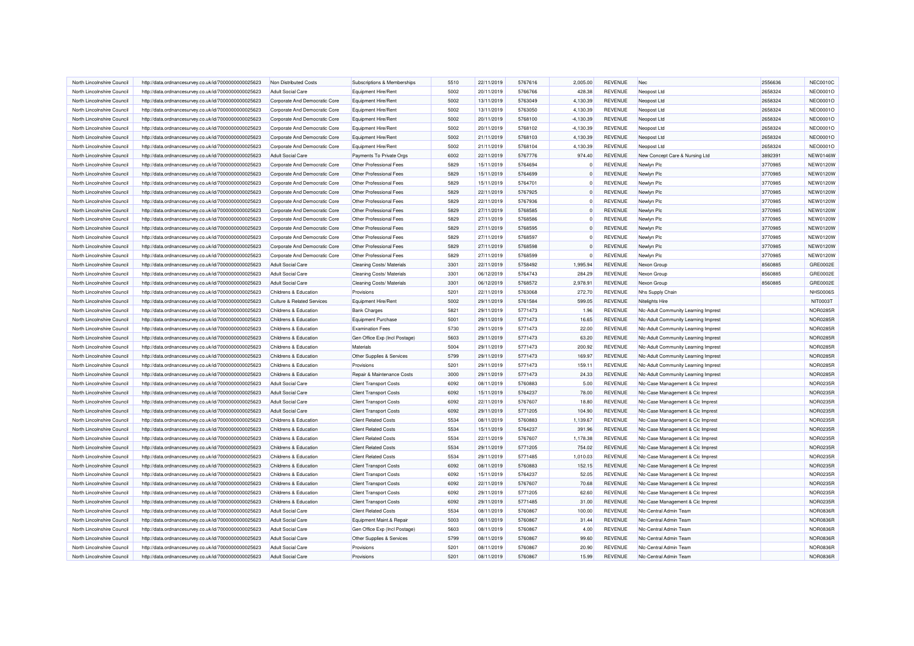| North Lincolnshire Council | http://data.ordnancesurvey.co.uk/id/7000000000025623 | Non Distributed Costs | Subscriptions & Memberships | 5510 | 22/11/2019 | 5767616 | 2,005.00 | REVENUE | Nec | 2556636 | NEC0010C |
|---|---|---|---|---|---|---|---|---|---|---|---|
| North Lincolnshire Council | http://data.ordnancesurvey.co.uk/id/7000000000025623 | Adult Social Care | Equipment Hire/Rent | 5002 | 20/11/2019 | 5766766 | 428.38 | REVENUE | Neopost Ltd | 2658324 | NEO0001O |
| North Lincolnshire Council | http://data.ordnancesurvey.co.uk/id/7000000000025623 | Corporate And Democratic Core | Equipment Hire/Rent | 5002 | 13/11/2019 | 5763049 | 4,130.39 | REVENUE | Neopost Ltd | 2658324 | NEO0001O |
| North Lincolnshire Council | http://data.ordnancesurvey.co.uk/id/7000000000025623 | Corporate And Democratic Core | Equipment Hire/Rent | 5002 | 13/11/2019 | 5763050 | 4,130.39 | REVENUE | Neopost Ltd | 2658324 | NEO0001O |
| North Lincolnshire Council | http://data.ordnancesurvey.co.uk/id/7000000000025623 | Corporate And Democratic Core | Equipment Hire/Rent | 5002 | 20/11/2019 | 5768100 | -4,130.39 | REVENUE | Neopost Ltd | 2658324 | NEO0001O |
| North Lincolnshire Council | http://data.ordnancesurvey.co.uk/id/7000000000025623 | Corporate And Democratic Core | Equipment Hire/Rent | 5002 | 20/11/2019 | 5768102 | -4,130.39 | REVENUE | Neopost Ltd | 2658324 | NEO0001O |
| North Lincolnshire Council | http://data.ordnancesurvey.co.uk/id/7000000000025623 | Corporate And Democratic Core | Equipment Hire/Rent | 5002 | 21/11/2019 | 5768103 | 4,130.39 | REVENUE | Neopost Ltd | 2658324 | NEO0001O |
| North Lincolnshire Council | http://data.ordnancesurvey.co.uk/id/7000000000025623 | Corporate And Democratic Core | Equipment Hire/Rent | 5002 | 21/11/2019 | 5768104 | 4,130.39 | REVENUE | Neopost Ltd | 2658324 | NEO0001O |
| North Lincolnshire Council | http://data.ordnancesurvey.co.uk/id/7000000000025623 | Adult Social Care | Payments To Private Orgs | 6002 | 22/11/2019 | 5767776 | 974.40 | REVENUE | New Concept Care & Nursing Ltd | 3892391 | NEW0146W |
| North Lincolnshire Council | http://data.ordnancesurvey.co.uk/id/7000000000025623 | Corporate And Democratic Core | Other Professional Fees | 5829 | 15/11/2019 | 5764694 | 0 | REVENUE | Newlyn Plc | 3770985 | NEW0120W |
| North Lincolnshire Council | http://data.ordnancesurvey.co.uk/id/7000000000025623 | Corporate And Democratic Core | Other Professional Fees | 5829 | 15/11/2019 | 5764699 | 0 | REVENUE | Newlyn Plc | 3770985 | NEW0120W |
| North Lincolnshire Council | http://data.ordnancesurvey.co.uk/id/7000000000025623 | Corporate And Democratic Core | Other Professional Fees | 5829 | 15/11/2019 | 5764701 | 0 | REVENUE | Newlyn Plc | 3770985 | NEW0120W |
| North Lincolnshire Council | http://data.ordnancesurvey.co.uk/id/7000000000025623 | Corporate And Democratic Core | Other Professional Fees | 5829 | 22/11/2019 | 5767925 | 0 | REVENUE | Newlyn Plc | 3770985 | NEW0120W |
| North Lincolnshire Council | http://data.ordnancesurvey.co.uk/id/7000000000025623 | Corporate And Democratic Core | Other Professional Fees | 5829 | 22/11/2019 | 5767936 | 0 | REVENUE | Newlyn Plc | 3770985 | NEW0120W |
| North Lincolnshire Council | http://data.ordnancesurvey.co.uk/id/7000000000025623 | Corporate And Democratic Core | Other Professional Fees | 5829 | 27/11/2019 | 5768585 | 0 | REVENUE | Newlyn Plc | 3770985 | NEW0120W |
| North Lincolnshire Council | http://data.ordnancesurvey.co.uk/id/7000000000025623 | Corporate And Democratic Core | Other Professional Fees | 5829 | 27/11/2019 | 5768586 | 0 | REVENUE | Newlyn Plc | 3770985 | NEW0120W |
| North Lincolnshire Council | http://data.ordnancesurvey.co.uk/id/7000000000025623 | Corporate And Democratic Core | Other Professional Fees | 5829 | 27/11/2019 | 5768595 | 0 | REVENUE | Newlyn Plc | 3770985 | NEW0120W |
| North Lincolnshire Council | http://data.ordnancesurvey.co.uk/id/7000000000025623 | Corporate And Democratic Core | Other Professional Fees | 5829 | 27/11/2019 | 5768597 | 0 | REVENUE | Newlyn Plc | 3770985 | NEW0120W |
| North Lincolnshire Council | http://data.ordnancesurvey.co.uk/id/7000000000025623 | Corporate And Democratic Core | Other Professional Fees | 5829 | 27/11/2019 | 5768598 | 0 | REVENUE | Newlyn Plc | 3770985 | NEW0120W |
| North Lincolnshire Council | http://data.ordnancesurvey.co.uk/id/7000000000025623 | Corporate And Democratic Core | Other Professional Fees | 5829 | 27/11/2019 | 5768599 | 0 | REVENUE | Newlyn Plc | 3770985 | NEW0120W |
| North Lincolnshire Council | http://data.ordnancesurvey.co.uk/id/7000000000025623 | Adult Social Care | Cleaning Costs/ Materials | 3301 | 22/11/2019 | 5758492 | 1,995.94 | REVENUE | Nexon Group | 8560885 | GRE0002E |
| North Lincolnshire Council | http://data.ordnancesurvey.co.uk/id/7000000000025623 | Adult Social Care | Cleaning Costs/ Materials | 3301 | 06/12/2019 | 5764743 | 284.29 | REVENUE | Nexon Group | 8560885 | GRE0002E |
| North Lincolnshire Council | http://data.ordnancesurvey.co.uk/id/7000000000025623 | Adult Social Care | Cleaning Costs/ Materials | 3301 | 06/12/2019 | 5768572 | 2,978.91 | REVENUE | Nexon Group | 8560885 | GRE0002E |
| North Lincolnshire Council | http://data.ordnancesurvey.co.uk/id/7000000000025623 | Childrens & Education | Provisions | 5201 | 22/11/2019 | 5763068 | 272.70 | REVENUE | Nhs Supply Chain | | NHS0006S |
| North Lincolnshire Council | http://data.ordnancesurvey.co.uk/id/7000000000025623 | Culture & Related Services | Equipment Hire/Rent | 5002 | 29/11/2019 | 5761584 | 599.05 | REVENUE | Nitelights Hire | | NIT0003T |
| North Lincolnshire Council | http://data.ordnancesurvey.co.uk/id/7000000000025623 | Childrens & Education | Bank Charges | 5821 | 29/11/2019 | 5771473 | 1.96 | REVENUE | Nlc-Adult Community Learning Imprest | | NOR0285R |
| North Lincolnshire Council | http://data.ordnancesurvey.co.uk/id/7000000000025623 | Childrens & Education | Equipment Purchase | 5001 | 29/11/2019 | 5771473 | 16.65 | REVENUE | Nlc-Adult Community Learning Imprest | | NOR0285R |
| North Lincolnshire Council | http://data.ordnancesurvey.co.uk/id/7000000000025623 | Childrens & Education | Examination Fees | 5730 | 29/11/2019 | 5771473 | 22.00 | REVENUE | Nlc-Adult Community Learning Imprest | | NOR0285R |
| North Lincolnshire Council | http://data.ordnancesurvey.co.uk/id/7000000000025623 | Childrens & Education | Gen Office Exp (Incl Postage) | 5603 | 29/11/2019 | 5771473 | 63.20 | REVENUE | Nlc-Adult Community Learning Imprest | | NOR0285R |
| North Lincolnshire Council | http://data.ordnancesurvey.co.uk/id/7000000000025623 | Childrens & Education | Materials | 5004 | 29/11/2019 | 5771473 | 200.92 | REVENUE | Nlc-Adult Community Learning Imprest | | NOR0285R |
| North Lincolnshire Council | http://data.ordnancesurvey.co.uk/id/7000000000025623 | Childrens & Education | Other Supplies & Services | 5799 | 29/11/2019 | 5771473 | 169.97 | REVENUE | Nlc-Adult Community Learning Imprest | | NOR0285R |
| North Lincolnshire Council | http://data.ordnancesurvey.co.uk/id/7000000000025623 | Childrens & Education | Provisions | 5201 | 29/11/2019 | 5771473 | 159.11 | REVENUE | Nlc-Adult Community Learning Imprest | | NOR0285R |
| North Lincolnshire Council | http://data.ordnancesurvey.co.uk/id/7000000000025623 | Childrens & Education | Repair & Maintenance Costs | 3000 | 29/11/2019 | 5771473 | 24.33 | REVENUE | Nlc-Adult Community Learning Imprest | | NOR0285R |
| North Lincolnshire Council | http://data.ordnancesurvey.co.uk/id/7000000000025623 | Adult Social Care | Client Transport Costs | 6092 | 08/11/2019 | 5760883 | 5.00 | REVENUE | Nlc-Case Management & Cic Imprest | | NOR0235R |
| North Lincolnshire Council | http://data.ordnancesurvey.co.uk/id/7000000000025623 | Adult Social Care | Client Transport Costs | 6092 | 15/11/2019 | 5764237 | 78.00 | REVENUE | Nlc-Case Management & Cic Imprest | | NOR0235R |
| North Lincolnshire Council | http://data.ordnancesurvey.co.uk/id/7000000000025623 | Adult Social Care | Client Transport Costs | 6092 | 22/11/2019 | 5767607 | 18.80 | REVENUE | Nlc-Case Management & Cic Imprest | | NOR0235R |
| North Lincolnshire Council | http://data.ordnancesurvey.co.uk/id/7000000000025623 | Adult Social Care | Client Transport Costs | 6092 | 29/11/2019 | 5771205 | 104.90 | REVENUE | Nlc-Case Management & Cic Imprest | | NOR0235R |
| North Lincolnshire Council | http://data.ordnancesurvey.co.uk/id/7000000000025623 | Childrens & Education | Client Related Costs | 5534 | 08/11/2019 | 5760883 | 1,139.67 | REVENUE | Nlc-Case Management & Cic Imprest | | NOR0235R |
| North Lincolnshire Council | http://data.ordnancesurvey.co.uk/id/7000000000025623 | Childrens & Education | Client Related Costs | 5534 | 15/11/2019 | 5764237 | 391.96 | REVENUE | Nlc-Case Management & Cic Imprest | | NOR0235R |
| North Lincolnshire Council | http://data.ordnancesurvey.co.uk/id/7000000000025623 | Childrens & Education | Client Related Costs | 5534 | 22/11/2019 | 5767607 | 1,178.38 | REVENUE | Nlc-Case Management & Cic Imprest | | NOR0235R |
| North Lincolnshire Council | http://data.ordnancesurvey.co.uk/id/7000000000025623 | Childrens & Education | Client Related Costs | 5534 | 29/11/2019 | 5771205 | 754.02 | REVENUE | Nlc-Case Management & Cic Imprest | | NOR0235R |
| North Lincolnshire Council | http://data.ordnancesurvey.co.uk/id/7000000000025623 | Childrens & Education | Client Related Costs | 5534 | 29/11/2019 | 5771485 | 1,010.03 | REVENUE | Nlc-Case Management & Cic Imprest | | NOR0235R |
| North Lincolnshire Council | http://data.ordnancesurvey.co.uk/id/7000000000025623 | Childrens & Education | Client Transport Costs | 6092 | 08/11/2019 | 5760883 | 152.15 | REVENUE | Nlc-Case Management & Cic Imprest | | NOR0235R |
| North Lincolnshire Council | http://data.ordnancesurvey.co.uk/id/7000000000025623 | Childrens & Education | Client Transport Costs | 6092 | 15/11/2019 | 5764237 | 52.05 | REVENUE | Nlc-Case Management & Cic Imprest | | NOR0235R |
| North Lincolnshire Council | http://data.ordnancesurvey.co.uk/id/7000000000025623 | Childrens & Education | Client Transport Costs | 6092 | 22/11/2019 | 5767607 | 70.68 | REVENUE | Nlc-Case Management & Cic Imprest | | NOR0235R |
| North Lincolnshire Council | http://data.ordnancesurvey.co.uk/id/7000000000025623 | Childrens & Education | Client Transport Costs | 6092 | 29/11/2019 | 5771205 | 62.60 | REVENUE | Nlc-Case Management & Cic Imprest | | NOR0235R |
| North Lincolnshire Council | http://data.ordnancesurvey.co.uk/id/7000000000025623 | Childrens & Education | Client Transport Costs | 6092 | 29/11/2019 | 5771485 | 31.00 | REVENUE | Nlc-Case Management & Cic Imprest | | NOR0235R |
| North Lincolnshire Council | http://data.ordnancesurvey.co.uk/id/7000000000025623 | Adult Social Care | Client Related Costs | 5534 | 08/11/2019 | 5760867 | 100.00 | REVENUE | Nlc-Central Admin Team | | NOR0836R |
| North Lincolnshire Council | http://data.ordnancesurvey.co.uk/id/7000000000025623 | Adult Social Care | Equipment Maint.& Repair | 5003 | 08/11/2019 | 5760867 | 31.44 | REVENUE | Nlc-Central Admin Team | | NOR0836R |
| North Lincolnshire Council | http://data.ordnancesurvey.co.uk/id/7000000000025623 | Adult Social Care | Gen Office Exp (Incl Postage) | 5603 | 08/11/2019 | 5760867 | 4.00 | REVENUE | Nlc-Central Admin Team | | NOR0836R |
| North Lincolnshire Council | http://data.ordnancesurvey.co.uk/id/7000000000025623 | Adult Social Care | Other Supplies & Services | 5799 | 08/11/2019 | 5760867 | 99.60 | REVENUE | Nlc-Central Admin Team | | NOR0836R |
| North Lincolnshire Council | http://data.ordnancesurvey.co.uk/id/7000000000025623 | Adult Social Care | Provisions | 5201 | 08/11/2019 | 5760867 | 20.90 | REVENUE | Nlc-Central Admin Team | | NOR0836R |
| North Lincolnshire Council | http://data.ordnancesurvey.co.uk/id/7000000000025623 | Adult Social Care | Provisions | 5201 | 08/11/2019 | 5760867 | 15.99 | REVENUE | Nlc-Central Admin Team | | NOR0836R |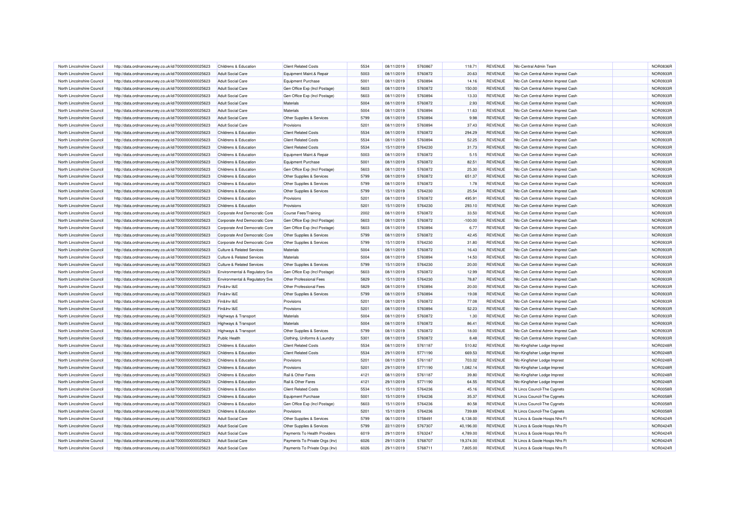| North Lincolnshire Council | http://data.ordnancesurvey.co.uk/id/7000000000025623 | Childrens & Education | Client Related Costs | 5534 | 08/11/2019 | 5760867 | 118.71 | REVENUE | Nlc-Central Admin Team | | NOR0836R |
|---|---|---|---|---|---|---|---|---|---|---|---|
| North Lincolnshire Council | http://data.ordnancesurvey.co.uk/id/7000000000025623 | Adult Social Care | Equipment Maint.& Repair | 5003 | 08/11/2019 | 5760872 | 20.63 | REVENUE | Nlc-Csh Central Admin Imprest Cash | | NOR0933R |
| North Lincolnshire Council | http://data.ordnancesurvey.co.uk/id/7000000000025623 | Adult Social Care | Equipment Purchase | 5001 | 08/11/2019 | 5760894 | 14.16 | REVENUE | Nlc-Csh Central Admin Imprest Cash | | NOR0933R |
| North Lincolnshire Council | http://data.ordnancesurvey.co.uk/id/7000000000025623 | Adult Social Care | Gen Office Exp (Incl Postage) | 5603 | 08/11/2019 | 5760872 | 150.00 | REVENUE | Nlc-Csh Central Admin Imprest Cash | | NOR0933R |
| North Lincolnshire Council | http://data.ordnancesurvey.co.uk/id/7000000000025623 | Adult Social Care | Gen Office Exp (Incl Postage) | 5603 | 08/11/2019 | 5760894 | 13.33 | REVENUE | Nlc-Csh Central Admin Imprest Cash | | NOR0933R |
| North Lincolnshire Council | http://data.ordnancesurvey.co.uk/id/7000000000025623 | Adult Social Care | Materials | 5004 | 08/11/2019 | 5760872 | 2.93 | REVENUE | Nlc-Csh Central Admin Imprest Cash | | NOR0933R |
| North Lincolnshire Council | http://data.ordnancesurvey.co.uk/id/7000000000025623 | Adult Social Care | Materials | 5004 | 08/11/2019 | 5760894 | 11.63 | REVENUE | Nlc-Csh Central Admin Imprest Cash | | NOR0933R |
| North Lincolnshire Council | http://data.ordnancesurvey.co.uk/id/7000000000025623 | Adult Social Care | Other Supplies & Services | 5799 | 08/11/2019 | 5760894 | 9.98 | REVENUE | Nlc-Csh Central Admin Imprest Cash | | NOR0933R |
| North Lincolnshire Council | http://data.ordnancesurvey.co.uk/id/7000000000025623 | Adult Social Care | Provisions | 5201 | 08/11/2019 | 5760894 | 37.43 | REVENUE | Nlc-Csh Central Admin Imprest Cash | | NOR0933R |
| North Lincolnshire Council | http://data.ordnancesurvey.co.uk/id/7000000000025623 | Childrens & Education | Client Related Costs | 5534 | 08/11/2019 | 5760872 | 294.29 | REVENUE | Nlc-Csh Central Admin Imprest Cash | | NOR0933R |
| North Lincolnshire Council | http://data.ordnancesurvey.co.uk/id/7000000000025623 | Childrens & Education | Client Related Costs | 5534 | 08/11/2019 | 5760894 | 52.25 | REVENUE | Nlc-Csh Central Admin Imprest Cash | | NOR0933R |
| North Lincolnshire Council | http://data.ordnancesurvey.co.uk/id/7000000000025623 | Childrens & Education | Client Related Costs | 5534 | 15/11/2019 | 5764230 | 31.73 | REVENUE | Nlc-Csh Central Admin Imprest Cash | | NOR0933R |
| North Lincolnshire Council | http://data.ordnancesurvey.co.uk/id/7000000000025623 | Childrens & Education | Equipment Maint.& Repair | 5003 | 08/11/2019 | 5760872 | 5.15 | REVENUE | Nlc-Csh Central Admin Imprest Cash | | NOR0933R |
| North Lincolnshire Council | http://data.ordnancesurvey.co.uk/id/7000000000025623 | Childrens & Education | Equipment Purchase | 5001 | 08/11/2019 | 5760872 | 82.51 | REVENUE | Nlc-Csh Central Admin Imprest Cash | | NOR0933R |
| North Lincolnshire Council | http://data.ordnancesurvey.co.uk/id/7000000000025623 | Childrens & Education | Gen Office Exp (Incl Postage) | 5603 | 08/11/2019 | 5760872 | 25.30 | REVENUE | Nlc-Csh Central Admin Imprest Cash | | NOR0933R |
| North Lincolnshire Council | http://data.ordnancesurvey.co.uk/id/7000000000025623 | Childrens & Education | Other Supplies & Services | 5799 | 08/11/2019 | 5760872 | 651.37 | REVENUE | Nlc-Csh Central Admin Imprest Cash | | NOR0933R |
| North Lincolnshire Council | http://data.ordnancesurvey.co.uk/id/7000000000025623 | Childrens & Education | Other Supplies & Services | 5799 | 08/11/2019 | 5760872 | 1.78 | REVENUE | Nlc-Csh Central Admin Imprest Cash | | NOR0933R |
| North Lincolnshire Council | http://data.ordnancesurvey.co.uk/id/7000000000025623 | Childrens & Education | Other Supplies & Services | 5799 | 15/11/2019 | 5764230 | 25.54 | REVENUE | Nlc-Csh Central Admin Imprest Cash | | NOR0933R |
| North Lincolnshire Council | http://data.ordnancesurvey.co.uk/id/7000000000025623 | Childrens & Education | Provisions | 5201 | 08/11/2019 | 5760872 | 495.91 | REVENUE | Nlc-Csh Central Admin Imprest Cash | | NOR0933R |
| North Lincolnshire Council | http://data.ordnancesurvey.co.uk/id/7000000000025623 | Childrens & Education | Provisions | 5201 | 15/11/2019 | 5764230 | 293.10 | REVENUE | Nlc-Csh Central Admin Imprest Cash | | NOR0933R |
| North Lincolnshire Council | http://data.ordnancesurvey.co.uk/id/7000000000025623 | Corporate And Democratic Core | Course Fees/Training | 2002 | 08/11/2019 | 5760872 | 33.50 | REVENUE | Nlc-Csh Central Admin Imprest Cash | | NOR0933R |
| North Lincolnshire Council | http://data.ordnancesurvey.co.uk/id/7000000000025623 | Corporate And Democratic Core | Gen Office Exp (Incl Postage) | 5603 | 08/11/2019 | 5760872 | -100.00 | REVENUE | Nlc-Csh Central Admin Imprest Cash | | NOR0933R |
| North Lincolnshire Council | http://data.ordnancesurvey.co.uk/id/7000000000025623 | Corporate And Democratic Core | Gen Office Exp (Incl Postage) | 5603 | 08/11/2019 | 5760894 | 6.77 | REVENUE | Nlc-Csh Central Admin Imprest Cash | | NOR0933R |
| North Lincolnshire Council | http://data.ordnancesurvey.co.uk/id/7000000000025623 | Corporate And Democratic Core | Other Supplies & Services | 5799 | 08/11/2019 | 5760872 | 42.45 | REVENUE | Nlc-Csh Central Admin Imprest Cash | | NOR0933R |
| North Lincolnshire Council | http://data.ordnancesurvey.co.uk/id/7000000000025623 | Corporate And Democratic Core | Other Supplies & Services | 5799 | 15/11/2019 | 5764230 | 31.80 | REVENUE | Nlc-Csh Central Admin Imprest Cash | | NOR0933R |
| North Lincolnshire Council | http://data.ordnancesurvey.co.uk/id/7000000000025623 | Culture & Related Services | Materials | 5004 | 08/11/2019 | 5760872 | 16.43 | REVENUE | Nlc-Csh Central Admin Imprest Cash | | NOR0933R |
| North Lincolnshire Council | http://data.ordnancesurvey.co.uk/id/7000000000025623 | Culture & Related Services | Materials | 5004 | 08/11/2019 | 5760894 | 14.50 | REVENUE | Nlc-Csh Central Admin Imprest Cash | | NOR0933R |
| North Lincolnshire Council | http://data.ordnancesurvey.co.uk/id/7000000000025623 | Culture & Related Services | Other Supplies & Services | 5799 | 15/11/2019 | 5764230 | 20.00 | REVENUE | Nlc-Csh Central Admin Imprest Cash | | NOR0933R |
| North Lincolnshire Council | http://data.ordnancesurvey.co.uk/id/7000000000025623 | Environmental & Regulatory Svs | Gen Office Exp (Incl Postage) | 5603 | 08/11/2019 | 5760872 | 12.99 | REVENUE | Nlc-Csh Central Admin Imprest Cash | | NOR0933R |
| North Lincolnshire Council | http://data.ordnancesurvey.co.uk/id/7000000000025623 | Environmental & Regulatory Svs | Other Professional Fees | 5829 | 15/11/2019 | 5764230 | 78.87 | REVENUE | Nlc-Csh Central Admin Imprest Cash | | NOR0933R |
| North Lincolnshire Council | http://data.ordnancesurvey.co.uk/id/7000000000025623 | Fin&Inv I&E | Other Professional Fees | 5829 | 08/11/2019 | 5760894 | 20.00 | REVENUE | Nlc-Csh Central Admin Imprest Cash | | NOR0933R |
| North Lincolnshire Council | http://data.ordnancesurvey.co.uk/id/7000000000025623 | Fin&Inv I&E | Other Supplies & Services | 5799 | 08/11/2019 | 5760894 | 19.08 | REVENUE | Nlc-Csh Central Admin Imprest Cash | | NOR0933R |
| North Lincolnshire Council | http://data.ordnancesurvey.co.uk/id/7000000000025623 | Fin&Inv I&E | Provisions | 5201 | 08/11/2019 | 5760872 | 77.08 | REVENUE | Nlc-Csh Central Admin Imprest Cash | | NOR0933R |
| North Lincolnshire Council | http://data.ordnancesurvey.co.uk/id/7000000000025623 | Fin&Inv I&E | Provisions | 5201 | 08/11/2019 | 5760894 | 52.23 | REVENUE | Nlc-Csh Central Admin Imprest Cash | | NOR0933R |
| North Lincolnshire Council | http://data.ordnancesurvey.co.uk/id/7000000000025623 | Highways & Transport | Materials | 5004 | 08/11/2019 | 5760872 | 1.30 | REVENUE | Nlc-Csh Central Admin Imprest Cash | | NOR0933R |
| North Lincolnshire Council | http://data.ordnancesurvey.co.uk/id/7000000000025623 | Highways & Transport | Materials | 5004 | 08/11/2019 | 5760872 | 86.41 | REVENUE | Nlc-Csh Central Admin Imprest Cash | | NOR0933R |
| North Lincolnshire Council | http://data.ordnancesurvey.co.uk/id/7000000000025623 | Highways & Transport | Other Supplies & Services | 5799 | 08/11/2019 | 5760872 | 18.00 | REVENUE | Nlc-Csh Central Admin Imprest Cash | | NOR0933R |
| North Lincolnshire Council | http://data.ordnancesurvey.co.uk/id/7000000000025623 | Public Health | Clothing, Uniforms & Laundry | 5301 | 08/11/2019 | 5760872 | 8.48 | REVENUE | Nlc-Csh Central Admin Imprest Cash | | NOR0933R |
| North Lincolnshire Council | http://data.ordnancesurvey.co.uk/id/7000000000025623 | Childrens & Education | Client Related Costs | 5534 | 08/11/2019 | 5761187 | 510.82 | REVENUE | Nlc-Kingfisher Lodge Imprest | | NOR0248R |
| North Lincolnshire Council | http://data.ordnancesurvey.co.uk/id/7000000000025623 | Childrens & Education | Client Related Costs | 5534 | 29/11/2019 | 5771190 | 669.53 | REVENUE | Nlc-Kingfisher Lodge Imprest | | NOR0248R |
| North Lincolnshire Council | http://data.ordnancesurvey.co.uk/id/7000000000025623 | Childrens & Education | Provisions | 5201 | 08/11/2019 | 5761187 | 703.02 | REVENUE | Nlc-Kingfisher Lodge Imprest | | NOR0248R |
| North Lincolnshire Council | http://data.ordnancesurvey.co.uk/id/7000000000025623 | Childrens & Education | Provisions | 5201 | 29/11/2019 | 5771190 | 1,082.14 | REVENUE | Nlc-Kingfisher Lodge Imprest | | NOR0248R |
| North Lincolnshire Council | http://data.ordnancesurvey.co.uk/id/7000000000025623 | Childrens & Education | Rail & Other Fares | 4121 | 08/11/2019 | 5761187 | 39.80 | REVENUE | Nlc-Kingfisher Lodge Imprest | | NOR0248R |
| North Lincolnshire Council | http://data.ordnancesurvey.co.uk/id/7000000000025623 | Childrens & Education | Rail & Other Fares | 4121 | 29/11/2019 | 5771190 | 64.55 | REVENUE | Nlc-Kingfisher Lodge Imprest | | NOR0248R |
| North Lincolnshire Council | http://data.ordnancesurvey.co.uk/id/7000000000025623 | Childrens & Education | Client Related Costs | 5534 | 15/11/2019 | 5764236 | 45.16 | REVENUE | N Lincs Council-The Cygnets | | NOR0058R |
| North Lincolnshire Council | http://data.ordnancesurvey.co.uk/id/7000000000025623 | Childrens & Education | Equipment Purchase | 5001 | 15/11/2019 | 5764236 | 35.37 | REVENUE | N Lincs Council-The Cygnets | | NOR0058R |
| North Lincolnshire Council | http://data.ordnancesurvey.co.uk/id/7000000000025623 | Childrens & Education | Gen Office Exp (Incl Postage) | 5603 | 15/11/2019 | 5764236 | 80.58 | REVENUE | N Lincs Council-The Cygnets | | NOR0058R |
| North Lincolnshire Council | http://data.ordnancesurvey.co.uk/id/7000000000025623 | Childrens & Education | Provisions | 5201 | 15/11/2019 | 5764236 | 739.69 | REVENUE | N Lincs Council-The Cygnets | | NOR0058R |
| North Lincolnshire Council | http://data.ordnancesurvey.co.uk/id/7000000000025623 | Adult Social Care | Other Supplies & Services | 5799 | 06/11/2019 | 5758491 | 6,138.00 | REVENUE | N Lincs & Goole Hosps Nhs Ft | | NOR0424R |
| North Lincolnshire Council | http://data.ordnancesurvey.co.uk/id/7000000000025623 | Adult Social Care | Other Supplies & Services | 5799 | 22/11/2019 | 5767307 | 40,196.00 | REVENUE | N Lincs & Goole Hosps Nhs Ft | | NOR0424R |
| North Lincolnshire Council | http://data.ordnancesurvey.co.uk/id/7000000000025623 | Adult Social Care | Payments To Health Providers | 6019 | 29/11/2019 | 5763247 | 4,789.00 | REVENUE | N Lincs & Goole Hosps Nhs Ft | | NOR0424R |
| North Lincolnshire Council | http://data.ordnancesurvey.co.uk/id/7000000000025623 | Adult Social Care | Payments To Private Orgs (Inv) | 6026 | 29/11/2019 | 5768707 | 19,374.00 | REVENUE | N Lincs & Goole Hosps Nhs Ft | | NOR0424R |
| North Lincolnshire Council | http://data.ordnancesurvey.co.uk/id/7000000000025623 | Adult Social Care | Payments To Private Orgs (Inv) | 6026 | 29/11/2019 | 5768711 | 7,805.00 | REVENUE | N Lincs & Goole Hosps Nhs Ft | | NOR0424R |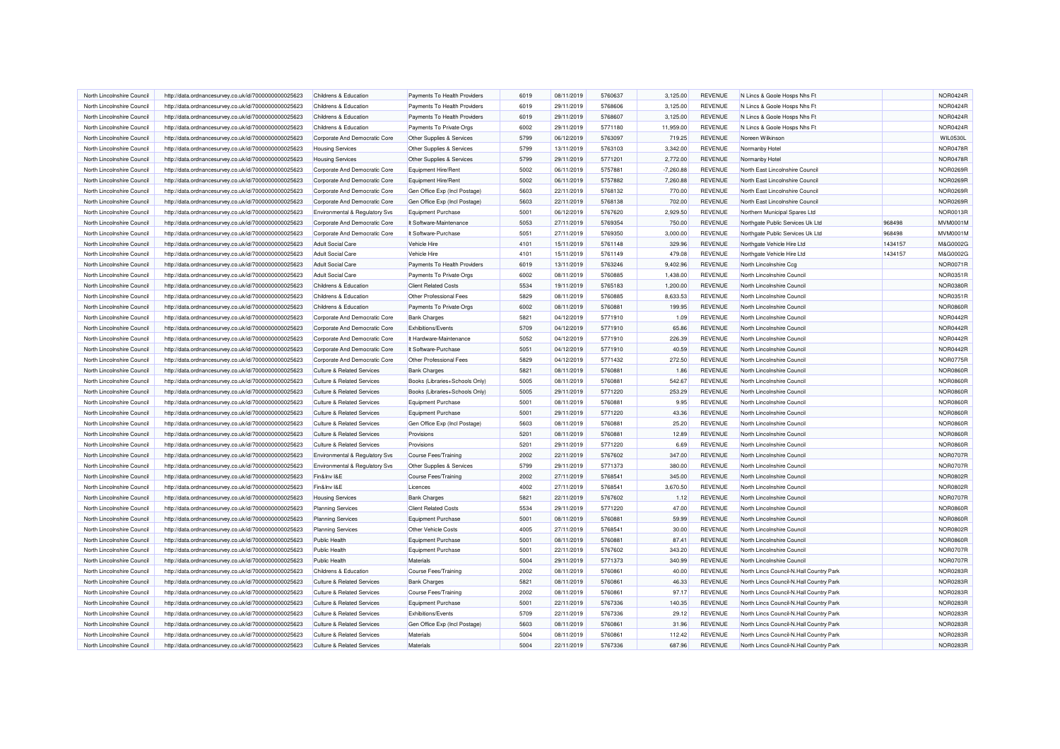| | | | | | | | | | | | |
|---|---|---|---|---|---|---|---|---|---|---|---|
| North Lincolnshire Council | http://data.ordnancesurvey.co.uk/id/7000000000025623 | Childrens & Education | Payments To Health Providers | 6019 | 08/11/2019 | 5760637 | 3,125.00 | REVENUE | N Lincs & Goole Hosps Nhs Ft | | NOR0424R |
| North Lincolnshire Council | http://data.ordnancesurvey.co.uk/id/7000000000025623 | Childrens & Education | Payments To Health Providers | 6019 | 29/11/2019 | 5768606 | 3,125.00 | REVENUE | N Lincs & Goole Hosps Nhs Ft | | NOR0424R |
| North Lincolnshire Council | http://data.ordnancesurvey.co.uk/id/7000000000025623 | Childrens & Education | Payments To Health Providers | 6019 | 29/11/2019 | 5768607 | 3,125.00 | REVENUE | N Lincs & Goole Hosps Nhs Ft | | NOR0424R |
| North Lincolnshire Council | http://data.ordnancesurvey.co.uk/id/7000000000025623 | Childrens & Education | Payments To Private Orgs | 6002 | 29/11/2019 | 5771180 | 11,959.00 | REVENUE | N Lincs & Goole Hosps Nhs Ft | | NOR0424R |
| North Lincolnshire Council | http://data.ordnancesurvey.co.uk/id/7000000000025623 | Corporate And Democratic Core | Other Supplies & Services | 5799 | 06/12/2019 | 5763097 | 719.25 | REVENUE | Noreen Wilkinson | | WIL0530L |
| North Lincolnshire Council | http://data.ordnancesurvey.co.uk/id/7000000000025623 | Housing Services | Other Supplies & Services | 5799 | 13/11/2019 | 5763103 | 3,342.00 | REVENUE | Normanby Hotel | | NOR0478R |
| North Lincolnshire Council | http://data.ordnancesurvey.co.uk/id/7000000000025623 | Housing Services | Other Supplies & Services | 5799 | 29/11/2019 | 5771201 | 2,772.00 | REVENUE | Normanby Hotel | | NOR0478R |
| North Lincolnshire Council | http://data.ordnancesurvey.co.uk/id/7000000000025623 | Corporate And Democratic Core | Equipment Hire/Rent | 5002 | 06/11/2019 | 5757881 | -7,260.88 | REVENUE | North East Lincolnshire Council | | NOR0269R |
| North Lincolnshire Council | http://data.ordnancesurvey.co.uk/id/7000000000025623 | Corporate And Democratic Core | Equipment Hire/Rent | 5002 | 06/11/2019 | 5757882 | 7,260.88 | REVENUE | North East Lincolnshire Council | | NOR0269R |
| North Lincolnshire Council | http://data.ordnancesurvey.co.uk/id/7000000000025623 | Corporate And Democratic Core | Gen Office Exp (Incl Postage) | 5603 | 22/11/2019 | 5768132 | 770.00 | REVENUE | North East Lincolnshire Council | | NOR0269R |
| North Lincolnshire Council | http://data.ordnancesurvey.co.uk/id/7000000000025623 | Corporate And Democratic Core | Gen Office Exp (Incl Postage) | 5603 | 22/11/2019 | 5768138 | 702.00 | REVENUE | North East Lincolnshire Council | | NOR0269R |
| North Lincolnshire Council | http://data.ordnancesurvey.co.uk/id/7000000000025623 | Environmental & Regulatory Svs | Equipment Purchase | 5001 | 06/12/2019 | 5767620 | 2,929.50 | REVENUE | Northern Municipal Spares Ltd | | NOR0013R |
| North Lincolnshire Council | http://data.ordnancesurvey.co.uk/id/7000000000025623 | Corporate And Democratic Core | It Software-Maintenance | 5053 | 27/11/2019 | 5769354 | 750.00 | REVENUE | Northgate Public Services Uk Ltd | 968498 | MVM0001M |
| North Lincolnshire Council | http://data.ordnancesurvey.co.uk/id/7000000000025623 | Corporate And Democratic Core | It Software-Purchase | 5051 | 27/11/2019 | 5769350 | 3,000.00 | REVENUE | Northgate Public Services Uk Ltd | 968498 | MVM0001M |
| North Lincolnshire Council | http://data.ordnancesurvey.co.uk/id/7000000000025623 | Adult Social Care | Vehicle Hire | 4101 | 15/11/2019 | 5761148 | 329.96 | REVENUE | Northgate Vehicle Hire Ltd | 1434157 | M&G0002G |
| North Lincolnshire Council | http://data.ordnancesurvey.co.uk/id/7000000000025623 | Adult Social Care | Vehicle Hire | 4101 | 15/11/2019 | 5761149 | 479.08 | REVENUE | Northgate Vehicle Hire Ltd | 1434157 | M&G0002G |
| North Lincolnshire Council | http://data.ordnancesurvey.co.uk/id/7000000000025623 | Adult Social Care | Payments To Health Providers | 6019 | 13/11/2019 | 5763246 | 9,402.96 | REVENUE | North Lincolnshire Ccg | | NOR0071R |
| North Lincolnshire Council | http://data.ordnancesurvey.co.uk/id/7000000000025623 | Adult Social Care | Payments To Private Orgs | 6002 | 08/11/2019 | 5760885 | 1,438.00 | REVENUE | North Lincolnshire Council | | NOR0351R |
| North Lincolnshire Council | http://data.ordnancesurvey.co.uk/id/7000000000025623 | Childrens & Education | Client Related Costs | 5534 | 19/11/2019 | 5765183 | 1,200.00 | REVENUE | North Lincolnshire Council | | NOR0380R |
| North Lincolnshire Council | http://data.ordnancesurvey.co.uk/id/7000000000025623 | Childrens & Education | Other Professional Fees | 5829 | 08/11/2019 | 5760885 | 8,633.53 | REVENUE | North Lincolnshire Council | | NOR0351R |
| North Lincolnshire Council | http://data.ordnancesurvey.co.uk/id/7000000000025623 | Childrens & Education | Payments To Private Orgs | 6002 | 08/11/2019 | 5760881 | 199.95 | REVENUE | North Lincolnshire Council | | NOR0860R |
| North Lincolnshire Council | http://data.ordnancesurvey.co.uk/id/7000000000025623 | Corporate And Democratic Core | Bank Charges | 5821 | 04/12/2019 | 5771910 | 1.09 | REVENUE | North Lincolnshire Council | | NOR0442R |
| North Lincolnshire Council | http://data.ordnancesurvey.co.uk/id/7000000000025623 | Corporate And Democratic Core | Exhibitions/Events | 5709 | 04/12/2019 | 5771910 | 65.86 | REVENUE | North Lincolnshire Council | | NOR0442R |
| North Lincolnshire Council | http://data.ordnancesurvey.co.uk/id/7000000000025623 | Corporate And Democratic Core | It Hardware-Maintenance | 5052 | 04/12/2019 | 5771910 | 226.39 | REVENUE | North Lincolnshire Council | | NOR0442R |
| North Lincolnshire Council | http://data.ordnancesurvey.co.uk/id/7000000000025623 | Corporate And Democratic Core | It Software-Purchase | 5051 | 04/12/2019 | 5771910 | 40.59 | REVENUE | North Lincolnshire Council | | NOR0442R |
| North Lincolnshire Council | http://data.ordnancesurvey.co.uk/id/7000000000025623 | Corporate And Democratic Core | Other Professional Fees | 5829 | 04/12/2019 | 5771432 | 272.50 | REVENUE | North Lincolnshire Council | | NOR0775R |
| North Lincolnshire Council | http://data.ordnancesurvey.co.uk/id/7000000000025623 | Culture & Related Services | Bank Charges | 5821 | 08/11/2019 | 5760881 | 1.86 | REVENUE | North Lincolnshire Council | | NOR0860R |
| North Lincolnshire Council | http://data.ordnancesurvey.co.uk/id/7000000000025623 | Culture & Related Services | Books (Libraries+Schools Only) | 5005 | 08/11/2019 | 5760881 | 542.67 | REVENUE | North Lincolnshire Council | | NOR0860R |
| North Lincolnshire Council | http://data.ordnancesurvey.co.uk/id/7000000000025623 | Culture & Related Services | Books (Libraries+Schools Only) | 5005 | 29/11/2019 | 5771220 | 253.29 | REVENUE | North Lincolnshire Council | | NOR0860R |
| North Lincolnshire Council | http://data.ordnancesurvey.co.uk/id/7000000000025623 | Culture & Related Services | Equipment Purchase | 5001 | 08/11/2019 | 5760881 | 9.95 | REVENUE | North Lincolnshire Council | | NOR0860R |
| North Lincolnshire Council | http://data.ordnancesurvey.co.uk/id/7000000000025623 | Culture & Related Services | Equipment Purchase | 5001 | 29/11/2019 | 5771220 | 43.36 | REVENUE | North Lincolnshire Council | | NOR0860R |
| North Lincolnshire Council | http://data.ordnancesurvey.co.uk/id/7000000000025623 | Culture & Related Services | Gen Office Exp (Incl Postage) | 5603 | 08/11/2019 | 5760881 | 25.20 | REVENUE | North Lincolnshire Council | | NOR0860R |
| North Lincolnshire Council | http://data.ordnancesurvey.co.uk/id/7000000000025623 | Culture & Related Services | Provisions | 5201 | 08/11/2019 | 5760881 | 12.89 | REVENUE | North Lincolnshire Council | | NOR0860R |
| North Lincolnshire Council | http://data.ordnancesurvey.co.uk/id/7000000000025623 | Culture & Related Services | Provisions | 5201 | 29/11/2019 | 5771220 | 6.69 | REVENUE | North Lincolnshire Council | | NOR0860R |
| North Lincolnshire Council | http://data.ordnancesurvey.co.uk/id/7000000000025623 | Environmental & Regulatory Svs | Course Fees/Training | 2002 | 22/11/2019 | 5767602 | 347.00 | REVENUE | North Lincolnshire Council | | NOR0707R |
| North Lincolnshire Council | http://data.ordnancesurvey.co.uk/id/7000000000025623 | Environmental & Regulatory Svs | Other Supplies & Services | 5799 | 29/11/2019 | 5771373 | 380.00 | REVENUE | North Lincolnshire Council | | NOR0707R |
| North Lincolnshire Council | http://data.ordnancesurvey.co.uk/id/7000000000025623 | Fin&Inv I&E | Course Fees/Training | 2002 | 27/11/2019 | 5768541 | 345.00 | REVENUE | North Lincolnshire Council | | NOR0802R |
| North Lincolnshire Council | http://data.ordnancesurvey.co.uk/id/7000000000025623 | Fin&Inv I&E | Licences | 4002 | 27/11/2019 | 5768541 | 3,670.50 | REVENUE | North Lincolnshire Council | | NOR0802R |
| North Lincolnshire Council | http://data.ordnancesurvey.co.uk/id/7000000000025623 | Housing Services | Bank Charges | 5821 | 22/11/2019 | 5767602 | 1.12 | REVENUE | North Lincolnshire Council | | NOR0707R |
| North Lincolnshire Council | http://data.ordnancesurvey.co.uk/id/7000000000025623 | Planning Services | Client Related Costs | 5534 | 29/11/2019 | 5771220 | 47.00 | REVENUE | North Lincolnshire Council | | NOR0860R |
| North Lincolnshire Council | http://data.ordnancesurvey.co.uk/id/7000000000025623 | Planning Services | Equipment Purchase | 5001 | 08/11/2019 | 5760881 | 59.99 | REVENUE | North Lincolnshire Council | | NOR0860R |
| North Lincolnshire Council | http://data.ordnancesurvey.co.uk/id/7000000000025623 | Planning Services | Other Vehicle Costs | 4005 | 27/11/2019 | 5768541 | 30.00 | REVENUE | North Lincolnshire Council | | NOR0802R |
| North Lincolnshire Council | http://data.ordnancesurvey.co.uk/id/7000000000025623 | Public Health | Equipment Purchase | 5001 | 08/11/2019 | 5760881 | 87.41 | REVENUE | North Lincolnshire Council | | NOR0860R |
| North Lincolnshire Council | http://data.ordnancesurvey.co.uk/id/7000000000025623 | Public Health | Equipment Purchase | 5001 | 22/11/2019 | 5767602 | 343.20 | REVENUE | North Lincolnshire Council | | NOR0707R |
| North Lincolnshire Council | http://data.ordnancesurvey.co.uk/id/7000000000025623 | Public Health | Materials | 5004 | 29/11/2019 | 5771373 | 340.99 | REVENUE | North Lincolnshire Council | | NOR0707R |
| North Lincolnshire Council | http://data.ordnancesurvey.co.uk/id/7000000000025623 | Childrens & Education | Course Fees/Training | 2002 | 08/11/2019 | 5760861 | 40.00 | REVENUE | North Lincs Council-N.Hall Country Park | | NOR0283R |
| North Lincolnshire Council | http://data.ordnancesurvey.co.uk/id/7000000000025623 | Culture & Related Services | Bank Charges | 5821 | 08/11/2019 | 5760861 | 46.33 | REVENUE | North Lincs Council-N.Hall Country Park | | NOR0283R |
| North Lincolnshire Council | http://data.ordnancesurvey.co.uk/id/7000000000025623 | Culture & Related Services | Course Fees/Training | 2002 | 08/11/2019 | 5760861 | 97.17 | REVENUE | North Lincs Council-N.Hall Country Park | | NOR0283R |
| North Lincolnshire Council | http://data.ordnancesurvey.co.uk/id/7000000000025623 | Culture & Related Services | Equipment Purchase | 5001 | 22/11/2019 | 5767336 | 140.35 | REVENUE | North Lincs Council-N.Hall Country Park | | NOR0283R |
| North Lincolnshire Council | http://data.ordnancesurvey.co.uk/id/7000000000025623 | Culture & Related Services | Exhibitions/Events | 5709 | 22/11/2019 | 5767336 | 29.12 | REVENUE | North Lincs Council-N.Hall Country Park | | NOR0283R |
| North Lincolnshire Council | http://data.ordnancesurvey.co.uk/id/7000000000025623 | Culture & Related Services | Gen Office Exp (Incl Postage) | 5603 | 08/11/2019 | 5760861 | 31.96 | REVENUE | North Lincs Council-N.Hall Country Park | | NOR0283R |
| North Lincolnshire Council | http://data.ordnancesurvey.co.uk/id/7000000000025623 | Culture & Related Services | Materials | 5004 | 08/11/2019 | 5760861 | 112.42 | REVENUE | North Lincs Council-N.Hall Country Park | | NOR0283R |
| North Lincolnshire Council | http://data.ordnancesurvey.co.uk/id/7000000000025623 | Culture & Related Services | Materials | 5004 | 22/11/2019 | 5767336 | 687.96 | REVENUE | North Lincs Council-N.Hall Country Park | | NOR0283R |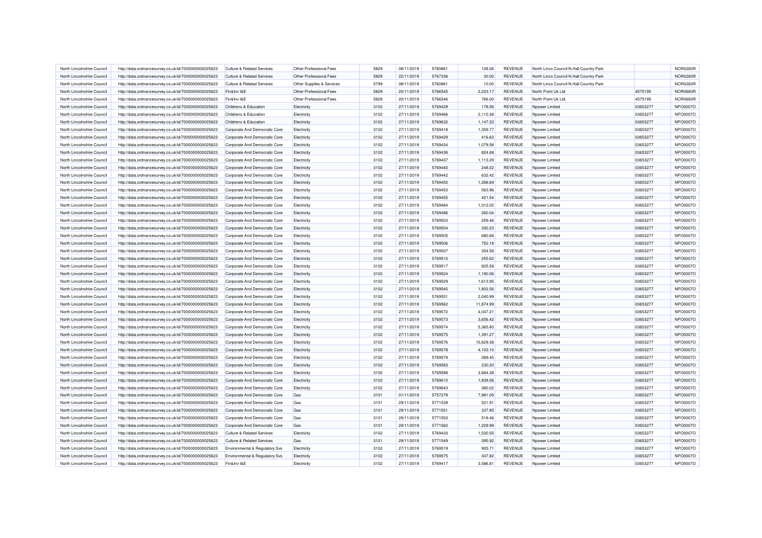| North Lincolnshire Council | http://data.ordnancesurvey.co.uk/id/7000000000025623 | Culture & Related Services | Other Professional Fees | 5829 | 08/11/2019 | 5760861 | 128.06 | REVENUE | North Lincs Council-N.Hall Country Park | | NOR0283R |
|---|---|---|---|---|---|---|---|---|---|---|---|
| North Lincolnshire Council | http://data.ordnancesurvey.co.uk/id/7000000000025623 | Culture & Related Services | Other Professional Fees | 5829 | 22/11/2019 | 5767336 | 30.00 | REVENUE | North Lincs Council-N.Hall Country Park | | NOR0283R |
| North Lincolnshire Council | http://data.ordnancesurvey.co.uk/id/7000000000025623 | Culture & Related Services | Other Supplies & Services | 5799 | 08/11/2019 | 5760861 | 10.00 | REVENUE | North Lincs Council-N.Hall Country Park | | NOR0283R |
| North Lincolnshire Council | http://data.ordnancesurvey.co.uk/id/7000000000025623 | Fin&Inv I&E | Other Professional Fees | 5829 | 20/11/2019 | 5766545 | 2,223.17 | REVENUE | North Point Uk Ltd | 4575195 | NOR0683R |
| North Lincolnshire Council | http://data.ordnancesurvey.co.uk/id/7000000000025623 | Fin&Inv I&E | Other Professional Fees | 5829 | 20/11/2019 | 5766546 | 766.00 | REVENUE | North Point Uk Ltd | 4575195 | NOR0683R |
| North Lincolnshire Council | http://data.ordnancesurvey.co.uk/id/7000000000025623 | Childrens & Education | Electricity | 3102 | 27/11/2019 | 5769429 | 178.56 | REVENUE | Npower Limited | 03653277 | NPO0007O |
| North Lincolnshire Council | http://data.ordnancesurvey.co.uk/id/7000000000025623 | Childrens & Education | Electricity | 3102 | 27/11/2019 | 5769466 | 2,110.38 | REVENUE | Npower Limited | 03653277 | NPO0007O |
| North Lincolnshire Council | http://data.ordnancesurvey.co.uk/id/7000000000025623 | Childrens & Education | Electricity | 3102 | 27/11/2019 | 5769632 | 1,147.22 | REVENUE | Npower Limited | 03653277 | NPO0007O |
| North Lincolnshire Council | http://data.ordnancesurvey.co.uk/id/7000000000025623 | Corporate And Democratic Core | Electricity | 3102 | 27/11/2019 | 5769418 | 1,359.77 | REVENUE | Npower Limited | 03653277 | NPO0007O |
| North Lincolnshire Council | http://data.ordnancesurvey.co.uk/id/7000000000025623 | Corporate And Democratic Core | Electricity | 3102 | 27/11/2019 | 5769429 | 416.63 | REVENUE | Npower Limited | 03653277 | NPO0007O |
| North Lincolnshire Council | http://data.ordnancesurvey.co.uk/id/7000000000025623 | Corporate And Democratic Core | Electricity | 3102 | 27/11/2019 | 5769434 | 1,079.58 | REVENUE | Npower Limited | 03653277 | NPO0007O |
| North Lincolnshire Council | http://data.ordnancesurvey.co.uk/id/7000000000025623 | Corporate And Democratic Core | Electricity | 3102 | 27/11/2019 | 5769436 | 824.68 | REVENUE | Npower Limited | 03653277 | NPO0007O |
| North Lincolnshire Council | http://data.ordnancesurvey.co.uk/id/7000000000025623 | Corporate And Democratic Core | Electricity | 3102 | 27/11/2019 | 5769437 | 1,113.29 | REVENUE | Npower Limited | 03653277 | NPO0007O |
| North Lincolnshire Council | http://data.ordnancesurvey.co.uk/id/7000000000025623 | Corporate And Democratic Core | Electricity | 3102 | 27/11/2019 | 5769440 | 248.02 | REVENUE | Npower Limited | 03653277 | NPO0007O |
| North Lincolnshire Council | http://data.ordnancesurvey.co.uk/id/7000000000025623 | Corporate And Democratic Core | Electricity | 3102 | 27/11/2019 | 5769442 | 632.42 | REVENUE | Npower Limited | 03653277 | NPO0007O |
| North Lincolnshire Council | http://data.ordnancesurvey.co.uk/id/7000000000025623 | Corporate And Democratic Core | Electricity | 3102 | 27/11/2019 | 5769450 | 1,268.69 | REVENUE | Npower Limited | 03653277 | NPO0007O |
| North Lincolnshire Council | http://data.ordnancesurvey.co.uk/id/7000000000025623 | Corporate And Democratic Core | Electricity | 3102 | 27/11/2019 | 5769453 | 563.96 | REVENUE | Npower Limited | 03653277 | NPO0007O |
| North Lincolnshire Council | http://data.ordnancesurvey.co.uk/id/7000000000025623 | Corporate And Democratic Core | Electricity | 3102 | 27/11/2019 | 5769455 | 421.54 | REVENUE | Npower Limited | 03653277 | NPO0007O |
| North Lincolnshire Council | http://data.ordnancesurvey.co.uk/id/7000000000025623 | Corporate And Democratic Core | Electricity | 3102 | 27/11/2019 | 5769484 | 1,012.02 | REVENUE | Npower Limited | 03653277 | NPO0007O |
| North Lincolnshire Council | http://data.ordnancesurvey.co.uk/id/7000000000025623 | Corporate And Democratic Core | Electricity | 3102 | 27/11/2019 | 5769496 | 260.04 | REVENUE | Npower Limited | 03653277 | NPO0007O |
| North Lincolnshire Council | http://data.ordnancesurvey.co.uk/id/7000000000025623 | Corporate And Democratic Core | Electricity | 3102 | 27/11/2019 | 5769503 | 259.46 | REVENUE | Npower Limited | 03653277 | NPO0007O |
| North Lincolnshire Council | http://data.ordnancesurvey.co.uk/id/7000000000025623 | Corporate And Democratic Core | Electricity | 3102 | 27/11/2019 | 5769504 | 330.23 | REVENUE | Npower Limited | 03653277 | NPO0007O |
| North Lincolnshire Council | http://data.ordnancesurvey.co.uk/id/7000000000025623 | Corporate And Democratic Core | Electricity | 3102 | 27/11/2019 | 5769505 | 680.68 | REVENUE | Npower Limited | 03653277 | NPO0007O |
| North Lincolnshire Council | http://data.ordnancesurvey.co.uk/id/7000000000025623 | Corporate And Democratic Core | Electricity | 3102 | 27/11/2019 | 5769506 | 752.18 | REVENUE | Npower Limited | 03653277 | NPO0007O |
| North Lincolnshire Council | http://data.ordnancesurvey.co.uk/id/7000000000025623 | Corporate And Democratic Core | Electricity | 3102 | 27/11/2019 | 5769507 | 354.58 | REVENUE | Npower Limited | 03653277 | NPO0007O |
| North Lincolnshire Council | http://data.ordnancesurvey.co.uk/id/7000000000025623 | Corporate And Democratic Core | Electricity | 3102 | 27/11/2019 | 5769510 | 255.62 | REVENUE | Npower Limited | 03653277 | NPO0007O |
| North Lincolnshire Council | http://data.ordnancesurvey.co.uk/id/7000000000025623 | Corporate And Democratic Core | Electricity | 3102 | 27/11/2019 | 5769517 | 825.58 | REVENUE | Npower Limited | 03653277 | NPO0007O |
| North Lincolnshire Council | http://data.ordnancesurvey.co.uk/id/7000000000025623 | Corporate And Democratic Core | Electricity | 3102 | 27/11/2019 | 5769524 | 1,190.06 | REVENUE | Npower Limited | 03653277 | NPO0007O |
| North Lincolnshire Council | http://data.ordnancesurvey.co.uk/id/7000000000025623 | Corporate And Democratic Core | Electricity | 3102 | 27/11/2019 | 5769529 | 1,613.95 | REVENUE | Npower Limited | 03653277 | NPO0007O |
| North Lincolnshire Council | http://data.ordnancesurvey.co.uk/id/7000000000025623 | Corporate And Democratic Core | Electricity | 3102 | 27/11/2019 | 5769540 | 1,803.56 | REVENUE | Npower Limited | 03653277 | NPO0007O |
| North Lincolnshire Council | http://data.ordnancesurvey.co.uk/id/7000000000025623 | Corporate And Democratic Core | Electricity | 3102 | 27/11/2019 | 5769551 | 2,040.99 | REVENUE | Npower Limited | 03653277 | NPO0007O |
| North Lincolnshire Council | http://data.ordnancesurvey.co.uk/id/7000000000025623 | Corporate And Democratic Core | Electricity | 3102 | 27/11/2019 | 5769562 | 11,874.99 | REVENUE | Npower Limited | 03653277 | NPO0007O |
| North Lincolnshire Council | http://data.ordnancesurvey.co.uk/id/7000000000025623 | Corporate And Democratic Core | Electricity | 3102 | 27/11/2019 | 5769572 | 4,047.21 | REVENUE | Npower Limited | 03653277 | NPO0007O |
| North Lincolnshire Council | http://data.ordnancesurvey.co.uk/id/7000000000025623 | Corporate And Democratic Core | Electricity | 3102 | 27/11/2019 | 5769573 | 3,656.42 | REVENUE | Npower Limited | 03653277 | NPO0007O |
| North Lincolnshire Council | http://data.ordnancesurvey.co.uk/id/7000000000025623 | Corporate And Democratic Core | Electricity | 3102 | 27/11/2019 | 5769574 | 5,365.80 | REVENUE | Npower Limited | 03653277 | NPO0007O |
| North Lincolnshire Council | http://data.ordnancesurvey.co.uk/id/7000000000025623 | Corporate And Democratic Core | Electricity | 3102 | 27/11/2019 | 5769575 | 1,391.27 | REVENUE | Npower Limited | 03653277 | NPO0007O |
| North Lincolnshire Council | http://data.ordnancesurvey.co.uk/id/7000000000025623 | Corporate And Democratic Core | Electricity | 3102 | 27/11/2019 | 5769576 | 10,629.38 | REVENUE | Npower Limited | 03653277 | NPO0007O |
| North Lincolnshire Council | http://data.ordnancesurvey.co.uk/id/7000000000025623 | Corporate And Democratic Core | Electricity | 3102 | 27/11/2019 | 5769578 | 4,103.10 | REVENUE | Npower Limited | 03653277 | NPO0007O |
| North Lincolnshire Council | http://data.ordnancesurvey.co.uk/id/7000000000025623 | Corporate And Democratic Core | Electricity | 3102 | 27/11/2019 | 5769579 | 289.45 | REVENUE | Npower Limited | 03653277 | NPO0007O |
| North Lincolnshire Council | http://data.ordnancesurvey.co.uk/id/7000000000025623 | Corporate And Democratic Core | Electricity | 3102 | 27/11/2019 | 5769583 | 230.20 | REVENUE | Npower Limited | 03653277 | NPO0007O |
| North Lincolnshire Council | http://data.ordnancesurvey.co.uk/id/7000000000025623 | Corporate And Democratic Core | Electricity | 3102 | 27/11/2019 | 5769588 | 3,664.38 | REVENUE | Npower Limited | 03653277 | NPO0007O |
| North Lincolnshire Council | http://data.ordnancesurvey.co.uk/id/7000000000025623 | Corporate And Democratic Core | Electricity | 3102 | 27/11/2019 | 5769610 | 1,839.56 | REVENUE | Npower Limited | 03653277 | NPO0007O |
| North Lincolnshire Council | http://data.ordnancesurvey.co.uk/id/7000000000025623 | Corporate And Democratic Core | Electricity | 3102 | 27/11/2019 | 5769643 | 380.02 | REVENUE | Npower Limited | 03653277 | NPO0007O |
| North Lincolnshire Council | http://data.ordnancesurvey.co.uk/id/7000000000025623 | Corporate And Democratic Core | Gas | 3101 | 01/11/2019 | 5757279 | 7,981.09 | REVENUE | Npower Limited | 03653277 | NPO0007O |
| North Lincolnshire Council | http://data.ordnancesurvey.co.uk/id/7000000000025623 | Corporate And Democratic Core | Gas | 3101 | 29/11/2019 | 5771539 | 521.91 | REVENUE | Npower Limited | 03653277 | NPO0007O |
| North Lincolnshire Council | http://data.ordnancesurvey.co.uk/id/7000000000025623 | Corporate And Democratic Core | Gas | 3101 | 29/11/2019 | 5771551 | 337.85 | REVENUE | Npower Limited | 03653277 | NPO0007O |
| North Lincolnshire Council | http://data.ordnancesurvey.co.uk/id/7000000000025623 | Corporate And Democratic Core | Gas | 3101 | 29/11/2019 | 5771553 | 518.46 | REVENUE | Npower Limited | 03653277 | NPO0007O |
| North Lincolnshire Council | http://data.ordnancesurvey.co.uk/id/7000000000025623 | Corporate And Democratic Core | Gas | 3101 | 29/11/2019 | 5771562 | 1,229.99 | REVENUE | Npower Limited | 03653277 | NPO0007O |
| North Lincolnshire Council | http://data.ordnancesurvey.co.uk/id/7000000000025623 | Culture & Related Services | Electricity | 3102 | 27/11/2019 | 5769433 | 1,530.55 | REVENUE | Npower Limited | 03653277 | NPO0007O |
| North Lincolnshire Council | http://data.ordnancesurvey.co.uk/id/7000000000025623 | Culture & Related Services | Gas | 3101 | 29/11/2019 | 5771549 | 395.92 | REVENUE | Npower Limited | 03653277 | NPO0007O |
| North Lincolnshire Council | http://data.ordnancesurvey.co.uk/id/7000000000025623 | Environmental & Regulatory Svs | Electricity | 3102 | 27/11/2019 | 5769519 | 905.71 | REVENUE | Npower Limited | 03653277 | NPO0007O |
| North Lincolnshire Council | http://data.ordnancesurvey.co.uk/id/7000000000025623 | Environmental & Regulatory Svs | Electricity | 3102 | 27/11/2019 | 5769575 | 347.82 | REVENUE | Npower Limited | 03653277 | NPO0007O |
| North Lincolnshire Council | http://data.ordnancesurvey.co.uk/id/7000000000025623 | Fin&Inv I&E | Electricity | 3102 | 27/11/2019 | 5769417 | 3,586.81 | REVENUE | Npower Limited | 03653277 | NPO0007O |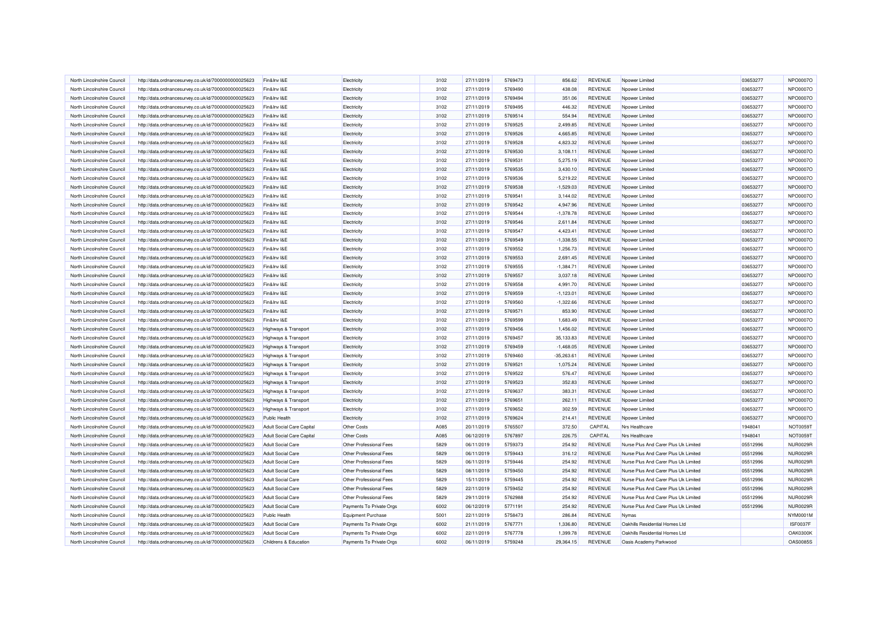| North Lincolnshire Council | http://data.ordnancesurvey.co.uk/id/7000000000025623 | Fin&Inv I&E | Electricity | 3102 | 27/11/2019 | 5769473 | 856.62 | REVENUE | Npower Limited | 03653277 | NPO0007O |
|---|---|---|---|---|---|---|---|---|---|---|---|
| North Lincolnshire Council | http://data.ordnancesurvey.co.uk/id/7000000000025623 | Fin&Inv I&E | Electricity | 3102 | 27/11/2019 | 5769490 | 438.08 | REVENUE | Npower Limited | 03653277 | NPO0007O |
| North Lincolnshire Council | http://data.ordnancesurvey.co.uk/id/7000000000025623 | Fin&Inv I&E | Electricity | 3102 | 27/11/2019 | 5769494 | 351.06 | REVENUE | Npower Limited | 03653277 | NPO0007O |
| North Lincolnshire Council | http://data.ordnancesurvey.co.uk/id/7000000000025623 | Fin&Inv I&E | Electricity | 3102 | 27/11/2019 | 5769495 | 446.32 | REVENUE | Npower Limited | 03653277 | NPO0007O |
| North Lincolnshire Council | http://data.ordnancesurvey.co.uk/id/7000000000025623 | Fin&Inv I&E | Electricity | 3102 | 27/11/2019 | 5769514 | 554.94 | REVENUE | Npower Limited | 03653277 | NPO0007O |
| North Lincolnshire Council | http://data.ordnancesurvey.co.uk/id/7000000000025623 | Fin&Inv I&E | Electricity | 3102 | 27/11/2019 | 5769525 | 2,499.85 | REVENUE | Npower Limited | 03653277 | NPO0007O |
| North Lincolnshire Council | http://data.ordnancesurvey.co.uk/id/7000000000025623 | Fin&Inv I&E | Electricity | 3102 | 27/11/2019 | 5769526 | 4,665.85 | REVENUE | Npower Limited | 03653277 | NPO0007O |
| North Lincolnshire Council | http://data.ordnancesurvey.co.uk/id/7000000000025623 | Fin&Inv I&E | Electricity | 3102 | 27/11/2019 | 5769528 | 4,823.32 | REVENUE | Npower Limited | 03653277 | NPO0007O |
| North Lincolnshire Council | http://data.ordnancesurvey.co.uk/id/7000000000025623 | Fin&Inv I&E | Electricity | 3102 | 27/11/2019 | 5769530 | 3,108.11 | REVENUE | Npower Limited | 03653277 | NPO0007O |
| North Lincolnshire Council | http://data.ordnancesurvey.co.uk/id/7000000000025623 | Fin&Inv I&E | Electricity | 3102 | 27/11/2019 | 5769531 | 5,275.19 | REVENUE | Npower Limited | 03653277 | NPO0007O |
| North Lincolnshire Council | http://data.ordnancesurvey.co.uk/id/7000000000025623 | Fin&Inv I&E | Electricity | 3102 | 27/11/2019 | 5769535 | 3,430.10 | REVENUE | Npower Limited | 03653277 | NPO0007O |
| North Lincolnshire Council | http://data.ordnancesurvey.co.uk/id/7000000000025623 | Fin&Inv I&E | Electricity | 3102 | 27/11/2019 | 5769536 | 5,219.22 | REVENUE | Npower Limited | 03653277 | NPO0007O |
| North Lincolnshire Council | http://data.ordnancesurvey.co.uk/id/7000000000025623 | Fin&Inv I&E | Electricity | 3102 | 27/11/2019 | 5769538 | -1,529.03 | REVENUE | Npower Limited | 03653277 | NPO0007O |
| North Lincolnshire Council | http://data.ordnancesurvey.co.uk/id/7000000000025623 | Fin&Inv I&E | Electricity | 3102 | 27/11/2019 | 5769541 | 3,144.02 | REVENUE | Npower Limited | 03653277 | NPO0007O |
| North Lincolnshire Council | http://data.ordnancesurvey.co.uk/id/7000000000025623 | Fin&Inv I&E | Electricity | 3102 | 27/11/2019 | 5769542 | 4,947.96 | REVENUE | Npower Limited | 03653277 | NPO0007O |
| North Lincolnshire Council | http://data.ordnancesurvey.co.uk/id/7000000000025623 | Fin&Inv I&E | Electricity | 3102 | 27/11/2019 | 5769544 | -1,378.78 | REVENUE | Npower Limited | 03653277 | NPO0007O |
| North Lincolnshire Council | http://data.ordnancesurvey.co.uk/id/7000000000025623 | Fin&Inv I&E | Electricity | 3102 | 27/11/2019 | 5769546 | 2,611.84 | REVENUE | Npower Limited | 03653277 | NPO0007O |
| North Lincolnshire Council | http://data.ordnancesurvey.co.uk/id/7000000000025623 | Fin&Inv I&E | Electricity | 3102 | 27/11/2019 | 5769547 | 4,423.41 | REVENUE | Npower Limited | 03653277 | NPO0007O |
| North Lincolnshire Council | http://data.ordnancesurvey.co.uk/id/7000000000025623 | Fin&Inv I&E | Electricity | 3102 | 27/11/2019 | 5769549 | -1,338.55 | REVENUE | Npower Limited | 03653277 | NPO0007O |
| North Lincolnshire Council | http://data.ordnancesurvey.co.uk/id/7000000000025623 | Fin&Inv I&E | Electricity | 3102 | 27/11/2019 | 5769552 | 1,256.73 | REVENUE | Npower Limited | 03653277 | NPO0007O |
| North Lincolnshire Council | http://data.ordnancesurvey.co.uk/id/7000000000025623 | Fin&Inv I&E | Electricity | 3102 | 27/11/2019 | 5769553 | 2,691.45 | REVENUE | Npower Limited | 03653277 | NPO0007O |
| North Lincolnshire Council | http://data.ordnancesurvey.co.uk/id/7000000000025623 | Fin&Inv I&E | Electricity | 3102 | 27/11/2019 | 5769555 | -1,384.71 | REVENUE | Npower Limited | 03653277 | NPO0007O |
| North Lincolnshire Council | http://data.ordnancesurvey.co.uk/id/7000000000025623 | Fin&Inv I&E | Electricity | 3102 | 27/11/2019 | 5769557 | 3,037.18 | REVENUE | Npower Limited | 03653277 | NPO0007O |
| North Lincolnshire Council | http://data.ordnancesurvey.co.uk/id/7000000000025623 | Fin&Inv I&E | Electricity | 3102 | 27/11/2019 | 5769558 | 4,991.70 | REVENUE | Npower Limited | 03653277 | NPO0007O |
| North Lincolnshire Council | http://data.ordnancesurvey.co.uk/id/7000000000025623 | Fin&Inv I&E | Electricity | 3102 | 27/11/2019 | 5769559 | -1,123.01 | REVENUE | Npower Limited | 03653277 | NPO0007O |
| North Lincolnshire Council | http://data.ordnancesurvey.co.uk/id/7000000000025623 | Fin&Inv I&E | Electricity | 3102 | 27/11/2019 | 5769560 | -1,322.66 | REVENUE | Npower Limited | 03653277 | NPO0007O |
| North Lincolnshire Council | http://data.ordnancesurvey.co.uk/id/7000000000025623 | Fin&Inv I&E | Electricity | 3102 | 27/11/2019 | 5769571 | 853.90 | REVENUE | Npower Limited | 03653277 | NPO0007O |
| North Lincolnshire Council | http://data.ordnancesurvey.co.uk/id/7000000000025623 | Fin&Inv I&E | Electricity | 3102 | 27/11/2019 | 5769599 | 1,683.49 | REVENUE | Npower Limited | 03653277 | NPO0007O |
| North Lincolnshire Council | http://data.ordnancesurvey.co.uk/id/7000000000025623 | Highways & Transport | Electricity | 3102 | 27/11/2019 | 5769456 | 1,456.02 | REVENUE | Npower Limited | 03653277 | NPO0007O |
| North Lincolnshire Council | http://data.ordnancesurvey.co.uk/id/7000000000025623 | Highways & Transport | Electricity | 3102 | 27/11/2019 | 5769457 | 35,133.83 | REVENUE | Npower Limited | 03653277 | NPO0007O |
| North Lincolnshire Council | http://data.ordnancesurvey.co.uk/id/7000000000025623 | Highways & Transport | Electricity | 3102 | 27/11/2019 | 5769459 | -1,468.05 | REVENUE | Npower Limited | 03653277 | NPO0007O |
| North Lincolnshire Council | http://data.ordnancesurvey.co.uk/id/7000000000025623 | Highways & Transport | Electricity | 3102 | 27/11/2019 | 5769460 | -35,263.61 | REVENUE | Npower Limited | 03653277 | NPO0007O |
| North Lincolnshire Council | http://data.ordnancesurvey.co.uk/id/7000000000025623 | Highways & Transport | Electricity | 3102 | 27/11/2019 | 5769521 | 1,075.24 | REVENUE | Npower Limited | 03653277 | NPO0007O |
| North Lincolnshire Council | http://data.ordnancesurvey.co.uk/id/7000000000025623 | Highways & Transport | Electricity | 3102 | 27/11/2019 | 5769522 | 576.47 | REVENUE | Npower Limited | 03653277 | NPO0007O |
| North Lincolnshire Council | http://data.ordnancesurvey.co.uk/id/7000000000025623 | Highways & Transport | Electricity | 3102 | 27/11/2019 | 5769523 | 352.83 | REVENUE | Npower Limited | 03653277 | NPO0007O |
| North Lincolnshire Council | http://data.ordnancesurvey.co.uk/id/7000000000025623 | Highways & Transport | Electricity | 3102 | 27/11/2019 | 5769637 | 383.31 | REVENUE | Npower Limited | 03653277 | NPO0007O |
| North Lincolnshire Council | http://data.ordnancesurvey.co.uk/id/7000000000025623 | Highways & Transport | Electricity | 3102 | 27/11/2019 | 5769651 | 262.11 | REVENUE | Npower Limited | 03653277 | NPO0007O |
| North Lincolnshire Council | http://data.ordnancesurvey.co.uk/id/7000000000025623 | Highways & Transport | Electricity | 3102 | 27/11/2019 | 5769652 | 302.59 | REVENUE | Npower Limited | 03653277 | NPO0007O |
| North Lincolnshire Council | http://data.ordnancesurvey.co.uk/id/7000000000025623 | Public Health | Electricity | 3102 | 27/11/2019 | 5769624 | 214.41 | REVENUE | Npower Limited | 03653277 | NPO0007O |
| North Lincolnshire Council | http://data.ordnancesurvey.co.uk/id/7000000000025623 | Adult Social Care Capital | Other Costs | A085 | 20/11/2019 | 5765507 | 372.50 | CAPITAL | Nrs Healthcare | 1948041 | NOT0059T |
| North Lincolnshire Council | http://data.ordnancesurvey.co.uk/id/7000000000025623 | Adult Social Care Capital | Other Costs | A085 | 06/12/2019 | 5767897 | 226.75 | CAPITAL | Nrs Healthcare | 1948041 | NOT0059T |
| North Lincolnshire Council | http://data.ordnancesurvey.co.uk/id/7000000000025623 | Adult Social Care | Other Professional Fees | 5829 | 06/11/2019 | 5759373 | 254.92 | REVENUE | Nurse Plus And Carer Plus Uk Limited | 05512996 | NUR0029R |
| North Lincolnshire Council | http://data.ordnancesurvey.co.uk/id/7000000000025623 | Adult Social Care | Other Professional Fees | 5829 | 06/11/2019 | 5759443 | 316.12 | REVENUE | Nurse Plus And Carer Plus Uk Limited | 05512996 | NUR0029R |
| North Lincolnshire Council | http://data.ordnancesurvey.co.uk/id/7000000000025623 | Adult Social Care | Other Professional Fees | 5829 | 06/11/2019 | 5759446 | 254.92 | REVENUE | Nurse Plus And Carer Plus Uk Limited | 05512996 | NUR0029R |
| North Lincolnshire Council | http://data.ordnancesurvey.co.uk/id/7000000000025623 | Adult Social Care | Other Professional Fees | 5829 | 08/11/2019 | 5759450 | 254.92 | REVENUE | Nurse Plus And Carer Plus Uk Limited | 05512996 | NUR0029R |
| North Lincolnshire Council | http://data.ordnancesurvey.co.uk/id/7000000000025623 | Adult Social Care | Other Professional Fees | 5829 | 15/11/2019 | 5759445 | 254.92 | REVENUE | Nurse Plus And Carer Plus Uk Limited | 05512996 | NUR0029R |
| North Lincolnshire Council | http://data.ordnancesurvey.co.uk/id/7000000000025623 | Adult Social Care | Other Professional Fees | 5829 | 22/11/2019 | 5759452 | 254.92 | REVENUE | Nurse Plus And Carer Plus Uk Limited | 05512996 | NUR0029R |
| North Lincolnshire Council | http://data.ordnancesurvey.co.uk/id/7000000000025623 | Adult Social Care | Other Professional Fees | 5829 | 29/11/2019 | 5762988 | 254.92 | REVENUE | Nurse Plus And Carer Plus Uk Limited | 05512996 | NUR0029R |
| North Lincolnshire Council | http://data.ordnancesurvey.co.uk/id/7000000000025623 | Adult Social Care | Payments To Private Orgs | 6002 | 06/12/2019 | 5771191 | 254.92 | REVENUE | Nurse Plus And Carer Plus Uk Limited | 05512996 | NUR0029R |
| North Lincolnshire Council | http://data.ordnancesurvey.co.uk/id/7000000000025623 | Public Health | Equipment Purchase | 5001 | 22/11/2019 | 5758473 | 286.84 | REVENUE | Nymas | | NYM0001M |
| North Lincolnshire Council | http://data.ordnancesurvey.co.uk/id/7000000000025623 | Adult Social Care | Payments To Private Orgs | 6002 | 21/11/2019 | 5767771 | 1,336.80 | REVENUE | Oakhills Residential Homes Ltd | | ISF0037F |
| North Lincolnshire Council | http://data.ordnancesurvey.co.uk/id/7000000000025623 | Adult Social Care | Payments To Private Orgs | 6002 | 22/11/2019 | 5767778 | 1,399.78 | REVENUE | Oakhills Residential Homes Ltd | | OAK0300K |
| North Lincolnshire Council | http://data.ordnancesurvey.co.uk/id/7000000000025623 | Childrens & Education | Payments To Private Orgs | 6002 | 06/11/2019 | 5759248 | 29,364.15 | REVENUE | Oasis Academy Parkwood | | OAS0085S |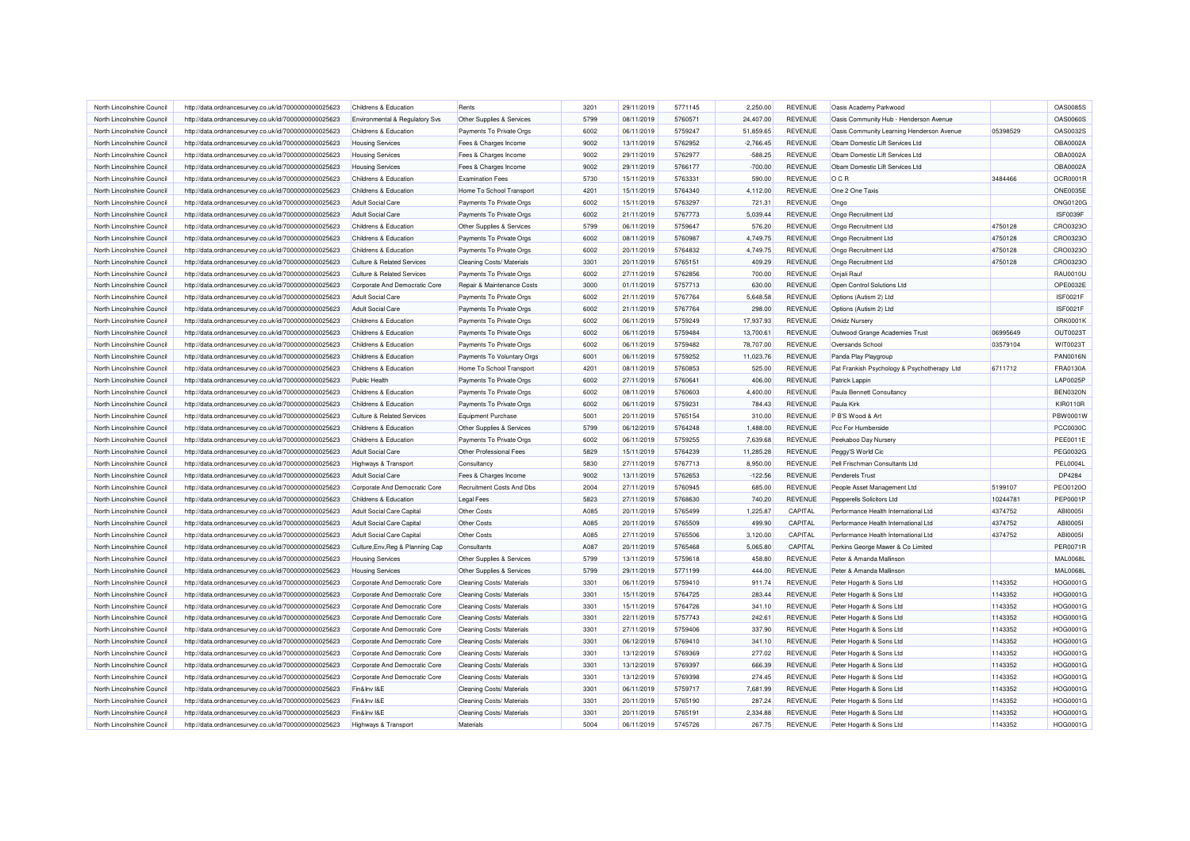| North Lincolnshire Council | http://data.ordnancesurvey.co.uk/id/7000000000025623 | Childrens & Education | Rents | 3201 | 29/11/2019 | 5771145 | 2,250.00 | REVENUE | Oasis Academy Parkwood | | OAS0085S |
|---|---|---|---|---|---|---|---|---|---|---|---|
| North Lincolnshire Council | http://data.ordnancesurvey.co.uk/id/7000000000025623 | Environmental & Regulatory Svs | Other Supplies & Services | 5799 | 08/11/2019 | 5760571 | 24,407.00 | REVENUE | Oasis Community Hub - Henderson Avenue | | OAS0060S |
| North Lincolnshire Council | http://data.ordnancesurvey.co.uk/id/7000000000025623 | Childrens & Education | Payments To Private Orgs | 6002 | 06/11/2019 | 5759247 | 51,859.65 | REVENUE | Oasis Community Learning Henderson Avenue | 05398529 | OAS0032S |
| North Lincolnshire Council | http://data.ordnancesurvey.co.uk/id/7000000000025623 | Housing Services | Fees & Charges Income | 9002 | 13/11/2019 | 5762952 | -2,766.45 | REVENUE | Obam Domestic Lift Services Ltd | | OBA0002A |
| North Lincolnshire Council | http://data.ordnancesurvey.co.uk/id/7000000000025623 | Housing Services | Fees & Charges Income | 9002 | 29/11/2019 | 5762977 | -588.25 | REVENUE | Obam Domestic Lift Services Ltd | | OBA0002A |
| North Lincolnshire Council | http://data.ordnancesurvey.co.uk/id/7000000000025623 | Housing Services | Fees & Charges Income | 9002 | 29/11/2019 | 5766177 | -700.00 | REVENUE | Obam Domestic Lift Services Ltd | | OBA0002A |
| North Lincolnshire Council | http://data.ordnancesurvey.co.uk/id/7000000000025623 | Childrens & Education | Examination Fees | 5730 | 15/11/2019 | 5763331 | 590.00 | REVENUE | O C R | 3484466 | OCR0001R |
| North Lincolnshire Council | http://data.ordnancesurvey.co.uk/id/7000000000025623 | Childrens & Education | Home To School Transport | 4201 | 15/11/2019 | 5764340 | 4,112.00 | REVENUE | One 2 One Taxis | | ONE0035E |
| North Lincolnshire Council | http://data.ordnancesurvey.co.uk/id/7000000000025623 | Adult Social Care | Payments To Private Orgs | 6002 | 15/11/2019 | 5763297 | 721.31 | REVENUE | Ongo | | ONG0120G |
| North Lincolnshire Council | http://data.ordnancesurvey.co.uk/id/7000000000025623 | Adult Social Care | Payments To Private Orgs | 6002 | 21/11/2019 | 5767773 | 5,039.44 | REVENUE | Ongo Recruitment Ltd | | ISF0039F |
| North Lincolnshire Council | http://data.ordnancesurvey.co.uk/id/7000000000025623 | Childrens & Education | Other Supplies & Services | 5799 | 06/11/2019 | 5759647 | 576.20 | REVENUE | Ongo Recruitment Ltd | 4750128 | CRO0323O |
| North Lincolnshire Council | http://data.ordnancesurvey.co.uk/id/7000000000025623 | Childrens & Education | Payments To Private Orgs | 6002 | 08/11/2019 | 5760987 | 4,749.75 | REVENUE | Ongo Recruitment Ltd | 4750128 | CRO0323O |
| North Lincolnshire Council | http://data.ordnancesurvey.co.uk/id/7000000000025623 | Childrens & Education | Payments To Private Orgs | 6002 | 20/11/2019 | 5764832 | 4,749.75 | REVENUE | Ongo Recruitment Ltd | 4750128 | CRO0323O |
| North Lincolnshire Council | http://data.ordnancesurvey.co.uk/id/7000000000025623 | Culture & Related Services | Cleaning Costs/ Materials | 3301 | 20/11/2019 | 5765151 | 409.29 | REVENUE | Ongo Recruitment Ltd | 4750128 | CRO0323O |
| North Lincolnshire Council | http://data.ordnancesurvey.co.uk/id/7000000000025623 | Culture & Related Services | Payments To Private Orgs | 6002 | 27/11/2019 | 5762856 | 700.00 | REVENUE | Onjali Rauf | | RAU0010U |
| North Lincolnshire Council | http://data.ordnancesurvey.co.uk/id/7000000000025623 | Corporate And Democratic Core | Repair & Maintenance Costs | 3000 | 01/11/2019 | 5757713 | 630.00 | REVENUE | Open Control Solutions Ltd | | OPE0032E |
| North Lincolnshire Council | http://data.ordnancesurvey.co.uk/id/7000000000025623 | Adult Social Care | Payments To Private Orgs | 6002 | 21/11/2019 | 5767764 | 5,648.58 | REVENUE | Options (Autism 2) Ltd | | ISF0021F |
| North Lincolnshire Council | http://data.ordnancesurvey.co.uk/id/7000000000025623 | Adult Social Care | Payments To Private Orgs | 6002 | 21/11/2019 | 5767764 | 298.00 | REVENUE | Options (Autism 2) Ltd | | ISF0021F |
| North Lincolnshire Council | http://data.ordnancesurvey.co.uk/id/7000000000025623 | Childrens & Education | Payments To Private Orgs | 6002 | 06/11/2019 | 5759249 | 17,937.93 | REVENUE | Orkidz Nursery | | ORK0001K |
| North Lincolnshire Council | http://data.ordnancesurvey.co.uk/id/7000000000025623 | Childrens & Education | Payments To Private Orgs | 6002 | 06/11/2019 | 5759484 | 13,700.61 | REVENUE | Outwood Grange Academies Trust | 06995649 | OUT0023T |
| North Lincolnshire Council | http://data.ordnancesurvey.co.uk/id/7000000000025623 | Childrens & Education | Payments To Private Orgs | 6002 | 06/11/2019 | 5759482 | 78,707.00 | REVENUE | Oversands School | 03579104 | WIT0023T |
| North Lincolnshire Council | http://data.ordnancesurvey.co.uk/id/7000000000025623 | Childrens & Education | Payments To Voluntary Orgs | 6001 | 06/11/2019 | 5759252 | 11,023.76 | REVENUE | Panda Play Playgroup | | PAN0016N |
| North Lincolnshire Council | http://data.ordnancesurvey.co.uk/id/7000000000025623 | Childrens & Education | Home To School Transport | 4201 | 08/11/2019 | 5760853 | 525.00 | REVENUE | Pat Frankish Psychology & Psychotherapy Ltd | 6711712 | FRA0130A |
| North Lincolnshire Council | http://data.ordnancesurvey.co.uk/id/7000000000025623 | Public Health | Payments To Private Orgs | 6002 | 27/11/2019 | 5760641 | 406.00 | REVENUE | Patrick Lappin | | LAP0025P |
| North Lincolnshire Council | http://data.ordnancesurvey.co.uk/id/7000000000025623 | Childrens & Education | Payments To Private Orgs | 6002 | 08/11/2019 | 5760603 | 4,400.00 | REVENUE | Paula Bennett Consultancy | | BEN0320N |
| North Lincolnshire Council | http://data.ordnancesurvey.co.uk/id/7000000000025623 | Childrens & Education | Payments To Private Orgs | 6002 | 06/11/2019 | 5759231 | 784.43 | REVENUE | Paula Kirk | | KIR0110R |
| North Lincolnshire Council | http://data.ordnancesurvey.co.uk/id/7000000000025623 | Culture & Related Services | Equipment Purchase | 5001 | 20/11/2019 | 5765154 | 310.00 | REVENUE | P B'S Wood & Art | | PBW0001W |
| North Lincolnshire Council | http://data.ordnancesurvey.co.uk/id/7000000000025623 | Childrens & Education | Other Supplies & Services | 5799 | 06/12/2019 | 5764248 | 1,488.00 | REVENUE | Pcc For Humberside | | PCC0030C |
| North Lincolnshire Council | http://data.ordnancesurvey.co.uk/id/7000000000025623 | Childrens & Education | Payments To Private Orgs | 6002 | 06/11/2019 | 5759255 | 7,639.68 | REVENUE | Peekaboo Day Nursery | | PEE0011E |
| North Lincolnshire Council | http://data.ordnancesurvey.co.uk/id/7000000000025623 | Adult Social Care | Other Professional Fees | 5829 | 15/11/2019 | 5764239 | 11,285.28 | REVENUE | Peggy'S World Cic | | PEG0032G |
| North Lincolnshire Council | http://data.ordnancesurvey.co.uk/id/7000000000025623 | Highways & Transport | Consultancy | 5830 | 27/11/2019 | 5767713 | 8,950.00 | REVENUE | Pell Frischman Consultants Ltd | | PEL0004L |
| North Lincolnshire Council | http://data.ordnancesurvey.co.uk/id/7000000000025623 | Adult Social Care | Fees & Charges Income | 9002 | 13/11/2019 | 5762653 | -122.56 | REVENUE | Penderels Trust | | DP4284 |
| North Lincolnshire Council | http://data.ordnancesurvey.co.uk/id/7000000000025623 | Corporate And Democratic Core | Recruitment Costs And Dbs | 2004 | 27/11/2019 | 5760945 | 685.00 | REVENUE | People Asset Management Ltd | 5199107 | PEO0120O |
| North Lincolnshire Council | http://data.ordnancesurvey.co.uk/id/7000000000025623 | Childrens & Education | Legal Fees | 5823 | 27/11/2019 | 5768630 | 740.20 | REVENUE | Pepperells Solicitors Ltd | 10244781 | PEP0001P |
| North Lincolnshire Council | http://data.ordnancesurvey.co.uk/id/7000000000025623 | Adult Social Care Capital | Other Costs | A085 | 20/11/2019 | 5765499 | 1,225.87 | CAPITAL | Performance Health International Ltd | 4374752 | ABI0005I |
| North Lincolnshire Council | http://data.ordnancesurvey.co.uk/id/7000000000025623 | Adult Social Care Capital | Other Costs | A085 | 20/11/2019 | 5765509 | 499.90 | CAPITAL | Performance Health International Ltd | 4374752 | ABI0005I |
| North Lincolnshire Council | http://data.ordnancesurvey.co.uk/id/7000000000025623 | Adult Social Care Capital | Other Costs | A085 | 27/11/2019 | 5765506 | 3,120.00 | CAPITAL | Performance Health International Ltd | 4374752 | ABI0005I |
| North Lincolnshire Council | http://data.ordnancesurvey.co.uk/id/7000000000025623 | Culture,Env,Reg & Planning Cap | Consultants | A087 | 20/11/2019 | 5765468 | 5,065.80 | CAPITAL | Perkins George Mawer & Co Limited | | PER0071R |
| North Lincolnshire Council | http://data.ordnancesurvey.co.uk/id/7000000000025623 | Housing Services | Other Supplies & Services | 5799 | 13/11/2019 | 5759618 | 458.80 | REVENUE | Peter & Amanda Mallinson | | MAL0068L |
| North Lincolnshire Council | http://data.ordnancesurvey.co.uk/id/7000000000025623 | Housing Services | Other Supplies & Services | 5799 | 29/11/2019 | 5771199 | 444.00 | REVENUE | Peter & Amanda Mallinson | | MAL0068L |
| North Lincolnshire Council | http://data.ordnancesurvey.co.uk/id/7000000000025623 | Corporate And Democratic Core | Cleaning Costs/ Materials | 3301 | 06/11/2019 | 5759410 | 911.74 | REVENUE | Peter Hogarth & Sons Ltd | 1143352 | HOG0001G |
| North Lincolnshire Council | http://data.ordnancesurvey.co.uk/id/7000000000025623 | Corporate And Democratic Core | Cleaning Costs/ Materials | 3301 | 15/11/2019 | 5764725 | 283.44 | REVENUE | Peter Hogarth & Sons Ltd | 1143352 | HOG0001G |
| North Lincolnshire Council | http://data.ordnancesurvey.co.uk/id/7000000000025623 | Corporate And Democratic Core | Cleaning Costs/ Materials | 3301 | 15/11/2019 | 5764726 | 341.10 | REVENUE | Peter Hogarth & Sons Ltd | 1143352 | HOG0001G |
| North Lincolnshire Council | http://data.ordnancesurvey.co.uk/id/7000000000025623 | Corporate And Democratic Core | Cleaning Costs/ Materials | 3301 | 22/11/2019 | 5757743 | 242.61 | REVENUE | Peter Hogarth & Sons Ltd | 1143352 | HOG0001G |
| North Lincolnshire Council | http://data.ordnancesurvey.co.uk/id/7000000000025623 | Corporate And Democratic Core | Cleaning Costs/ Materials | 3301 | 27/11/2019 | 5759406 | 337.90 | REVENUE | Peter Hogarth & Sons Ltd | 1143352 | HOG0001G |
| North Lincolnshire Council | http://data.ordnancesurvey.co.uk/id/7000000000025623 | Corporate And Democratic Core | Cleaning Costs/ Materials | 3301 | 06/12/2019 | 5769410 | 341.10 | REVENUE | Peter Hogarth & Sons Ltd | 1143352 | HOG0001G |
| North Lincolnshire Council | http://data.ordnancesurvey.co.uk/id/7000000000025623 | Corporate And Democratic Core | Cleaning Costs/ Materials | 3301 | 13/12/2019 | 5769369 | 277.02 | REVENUE | Peter Hogarth & Sons Ltd | 1143352 | HOG0001G |
| North Lincolnshire Council | http://data.ordnancesurvey.co.uk/id/7000000000025623 | Corporate And Democratic Core | Cleaning Costs/ Materials | 3301 | 13/12/2019 | 5769397 | 666.39 | REVENUE | Peter Hogarth & Sons Ltd | 1143352 | HOG0001G |
| North Lincolnshire Council | http://data.ordnancesurvey.co.uk/id/7000000000025623 | Corporate And Democratic Core | Cleaning Costs/ Materials | 3301 | 13/12/2019 | 5769398 | 274.45 | REVENUE | Peter Hogarth & Sons Ltd | 1143352 | HOG0001G |
| North Lincolnshire Council | http://data.ordnancesurvey.co.uk/id/7000000000025623 | Fin&Inv I&E | Cleaning Costs/ Materials | 3301 | 06/11/2019 | 5759717 | 7,681.99 | REVENUE | Peter Hogarth & Sons Ltd | 1143352 | HOG0001G |
| North Lincolnshire Council | http://data.ordnancesurvey.co.uk/id/7000000000025623 | Fin&Inv I&E | Cleaning Costs/ Materials | 3301 | 20/11/2019 | 5765190 | 287.24 | REVENUE | Peter Hogarth & Sons Ltd | 1143352 | HOG0001G |
| North Lincolnshire Council | http://data.ordnancesurvey.co.uk/id/7000000000025623 | Fin&Inv I&E | Cleaning Costs/ Materials | 3301 | 20/11/2019 | 5765191 | 2,334.88 | REVENUE | Peter Hogarth & Sons Ltd | 1143352 | HOG0001G |
| North Lincolnshire Council | http://data.ordnancesurvey.co.uk/id/7000000000025623 | Highways & Transport | Materials | 5004 | 06/11/2019 | 5745726 | 267.75 | REVENUE | Peter Hogarth & Sons Ltd | 1143352 | HOG0001G |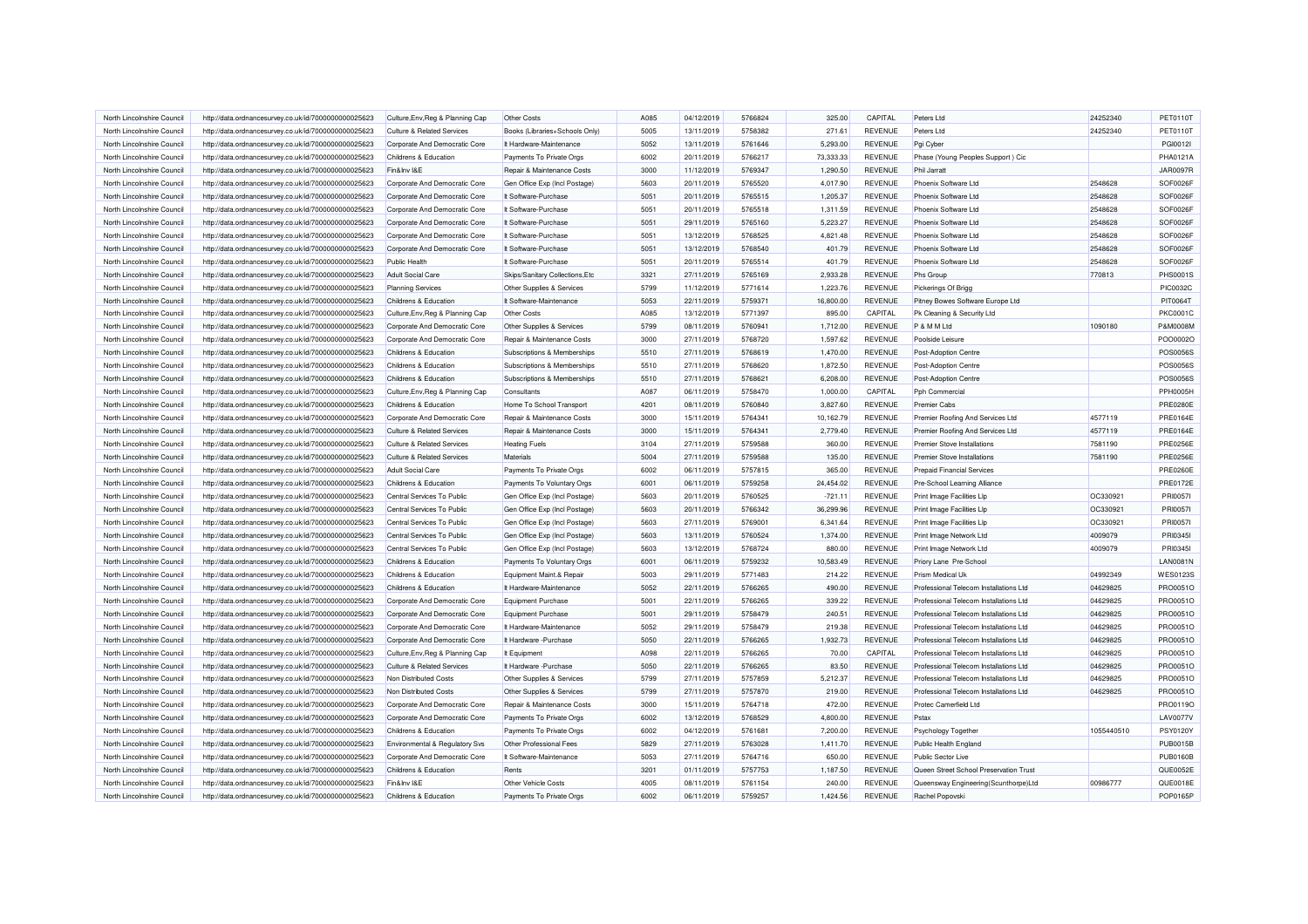| North Lincolnshire Council | http://data.ordnancesurvey.co.uk/id/7000000000025623 | Culture,Env,Reg & Planning Cap | Other Costs | A085 | 04/12/2019 | 5766824 | 325.00 | CAPITAL | Peters Ltd | 24252340 | PET0110T |
|---|---|---|---|---|---|---|---|---|---|---|---|
| North Lincolnshire Council | http://data.ordnancesurvey.co.uk/id/7000000000025623 | Culture & Related Services | Books (Libraries+Schools Only) | 5005 | 13/11/2019 | 5758382 | 271.61 | REVENUE | Peters Ltd | 24252340 | PET0110T |
| North Lincolnshire Council | http://data.ordnancesurvey.co.uk/id/7000000000025623 | Corporate And Democratic Core | It Hardware-Maintenance | 5052 | 13/11/2019 | 5761646 | 5,293.00 | REVENUE | Pgi Cyber | | PGI0012I |
| North Lincolnshire Council | http://data.ordnancesurvey.co.uk/id/7000000000025623 | Childrens & Education | Payments To Private Orgs | 6002 | 20/11/2019 | 5766217 | 73,333.33 | REVENUE | Phase (Young Peoples Support ) Cic | | PHA0121A |
| North Lincolnshire Council | http://data.ordnancesurvey.co.uk/id/7000000000025623 | Fin&Inv I&E | Repair & Maintenance Costs | 3000 | 11/12/2019 | 5769347 | 1,290.50 | REVENUE | Phil Jarratt | | JAR0097R |
| North Lincolnshire Council | http://data.ordnancesurvey.co.uk/id/7000000000025623 | Corporate And Democratic Core | Gen Office Exp (Incl Postage) | 5603 | 20/11/2019 | 5765520 | 4,017.90 | REVENUE | Phoenix Software Ltd | 2548628 | SOF0026F |
| North Lincolnshire Council | http://data.ordnancesurvey.co.uk/id/7000000000025623 | Corporate And Democratic Core | It Software-Purchase | 5051 | 20/11/2019 | 5765515 | 1,205.37 | REVENUE | Phoenix Software Ltd | 2548628 | SOF0026F |
| North Lincolnshire Council | http://data.ordnancesurvey.co.uk/id/7000000000025623 | Corporate And Democratic Core | It Software-Purchase | 5051 | 20/11/2019 | 5765518 | 1,311.59 | REVENUE | Phoenix Software Ltd | 2548628 | SOF0026F |
| North Lincolnshire Council | http://data.ordnancesurvey.co.uk/id/7000000000025623 | Corporate And Democratic Core | It Software-Purchase | 5051 | 29/11/2019 | 5765160 | 5,223.27 | REVENUE | Phoenix Software Ltd | 2548628 | SOF0026F |
| North Lincolnshire Council | http://data.ordnancesurvey.co.uk/id/7000000000025623 | Corporate And Democratic Core | It Software-Purchase | 5051 | 13/12/2019 | 5768525 | 4,821.48 | REVENUE | Phoenix Software Ltd | 2548628 | SOF0026F |
| North Lincolnshire Council | http://data.ordnancesurvey.co.uk/id/7000000000025623 | Corporate And Democratic Core | It Software-Purchase | 5051 | 13/12/2019 | 5768540 | 401.79 | REVENUE | Phoenix Software Ltd | 2548628 | SOF0026F |
| North Lincolnshire Council | http://data.ordnancesurvey.co.uk/id/7000000000025623 | Public Health | It Software-Purchase | 5051 | 20/11/2019 | 5765514 | 401.79 | REVENUE | Phoenix Software Ltd | 2548628 | SOF0026F |
| North Lincolnshire Council | http://data.ordnancesurvey.co.uk/id/7000000000025623 | Adult Social Care | Skips/Sanitary Collections,Etc | 3321 | 27/11/2019 | 5765169 | 2,933.28 | REVENUE | Phs Group | 770813 | PHS0001S |
| North Lincolnshire Council | http://data.ordnancesurvey.co.uk/id/7000000000025623 | Planning Services | Other Supplies & Services | 5799 | 11/12/2019 | 5771614 | 1,223.76 | REVENUE | Pickerings Of Brigg | | PIC0032C |
| North Lincolnshire Council | http://data.ordnancesurvey.co.uk/id/7000000000025623 | Childrens & Education | It Software-Maintenance | 5053 | 22/11/2019 | 5759371 | 16,800.00 | REVENUE | Pitney Bowes Software Europe Ltd | | PIT0064T |
| North Lincolnshire Council | http://data.ordnancesurvey.co.uk/id/7000000000025623 | Culture,Env,Reg & Planning Cap | Other Costs | A085 | 13/12/2019 | 5771397 | 895.00 | CAPITAL | Pk Cleaning & Security Ltd | | PKC0001C |
| North Lincolnshire Council | http://data.ordnancesurvey.co.uk/id/7000000000025623 | Corporate And Democratic Core | Other Supplies & Services | 5799 | 08/11/2019 | 5760941 | 1,712.00 | REVENUE | P & M M Ltd | 1090180 | P&M0008M |
| North Lincolnshire Council | http://data.ordnancesurvey.co.uk/id/7000000000025623 | Corporate And Democratic Core | Repair & Maintenance Costs | 3000 | 27/11/2019 | 5768720 | 1,597.62 | REVENUE | Poolside Leisure | | POO0002O |
| North Lincolnshire Council | http://data.ordnancesurvey.co.uk/id/7000000000025623 | Childrens & Education | Subscriptions & Memberships | 5510 | 27/11/2019 | 5768619 | 1,470.00 | REVENUE | Post-Adoption Centre | | POS0056S |
| North Lincolnshire Council | http://data.ordnancesurvey.co.uk/id/7000000000025623 | Childrens & Education | Subscriptions & Memberships | 5510 | 27/11/2019 | 5768620 | 1,872.50 | REVENUE | Post-Adoption Centre | | POS0056S |
| North Lincolnshire Council | http://data.ordnancesurvey.co.uk/id/7000000000025623 | Childrens & Education | Subscriptions & Memberships | 5510 | 27/11/2019 | 5768621 | 6,208.00 | REVENUE | Post-Adoption Centre | | POS0056S |
| North Lincolnshire Council | http://data.ordnancesurvey.co.uk/id/7000000000025623 | Culture,Env,Reg & Planning Cap | Consultants | A087 | 06/11/2019 | 5758470 | 1,000.00 | CAPITAL | Pph Commercial | | PPH0005H |
| North Lincolnshire Council | http://data.ordnancesurvey.co.uk/id/7000000000025623 | Childrens & Education | Home To School Transport | 4201 | 08/11/2019 | 5760840 | 3,827.60 | REVENUE | Premier Cabs | | PRE0280E |
| North Lincolnshire Council | http://data.ordnancesurvey.co.uk/id/7000000000025623 | Corporate And Democratic Core | Repair & Maintenance Costs | 3000 | 15/11/2019 | 5764341 | 10,162.79 | REVENUE | Premier Roofing And Services Ltd | 4577119 | PRE0164E |
| North Lincolnshire Council | http://data.ordnancesurvey.co.uk/id/7000000000025623 | Culture & Related Services | Repair & Maintenance Costs | 3000 | 15/11/2019 | 5764341 | 2,779.40 | REVENUE | Premier Roofing And Services Ltd | 4577119 | PRE0164E |
| North Lincolnshire Council | http://data.ordnancesurvey.co.uk/id/7000000000025623 | Culture & Related Services | Heating Fuels | 3104 | 27/11/2019 | 5759588 | 360.00 | REVENUE | Premier Stove Installations | 7581190 | PRE0256E |
| North Lincolnshire Council | http://data.ordnancesurvey.co.uk/id/7000000000025623 | Culture & Related Services | Materials | 5004 | 27/11/2019 | 5759588 | 135.00 | REVENUE | Premier Stove Installations | 7581190 | PRE0256E |
| North Lincolnshire Council | http://data.ordnancesurvey.co.uk/id/7000000000025623 | Adult Social Care | Payments To Private Orgs | 6002 | 06/11/2019 | 5757815 | 365.00 | REVENUE | Prepaid Financial Services | | PRE0260E |
| North Lincolnshire Council | http://data.ordnancesurvey.co.uk/id/7000000000025623 | Childrens & Education | Payments To Voluntary Orgs | 6001 | 06/11/2019 | 5759258 | 24,454.02 | REVENUE | Pre-School Learning Alliance | | PRE0172E |
| North Lincolnshire Council | http://data.ordnancesurvey.co.uk/id/7000000000025623 | Central Services To Public | Gen Office Exp (Incl Postage) | 5603 | 20/11/2019 | 5760525 | -721.11 | REVENUE | Print Image Facilities Llp | OC330921 | PRI0057I |
| North Lincolnshire Council | http://data.ordnancesurvey.co.uk/id/7000000000025623 | Central Services To Public | Gen Office Exp (Incl Postage) | 5603 | 20/11/2019 | 5766342 | 36,299.96 | REVENUE | Print Image Facilities Llp | OC330921 | PRI0057I |
| North Lincolnshire Council | http://data.ordnancesurvey.co.uk/id/7000000000025623 | Central Services To Public | Gen Office Exp (Incl Postage) | 5603 | 27/11/2019 | 5769001 | 6,341.64 | REVENUE | Print Image Facilities Llp | OC330921 | PRI0057I |
| North Lincolnshire Council | http://data.ordnancesurvey.co.uk/id/7000000000025623 | Central Services To Public | Gen Office Exp (Incl Postage) | 5603 | 13/11/2019 | 5760524 | 1,374.00 | REVENUE | Print Image Network Ltd | 4009079 | PRI0345I |
| North Lincolnshire Council | http://data.ordnancesurvey.co.uk/id/7000000000025623 | Central Services To Public | Gen Office Exp (Incl Postage) | 5603 | 13/12/2019 | 5768724 | 880.00 | REVENUE | Print Image Network Ltd | 4009079 | PRI0345I |
| North Lincolnshire Council | http://data.ordnancesurvey.co.uk/id/7000000000025623 | Childrens & Education | Payments To Voluntary Orgs | 6001 | 06/11/2019 | 5759232 | 10,583.49 | REVENUE | Priory Lane Pre-School | | LAN0081N |
| North Lincolnshire Council | http://data.ordnancesurvey.co.uk/id/7000000000025623 | Childrens & Education | Equipment Maint.& Repair | 5003 | 29/11/2019 | 5771483 | 214.22 | REVENUE | Prism Medical Uk | 04992349 | WES0123S |
| North Lincolnshire Council | http://data.ordnancesurvey.co.uk/id/7000000000025623 | Childrens & Education | It Hardware-Maintenance | 5052 | 22/11/2019 | 5766265 | 490.00 | REVENUE | Professional Telecom Installations Ltd | 04629825 | PRO0051O |
| North Lincolnshire Council | http://data.ordnancesurvey.co.uk/id/7000000000025623 | Corporate And Democratic Core | Equipment Purchase | 5001 | 22/11/2019 | 5766265 | 339.22 | REVENUE | Professional Telecom Installations Ltd | 04629825 | PRO0051O |
| North Lincolnshire Council | http://data.ordnancesurvey.co.uk/id/7000000000025623 | Corporate And Democratic Core | Equipment Purchase | 5001 | 29/11/2019 | 5758479 | 240.51 | REVENUE | Professional Telecom Installations Ltd | 04629825 | PRO0051O |
| North Lincolnshire Council | http://data.ordnancesurvey.co.uk/id/7000000000025623 | Corporate And Democratic Core | It Hardware-Maintenance | 5052 | 29/11/2019 | 5758479 | 219.38 | REVENUE | Professional Telecom Installations Ltd | 04629825 | PRO0051O |
| North Lincolnshire Council | http://data.ordnancesurvey.co.uk/id/7000000000025623 | Corporate And Democratic Core | It Hardware -Purchase | 5050 | 22/11/2019 | 5766265 | 1,932.73 | REVENUE | Professional Telecom Installations Ltd | 04629825 | PRO0051O |
| North Lincolnshire Council | http://data.ordnancesurvey.co.uk/id/7000000000025623 | Culture,Env,Reg & Planning Cap | It Equipment | A098 | 22/11/2019 | 5766265 | 70.00 | CAPITAL | Professional Telecom Installations Ltd | 04629825 | PRO0051O |
| North Lincolnshire Council | http://data.ordnancesurvey.co.uk/id/7000000000025623 | Culture & Related Services | It Hardware -Purchase | 5050 | 22/11/2019 | 5766265 | 83.50 | REVENUE | Professional Telecom Installations Ltd | 04629825 | PRO0051O |
| North Lincolnshire Council | http://data.ordnancesurvey.co.uk/id/7000000000025623 | Non Distributed Costs | Other Supplies & Services | 5799 | 27/11/2019 | 5757859 | 5,212.37 | REVENUE | Professional Telecom Installations Ltd | 04629825 | PRO0051O |
| North Lincolnshire Council | http://data.ordnancesurvey.co.uk/id/7000000000025623 | Non Distributed Costs | Other Supplies & Services | 5799 | 27/11/2019 | 5757870 | 219.00 | REVENUE | Professional Telecom Installations Ltd | 04629825 | PRO0051O |
| North Lincolnshire Council | http://data.ordnancesurvey.co.uk/id/7000000000025623 | Corporate And Democratic Core | Repair & Maintenance Costs | 3000 | 15/11/2019 | 5764718 | 472.00 | REVENUE | Protec Camerfield Ltd | | PRO0119O |
| North Lincolnshire Council | http://data.ordnancesurvey.co.uk/id/7000000000025623 | Corporate And Democratic Core | Payments To Private Orgs | 6002 | 13/12/2019 | 5768529 | 4,800.00 | REVENUE | Pstax | | LAV0077V |
| North Lincolnshire Council | http://data.ordnancesurvey.co.uk/id/7000000000025623 | Childrens & Education | Payments To Private Orgs | 6002 | 04/12/2019 | 5761681 | 7,200.00 | REVENUE | Psychology Together | 1055440510 | PSY0120Y |
| North Lincolnshire Council | http://data.ordnancesurvey.co.uk/id/7000000000025623 | Environmental & Regulatory Svs | Other Professional Fees | 5829 | 27/11/2019 | 5763028 | 1,411.70 | REVENUE | Public Health England | | PUB0015B |
| North Lincolnshire Council | http://data.ordnancesurvey.co.uk/id/7000000000025623 | Corporate And Democratic Core | It Software-Maintenance | 5053 | 27/11/2019 | 5764716 | 650.00 | REVENUE | Public Sector Live | | PUB0160B |
| North Lincolnshire Council | http://data.ordnancesurvey.co.uk/id/7000000000025623 | Childrens & Education | Rents | 3201 | 01/11/2019 | 5757753 | 1,187.50 | REVENUE | Queen Street School Preservation Trust | | QUE0052E |
| North Lincolnshire Council | http://data.ordnancesurvey.co.uk/id/7000000000025623 | Fin&Inv I&E | Other Vehicle Costs | 4005 | 08/11/2019 | 5761154 | 240.00 | REVENUE | Queensway Engineering(Scunthorpe)Ltd | 00986777 | QUE0018E |
| North Lincolnshire Council | http://data.ordnancesurvey.co.uk/id/7000000000025623 | Childrens & Education | Payments To Private Orgs | 6002 | 06/11/2019 | 5759257 | 1,424.56 | REVENUE | Rachel Popovski | | POP0165P |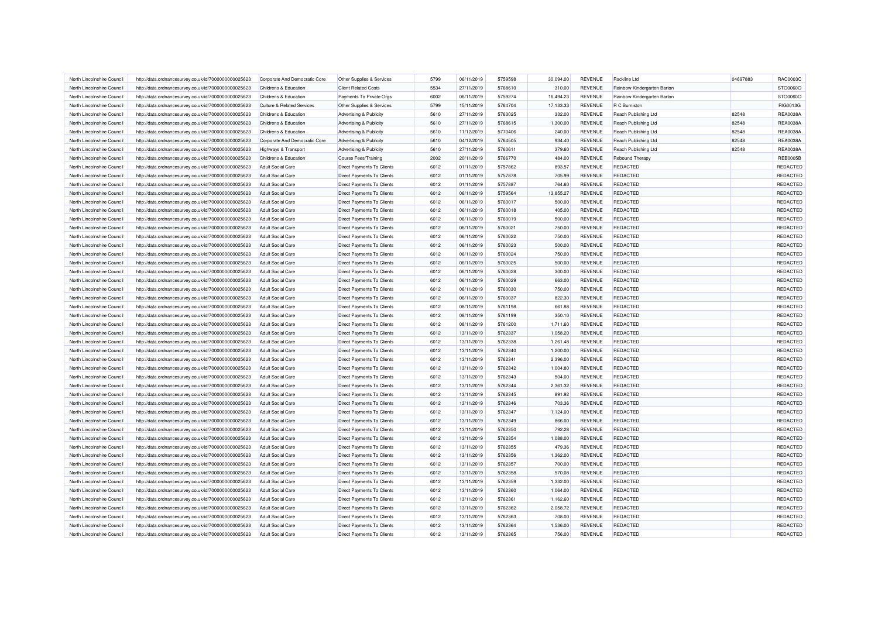| North Lincolnshire Council | http://data.ordnancesurvey.co.uk/id/7000000000025623 | Corporate And Democratic Core | Other Supplies & Services | 5799 | 06/11/2019 | 5759598 | 30,094.00 | REVENUE | Rackline Ltd | 04697883 | RAC0003C |
|---|---|---|---|---|---|---|---|---|---|---|---|
| North Lincolnshire Council | http://data.ordnancesurvey.co.uk/id/7000000000025623 | Childrens & Education | Client Related Costs | 5534 | 27/11/2019 | 5768610 | 310.00 | REVENUE | Rainbow Kindergarten Barton | | STO0060O |
| North Lincolnshire Council | http://data.ordnancesurvey.co.uk/id/7000000000025623 | Childrens & Education | Payments To Private Orgs | 6002 | 06/11/2019 | 5759274 | 16,494.23 | REVENUE | Rainbow Kindergarten Barton | | STO0060O |
| North Lincolnshire Council | http://data.ordnancesurvey.co.uk/id/7000000000025623 | Culture & Related Services | Other Supplies & Services | 5799 | 15/11/2019 | 5764704 | 17,133.33 | REVENUE | R C Burniston | | RIG0013G |
| North Lincolnshire Council | http://data.ordnancesurvey.co.uk/id/7000000000025623 | Childrens & Education | Advertising & Publicity | 5610 | 27/11/2019 | 5763025 | 332.00 | REVENUE | Reach Publishing Ltd | 82548 | REA0038A |
| North Lincolnshire Council | http://data.ordnancesurvey.co.uk/id/7000000000025623 | Childrens & Education | Advertising & Publicity | 5610 | 27/11/2019 | 5768615 | 1,300.00 | REVENUE | Reach Publishing Ltd | 82548 | REA0038A |
| North Lincolnshire Council | http://data.ordnancesurvey.co.uk/id/7000000000025623 | Childrens & Education | Advertising & Publicity | 5610 | 11/12/2019 | 5770406 | 240.00 | REVENUE | Reach Publishing Ltd | 82548 | REA0038A |
| North Lincolnshire Council | http://data.ordnancesurvey.co.uk/id/7000000000025623 | Corporate And Democratic Core | Advertising & Publicity | 5610 | 04/12/2019 | 5764505 | 934.40 | REVENUE | Reach Publishing Ltd | 82548 | REA0038A |
| North Lincolnshire Council | http://data.ordnancesurvey.co.uk/id/7000000000025623 | Highways & Transport | Advertising & Publicity | 5610 | 27/11/2019 | 5760611 | 379.60 | REVENUE | Reach Publishing Ltd | 82548 | REA0038A |
| North Lincolnshire Council | http://data.ordnancesurvey.co.uk/id/7000000000025623 | Childrens & Education | Course Fees/Training | 2002 | 20/11/2019 | 5766770 | 484.00 | REVENUE | Rebound Therapy | | REB0005B |
| North Lincolnshire Council | http://data.ordnancesurvey.co.uk/id/7000000000025623 | Adult Social Care | Direct Payments To Clients | 6012 | 01/11/2019 | 5757862 | 893.57 | REVENUE | REDACTED | | REDACTED |
| North Lincolnshire Council | http://data.ordnancesurvey.co.uk/id/7000000000025623 | Adult Social Care | Direct Payments To Clients | 6012 | 01/11/2019 | 5757878 | 705.99 | REVENUE | REDACTED | | REDACTED |
| North Lincolnshire Council | http://data.ordnancesurvey.co.uk/id/7000000000025623 | Adult Social Care | Direct Payments To Clients | 6012 | 01/11/2019 | 5757887 | 764.60 | REVENUE | REDACTED | | REDACTED |
| North Lincolnshire Council | http://data.ordnancesurvey.co.uk/id/7000000000025623 | Adult Social Care | Direct Payments To Clients | 6012 | 06/11/2019 | 5759564 | 13,855.27 | REVENUE | REDACTED | | REDACTED |
| North Lincolnshire Council | http://data.ordnancesurvey.co.uk/id/7000000000025623 | Adult Social Care | Direct Payments To Clients | 6012 | 06/11/2019 | 5760017 | 500.00 | REVENUE | REDACTED | | REDACTED |
| North Lincolnshire Council | http://data.ordnancesurvey.co.uk/id/7000000000025623 | Adult Social Care | Direct Payments To Clients | 6012 | 06/11/2019 | 5760018 | 405.00 | REVENUE | REDACTED | | REDACTED |
| North Lincolnshire Council | http://data.ordnancesurvey.co.uk/id/7000000000025623 | Adult Social Care | Direct Payments To Clients | 6012 | 06/11/2019 | 5760019 | 500.00 | REVENUE | REDACTED | | REDACTED |
| North Lincolnshire Council | http://data.ordnancesurvey.co.uk/id/7000000000025623 | Adult Social Care | Direct Payments To Clients | 6012 | 06/11/2019 | 5760021 | 750.00 | REVENUE | REDACTED | | REDACTED |
| North Lincolnshire Council | http://data.ordnancesurvey.co.uk/id/7000000000025623 | Adult Social Care | Direct Payments To Clients | 6012 | 06/11/2019 | 5760022 | 750.00 | REVENUE | REDACTED | | REDACTED |
| North Lincolnshire Council | http://data.ordnancesurvey.co.uk/id/7000000000025623 | Adult Social Care | Direct Payments To Clients | 6012 | 06/11/2019 | 5760023 | 500.00 | REVENUE | REDACTED | | REDACTED |
| North Lincolnshire Council | http://data.ordnancesurvey.co.uk/id/7000000000025623 | Adult Social Care | Direct Payments To Clients | 6012 | 06/11/2019 | 5760024 | 750.00 | REVENUE | REDACTED | | REDACTED |
| North Lincolnshire Council | http://data.ordnancesurvey.co.uk/id/7000000000025623 | Adult Social Care | Direct Payments To Clients | 6012 | 06/11/2019 | 5760025 | 500.00 | REVENUE | REDACTED | | REDACTED |
| North Lincolnshire Council | http://data.ordnancesurvey.co.uk/id/7000000000025623 | Adult Social Care | Direct Payments To Clients | 6012 | 06/11/2019 | 5760028 | 300.00 | REVENUE | REDACTED | | REDACTED |
| North Lincolnshire Council | http://data.ordnancesurvey.co.uk/id/7000000000025623 | Adult Social Care | Direct Payments To Clients | 6012 | 06/11/2019 | 5760029 | 663.00 | REVENUE | REDACTED | | REDACTED |
| North Lincolnshire Council | http://data.ordnancesurvey.co.uk/id/7000000000025623 | Adult Social Care | Direct Payments To Clients | 6012 | 06/11/2019 | 5760030 | 750.00 | REVENUE | REDACTED | | REDACTED |
| North Lincolnshire Council | http://data.ordnancesurvey.co.uk/id/7000000000025623 | Adult Social Care | Direct Payments To Clients | 6012 | 06/11/2019 | 5760037 | 822.30 | REVENUE | REDACTED | | REDACTED |
| North Lincolnshire Council | http://data.ordnancesurvey.co.uk/id/7000000000025623 | Adult Social Care | Direct Payments To Clients | 6012 | 08/11/2019 | 5761198 | 661.88 | REVENUE | REDACTED | | REDACTED |
| North Lincolnshire Council | http://data.ordnancesurvey.co.uk/id/7000000000025623 | Adult Social Care | Direct Payments To Clients | 6012 | 08/11/2019 | 5761199 | 350.10 | REVENUE | REDACTED | | REDACTED |
| North Lincolnshire Council | http://data.ordnancesurvey.co.uk/id/7000000000025623 | Adult Social Care | Direct Payments To Clients | 6012 | 08/11/2019 | 5761200 | 1,711.60 | REVENUE | REDACTED | | REDACTED |
| North Lincolnshire Council | http://data.ordnancesurvey.co.uk/id/7000000000025623 | Adult Social Care | Direct Payments To Clients | 6012 | 13/11/2019 | 5762337 | 1,058.20 | REVENUE | REDACTED | | REDACTED |
| North Lincolnshire Council | http://data.ordnancesurvey.co.uk/id/7000000000025623 | Adult Social Care | Direct Payments To Clients | 6012 | 13/11/2019 | 5762338 | 1,261.48 | REVENUE | REDACTED | | REDACTED |
| North Lincolnshire Council | http://data.ordnancesurvey.co.uk/id/7000000000025623 | Adult Social Care | Direct Payments To Clients | 6012 | 13/11/2019 | 5762340 | 1,200.00 | REVENUE | REDACTED | | REDACTED |
| North Lincolnshire Council | http://data.ordnancesurvey.co.uk/id/7000000000025623 | Adult Social Care | Direct Payments To Clients | 6012 | 13/11/2019 | 5762341 | 2,396.00 | REVENUE | REDACTED | | REDACTED |
| North Lincolnshire Council | http://data.ordnancesurvey.co.uk/id/7000000000025623 | Adult Social Care | Direct Payments To Clients | 6012 | 13/11/2019 | 5762342 | 1,004.80 | REVENUE | REDACTED | | REDACTED |
| North Lincolnshire Council | http://data.ordnancesurvey.co.uk/id/7000000000025623 | Adult Social Care | Direct Payments To Clients | 6012 | 13/11/2019 | 5762343 | 504.00 | REVENUE | REDACTED | | REDACTED |
| North Lincolnshire Council | http://data.ordnancesurvey.co.uk/id/7000000000025623 | Adult Social Care | Direct Payments To Clients | 6012 | 13/11/2019 | 5762344 | 2,361.32 | REVENUE | REDACTED | | REDACTED |
| North Lincolnshire Council | http://data.ordnancesurvey.co.uk/id/7000000000025623 | Adult Social Care | Direct Payments To Clients | 6012 | 13/11/2019 | 5762345 | 891.92 | REVENUE | REDACTED | | REDACTED |
| North Lincolnshire Council | http://data.ordnancesurvey.co.uk/id/7000000000025623 | Adult Social Care | Direct Payments To Clients | 6012 | 13/11/2019 | 5762346 | 703.36 | REVENUE | REDACTED | | REDACTED |
| North Lincolnshire Council | http://data.ordnancesurvey.co.uk/id/7000000000025623 | Adult Social Care | Direct Payments To Clients | 6012 | 13/11/2019 | 5762347 | 1,124.00 | REVENUE | REDACTED | | REDACTED |
| North Lincolnshire Council | http://data.ordnancesurvey.co.uk/id/7000000000025623 | Adult Social Care | Direct Payments To Clients | 6012 | 13/11/2019 | 5762349 | 866.00 | REVENUE | REDACTED | | REDACTED |
| North Lincolnshire Council | http://data.ordnancesurvey.co.uk/id/7000000000025623 | Adult Social Care | Direct Payments To Clients | 6012 | 13/11/2019 | 5762350 | 792.28 | REVENUE | REDACTED | | REDACTED |
| North Lincolnshire Council | http://data.ordnancesurvey.co.uk/id/7000000000025623 | Adult Social Care | Direct Payments To Clients | 6012 | 13/11/2019 | 5762354 | 1,088.00 | REVENUE | REDACTED | | REDACTED |
| North Lincolnshire Council | http://data.ordnancesurvey.co.uk/id/7000000000025623 | Adult Social Care | Direct Payments To Clients | 6012 | 13/11/2019 | 5762355 | 479.36 | REVENUE | REDACTED | | REDACTED |
| North Lincolnshire Council | http://data.ordnancesurvey.co.uk/id/7000000000025623 | Adult Social Care | Direct Payments To Clients | 6012 | 13/11/2019 | 5762356 | 1,362.00 | REVENUE | REDACTED | | REDACTED |
| North Lincolnshire Council | http://data.ordnancesurvey.co.uk/id/7000000000025623 | Adult Social Care | Direct Payments To Clients | 6012 | 13/11/2019 | 5762357 | 700.00 | REVENUE | REDACTED | | REDACTED |
| North Lincolnshire Council | http://data.ordnancesurvey.co.uk/id/7000000000025623 | Adult Social Care | Direct Payments To Clients | 6012 | 13/11/2019 | 5762358 | 570.08 | REVENUE | REDACTED | | REDACTED |
| North Lincolnshire Council | http://data.ordnancesurvey.co.uk/id/7000000000025623 | Adult Social Care | Direct Payments To Clients | 6012 | 13/11/2019 | 5762359 | 1,332.00 | REVENUE | REDACTED | | REDACTED |
| North Lincolnshire Council | http://data.ordnancesurvey.co.uk/id/7000000000025623 | Adult Social Care | Direct Payments To Clients | 6012 | 13/11/2019 | 5762360 | 1,064.00 | REVENUE | REDACTED | | REDACTED |
| North Lincolnshire Council | http://data.ordnancesurvey.co.uk/id/7000000000025623 | Adult Social Care | Direct Payments To Clients | 6012 | 13/11/2019 | 5762361 | 1,162.60 | REVENUE | REDACTED | | REDACTED |
| North Lincolnshire Council | http://data.ordnancesurvey.co.uk/id/7000000000025623 | Adult Social Care | Direct Payments To Clients | 6012 | 13/11/2019 | 5762362 | 2,058.72 | REVENUE | REDACTED | | REDACTED |
| North Lincolnshire Council | http://data.ordnancesurvey.co.uk/id/7000000000025623 | Adult Social Care | Direct Payments To Clients | 6012 | 13/11/2019 | 5762363 | 708.00 | REVENUE | REDACTED | | REDACTED |
| North Lincolnshire Council | http://data.ordnancesurvey.co.uk/id/7000000000025623 | Adult Social Care | Direct Payments To Clients | 6012 | 13/11/2019 | 5762364 | 1,536.00 | REVENUE | REDACTED | | REDACTED |
| North Lincolnshire Council | http://data.ordnancesurvey.co.uk/id/7000000000025623 | Adult Social Care | Direct Payments To Clients | 6012 | 13/11/2019 | 5762365 | 756.00 | REVENUE | REDACTED | | REDACTED |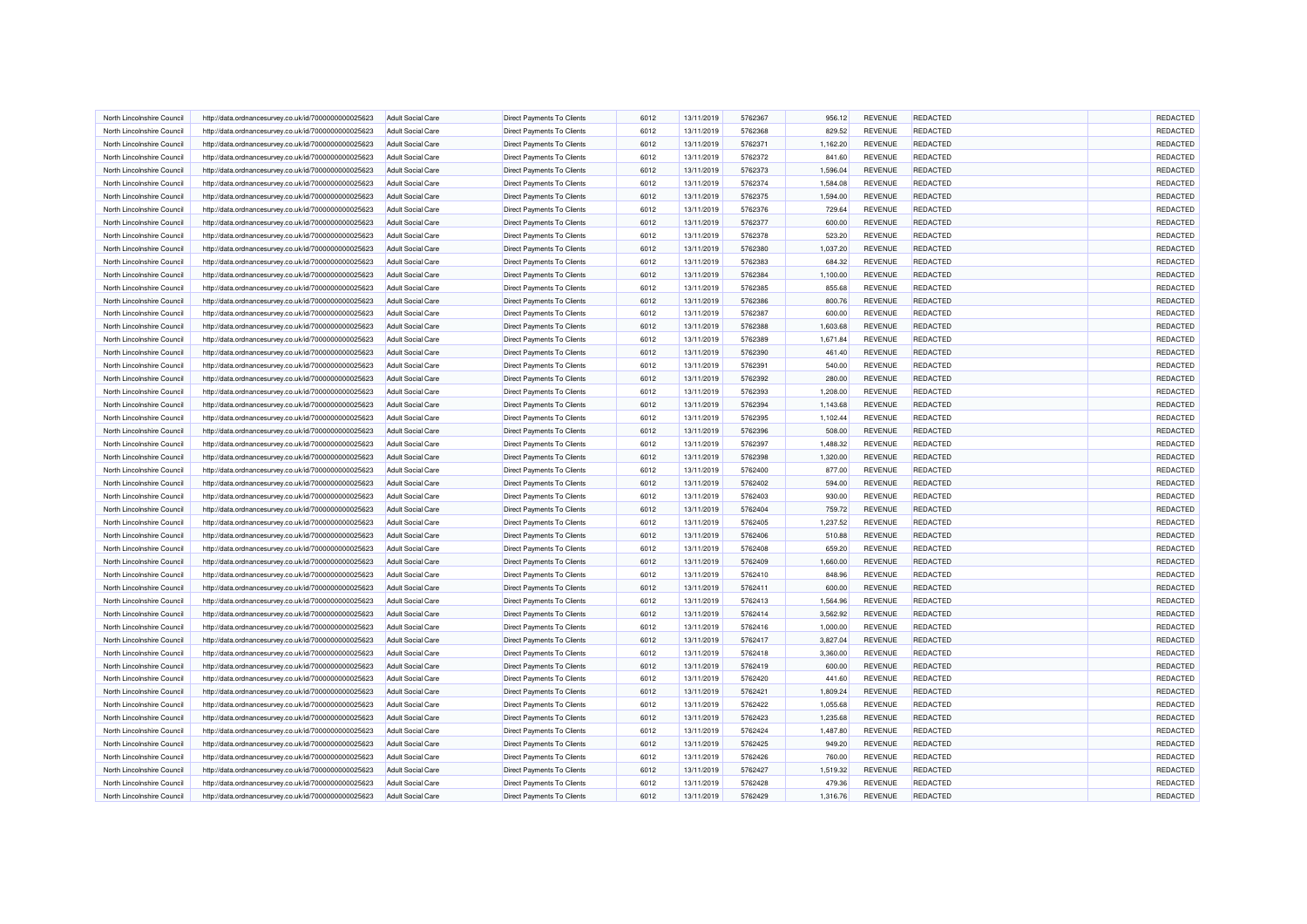| | | | | | | | | | | | |
|---|---|---|---|---|---|---|---|---|---|---|---|
| North Lincolnshire Council | http://data.ordnancesurvey.co.uk/id/7000000000025623 | Adult Social Care | Direct Payments To Clients | 6012 | 13/11/2019 | 5762367 | 956.12 | REVENUE | REDACTED | | REDACTED |
| North Lincolnshire Council | http://data.ordnancesurvey.co.uk/id/7000000000025623 | Adult Social Care | Direct Payments To Clients | 6012 | 13/11/2019 | 5762368 | 829.52 | REVENUE | REDACTED | | REDACTED |
| North Lincolnshire Council | http://data.ordnancesurvey.co.uk/id/7000000000025623 | Adult Social Care | Direct Payments To Clients | 6012 | 13/11/2019 | 5762371 | 1,162.20 | REVENUE | REDACTED | | REDACTED |
| North Lincolnshire Council | http://data.ordnancesurvey.co.uk/id/7000000000025623 | Adult Social Care | Direct Payments To Clients | 6012 | 13/11/2019 | 5762372 | 841.60 | REVENUE | REDACTED | | REDACTED |
| North Lincolnshire Council | http://data.ordnancesurvey.co.uk/id/7000000000025623 | Adult Social Care | Direct Payments To Clients | 6012 | 13/11/2019 | 5762373 | 1,596.04 | REVENUE | REDACTED | | REDACTED |
| North Lincolnshire Council | http://data.ordnancesurvey.co.uk/id/7000000000025623 | Adult Social Care | Direct Payments To Clients | 6012 | 13/11/2019 | 5762374 | 1,584.08 | REVENUE | REDACTED | | REDACTED |
| North Lincolnshire Council | http://data.ordnancesurvey.co.uk/id/7000000000025623 | Adult Social Care | Direct Payments To Clients | 6012 | 13/11/2019 | 5762375 | 1,594.00 | REVENUE | REDACTED | | REDACTED |
| North Lincolnshire Council | http://data.ordnancesurvey.co.uk/id/7000000000025623 | Adult Social Care | Direct Payments To Clients | 6012 | 13/11/2019 | 5762376 | 729.64 | REVENUE | REDACTED | | REDACTED |
| North Lincolnshire Council | http://data.ordnancesurvey.co.uk/id/7000000000025623 | Adult Social Care | Direct Payments To Clients | 6012 | 13/11/2019 | 5762377 | 600.00 | REVENUE | REDACTED | | REDACTED |
| North Lincolnshire Council | http://data.ordnancesurvey.co.uk/id/7000000000025623 | Adult Social Care | Direct Payments To Clients | 6012 | 13/11/2019 | 5762378 | 523.20 | REVENUE | REDACTED | | REDACTED |
| North Lincolnshire Council | http://data.ordnancesurvey.co.uk/id/7000000000025623 | Adult Social Care | Direct Payments To Clients | 6012 | 13/11/2019 | 5762380 | 1,037.20 | REVENUE | REDACTED | | REDACTED |
| North Lincolnshire Council | http://data.ordnancesurvey.co.uk/id/7000000000025623 | Adult Social Care | Direct Payments To Clients | 6012 | 13/11/2019 | 5762383 | 684.32 | REVENUE | REDACTED | | REDACTED |
| North Lincolnshire Council | http://data.ordnancesurvey.co.uk/id/7000000000025623 | Adult Social Care | Direct Payments To Clients | 6012 | 13/11/2019 | 5762384 | 1,100.00 | REVENUE | REDACTED | | REDACTED |
| North Lincolnshire Council | http://data.ordnancesurvey.co.uk/id/7000000000025623 | Adult Social Care | Direct Payments To Clients | 6012 | 13/11/2019 | 5762385 | 855.68 | REVENUE | REDACTED | | REDACTED |
| North Lincolnshire Council | http://data.ordnancesurvey.co.uk/id/7000000000025623 | Adult Social Care | Direct Payments To Clients | 6012 | 13/11/2019 | 5762386 | 800.76 | REVENUE | REDACTED | | REDACTED |
| North Lincolnshire Council | http://data.ordnancesurvey.co.uk/id/7000000000025623 | Adult Social Care | Direct Payments To Clients | 6012 | 13/11/2019 | 5762387 | 600.00 | REVENUE | REDACTED | | REDACTED |
| North Lincolnshire Council | http://data.ordnancesurvey.co.uk/id/7000000000025623 | Adult Social Care | Direct Payments To Clients | 6012 | 13/11/2019 | 5762388 | 1,603.68 | REVENUE | REDACTED | | REDACTED |
| North Lincolnshire Council | http://data.ordnancesurvey.co.uk/id/7000000000025623 | Adult Social Care | Direct Payments To Clients | 6012 | 13/11/2019 | 5762389 | 1,671.84 | REVENUE | REDACTED | | REDACTED |
| North Lincolnshire Council | http://data.ordnancesurvey.co.uk/id/7000000000025623 | Adult Social Care | Direct Payments To Clients | 6012 | 13/11/2019 | 5762390 | 461.40 | REVENUE | REDACTED | | REDACTED |
| North Lincolnshire Council | http://data.ordnancesurvey.co.uk/id/7000000000025623 | Adult Social Care | Direct Payments To Clients | 6012 | 13/11/2019 | 5762391 | 540.00 | REVENUE | REDACTED | | REDACTED |
| North Lincolnshire Council | http://data.ordnancesurvey.co.uk/id/7000000000025623 | Adult Social Care | Direct Payments To Clients | 6012 | 13/11/2019 | 5762392 | 280.00 | REVENUE | REDACTED | | REDACTED |
| North Lincolnshire Council | http://data.ordnancesurvey.co.uk/id/7000000000025623 | Adult Social Care | Direct Payments To Clients | 6012 | 13/11/2019 | 5762393 | 1,208.00 | REVENUE | REDACTED | | REDACTED |
| North Lincolnshire Council | http://data.ordnancesurvey.co.uk/id/7000000000025623 | Adult Social Care | Direct Payments To Clients | 6012 | 13/11/2019 | 5762394 | 1,143.68 | REVENUE | REDACTED | | REDACTED |
| North Lincolnshire Council | http://data.ordnancesurvey.co.uk/id/7000000000025623 | Adult Social Care | Direct Payments To Clients | 6012 | 13/11/2019 | 5762395 | 1,102.44 | REVENUE | REDACTED | | REDACTED |
| North Lincolnshire Council | http://data.ordnancesurvey.co.uk/id/7000000000025623 | Adult Social Care | Direct Payments To Clients | 6012 | 13/11/2019 | 5762396 | 508.00 | REVENUE | REDACTED | | REDACTED |
| North Lincolnshire Council | http://data.ordnancesurvey.co.uk/id/7000000000025623 | Adult Social Care | Direct Payments To Clients | 6012 | 13/11/2019 | 5762397 | 1,488.32 | REVENUE | REDACTED | | REDACTED |
| North Lincolnshire Council | http://data.ordnancesurvey.co.uk/id/7000000000025623 | Adult Social Care | Direct Payments To Clients | 6012 | 13/11/2019 | 5762398 | 1,320.00 | REVENUE | REDACTED | | REDACTED |
| North Lincolnshire Council | http://data.ordnancesurvey.co.uk/id/7000000000025623 | Adult Social Care | Direct Payments To Clients | 6012 | 13/11/2019 | 5762400 | 877.00 | REVENUE | REDACTED | | REDACTED |
| North Lincolnshire Council | http://data.ordnancesurvey.co.uk/id/7000000000025623 | Adult Social Care | Direct Payments To Clients | 6012 | 13/11/2019 | 5762402 | 594.00 | REVENUE | REDACTED | | REDACTED |
| North Lincolnshire Council | http://data.ordnancesurvey.co.uk/id/7000000000025623 | Adult Social Care | Direct Payments To Clients | 6012 | 13/11/2019 | 5762403 | 930.00 | REVENUE | REDACTED | | REDACTED |
| North Lincolnshire Council | http://data.ordnancesurvey.co.uk/id/7000000000025623 | Adult Social Care | Direct Payments To Clients | 6012 | 13/11/2019 | 5762404 | 759.72 | REVENUE | REDACTED | | REDACTED |
| North Lincolnshire Council | http://data.ordnancesurvey.co.uk/id/7000000000025623 | Adult Social Care | Direct Payments To Clients | 6012 | 13/11/2019 | 5762405 | 1,237.52 | REVENUE | REDACTED | | REDACTED |
| North Lincolnshire Council | http://data.ordnancesurvey.co.uk/id/7000000000025623 | Adult Social Care | Direct Payments To Clients | 6012 | 13/11/2019 | 5762406 | 510.88 | REVENUE | REDACTED | | REDACTED |
| North Lincolnshire Council | http://data.ordnancesurvey.co.uk/id/7000000000025623 | Adult Social Care | Direct Payments To Clients | 6012 | 13/11/2019 | 5762408 | 659.20 | REVENUE | REDACTED | | REDACTED |
| North Lincolnshire Council | http://data.ordnancesurvey.co.uk/id/7000000000025623 | Adult Social Care | Direct Payments To Clients | 6012 | 13/11/2019 | 5762409 | 1,660.00 | REVENUE | REDACTED | | REDACTED |
| North Lincolnshire Council | http://data.ordnancesurvey.co.uk/id/7000000000025623 | Adult Social Care | Direct Payments To Clients | 6012 | 13/11/2019 | 5762410 | 848.96 | REVENUE | REDACTED | | REDACTED |
| North Lincolnshire Council | http://data.ordnancesurvey.co.uk/id/7000000000025623 | Adult Social Care | Direct Payments To Clients | 6012 | 13/11/2019 | 5762411 | 600.00 | REVENUE | REDACTED | | REDACTED |
| North Lincolnshire Council | http://data.ordnancesurvey.co.uk/id/7000000000025623 | Adult Social Care | Direct Payments To Clients | 6012 | 13/11/2019 | 5762413 | 1,564.96 | REVENUE | REDACTED | | REDACTED |
| North Lincolnshire Council | http://data.ordnancesurvey.co.uk/id/7000000000025623 | Adult Social Care | Direct Payments To Clients | 6012 | 13/11/2019 | 5762414 | 3,562.92 | REVENUE | REDACTED | | REDACTED |
| North Lincolnshire Council | http://data.ordnancesurvey.co.uk/id/7000000000025623 | Adult Social Care | Direct Payments To Clients | 6012 | 13/11/2019 | 5762416 | 1,000.00 | REVENUE | REDACTED | | REDACTED |
| North Lincolnshire Council | http://data.ordnancesurvey.co.uk/id/7000000000025623 | Adult Social Care | Direct Payments To Clients | 6012 | 13/11/2019 | 5762417 | 3,827.04 | REVENUE | REDACTED | | REDACTED |
| North Lincolnshire Council | http://data.ordnancesurvey.co.uk/id/7000000000025623 | Adult Social Care | Direct Payments To Clients | 6012 | 13/11/2019 | 5762418 | 3,360.00 | REVENUE | REDACTED | | REDACTED |
| North Lincolnshire Council | http://data.ordnancesurvey.co.uk/id/7000000000025623 | Adult Social Care | Direct Payments To Clients | 6012 | 13/11/2019 | 5762419 | 600.00 | REVENUE | REDACTED | | REDACTED |
| North Lincolnshire Council | http://data.ordnancesurvey.co.uk/id/7000000000025623 | Adult Social Care | Direct Payments To Clients | 6012 | 13/11/2019 | 5762420 | 441.60 | REVENUE | REDACTED | | REDACTED |
| North Lincolnshire Council | http://data.ordnancesurvey.co.uk/id/7000000000025623 | Adult Social Care | Direct Payments To Clients | 6012 | 13/11/2019 | 5762421 | 1,809.24 | REVENUE | REDACTED | | REDACTED |
| North Lincolnshire Council | http://data.ordnancesurvey.co.uk/id/7000000000025623 | Adult Social Care | Direct Payments To Clients | 6012 | 13/11/2019 | 5762422 | 1,055.68 | REVENUE | REDACTED | | REDACTED |
| North Lincolnshire Council | http://data.ordnancesurvey.co.uk/id/7000000000025623 | Adult Social Care | Direct Payments To Clients | 6012 | 13/11/2019 | 5762423 | 1,235.68 | REVENUE | REDACTED | | REDACTED |
| North Lincolnshire Council | http://data.ordnancesurvey.co.uk/id/7000000000025623 | Adult Social Care | Direct Payments To Clients | 6012 | 13/11/2019 | 5762424 | 1,487.80 | REVENUE | REDACTED | | REDACTED |
| North Lincolnshire Council | http://data.ordnancesurvey.co.uk/id/7000000000025623 | Adult Social Care | Direct Payments To Clients | 6012 | 13/11/2019 | 5762425 | 949.20 | REVENUE | REDACTED | | REDACTED |
| North Lincolnshire Council | http://data.ordnancesurvey.co.uk/id/7000000000025623 | Adult Social Care | Direct Payments To Clients | 6012 | 13/11/2019 | 5762426 | 760.00 | REVENUE | REDACTED | | REDACTED |
| North Lincolnshire Council | http://data.ordnancesurvey.co.uk/id/7000000000025623 | Adult Social Care | Direct Payments To Clients | 6012 | 13/11/2019 | 5762427 | 1,519.32 | REVENUE | REDACTED | | REDACTED |
| North Lincolnshire Council | http://data.ordnancesurvey.co.uk/id/7000000000025623 | Adult Social Care | Direct Payments To Clients | 6012 | 13/11/2019 | 5762428 | 479.36 | REVENUE | REDACTED | | REDACTED |
| North Lincolnshire Council | http://data.ordnancesurvey.co.uk/id/7000000000025623 | Adult Social Care | Direct Payments To Clients | 6012 | 13/11/2019 | 5762429 | 1,316.76 | REVENUE | REDACTED | | REDACTED |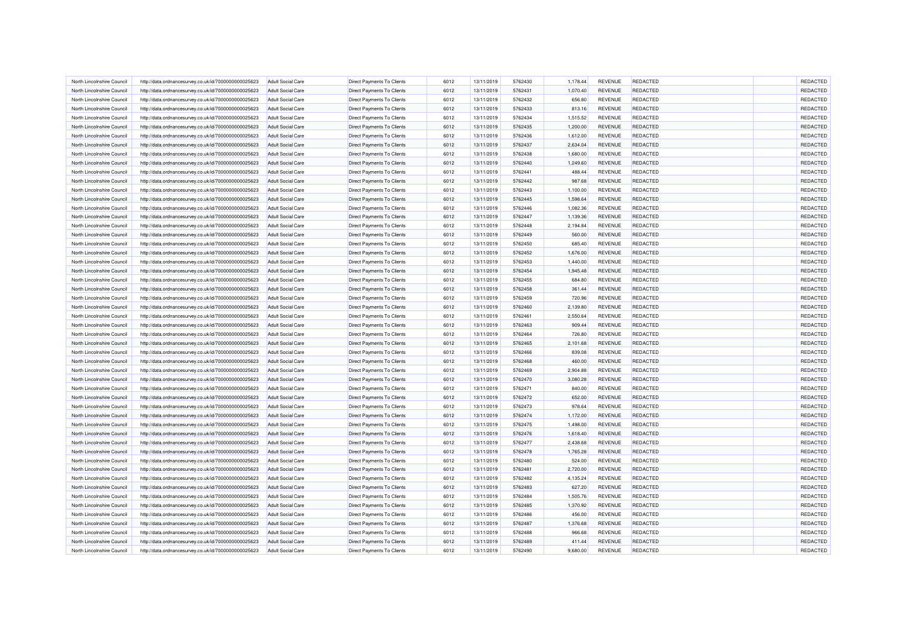| | | | | | | | | | | | |
|---|---|---|---|---|---|---|---|---|---|---|---|
| North Lincolnshire Council | http://data.ordnancesurvey.co.uk/id/7000000000025623 | Adult Social Care | Direct Payments To Clients | 6012 | 13/11/2019 | 5762430 | 1,178.44 | REVENUE | REDACTED | | REDACTED |
| North Lincolnshire Council | http://data.ordnancesurvey.co.uk/id/7000000000025623 | Adult Social Care | Direct Payments To Clients | 6012 | 13/11/2019 | 5762431 | 1,070.40 | REVENUE | REDACTED | | REDACTED |
| North Lincolnshire Council | http://data.ordnancesurvey.co.uk/id/7000000000025623 | Adult Social Care | Direct Payments To Clients | 6012 | 13/11/2019 | 5762432 | 656.80 | REVENUE | REDACTED | | REDACTED |
| North Lincolnshire Council | http://data.ordnancesurvey.co.uk/id/7000000000025623 | Adult Social Care | Direct Payments To Clients | 6012 | 13/11/2019 | 5762433 | 813.16 | REVENUE | REDACTED | | REDACTED |
| North Lincolnshire Council | http://data.ordnancesurvey.co.uk/id/7000000000025623 | Adult Social Care | Direct Payments To Clients | 6012 | 13/11/2019 | 5762434 | 1,515.52 | REVENUE | REDACTED | | REDACTED |
| North Lincolnshire Council | http://data.ordnancesurvey.co.uk/id/7000000000025623 | Adult Social Care | Direct Payments To Clients | 6012 | 13/11/2019 | 5762435 | 1,200.00 | REVENUE | REDACTED | | REDACTED |
| North Lincolnshire Council | http://data.ordnancesurvey.co.uk/id/7000000000025623 | Adult Social Care | Direct Payments To Clients | 6012 | 13/11/2019 | 5762436 | 1,612.00 | REVENUE | REDACTED | | REDACTED |
| North Lincolnshire Council | http://data.ordnancesurvey.co.uk/id/7000000000025623 | Adult Social Care | Direct Payments To Clients | 6012 | 13/11/2019 | 5762437 | 2,634.04 | REVENUE | REDACTED | | REDACTED |
| North Lincolnshire Council | http://data.ordnancesurvey.co.uk/id/7000000000025623 | Adult Social Care | Direct Payments To Clients | 6012 | 13/11/2019 | 5762438 | 1,680.00 | REVENUE | REDACTED | | REDACTED |
| North Lincolnshire Council | http://data.ordnancesurvey.co.uk/id/7000000000025623 | Adult Social Care | Direct Payments To Clients | 6012 | 13/11/2019 | 5762440 | 1,249.60 | REVENUE | REDACTED | | REDACTED |
| North Lincolnshire Council | http://data.ordnancesurvey.co.uk/id/7000000000025623 | Adult Social Care | Direct Payments To Clients | 6012 | 13/11/2019 | 5762441 | 488.44 | REVENUE | REDACTED | | REDACTED |
| North Lincolnshire Council | http://data.ordnancesurvey.co.uk/id/7000000000025623 | Adult Social Care | Direct Payments To Clients | 6012 | 13/11/2019 | 5762442 | 987.68 | REVENUE | REDACTED | | REDACTED |
| North Lincolnshire Council | http://data.ordnancesurvey.co.uk/id/7000000000025623 | Adult Social Care | Direct Payments To Clients | 6012 | 13/11/2019 | 5762443 | 1,100.00 | REVENUE | REDACTED | | REDACTED |
| North Lincolnshire Council | http://data.ordnancesurvey.co.uk/id/7000000000025623 | Adult Social Care | Direct Payments To Clients | 6012 | 13/11/2019 | 5762445 | 1,598.64 | REVENUE | REDACTED | | REDACTED |
| North Lincolnshire Council | http://data.ordnancesurvey.co.uk/id/7000000000025623 | Adult Social Care | Direct Payments To Clients | 6012 | 13/11/2019 | 5762446 | 1,082.36 | REVENUE | REDACTED | | REDACTED |
| North Lincolnshire Council | http://data.ordnancesurvey.co.uk/id/7000000000025623 | Adult Social Care | Direct Payments To Clients | 6012 | 13/11/2019 | 5762447 | 1,139.36 | REVENUE | REDACTED | | REDACTED |
| North Lincolnshire Council | http://data.ordnancesurvey.co.uk/id/7000000000025623 | Adult Social Care | Direct Payments To Clients | 6012 | 13/11/2019 | 5762448 | 2,194.84 | REVENUE | REDACTED | | REDACTED |
| North Lincolnshire Council | http://data.ordnancesurvey.co.uk/id/7000000000025623 | Adult Social Care | Direct Payments To Clients | 6012 | 13/11/2019 | 5762449 | 560.00 | REVENUE | REDACTED | | REDACTED |
| North Lincolnshire Council | http://data.ordnancesurvey.co.uk/id/7000000000025623 | Adult Social Care | Direct Payments To Clients | 6012 | 13/11/2019 | 5762450 | 685.40 | REVENUE | REDACTED | | REDACTED |
| North Lincolnshire Council | http://data.ordnancesurvey.co.uk/id/7000000000025623 | Adult Social Care | Direct Payments To Clients | 6012 | 13/11/2019 | 5762452 | 1,676.00 | REVENUE | REDACTED | | REDACTED |
| North Lincolnshire Council | http://data.ordnancesurvey.co.uk/id/7000000000025623 | Adult Social Care | Direct Payments To Clients | 6012 | 13/11/2019 | 5762453 | 1,440.00 | REVENUE | REDACTED | | REDACTED |
| North Lincolnshire Council | http://data.ordnancesurvey.co.uk/id/7000000000025623 | Adult Social Care | Direct Payments To Clients | 6012 | 13/11/2019 | 5762454 | 1,945.48 | REVENUE | REDACTED | | REDACTED |
| North Lincolnshire Council | http://data.ordnancesurvey.co.uk/id/7000000000025623 | Adult Social Care | Direct Payments To Clients | 6012 | 13/11/2019 | 5762455 | 684.80 | REVENUE | REDACTED | | REDACTED |
| North Lincolnshire Council | http://data.ordnancesurvey.co.uk/id/7000000000025623 | Adult Social Care | Direct Payments To Clients | 6012 | 13/11/2019 | 5762458 | 361.44 | REVENUE | REDACTED | | REDACTED |
| North Lincolnshire Council | http://data.ordnancesurvey.co.uk/id/7000000000025623 | Adult Social Care | Direct Payments To Clients | 6012 | 13/11/2019 | 5762459 | 720.96 | REVENUE | REDACTED | | REDACTED |
| North Lincolnshire Council | http://data.ordnancesurvey.co.uk/id/7000000000025623 | Adult Social Care | Direct Payments To Clients | 6012 | 13/11/2019 | 5762460 | 2,139.80 | REVENUE | REDACTED | | REDACTED |
| North Lincolnshire Council | http://data.ordnancesurvey.co.uk/id/7000000000025623 | Adult Social Care | Direct Payments To Clients | 6012 | 13/11/2019 | 5762461 | 2,550.64 | REVENUE | REDACTED | | REDACTED |
| North Lincolnshire Council | http://data.ordnancesurvey.co.uk/id/7000000000025623 | Adult Social Care | Direct Payments To Clients | 6012 | 13/11/2019 | 5762463 | 909.44 | REVENUE | REDACTED | | REDACTED |
| North Lincolnshire Council | http://data.ordnancesurvey.co.uk/id/7000000000025623 | Adult Social Care | Direct Payments To Clients | 6012 | 13/11/2019 | 5762464 | 726.80 | REVENUE | REDACTED | | REDACTED |
| North Lincolnshire Council | http://data.ordnancesurvey.co.uk/id/7000000000025623 | Adult Social Care | Direct Payments To Clients | 6012 | 13/11/2019 | 5762465 | 2,101.68 | REVENUE | REDACTED | | REDACTED |
| North Lincolnshire Council | http://data.ordnancesurvey.co.uk/id/7000000000025623 | Adult Social Care | Direct Payments To Clients | 6012 | 13/11/2019 | 5762466 | 839.08 | REVENUE | REDACTED | | REDACTED |
| North Lincolnshire Council | http://data.ordnancesurvey.co.uk/id/7000000000025623 | Adult Social Care | Direct Payments To Clients | 6012 | 13/11/2019 | 5762468 | 460.00 | REVENUE | REDACTED | | REDACTED |
| North Lincolnshire Council | http://data.ordnancesurvey.co.uk/id/7000000000025623 | Adult Social Care | Direct Payments To Clients | 6012 | 13/11/2019 | 5762469 | 2,904.88 | REVENUE | REDACTED | | REDACTED |
| North Lincolnshire Council | http://data.ordnancesurvey.co.uk/id/7000000000025623 | Adult Social Care | Direct Payments To Clients | 6012 | 13/11/2019 | 5762470 | 3,080.28 | REVENUE | REDACTED | | REDACTED |
| North Lincolnshire Council | http://data.ordnancesurvey.co.uk/id/7000000000025623 | Adult Social Care | Direct Payments To Clients | 6012 | 13/11/2019 | 5762471 | 840.00 | REVENUE | REDACTED | | REDACTED |
| North Lincolnshire Council | http://data.ordnancesurvey.co.uk/id/7000000000025623 | Adult Social Care | Direct Payments To Clients | 6012 | 13/11/2019 | 5762472 | 652.00 | REVENUE | REDACTED | | REDACTED |
| North Lincolnshire Council | http://data.ordnancesurvey.co.uk/id/7000000000025623 | Adult Social Care | Direct Payments To Clients | 6012 | 13/11/2019 | 5762473 | 978.64 | REVENUE | REDACTED | | REDACTED |
| North Lincolnshire Council | http://data.ordnancesurvey.co.uk/id/7000000000025623 | Adult Social Care | Direct Payments To Clients | 6012 | 13/11/2019 | 5762474 | 1,172.00 | REVENUE | REDACTED | | REDACTED |
| North Lincolnshire Council | http://data.ordnancesurvey.co.uk/id/7000000000025623 | Adult Social Care | Direct Payments To Clients | 6012 | 13/11/2019 | 5762475 | 1,498.00 | REVENUE | REDACTED | | REDACTED |
| North Lincolnshire Council | http://data.ordnancesurvey.co.uk/id/7000000000025623 | Adult Social Care | Direct Payments To Clients | 6012 | 13/11/2019 | 5762476 | 1,618.40 | REVENUE | REDACTED | | REDACTED |
| North Lincolnshire Council | http://data.ordnancesurvey.co.uk/id/7000000000025623 | Adult Social Care | Direct Payments To Clients | 6012 | 13/11/2019 | 5762477 | 2,438.68 | REVENUE | REDACTED | | REDACTED |
| North Lincolnshire Council | http://data.ordnancesurvey.co.uk/id/7000000000025623 | Adult Social Care | Direct Payments To Clients | 6012 | 13/11/2019 | 5762478 | 1,765.28 | REVENUE | REDACTED | | REDACTED |
| North Lincolnshire Council | http://data.ordnancesurvey.co.uk/id/7000000000025623 | Adult Social Care | Direct Payments To Clients | 6012 | 13/11/2019 | 5762480 | 524.00 | REVENUE | REDACTED | | REDACTED |
| North Lincolnshire Council | http://data.ordnancesurvey.co.uk/id/7000000000025623 | Adult Social Care | Direct Payments To Clients | 6012 | 13/11/2019 | 5762481 | 2,720.00 | REVENUE | REDACTED | | REDACTED |
| North Lincolnshire Council | http://data.ordnancesurvey.co.uk/id/7000000000025623 | Adult Social Care | Direct Payments To Clients | 6012 | 13/11/2019 | 5762482 | 4,135.24 | REVENUE | REDACTED | | REDACTED |
| North Lincolnshire Council | http://data.ordnancesurvey.co.uk/id/7000000000025623 | Adult Social Care | Direct Payments To Clients | 6012 | 13/11/2019 | 5762483 | 627.20 | REVENUE | REDACTED | | REDACTED |
| North Lincolnshire Council | http://data.ordnancesurvey.co.uk/id/7000000000025623 | Adult Social Care | Direct Payments To Clients | 6012 | 13/11/2019 | 5762484 | 1,505.76 | REVENUE | REDACTED | | REDACTED |
| North Lincolnshire Council | http://data.ordnancesurvey.co.uk/id/7000000000025623 | Adult Social Care | Direct Payments To Clients | 6012 | 13/11/2019 | 5762485 | 1,370.92 | REVENUE | REDACTED | | REDACTED |
| North Lincolnshire Council | http://data.ordnancesurvey.co.uk/id/7000000000025623 | Adult Social Care | Direct Payments To Clients | 6012 | 13/11/2019 | 5762486 | 456.00 | REVENUE | REDACTED | | REDACTED |
| North Lincolnshire Council | http://data.ordnancesurvey.co.uk/id/7000000000025623 | Adult Social Care | Direct Payments To Clients | 6012 | 13/11/2019 | 5762487 | 1,376.68 | REVENUE | REDACTED | | REDACTED |
| North Lincolnshire Council | http://data.ordnancesurvey.co.uk/id/7000000000025623 | Adult Social Care | Direct Payments To Clients | 6012 | 13/11/2019 | 5762488 | 966.68 | REVENUE | REDACTED | | REDACTED |
| North Lincolnshire Council | http://data.ordnancesurvey.co.uk/id/7000000000025623 | Adult Social Care | Direct Payments To Clients | 6012 | 13/11/2019 | 5762489 | 411.44 | REVENUE | REDACTED | | REDACTED |
| North Lincolnshire Council | http://data.ordnancesurvey.co.uk/id/7000000000025623 | Adult Social Care | Direct Payments To Clients | 6012 | 13/11/2019 | 5762490 | 9,680.00 | REVENUE | REDACTED | | REDACTED |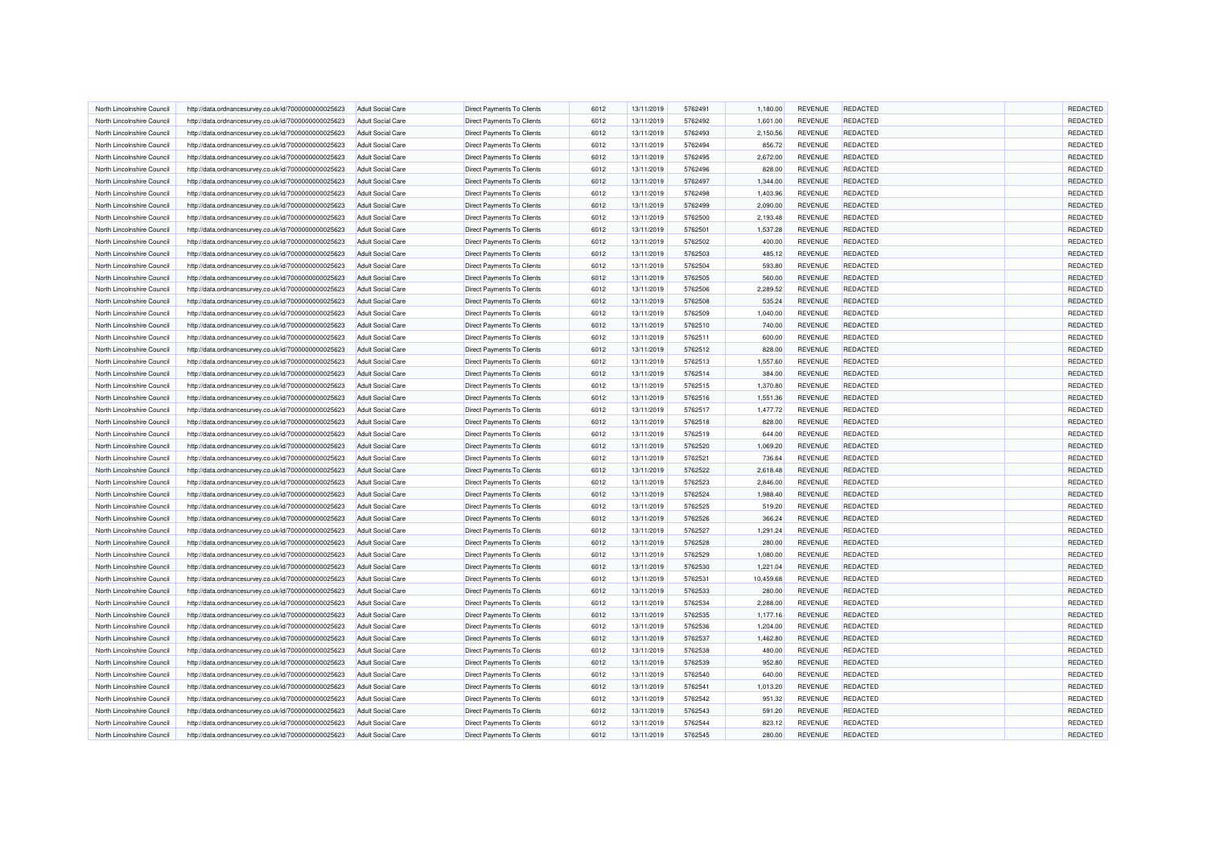| | | | | | | | | | | | |
|---|---|---|---|---|---|---|---|---|---|---|---|
| North Lincolnshire Council | http://data.ordnancesurvey.co.uk/id/7000000000025623 | Adult Social Care | Direct Payments To Clients | 6012 | 13/11/2019 | 5762491 | 1,180.00 | REVENUE | REDACTED | | REDACTED |
| North Lincolnshire Council | http://data.ordnancesurvey.co.uk/id/7000000000025623 | Adult Social Care | Direct Payments To Clients | 6012 | 13/11/2019 | 5762492 | 1,601.00 | REVENUE | REDACTED | | REDACTED |
| North Lincolnshire Council | http://data.ordnancesurvey.co.uk/id/7000000000025623 | Adult Social Care | Direct Payments To Clients | 6012 | 13/11/2019 | 5762493 | 2,150.56 | REVENUE | REDACTED | | REDACTED |
| North Lincolnshire Council | http://data.ordnancesurvey.co.uk/id/7000000000025623 | Adult Social Care | Direct Payments To Clients | 6012 | 13/11/2019 | 5762494 | 856.72 | REVENUE | REDACTED | | REDACTED |
| North Lincolnshire Council | http://data.ordnancesurvey.co.uk/id/7000000000025623 | Adult Social Care | Direct Payments To Clients | 6012 | 13/11/2019 | 5762495 | 2,672.00 | REVENUE | REDACTED | | REDACTED |
| North Lincolnshire Council | http://data.ordnancesurvey.co.uk/id/7000000000025623 | Adult Social Care | Direct Payments To Clients | 6012 | 13/11/2019 | 5762496 | 828.00 | REVENUE | REDACTED | | REDACTED |
| North Lincolnshire Council | http://data.ordnancesurvey.co.uk/id/7000000000025623 | Adult Social Care | Direct Payments To Clients | 6012 | 13/11/2019 | 5762497 | 1,344.00 | REVENUE | REDACTED | | REDACTED |
| North Lincolnshire Council | http://data.ordnancesurvey.co.uk/id/7000000000025623 | Adult Social Care | Direct Payments To Clients | 6012 | 13/11/2019 | 5762498 | 1,403.96 | REVENUE | REDACTED | | REDACTED |
| North Lincolnshire Council | http://data.ordnancesurvey.co.uk/id/7000000000025623 | Adult Social Care | Direct Payments To Clients | 6012 | 13/11/2019 | 5762499 | 2,090.00 | REVENUE | REDACTED | | REDACTED |
| North Lincolnshire Council | http://data.ordnancesurvey.co.uk/id/7000000000025623 | Adult Social Care | Direct Payments To Clients | 6012 | 13/11/2019 | 5762500 | 2,193.48 | REVENUE | REDACTED | | REDACTED |
| North Lincolnshire Council | http://data.ordnancesurvey.co.uk/id/7000000000025623 | Adult Social Care | Direct Payments To Clients | 6012 | 13/11/2019 | 5762501 | 1,537.28 | REVENUE | REDACTED | | REDACTED |
| North Lincolnshire Council | http://data.ordnancesurvey.co.uk/id/7000000000025623 | Adult Social Care | Direct Payments To Clients | 6012 | 13/11/2019 | 5762502 | 400.00 | REVENUE | REDACTED | | REDACTED |
| North Lincolnshire Council | http://data.ordnancesurvey.co.uk/id/7000000000025623 | Adult Social Care | Direct Payments To Clients | 6012 | 13/11/2019 | 5762503 | 485.12 | REVENUE | REDACTED | | REDACTED |
| North Lincolnshire Council | http://data.ordnancesurvey.co.uk/id/7000000000025623 | Adult Social Care | Direct Payments To Clients | 6012 | 13/11/2019 | 5762504 | 593.80 | REVENUE | REDACTED | | REDACTED |
| North Lincolnshire Council | http://data.ordnancesurvey.co.uk/id/7000000000025623 | Adult Social Care | Direct Payments To Clients | 6012 | 13/11/2019 | 5762505 | 560.00 | REVENUE | REDACTED | | REDACTED |
| North Lincolnshire Council | http://data.ordnancesurvey.co.uk/id/7000000000025623 | Adult Social Care | Direct Payments To Clients | 6012 | 13/11/2019 | 5762506 | 2,289.52 | REVENUE | REDACTED | | REDACTED |
| North Lincolnshire Council | http://data.ordnancesurvey.co.uk/id/7000000000025623 | Adult Social Care | Direct Payments To Clients | 6012 | 13/11/2019 | 5762508 | 535.24 | REVENUE | REDACTED | | REDACTED |
| North Lincolnshire Council | http://data.ordnancesurvey.co.uk/id/7000000000025623 | Adult Social Care | Direct Payments To Clients | 6012 | 13/11/2019 | 5762509 | 1,040.00 | REVENUE | REDACTED | | REDACTED |
| North Lincolnshire Council | http://data.ordnancesurvey.co.uk/id/7000000000025623 | Adult Social Care | Direct Payments To Clients | 6012 | 13/11/2019 | 5762510 | 740.00 | REVENUE | REDACTED | | REDACTED |
| North Lincolnshire Council | http://data.ordnancesurvey.co.uk/id/7000000000025623 | Adult Social Care | Direct Payments To Clients | 6012 | 13/11/2019 | 5762511 | 600.00 | REVENUE | REDACTED | | REDACTED |
| North Lincolnshire Council | http://data.ordnancesurvey.co.uk/id/7000000000025623 | Adult Social Care | Direct Payments To Clients | 6012 | 13/11/2019 | 5762512 | 828.00 | REVENUE | REDACTED | | REDACTED |
| North Lincolnshire Council | http://data.ordnancesurvey.co.uk/id/7000000000025623 | Adult Social Care | Direct Payments To Clients | 6012 | 13/11/2019 | 5762513 | 1,557.60 | REVENUE | REDACTED | | REDACTED |
| North Lincolnshire Council | http://data.ordnancesurvey.co.uk/id/7000000000025623 | Adult Social Care | Direct Payments To Clients | 6012 | 13/11/2019 | 5762514 | 384.00 | REVENUE | REDACTED | | REDACTED |
| North Lincolnshire Council | http://data.ordnancesurvey.co.uk/id/7000000000025623 | Adult Social Care | Direct Payments To Clients | 6012 | 13/11/2019 | 5762515 | 1,370.80 | REVENUE | REDACTED | | REDACTED |
| North Lincolnshire Council | http://data.ordnancesurvey.co.uk/id/7000000000025623 | Adult Social Care | Direct Payments To Clients | 6012 | 13/11/2019 | 5762516 | 1,551.36 | REVENUE | REDACTED | | REDACTED |
| North Lincolnshire Council | http://data.ordnancesurvey.co.uk/id/7000000000025623 | Adult Social Care | Direct Payments To Clients | 6012 | 13/11/2019 | 5762517 | 1,477.72 | REVENUE | REDACTED | | REDACTED |
| North Lincolnshire Council | http://data.ordnancesurvey.co.uk/id/7000000000025623 | Adult Social Care | Direct Payments To Clients | 6012 | 13/11/2019 | 5762518 | 828.00 | REVENUE | REDACTED | | REDACTED |
| North Lincolnshire Council | http://data.ordnancesurvey.co.uk/id/7000000000025623 | Adult Social Care | Direct Payments To Clients | 6012 | 13/11/2019 | 5762519 | 644.00 | REVENUE | REDACTED | | REDACTED |
| North Lincolnshire Council | http://data.ordnancesurvey.co.uk/id/7000000000025623 | Adult Social Care | Direct Payments To Clients | 6012 | 13/11/2019 | 5762520 | 1,069.20 | REVENUE | REDACTED | | REDACTED |
| North Lincolnshire Council | http://data.ordnancesurvey.co.uk/id/7000000000025623 | Adult Social Care | Direct Payments To Clients | 6012 | 13/11/2019 | 5762521 | 736.64 | REVENUE | REDACTED | | REDACTED |
| North Lincolnshire Council | http://data.ordnancesurvey.co.uk/id/7000000000025623 | Adult Social Care | Direct Payments To Clients | 6012 | 13/11/2019 | 5762522 | 2,618.48 | REVENUE | REDACTED | | REDACTED |
| North Lincolnshire Council | http://data.ordnancesurvey.co.uk/id/7000000000025623 | Adult Social Care | Direct Payments To Clients | 6012 | 13/11/2019 | 5762523 | 2,846.00 | REVENUE | REDACTED | | REDACTED |
| North Lincolnshire Council | http://data.ordnancesurvey.co.uk/id/7000000000025623 | Adult Social Care | Direct Payments To Clients | 6012 | 13/11/2019 | 5762524 | 1,988.40 | REVENUE | REDACTED | | REDACTED |
| North Lincolnshire Council | http://data.ordnancesurvey.co.uk/id/7000000000025623 | Adult Social Care | Direct Payments To Clients | 6012 | 13/11/2019 | 5762525 | 519.20 | REVENUE | REDACTED | | REDACTED |
| North Lincolnshire Council | http://data.ordnancesurvey.co.uk/id/7000000000025623 | Adult Social Care | Direct Payments To Clients | 6012 | 13/11/2019 | 5762526 | 366.24 | REVENUE | REDACTED | | REDACTED |
| North Lincolnshire Council | http://data.ordnancesurvey.co.uk/id/7000000000025623 | Adult Social Care | Direct Payments To Clients | 6012 | 13/11/2019 | 5762527 | 1,291.24 | REVENUE | REDACTED | | REDACTED |
| North Lincolnshire Council | http://data.ordnancesurvey.co.uk/id/7000000000025623 | Adult Social Care | Direct Payments To Clients | 6012 | 13/11/2019 | 5762528 | 280.00 | REVENUE | REDACTED | | REDACTED |
| North Lincolnshire Council | http://data.ordnancesurvey.co.uk/id/7000000000025623 | Adult Social Care | Direct Payments To Clients | 6012 | 13/11/2019 | 5762529 | 1,080.00 | REVENUE | REDACTED | | REDACTED |
| North Lincolnshire Council | http://data.ordnancesurvey.co.uk/id/7000000000025623 | Adult Social Care | Direct Payments To Clients | 6012 | 13/11/2019 | 5762530 | 1,221.04 | REVENUE | REDACTED | | REDACTED |
| North Lincolnshire Council | http://data.ordnancesurvey.co.uk/id/7000000000025623 | Adult Social Care | Direct Payments To Clients | 6012 | 13/11/2019 | 5762531 | 10,459.68 | REVENUE | REDACTED | | REDACTED |
| North Lincolnshire Council | http://data.ordnancesurvey.co.uk/id/7000000000025623 | Adult Social Care | Direct Payments To Clients | 6012 | 13/11/2019 | 5762533 | 280.00 | REVENUE | REDACTED | | REDACTED |
| North Lincolnshire Council | http://data.ordnancesurvey.co.uk/id/7000000000025623 | Adult Social Care | Direct Payments To Clients | 6012 | 13/11/2019 | 5762534 | 2,288.00 | REVENUE | REDACTED | | REDACTED |
| North Lincolnshire Council | http://data.ordnancesurvey.co.uk/id/7000000000025623 | Adult Social Care | Direct Payments To Clients | 6012 | 13/11/2019 | 5762535 | 1,177.16 | REVENUE | REDACTED | | REDACTED |
| North Lincolnshire Council | http://data.ordnancesurvey.co.uk/id/7000000000025623 | Adult Social Care | Direct Payments To Clients | 6012 | 13/11/2019 | 5762536 | 1,204.00 | REVENUE | REDACTED | | REDACTED |
| North Lincolnshire Council | http://data.ordnancesurvey.co.uk/id/7000000000025623 | Adult Social Care | Direct Payments To Clients | 6012 | 13/11/2019 | 5762537 | 1,462.80 | REVENUE | REDACTED | | REDACTED |
| North Lincolnshire Council | http://data.ordnancesurvey.co.uk/id/7000000000025623 | Adult Social Care | Direct Payments To Clients | 6012 | 13/11/2019 | 5762538 | 480.00 | REVENUE | REDACTED | | REDACTED |
| North Lincolnshire Council | http://data.ordnancesurvey.co.uk/id/7000000000025623 | Adult Social Care | Direct Payments To Clients | 6012 | 13/11/2019 | 5762539 | 952.80 | REVENUE | REDACTED | | REDACTED |
| North Lincolnshire Council | http://data.ordnancesurvey.co.uk/id/7000000000025623 | Adult Social Care | Direct Payments To Clients | 6012 | 13/11/2019 | 5762540 | 640.00 | REVENUE | REDACTED | | REDACTED |
| North Lincolnshire Council | http://data.ordnancesurvey.co.uk/id/7000000000025623 | Adult Social Care | Direct Payments To Clients | 6012 | 13/11/2019 | 5762541 | 1,013.20 | REVENUE | REDACTED | | REDACTED |
| North Lincolnshire Council | http://data.ordnancesurvey.co.uk/id/7000000000025623 | Adult Social Care | Direct Payments To Clients | 6012 | 13/11/2019 | 5762542 | 951.32 | REVENUE | REDACTED | | REDACTED |
| North Lincolnshire Council | http://data.ordnancesurvey.co.uk/id/7000000000025623 | Adult Social Care | Direct Payments To Clients | 6012 | 13/11/2019 | 5762543 | 591.20 | REVENUE | REDACTED | | REDACTED |
| North Lincolnshire Council | http://data.ordnancesurvey.co.uk/id/7000000000025623 | Adult Social Care | Direct Payments To Clients | 6012 | 13/11/2019 | 5762544 | 823.12 | REVENUE | REDACTED | | REDACTED |
| North Lincolnshire Council | http://data.ordnancesurvey.co.uk/id/7000000000025623 | Adult Social Care | Direct Payments To Clients | 6012 | 13/11/2019 | 5762545 | 280.00 | REVENUE | REDACTED | | REDACTED |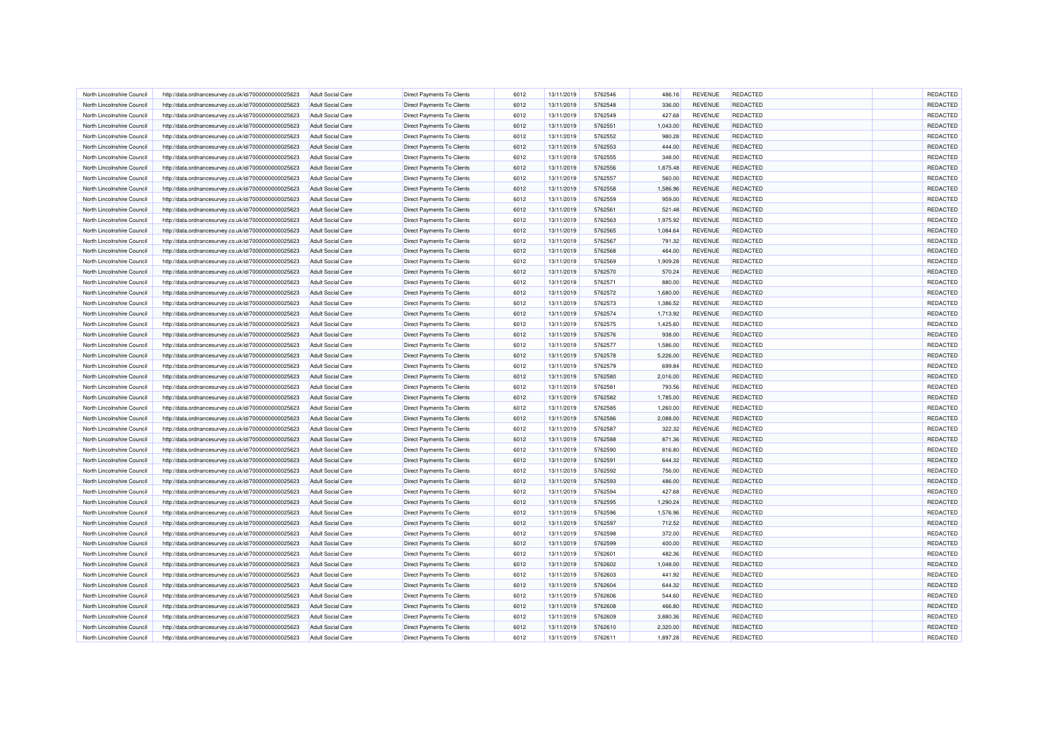| | | | | | | | | | | | |
|---|---|---|---|---|---|---|---|---|---|---|---|
| North Lincolnshire Council | http://data.ordnancesurvey.co.uk/id/7000000000025623 | Adult Social Care | Direct Payments To Clients | 6012 | 13/11/2019 | 5762546 | 486.16 | REVENUE | REDACTED | | REDACTED |
| North Lincolnshire Council | http://data.ordnancesurvey.co.uk/id/7000000000025623 | Adult Social Care | Direct Payments To Clients | 6012 | 13/11/2019 | 5762548 | 336.00 | REVENUE | REDACTED | | REDACTED |
| North Lincolnshire Council | http://data.ordnancesurvey.co.uk/id/7000000000025623 | Adult Social Care | Direct Payments To Clients | 6012 | 13/11/2019 | 5762549 | 427.68 | REVENUE | REDACTED | | REDACTED |
| North Lincolnshire Council | http://data.ordnancesurvey.co.uk/id/7000000000025623 | Adult Social Care | Direct Payments To Clients | 6012 | 13/11/2019 | 5762551 | 1,043.00 | REVENUE | REDACTED | | REDACTED |
| North Lincolnshire Council | http://data.ordnancesurvey.co.uk/id/7000000000025623 | Adult Social Care | Direct Payments To Clients | 6012 | 13/11/2019 | 5762552 | 980.28 | REVENUE | REDACTED | | REDACTED |
| North Lincolnshire Council | http://data.ordnancesurvey.co.uk/id/7000000000025623 | Adult Social Care | Direct Payments To Clients | 6012 | 13/11/2019 | 5762553 | 444.00 | REVENUE | REDACTED | | REDACTED |
| North Lincolnshire Council | http://data.ordnancesurvey.co.uk/id/7000000000025623 | Adult Social Care | Direct Payments To Clients | 6012 | 13/11/2019 | 5762555 | 348.00 | REVENUE | REDACTED | | REDACTED |
| North Lincolnshire Council | http://data.ordnancesurvey.co.uk/id/7000000000025623 | Adult Social Care | Direct Payments To Clients | 6012 | 13/11/2019 | 5762556 | 1,875.48 | REVENUE | REDACTED | | REDACTED |
| North Lincolnshire Council | http://data.ordnancesurvey.co.uk/id/7000000000025623 | Adult Social Care | Direct Payments To Clients | 6012 | 13/11/2019 | 5762557 | 560.00 | REVENUE | REDACTED | | REDACTED |
| North Lincolnshire Council | http://data.ordnancesurvey.co.uk/id/7000000000025623 | Adult Social Care | Direct Payments To Clients | 6012 | 13/11/2019 | 5762558 | 1,586.96 | REVENUE | REDACTED | | REDACTED |
| North Lincolnshire Council | http://data.ordnancesurvey.co.uk/id/7000000000025623 | Adult Social Care | Direct Payments To Clients | 6012 | 13/11/2019 | 5762559 | 959.00 | REVENUE | REDACTED | | REDACTED |
| North Lincolnshire Council | http://data.ordnancesurvey.co.uk/id/7000000000025623 | Adult Social Care | Direct Payments To Clients | 6012 | 13/11/2019 | 5762561 | 521.48 | REVENUE | REDACTED | | REDACTED |
| North Lincolnshire Council | http://data.ordnancesurvey.co.uk/id/7000000000025623 | Adult Social Care | Direct Payments To Clients | 6012 | 13/11/2019 | 5762563 | 1,975.92 | REVENUE | REDACTED | | REDACTED |
| North Lincolnshire Council | http://data.ordnancesurvey.co.uk/id/7000000000025623 | Adult Social Care | Direct Payments To Clients | 6012 | 13/11/2019 | 5762565 | 1,084.64 | REVENUE | REDACTED | | REDACTED |
| North Lincolnshire Council | http://data.ordnancesurvey.co.uk/id/7000000000025623 | Adult Social Care | Direct Payments To Clients | 6012 | 13/11/2019 | 5762567 | 791.32 | REVENUE | REDACTED | | REDACTED |
| North Lincolnshire Council | http://data.ordnancesurvey.co.uk/id/7000000000025623 | Adult Social Care | Direct Payments To Clients | 6012 | 13/11/2019 | 5762568 | 464.00 | REVENUE | REDACTED | | REDACTED |
| North Lincolnshire Council | http://data.ordnancesurvey.co.uk/id/7000000000025623 | Adult Social Care | Direct Payments To Clients | 6012 | 13/11/2019 | 5762569 | 1,909.28 | REVENUE | REDACTED | | REDACTED |
| North Lincolnshire Council | http://data.ordnancesurvey.co.uk/id/7000000000025623 | Adult Social Care | Direct Payments To Clients | 6012 | 13/11/2019 | 5762570 | 570.24 | REVENUE | REDACTED | | REDACTED |
| North Lincolnshire Council | http://data.ordnancesurvey.co.uk/id/7000000000025623 | Adult Social Care | Direct Payments To Clients | 6012 | 13/11/2019 | 5762571 | 880.00 | REVENUE | REDACTED | | REDACTED |
| North Lincolnshire Council | http://data.ordnancesurvey.co.uk/id/7000000000025623 | Adult Social Care | Direct Payments To Clients | 6012 | 13/11/2019 | 5762572 | 1,680.00 | REVENUE | REDACTED | | REDACTED |
| North Lincolnshire Council | http://data.ordnancesurvey.co.uk/id/7000000000025623 | Adult Social Care | Direct Payments To Clients | 6012 | 13/11/2019 | 5762573 | 1,386.52 | REVENUE | REDACTED | | REDACTED |
| North Lincolnshire Council | http://data.ordnancesurvey.co.uk/id/7000000000025623 | Adult Social Care | Direct Payments To Clients | 6012 | 13/11/2019 | 5762574 | 1,713.92 | REVENUE | REDACTED | | REDACTED |
| North Lincolnshire Council | http://data.ordnancesurvey.co.uk/id/7000000000025623 | Adult Social Care | Direct Payments To Clients | 6012 | 13/11/2019 | 5762575 | 1,425.60 | REVENUE | REDACTED | | REDACTED |
| North Lincolnshire Council | http://data.ordnancesurvey.co.uk/id/7000000000025623 | Adult Social Care | Direct Payments To Clients | 6012 | 13/11/2019 | 5762576 | 938.00 | REVENUE | REDACTED | | REDACTED |
| North Lincolnshire Council | http://data.ordnancesurvey.co.uk/id/7000000000025623 | Adult Social Care | Direct Payments To Clients | 6012 | 13/11/2019 | 5762577 | 1,586.00 | REVENUE | REDACTED | | REDACTED |
| North Lincolnshire Council | http://data.ordnancesurvey.co.uk/id/7000000000025623 | Adult Social Care | Direct Payments To Clients | 6012 | 13/11/2019 | 5762578 | 5,226.00 | REVENUE | REDACTED | | REDACTED |
| North Lincolnshire Council | http://data.ordnancesurvey.co.uk/id/7000000000025623 | Adult Social Care | Direct Payments To Clients | 6012 | 13/11/2019 | 5762579 | 699.84 | REVENUE | REDACTED | | REDACTED |
| North Lincolnshire Council | http://data.ordnancesurvey.co.uk/id/7000000000025623 | Adult Social Care | Direct Payments To Clients | 6012 | 13/11/2019 | 5762580 | 2,016.00 | REVENUE | REDACTED | | REDACTED |
| North Lincolnshire Council | http://data.ordnancesurvey.co.uk/id/7000000000025623 | Adult Social Care | Direct Payments To Clients | 6012 | 13/11/2019 | 5762581 | 793.56 | REVENUE | REDACTED | | REDACTED |
| North Lincolnshire Council | http://data.ordnancesurvey.co.uk/id/7000000000025623 | Adult Social Care | Direct Payments To Clients | 6012 | 13/11/2019 | 5762582 | 1,785.00 | REVENUE | REDACTED | | REDACTED |
| North Lincolnshire Council | http://data.ordnancesurvey.co.uk/id/7000000000025623 | Adult Social Care | Direct Payments To Clients | 6012 | 13/11/2019 | 5762585 | 1,260.00 | REVENUE | REDACTED | | REDACTED |
| North Lincolnshire Council | http://data.ordnancesurvey.co.uk/id/7000000000025623 | Adult Social Care | Direct Payments To Clients | 6012 | 13/11/2019 | 5762586 | 2,088.00 | REVENUE | REDACTED | | REDACTED |
| North Lincolnshire Council | http://data.ordnancesurvey.co.uk/id/7000000000025623 | Adult Social Care | Direct Payments To Clients | 6012 | 13/11/2019 | 5762587 | 322.32 | REVENUE | REDACTED | | REDACTED |
| North Lincolnshire Council | http://data.ordnancesurvey.co.uk/id/7000000000025623 | Adult Social Care | Direct Payments To Clients | 6012 | 13/11/2019 | 5762588 | 871.36 | REVENUE | REDACTED | | REDACTED |
| North Lincolnshire Council | http://data.ordnancesurvey.co.uk/id/7000000000025623 | Adult Social Care | Direct Payments To Clients | 6012 | 13/11/2019 | 5762590 | 816.80 | REVENUE | REDACTED | | REDACTED |
| North Lincolnshire Council | http://data.ordnancesurvey.co.uk/id/7000000000025623 | Adult Social Care | Direct Payments To Clients | 6012 | 13/11/2019 | 5762591 | 644.32 | REVENUE | REDACTED | | REDACTED |
| North Lincolnshire Council | http://data.ordnancesurvey.co.uk/id/7000000000025623 | Adult Social Care | Direct Payments To Clients | 6012 | 13/11/2019 | 5762592 | 756.00 | REVENUE | REDACTED | | REDACTED |
| North Lincolnshire Council | http://data.ordnancesurvey.co.uk/id/7000000000025623 | Adult Social Care | Direct Payments To Clients | 6012 | 13/11/2019 | 5762593 | 486.00 | REVENUE | REDACTED | | REDACTED |
| North Lincolnshire Council | http://data.ordnancesurvey.co.uk/id/7000000000025623 | Adult Social Care | Direct Payments To Clients | 6012 | 13/11/2019 | 5762594 | 427.68 | REVENUE | REDACTED | | REDACTED |
| North Lincolnshire Council | http://data.ordnancesurvey.co.uk/id/7000000000025623 | Adult Social Care | Direct Payments To Clients | 6012 | 13/11/2019 | 5762595 | 1,290.24 | REVENUE | REDACTED | | REDACTED |
| North Lincolnshire Council | http://data.ordnancesurvey.co.uk/id/7000000000025623 | Adult Social Care | Direct Payments To Clients | 6012 | 13/11/2019 | 5762596 | 1,576.96 | REVENUE | REDACTED | | REDACTED |
| North Lincolnshire Council | http://data.ordnancesurvey.co.uk/id/7000000000025623 | Adult Social Care | Direct Payments To Clients | 6012 | 13/11/2019 | 5762597 | 712.52 | REVENUE | REDACTED | | REDACTED |
| North Lincolnshire Council | http://data.ordnancesurvey.co.uk/id/7000000000025623 | Adult Social Care | Direct Payments To Clients | 6012 | 13/11/2019 | 5762598 | 372.00 | REVENUE | REDACTED | | REDACTED |
| North Lincolnshire Council | http://data.ordnancesurvey.co.uk/id/7000000000025623 | Adult Social Care | Direct Payments To Clients | 6012 | 13/11/2019 | 5762599 | 400.00 | REVENUE | REDACTED | | REDACTED |
| North Lincolnshire Council | http://data.ordnancesurvey.co.uk/id/7000000000025623 | Adult Social Care | Direct Payments To Clients | 6012 | 13/11/2019 | 5762601 | 482.36 | REVENUE | REDACTED | | REDACTED |
| North Lincolnshire Council | http://data.ordnancesurvey.co.uk/id/7000000000025623 | Adult Social Care | Direct Payments To Clients | 6012 | 13/11/2019 | 5762602 | 1,048.00 | REVENUE | REDACTED | | REDACTED |
| North Lincolnshire Council | http://data.ordnancesurvey.co.uk/id/7000000000025623 | Adult Social Care | Direct Payments To Clients | 6012 | 13/11/2019 | 5762603 | 441.92 | REVENUE | REDACTED | | REDACTED |
| North Lincolnshire Council | http://data.ordnancesurvey.co.uk/id/7000000000025623 | Adult Social Care | Direct Payments To Clients | 6012 | 13/11/2019 | 5762604 | 644.32 | REVENUE | REDACTED | | REDACTED |
| North Lincolnshire Council | http://data.ordnancesurvey.co.uk/id/7000000000025623 | Adult Social Care | Direct Payments To Clients | 6012 | 13/11/2019 | 5762606 | 544.60 | REVENUE | REDACTED | | REDACTED |
| North Lincolnshire Council | http://data.ordnancesurvey.co.uk/id/7000000000025623 | Adult Social Care | Direct Payments To Clients | 6012 | 13/11/2019 | 5762608 | 466.80 | REVENUE | REDACTED | | REDACTED |
| North Lincolnshire Council | http://data.ordnancesurvey.co.uk/id/7000000000025623 | Adult Social Care | Direct Payments To Clients | 6012 | 13/11/2019 | 5762609 | 3,880.36 | REVENUE | REDACTED | | REDACTED |
| North Lincolnshire Council | http://data.ordnancesurvey.co.uk/id/7000000000025623 | Adult Social Care | Direct Payments To Clients | 6012 | 13/11/2019 | 5762610 | 2,320.00 | REVENUE | REDACTED | | REDACTED |
| North Lincolnshire Council | http://data.ordnancesurvey.co.uk/id/7000000000025623 | Adult Social Care | Direct Payments To Clients | 6012 | 13/11/2019 | 5762611 | 1,897.28 | REVENUE | REDACTED | | REDACTED |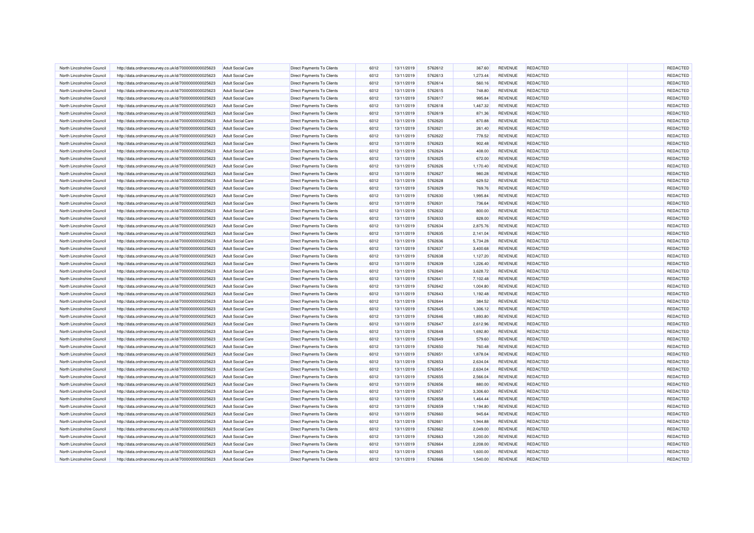| North Lincolnshire Council | http://data.ordnancesurvey.co.uk/id/7000000000025623 | Adult Social Care | Direct Payments To Clients | 6012 | 13/11/2019 | 5762612 | 367.60 | REVENUE | REDACTED | | REDACTED |
|---|---|---|---|---|---|---|---|---|---|---|---|
| North Lincolnshire Council | http://data.ordnancesurvey.co.uk/id/7000000000025623 | Adult Social Care | Direct Payments To Clients | 6012 | 13/11/2019 | 5762613 | 1,273.44 | REVENUE | REDACTED | | REDACTED |
| North Lincolnshire Council | http://data.ordnancesurvey.co.uk/id/7000000000025623 | Adult Social Care | Direct Payments To Clients | 6012 | 13/11/2019 | 5762614 | 560.16 | REVENUE | REDACTED | | REDACTED |
| North Lincolnshire Council | http://data.ordnancesurvey.co.uk/id/7000000000025623 | Adult Social Care | Direct Payments To Clients | 6012 | 13/11/2019 | 5762615 | 748.80 | REVENUE | REDACTED | | REDACTED |
| North Lincolnshire Council | http://data.ordnancesurvey.co.uk/id/7000000000025623 | Adult Social Care | Direct Payments To Clients | 6012 | 13/11/2019 | 5762617 | 995.84 | REVENUE | REDACTED | | REDACTED |
| North Lincolnshire Council | http://data.ordnancesurvey.co.uk/id/7000000000025623 | Adult Social Care | Direct Payments To Clients | 6012 | 13/11/2019 | 5762618 | 1,467.32 | REVENUE | REDACTED | | REDACTED |
| North Lincolnshire Council | http://data.ordnancesurvey.co.uk/id/7000000000025623 | Adult Social Care | Direct Payments To Clients | 6012 | 13/11/2019 | 5762619 | 871.36 | REVENUE | REDACTED | | REDACTED |
| North Lincolnshire Council | http://data.ordnancesurvey.co.uk/id/7000000000025623 | Adult Social Care | Direct Payments To Clients | 6012 | 13/11/2019 | 5762620 | 870.88 | REVENUE | REDACTED | | REDACTED |
| North Lincolnshire Council | http://data.ordnancesurvey.co.uk/id/7000000000025623 | Adult Social Care | Direct Payments To Clients | 6012 | 13/11/2019 | 5762621 | 261.40 | REVENUE | REDACTED | | REDACTED |
| North Lincolnshire Council | http://data.ordnancesurvey.co.uk/id/7000000000025623 | Adult Social Care | Direct Payments To Clients | 6012 | 13/11/2019 | 5762622 | 778.52 | REVENUE | REDACTED | | REDACTED |
| North Lincolnshire Council | http://data.ordnancesurvey.co.uk/id/7000000000025623 | Adult Social Care | Direct Payments To Clients | 6012 | 13/11/2019 | 5762623 | 902.48 | REVENUE | REDACTED | | REDACTED |
| North Lincolnshire Council | http://data.ordnancesurvey.co.uk/id/7000000000025623 | Adult Social Care | Direct Payments To Clients | 6012 | 13/11/2019 | 5762624 | 408.00 | REVENUE | REDACTED | | REDACTED |
| North Lincolnshire Council | http://data.ordnancesurvey.co.uk/id/7000000000025623 | Adult Social Care | Direct Payments To Clients | 6012 | 13/11/2019 | 5762625 | 672.00 | REVENUE | REDACTED | | REDACTED |
| North Lincolnshire Council | http://data.ordnancesurvey.co.uk/id/7000000000025623 | Adult Social Care | Direct Payments To Clients | 6012 | 13/11/2019 | 5762626 | 1,170.40 | REVENUE | REDACTED | | REDACTED |
| North Lincolnshire Council | http://data.ordnancesurvey.co.uk/id/7000000000025623 | Adult Social Care | Direct Payments To Clients | 6012 | 13/11/2019 | 5762627 | 980.28 | REVENUE | REDACTED | | REDACTED |
| North Lincolnshire Council | http://data.ordnancesurvey.co.uk/id/7000000000025623 | Adult Social Care | Direct Payments To Clients | 6012 | 13/11/2019 | 5762628 | 629.52 | REVENUE | REDACTED | | REDACTED |
| North Lincolnshire Council | http://data.ordnancesurvey.co.uk/id/7000000000025623 | Adult Social Care | Direct Payments To Clients | 6012 | 13/11/2019 | 5762629 | 769.76 | REVENUE | REDACTED | | REDACTED |
| North Lincolnshire Council | http://data.ordnancesurvey.co.uk/id/7000000000025623 | Adult Social Care | Direct Payments To Clients | 6012 | 13/11/2019 | 5762630 | 1,995.84 | REVENUE | REDACTED | | REDACTED |
| North Lincolnshire Council | http://data.ordnancesurvey.co.uk/id/7000000000025623 | Adult Social Care | Direct Payments To Clients | 6012 | 13/11/2019 | 5762631 | 736.64 | REVENUE | REDACTED | | REDACTED |
| North Lincolnshire Council | http://data.ordnancesurvey.co.uk/id/7000000000025623 | Adult Social Care | Direct Payments To Clients | 6012 | 13/11/2019 | 5762632 | 800.00 | REVENUE | REDACTED | | REDACTED |
| North Lincolnshire Council | http://data.ordnancesurvey.co.uk/id/7000000000025623 | Adult Social Care | Direct Payments To Clients | 6012 | 13/11/2019 | 5762633 | 828.00 | REVENUE | REDACTED | | REDACTED |
| North Lincolnshire Council | http://data.ordnancesurvey.co.uk/id/7000000000025623 | Adult Social Care | Direct Payments To Clients | 6012 | 13/11/2019 | 5762634 | 2,875.76 | REVENUE | REDACTED | | REDACTED |
| North Lincolnshire Council | http://data.ordnancesurvey.co.uk/id/7000000000025623 | Adult Social Care | Direct Payments To Clients | 6012 | 13/11/2019 | 5762635 | 2,141.04 | REVENUE | REDACTED | | REDACTED |
| North Lincolnshire Council | http://data.ordnancesurvey.co.uk/id/7000000000025623 | Adult Social Care | Direct Payments To Clients | 6012 | 13/11/2019 | 5762636 | 5,734.28 | REVENUE | REDACTED | | REDACTED |
| North Lincolnshire Council | http://data.ordnancesurvey.co.uk/id/7000000000025623 | Adult Social Care | Direct Payments To Clients | 6012 | 13/11/2019 | 5762637 | 3,400.68 | REVENUE | REDACTED | | REDACTED |
| North Lincolnshire Council | http://data.ordnancesurvey.co.uk/id/7000000000025623 | Adult Social Care | Direct Payments To Clients | 6012 | 13/11/2019 | 5762638 | 1,127.20 | REVENUE | REDACTED | | REDACTED |
| North Lincolnshire Council | http://data.ordnancesurvey.co.uk/id/7000000000025623 | Adult Social Care | Direct Payments To Clients | 6012 | 13/11/2019 | 5762639 | 1,226.40 | REVENUE | REDACTED | | REDACTED |
| North Lincolnshire Council | http://data.ordnancesurvey.co.uk/id/7000000000025623 | Adult Social Care | Direct Payments To Clients | 6012 | 13/11/2019 | 5762640 | 3,628.72 | REVENUE | REDACTED | | REDACTED |
| North Lincolnshire Council | http://data.ordnancesurvey.co.uk/id/7000000000025623 | Adult Social Care | Direct Payments To Clients | 6012 | 13/11/2019 | 5762641 | 7,102.48 | REVENUE | REDACTED | | REDACTED |
| North Lincolnshire Council | http://data.ordnancesurvey.co.uk/id/7000000000025623 | Adult Social Care | Direct Payments To Clients | 6012 | 13/11/2019 | 5762642 | 1,004.80 | REVENUE | REDACTED | | REDACTED |
| North Lincolnshire Council | http://data.ordnancesurvey.co.uk/id/7000000000025623 | Adult Social Care | Direct Payments To Clients | 6012 | 13/11/2019 | 5762643 | 1,192.48 | REVENUE | REDACTED | | REDACTED |
| North Lincolnshire Council | http://data.ordnancesurvey.co.uk/id/7000000000025623 | Adult Social Care | Direct Payments To Clients | 6012 | 13/11/2019 | 5762644 | 384.52 | REVENUE | REDACTED | | REDACTED |
| North Lincolnshire Council | http://data.ordnancesurvey.co.uk/id/7000000000025623 | Adult Social Care | Direct Payments To Clients | 6012 | 13/11/2019 | 5762645 | 1,306.12 | REVENUE | REDACTED | | REDACTED |
| North Lincolnshire Council | http://data.ordnancesurvey.co.uk/id/7000000000025623 | Adult Social Care | Direct Payments To Clients | 6012 | 13/11/2019 | 5762646 | 1,893.80 | REVENUE | REDACTED | | REDACTED |
| North Lincolnshire Council | http://data.ordnancesurvey.co.uk/id/7000000000025623 | Adult Social Care | Direct Payments To Clients | 6012 | 13/11/2019 | 5762647 | 2,612.96 | REVENUE | REDACTED | | REDACTED |
| North Lincolnshire Council | http://data.ordnancesurvey.co.uk/id/7000000000025623 | Adult Social Care | Direct Payments To Clients | 6012 | 13/11/2019 | 5762648 | 1,692.80 | REVENUE | REDACTED | | REDACTED |
| North Lincolnshire Council | http://data.ordnancesurvey.co.uk/id/7000000000025623 | Adult Social Care | Direct Payments To Clients | 6012 | 13/11/2019 | 5762649 | 579.60 | REVENUE | REDACTED | | REDACTED |
| North Lincolnshire Council | http://data.ordnancesurvey.co.uk/id/7000000000025623 | Adult Social Care | Direct Payments To Clients | 6012 | 13/11/2019 | 5762650 | 760.48 | REVENUE | REDACTED | | REDACTED |
| North Lincolnshire Council | http://data.ordnancesurvey.co.uk/id/7000000000025623 | Adult Social Care | Direct Payments To Clients | 6012 | 13/11/2019 | 5762651 | 1,878.04 | REVENUE | REDACTED | | REDACTED |
| North Lincolnshire Council | http://data.ordnancesurvey.co.uk/id/7000000000025623 | Adult Social Care | Direct Payments To Clients | 6012 | 13/11/2019 | 5762653 | 2,634.04 | REVENUE | REDACTED | | REDACTED |
| North Lincolnshire Council | http://data.ordnancesurvey.co.uk/id/7000000000025623 | Adult Social Care | Direct Payments To Clients | 6012 | 13/11/2019 | 5762654 | 2,634.04 | REVENUE | REDACTED | | REDACTED |
| North Lincolnshire Council | http://data.ordnancesurvey.co.uk/id/7000000000025623 | Adult Social Care | Direct Payments To Clients | 6012 | 13/11/2019 | 5762655 | 2,566.04 | REVENUE | REDACTED | | REDACTED |
| North Lincolnshire Council | http://data.ordnancesurvey.co.uk/id/7000000000025623 | Adult Social Care | Direct Payments To Clients | 6012 | 13/11/2019 | 5762656 | 880.00 | REVENUE | REDACTED | | REDACTED |
| North Lincolnshire Council | http://data.ordnancesurvey.co.uk/id/7000000000025623 | Adult Social Care | Direct Payments To Clients | 6012 | 13/11/2019 | 5762657 | 3,306.60 | REVENUE | REDACTED | | REDACTED |
| North Lincolnshire Council | http://data.ordnancesurvey.co.uk/id/7000000000025623 | Adult Social Care | Direct Payments To Clients | 6012 | 13/11/2019 | 5762658 | 1,464.44 | REVENUE | REDACTED | | REDACTED |
| North Lincolnshire Council | http://data.ordnancesurvey.co.uk/id/7000000000025623 | Adult Social Care | Direct Payments To Clients | 6012 | 13/11/2019 | 5762659 | 1,194.80 | REVENUE | REDACTED | | REDACTED |
| North Lincolnshire Council | http://data.ordnancesurvey.co.uk/id/7000000000025623 | Adult Social Care | Direct Payments To Clients | 6012 | 13/11/2019 | 5762660 | 945.64 | REVENUE | REDACTED | | REDACTED |
| North Lincolnshire Council | http://data.ordnancesurvey.co.uk/id/7000000000025623 | Adult Social Care | Direct Payments To Clients | 6012 | 13/11/2019 | 5762661 | 1,944.88 | REVENUE | REDACTED | | REDACTED |
| North Lincolnshire Council | http://data.ordnancesurvey.co.uk/id/7000000000025623 | Adult Social Care | Direct Payments To Clients | 6012 | 13/11/2019 | 5762662 | 2,049.00 | REVENUE | REDACTED | | REDACTED |
| North Lincolnshire Council | http://data.ordnancesurvey.co.uk/id/7000000000025623 | Adult Social Care | Direct Payments To Clients | 6012 | 13/11/2019 | 5762663 | 1,200.00 | REVENUE | REDACTED | | REDACTED |
| North Lincolnshire Council | http://data.ordnancesurvey.co.uk/id/7000000000025623 | Adult Social Care | Direct Payments To Clients | 6012 | 13/11/2019 | 5762664 | 2,208.00 | REVENUE | REDACTED | | REDACTED |
| North Lincolnshire Council | http://data.ordnancesurvey.co.uk/id/7000000000025623 | Adult Social Care | Direct Payments To Clients | 6012 | 13/11/2019 | 5762665 | 1,600.00 | REVENUE | REDACTED | | REDACTED |
| North Lincolnshire Council | http://data.ordnancesurvey.co.uk/id/7000000000025623 | Adult Social Care | Direct Payments To Clients | 6012 | 13/11/2019 | 5762666 | 1,540.00 | REVENUE | REDACTED | | REDACTED |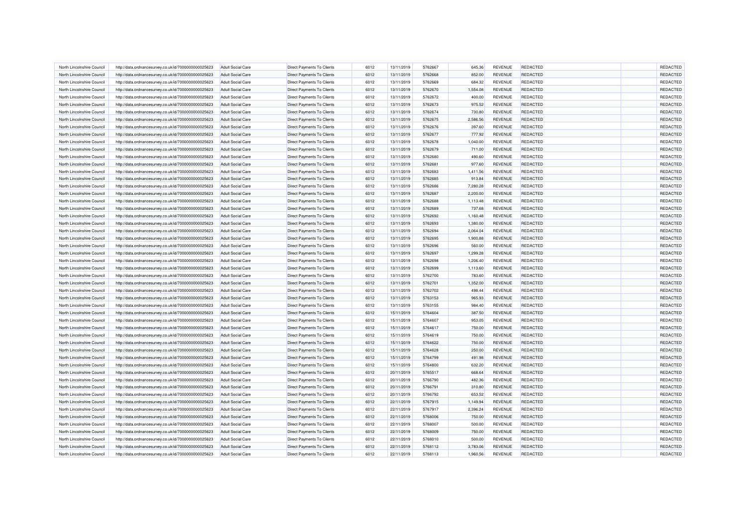| North Lincolnshire Council | http://data.ordnancesurvey.co.uk/id/7000000000025623 | Adult Social Care | Direct Payments To Clients | 6012 | 13/11/2019 | 5762667 | 645.36 | REVENUE | REDACTED | | REDACTED |
|---|---|---|---|---|---|---|---|---|---|---|---|
| North Lincolnshire Council | http://data.ordnancesurvey.co.uk/id/7000000000025623 | Adult Social Care | Direct Payments To Clients | 6012 | 13/11/2019 | 5762668 | 852.00 | REVENUE | REDACTED | | REDACTED |
| North Lincolnshire Council | http://data.ordnancesurvey.co.uk/id/7000000000025623 | Adult Social Care | Direct Payments To Clients | 6012 | 13/11/2019 | 5762669 | 684.32 | REVENUE | REDACTED | | REDACTED |
| North Lincolnshire Council | http://data.ordnancesurvey.co.uk/id/7000000000025623 | Adult Social Care | Direct Payments To Clients | 6012 | 13/11/2019 | 5762670 | 1,554.08 | REVENUE | REDACTED | | REDACTED |
| North Lincolnshire Council | http://data.ordnancesurvey.co.uk/id/7000000000025623 | Adult Social Care | Direct Payments To Clients | 6012 | 13/11/2019 | 5762672 | 400.00 | REVENUE | REDACTED | | REDACTED |
| North Lincolnshire Council | http://data.ordnancesurvey.co.uk/id/7000000000025623 | Adult Social Care | Direct Payments To Clients | 6012 | 13/11/2019 | 5762673 | 975.52 | REVENUE | REDACTED | | REDACTED |
| North Lincolnshire Council | http://data.ordnancesurvey.co.uk/id/7000000000025623 | Adult Social Care | Direct Payments To Clients | 6012 | 13/11/2019 | 5762674 | 730.80 | REVENUE | REDACTED | | REDACTED |
| North Lincolnshire Council | http://data.ordnancesurvey.co.uk/id/7000000000025623 | Adult Social Care | Direct Payments To Clients | 6012 | 13/11/2019 | 5762675 | 2,586.56 | REVENUE | REDACTED | | REDACTED |
| North Lincolnshire Council | http://data.ordnancesurvey.co.uk/id/7000000000025623 | Adult Social Care | Direct Payments To Clients | 6012 | 13/11/2019 | 5762676 | 397.60 | REVENUE | REDACTED | | REDACTED |
| North Lincolnshire Council | http://data.ordnancesurvey.co.uk/id/7000000000025623 | Adult Social Care | Direct Payments To Clients | 6012 | 13/11/2019 | 5762677 | 777.92 | REVENUE | REDACTED | | REDACTED |
| North Lincolnshire Council | http://data.ordnancesurvey.co.uk/id/7000000000025623 | Adult Social Care | Direct Payments To Clients | 6012 | 13/11/2019 | 5762678 | 1,040.00 | REVENUE | REDACTED | | REDACTED |
| North Lincolnshire Council | http://data.ordnancesurvey.co.uk/id/7000000000025623 | Adult Social Care | Direct Payments To Clients | 6012 | 13/11/2019 | 5762679 | 711.00 | REVENUE | REDACTED | | REDACTED |
| North Lincolnshire Council | http://data.ordnancesurvey.co.uk/id/7000000000025623 | Adult Social Care | Direct Payments To Clients | 6012 | 13/11/2019 | 5762680 | 490.60 | REVENUE | REDACTED | | REDACTED |
| North Lincolnshire Council | http://data.ordnancesurvey.co.uk/id/7000000000025623 | Adult Social Care | Direct Payments To Clients | 6012 | 13/11/2019 | 5762681 | 977.60 | REVENUE | REDACTED | | REDACTED |
| North Lincolnshire Council | http://data.ordnancesurvey.co.uk/id/7000000000025623 | Adult Social Care | Direct Payments To Clients | 6012 | 13/11/2019 | 5762683 | 1,411.56 | REVENUE | REDACTED | | REDACTED |
| North Lincolnshire Council | http://data.ordnancesurvey.co.uk/id/7000000000025623 | Adult Social Care | Direct Payments To Clients | 6012 | 13/11/2019 | 5762685 | 913.84 | REVENUE | REDACTED | | REDACTED |
| North Lincolnshire Council | http://data.ordnancesurvey.co.uk/id/7000000000025623 | Adult Social Care | Direct Payments To Clients | 6012 | 13/11/2019 | 5762686 | 7,280.28 | REVENUE | REDACTED | | REDACTED |
| North Lincolnshire Council | http://data.ordnancesurvey.co.uk/id/7000000000025623 | Adult Social Care | Direct Payments To Clients | 6012 | 13/11/2019 | 5762687 | 2,200.00 | REVENUE | REDACTED | | REDACTED |
| North Lincolnshire Council | http://data.ordnancesurvey.co.uk/id/7000000000025623 | Adult Social Care | Direct Payments To Clients | 6012 | 13/11/2019 | 5762688 | 1,113.48 | REVENUE | REDACTED | | REDACTED |
| North Lincolnshire Council | http://data.ordnancesurvey.co.uk/id/7000000000025623 | Adult Social Care | Direct Payments To Clients | 6012 | 13/11/2019 | 5762689 | 737.68 | REVENUE | REDACTED | | REDACTED |
| North Lincolnshire Council | http://data.ordnancesurvey.co.uk/id/7000000000025623 | Adult Social Care | Direct Payments To Clients | 6012 | 13/11/2019 | 5762692 | 1,160.48 | REVENUE | REDACTED | | REDACTED |
| North Lincolnshire Council | http://data.ordnancesurvey.co.uk/id/7000000000025623 | Adult Social Care | Direct Payments To Clients | 6012 | 13/11/2019 | 5762693 | 1,380.00 | REVENUE | REDACTED | | REDACTED |
| North Lincolnshire Council | http://data.ordnancesurvey.co.uk/id/7000000000025623 | Adult Social Care | Direct Payments To Clients | 6012 | 13/11/2019 | 5762694 | 2,064.04 | REVENUE | REDACTED | | REDACTED |
| North Lincolnshire Council | http://data.ordnancesurvey.co.uk/id/7000000000025623 | Adult Social Care | Direct Payments To Clients | 6012 | 13/11/2019 | 5762695 | 1,900.88 | REVENUE | REDACTED | | REDACTED |
| North Lincolnshire Council | http://data.ordnancesurvey.co.uk/id/7000000000025623 | Adult Social Care | Direct Payments To Clients | 6012 | 13/11/2019 | 5762696 | 560.00 | REVENUE | REDACTED | | REDACTED |
| North Lincolnshire Council | http://data.ordnancesurvey.co.uk/id/7000000000025623 | Adult Social Care | Direct Payments To Clients | 6012 | 13/11/2019 | 5762697 | 1,299.28 | REVENUE | REDACTED | | REDACTED |
| North Lincolnshire Council | http://data.ordnancesurvey.co.uk/id/7000000000025623 | Adult Social Care | Direct Payments To Clients | 6012 | 13/11/2019 | 5762698 | 1,206.40 | REVENUE | REDACTED | | REDACTED |
| North Lincolnshire Council | http://data.ordnancesurvey.co.uk/id/7000000000025623 | Adult Social Care | Direct Payments To Clients | 6012 | 13/11/2019 | 5762699 | 1,113.60 | REVENUE | REDACTED | | REDACTED |
| North Lincolnshire Council | http://data.ordnancesurvey.co.uk/id/7000000000025623 | Adult Social Care | Direct Payments To Clients | 6012 | 13/11/2019 | 5762700 | 783.60 | REVENUE | REDACTED | | REDACTED |
| North Lincolnshire Council | http://data.ordnancesurvey.co.uk/id/7000000000025623 | Adult Social Care | Direct Payments To Clients | 6012 | 13/11/2019 | 5762701 | 1,352.00 | REVENUE | REDACTED | | REDACTED |
| North Lincolnshire Council | http://data.ordnancesurvey.co.uk/id/7000000000025623 | Adult Social Care | Direct Payments To Clients | 6012 | 13/11/2019 | 5762702 | 498.44 | REVENUE | REDACTED | | REDACTED |
| North Lincolnshire Council | http://data.ordnancesurvey.co.uk/id/7000000000025623 | Adult Social Care | Direct Payments To Clients | 6012 | 13/11/2019 | 5763153 | 965.93 | REVENUE | REDACTED | | REDACTED |
| North Lincolnshire Council | http://data.ordnancesurvey.co.uk/id/7000000000025623 | Adult Social Care | Direct Payments To Clients | 6012 | 13/11/2019 | 5763155 | 984.40 | REVENUE | REDACTED | | REDACTED |
| North Lincolnshire Council | http://data.ordnancesurvey.co.uk/id/7000000000025623 | Adult Social Care | Direct Payments To Clients | 6012 | 15/11/2019 | 5764604 | 387.50 | REVENUE | REDACTED | | REDACTED |
| North Lincolnshire Council | http://data.ordnancesurvey.co.uk/id/7000000000025623 | Adult Social Care | Direct Payments To Clients | 6012 | 15/11/2019 | 5764607 | 953.05 | REVENUE | REDACTED | | REDACTED |
| North Lincolnshire Council | http://data.ordnancesurvey.co.uk/id/7000000000025623 | Adult Social Care | Direct Payments To Clients | 6012 | 15/11/2019 | 5764617 | 750.00 | REVENUE | REDACTED | | REDACTED |
| North Lincolnshire Council | http://data.ordnancesurvey.co.uk/id/7000000000025623 | Adult Social Care | Direct Payments To Clients | 6012 | 15/11/2019 | 5764619 | 750.00 | REVENUE | REDACTED | | REDACTED |
| North Lincolnshire Council | http://data.ordnancesurvey.co.uk/id/7000000000025623 | Adult Social Care | Direct Payments To Clients | 6012 | 15/11/2019 | 5764622 | 750.00 | REVENUE | REDACTED | | REDACTED |
| North Lincolnshire Council | http://data.ordnancesurvey.co.uk/id/7000000000025623 | Adult Social Care | Direct Payments To Clients | 6012 | 15/11/2019 | 5764628 | 250.00 | REVENUE | REDACTED | | REDACTED |
| North Lincolnshire Council | http://data.ordnancesurvey.co.uk/id/7000000000025623 | Adult Social Care | Direct Payments To Clients | 6012 | 15/11/2019 | 5764799 | 491.98 | REVENUE | REDACTED | | REDACTED |
| North Lincolnshire Council | http://data.ordnancesurvey.co.uk/id/7000000000025623 | Adult Social Care | Direct Payments To Clients | 6012 | 15/11/2019 | 5764800 | 632.20 | REVENUE | REDACTED | | REDACTED |
| North Lincolnshire Council | http://data.ordnancesurvey.co.uk/id/7000000000025623 | Adult Social Care | Direct Payments To Clients | 6012 | 20/11/2019 | 5765517 | 668.64 | REVENUE | REDACTED | | REDACTED |
| North Lincolnshire Council | http://data.ordnancesurvey.co.uk/id/7000000000025623 | Adult Social Care | Direct Payments To Clients | 6012 | 20/11/2019 | 5766790 | 482.36 | REVENUE | REDACTED | | REDACTED |
| North Lincolnshire Council | http://data.ordnancesurvey.co.uk/id/7000000000025623 | Adult Social Care | Direct Payments To Clients | 6012 | 20/11/2019 | 5766791 | 310.80 | REVENUE | REDACTED | | REDACTED |
| North Lincolnshire Council | http://data.ordnancesurvey.co.uk/id/7000000000025623 | Adult Social Care | Direct Payments To Clients | 6012 | 20/11/2019 | 5766792 | 653.52 | REVENUE | REDACTED | | REDACTED |
| North Lincolnshire Council | http://data.ordnancesurvey.co.uk/id/7000000000025623 | Adult Social Care | Direct Payments To Clients | 6012 | 22/11/2019 | 5767915 | 1,149.94 | REVENUE | REDACTED | | REDACTED |
| North Lincolnshire Council | http://data.ordnancesurvey.co.uk/id/7000000000025623 | Adult Social Care | Direct Payments To Clients | 6012 | 22/11/2019 | 5767917 | 2,396.24 | REVENUE | REDACTED | | REDACTED |
| North Lincolnshire Council | http://data.ordnancesurvey.co.uk/id/7000000000025623 | Adult Social Care | Direct Payments To Clients | 6012 | 22/11/2019 | 5768006 | 750.00 | REVENUE | REDACTED | | REDACTED |
| North Lincolnshire Council | http://data.ordnancesurvey.co.uk/id/7000000000025623 | Adult Social Care | Direct Payments To Clients | 6012 | 22/11/2019 | 5768007 | 500.00 | REVENUE | REDACTED | | REDACTED |
| North Lincolnshire Council | http://data.ordnancesurvey.co.uk/id/7000000000025623 | Adult Social Care | Direct Payments To Clients | 6012 | 22/11/2019 | 5768009 | 750.00 | REVENUE | REDACTED | | REDACTED |
| North Lincolnshire Council | http://data.ordnancesurvey.co.uk/id/7000000000025623 | Adult Social Care | Direct Payments To Clients | 6012 | 22/11/2019 | 5768010 | 500.00 | REVENUE | REDACTED | | REDACTED |
| North Lincolnshire Council | http://data.ordnancesurvey.co.uk/id/7000000000025623 | Adult Social Care | Direct Payments To Clients | 6012 | 22/11/2019 | 5768112 | 3,783.06 | REVENUE | REDACTED | | REDACTED |
| North Lincolnshire Council | http://data.ordnancesurvey.co.uk/id/7000000000025623 | Adult Social Care | Direct Payments To Clients | 6012 | 22/11/2019 | 5768113 | 1,960.56 | REVENUE | REDACTED | | REDACTED |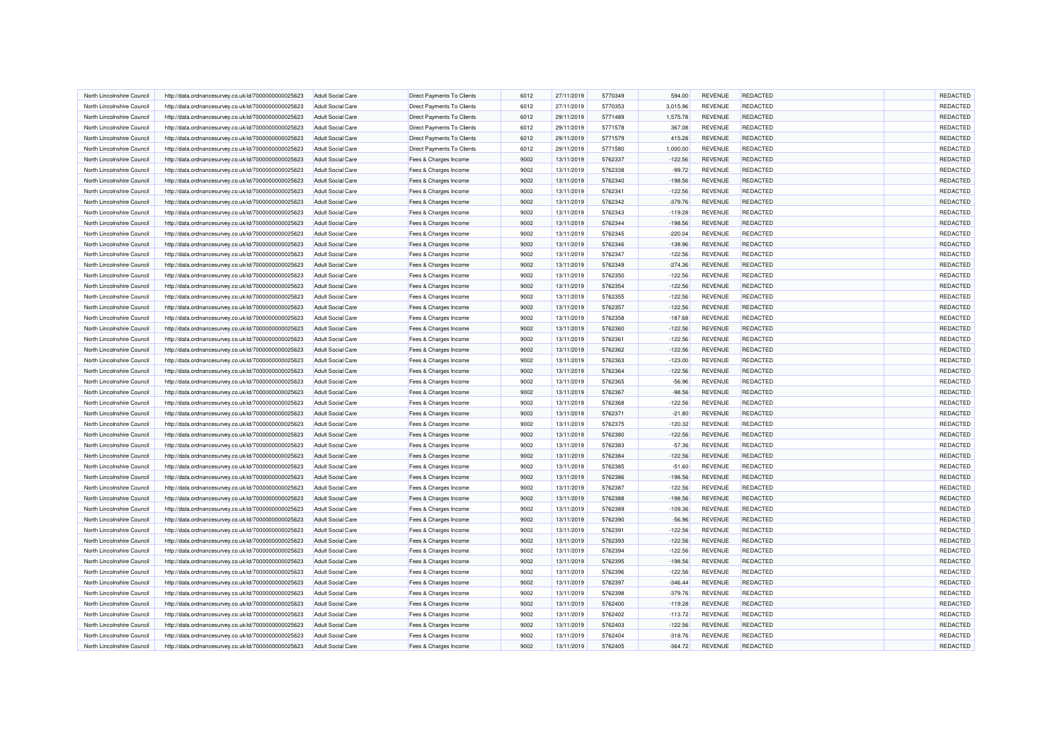| | | | | | | | | | | | |
|---|---|---|---|---|---|---|---|---|---|---|---|
| North Lincolnshire Council | http://data.ordnancesurvey.co.uk/id/7000000000025623 | Adult Social Care | Direct Payments To Clients | 6012 | 27/11/2019 | 5770349 | 594.00 | REVENUE | REDACTED | | REDACTED |
| North Lincolnshire Council | http://data.ordnancesurvey.co.uk/id/7000000000025623 | Adult Social Care | Direct Payments To Clients | 6012 | 27/11/2019 | 5770353 | 3,015.96 | REVENUE | REDACTED | | REDACTED |
| North Lincolnshire Council | http://data.ordnancesurvey.co.uk/id/7000000000025623 | Adult Social Care | Direct Payments To Clients | 6012 | 29/11/2019 | 5771489 | 1,575.78 | REVENUE | REDACTED | | REDACTED |
| North Lincolnshire Council | http://data.ordnancesurvey.co.uk/id/7000000000025623 | Adult Social Care | Direct Payments To Clients | 6012 | 29/11/2019 | 5771578 | 367.08 | REVENUE | REDACTED | | REDACTED |
| North Lincolnshire Council | http://data.ordnancesurvey.co.uk/id/7000000000025623 | Adult Social Care | Direct Payments To Clients | 6012 | 29/11/2019 | 5771579 | 415.28 | REVENUE | REDACTED | | REDACTED |
| North Lincolnshire Council | http://data.ordnancesurvey.co.uk/id/7000000000025623 | Adult Social Care | Direct Payments To Clients | 6012 | 29/11/2019 | 5771580 | 1,000.00 | REVENUE | REDACTED | | REDACTED |
| North Lincolnshire Council | http://data.ordnancesurvey.co.uk/id/7000000000025623 | Adult Social Care | Fees & Charges Income | 9002 | 13/11/2019 | 5762337 | -122.56 | REVENUE | REDACTED | | REDACTED |
| North Lincolnshire Council | http://data.ordnancesurvey.co.uk/id/7000000000025623 | Adult Social Care | Fees & Charges Income | 9002 | 13/11/2019 | 5762338 | -99.72 | REVENUE | REDACTED | | REDACTED |
| North Lincolnshire Council | http://data.ordnancesurvey.co.uk/id/7000000000025623 | Adult Social Care | Fees & Charges Income | 9002 | 13/11/2019 | 5762340 | -198.56 | REVENUE | REDACTED | | REDACTED |
| North Lincolnshire Council | http://data.ordnancesurvey.co.uk/id/7000000000025623 | Adult Social Care | Fees & Charges Income | 9002 | 13/11/2019 | 5762341 | -122.56 | REVENUE | REDACTED | | REDACTED |
| North Lincolnshire Council | http://data.ordnancesurvey.co.uk/id/7000000000025623 | Adult Social Care | Fees & Charges Income | 9002 | 13/11/2019 | 5762342 | -379.76 | REVENUE | REDACTED | | REDACTED |
| North Lincolnshire Council | http://data.ordnancesurvey.co.uk/id/7000000000025623 | Adult Social Care | Fees & Charges Income | 9002 | 13/11/2019 | 5762343 | -119.28 | REVENUE | REDACTED | | REDACTED |
| North Lincolnshire Council | http://data.ordnancesurvey.co.uk/id/7000000000025623 | Adult Social Care | Fees & Charges Income | 9002 | 13/11/2019 | 5762344 | -198.56 | REVENUE | REDACTED | | REDACTED |
| North Lincolnshire Council | http://data.ordnancesurvey.co.uk/id/7000000000025623 | Adult Social Care | Fees & Charges Income | 9002 | 13/11/2019 | 5762345 | -220.04 | REVENUE | REDACTED | | REDACTED |
| North Lincolnshire Council | http://data.ordnancesurvey.co.uk/id/7000000000025623 | Adult Social Care | Fees & Charges Income | 9002 | 13/11/2019 | 5762346 | -138.96 | REVENUE | REDACTED | | REDACTED |
| North Lincolnshire Council | http://data.ordnancesurvey.co.uk/id/7000000000025623 | Adult Social Care | Fees & Charges Income | 9002 | 13/11/2019 | 5762347 | -122.56 | REVENUE | REDACTED | | REDACTED |
| North Lincolnshire Council | http://data.ordnancesurvey.co.uk/id/7000000000025623 | Adult Social Care | Fees & Charges Income | 9002 | 13/11/2019 | 5762349 | -274.36 | REVENUE | REDACTED | | REDACTED |
| North Lincolnshire Council | http://data.ordnancesurvey.co.uk/id/7000000000025623 | Adult Social Care | Fees & Charges Income | 9002 | 13/11/2019 | 5762350 | -122.56 | REVENUE | REDACTED | | REDACTED |
| North Lincolnshire Council | http://data.ordnancesurvey.co.uk/id/7000000000025623 | Adult Social Care | Fees & Charges Income | 9002 | 13/11/2019 | 5762354 | -122.56 | REVENUE | REDACTED | | REDACTED |
| North Lincolnshire Council | http://data.ordnancesurvey.co.uk/id/7000000000025623 | Adult Social Care | Fees & Charges Income | 9002 | 13/11/2019 | 5762355 | -122.56 | REVENUE | REDACTED | | REDACTED |
| North Lincolnshire Council | http://data.ordnancesurvey.co.uk/id/7000000000025623 | Adult Social Care | Fees & Charges Income | 9002 | 13/11/2019 | 5762357 | -122.56 | REVENUE | REDACTED | | REDACTED |
| North Lincolnshire Council | http://data.ordnancesurvey.co.uk/id/7000000000025623 | Adult Social Care | Fees & Charges Income | 9002 | 13/11/2019 | 5762358 | -187.68 | REVENUE | REDACTED | | REDACTED |
| North Lincolnshire Council | http://data.ordnancesurvey.co.uk/id/7000000000025623 | Adult Social Care | Fees & Charges Income | 9002 | 13/11/2019 | 5762360 | -122.56 | REVENUE | REDACTED | | REDACTED |
| North Lincolnshire Council | http://data.ordnancesurvey.co.uk/id/7000000000025623 | Adult Social Care | Fees & Charges Income | 9002 | 13/11/2019 | 5762361 | -122.56 | REVENUE | REDACTED | | REDACTED |
| North Lincolnshire Council | http://data.ordnancesurvey.co.uk/id/7000000000025623 | Adult Social Care | Fees & Charges Income | 9002 | 13/11/2019 | 5762362 | -122.56 | REVENUE | REDACTED | | REDACTED |
| North Lincolnshire Council | http://data.ordnancesurvey.co.uk/id/7000000000025623 | Adult Social Care | Fees & Charges Income | 9002 | 13/11/2019 | 5762363 | -123.00 | REVENUE | REDACTED | | REDACTED |
| North Lincolnshire Council | http://data.ordnancesurvey.co.uk/id/7000000000025623 | Adult Social Care | Fees & Charges Income | 9002 | 13/11/2019 | 5762364 | -122.56 | REVENUE | REDACTED | | REDACTED |
| North Lincolnshire Council | http://data.ordnancesurvey.co.uk/id/7000000000025623 | Adult Social Care | Fees & Charges Income | 9002 | 13/11/2019 | 5762365 | -56.96 | REVENUE | REDACTED | | REDACTED |
| North Lincolnshire Council | http://data.ordnancesurvey.co.uk/id/7000000000025623 | Adult Social Care | Fees & Charges Income | 9002 | 13/11/2019 | 5762367 | -98.56 | REVENUE | REDACTED | | REDACTED |
| North Lincolnshire Council | http://data.ordnancesurvey.co.uk/id/7000000000025623 | Adult Social Care | Fees & Charges Income | 9002 | 13/11/2019 | 5762368 | -122.56 | REVENUE | REDACTED | | REDACTED |
| North Lincolnshire Council | http://data.ordnancesurvey.co.uk/id/7000000000025623 | Adult Social Care | Fees & Charges Income | 9002 | 13/11/2019 | 5762371 | -21.80 | REVENUE | REDACTED | | REDACTED |
| North Lincolnshire Council | http://data.ordnancesurvey.co.uk/id/7000000000025623 | Adult Social Care | Fees & Charges Income | 9002 | 13/11/2019 | 5762375 | -120.32 | REVENUE | REDACTED | | REDACTED |
| North Lincolnshire Council | http://data.ordnancesurvey.co.uk/id/7000000000025623 | Adult Social Care | Fees & Charges Income | 9002 | 13/11/2019 | 5762380 | -122.56 | REVENUE | REDACTED | | REDACTED |
| North Lincolnshire Council | http://data.ordnancesurvey.co.uk/id/7000000000025623 | Adult Social Care | Fees & Charges Income | 9002 | 13/11/2019 | 5762383 | -57.36 | REVENUE | REDACTED | | REDACTED |
| North Lincolnshire Council | http://data.ordnancesurvey.co.uk/id/7000000000025623 | Adult Social Care | Fees & Charges Income | 9002 | 13/11/2019 | 5762384 | -122.56 | REVENUE | REDACTED | | REDACTED |
| North Lincolnshire Council | http://data.ordnancesurvey.co.uk/id/7000000000025623 | Adult Social Care | Fees & Charges Income | 9002 | 13/11/2019 | 5762385 | -51.60 | REVENUE | REDACTED | | REDACTED |
| North Lincolnshire Council | http://data.ordnancesurvey.co.uk/id/7000000000025623 | Adult Social Care | Fees & Charges Income | 9002 | 13/11/2019 | 5762386 | -198.56 | REVENUE | REDACTED | | REDACTED |
| North Lincolnshire Council | http://data.ordnancesurvey.co.uk/id/7000000000025623 | Adult Social Care | Fees & Charges Income | 9002 | 13/11/2019 | 5762387 | -122.56 | REVENUE | REDACTED | | REDACTED |
| North Lincolnshire Council | http://data.ordnancesurvey.co.uk/id/7000000000025623 | Adult Social Care | Fees & Charges Income | 9002 | 13/11/2019 | 5762388 | -198.56 | REVENUE | REDACTED | | REDACTED |
| North Lincolnshire Council | http://data.ordnancesurvey.co.uk/id/7000000000025623 | Adult Social Care | Fees & Charges Income | 9002 | 13/11/2019 | 5762389 | -109.36 | REVENUE | REDACTED | | REDACTED |
| North Lincolnshire Council | http://data.ordnancesurvey.co.uk/id/7000000000025623 | Adult Social Care | Fees & Charges Income | 9002 | 13/11/2019 | 5762390 | -56.96 | REVENUE | REDACTED | | REDACTED |
| North Lincolnshire Council | http://data.ordnancesurvey.co.uk/id/7000000000025623 | Adult Social Care | Fees & Charges Income | 9002 | 13/11/2019 | 5762391 | -122.56 | REVENUE | REDACTED | | REDACTED |
| North Lincolnshire Council | http://data.ordnancesurvey.co.uk/id/7000000000025623 | Adult Social Care | Fees & Charges Income | 9002 | 13/11/2019 | 5762393 | -122.56 | REVENUE | REDACTED | | REDACTED |
| North Lincolnshire Council | http://data.ordnancesurvey.co.uk/id/7000000000025623 | Adult Social Care | Fees & Charges Income | 9002 | 13/11/2019 | 5762394 | -122.56 | REVENUE | REDACTED | | REDACTED |
| North Lincolnshire Council | http://data.ordnancesurvey.co.uk/id/7000000000025623 | Adult Social Care | Fees & Charges Income | 9002 | 13/11/2019 | 5762395 | -198.56 | REVENUE | REDACTED | | REDACTED |
| North Lincolnshire Council | http://data.ordnancesurvey.co.uk/id/7000000000025623 | Adult Social Care | Fees & Charges Income | 9002 | 13/11/2019 | 5762396 | -122.56 | REVENUE | REDACTED | | REDACTED |
| North Lincolnshire Council | http://data.ordnancesurvey.co.uk/id/7000000000025623 | Adult Social Care | Fees & Charges Income | 9002 | 13/11/2019 | 5762397 | -346.44 | REVENUE | REDACTED | | REDACTED |
| North Lincolnshire Council | http://data.ordnancesurvey.co.uk/id/7000000000025623 | Adult Social Care | Fees & Charges Income | 9002 | 13/11/2019 | 5762398 | -379.76 | REVENUE | REDACTED | | REDACTED |
| North Lincolnshire Council | http://data.ordnancesurvey.co.uk/id/7000000000025623 | Adult Social Care | Fees & Charges Income | 9002 | 13/11/2019 | 5762400 | -119.28 | REVENUE | REDACTED | | REDACTED |
| North Lincolnshire Council | http://data.ordnancesurvey.co.uk/id/7000000000025623 | Adult Social Care | Fees & Charges Income | 9002 | 13/11/2019 | 5762402 | -113.72 | REVENUE | REDACTED | | REDACTED |
| North Lincolnshire Council | http://data.ordnancesurvey.co.uk/id/7000000000025623 | Adult Social Care | Fees & Charges Income | 9002 | 13/11/2019 | 5762403 | -122.56 | REVENUE | REDACTED | | REDACTED |
| North Lincolnshire Council | http://data.ordnancesurvey.co.uk/id/7000000000025623 | Adult Social Care | Fees & Charges Income | 9002 | 13/11/2019 | 5762404 | -318.76 | REVENUE | REDACTED | | REDACTED |
| North Lincolnshire Council | http://data.ordnancesurvey.co.uk/id/7000000000025623 | Adult Social Care | Fees & Charges Income | 9002 | 13/11/2019 | 5762405 | -364.72 | REVENUE | REDACTED | | REDACTED |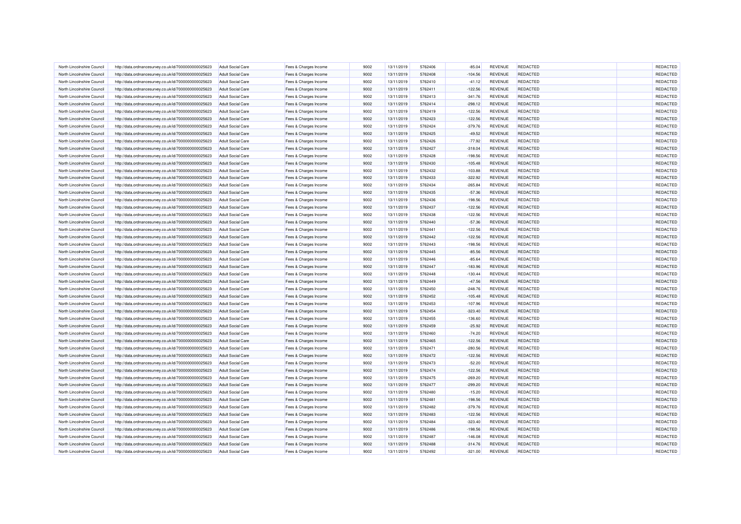| | | | | | | | | | | | |
|---|---|---|---|---|---|---|---|---|---|---|---|
| North Lincolnshire Council | http://data.ordnancesurvey.co.uk/id/7000000000025623 | Adult Social Care | Fees & Charges Income | 9002 | 13/11/2019 | 5762406 | -85.04 | REVENUE | REDACTED | | REDACTED |
| North Lincolnshire Council | http://data.ordnancesurvey.co.uk/id/7000000000025623 | Adult Social Care | Fees & Charges Income | 9002 | 13/11/2019 | 5762408 | -104.56 | REVENUE | REDACTED | | REDACTED |
| North Lincolnshire Council | http://data.ordnancesurvey.co.uk/id/7000000000025623 | Adult Social Care | Fees & Charges Income | 9002 | 13/11/2019 | 5762410 | -41.12 | REVENUE | REDACTED | | REDACTED |
| North Lincolnshire Council | http://data.ordnancesurvey.co.uk/id/7000000000025623 | Adult Social Care | Fees & Charges Income | 9002 | 13/11/2019 | 5762411 | -122.56 | REVENUE | REDACTED | | REDACTED |
| North Lincolnshire Council | http://data.ordnancesurvey.co.uk/id/7000000000025623 | Adult Social Care | Fees & Charges Income | 9002 | 13/11/2019 | 5762413 | -341.76 | REVENUE | REDACTED | | REDACTED |
| North Lincolnshire Council | http://data.ordnancesurvey.co.uk/id/7000000000025623 | Adult Social Care | Fees & Charges Income | 9002 | 13/11/2019 | 5762414 | -298.12 | REVENUE | REDACTED | | REDACTED |
| North Lincolnshire Council | http://data.ordnancesurvey.co.uk/id/7000000000025623 | Adult Social Care | Fees & Charges Income | 9002 | 13/11/2019 | 5762419 | -122.56 | REVENUE | REDACTED | | REDACTED |
| North Lincolnshire Council | http://data.ordnancesurvey.co.uk/id/7000000000025623 | Adult Social Care | Fees & Charges Income | 9002 | 13/11/2019 | 5762423 | -122.56 | REVENUE | REDACTED | | REDACTED |
| North Lincolnshire Council | http://data.ordnancesurvey.co.uk/id/7000000000025623 | Adult Social Care | Fees & Charges Income | 9002 | 13/11/2019 | 5762424 | -379.76 | REVENUE | REDACTED | | REDACTED |
| North Lincolnshire Council | http://data.ordnancesurvey.co.uk/id/7000000000025623 | Adult Social Care | Fees & Charges Income | 9002 | 13/11/2019 | 5762425 | -49.52 | REVENUE | REDACTED | | REDACTED |
| North Lincolnshire Council | http://data.ordnancesurvey.co.uk/id/7000000000025623 | Adult Social Care | Fees & Charges Income | 9002 | 13/11/2019 | 5762426 | -77.92 | REVENUE | REDACTED | | REDACTED |
| North Lincolnshire Council | http://data.ordnancesurvey.co.uk/id/7000000000025623 | Adult Social Care | Fees & Charges Income | 9002 | 13/11/2019 | 5762427 | -318.04 | REVENUE | REDACTED | | REDACTED |
| North Lincolnshire Council | http://data.ordnancesurvey.co.uk/id/7000000000025623 | Adult Social Care | Fees & Charges Income | 9002 | 13/11/2019 | 5762428 | -198.56 | REVENUE | REDACTED | | REDACTED |
| North Lincolnshire Council | http://data.ordnancesurvey.co.uk/id/7000000000025623 | Adult Social Care | Fees & Charges Income | 9002 | 13/11/2019 | 5762430 | -105.48 | REVENUE | REDACTED | | REDACTED |
| North Lincolnshire Council | http://data.ordnancesurvey.co.uk/id/7000000000025623 | Adult Social Care | Fees & Charges Income | 9002 | 13/11/2019 | 5762432 | -103.88 | REVENUE | REDACTED | | REDACTED |
| North Lincolnshire Council | http://data.ordnancesurvey.co.uk/id/7000000000025623 | Adult Social Care | Fees & Charges Income | 9002 | 13/11/2019 | 5762433 | -322.92 | REVENUE | REDACTED | | REDACTED |
| North Lincolnshire Council | http://data.ordnancesurvey.co.uk/id/7000000000025623 | Adult Social Care | Fees & Charges Income | 9002 | 13/11/2019 | 5762434 | -265.84 | REVENUE | REDACTED | | REDACTED |
| North Lincolnshire Council | http://data.ordnancesurvey.co.uk/id/7000000000025623 | Adult Social Care | Fees & Charges Income | 9002 | 13/11/2019 | 5762435 | -57.36 | REVENUE | REDACTED | | REDACTED |
| North Lincolnshire Council | http://data.ordnancesurvey.co.uk/id/7000000000025623 | Adult Social Care | Fees & Charges Income | 9002 | 13/11/2019 | 5762436 | -198.56 | REVENUE | REDACTED | | REDACTED |
| North Lincolnshire Council | http://data.ordnancesurvey.co.uk/id/7000000000025623 | Adult Social Care | Fees & Charges Income | 9002 | 13/11/2019 | 5762437 | -122.56 | REVENUE | REDACTED | | REDACTED |
| North Lincolnshire Council | http://data.ordnancesurvey.co.uk/id/7000000000025623 | Adult Social Care | Fees & Charges Income | 9002 | 13/11/2019 | 5762438 | -122.56 | REVENUE | REDACTED | | REDACTED |
| North Lincolnshire Council | http://data.ordnancesurvey.co.uk/id/7000000000025623 | Adult Social Care | Fees & Charges Income | 9002 | 13/11/2019 | 5762440 | -57.36 | REVENUE | REDACTED | | REDACTED |
| North Lincolnshire Council | http://data.ordnancesurvey.co.uk/id/7000000000025623 | Adult Social Care | Fees & Charges Income | 9002 | 13/11/2019 | 5762441 | -122.56 | REVENUE | REDACTED | | REDACTED |
| North Lincolnshire Council | http://data.ordnancesurvey.co.uk/id/7000000000025623 | Adult Social Care | Fees & Charges Income | 9002 | 13/11/2019 | 5762442 | -122.56 | REVENUE | REDACTED | | REDACTED |
| North Lincolnshire Council | http://data.ordnancesurvey.co.uk/id/7000000000025623 | Adult Social Care | Fees & Charges Income | 9002 | 13/11/2019 | 5762443 | -198.56 | REVENUE | REDACTED | | REDACTED |
| North Lincolnshire Council | http://data.ordnancesurvey.co.uk/id/7000000000025623 | Adult Social Care | Fees & Charges Income | 9002 | 13/11/2019 | 5762445 | -85.56 | REVENUE | REDACTED | | REDACTED |
| North Lincolnshire Council | http://data.ordnancesurvey.co.uk/id/7000000000025623 | Adult Social Care | Fees & Charges Income | 9002 | 13/11/2019 | 5762446 | -85.64 | REVENUE | REDACTED | | REDACTED |
| North Lincolnshire Council | http://data.ordnancesurvey.co.uk/id/7000000000025623 | Adult Social Care | Fees & Charges Income | 9002 | 13/11/2019 | 5762447 | -183.96 | REVENUE | REDACTED | | REDACTED |
| North Lincolnshire Council | http://data.ordnancesurvey.co.uk/id/7000000000025623 | Adult Social Care | Fees & Charges Income | 9002 | 13/11/2019 | 5762448 | -130.44 | REVENUE | REDACTED | | REDACTED |
| North Lincolnshire Council | http://data.ordnancesurvey.co.uk/id/7000000000025623 | Adult Social Care | Fees & Charges Income | 9002 | 13/11/2019 | 5762449 | -47.56 | REVENUE | REDACTED | | REDACTED |
| North Lincolnshire Council | http://data.ordnancesurvey.co.uk/id/7000000000025623 | Adult Social Care | Fees & Charges Income | 9002 | 13/11/2019 | 5762450 | -248.76 | REVENUE | REDACTED | | REDACTED |
| North Lincolnshire Council | http://data.ordnancesurvey.co.uk/id/7000000000025623 | Adult Social Care | Fees & Charges Income | 9002 | 13/11/2019 | 5762452 | -105.48 | REVENUE | REDACTED | | REDACTED |
| North Lincolnshire Council | http://data.ordnancesurvey.co.uk/id/7000000000025623 | Adult Social Care | Fees & Charges Income | 9002 | 13/11/2019 | 5762453 | -107.96 | REVENUE | REDACTED | | REDACTED |
| North Lincolnshire Council | http://data.ordnancesurvey.co.uk/id/7000000000025623 | Adult Social Care | Fees & Charges Income | 9002 | 13/11/2019 | 5762454 | -323.40 | REVENUE | REDACTED | | REDACTED |
| North Lincolnshire Council | http://data.ordnancesurvey.co.uk/id/7000000000025623 | Adult Social Care | Fees & Charges Income | 9002 | 13/11/2019 | 5762455 | -136.60 | REVENUE | REDACTED | | REDACTED |
| North Lincolnshire Council | http://data.ordnancesurvey.co.uk/id/7000000000025623 | Adult Social Care | Fees & Charges Income | 9002 | 13/11/2019 | 5762459 | -25.92 | REVENUE | REDACTED | | REDACTED |
| North Lincolnshire Council | http://data.ordnancesurvey.co.uk/id/7000000000025623 | Adult Social Care | Fees & Charges Income | 9002 | 13/11/2019 | 5762460 | -74.20 | REVENUE | REDACTED | | REDACTED |
| North Lincolnshire Council | http://data.ordnancesurvey.co.uk/id/7000000000025623 | Adult Social Care | Fees & Charges Income | 9002 | 13/11/2019 | 5762465 | -122.56 | REVENUE | REDACTED | | REDACTED |
| North Lincolnshire Council | http://data.ordnancesurvey.co.uk/id/7000000000025623 | Adult Social Care | Fees & Charges Income | 9002 | 13/11/2019 | 5762471 | -280.56 | REVENUE | REDACTED | | REDACTED |
| North Lincolnshire Council | http://data.ordnancesurvey.co.uk/id/7000000000025623 | Adult Social Care | Fees & Charges Income | 9002 | 13/11/2019 | 5762472 | -122.56 | REVENUE | REDACTED | | REDACTED |
| North Lincolnshire Council | http://data.ordnancesurvey.co.uk/id/7000000000025623 | Adult Social Care | Fees & Charges Income | 9002 | 13/11/2019 | 5762473 | -52.20 | REVENUE | REDACTED | | REDACTED |
| North Lincolnshire Council | http://data.ordnancesurvey.co.uk/id/7000000000025623 | Adult Social Care | Fees & Charges Income | 9002 | 13/11/2019 | 5762474 | -122.56 | REVENUE | REDACTED | | REDACTED |
| North Lincolnshire Council | http://data.ordnancesurvey.co.uk/id/7000000000025623 | Adult Social Care | Fees & Charges Income | 9002 | 13/11/2019 | 5762475 | -269.20 | REVENUE | REDACTED | | REDACTED |
| North Lincolnshire Council | http://data.ordnancesurvey.co.uk/id/7000000000025623 | Adult Social Care | Fees & Charges Income | 9002 | 13/11/2019 | 5762477 | -299.20 | REVENUE | REDACTED | | REDACTED |
| North Lincolnshire Council | http://data.ordnancesurvey.co.uk/id/7000000000025623 | Adult Social Care | Fees & Charges Income | 9002 | 13/11/2019 | 5762480 | -15.20 | REVENUE | REDACTED | | REDACTED |
| North Lincolnshire Council | http://data.ordnancesurvey.co.uk/id/7000000000025623 | Adult Social Care | Fees & Charges Income | 9002 | 13/11/2019 | 5762481 | -198.56 | REVENUE | REDACTED | | REDACTED |
| North Lincolnshire Council | http://data.ordnancesurvey.co.uk/id/7000000000025623 | Adult Social Care | Fees & Charges Income | 9002 | 13/11/2019 | 5762482 | -379.76 | REVENUE | REDACTED | | REDACTED |
| North Lincolnshire Council | http://data.ordnancesurvey.co.uk/id/7000000000025623 | Adult Social Care | Fees & Charges Income | 9002 | 13/11/2019 | 5762483 | -122.56 | REVENUE | REDACTED | | REDACTED |
| North Lincolnshire Council | http://data.ordnancesurvey.co.uk/id/7000000000025623 | Adult Social Care | Fees & Charges Income | 9002 | 13/11/2019 | 5762484 | -323.40 | REVENUE | REDACTED | | REDACTED |
| North Lincolnshire Council | http://data.ordnancesurvey.co.uk/id/7000000000025623 | Adult Social Care | Fees & Charges Income | 9002 | 13/11/2019 | 5762486 | -198.56 | REVENUE | REDACTED | | REDACTED |
| North Lincolnshire Council | http://data.ordnancesurvey.co.uk/id/7000000000025623 | Adult Social Care | Fees & Charges Income | 9002 | 13/11/2019 | 5762487 | -146.08 | REVENUE | REDACTED | | REDACTED |
| North Lincolnshire Council | http://data.ordnancesurvey.co.uk/id/7000000000025623 | Adult Social Care | Fees & Charges Income | 9002 | 13/11/2019 | 5762488 | -314.76 | REVENUE | REDACTED | | REDACTED |
| North Lincolnshire Council | http://data.ordnancesurvey.co.uk/id/7000000000025623 | Adult Social Care | Fees & Charges Income | 9002 | 13/11/2019 | 5762492 | -321.00 | REVENUE | REDACTED | | REDACTED |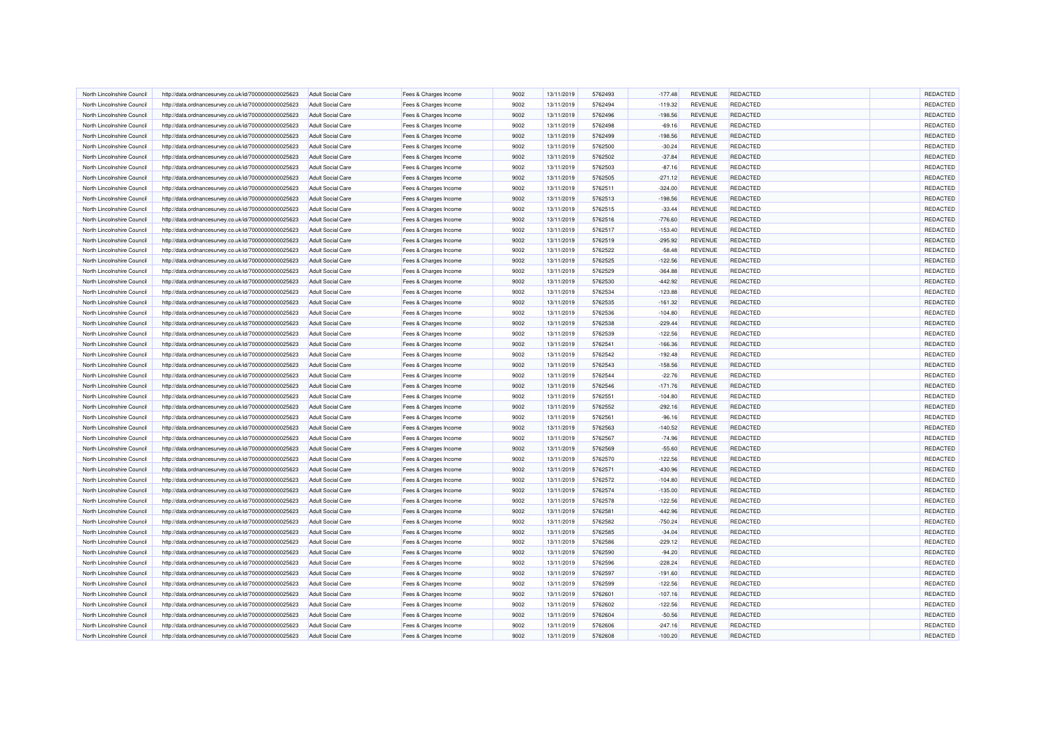| North Lincolnshire Council | http://data.ordnancesurvey.co.uk/id/7000000000025623 | Adult Social Care | Fees & Charges Income | 9002 | 13/11/2019 | 5762493 | -177.48 | REVENUE | REDACTED | | REDACTED |
|---|---|---|---|---|---|---|---|---|---|---|---|
| North Lincolnshire Council | http://data.ordnancesurvey.co.uk/id/7000000000025623 | Adult Social Care | Fees & Charges Income | 9002 | 13/11/2019 | 5762494 | -119.32 | REVENUE | REDACTED | | REDACTED |
| North Lincolnshire Council | http://data.ordnancesurvey.co.uk/id/7000000000025623 | Adult Social Care | Fees & Charges Income | 9002 | 13/11/2019 | 5762496 | -198.56 | REVENUE | REDACTED | | REDACTED |
| North Lincolnshire Council | http://data.ordnancesurvey.co.uk/id/7000000000025623 | Adult Social Care | Fees & Charges Income | 9002 | 13/11/2019 | 5762498 | -69.16 | REVENUE | REDACTED | | REDACTED |
| North Lincolnshire Council | http://data.ordnancesurvey.co.uk/id/7000000000025623 | Adult Social Care | Fees & Charges Income | 9002 | 13/11/2019 | 5762499 | -198.56 | REVENUE | REDACTED | | REDACTED |
| North Lincolnshire Council | http://data.ordnancesurvey.co.uk/id/7000000000025623 | Adult Social Care | Fees & Charges Income | 9002 | 13/11/2019 | 5762500 | -30.24 | REVENUE | REDACTED | | REDACTED |
| North Lincolnshire Council | http://data.ordnancesurvey.co.uk/id/7000000000025623 | Adult Social Care | Fees & Charges Income | 9002 | 13/11/2019 | 5762502 | -37.84 | REVENUE | REDACTED | | REDACTED |
| North Lincolnshire Council | http://data.ordnancesurvey.co.uk/id/7000000000025623 | Adult Social Care | Fees & Charges Income | 9002 | 13/11/2019 | 5762503 | -87.16 | REVENUE | REDACTED | | REDACTED |
| North Lincolnshire Council | http://data.ordnancesurvey.co.uk/id/7000000000025623 | Adult Social Care | Fees & Charges Income | 9002 | 13/11/2019 | 5762505 | -271.12 | REVENUE | REDACTED | | REDACTED |
| North Lincolnshire Council | http://data.ordnancesurvey.co.uk/id/7000000000025623 | Adult Social Care | Fees & Charges Income | 9002 | 13/11/2019 | 5762511 | -324.00 | REVENUE | REDACTED | | REDACTED |
| North Lincolnshire Council | http://data.ordnancesurvey.co.uk/id/7000000000025623 | Adult Social Care | Fees & Charges Income | 9002 | 13/11/2019 | 5762513 | -198.56 | REVENUE | REDACTED | | REDACTED |
| North Lincolnshire Council | http://data.ordnancesurvey.co.uk/id/7000000000025623 | Adult Social Care | Fees & Charges Income | 9002 | 13/11/2019 | 5762515 | -33.44 | REVENUE | REDACTED | | REDACTED |
| North Lincolnshire Council | http://data.ordnancesurvey.co.uk/id/7000000000025623 | Adult Social Care | Fees & Charges Income | 9002 | 13/11/2019 | 5762516 | -776.60 | REVENUE | REDACTED | | REDACTED |
| North Lincolnshire Council | http://data.ordnancesurvey.co.uk/id/7000000000025623 | Adult Social Care | Fees & Charges Income | 9002 | 13/11/2019 | 5762517 | -153.40 | REVENUE | REDACTED | | REDACTED |
| North Lincolnshire Council | http://data.ordnancesurvey.co.uk/id/7000000000025623 | Adult Social Care | Fees & Charges Income | 9002 | 13/11/2019 | 5762519 | -295.92 | REVENUE | REDACTED | | REDACTED |
| North Lincolnshire Council | http://data.ordnancesurvey.co.uk/id/7000000000025623 | Adult Social Care | Fees & Charges Income | 9002 | 13/11/2019 | 5762522 | -58.48 | REVENUE | REDACTED | | REDACTED |
| North Lincolnshire Council | http://data.ordnancesurvey.co.uk/id/7000000000025623 | Adult Social Care | Fees & Charges Income | 9002 | 13/11/2019 | 5762525 | -122.56 | REVENUE | REDACTED | | REDACTED |
| North Lincolnshire Council | http://data.ordnancesurvey.co.uk/id/7000000000025623 | Adult Social Care | Fees & Charges Income | 9002 | 13/11/2019 | 5762529 | -364.88 | REVENUE | REDACTED | | REDACTED |
| North Lincolnshire Council | http://data.ordnancesurvey.co.uk/id/7000000000025623 | Adult Social Care | Fees & Charges Income | 9002 | 13/11/2019 | 5762530 | -442.92 | REVENUE | REDACTED | | REDACTED |
| North Lincolnshire Council | http://data.ordnancesurvey.co.uk/id/7000000000025623 | Adult Social Care | Fees & Charges Income | 9002 | 13/11/2019 | 5762534 | -123.88 | REVENUE | REDACTED | | REDACTED |
| North Lincolnshire Council | http://data.ordnancesurvey.co.uk/id/7000000000025623 | Adult Social Care | Fees & Charges Income | 9002 | 13/11/2019 | 5762535 | -161.32 | REVENUE | REDACTED | | REDACTED |
| North Lincolnshire Council | http://data.ordnancesurvey.co.uk/id/7000000000025623 | Adult Social Care | Fees & Charges Income | 9002 | 13/11/2019 | 5762536 | -104.80 | REVENUE | REDACTED | | REDACTED |
| North Lincolnshire Council | http://data.ordnancesurvey.co.uk/id/7000000000025623 | Adult Social Care | Fees & Charges Income | 9002 | 13/11/2019 | 5762538 | -229.44 | REVENUE | REDACTED | | REDACTED |
| North Lincolnshire Council | http://data.ordnancesurvey.co.uk/id/7000000000025623 | Adult Social Care | Fees & Charges Income | 9002 | 13/11/2019 | 5762539 | -122.56 | REVENUE | REDACTED | | REDACTED |
| North Lincolnshire Council | http://data.ordnancesurvey.co.uk/id/7000000000025623 | Adult Social Care | Fees & Charges Income | 9002 | 13/11/2019 | 5762541 | -166.36 | REVENUE | REDACTED | | REDACTED |
| North Lincolnshire Council | http://data.ordnancesurvey.co.uk/id/7000000000025623 | Adult Social Care | Fees & Charges Income | 9002 | 13/11/2019 | 5762542 | -192.48 | REVENUE | REDACTED | | REDACTED |
| North Lincolnshire Council | http://data.ordnancesurvey.co.uk/id/7000000000025623 | Adult Social Care | Fees & Charges Income | 9002 | 13/11/2019 | 5762543 | -158.56 | REVENUE | REDACTED | | REDACTED |
| North Lincolnshire Council | http://data.ordnancesurvey.co.uk/id/7000000000025623 | Adult Social Care | Fees & Charges Income | 9002 | 13/11/2019 | 5762544 | -22.76 | REVENUE | REDACTED | | REDACTED |
| North Lincolnshire Council | http://data.ordnancesurvey.co.uk/id/7000000000025623 | Adult Social Care | Fees & Charges Income | 9002 | 13/11/2019 | 5762546 | -171.76 | REVENUE | REDACTED | | REDACTED |
| North Lincolnshire Council | http://data.ordnancesurvey.co.uk/id/7000000000025623 | Adult Social Care | Fees & Charges Income | 9002 | 13/11/2019 | 5762551 | -104.80 | REVENUE | REDACTED | | REDACTED |
| North Lincolnshire Council | http://data.ordnancesurvey.co.uk/id/7000000000025623 | Adult Social Care | Fees & Charges Income | 9002 | 13/11/2019 | 5762552 | -292.16 | REVENUE | REDACTED | | REDACTED |
| North Lincolnshire Council | http://data.ordnancesurvey.co.uk/id/7000000000025623 | Adult Social Care | Fees & Charges Income | 9002 | 13/11/2019 | 5762561 | -96.16 | REVENUE | REDACTED | | REDACTED |
| North Lincolnshire Council | http://data.ordnancesurvey.co.uk/id/7000000000025623 | Adult Social Care | Fees & Charges Income | 9002 | 13/11/2019 | 5762563 | -140.52 | REVENUE | REDACTED | | REDACTED |
| North Lincolnshire Council | http://data.ordnancesurvey.co.uk/id/7000000000025623 | Adult Social Care | Fees & Charges Income | 9002 | 13/11/2019 | 5762567 | -74.96 | REVENUE | REDACTED | | REDACTED |
| North Lincolnshire Council | http://data.ordnancesurvey.co.uk/id/7000000000025623 | Adult Social Care | Fees & Charges Income | 9002 | 13/11/2019 | 5762569 | -55.60 | REVENUE | REDACTED | | REDACTED |
| North Lincolnshire Council | http://data.ordnancesurvey.co.uk/id/7000000000025623 | Adult Social Care | Fees & Charges Income | 9002 | 13/11/2019 | 5762570 | -122.56 | REVENUE | REDACTED | | REDACTED |
| North Lincolnshire Council | http://data.ordnancesurvey.co.uk/id/7000000000025623 | Adult Social Care | Fees & Charges Income | 9002 | 13/11/2019 | 5762571 | -430.96 | REVENUE | REDACTED | | REDACTED |
| North Lincolnshire Council | http://data.ordnancesurvey.co.uk/id/7000000000025623 | Adult Social Care | Fees & Charges Income | 9002 | 13/11/2019 | 5762572 | -104.80 | REVENUE | REDACTED | | REDACTED |
| North Lincolnshire Council | http://data.ordnancesurvey.co.uk/id/7000000000025623 | Adult Social Care | Fees & Charges Income | 9002 | 13/11/2019 | 5762574 | -135.00 | REVENUE | REDACTED | | REDACTED |
| North Lincolnshire Council | http://data.ordnancesurvey.co.uk/id/7000000000025623 | Adult Social Care | Fees & Charges Income | 9002 | 13/11/2019 | 5762578 | -122.56 | REVENUE | REDACTED | | REDACTED |
| North Lincolnshire Council | http://data.ordnancesurvey.co.uk/id/7000000000025623 | Adult Social Care | Fees & Charges Income | 9002 | 13/11/2019 | 5762581 | -442.96 | REVENUE | REDACTED | | REDACTED |
| North Lincolnshire Council | http://data.ordnancesurvey.co.uk/id/7000000000025623 | Adult Social Care | Fees & Charges Income | 9002 | 13/11/2019 | 5762582 | -750.24 | REVENUE | REDACTED | | REDACTED |
| North Lincolnshire Council | http://data.ordnancesurvey.co.uk/id/7000000000025623 | Adult Social Care | Fees & Charges Income | 9002 | 13/11/2019 | 5762585 | -34.04 | REVENUE | REDACTED | | REDACTED |
| North Lincolnshire Council | http://data.ordnancesurvey.co.uk/id/7000000000025623 | Adult Social Care | Fees & Charges Income | 9002 | 13/11/2019 | 5762586 | -229.12 | REVENUE | REDACTED | | REDACTED |
| North Lincolnshire Council | http://data.ordnancesurvey.co.uk/id/7000000000025623 | Adult Social Care | Fees & Charges Income | 9002 | 13/11/2019 | 5762590 | -94.20 | REVENUE | REDACTED | | REDACTED |
| North Lincolnshire Council | http://data.ordnancesurvey.co.uk/id/7000000000025623 | Adult Social Care | Fees & Charges Income | 9002 | 13/11/2019 | 5762596 | -228.24 | REVENUE | REDACTED | | REDACTED |
| North Lincolnshire Council | http://data.ordnancesurvey.co.uk/id/7000000000025623 | Adult Social Care | Fees & Charges Income | 9002 | 13/11/2019 | 5762597 | -191.60 | REVENUE | REDACTED | | REDACTED |
| North Lincolnshire Council | http://data.ordnancesurvey.co.uk/id/7000000000025623 | Adult Social Care | Fees & Charges Income | 9002 | 13/11/2019 | 5762599 | -122.56 | REVENUE | REDACTED | | REDACTED |
| North Lincolnshire Council | http://data.ordnancesurvey.co.uk/id/7000000000025623 | Adult Social Care | Fees & Charges Income | 9002 | 13/11/2019 | 5762601 | -107.16 | REVENUE | REDACTED | | REDACTED |
| North Lincolnshire Council | http://data.ordnancesurvey.co.uk/id/7000000000025623 | Adult Social Care | Fees & Charges Income | 9002 | 13/11/2019 | 5762602 | -122.56 | REVENUE | REDACTED | | REDACTED |
| North Lincolnshire Council | http://data.ordnancesurvey.co.uk/id/7000000000025623 | Adult Social Care | Fees & Charges Income | 9002 | 13/11/2019 | 5762604 | -50.56 | REVENUE | REDACTED | | REDACTED |
| North Lincolnshire Council | http://data.ordnancesurvey.co.uk/id/7000000000025623 | Adult Social Care | Fees & Charges Income | 9002 | 13/11/2019 | 5762606 | -247.16 | REVENUE | REDACTED | | REDACTED |
| North Lincolnshire Council | http://data.ordnancesurvey.co.uk/id/7000000000025623 | Adult Social Care | Fees & Charges Income | 9002 | 13/11/2019 | 5762608 | -100.20 | REVENUE | REDACTED | | REDACTED |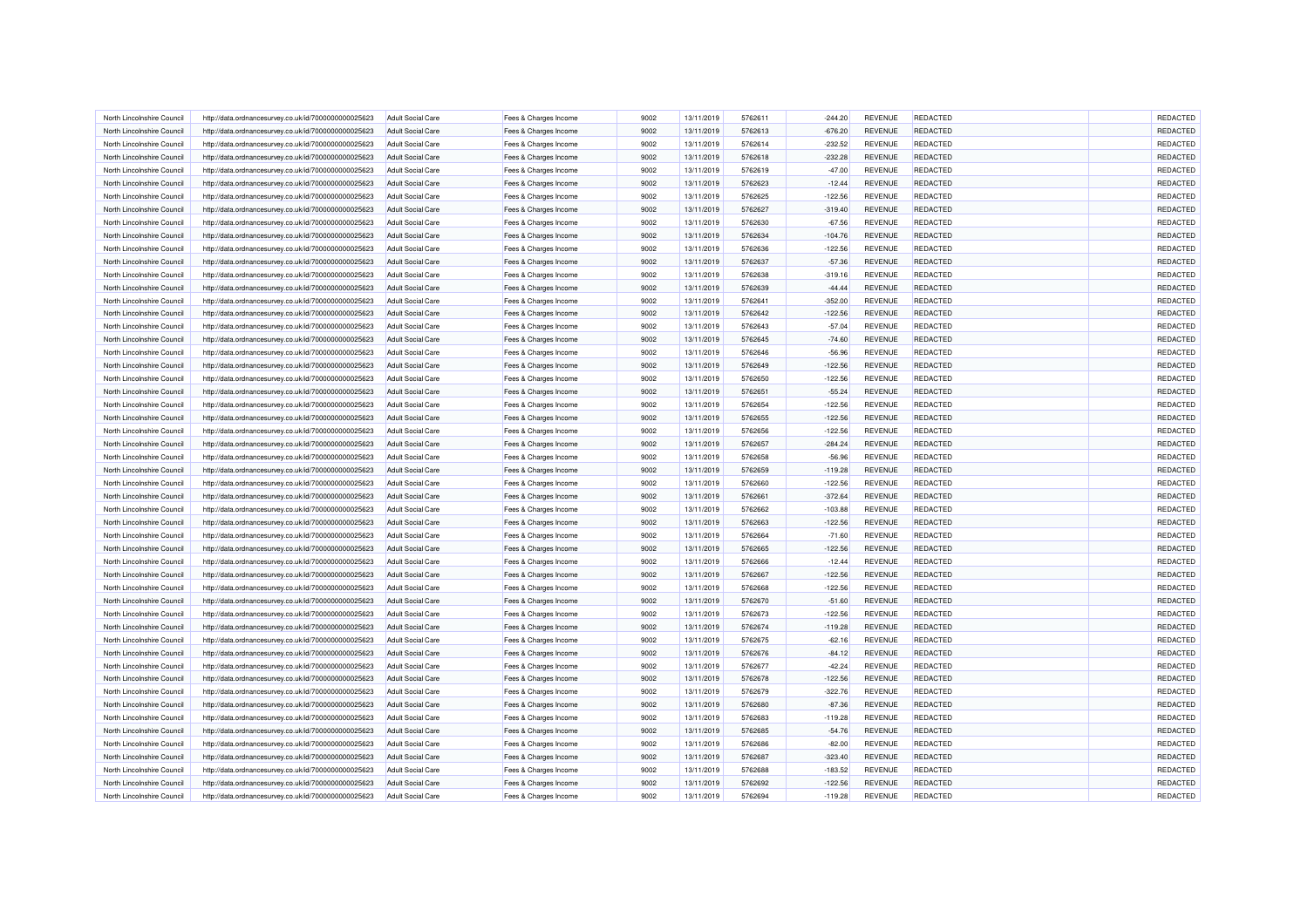| | | | | | | | | | | | |
|---|---|---|---|---|---|---|---|---|---|---|---|
| North Lincolnshire Council | http://data.ordnancesurvey.co.uk/id/7000000000025623 | Adult Social Care | Fees & Charges Income | 9002 | 13/11/2019 | 5762611 | -244.20 | REVENUE | REDACTED | | REDACTED |
| North Lincolnshire Council | http://data.ordnancesurvey.co.uk/id/7000000000025623 | Adult Social Care | Fees & Charges Income | 9002 | 13/11/2019 | 5762613 | -676.20 | REVENUE | REDACTED | | REDACTED |
| North Lincolnshire Council | http://data.ordnancesurvey.co.uk/id/7000000000025623 | Adult Social Care | Fees & Charges Income | 9002 | 13/11/2019 | 5762614 | -232.52 | REVENUE | REDACTED | | REDACTED |
| North Lincolnshire Council | http://data.ordnancesurvey.co.uk/id/7000000000025623 | Adult Social Care | Fees & Charges Income | 9002 | 13/11/2019 | 5762618 | -232.28 | REVENUE | REDACTED | | REDACTED |
| North Lincolnshire Council | http://data.ordnancesurvey.co.uk/id/7000000000025623 | Adult Social Care | Fees & Charges Income | 9002 | 13/11/2019 | 5762619 | -47.00 | REVENUE | REDACTED | | REDACTED |
| North Lincolnshire Council | http://data.ordnancesurvey.co.uk/id/7000000000025623 | Adult Social Care | Fees & Charges Income | 9002 | 13/11/2019 | 5762623 | -12.44 | REVENUE | REDACTED | | REDACTED |
| North Lincolnshire Council | http://data.ordnancesurvey.co.uk/id/7000000000025623 | Adult Social Care | Fees & Charges Income | 9002 | 13/11/2019 | 5762625 | -122.56 | REVENUE | REDACTED | | REDACTED |
| North Lincolnshire Council | http://data.ordnancesurvey.co.uk/id/7000000000025623 | Adult Social Care | Fees & Charges Income | 9002 | 13/11/2019 | 5762627 | -319.40 | REVENUE | REDACTED | | REDACTED |
| North Lincolnshire Council | http://data.ordnancesurvey.co.uk/id/7000000000025623 | Adult Social Care | Fees & Charges Income | 9002 | 13/11/2019 | 5762630 | -67.56 | REVENUE | REDACTED | | REDACTED |
| North Lincolnshire Council | http://data.ordnancesurvey.co.uk/id/7000000000025623 | Adult Social Care | Fees & Charges Income | 9002 | 13/11/2019 | 5762634 | -104.76 | REVENUE | REDACTED | | REDACTED |
| North Lincolnshire Council | http://data.ordnancesurvey.co.uk/id/7000000000025623 | Adult Social Care | Fees & Charges Income | 9002 | 13/11/2019 | 5762636 | -122.56 | REVENUE | REDACTED | | REDACTED |
| North Lincolnshire Council | http://data.ordnancesurvey.co.uk/id/7000000000025623 | Adult Social Care | Fees & Charges Income | 9002 | 13/11/2019 | 5762637 | -57.36 | REVENUE | REDACTED | | REDACTED |
| North Lincolnshire Council | http://data.ordnancesurvey.co.uk/id/7000000000025623 | Adult Social Care | Fees & Charges Income | 9002 | 13/11/2019 | 5762638 | -319.16 | REVENUE | REDACTED | | REDACTED |
| North Lincolnshire Council | http://data.ordnancesurvey.co.uk/id/7000000000025623 | Adult Social Care | Fees & Charges Income | 9002 | 13/11/2019 | 5762639 | -44.44 | REVENUE | REDACTED | | REDACTED |
| North Lincolnshire Council | http://data.ordnancesurvey.co.uk/id/7000000000025623 | Adult Social Care | Fees & Charges Income | 9002 | 13/11/2019 | 5762641 | -352.00 | REVENUE | REDACTED | | REDACTED |
| North Lincolnshire Council | http://data.ordnancesurvey.co.uk/id/7000000000025623 | Adult Social Care | Fees & Charges Income | 9002 | 13/11/2019 | 5762642 | -122.56 | REVENUE | REDACTED | | REDACTED |
| North Lincolnshire Council | http://data.ordnancesurvey.co.uk/id/7000000000025623 | Adult Social Care | Fees & Charges Income | 9002 | 13/11/2019 | 5762643 | -57.04 | REVENUE | REDACTED | | REDACTED |
| North Lincolnshire Council | http://data.ordnancesurvey.co.uk/id/7000000000025623 | Adult Social Care | Fees & Charges Income | 9002 | 13/11/2019 | 5762645 | -74.60 | REVENUE | REDACTED | | REDACTED |
| North Lincolnshire Council | http://data.ordnancesurvey.co.uk/id/7000000000025623 | Adult Social Care | Fees & Charges Income | 9002 | 13/11/2019 | 5762646 | -56.96 | REVENUE | REDACTED | | REDACTED |
| North Lincolnshire Council | http://data.ordnancesurvey.co.uk/id/7000000000025623 | Adult Social Care | Fees & Charges Income | 9002 | 13/11/2019 | 5762649 | -122.56 | REVENUE | REDACTED | | REDACTED |
| North Lincolnshire Council | http://data.ordnancesurvey.co.uk/id/7000000000025623 | Adult Social Care | Fees & Charges Income | 9002 | 13/11/2019 | 5762650 | -122.56 | REVENUE | REDACTED | | REDACTED |
| North Lincolnshire Council | http://data.ordnancesurvey.co.uk/id/7000000000025623 | Adult Social Care | Fees & Charges Income | 9002 | 13/11/2019 | 5762651 | -55.24 | REVENUE | REDACTED | | REDACTED |
| North Lincolnshire Council | http://data.ordnancesurvey.co.uk/id/7000000000025623 | Adult Social Care | Fees & Charges Income | 9002 | 13/11/2019 | 5762654 | -122.56 | REVENUE | REDACTED | | REDACTED |
| North Lincolnshire Council | http://data.ordnancesurvey.co.uk/id/7000000000025623 | Adult Social Care | Fees & Charges Income | 9002 | 13/11/2019 | 5762655 | -122.56 | REVENUE | REDACTED | | REDACTED |
| North Lincolnshire Council | http://data.ordnancesurvey.co.uk/id/7000000000025623 | Adult Social Care | Fees & Charges Income | 9002 | 13/11/2019 | 5762656 | -122.56 | REVENUE | REDACTED | | REDACTED |
| North Lincolnshire Council | http://data.ordnancesurvey.co.uk/id/7000000000025623 | Adult Social Care | Fees & Charges Income | 9002 | 13/11/2019 | 5762657 | -284.24 | REVENUE | REDACTED | | REDACTED |
| North Lincolnshire Council | http://data.ordnancesurvey.co.uk/id/7000000000025623 | Adult Social Care | Fees & Charges Income | 9002 | 13/11/2019 | 5762658 | -56.96 | REVENUE | REDACTED | | REDACTED |
| North Lincolnshire Council | http://data.ordnancesurvey.co.uk/id/7000000000025623 | Adult Social Care | Fees & Charges Income | 9002 | 13/11/2019 | 5762659 | -119.28 | REVENUE | REDACTED | | REDACTED |
| North Lincolnshire Council | http://data.ordnancesurvey.co.uk/id/7000000000025623 | Adult Social Care | Fees & Charges Income | 9002 | 13/11/2019 | 5762660 | -122.56 | REVENUE | REDACTED | | REDACTED |
| North Lincolnshire Council | http://data.ordnancesurvey.co.uk/id/7000000000025623 | Adult Social Care | Fees & Charges Income | 9002 | 13/11/2019 | 5762661 | -372.64 | REVENUE | REDACTED | | REDACTED |
| North Lincolnshire Council | http://data.ordnancesurvey.co.uk/id/7000000000025623 | Adult Social Care | Fees & Charges Income | 9002 | 13/11/2019 | 5762662 | -103.88 | REVENUE | REDACTED | | REDACTED |
| North Lincolnshire Council | http://data.ordnancesurvey.co.uk/id/7000000000025623 | Adult Social Care | Fees & Charges Income | 9002 | 13/11/2019 | 5762663 | -122.56 | REVENUE | REDACTED | | REDACTED |
| North Lincolnshire Council | http://data.ordnancesurvey.co.uk/id/7000000000025623 | Adult Social Care | Fees & Charges Income | 9002 | 13/11/2019 | 5762664 | -71.60 | REVENUE | REDACTED | | REDACTED |
| North Lincolnshire Council | http://data.ordnancesurvey.co.uk/id/7000000000025623 | Adult Social Care | Fees & Charges Income | 9002 | 13/11/2019 | 5762665 | -122.56 | REVENUE | REDACTED | | REDACTED |
| North Lincolnshire Council | http://data.ordnancesurvey.co.uk/id/7000000000025623 | Adult Social Care | Fees & Charges Income | 9002 | 13/11/2019 | 5762666 | -12.44 | REVENUE | REDACTED | | REDACTED |
| North Lincolnshire Council | http://data.ordnancesurvey.co.uk/id/7000000000025623 | Adult Social Care | Fees & Charges Income | 9002 | 13/11/2019 | 5762667 | -122.56 | REVENUE | REDACTED | | REDACTED |
| North Lincolnshire Council | http://data.ordnancesurvey.co.uk/id/7000000000025623 | Adult Social Care | Fees & Charges Income | 9002 | 13/11/2019 | 5762668 | -122.56 | REVENUE | REDACTED | | REDACTED |
| North Lincolnshire Council | http://data.ordnancesurvey.co.uk/id/7000000000025623 | Adult Social Care | Fees & Charges Income | 9002 | 13/11/2019 | 5762670 | -51.60 | REVENUE | REDACTED | | REDACTED |
| North Lincolnshire Council | http://data.ordnancesurvey.co.uk/id/7000000000025623 | Adult Social Care | Fees & Charges Income | 9002 | 13/11/2019 | 5762673 | -122.56 | REVENUE | REDACTED | | REDACTED |
| North Lincolnshire Council | http://data.ordnancesurvey.co.uk/id/7000000000025623 | Adult Social Care | Fees & Charges Income | 9002 | 13/11/2019 | 5762674 | -119.28 | REVENUE | REDACTED | | REDACTED |
| North Lincolnshire Council | http://data.ordnancesurvey.co.uk/id/7000000000025623 | Adult Social Care | Fees & Charges Income | 9002 | 13/11/2019 | 5762675 | -62.16 | REVENUE | REDACTED | | REDACTED |
| North Lincolnshire Council | http://data.ordnancesurvey.co.uk/id/7000000000025623 | Adult Social Care | Fees & Charges Income | 9002 | 13/11/2019 | 5762676 | -84.12 | REVENUE | REDACTED | | REDACTED |
| North Lincolnshire Council | http://data.ordnancesurvey.co.uk/id/7000000000025623 | Adult Social Care | Fees & Charges Income | 9002 | 13/11/2019 | 5762677 | -42.24 | REVENUE | REDACTED | | REDACTED |
| North Lincolnshire Council | http://data.ordnancesurvey.co.uk/id/7000000000025623 | Adult Social Care | Fees & Charges Income | 9002 | 13/11/2019 | 5762678 | -122.56 | REVENUE | REDACTED | | REDACTED |
| North Lincolnshire Council | http://data.ordnancesurvey.co.uk/id/7000000000025623 | Adult Social Care | Fees & Charges Income | 9002 | 13/11/2019 | 5762679 | -322.76 | REVENUE | REDACTED | | REDACTED |
| North Lincolnshire Council | http://data.ordnancesurvey.co.uk/id/7000000000025623 | Adult Social Care | Fees & Charges Income | 9002 | 13/11/2019 | 5762680 | -87.36 | REVENUE | REDACTED | | REDACTED |
| North Lincolnshire Council | http://data.ordnancesurvey.co.uk/id/7000000000025623 | Adult Social Care | Fees & Charges Income | 9002 | 13/11/2019 | 5762683 | -119.28 | REVENUE | REDACTED | | REDACTED |
| North Lincolnshire Council | http://data.ordnancesurvey.co.uk/id/7000000000025623 | Adult Social Care | Fees & Charges Income | 9002 | 13/11/2019 | 5762685 | -54.76 | REVENUE | REDACTED | | REDACTED |
| North Lincolnshire Council | http://data.ordnancesurvey.co.uk/id/7000000000025623 | Adult Social Care | Fees & Charges Income | 9002 | 13/11/2019 | 5762686 | -82.00 | REVENUE | REDACTED | | REDACTED |
| North Lincolnshire Council | http://data.ordnancesurvey.co.uk/id/7000000000025623 | Adult Social Care | Fees & Charges Income | 9002 | 13/11/2019 | 5762687 | -323.40 | REVENUE | REDACTED | | REDACTED |
| North Lincolnshire Council | http://data.ordnancesurvey.co.uk/id/7000000000025623 | Adult Social Care | Fees & Charges Income | 9002 | 13/11/2019 | 5762688 | -183.52 | REVENUE | REDACTED | | REDACTED |
| North Lincolnshire Council | http://data.ordnancesurvey.co.uk/id/7000000000025623 | Adult Social Care | Fees & Charges Income | 9002 | 13/11/2019 | 5762692 | -122.56 | REVENUE | REDACTED | | REDACTED |
| North Lincolnshire Council | http://data.ordnancesurvey.co.uk/id/7000000000025623 | Adult Social Care | Fees & Charges Income | 9002 | 13/11/2019 | 5762694 | -119.28 | REVENUE | REDACTED | | REDACTED |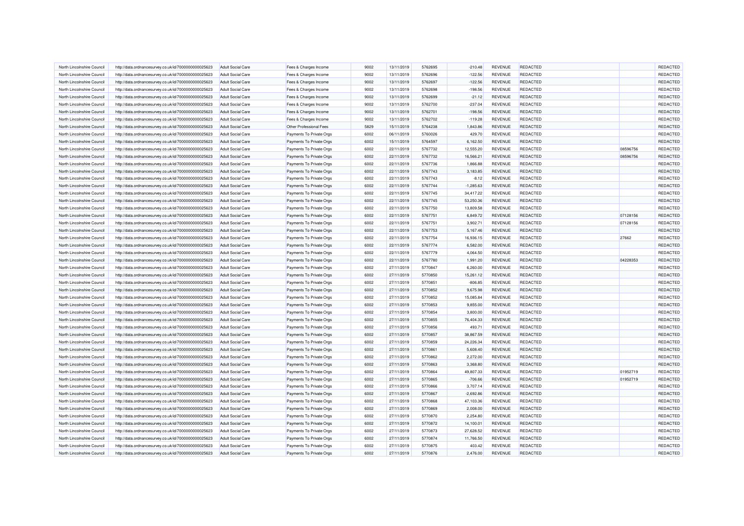| North Lincolnshire Council | http://data.ordnancesurvey.co.uk/id/7000000000025623 | Adult Social Care | Fees & Charges Income | 9002 | 13/11/2019 | 5762695 | -210.48 | REVENUE | REDACTED | | REDACTED |
|---|---|---|---|---|---|---|---|---|---|---|---|
| North Lincolnshire Council | http://data.ordnancesurvey.co.uk/id/7000000000025623 | Adult Social Care | Fees & Charges Income | 9002 | 13/11/2019 | 5762696 | -122.56 | REVENUE | REDACTED | | REDACTED |
| North Lincolnshire Council | http://data.ordnancesurvey.co.uk/id/7000000000025623 | Adult Social Care | Fees & Charges Income | 9002 | 13/11/2019 | 5762697 | -122.56 | REVENUE | REDACTED | | REDACTED |
| North Lincolnshire Council | http://data.ordnancesurvey.co.uk/id/7000000000025623 | Adult Social Care | Fees & Charges Income | 9002 | 13/11/2019 | 5762698 | -198.56 | REVENUE | REDACTED | | REDACTED |
| North Lincolnshire Council | http://data.ordnancesurvey.co.uk/id/7000000000025623 | Adult Social Care | Fees & Charges Income | 9002 | 13/11/2019 | 5762699 | -21.12 | REVENUE | REDACTED | | REDACTED |
| North Lincolnshire Council | http://data.ordnancesurvey.co.uk/id/7000000000025623 | Adult Social Care | Fees & Charges Income | 9002 | 13/11/2019 | 5762700 | -237.04 | REVENUE | REDACTED | | REDACTED |
| North Lincolnshire Council | http://data.ordnancesurvey.co.uk/id/7000000000025623 | Adult Social Care | Fees & Charges Income | 9002 | 13/11/2019 | 5762701 | -198.56 | REVENUE | REDACTED | | REDACTED |
| North Lincolnshire Council | http://data.ordnancesurvey.co.uk/id/7000000000025623 | Adult Social Care | Fees & Charges Income | 9002 | 13/11/2019 | 5762702 | -119.28 | REVENUE | REDACTED | | REDACTED |
| North Lincolnshire Council | http://data.ordnancesurvey.co.uk/id/7000000000025623 | Adult Social Care | Other Professional Fees | 5829 | 15/11/2019 | 5764238 | 1,843.86 | REVENUE | REDACTED | | REDACTED |
| North Lincolnshire Council | http://data.ordnancesurvey.co.uk/id/7000000000025623 | Adult Social Care | Payments To Private Orgs | 6002 | 06/11/2019 | 5760026 | 429.70 | REVENUE | REDACTED | | REDACTED |
| North Lincolnshire Council | http://data.ordnancesurvey.co.uk/id/7000000000025623 | Adult Social Care | Payments To Private Orgs | 6002 | 15/11/2019 | 5764597 | 6,162.50 | REVENUE | REDACTED | | REDACTED |
| North Lincolnshire Council | http://data.ordnancesurvey.co.uk/id/7000000000025623 | Adult Social Care | Payments To Private Orgs | 6002 | 22/11/2019 | 5767732 | 12,555.20 | REVENUE | REDACTED | 08596756 | REDACTED |
| North Lincolnshire Council | http://data.ordnancesurvey.co.uk/id/7000000000025623 | Adult Social Care | Payments To Private Orgs | 6002 | 22/11/2019 | 5767732 | 16,566.21 | REVENUE | REDACTED | 08596756 | REDACTED |
| North Lincolnshire Council | http://data.ordnancesurvey.co.uk/id/7000000000025623 | Adult Social Care | Payments To Private Orgs | 6002 | 22/11/2019 | 5767736 | 1,866.88 | REVENUE | REDACTED | | REDACTED |
| North Lincolnshire Council | http://data.ordnancesurvey.co.uk/id/7000000000025623 | Adult Social Care | Payments To Private Orgs | 6002 | 22/11/2019 | 5767743 | 3,183.85 | REVENUE | REDACTED | | REDACTED |
| North Lincolnshire Council | http://data.ordnancesurvey.co.uk/id/7000000000025623 | Adult Social Care | Payments To Private Orgs | 6002 | 22/11/2019 | 5767743 | -8.12 | REVENUE | REDACTED | | REDACTED |
| North Lincolnshire Council | http://data.ordnancesurvey.co.uk/id/7000000000025623 | Adult Social Care | Payments To Private Orgs | 6002 | 22/11/2019 | 5767744 | -1,285.63 | REVENUE | REDACTED | | REDACTED |
| North Lincolnshire Council | http://data.ordnancesurvey.co.uk/id/7000000000025623 | Adult Social Care | Payments To Private Orgs | 6002 | 22/11/2019 | 5767745 | 34,417.22 | REVENUE | REDACTED | | REDACTED |
| North Lincolnshire Council | http://data.ordnancesurvey.co.uk/id/7000000000025623 | Adult Social Care | Payments To Private Orgs | 6002 | 22/11/2019 | 5767745 | 53,250.36 | REVENUE | REDACTED | | REDACTED |
| North Lincolnshire Council | http://data.ordnancesurvey.co.uk/id/7000000000025623 | Adult Social Care | Payments To Private Orgs | 6002 | 22/11/2019 | 5767750 | 13,809.58 | REVENUE | REDACTED | | REDACTED |
| North Lincolnshire Council | http://data.ordnancesurvey.co.uk/id/7000000000025623 | Adult Social Care | Payments To Private Orgs | 6002 | 22/11/2019 | 5767751 | 6,849.72 | REVENUE | REDACTED | 07128156 | REDACTED |
| North Lincolnshire Council | http://data.ordnancesurvey.co.uk/id/7000000000025623 | Adult Social Care | Payments To Private Orgs | 6002 | 22/11/2019 | 5767751 | 3,902.71 | REVENUE | REDACTED | 07128156 | REDACTED |
| North Lincolnshire Council | http://data.ordnancesurvey.co.uk/id/7000000000025623 | Adult Social Care | Payments To Private Orgs | 6002 | 22/11/2019 | 5767753 | 5,167.46 | REVENUE | REDACTED | | REDACTED |
| North Lincolnshire Council | http://data.ordnancesurvey.co.uk/id/7000000000025623 | Adult Social Care | Payments To Private Orgs | 6002 | 22/11/2019 | 5767754 | 16,936.15 | REVENUE | REDACTED | 27662 | REDACTED |
| North Lincolnshire Council | http://data.ordnancesurvey.co.uk/id/7000000000025623 | Adult Social Care | Payments To Private Orgs | 6002 | 22/11/2019 | 5767774 | 6,582.00 | REVENUE | REDACTED | | REDACTED |
| North Lincolnshire Council | http://data.ordnancesurvey.co.uk/id/7000000000025623 | Adult Social Care | Payments To Private Orgs | 6002 | 22/11/2019 | 5767779 | 4,064.50 | REVENUE | REDACTED | | REDACTED |
| North Lincolnshire Council | http://data.ordnancesurvey.co.uk/id/7000000000025623 | Adult Social Care | Payments To Private Orgs | 6002 | 22/11/2019 | 5767780 | 1,991.20 | REVENUE | REDACTED | 04228353 | REDACTED |
| North Lincolnshire Council | http://data.ordnancesurvey.co.uk/id/7000000000025623 | Adult Social Care | Payments To Private Orgs | 6002 | 27/11/2019 | 5770847 | 6,260.00 | REVENUE | REDACTED | | REDACTED |
| North Lincolnshire Council | http://data.ordnancesurvey.co.uk/id/7000000000025623 | Adult Social Care | Payments To Private Orgs | 6002 | 27/11/2019 | 5770850 | 15,261.12 | REVENUE | REDACTED | | REDACTED |
| North Lincolnshire Council | http://data.ordnancesurvey.co.uk/id/7000000000025623 | Adult Social Care | Payments To Private Orgs | 6002 | 27/11/2019 | 5770851 | -806.85 | REVENUE | REDACTED | | REDACTED |
| North Lincolnshire Council | http://data.ordnancesurvey.co.uk/id/7000000000025623 | Adult Social Care | Payments To Private Orgs | 6002 | 27/11/2019 | 5770852 | 9,675.98 | REVENUE | REDACTED | | REDACTED |
| North Lincolnshire Council | http://data.ordnancesurvey.co.uk/id/7000000000025623 | Adult Social Care | Payments To Private Orgs | 6002 | 27/11/2019 | 5770852 | 15,085.84 | REVENUE | REDACTED | | REDACTED |
| North Lincolnshire Council | http://data.ordnancesurvey.co.uk/id/7000000000025623 | Adult Social Care | Payments To Private Orgs | 6002 | 27/11/2019 | 5770853 | 9,855.00 | REVENUE | REDACTED | | REDACTED |
| North Lincolnshire Council | http://data.ordnancesurvey.co.uk/id/7000000000025623 | Adult Social Care | Payments To Private Orgs | 6002 | 27/11/2019 | 5770854 | 3,800.00 | REVENUE | REDACTED | | REDACTED |
| North Lincolnshire Council | http://data.ordnancesurvey.co.uk/id/7000000000025623 | Adult Social Care | Payments To Private Orgs | 6002 | 27/11/2019 | 5770855 | 76,404.33 | REVENUE | REDACTED | | REDACTED |
| North Lincolnshire Council | http://data.ordnancesurvey.co.uk/id/7000000000025623 | Adult Social Care | Payments To Private Orgs | 6002 | 27/11/2019 | 5770856 | 493.71 | REVENUE | REDACTED | | REDACTED |
| North Lincolnshire Council | http://data.ordnancesurvey.co.uk/id/7000000000025623 | Adult Social Care | Payments To Private Orgs | 6002 | 27/11/2019 | 5770857 | 38,867.59 | REVENUE | REDACTED | | REDACTED |
| North Lincolnshire Council | http://data.ordnancesurvey.co.uk/id/7000000000025623 | Adult Social Care | Payments To Private Orgs | 6002 | 27/11/2019 | 5770859 | 24,226.34 | REVENUE | REDACTED | | REDACTED |
| North Lincolnshire Council | http://data.ordnancesurvey.co.uk/id/7000000000025623 | Adult Social Care | Payments To Private Orgs | 6002 | 27/11/2019 | 5770861 | 5,608.40 | REVENUE | REDACTED | | REDACTED |
| North Lincolnshire Council | http://data.ordnancesurvey.co.uk/id/7000000000025623 | Adult Social Care | Payments To Private Orgs | 6002 | 27/11/2019 | 5770862 | 2,272.00 | REVENUE | REDACTED | | REDACTED |
| North Lincolnshire Council | http://data.ordnancesurvey.co.uk/id/7000000000025623 | Adult Social Care | Payments To Private Orgs | 6002 | 27/11/2019 | 5770863 | 3,368.80 | REVENUE | REDACTED | | REDACTED |
| North Lincolnshire Council | http://data.ordnancesurvey.co.uk/id/7000000000025623 | Adult Social Care | Payments To Private Orgs | 6002 | 27/11/2019 | 5770864 | 49,807.33 | REVENUE | REDACTED | 01952719 | REDACTED |
| North Lincolnshire Council | http://data.ordnancesurvey.co.uk/id/7000000000025623 | Adult Social Care | Payments To Private Orgs | 6002 | 27/11/2019 | 5770865 | -706.66 | REVENUE | REDACTED | 01952719 | REDACTED |
| North Lincolnshire Council | http://data.ordnancesurvey.co.uk/id/7000000000025623 | Adult Social Care | Payments To Private Orgs | 6002 | 27/11/2019 | 5770866 | 3,707.14 | REVENUE | REDACTED | | REDACTED |
| North Lincolnshire Council | http://data.ordnancesurvey.co.uk/id/7000000000025623 | Adult Social Care | Payments To Private Orgs | 6002 | 27/11/2019 | 5770867 | -2,692.86 | REVENUE | REDACTED | | REDACTED |
| North Lincolnshire Council | http://data.ordnancesurvey.co.uk/id/7000000000025623 | Adult Social Care | Payments To Private Orgs | 6002 | 27/11/2019 | 5770868 | 47,103.36 | REVENUE | REDACTED | | REDACTED |
| North Lincolnshire Council | http://data.ordnancesurvey.co.uk/id/7000000000025623 | Adult Social Care | Payments To Private Orgs | 6002 | 27/11/2019 | 5770869 | 2,008.00 | REVENUE | REDACTED | | REDACTED |
| North Lincolnshire Council | http://data.ordnancesurvey.co.uk/id/7000000000025623 | Adult Social Care | Payments To Private Orgs | 6002 | 27/11/2019 | 5770870 | 2,254.80 | REVENUE | REDACTED | | REDACTED |
| North Lincolnshire Council | http://data.ordnancesurvey.co.uk/id/7000000000025623 | Adult Social Care | Payments To Private Orgs | 6002 | 27/11/2019 | 5770872 | 14,100.01 | REVENUE | REDACTED | | REDACTED |
| North Lincolnshire Council | http://data.ordnancesurvey.co.uk/id/7000000000025623 | Adult Social Care | Payments To Private Orgs | 6002 | 27/11/2019 | 5770873 | 27,628.52 | REVENUE | REDACTED | | REDACTED |
| North Lincolnshire Council | http://data.ordnancesurvey.co.uk/id/7000000000025623 | Adult Social Care | Payments To Private Orgs | 6002 | 27/11/2019 | 5770874 | 11,766.50 | REVENUE | REDACTED | | REDACTED |
| North Lincolnshire Council | http://data.ordnancesurvey.co.uk/id/7000000000025623 | Adult Social Care | Payments To Private Orgs | 6002 | 27/11/2019 | 5770875 | 403.42 | REVENUE | REDACTED | | REDACTED |
| North Lincolnshire Council | http://data.ordnancesurvey.co.uk/id/7000000000025623 | Adult Social Care | Payments To Private Orgs | 6002 | 27/11/2019 | 5770876 | 2,476.00 | REVENUE | REDACTED | | REDACTED |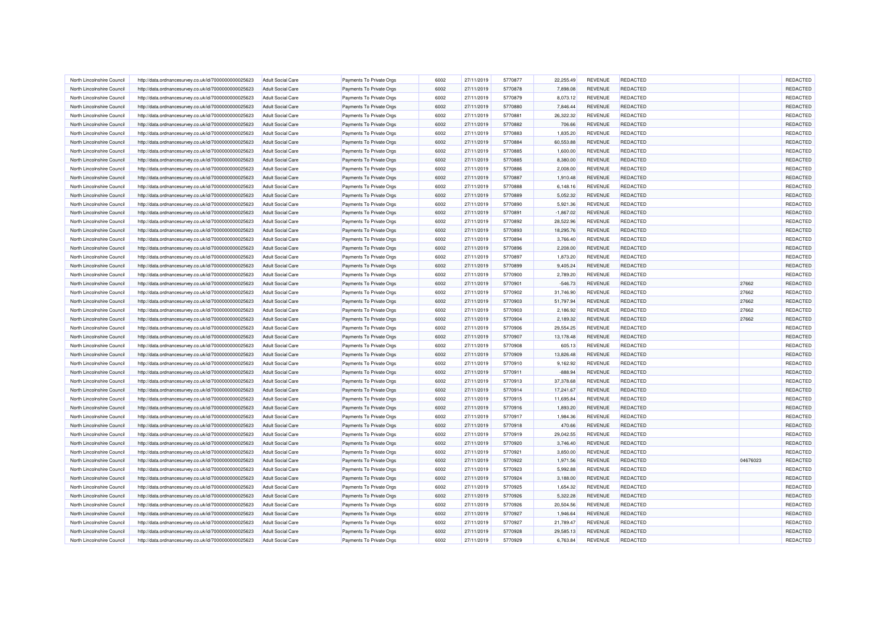| | | | | | | | | | | | |
|---|---|---|---|---|---|---|---|---|---|---|---|
| North Lincolnshire Council | http://data.ordnancesurvey.co.uk/id/7000000000025623 | Adult Social Care | Payments To Private Orgs | 6002 | 27/11/2019 | 5770877 | 22,255.49 | REVENUE | REDACTED | | REDACTED |
| North Lincolnshire Council | http://data.ordnancesurvey.co.uk/id/7000000000025623 | Adult Social Care | Payments To Private Orgs | 6002 | 27/11/2019 | 5770878 | 7,898.08 | REVENUE | REDACTED | | REDACTED |
| North Lincolnshire Council | http://data.ordnancesurvey.co.uk/id/7000000000025623 | Adult Social Care | Payments To Private Orgs | 6002 | 27/11/2019 | 5770879 | 8,073.12 | REVENUE | REDACTED | | REDACTED |
| North Lincolnshire Council | http://data.ordnancesurvey.co.uk/id/7000000000025623 | Adult Social Care | Payments To Private Orgs | 6002 | 27/11/2019 | 5770880 | 7,846.44 | REVENUE | REDACTED | | REDACTED |
| North Lincolnshire Council | http://data.ordnancesurvey.co.uk/id/7000000000025623 | Adult Social Care | Payments To Private Orgs | 6002 | 27/11/2019 | 5770881 | 26,322.32 | REVENUE | REDACTED | | REDACTED |
| North Lincolnshire Council | http://data.ordnancesurvey.co.uk/id/7000000000025623 | Adult Social Care | Payments To Private Orgs | 6002 | 27/11/2019 | 5770882 | 706.66 | REVENUE | REDACTED | | REDACTED |
| North Lincolnshire Council | http://data.ordnancesurvey.co.uk/id/7000000000025623 | Adult Social Care | Payments To Private Orgs | 6002 | 27/11/2019 | 5770883 | 1,835.20 | REVENUE | REDACTED | | REDACTED |
| North Lincolnshire Council | http://data.ordnancesurvey.co.uk/id/7000000000025623 | Adult Social Care | Payments To Private Orgs | 6002 | 27/11/2019 | 5770884 | 60,553.88 | REVENUE | REDACTED | | REDACTED |
| North Lincolnshire Council | http://data.ordnancesurvey.co.uk/id/7000000000025623 | Adult Social Care | Payments To Private Orgs | 6002 | 27/11/2019 | 5770885 | 1,600.00 | REVENUE | REDACTED | | REDACTED |
| North Lincolnshire Council | http://data.ordnancesurvey.co.uk/id/7000000000025623 | Adult Social Care | Payments To Private Orgs | 6002 | 27/11/2019 | 5770885 | 8,380.00 | REVENUE | REDACTED | | REDACTED |
| North Lincolnshire Council | http://data.ordnancesurvey.co.uk/id/7000000000025623 | Adult Social Care | Payments To Private Orgs | 6002 | 27/11/2019 | 5770886 | 2,008.00 | REVENUE | REDACTED | | REDACTED |
| North Lincolnshire Council | http://data.ordnancesurvey.co.uk/id/7000000000025623 | Adult Social Care | Payments To Private Orgs | 6002 | 27/11/2019 | 5770887 | 1,910.48 | REVENUE | REDACTED | | REDACTED |
| North Lincolnshire Council | http://data.ordnancesurvey.co.uk/id/7000000000025623 | Adult Social Care | Payments To Private Orgs | 6002 | 27/11/2019 | 5770888 | 6,148.16 | REVENUE | REDACTED | | REDACTED |
| North Lincolnshire Council | http://data.ordnancesurvey.co.uk/id/7000000000025623 | Adult Social Care | Payments To Private Orgs | 6002 | 27/11/2019 | 5770889 | 5,052.32 | REVENUE | REDACTED | | REDACTED |
| North Lincolnshire Council | http://data.ordnancesurvey.co.uk/id/7000000000025623 | Adult Social Care | Payments To Private Orgs | 6002 | 27/11/2019 | 5770890 | 5,921.36 | REVENUE | REDACTED | | REDACTED |
| North Lincolnshire Council | http://data.ordnancesurvey.co.uk/id/7000000000025623 | Adult Social Care | Payments To Private Orgs | 6002 | 27/11/2019 | 5770891 | -1,867.02 | REVENUE | REDACTED | | REDACTED |
| North Lincolnshire Council | http://data.ordnancesurvey.co.uk/id/7000000000025623 | Adult Social Care | Payments To Private Orgs | 6002 | 27/11/2019 | 5770892 | 28,522.96 | REVENUE | REDACTED | | REDACTED |
| North Lincolnshire Council | http://data.ordnancesurvey.co.uk/id/7000000000025623 | Adult Social Care | Payments To Private Orgs | 6002 | 27/11/2019 | 5770893 | 18,295.76 | REVENUE | REDACTED | | REDACTED |
| North Lincolnshire Council | http://data.ordnancesurvey.co.uk/id/7000000000025623 | Adult Social Care | Payments To Private Orgs | 6002 | 27/11/2019 | 5770894 | 3,766.40 | REVENUE | REDACTED | | REDACTED |
| North Lincolnshire Council | http://data.ordnancesurvey.co.uk/id/7000000000025623 | Adult Social Care | Payments To Private Orgs | 6002 | 27/11/2019 | 5770896 | 2,208.00 | REVENUE | REDACTED | | REDACTED |
| North Lincolnshire Council | http://data.ordnancesurvey.co.uk/id/7000000000025623 | Adult Social Care | Payments To Private Orgs | 6002 | 27/11/2019 | 5770897 | 1,873.20 | REVENUE | REDACTED | | REDACTED |
| North Lincolnshire Council | http://data.ordnancesurvey.co.uk/id/7000000000025623 | Adult Social Care | Payments To Private Orgs | 6002 | 27/11/2019 | 5770899 | 9,405.24 | REVENUE | REDACTED | | REDACTED |
| North Lincolnshire Council | http://data.ordnancesurvey.co.uk/id/7000000000025623 | Adult Social Care | Payments To Private Orgs | 6002 | 27/11/2019 | 5770900 | 2,789.20 | REVENUE | REDACTED | | REDACTED |
| North Lincolnshire Council | http://data.ordnancesurvey.co.uk/id/7000000000025623 | Adult Social Care | Payments To Private Orgs | 6002 | 27/11/2019 | 5770901 | -546.73 | REVENUE | REDACTED | 27662 | REDACTED |
| North Lincolnshire Council | http://data.ordnancesurvey.co.uk/id/7000000000025623 | Adult Social Care | Payments To Private Orgs | 6002 | 27/11/2019 | 5770902 | 31,746.90 | REVENUE | REDACTED | 27662 | REDACTED |
| North Lincolnshire Council | http://data.ordnancesurvey.co.uk/id/7000000000025623 | Adult Social Care | Payments To Private Orgs | 6002 | 27/11/2019 | 5770903 | 51,797.94 | REVENUE | REDACTED | 27662 | REDACTED |
| North Lincolnshire Council | http://data.ordnancesurvey.co.uk/id/7000000000025623 | Adult Social Care | Payments To Private Orgs | 6002 | 27/11/2019 | 5770903 | 2,186.92 | REVENUE | REDACTED | 27662 | REDACTED |
| North Lincolnshire Council | http://data.ordnancesurvey.co.uk/id/7000000000025623 | Adult Social Care | Payments To Private Orgs | 6002 | 27/11/2019 | 5770904 | 2,189.32 | REVENUE | REDACTED | 27662 | REDACTED |
| North Lincolnshire Council | http://data.ordnancesurvey.co.uk/id/7000000000025623 | Adult Social Care | Payments To Private Orgs | 6002 | 27/11/2019 | 5770906 | 29,554.25 | REVENUE | REDACTED | | REDACTED |
| North Lincolnshire Council | http://data.ordnancesurvey.co.uk/id/7000000000025623 | Adult Social Care | Payments To Private Orgs | 6002 | 27/11/2019 | 5770907 | 13,178.48 | REVENUE | REDACTED | | REDACTED |
| North Lincolnshire Council | http://data.ordnancesurvey.co.uk/id/7000000000025623 | Adult Social Care | Payments To Private Orgs | 6002 | 27/11/2019 | 5770908 | 605.13 | REVENUE | REDACTED | | REDACTED |
| North Lincolnshire Council | http://data.ordnancesurvey.co.uk/id/7000000000025623 | Adult Social Care | Payments To Private Orgs | 6002 | 27/11/2019 | 5770909 | 13,826.48 | REVENUE | REDACTED | | REDACTED |
| North Lincolnshire Council | http://data.ordnancesurvey.co.uk/id/7000000000025623 | Adult Social Care | Payments To Private Orgs | 6002 | 27/11/2019 | 5770910 | 9,162.92 | REVENUE | REDACTED | | REDACTED |
| North Lincolnshire Council | http://data.ordnancesurvey.co.uk/id/7000000000025623 | Adult Social Care | Payments To Private Orgs | 6002 | 27/11/2019 | 5770911 | -888.94 | REVENUE | REDACTED | | REDACTED |
| North Lincolnshire Council | http://data.ordnancesurvey.co.uk/id/7000000000025623 | Adult Social Care | Payments To Private Orgs | 6002 | 27/11/2019 | 5770913 | 37,378.68 | REVENUE | REDACTED | | REDACTED |
| North Lincolnshire Council | http://data.ordnancesurvey.co.uk/id/7000000000025623 | Adult Social Care | Payments To Private Orgs | 6002 | 27/11/2019 | 5770914 | 17,241.67 | REVENUE | REDACTED | | REDACTED |
| North Lincolnshire Council | http://data.ordnancesurvey.co.uk/id/7000000000025623 | Adult Social Care | Payments To Private Orgs | 6002 | 27/11/2019 | 5770915 | 11,695.84 | REVENUE | REDACTED | | REDACTED |
| North Lincolnshire Council | http://data.ordnancesurvey.co.uk/id/7000000000025623 | Adult Social Care | Payments To Private Orgs | 6002 | 27/11/2019 | 5770916 | 1,893.20 | REVENUE | REDACTED | | REDACTED |
| North Lincolnshire Council | http://data.ordnancesurvey.co.uk/id/7000000000025623 | Adult Social Care | Payments To Private Orgs | 6002 | 27/11/2019 | 5770917 | 1,984.36 | REVENUE | REDACTED | | REDACTED |
| North Lincolnshire Council | http://data.ordnancesurvey.co.uk/id/7000000000025623 | Adult Social Care | Payments To Private Orgs | 6002 | 27/11/2019 | 5770918 | 470.66 | REVENUE | REDACTED | | REDACTED |
| North Lincolnshire Council | http://data.ordnancesurvey.co.uk/id/7000000000025623 | Adult Social Care | Payments To Private Orgs | 6002 | 27/11/2019 | 5770919 | 29,042.55 | REVENUE | REDACTED | | REDACTED |
| North Lincolnshire Council | http://data.ordnancesurvey.co.uk/id/7000000000025623 | Adult Social Care | Payments To Private Orgs | 6002 | 27/11/2019 | 5770920 | 3,746.40 | REVENUE | REDACTED | | REDACTED |
| North Lincolnshire Council | http://data.ordnancesurvey.co.uk/id/7000000000025623 | Adult Social Care | Payments To Private Orgs | 6002 | 27/11/2019 | 5770921 | 3,850.00 | REVENUE | REDACTED | | REDACTED |
| North Lincolnshire Council | http://data.ordnancesurvey.co.uk/id/7000000000025623 | Adult Social Care | Payments To Private Orgs | 6002 | 27/11/2019 | 5770922 | 1,971.56 | REVENUE | REDACTED | 04676023 | REDACTED |
| North Lincolnshire Council | http://data.ordnancesurvey.co.uk/id/7000000000025623 | Adult Social Care | Payments To Private Orgs | 6002 | 27/11/2019 | 5770923 | 5,992.88 | REVENUE | REDACTED | | REDACTED |
| North Lincolnshire Council | http://data.ordnancesurvey.co.uk/id/7000000000025623 | Adult Social Care | Payments To Private Orgs | 6002 | 27/11/2019 | 5770924 | 3,188.00 | REVENUE | REDACTED | | REDACTED |
| North Lincolnshire Council | http://data.ordnancesurvey.co.uk/id/7000000000025623 | Adult Social Care | Payments To Private Orgs | 6002 | 27/11/2019 | 5770925 | 1,654.32 | REVENUE | REDACTED | | REDACTED |
| North Lincolnshire Council | http://data.ordnancesurvey.co.uk/id/7000000000025623 | Adult Social Care | Payments To Private Orgs | 6002 | 27/11/2019 | 5770926 | 5,322.28 | REVENUE | REDACTED | | REDACTED |
| North Lincolnshire Council | http://data.ordnancesurvey.co.uk/id/7000000000025623 | Adult Social Care | Payments To Private Orgs | 6002 | 27/11/2019 | 5770926 | 20,504.56 | REVENUE | REDACTED | | REDACTED |
| North Lincolnshire Council | http://data.ordnancesurvey.co.uk/id/7000000000025623 | Adult Social Care | Payments To Private Orgs | 6002 | 27/11/2019 | 5770927 | 1,946.64 | REVENUE | REDACTED | | REDACTED |
| North Lincolnshire Council | http://data.ordnancesurvey.co.uk/id/7000000000025623 | Adult Social Care | Payments To Private Orgs | 6002 | 27/11/2019 | 5770927 | 21,789.47 | REVENUE | REDACTED | | REDACTED |
| North Lincolnshire Council | http://data.ordnancesurvey.co.uk/id/7000000000025623 | Adult Social Care | Payments To Private Orgs | 6002 | 27/11/2019 | 5770928 | 29,585.13 | REVENUE | REDACTED | | REDACTED |
| North Lincolnshire Council | http://data.ordnancesurvey.co.uk/id/7000000000025623 | Adult Social Care | Payments To Private Orgs | 6002 | 27/11/2019 | 5770929 | 6,763.84 | REVENUE | REDACTED | | REDACTED |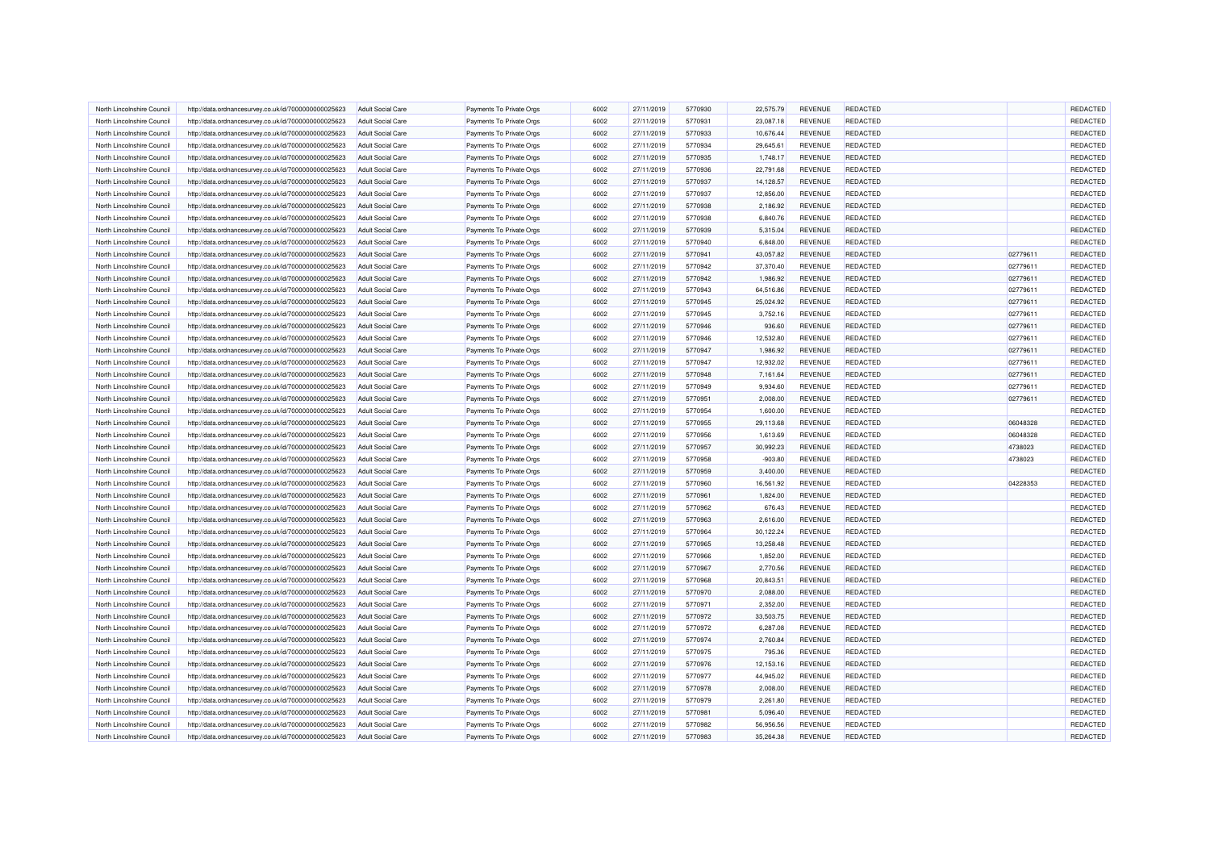| | | | | | | | | | | | |
|---|---|---|---|---|---|---|---|---|---|---|---|
| North Lincolnshire Council | http://data.ordnancesurvey.co.uk/id/7000000000025623 | Adult Social Care | Payments To Private Orgs | 6002 | 27/11/2019 | 5770930 | 22,575.79 | REVENUE | REDACTED | | REDACTED |
| North Lincolnshire Council | http://data.ordnancesurvey.co.uk/id/7000000000025623 | Adult Social Care | Payments To Private Orgs | 6002 | 27/11/2019 | 5770931 | 23,087.18 | REVENUE | REDACTED | | REDACTED |
| North Lincolnshire Council | http://data.ordnancesurvey.co.uk/id/7000000000025623 | Adult Social Care | Payments To Private Orgs | 6002 | 27/11/2019 | 5770933 | 10,676.44 | REVENUE | REDACTED | | REDACTED |
| North Lincolnshire Council | http://data.ordnancesurvey.co.uk/id/7000000000025623 | Adult Social Care | Payments To Private Orgs | 6002 | 27/11/2019 | 5770934 | 29,645.61 | REVENUE | REDACTED | | REDACTED |
| North Lincolnshire Council | http://data.ordnancesurvey.co.uk/id/7000000000025623 | Adult Social Care | Payments To Private Orgs | 6002 | 27/11/2019 | 5770935 | 1,748.17 | REVENUE | REDACTED | | REDACTED |
| North Lincolnshire Council | http://data.ordnancesurvey.co.uk/id/7000000000025623 | Adult Social Care | Payments To Private Orgs | 6002 | 27/11/2019 | 5770936 | 22,791.68 | REVENUE | REDACTED | | REDACTED |
| North Lincolnshire Council | http://data.ordnancesurvey.co.uk/id/7000000000025623 | Adult Social Care | Payments To Private Orgs | 6002 | 27/11/2019 | 5770937 | 14,128.57 | REVENUE | REDACTED | | REDACTED |
| North Lincolnshire Council | http://data.ordnancesurvey.co.uk/id/7000000000025623 | Adult Social Care | Payments To Private Orgs | 6002 | 27/11/2019 | 5770937 | 12,856.00 | REVENUE | REDACTED | | REDACTED |
| North Lincolnshire Council | http://data.ordnancesurvey.co.uk/id/7000000000025623 | Adult Social Care | Payments To Private Orgs | 6002 | 27/11/2019 | 5770938 | 2,186.92 | REVENUE | REDACTED | | REDACTED |
| North Lincolnshire Council | http://data.ordnancesurvey.co.uk/id/7000000000025623 | Adult Social Care | Payments To Private Orgs | 6002 | 27/11/2019 | 5770938 | 6,840.76 | REVENUE | REDACTED | | REDACTED |
| North Lincolnshire Council | http://data.ordnancesurvey.co.uk/id/7000000000025623 | Adult Social Care | Payments To Private Orgs | 6002 | 27/11/2019 | 5770939 | 5,315.04 | REVENUE | REDACTED | | REDACTED |
| North Lincolnshire Council | http://data.ordnancesurvey.co.uk/id/7000000000025623 | Adult Social Care | Payments To Private Orgs | 6002 | 27/11/2019 | 5770940 | 6,848.00 | REVENUE | REDACTED | | REDACTED |
| North Lincolnshire Council | http://data.ordnancesurvey.co.uk/id/7000000000025623 | Adult Social Care | Payments To Private Orgs | 6002 | 27/11/2019 | 5770941 | 43,057.82 | REVENUE | REDACTED | 02779611 | REDACTED |
| North Lincolnshire Council | http://data.ordnancesurvey.co.uk/id/7000000000025623 | Adult Social Care | Payments To Private Orgs | 6002 | 27/11/2019 | 5770942 | 37,370.40 | REVENUE | REDACTED | 02779611 | REDACTED |
| North Lincolnshire Council | http://data.ordnancesurvey.co.uk/id/7000000000025623 | Adult Social Care | Payments To Private Orgs | 6002 | 27/11/2019 | 5770942 | 1,986.92 | REVENUE | REDACTED | 02779611 | REDACTED |
| North Lincolnshire Council | http://data.ordnancesurvey.co.uk/id/7000000000025623 | Adult Social Care | Payments To Private Orgs | 6002 | 27/11/2019 | 5770943 | 64,516.86 | REVENUE | REDACTED | 02779611 | REDACTED |
| North Lincolnshire Council | http://data.ordnancesurvey.co.uk/id/7000000000025623 | Adult Social Care | Payments To Private Orgs | 6002 | 27/11/2019 | 5770945 | 25,024.92 | REVENUE | REDACTED | 02779611 | REDACTED |
| North Lincolnshire Council | http://data.ordnancesurvey.co.uk/id/7000000000025623 | Adult Social Care | Payments To Private Orgs | 6002 | 27/11/2019 | 5770945 | 3,752.16 | REVENUE | REDACTED | 02779611 | REDACTED |
| North Lincolnshire Council | http://data.ordnancesurvey.co.uk/id/7000000000025623 | Adult Social Care | Payments To Private Orgs | 6002 | 27/11/2019 | 5770946 | 936.60 | REVENUE | REDACTED | 02779611 | REDACTED |
| North Lincolnshire Council | http://data.ordnancesurvey.co.uk/id/7000000000025623 | Adult Social Care | Payments To Private Orgs | 6002 | 27/11/2019 | 5770946 | 12,532.80 | REVENUE | REDACTED | 02779611 | REDACTED |
| North Lincolnshire Council | http://data.ordnancesurvey.co.uk/id/7000000000025623 | Adult Social Care | Payments To Private Orgs | 6002 | 27/11/2019 | 5770947 | 1,986.92 | REVENUE | REDACTED | 02779611 | REDACTED |
| North Lincolnshire Council | http://data.ordnancesurvey.co.uk/id/7000000000025623 | Adult Social Care | Payments To Private Orgs | 6002 | 27/11/2019 | 5770947 | 12,932.02 | REVENUE | REDACTED | 02779611 | REDACTED |
| North Lincolnshire Council | http://data.ordnancesurvey.co.uk/id/7000000000025623 | Adult Social Care | Payments To Private Orgs | 6002 | 27/11/2019 | 5770948 | 7,161.64 | REVENUE | REDACTED | 02779611 | REDACTED |
| North Lincolnshire Council | http://data.ordnancesurvey.co.uk/id/7000000000025623 | Adult Social Care | Payments To Private Orgs | 6002 | 27/11/2019 | 5770949 | 9,934.60 | REVENUE | REDACTED | 02779611 | REDACTED |
| North Lincolnshire Council | http://data.ordnancesurvey.co.uk/id/7000000000025623 | Adult Social Care | Payments To Private Orgs | 6002 | 27/11/2019 | 5770951 | 2,008.00 | REVENUE | REDACTED | 02779611 | REDACTED |
| North Lincolnshire Council | http://data.ordnancesurvey.co.uk/id/7000000000025623 | Adult Social Care | Payments To Private Orgs | 6002 | 27/11/2019 | 5770954 | 1,600.00 | REVENUE | REDACTED | | REDACTED |
| North Lincolnshire Council | http://data.ordnancesurvey.co.uk/id/7000000000025623 | Adult Social Care | Payments To Private Orgs | 6002 | 27/11/2019 | 5770955 | 29,113.68 | REVENUE | REDACTED | 06048328 | REDACTED |
| North Lincolnshire Council | http://data.ordnancesurvey.co.uk/id/7000000000025623 | Adult Social Care | Payments To Private Orgs | 6002 | 27/11/2019 | 5770956 | 1,613.69 | REVENUE | REDACTED | 06048328 | REDACTED |
| North Lincolnshire Council | http://data.ordnancesurvey.co.uk/id/7000000000025623 | Adult Social Care | Payments To Private Orgs | 6002 | 27/11/2019 | 5770957 | 30,992.23 | REVENUE | REDACTED | 4738023 | REDACTED |
| North Lincolnshire Council | http://data.ordnancesurvey.co.uk/id/7000000000025623 | Adult Social Care | Payments To Private Orgs | 6002 | 27/11/2019 | 5770958 | -903.80 | REVENUE | REDACTED | 4738023 | REDACTED |
| North Lincolnshire Council | http://data.ordnancesurvey.co.uk/id/7000000000025623 | Adult Social Care | Payments To Private Orgs | 6002 | 27/11/2019 | 5770959 | 3,400.00 | REVENUE | REDACTED | | REDACTED |
| North Lincolnshire Council | http://data.ordnancesurvey.co.uk/id/7000000000025623 | Adult Social Care | Payments To Private Orgs | 6002 | 27/11/2019 | 5770960 | 16,561.92 | REVENUE | REDACTED | 04228353 | REDACTED |
| North Lincolnshire Council | http://data.ordnancesurvey.co.uk/id/7000000000025623 | Adult Social Care | Payments To Private Orgs | 6002 | 27/11/2019 | 5770961 | 1,824.00 | REVENUE | REDACTED | | REDACTED |
| North Lincolnshire Council | http://data.ordnancesurvey.co.uk/id/7000000000025623 | Adult Social Care | Payments To Private Orgs | 6002 | 27/11/2019 | 5770962 | 676.43 | REVENUE | REDACTED | | REDACTED |
| North Lincolnshire Council | http://data.ordnancesurvey.co.uk/id/7000000000025623 | Adult Social Care | Payments To Private Orgs | 6002 | 27/11/2019 | 5770963 | 2,616.00 | REVENUE | REDACTED | | REDACTED |
| North Lincolnshire Council | http://data.ordnancesurvey.co.uk/id/7000000000025623 | Adult Social Care | Payments To Private Orgs | 6002 | 27/11/2019 | 5770964 | 30,122.24 | REVENUE | REDACTED | | REDACTED |
| North Lincolnshire Council | http://data.ordnancesurvey.co.uk/id/7000000000025623 | Adult Social Care | Payments To Private Orgs | 6002 | 27/11/2019 | 5770965 | 13,258.48 | REVENUE | REDACTED | | REDACTED |
| North Lincolnshire Council | http://data.ordnancesurvey.co.uk/id/7000000000025623 | Adult Social Care | Payments To Private Orgs | 6002 | 27/11/2019 | 5770966 | 1,852.00 | REVENUE | REDACTED | | REDACTED |
| North Lincolnshire Council | http://data.ordnancesurvey.co.uk/id/7000000000025623 | Adult Social Care | Payments To Private Orgs | 6002 | 27/11/2019 | 5770967 | 2,770.56 | REVENUE | REDACTED | | REDACTED |
| North Lincolnshire Council | http://data.ordnancesurvey.co.uk/id/7000000000025623 | Adult Social Care | Payments To Private Orgs | 6002 | 27/11/2019 | 5770968 | 20,843.51 | REVENUE | REDACTED | | REDACTED |
| North Lincolnshire Council | http://data.ordnancesurvey.co.uk/id/7000000000025623 | Adult Social Care | Payments To Private Orgs | 6002 | 27/11/2019 | 5770970 | 2,088.00 | REVENUE | REDACTED | | REDACTED |
| North Lincolnshire Council | http://data.ordnancesurvey.co.uk/id/7000000000025623 | Adult Social Care | Payments To Private Orgs | 6002 | 27/11/2019 | 5770971 | 2,352.00 | REVENUE | REDACTED | | REDACTED |
| North Lincolnshire Council | http://data.ordnancesurvey.co.uk/id/7000000000025623 | Adult Social Care | Payments To Private Orgs | 6002 | 27/11/2019 | 5770972 | 33,503.75 | REVENUE | REDACTED | | REDACTED |
| North Lincolnshire Council | http://data.ordnancesurvey.co.uk/id/7000000000025623 | Adult Social Care | Payments To Private Orgs | 6002 | 27/11/2019 | 5770972 | 6,287.08 | REVENUE | REDACTED | | REDACTED |
| North Lincolnshire Council | http://data.ordnancesurvey.co.uk/id/7000000000025623 | Adult Social Care | Payments To Private Orgs | 6002 | 27/11/2019 | 5770974 | 2,760.84 | REVENUE | REDACTED | | REDACTED |
| North Lincolnshire Council | http://data.ordnancesurvey.co.uk/id/7000000000025623 | Adult Social Care | Payments To Private Orgs | 6002 | 27/11/2019 | 5770975 | 795.36 | REVENUE | REDACTED | | REDACTED |
| North Lincolnshire Council | http://data.ordnancesurvey.co.uk/id/7000000000025623 | Adult Social Care | Payments To Private Orgs | 6002 | 27/11/2019 | 5770976 | 12,153.16 | REVENUE | REDACTED | | REDACTED |
| North Lincolnshire Council | http://data.ordnancesurvey.co.uk/id/7000000000025623 | Adult Social Care | Payments To Private Orgs | 6002 | 27/11/2019 | 5770977 | 44,945.02 | REVENUE | REDACTED | | REDACTED |
| North Lincolnshire Council | http://data.ordnancesurvey.co.uk/id/7000000000025623 | Adult Social Care | Payments To Private Orgs | 6002 | 27/11/2019 | 5770978 | 2,008.00 | REVENUE | REDACTED | | REDACTED |
| North Lincolnshire Council | http://data.ordnancesurvey.co.uk/id/7000000000025623 | Adult Social Care | Payments To Private Orgs | 6002 | 27/11/2019 | 5770979 | 2,261.80 | REVENUE | REDACTED | | REDACTED |
| North Lincolnshire Council | http://data.ordnancesurvey.co.uk/id/7000000000025623 | Adult Social Care | Payments To Private Orgs | 6002 | 27/11/2019 | 5770981 | 5,096.40 | REVENUE | REDACTED | | REDACTED |
| North Lincolnshire Council | http://data.ordnancesurvey.co.uk/id/7000000000025623 | Adult Social Care | Payments To Private Orgs | 6002 | 27/11/2019 | 5770982 | 56,956.56 | REVENUE | REDACTED | | REDACTED |
| North Lincolnshire Council | http://data.ordnancesurvey.co.uk/id/7000000000025623 | Adult Social Care | Payments To Private Orgs | 6002 | 27/11/2019 | 5770983 | 35,264.38 | REVENUE | REDACTED | | REDACTED |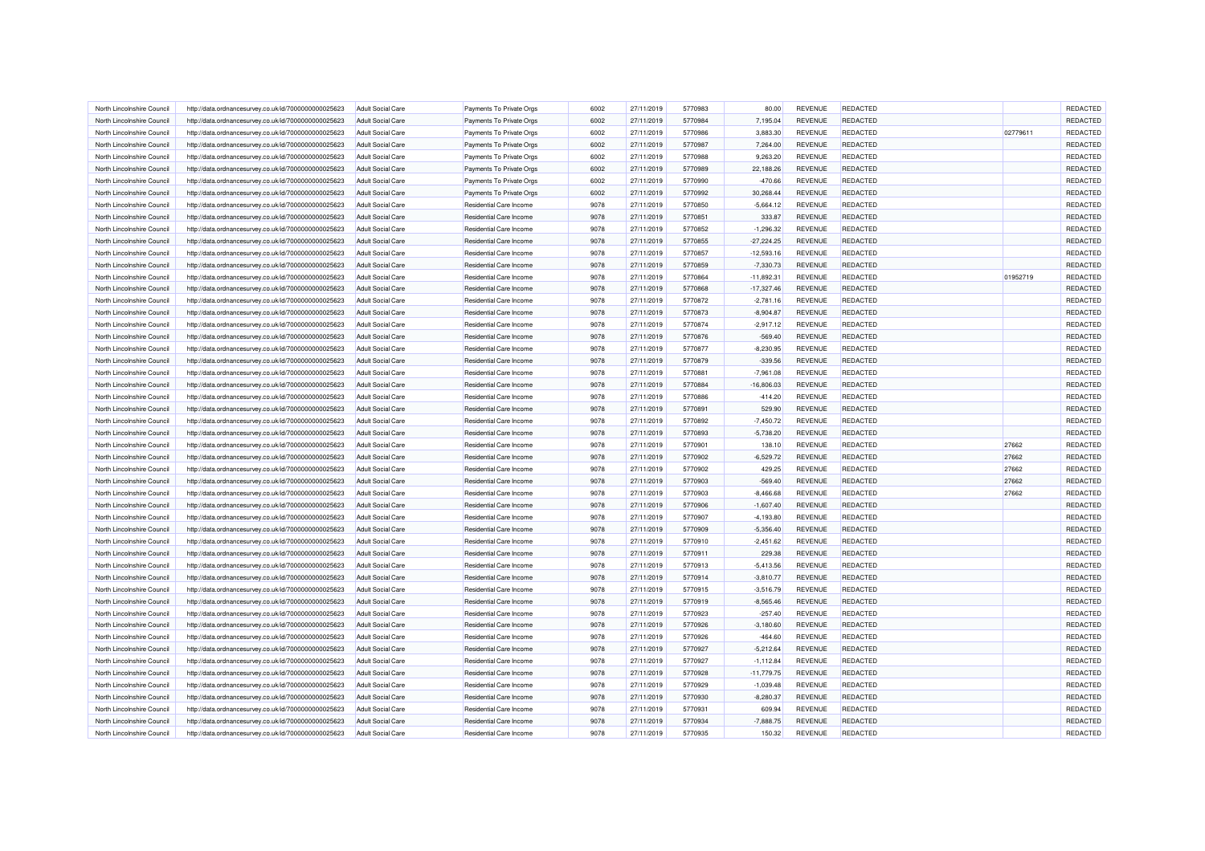| | | | | | | | | | | | | |
|---|---|---|---|---|---|---|---|---|---|---|---|---|
| North Lincolnshire Council | http://data.ordnancesurvey.co.uk/id/7000000000025623 | Adult Social Care | Payments To Private Orgs | 6002 | 27/11/2019 | 5770983 | 80.00 | REVENUE | REDACTED | | REDACTED |
| North Lincolnshire Council | http://data.ordnancesurvey.co.uk/id/7000000000025623 | Adult Social Care | Payments To Private Orgs | 6002 | 27/11/2019 | 5770984 | 7,195.04 | REVENUE | REDACTED | | REDACTED |
| North Lincolnshire Council | http://data.ordnancesurvey.co.uk/id/7000000000025623 | Adult Social Care | Payments To Private Orgs | 6002 | 27/11/2019 | 5770986 | 3,883.30 | REVENUE | REDACTED | 02779611 | REDACTED |
| North Lincolnshire Council | http://data.ordnancesurvey.co.uk/id/7000000000025623 | Adult Social Care | Payments To Private Orgs | 6002 | 27/11/2019 | 5770987 | 7,264.00 | REVENUE | REDACTED | | REDACTED |
| North Lincolnshire Council | http://data.ordnancesurvey.co.uk/id/7000000000025623 | Adult Social Care | Payments To Private Orgs | 6002 | 27/11/2019 | 5770988 | 9,263.20 | REVENUE | REDACTED | | REDACTED |
| North Lincolnshire Council | http://data.ordnancesurvey.co.uk/id/7000000000025623 | Adult Social Care | Payments To Private Orgs | 6002 | 27/11/2019 | 5770989 | 22,188.26 | REVENUE | REDACTED | | REDACTED |
| North Lincolnshire Council | http://data.ordnancesurvey.co.uk/id/7000000000025623 | Adult Social Care | Payments To Private Orgs | 6002 | 27/11/2019 | 5770990 | -470.66 | REVENUE | REDACTED | | REDACTED |
| North Lincolnshire Council | http://data.ordnancesurvey.co.uk/id/7000000000025623 | Adult Social Care | Payments To Private Orgs | 6002 | 27/11/2019 | 5770992 | 30,268.44 | REVENUE | REDACTED | | REDACTED |
| North Lincolnshire Council | http://data.ordnancesurvey.co.uk/id/7000000000025623 | Adult Social Care | Residential Care Income | 9078 | 27/11/2019 | 5770850 | -5,664.12 | REVENUE | REDACTED | | REDACTED |
| North Lincolnshire Council | http://data.ordnancesurvey.co.uk/id/7000000000025623 | Adult Social Care | Residential Care Income | 9078 | 27/11/2019 | 5770851 | 333.87 | REVENUE | REDACTED | | REDACTED |
| North Lincolnshire Council | http://data.ordnancesurvey.co.uk/id/7000000000025623 | Adult Social Care | Residential Care Income | 9078 | 27/11/2019 | 5770852 | -1,296.32 | REVENUE | REDACTED | | REDACTED |
| North Lincolnshire Council | http://data.ordnancesurvey.co.uk/id/7000000000025623 | Adult Social Care | Residential Care Income | 9078 | 27/11/2019 | 5770855 | -27,224.25 | REVENUE | REDACTED | | REDACTED |
| North Lincolnshire Council | http://data.ordnancesurvey.co.uk/id/7000000000025623 | Adult Social Care | Residential Care Income | 9078 | 27/11/2019 | 5770857 | -12,593.16 | REVENUE | REDACTED | | REDACTED |
| North Lincolnshire Council | http://data.ordnancesurvey.co.uk/id/7000000000025623 | Adult Social Care | Residential Care Income | 9078 | 27/11/2019 | 5770859 | -7,330.73 | REVENUE | REDACTED | | REDACTED |
| North Lincolnshire Council | http://data.ordnancesurvey.co.uk/id/7000000000025623 | Adult Social Care | Residential Care Income | 9078 | 27/11/2019 | 5770864 | -11,892.31 | REVENUE | REDACTED | 01952719 | REDACTED |
| North Lincolnshire Council | http://data.ordnancesurvey.co.uk/id/7000000000025623 | Adult Social Care | Residential Care Income | 9078 | 27/11/2019 | 5770868 | -17,327.46 | REVENUE | REDACTED | | REDACTED |
| North Lincolnshire Council | http://data.ordnancesurvey.co.uk/id/7000000000025623 | Adult Social Care | Residential Care Income | 9078 | 27/11/2019 | 5770872 | -2,781.16 | REVENUE | REDACTED | | REDACTED |
| North Lincolnshire Council | http://data.ordnancesurvey.co.uk/id/7000000000025623 | Adult Social Care | Residential Care Income | 9078 | 27/11/2019 | 5770873 | -8,904.87 | REVENUE | REDACTED | | REDACTED |
| North Lincolnshire Council | http://data.ordnancesurvey.co.uk/id/7000000000025623 | Adult Social Care | Residential Care Income | 9078 | 27/11/2019 | 5770874 | -2,917.12 | REVENUE | REDACTED | | REDACTED |
| North Lincolnshire Council | http://data.ordnancesurvey.co.uk/id/7000000000025623 | Adult Social Care | Residential Care Income | 9078 | 27/11/2019 | 5770876 | -569.40 | REVENUE | REDACTED | | REDACTED |
| North Lincolnshire Council | http://data.ordnancesurvey.co.uk/id/7000000000025623 | Adult Social Care | Residential Care Income | 9078 | 27/11/2019 | 5770877 | -8,230.95 | REVENUE | REDACTED | | REDACTED |
| North Lincolnshire Council | http://data.ordnancesurvey.co.uk/id/7000000000025623 | Adult Social Care | Residential Care Income | 9078 | 27/11/2019 | 5770879 | -339.56 | REVENUE | REDACTED | | REDACTED |
| North Lincolnshire Council | http://data.ordnancesurvey.co.uk/id/7000000000025623 | Adult Social Care | Residential Care Income | 9078 | 27/11/2019 | 5770881 | -7,961.08 | REVENUE | REDACTED | | REDACTED |
| North Lincolnshire Council | http://data.ordnancesurvey.co.uk/id/7000000000025623 | Adult Social Care | Residential Care Income | 9078 | 27/11/2019 | 5770884 | -16,806.03 | REVENUE | REDACTED | | REDACTED |
| North Lincolnshire Council | http://data.ordnancesurvey.co.uk/id/7000000000025623 | Adult Social Care | Residential Care Income | 9078 | 27/11/2019 | 5770886 | -414.20 | REVENUE | REDACTED | | REDACTED |
| North Lincolnshire Council | http://data.ordnancesurvey.co.uk/id/7000000000025623 | Adult Social Care | Residential Care Income | 9078 | 27/11/2019 | 5770891 | 529.90 | REVENUE | REDACTED | | REDACTED |
| North Lincolnshire Council | http://data.ordnancesurvey.co.uk/id/7000000000025623 | Adult Social Care | Residential Care Income | 9078 | 27/11/2019 | 5770892 | -7,450.72 | REVENUE | REDACTED | | REDACTED |
| North Lincolnshire Council | http://data.ordnancesurvey.co.uk/id/7000000000025623 | Adult Social Care | Residential Care Income | 9078 | 27/11/2019 | 5770893 | -5,738.20 | REVENUE | REDACTED | | REDACTED |
| North Lincolnshire Council | http://data.ordnancesurvey.co.uk/id/7000000000025623 | Adult Social Care | Residential Care Income | 9078 | 27/11/2019 | 5770901 | 138.10 | REVENUE | REDACTED | 27662 | REDACTED |
| North Lincolnshire Council | http://data.ordnancesurvey.co.uk/id/7000000000025623 | Adult Social Care | Residential Care Income | 9078 | 27/11/2019 | 5770902 | -6,529.72 | REVENUE | REDACTED | 27662 | REDACTED |
| North Lincolnshire Council | http://data.ordnancesurvey.co.uk/id/7000000000025623 | Adult Social Care | Residential Care Income | 9078 | 27/11/2019 | 5770902 | 429.25 | REVENUE | REDACTED | 27662 | REDACTED |
| North Lincolnshire Council | http://data.ordnancesurvey.co.uk/id/7000000000025623 | Adult Social Care | Residential Care Income | 9078 | 27/11/2019 | 5770903 | -569.40 | REVENUE | REDACTED | 27662 | REDACTED |
| North Lincolnshire Council | http://data.ordnancesurvey.co.uk/id/7000000000025623 | Adult Social Care | Residential Care Income | 9078 | 27/11/2019 | 5770903 | -8,466.68 | REVENUE | REDACTED | 27662 | REDACTED |
| North Lincolnshire Council | http://data.ordnancesurvey.co.uk/id/7000000000025623 | Adult Social Care | Residential Care Income | 9078 | 27/11/2019 | 5770906 | -1,607.40 | REVENUE | REDACTED | | REDACTED |
| North Lincolnshire Council | http://data.ordnancesurvey.co.uk/id/7000000000025623 | Adult Social Care | Residential Care Income | 9078 | 27/11/2019 | 5770907 | -4,193.80 | REVENUE | REDACTED | | REDACTED |
| North Lincolnshire Council | http://data.ordnancesurvey.co.uk/id/7000000000025623 | Adult Social Care | Residential Care Income | 9078 | 27/11/2019 | 5770909 | -5,356.40 | REVENUE | REDACTED | | REDACTED |
| North Lincolnshire Council | http://data.ordnancesurvey.co.uk/id/7000000000025623 | Adult Social Care | Residential Care Income | 9078 | 27/11/2019 | 5770910 | -2,451.62 | REVENUE | REDACTED | | REDACTED |
| North Lincolnshire Council | http://data.ordnancesurvey.co.uk/id/7000000000025623 | Adult Social Care | Residential Care Income | 9078 | 27/11/2019 | 5770911 | 229.38 | REVENUE | REDACTED | | REDACTED |
| North Lincolnshire Council | http://data.ordnancesurvey.co.uk/id/7000000000025623 | Adult Social Care | Residential Care Income | 9078 | 27/11/2019 | 5770913 | -5,413.56 | REVENUE | REDACTED | | REDACTED |
| North Lincolnshire Council | http://data.ordnancesurvey.co.uk/id/7000000000025623 | Adult Social Care | Residential Care Income | 9078 | 27/11/2019 | 5770914 | -3,810.77 | REVENUE | REDACTED | | REDACTED |
| North Lincolnshire Council | http://data.ordnancesurvey.co.uk/id/7000000000025623 | Adult Social Care | Residential Care Income | 9078 | 27/11/2019 | 5770915 | -3,516.79 | REVENUE | REDACTED | | REDACTED |
| North Lincolnshire Council | http://data.ordnancesurvey.co.uk/id/7000000000025623 | Adult Social Care | Residential Care Income | 9078 | 27/11/2019 | 5770919 | -8,565.46 | REVENUE | REDACTED | | REDACTED |
| North Lincolnshire Council | http://data.ordnancesurvey.co.uk/id/7000000000025623 | Adult Social Care | Residential Care Income | 9078 | 27/11/2019 | 5770923 | -257.40 | REVENUE | REDACTED | | REDACTED |
| North Lincolnshire Council | http://data.ordnancesurvey.co.uk/id/7000000000025623 | Adult Social Care | Residential Care Income | 9078 | 27/11/2019 | 5770926 | -3,180.60 | REVENUE | REDACTED | | REDACTED |
| North Lincolnshire Council | http://data.ordnancesurvey.co.uk/id/7000000000025623 | Adult Social Care | Residential Care Income | 9078 | 27/11/2019 | 5770926 | -464.60 | REVENUE | REDACTED | | REDACTED |
| North Lincolnshire Council | http://data.ordnancesurvey.co.uk/id/7000000000025623 | Adult Social Care | Residential Care Income | 9078 | 27/11/2019 | 5770927 | -5,212.64 | REVENUE | REDACTED | | REDACTED |
| North Lincolnshire Council | http://data.ordnancesurvey.co.uk/id/7000000000025623 | Adult Social Care | Residential Care Income | 9078 | 27/11/2019 | 5770927 | -1,112.84 | REVENUE | REDACTED | | REDACTED |
| North Lincolnshire Council | http://data.ordnancesurvey.co.uk/id/7000000000025623 | Adult Social Care | Residential Care Income | 9078 | 27/11/2019 | 5770928 | -11,779.75 | REVENUE | REDACTED | | REDACTED |
| North Lincolnshire Council | http://data.ordnancesurvey.co.uk/id/7000000000025623 | Adult Social Care | Residential Care Income | 9078 | 27/11/2019 | 5770929 | -1,039.48 | REVENUE | REDACTED | | REDACTED |
| North Lincolnshire Council | http://data.ordnancesurvey.co.uk/id/7000000000025623 | Adult Social Care | Residential Care Income | 9078 | 27/11/2019 | 5770930 | -8,280.37 | REVENUE | REDACTED | | REDACTED |
| North Lincolnshire Council | http://data.ordnancesurvey.co.uk/id/7000000000025623 | Adult Social Care | Residential Care Income | 9078 | 27/11/2019 | 5770931 | 609.94 | REVENUE | REDACTED | | REDACTED |
| North Lincolnshire Council | http://data.ordnancesurvey.co.uk/id/7000000000025623 | Adult Social Care | Residential Care Income | 9078 | 27/11/2019 | 5770934 | -7,888.75 | REVENUE | REDACTED | | REDACTED |
| North Lincolnshire Council | http://data.ordnancesurvey.co.uk/id/7000000000025623 | Adult Social Care | Residential Care Income | 9078 | 27/11/2019 | 5770935 | 150.32 | REVENUE | REDACTED | | REDACTED |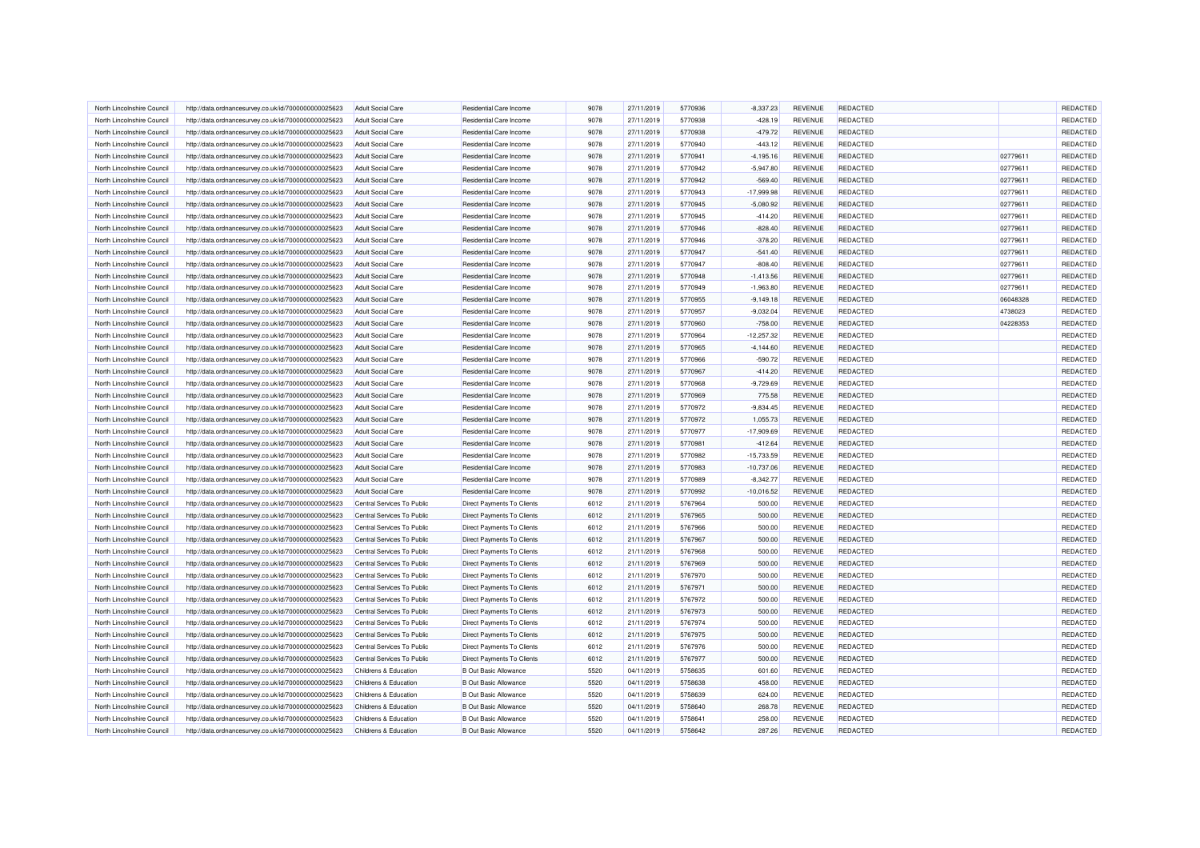| | | | | | | | | | | | | |
|---|---|---|---|---|---|---|---|---|---|---|---|---|
| North Lincolnshire Council | http://data.ordnancesurvey.co.uk/id/7000000000025623 | Adult Social Care | Residential Care Income | 9078 | 27/11/2019 | 5770936 | -8,337.23 | REVENUE | REDACTED | | REDACTED |
| North Lincolnshire Council | http://data.ordnancesurvey.co.uk/id/7000000000025623 | Adult Social Care | Residential Care Income | 9078 | 27/11/2019 | 5770938 | -428.19 | REVENUE | REDACTED | | REDACTED |
| North Lincolnshire Council | http://data.ordnancesurvey.co.uk/id/7000000000025623 | Adult Social Care | Residential Care Income | 9078 | 27/11/2019 | 5770938 | -479.72 | REVENUE | REDACTED | | REDACTED |
| North Lincolnshire Council | http://data.ordnancesurvey.co.uk/id/7000000000025623 | Adult Social Care | Residential Care Income | 9078 | 27/11/2019 | 5770940 | -443.12 | REVENUE | REDACTED | | REDACTED |
| North Lincolnshire Council | http://data.ordnancesurvey.co.uk/id/7000000000025623 | Adult Social Care | Residential Care Income | 9078 | 27/11/2019 | 5770941 | -4,195.16 | REVENUE | REDACTED | 02779611 | REDACTED |
| North Lincolnshire Council | http://data.ordnancesurvey.co.uk/id/7000000000025623 | Adult Social Care | Residential Care Income | 9078 | 27/11/2019 | 5770942 | -5,947.80 | REVENUE | REDACTED | 02779611 | REDACTED |
| North Lincolnshire Council | http://data.ordnancesurvey.co.uk/id/7000000000025623 | Adult Social Care | Residential Care Income | 9078 | 27/11/2019 | 5770942 | -569.40 | REVENUE | REDACTED | 02779611 | REDACTED |
| North Lincolnshire Council | http://data.ordnancesurvey.co.uk/id/7000000000025623 | Adult Social Care | Residential Care Income | 9078 | 27/11/2019 | 5770943 | -17,999.98 | REVENUE | REDACTED | 02779611 | REDACTED |
| North Lincolnshire Council | http://data.ordnancesurvey.co.uk/id/7000000000025623 | Adult Social Care | Residential Care Income | 9078 | 27/11/2019 | 5770945 | -5,080.92 | REVENUE | REDACTED | 02779611 | REDACTED |
| North Lincolnshire Council | http://data.ordnancesurvey.co.uk/id/7000000000025623 | Adult Social Care | Residential Care Income | 9078 | 27/11/2019 | 5770945 | -414.20 | REVENUE | REDACTED | 02779611 | REDACTED |
| North Lincolnshire Council | http://data.ordnancesurvey.co.uk/id/7000000000025623 | Adult Social Care | Residential Care Income | 9078 | 27/11/2019 | 5770946 | -828.40 | REVENUE | REDACTED | 02779611 | REDACTED |
| North Lincolnshire Council | http://data.ordnancesurvey.co.uk/id/7000000000025623 | Adult Social Care | Residential Care Income | 9078 | 27/11/2019 | 5770946 | -378.20 | REVENUE | REDACTED | 02779611 | REDACTED |
| North Lincolnshire Council | http://data.ordnancesurvey.co.uk/id/7000000000025623 | Adult Social Care | Residential Care Income | 9078 | 27/11/2019 | 5770947 | -541.40 | REVENUE | REDACTED | 02779611 | REDACTED |
| North Lincolnshire Council | http://data.ordnancesurvey.co.uk/id/7000000000025623 | Adult Social Care | Residential Care Income | 9078 | 27/11/2019 | 5770947 | -808.40 | REVENUE | REDACTED | 02779611 | REDACTED |
| North Lincolnshire Council | http://data.ordnancesurvey.co.uk/id/7000000000025623 | Adult Social Care | Residential Care Income | 9078 | 27/11/2019 | 5770948 | -1,413.56 | REVENUE | REDACTED | 02779611 | REDACTED |
| North Lincolnshire Council | http://data.ordnancesurvey.co.uk/id/7000000000025623 | Adult Social Care | Residential Care Income | 9078 | 27/11/2019 | 5770949 | -1,963.80 | REVENUE | REDACTED | 02779611 | REDACTED |
| North Lincolnshire Council | http://data.ordnancesurvey.co.uk/id/7000000000025623 | Adult Social Care | Residential Care Income | 9078 | 27/11/2019 | 5770955 | -9,149.18 | REVENUE | REDACTED | 06048328 | REDACTED |
| North Lincolnshire Council | http://data.ordnancesurvey.co.uk/id/7000000000025623 | Adult Social Care | Residential Care Income | 9078 | 27/11/2019 | 5770957 | -9,032.04 | REVENUE | REDACTED | 4738023 | REDACTED |
| North Lincolnshire Council | http://data.ordnancesurvey.co.uk/id/7000000000025623 | Adult Social Care | Residential Care Income | 9078 | 27/11/2019 | 5770960 | -758.00 | REVENUE | REDACTED | 04228353 | REDACTED |
| North Lincolnshire Council | http://data.ordnancesurvey.co.uk/id/7000000000025623 | Adult Social Care | Residential Care Income | 9078 | 27/11/2019 | 5770964 | -12,257.32 | REVENUE | REDACTED | | REDACTED |
| North Lincolnshire Council | http://data.ordnancesurvey.co.uk/id/7000000000025623 | Adult Social Care | Residential Care Income | 9078 | 27/11/2019 | 5770965 | -4,144.60 | REVENUE | REDACTED | | REDACTED |
| North Lincolnshire Council | http://data.ordnancesurvey.co.uk/id/7000000000025623 | Adult Social Care | Residential Care Income | 9078 | 27/11/2019 | 5770966 | -590.72 | REVENUE | REDACTED | | REDACTED |
| North Lincolnshire Council | http://data.ordnancesurvey.co.uk/id/7000000000025623 | Adult Social Care | Residential Care Income | 9078 | 27/11/2019 | 5770967 | -414.20 | REVENUE | REDACTED | | REDACTED |
| North Lincolnshire Council | http://data.ordnancesurvey.co.uk/id/7000000000025623 | Adult Social Care | Residential Care Income | 9078 | 27/11/2019 | 5770968 | -9,729.69 | REVENUE | REDACTED | | REDACTED |
| North Lincolnshire Council | http://data.ordnancesurvey.co.uk/id/7000000000025623 | Adult Social Care | Residential Care Income | 9078 | 27/11/2019 | 5770969 | 775.58 | REVENUE | REDACTED | | REDACTED |
| North Lincolnshire Council | http://data.ordnancesurvey.co.uk/id/7000000000025623 | Adult Social Care | Residential Care Income | 9078 | 27/11/2019 | 5770972 | -9,834.45 | REVENUE | REDACTED | | REDACTED |
| North Lincolnshire Council | http://data.ordnancesurvey.co.uk/id/7000000000025623 | Adult Social Care | Residential Care Income | 9078 | 27/11/2019 | 5770972 | 1,055.73 | REVENUE | REDACTED | | REDACTED |
| North Lincolnshire Council | http://data.ordnancesurvey.co.uk/id/7000000000025623 | Adult Social Care | Residential Care Income | 9078 | 27/11/2019 | 5770977 | -17,909.69 | REVENUE | REDACTED | | REDACTED |
| North Lincolnshire Council | http://data.ordnancesurvey.co.uk/id/7000000000025623 | Adult Social Care | Residential Care Income | 9078 | 27/11/2019 | 5770981 | -412.64 | REVENUE | REDACTED | | REDACTED |
| North Lincolnshire Council | http://data.ordnancesurvey.co.uk/id/7000000000025623 | Adult Social Care | Residential Care Income | 9078 | 27/11/2019 | 5770982 | -15,733.59 | REVENUE | REDACTED | | REDACTED |
| North Lincolnshire Council | http://data.ordnancesurvey.co.uk/id/7000000000025623 | Adult Social Care | Residential Care Income | 9078 | 27/11/2019 | 5770983 | -10,737.06 | REVENUE | REDACTED | | REDACTED |
| North Lincolnshire Council | http://data.ordnancesurvey.co.uk/id/7000000000025623 | Adult Social Care | Residential Care Income | 9078 | 27/11/2019 | 5770989 | -8,342.77 | REVENUE | REDACTED | | REDACTED |
| North Lincolnshire Council | http://data.ordnancesurvey.co.uk/id/7000000000025623 | Adult Social Care | Residential Care Income | 9078 | 27/11/2019 | 5770992 | -10,016.52 | REVENUE | REDACTED | | REDACTED |
| North Lincolnshire Council | http://data.ordnancesurvey.co.uk/id/7000000000025623 | Central Services To Public | Direct Payments To Clients | 6012 | 21/11/2019 | 5767964 | 500.00 | REVENUE | REDACTED | | REDACTED |
| North Lincolnshire Council | http://data.ordnancesurvey.co.uk/id/7000000000025623 | Central Services To Public | Direct Payments To Clients | 6012 | 21/11/2019 | 5767965 | 500.00 | REVENUE | REDACTED | | REDACTED |
| North Lincolnshire Council | http://data.ordnancesurvey.co.uk/id/7000000000025623 | Central Services To Public | Direct Payments To Clients | 6012 | 21/11/2019 | 5767966 | 500.00 | REVENUE | REDACTED | | REDACTED |
| North Lincolnshire Council | http://data.ordnancesurvey.co.uk/id/7000000000025623 | Central Services To Public | Direct Payments To Clients | 6012 | 21/11/2019 | 5767967 | 500.00 | REVENUE | REDACTED | | REDACTED |
| North Lincolnshire Council | http://data.ordnancesurvey.co.uk/id/7000000000025623 | Central Services To Public | Direct Payments To Clients | 6012 | 21/11/2019 | 5767968 | 500.00 | REVENUE | REDACTED | | REDACTED |
| North Lincolnshire Council | http://data.ordnancesurvey.co.uk/id/7000000000025623 | Central Services To Public | Direct Payments To Clients | 6012 | 21/11/2019 | 5767969 | 500.00 | REVENUE | REDACTED | | REDACTED |
| North Lincolnshire Council | http://data.ordnancesurvey.co.uk/id/7000000000025623 | Central Services To Public | Direct Payments To Clients | 6012 | 21/11/2019 | 5767970 | 500.00 | REVENUE | REDACTED | | REDACTED |
| North Lincolnshire Council | http://data.ordnancesurvey.co.uk/id/7000000000025623 | Central Services To Public | Direct Payments To Clients | 6012 | 21/11/2019 | 5767971 | 500.00 | REVENUE | REDACTED | | REDACTED |
| North Lincolnshire Council | http://data.ordnancesurvey.co.uk/id/7000000000025623 | Central Services To Public | Direct Payments To Clients | 6012 | 21/11/2019 | 5767972 | 500.00 | REVENUE | REDACTED | | REDACTED |
| North Lincolnshire Council | http://data.ordnancesurvey.co.uk/id/7000000000025623 | Central Services To Public | Direct Payments To Clients | 6012 | 21/11/2019 | 5767973 | 500.00 | REVENUE | REDACTED | | REDACTED |
| North Lincolnshire Council | http://data.ordnancesurvey.co.uk/id/7000000000025623 | Central Services To Public | Direct Payments To Clients | 6012 | 21/11/2019 | 5767974 | 500.00 | REVENUE | REDACTED | | REDACTED |
| North Lincolnshire Council | http://data.ordnancesurvey.co.uk/id/7000000000025623 | Central Services To Public | Direct Payments To Clients | 6012 | 21/11/2019 | 5767975 | 500.00 | REVENUE | REDACTED | | REDACTED |
| North Lincolnshire Council | http://data.ordnancesurvey.co.uk/id/7000000000025623 | Central Services To Public | Direct Payments To Clients | 6012 | 21/11/2019 | 5767976 | 500.00 | REVENUE | REDACTED | | REDACTED |
| North Lincolnshire Council | http://data.ordnancesurvey.co.uk/id/7000000000025623 | Central Services To Public | Direct Payments To Clients | 6012 | 21/11/2019 | 5767977 | 500.00 | REVENUE | REDACTED | | REDACTED |
| North Lincolnshire Council | http://data.ordnancesurvey.co.uk/id/7000000000025623 | Childrens & Education | B Out Basic Allowance | 5520 | 04/11/2019 | 5758635 | 601.60 | REVENUE | REDACTED | | REDACTED |
| North Lincolnshire Council | http://data.ordnancesurvey.co.uk/id/7000000000025623 | Childrens & Education | B Out Basic Allowance | 5520 | 04/11/2019 | 5758638 | 458.00 | REVENUE | REDACTED | | REDACTED |
| North Lincolnshire Council | http://data.ordnancesurvey.co.uk/id/7000000000025623 | Childrens & Education | B Out Basic Allowance | 5520 | 04/11/2019 | 5758639 | 624.00 | REVENUE | REDACTED | | REDACTED |
| North Lincolnshire Council | http://data.ordnancesurvey.co.uk/id/7000000000025623 | Childrens & Education | B Out Basic Allowance | 5520 | 04/11/2019 | 5758640 | 268.78 | REVENUE | REDACTED | | REDACTED |
| North Lincolnshire Council | http://data.ordnancesurvey.co.uk/id/7000000000025623 | Childrens & Education | B Out Basic Allowance | 5520 | 04/11/2019 | 5758641 | 258.00 | REVENUE | REDACTED | | REDACTED |
| North Lincolnshire Council | http://data.ordnancesurvey.co.uk/id/7000000000025623 | Childrens & Education | B Out Basic Allowance | 5520 | 04/11/2019 | 5758642 | 287.26 | REVENUE | REDACTED | | REDACTED |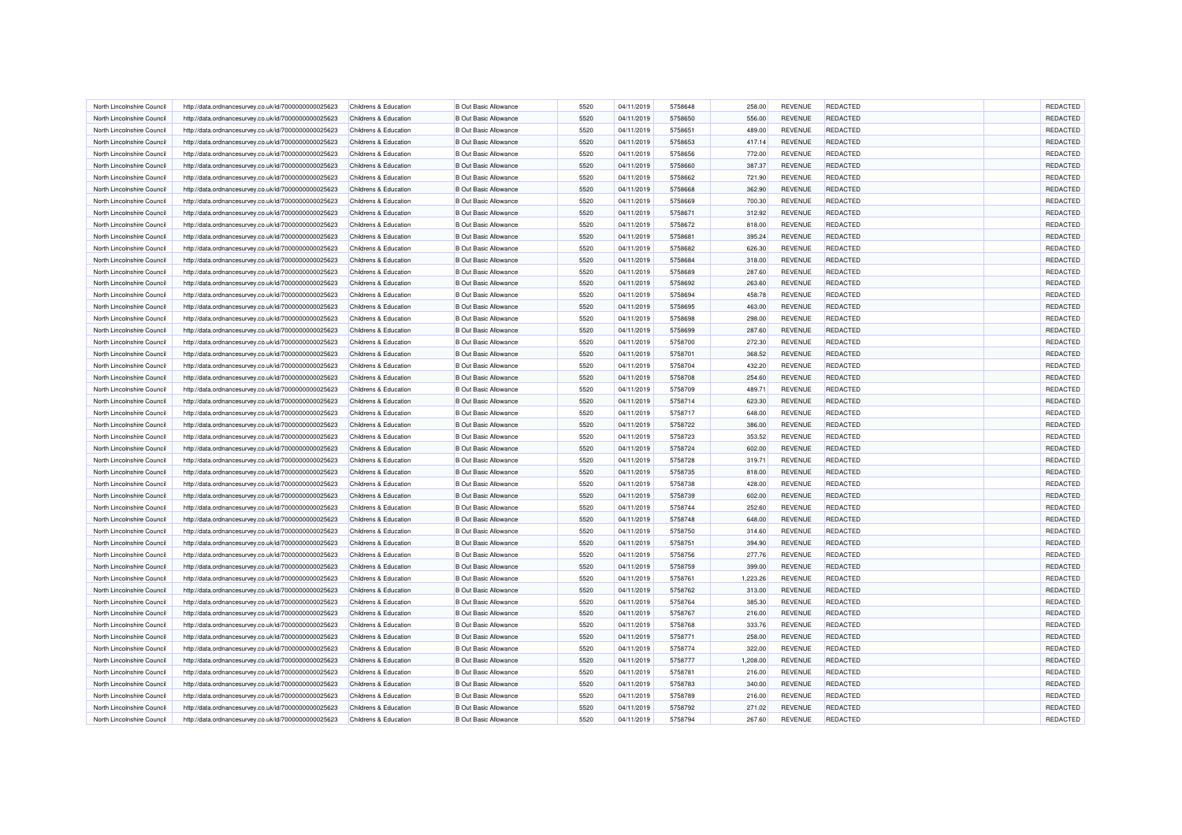| | | | | | | | | | | | |
|---|---|---|---|---|---|---|---|---|---|---|---|
| North Lincolnshire Council | http://data.ordnancesurvey.co.uk/id/7000000000025623 | Childrens & Education | B Out Basic Allowance | 5520 | 04/11/2019 | 5758648 | 258.00 | REVENUE | REDACTED | | REDACTED |
| North Lincolnshire Council | http://data.ordnancesurvey.co.uk/id/7000000000025623 | Childrens & Education | B Out Basic Allowance | 5520 | 04/11/2019 | 5758650 | 556.00 | REVENUE | REDACTED | | REDACTED |
| North Lincolnshire Council | http://data.ordnancesurvey.co.uk/id/7000000000025623 | Childrens & Education | B Out Basic Allowance | 5520 | 04/11/2019 | 5758651 | 489.00 | REVENUE | REDACTED | | REDACTED |
| North Lincolnshire Council | http://data.ordnancesurvey.co.uk/id/7000000000025623 | Childrens & Education | B Out Basic Allowance | 5520 | 04/11/2019 | 5758653 | 417.14 | REVENUE | REDACTED | | REDACTED |
| North Lincolnshire Council | http://data.ordnancesurvey.co.uk/id/7000000000025623 | Childrens & Education | B Out Basic Allowance | 5520 | 04/11/2019 | 5758656 | 772.00 | REVENUE | REDACTED | | REDACTED |
| North Lincolnshire Council | http://data.ordnancesurvey.co.uk/id/7000000000025623 | Childrens & Education | B Out Basic Allowance | 5520 | 04/11/2019 | 5758660 | 387.37 | REVENUE | REDACTED | | REDACTED |
| North Lincolnshire Council | http://data.ordnancesurvey.co.uk/id/7000000000025623 | Childrens & Education | B Out Basic Allowance | 5520 | 04/11/2019 | 5758662 | 721.90 | REVENUE | REDACTED | | REDACTED |
| North Lincolnshire Council | http://data.ordnancesurvey.co.uk/id/7000000000025623 | Childrens & Education | B Out Basic Allowance | 5520 | 04/11/2019 | 5758668 | 362.90 | REVENUE | REDACTED | | REDACTED |
| North Lincolnshire Council | http://data.ordnancesurvey.co.uk/id/7000000000025623 | Childrens & Education | B Out Basic Allowance | 5520 | 04/11/2019 | 5758669 | 700.30 | REVENUE | REDACTED | | REDACTED |
| North Lincolnshire Council | http://data.ordnancesurvey.co.uk/id/7000000000025623 | Childrens & Education | B Out Basic Allowance | 5520 | 04/11/2019 | 5758671 | 312.92 | REVENUE | REDACTED | | REDACTED |
| North Lincolnshire Council | http://data.ordnancesurvey.co.uk/id/7000000000025623 | Childrens & Education | B Out Basic Allowance | 5520 | 04/11/2019 | 5758672 | 818.00 | REVENUE | REDACTED | | REDACTED |
| North Lincolnshire Council | http://data.ordnancesurvey.co.uk/id/7000000000025623 | Childrens & Education | B Out Basic Allowance | 5520 | 04/11/2019 | 5758681 | 395.24 | REVENUE | REDACTED | | REDACTED |
| North Lincolnshire Council | http://data.ordnancesurvey.co.uk/id/7000000000025623 | Childrens & Education | B Out Basic Allowance | 5520 | 04/11/2019 | 5758682 | 626.30 | REVENUE | REDACTED | | REDACTED |
| North Lincolnshire Council | http://data.ordnancesurvey.co.uk/id/7000000000025623 | Childrens & Education | B Out Basic Allowance | 5520 | 04/11/2019 | 5758684 | 318.00 | REVENUE | REDACTED | | REDACTED |
| North Lincolnshire Council | http://data.ordnancesurvey.co.uk/id/7000000000025623 | Childrens & Education | B Out Basic Allowance | 5520 | 04/11/2019 | 5758689 | 287.60 | REVENUE | REDACTED | | REDACTED |
| North Lincolnshire Council | http://data.ordnancesurvey.co.uk/id/7000000000025623 | Childrens & Education | B Out Basic Allowance | 5520 | 04/11/2019 | 5758692 | 263.60 | REVENUE | REDACTED | | REDACTED |
| North Lincolnshire Council | http://data.ordnancesurvey.co.uk/id/7000000000025623 | Childrens & Education | B Out Basic Allowance | 5520 | 04/11/2019 | 5758694 | 458.78 | REVENUE | REDACTED | | REDACTED |
| North Lincolnshire Council | http://data.ordnancesurvey.co.uk/id/7000000000025623 | Childrens & Education | B Out Basic Allowance | 5520 | 04/11/2019 | 5758695 | 463.00 | REVENUE | REDACTED | | REDACTED |
| North Lincolnshire Council | http://data.ordnancesurvey.co.uk/id/7000000000025623 | Childrens & Education | B Out Basic Allowance | 5520 | 04/11/2019 | 5758698 | 298.00 | REVENUE | REDACTED | | REDACTED |
| North Lincolnshire Council | http://data.ordnancesurvey.co.uk/id/7000000000025623 | Childrens & Education | B Out Basic Allowance | 5520 | 04/11/2019 | 5758699 | 287.60 | REVENUE | REDACTED | | REDACTED |
| North Lincolnshire Council | http://data.ordnancesurvey.co.uk/id/7000000000025623 | Childrens & Education | B Out Basic Allowance | 5520 | 04/11/2019 | 5758700 | 272.30 | REVENUE | REDACTED | | REDACTED |
| North Lincolnshire Council | http://data.ordnancesurvey.co.uk/id/7000000000025623 | Childrens & Education | B Out Basic Allowance | 5520 | 04/11/2019 | 5758701 | 368.52 | REVENUE | REDACTED | | REDACTED |
| North Lincolnshire Council | http://data.ordnancesurvey.co.uk/id/7000000000025623 | Childrens & Education | B Out Basic Allowance | 5520 | 04/11/2019 | 5758704 | 432.20 | REVENUE | REDACTED | | REDACTED |
| North Lincolnshire Council | http://data.ordnancesurvey.co.uk/id/7000000000025623 | Childrens & Education | B Out Basic Allowance | 5520 | 04/11/2019 | 5758708 | 254.60 | REVENUE | REDACTED | | REDACTED |
| North Lincolnshire Council | http://data.ordnancesurvey.co.uk/id/7000000000025623 | Childrens & Education | B Out Basic Allowance | 5520 | 04/11/2019 | 5758709 | 489.71 | REVENUE | REDACTED | | REDACTED |
| North Lincolnshire Council | http://data.ordnancesurvey.co.uk/id/7000000000025623 | Childrens & Education | B Out Basic Allowance | 5520 | 04/11/2019 | 5758714 | 623.30 | REVENUE | REDACTED | | REDACTED |
| North Lincolnshire Council | http://data.ordnancesurvey.co.uk/id/7000000000025623 | Childrens & Education | B Out Basic Allowance | 5520 | 04/11/2019 | 5758717 | 648.00 | REVENUE | REDACTED | | REDACTED |
| North Lincolnshire Council | http://data.ordnancesurvey.co.uk/id/7000000000025623 | Childrens & Education | B Out Basic Allowance | 5520 | 04/11/2019 | 5758722 | 386.00 | REVENUE | REDACTED | | REDACTED |
| North Lincolnshire Council | http://data.ordnancesurvey.co.uk/id/7000000000025623 | Childrens & Education | B Out Basic Allowance | 5520 | 04/11/2019 | 5758723 | 353.52 | REVENUE | REDACTED | | REDACTED |
| North Lincolnshire Council | http://data.ordnancesurvey.co.uk/id/7000000000025623 | Childrens & Education | B Out Basic Allowance | 5520 | 04/11/2019 | 5758724 | 602.00 | REVENUE | REDACTED | | REDACTED |
| North Lincolnshire Council | http://data.ordnancesurvey.co.uk/id/7000000000025623 | Childrens & Education | B Out Basic Allowance | 5520 | 04/11/2019 | 5758728 | 319.71 | REVENUE | REDACTED | | REDACTED |
| North Lincolnshire Council | http://data.ordnancesurvey.co.uk/id/7000000000025623 | Childrens & Education | B Out Basic Allowance | 5520 | 04/11/2019 | 5758735 | 818.00 | REVENUE | REDACTED | | REDACTED |
| North Lincolnshire Council | http://data.ordnancesurvey.co.uk/id/7000000000025623 | Childrens & Education | B Out Basic Allowance | 5520 | 04/11/2019 | 5758738 | 428.00 | REVENUE | REDACTED | | REDACTED |
| North Lincolnshire Council | http://data.ordnancesurvey.co.uk/id/7000000000025623 | Childrens & Education | B Out Basic Allowance | 5520 | 04/11/2019 | 5758739 | 602.00 | REVENUE | REDACTED | | REDACTED |
| North Lincolnshire Council | http://data.ordnancesurvey.co.uk/id/7000000000025623 | Childrens & Education | B Out Basic Allowance | 5520 | 04/11/2019 | 5758744 | 252.60 | REVENUE | REDACTED | | REDACTED |
| North Lincolnshire Council | http://data.ordnancesurvey.co.uk/id/7000000000025623 | Childrens & Education | B Out Basic Allowance | 5520 | 04/11/2019 | 5758748 | 648.00 | REVENUE | REDACTED | | REDACTED |
| North Lincolnshire Council | http://data.ordnancesurvey.co.uk/id/7000000000025623 | Childrens & Education | B Out Basic Allowance | 5520 | 04/11/2019 | 5758750 | 314.60 | REVENUE | REDACTED | | REDACTED |
| North Lincolnshire Council | http://data.ordnancesurvey.co.uk/id/7000000000025623 | Childrens & Education | B Out Basic Allowance | 5520 | 04/11/2019 | 5758751 | 394.90 | REVENUE | REDACTED | | REDACTED |
| North Lincolnshire Council | http://data.ordnancesurvey.co.uk/id/7000000000025623 | Childrens & Education | B Out Basic Allowance | 5520 | 04/11/2019 | 5758756 | 277.76 | REVENUE | REDACTED | | REDACTED |
| North Lincolnshire Council | http://data.ordnancesurvey.co.uk/id/7000000000025623 | Childrens & Education | B Out Basic Allowance | 5520 | 04/11/2019 | 5758759 | 399.00 | REVENUE | REDACTED | | REDACTED |
| North Lincolnshire Council | http://data.ordnancesurvey.co.uk/id/7000000000025623 | Childrens & Education | B Out Basic Allowance | 5520 | 04/11/2019 | 5758761 | 1,223.26 | REVENUE | REDACTED | | REDACTED |
| North Lincolnshire Council | http://data.ordnancesurvey.co.uk/id/7000000000025623 | Childrens & Education | B Out Basic Allowance | 5520 | 04/11/2019 | 5758762 | 313.00 | REVENUE | REDACTED | | REDACTED |
| North Lincolnshire Council | http://data.ordnancesurvey.co.uk/id/7000000000025623 | Childrens & Education | B Out Basic Allowance | 5520 | 04/11/2019 | 5758764 | 385.30 | REVENUE | REDACTED | | REDACTED |
| North Lincolnshire Council | http://data.ordnancesurvey.co.uk/id/7000000000025623 | Childrens & Education | B Out Basic Allowance | 5520 | 04/11/2019 | 5758767 | 216.00 | REVENUE | REDACTED | | REDACTED |
| North Lincolnshire Council | http://data.ordnancesurvey.co.uk/id/7000000000025623 | Childrens & Education | B Out Basic Allowance | 5520 | 04/11/2019 | 5758768 | 333.76 | REVENUE | REDACTED | | REDACTED |
| North Lincolnshire Council | http://data.ordnancesurvey.co.uk/id/7000000000025623 | Childrens & Education | B Out Basic Allowance | 5520 | 04/11/2019 | 5758771 | 258.00 | REVENUE | REDACTED | | REDACTED |
| North Lincolnshire Council | http://data.ordnancesurvey.co.uk/id/7000000000025623 | Childrens & Education | B Out Basic Allowance | 5520 | 04/11/2019 | 5758774 | 322.00 | REVENUE | REDACTED | | REDACTED |
| North Lincolnshire Council | http://data.ordnancesurvey.co.uk/id/7000000000025623 | Childrens & Education | B Out Basic Allowance | 5520 | 04/11/2019 | 5758777 | 1,208.00 | REVENUE | REDACTED | | REDACTED |
| North Lincolnshire Council | http://data.ordnancesurvey.co.uk/id/7000000000025623 | Childrens & Education | B Out Basic Allowance | 5520 | 04/11/2019 | 5758781 | 216.00 | REVENUE | REDACTED | | REDACTED |
| North Lincolnshire Council | http://data.ordnancesurvey.co.uk/id/7000000000025623 | Childrens & Education | B Out Basic Allowance | 5520 | 04/11/2019 | 5758783 | 340.00 | REVENUE | REDACTED | | REDACTED |
| North Lincolnshire Council | http://data.ordnancesurvey.co.uk/id/7000000000025623 | Childrens & Education | B Out Basic Allowance | 5520 | 04/11/2019 | 5758789 | 216.00 | REVENUE | REDACTED | | REDACTED |
| North Lincolnshire Council | http://data.ordnancesurvey.co.uk/id/7000000000025623 | Childrens & Education | B Out Basic Allowance | 5520 | 04/11/2019 | 5758792 | 271.02 | REVENUE | REDACTED | | REDACTED |
| North Lincolnshire Council | http://data.ordnancesurvey.co.uk/id/7000000000025623 | Childrens & Education | B Out Basic Allowance | 5520 | 04/11/2019 | 5758794 | 267.60 | REVENUE | REDACTED | | REDACTED |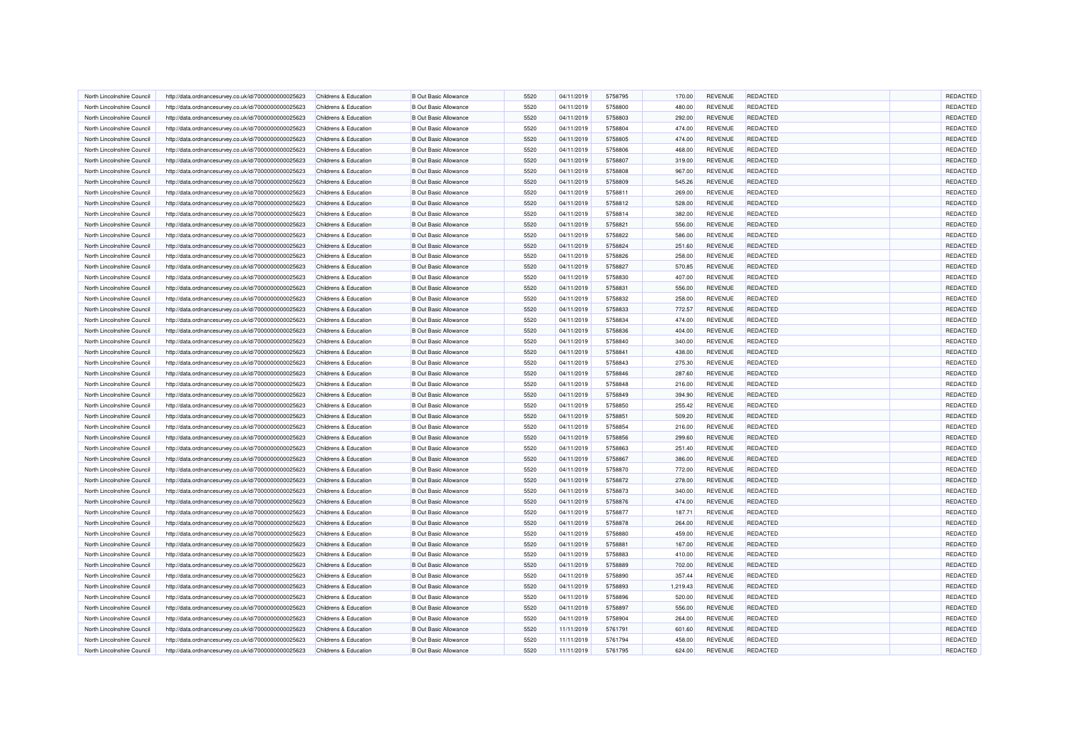| | | | | | | | | | | | |
|---|---|---|---|---|---|---|---|---|---|---|---|
| North Lincolnshire Council | http://data.ordnancesurvey.co.uk/id/7000000000025623 | Childrens & Education | B Out Basic Allowance | 5520 | 04/11/2019 | 5758795 | 170.00 | REVENUE | REDACTED | | REDACTED |
| North Lincolnshire Council | http://data.ordnancesurvey.co.uk/id/7000000000025623 | Childrens & Education | B Out Basic Allowance | 5520 | 04/11/2019 | 5758800 | 480.00 | REVENUE | REDACTED | | REDACTED |
| North Lincolnshire Council | http://data.ordnancesurvey.co.uk/id/7000000000025623 | Childrens & Education | B Out Basic Allowance | 5520 | 04/11/2019 | 5758803 | 292.00 | REVENUE | REDACTED | | REDACTED |
| North Lincolnshire Council | http://data.ordnancesurvey.co.uk/id/7000000000025623 | Childrens & Education | B Out Basic Allowance | 5520 | 04/11/2019 | 5758804 | 474.00 | REVENUE | REDACTED | | REDACTED |
| North Lincolnshire Council | http://data.ordnancesurvey.co.uk/id/7000000000025623 | Childrens & Education | B Out Basic Allowance | 5520 | 04/11/2019 | 5758805 | 474.00 | REVENUE | REDACTED | | REDACTED |
| North Lincolnshire Council | http://data.ordnancesurvey.co.uk/id/7000000000025623 | Childrens & Education | B Out Basic Allowance | 5520 | 04/11/2019 | 5758806 | 468.00 | REVENUE | REDACTED | | REDACTED |
| North Lincolnshire Council | http://data.ordnancesurvey.co.uk/id/7000000000025623 | Childrens & Education | B Out Basic Allowance | 5520 | 04/11/2019 | 5758807 | 319.00 | REVENUE | REDACTED | | REDACTED |
| North Lincolnshire Council | http://data.ordnancesurvey.co.uk/id/7000000000025623 | Childrens & Education | B Out Basic Allowance | 5520 | 04/11/2019 | 5758808 | 967.00 | REVENUE | REDACTED | | REDACTED |
| North Lincolnshire Council | http://data.ordnancesurvey.co.uk/id/7000000000025623 | Childrens & Education | B Out Basic Allowance | 5520 | 04/11/2019 | 5758809 | 545.26 | REVENUE | REDACTED | | REDACTED |
| North Lincolnshire Council | http://data.ordnancesurvey.co.uk/id/7000000000025623 | Childrens & Education | B Out Basic Allowance | 5520 | 04/11/2019 | 5758811 | 269.00 | REVENUE | REDACTED | | REDACTED |
| North Lincolnshire Council | http://data.ordnancesurvey.co.uk/id/7000000000025623 | Childrens & Education | B Out Basic Allowance | 5520 | 04/11/2019 | 5758812 | 528.00 | REVENUE | REDACTED | | REDACTED |
| North Lincolnshire Council | http://data.ordnancesurvey.co.uk/id/7000000000025623 | Childrens & Education | B Out Basic Allowance | 5520 | 04/11/2019 | 5758814 | 382.00 | REVENUE | REDACTED | | REDACTED |
| North Lincolnshire Council | http://data.ordnancesurvey.co.uk/id/7000000000025623 | Childrens & Education | B Out Basic Allowance | 5520 | 04/11/2019 | 5758821 | 556.00 | REVENUE | REDACTED | | REDACTED |
| North Lincolnshire Council | http://data.ordnancesurvey.co.uk/id/7000000000025623 | Childrens & Education | B Out Basic Allowance | 5520 | 04/11/2019 | 5758822 | 586.00 | REVENUE | REDACTED | | REDACTED |
| North Lincolnshire Council | http://data.ordnancesurvey.co.uk/id/7000000000025623 | Childrens & Education | B Out Basic Allowance | 5520 | 04/11/2019 | 5758824 | 251.60 | REVENUE | REDACTED | | REDACTED |
| North Lincolnshire Council | http://data.ordnancesurvey.co.uk/id/7000000000025623 | Childrens & Education | B Out Basic Allowance | 5520 | 04/11/2019 | 5758826 | 258.00 | REVENUE | REDACTED | | REDACTED |
| North Lincolnshire Council | http://data.ordnancesurvey.co.uk/id/7000000000025623 | Childrens & Education | B Out Basic Allowance | 5520 | 04/11/2019 | 5758827 | 570.85 | REVENUE | REDACTED | | REDACTED |
| North Lincolnshire Council | http://data.ordnancesurvey.co.uk/id/7000000000025623 | Childrens & Education | B Out Basic Allowance | 5520 | 04/11/2019 | 5758830 | 407.00 | REVENUE | REDACTED | | REDACTED |
| North Lincolnshire Council | http://data.ordnancesurvey.co.uk/id/7000000000025623 | Childrens & Education | B Out Basic Allowance | 5520 | 04/11/2019 | 5758831 | 556.00 | REVENUE | REDACTED | | REDACTED |
| North Lincolnshire Council | http://data.ordnancesurvey.co.uk/id/7000000000025623 | Childrens & Education | B Out Basic Allowance | 5520 | 04/11/2019 | 5758832 | 258.00 | REVENUE | REDACTED | | REDACTED |
| North Lincolnshire Council | http://data.ordnancesurvey.co.uk/id/7000000000025623 | Childrens & Education | B Out Basic Allowance | 5520 | 04/11/2019 | 5758833 | 772.57 | REVENUE | REDACTED | | REDACTED |
| North Lincolnshire Council | http://data.ordnancesurvey.co.uk/id/7000000000025623 | Childrens & Education | B Out Basic Allowance | 5520 | 04/11/2019 | 5758834 | 474.00 | REVENUE | REDACTED | | REDACTED |
| North Lincolnshire Council | http://data.ordnancesurvey.co.uk/id/7000000000025623 | Childrens & Education | B Out Basic Allowance | 5520 | 04/11/2019 | 5758836 | 404.00 | REVENUE | REDACTED | | REDACTED |
| North Lincolnshire Council | http://data.ordnancesurvey.co.uk/id/7000000000025623 | Childrens & Education | B Out Basic Allowance | 5520 | 04/11/2019 | 5758840 | 340.00 | REVENUE | REDACTED | | REDACTED |
| North Lincolnshire Council | http://data.ordnancesurvey.co.uk/id/7000000000025623 | Childrens & Education | B Out Basic Allowance | 5520 | 04/11/2019 | 5758841 | 438.00 | REVENUE | REDACTED | | REDACTED |
| North Lincolnshire Council | http://data.ordnancesurvey.co.uk/id/7000000000025623 | Childrens & Education | B Out Basic Allowance | 5520 | 04/11/2019 | 5758843 | 275.30 | REVENUE | REDACTED | | REDACTED |
| North Lincolnshire Council | http://data.ordnancesurvey.co.uk/id/7000000000025623 | Childrens & Education | B Out Basic Allowance | 5520 | 04/11/2019 | 5758846 | 287.60 | REVENUE | REDACTED | | REDACTED |
| North Lincolnshire Council | http://data.ordnancesurvey.co.uk/id/7000000000025623 | Childrens & Education | B Out Basic Allowance | 5520 | 04/11/2019 | 5758848 | 216.00 | REVENUE | REDACTED | | REDACTED |
| North Lincolnshire Council | http://data.ordnancesurvey.co.uk/id/7000000000025623 | Childrens & Education | B Out Basic Allowance | 5520 | 04/11/2019 | 5758849 | 394.90 | REVENUE | REDACTED | | REDACTED |
| North Lincolnshire Council | http://data.ordnancesurvey.co.uk/id/7000000000025623 | Childrens & Education | B Out Basic Allowance | 5520 | 04/11/2019 | 5758850 | 255.42 | REVENUE | REDACTED | | REDACTED |
| North Lincolnshire Council | http://data.ordnancesurvey.co.uk/id/7000000000025623 | Childrens & Education | B Out Basic Allowance | 5520 | 04/11/2019 | 5758851 | 509.20 | REVENUE | REDACTED | | REDACTED |
| North Lincolnshire Council | http://data.ordnancesurvey.co.uk/id/7000000000025623 | Childrens & Education | B Out Basic Allowance | 5520 | 04/11/2019 | 5758854 | 216.00 | REVENUE | REDACTED | | REDACTED |
| North Lincolnshire Council | http://data.ordnancesurvey.co.uk/id/7000000000025623 | Childrens & Education | B Out Basic Allowance | 5520 | 04/11/2019 | 5758856 | 299.60 | REVENUE | REDACTED | | REDACTED |
| North Lincolnshire Council | http://data.ordnancesurvey.co.uk/id/7000000000025623 | Childrens & Education | B Out Basic Allowance | 5520 | 04/11/2019 | 5758863 | 251.40 | REVENUE | REDACTED | | REDACTED |
| North Lincolnshire Council | http://data.ordnancesurvey.co.uk/id/7000000000025623 | Childrens & Education | B Out Basic Allowance | 5520 | 04/11/2019 | 5758867 | 386.00 | REVENUE | REDACTED | | REDACTED |
| North Lincolnshire Council | http://data.ordnancesurvey.co.uk/id/7000000000025623 | Childrens & Education | B Out Basic Allowance | 5520 | 04/11/2019 | 5758870 | 772.00 | REVENUE | REDACTED | | REDACTED |
| North Lincolnshire Council | http://data.ordnancesurvey.co.uk/id/7000000000025623 | Childrens & Education | B Out Basic Allowance | 5520 | 04/11/2019 | 5758872 | 278.00 | REVENUE | REDACTED | | REDACTED |
| North Lincolnshire Council | http://data.ordnancesurvey.co.uk/id/7000000000025623 | Childrens & Education | B Out Basic Allowance | 5520 | 04/11/2019 | 5758873 | 340.00 | REVENUE | REDACTED | | REDACTED |
| North Lincolnshire Council | http://data.ordnancesurvey.co.uk/id/7000000000025623 | Childrens & Education | B Out Basic Allowance | 5520 | 04/11/2019 | 5758876 | 474.00 | REVENUE | REDACTED | | REDACTED |
| North Lincolnshire Council | http://data.ordnancesurvey.co.uk/id/7000000000025623 | Childrens & Education | B Out Basic Allowance | 5520 | 04/11/2019 | 5758877 | 187.71 | REVENUE | REDACTED | | REDACTED |
| North Lincolnshire Council | http://data.ordnancesurvey.co.uk/id/7000000000025623 | Childrens & Education | B Out Basic Allowance | 5520 | 04/11/2019 | 5758878 | 264.00 | REVENUE | REDACTED | | REDACTED |
| North Lincolnshire Council | http://data.ordnancesurvey.co.uk/id/7000000000025623 | Childrens & Education | B Out Basic Allowance | 5520 | 04/11/2019 | 5758880 | 459.00 | REVENUE | REDACTED | | REDACTED |
| North Lincolnshire Council | http://data.ordnancesurvey.co.uk/id/7000000000025623 | Childrens & Education | B Out Basic Allowance | 5520 | 04/11/2019 | 5758881 | 167.00 | REVENUE | REDACTED | | REDACTED |
| North Lincolnshire Council | http://data.ordnancesurvey.co.uk/id/7000000000025623 | Childrens & Education | B Out Basic Allowance | 5520 | 04/11/2019 | 5758883 | 410.00 | REVENUE | REDACTED | | REDACTED |
| North Lincolnshire Council | http://data.ordnancesurvey.co.uk/id/7000000000025623 | Childrens & Education | B Out Basic Allowance | 5520 | 04/11/2019 | 5758889 | 702.00 | REVENUE | REDACTED | | REDACTED |
| North Lincolnshire Council | http://data.ordnancesurvey.co.uk/id/7000000000025623 | Childrens & Education | B Out Basic Allowance | 5520 | 04/11/2019 | 5758890 | 357.44 | REVENUE | REDACTED | | REDACTED |
| North Lincolnshire Council | http://data.ordnancesurvey.co.uk/id/7000000000025623 | Childrens & Education | B Out Basic Allowance | 5520 | 04/11/2019 | 5758893 | 1,219.43 | REVENUE | REDACTED | | REDACTED |
| North Lincolnshire Council | http://data.ordnancesurvey.co.uk/id/7000000000025623 | Childrens & Education | B Out Basic Allowance | 5520 | 04/11/2019 | 5758896 | 520.00 | REVENUE | REDACTED | | REDACTED |
| North Lincolnshire Council | http://data.ordnancesurvey.co.uk/id/7000000000025623 | Childrens & Education | B Out Basic Allowance | 5520 | 04/11/2019 | 5758897 | 556.00 | REVENUE | REDACTED | | REDACTED |
| North Lincolnshire Council | http://data.ordnancesurvey.co.uk/id/7000000000025623 | Childrens & Education | B Out Basic Allowance | 5520 | 04/11/2019 | 5758904 | 264.00 | REVENUE | REDACTED | | REDACTED |
| North Lincolnshire Council | http://data.ordnancesurvey.co.uk/id/7000000000025623 | Childrens & Education | B Out Basic Allowance | 5520 | 11/11/2019 | 5761791 | 601.60 | REVENUE | REDACTED | | REDACTED |
| North Lincolnshire Council | http://data.ordnancesurvey.co.uk/id/7000000000025623 | Childrens & Education | B Out Basic Allowance | 5520 | 11/11/2019 | 5761794 | 458.00 | REVENUE | REDACTED | | REDACTED |
| North Lincolnshire Council | http://data.ordnancesurvey.co.uk/id/7000000000025623 | Childrens & Education | B Out Basic Allowance | 5520 | 11/11/2019 | 5761795 | 624.00 | REVENUE | REDACTED | | REDACTED |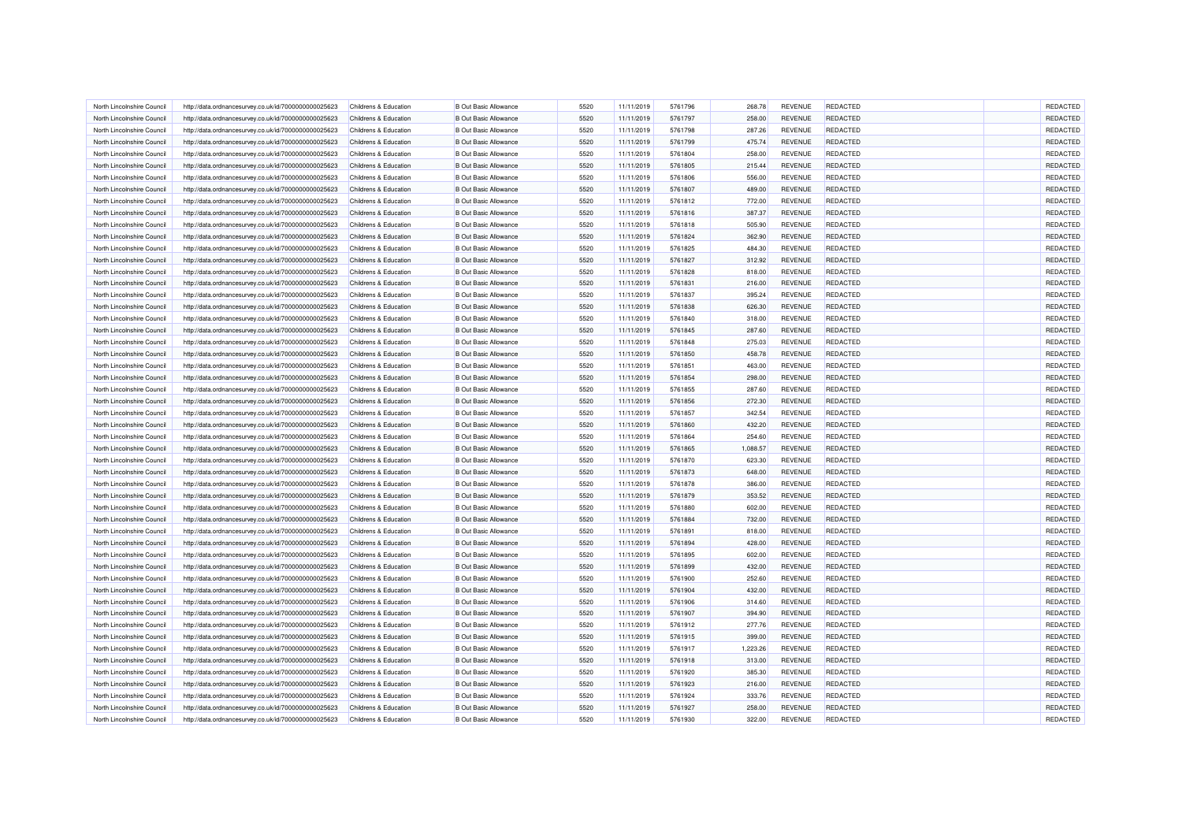| North Lincolnshire Council | http://data.ordnancesurvey.co.uk/id/7000000000025623 | Childrens & Education | B Out Basic Allowance | 5520 | 11/11/2019 | 5761796 | 268.78 | REVENUE | REDACTED | | REDACTED |
|---|---|---|---|---|---|---|---|---|---|---|---|
| North Lincolnshire Council | http://data.ordnancesurvey.co.uk/id/7000000000025623 | Childrens & Education | B Out Basic Allowance | 5520 | 11/11/2019 | 5761797 | 258.00 | REVENUE | REDACTED | | REDACTED |
| North Lincolnshire Council | http://data.ordnancesurvey.co.uk/id/7000000000025623 | Childrens & Education | B Out Basic Allowance | 5520 | 11/11/2019 | 5761798 | 287.26 | REVENUE | REDACTED | | REDACTED |
| North Lincolnshire Council | http://data.ordnancesurvey.co.uk/id/7000000000025623 | Childrens & Education | B Out Basic Allowance | 5520 | 11/11/2019 | 5761799 | 475.74 | REVENUE | REDACTED | | REDACTED |
| North Lincolnshire Council | http://data.ordnancesurvey.co.uk/id/7000000000025623 | Childrens & Education | B Out Basic Allowance | 5520 | 11/11/2019 | 5761804 | 258.00 | REVENUE | REDACTED | | REDACTED |
| North Lincolnshire Council | http://data.ordnancesurvey.co.uk/id/7000000000025623 | Childrens & Education | B Out Basic Allowance | 5520 | 11/11/2019 | 5761805 | 215.44 | REVENUE | REDACTED | | REDACTED |
| North Lincolnshire Council | http://data.ordnancesurvey.co.uk/id/7000000000025623 | Childrens & Education | B Out Basic Allowance | 5520 | 11/11/2019 | 5761806 | 556.00 | REVENUE | REDACTED | | REDACTED |
| North Lincolnshire Council | http://data.ordnancesurvey.co.uk/id/7000000000025623 | Childrens & Education | B Out Basic Allowance | 5520 | 11/11/2019 | 5761807 | 489.00 | REVENUE | REDACTED | | REDACTED |
| North Lincolnshire Council | http://data.ordnancesurvey.co.uk/id/7000000000025623 | Childrens & Education | B Out Basic Allowance | 5520 | 11/11/2019 | 5761812 | 772.00 | REVENUE | REDACTED | | REDACTED |
| North Lincolnshire Council | http://data.ordnancesurvey.co.uk/id/7000000000025623 | Childrens & Education | B Out Basic Allowance | 5520 | 11/11/2019 | 5761816 | 387.37 | REVENUE | REDACTED | | REDACTED |
| North Lincolnshire Council | http://data.ordnancesurvey.co.uk/id/7000000000025623 | Childrens & Education | B Out Basic Allowance | 5520 | 11/11/2019 | 5761818 | 505.90 | REVENUE | REDACTED | | REDACTED |
| North Lincolnshire Council | http://data.ordnancesurvey.co.uk/id/7000000000025623 | Childrens & Education | B Out Basic Allowance | 5520 | 11/11/2019 | 5761824 | 362.90 | REVENUE | REDACTED | | REDACTED |
| North Lincolnshire Council | http://data.ordnancesurvey.co.uk/id/7000000000025623 | Childrens & Education | B Out Basic Allowance | 5520 | 11/11/2019 | 5761825 | 484.30 | REVENUE | REDACTED | | REDACTED |
| North Lincolnshire Council | http://data.ordnancesurvey.co.uk/id/7000000000025623 | Childrens & Education | B Out Basic Allowance | 5520 | 11/11/2019 | 5761827 | 312.92 | REVENUE | REDACTED | | REDACTED |
| North Lincolnshire Council | http://data.ordnancesurvey.co.uk/id/7000000000025623 | Childrens & Education | B Out Basic Allowance | 5520 | 11/11/2019 | 5761828 | 818.00 | REVENUE | REDACTED | | REDACTED |
| North Lincolnshire Council | http://data.ordnancesurvey.co.uk/id/7000000000025623 | Childrens & Education | B Out Basic Allowance | 5520 | 11/11/2019 | 5761831 | 216.00 | REVENUE | REDACTED | | REDACTED |
| North Lincolnshire Council | http://data.ordnancesurvey.co.uk/id/7000000000025623 | Childrens & Education | B Out Basic Allowance | 5520 | 11/11/2019 | 5761837 | 395.24 | REVENUE | REDACTED | | REDACTED |
| North Lincolnshire Council | http://data.ordnancesurvey.co.uk/id/7000000000025623 | Childrens & Education | B Out Basic Allowance | 5520 | 11/11/2019 | 5761838 | 626.30 | REVENUE | REDACTED | | REDACTED |
| North Lincolnshire Council | http://data.ordnancesurvey.co.uk/id/7000000000025623 | Childrens & Education | B Out Basic Allowance | 5520 | 11/11/2019 | 5761840 | 318.00 | REVENUE | REDACTED | | REDACTED |
| North Lincolnshire Council | http://data.ordnancesurvey.co.uk/id/7000000000025623 | Childrens & Education | B Out Basic Allowance | 5520 | 11/11/2019 | 5761845 | 287.60 | REVENUE | REDACTED | | REDACTED |
| North Lincolnshire Council | http://data.ordnancesurvey.co.uk/id/7000000000025623 | Childrens & Education | B Out Basic Allowance | 5520 | 11/11/2019 | 5761848 | 275.03 | REVENUE | REDACTED | | REDACTED |
| North Lincolnshire Council | http://data.ordnancesurvey.co.uk/id/7000000000025623 | Childrens & Education | B Out Basic Allowance | 5520 | 11/11/2019 | 5761850 | 458.78 | REVENUE | REDACTED | | REDACTED |
| North Lincolnshire Council | http://data.ordnancesurvey.co.uk/id/7000000000025623 | Childrens & Education | B Out Basic Allowance | 5520 | 11/11/2019 | 5761851 | 463.00 | REVENUE | REDACTED | | REDACTED |
| North Lincolnshire Council | http://data.ordnancesurvey.co.uk/id/7000000000025623 | Childrens & Education | B Out Basic Allowance | 5520 | 11/11/2019 | 5761854 | 298.00 | REVENUE | REDACTED | | REDACTED |
| North Lincolnshire Council | http://data.ordnancesurvey.co.uk/id/7000000000025623 | Childrens & Education | B Out Basic Allowance | 5520 | 11/11/2019 | 5761855 | 287.60 | REVENUE | REDACTED | | REDACTED |
| North Lincolnshire Council | http://data.ordnancesurvey.co.uk/id/7000000000025623 | Childrens & Education | B Out Basic Allowance | 5520 | 11/11/2019 | 5761856 | 272.30 | REVENUE | REDACTED | | REDACTED |
| North Lincolnshire Council | http://data.ordnancesurvey.co.uk/id/7000000000025623 | Childrens & Education | B Out Basic Allowance | 5520 | 11/11/2019 | 5761857 | 342.54 | REVENUE | REDACTED | | REDACTED |
| North Lincolnshire Council | http://data.ordnancesurvey.co.uk/id/7000000000025623 | Childrens & Education | B Out Basic Allowance | 5520 | 11/11/2019 | 5761860 | 432.20 | REVENUE | REDACTED | | REDACTED |
| North Lincolnshire Council | http://data.ordnancesurvey.co.uk/id/7000000000025623 | Childrens & Education | B Out Basic Allowance | 5520 | 11/11/2019 | 5761864 | 254.60 | REVENUE | REDACTED | | REDACTED |
| North Lincolnshire Council | http://data.ordnancesurvey.co.uk/id/7000000000025623 | Childrens & Education | B Out Basic Allowance | 5520 | 11/11/2019 | 5761865 | 1,088.57 | REVENUE | REDACTED | | REDACTED |
| North Lincolnshire Council | http://data.ordnancesurvey.co.uk/id/7000000000025623 | Childrens & Education | B Out Basic Allowance | 5520 | 11/11/2019 | 5761870 | 623.30 | REVENUE | REDACTED | | REDACTED |
| North Lincolnshire Council | http://data.ordnancesurvey.co.uk/id/7000000000025623 | Childrens & Education | B Out Basic Allowance | 5520 | 11/11/2019 | 5761873 | 648.00 | REVENUE | REDACTED | | REDACTED |
| North Lincolnshire Council | http://data.ordnancesurvey.co.uk/id/7000000000025623 | Childrens & Education | B Out Basic Allowance | 5520 | 11/11/2019 | 5761878 | 386.00 | REVENUE | REDACTED | | REDACTED |
| North Lincolnshire Council | http://data.ordnancesurvey.co.uk/id/7000000000025623 | Childrens & Education | B Out Basic Allowance | 5520 | 11/11/2019 | 5761879 | 353.52 | REVENUE | REDACTED | | REDACTED |
| North Lincolnshire Council | http://data.ordnancesurvey.co.uk/id/7000000000025623 | Childrens & Education | B Out Basic Allowance | 5520 | 11/11/2019 | 5761880 | 602.00 | REVENUE | REDACTED | | REDACTED |
| North Lincolnshire Council | http://data.ordnancesurvey.co.uk/id/7000000000025623 | Childrens & Education | B Out Basic Allowance | 5520 | 11/11/2019 | 5761884 | 732.00 | REVENUE | REDACTED | | REDACTED |
| North Lincolnshire Council | http://data.ordnancesurvey.co.uk/id/7000000000025623 | Childrens & Education | B Out Basic Allowance | 5520 | 11/11/2019 | 5761891 | 818.00 | REVENUE | REDACTED | | REDACTED |
| North Lincolnshire Council | http://data.ordnancesurvey.co.uk/id/7000000000025623 | Childrens & Education | B Out Basic Allowance | 5520 | 11/11/2019 | 5761894 | 428.00 | REVENUE | REDACTED | | REDACTED |
| North Lincolnshire Council | http://data.ordnancesurvey.co.uk/id/7000000000025623 | Childrens & Education | B Out Basic Allowance | 5520 | 11/11/2019 | 5761895 | 602.00 | REVENUE | REDACTED | | REDACTED |
| North Lincolnshire Council | http://data.ordnancesurvey.co.uk/id/7000000000025623 | Childrens & Education | B Out Basic Allowance | 5520 | 11/11/2019 | 5761899 | 432.00 | REVENUE | REDACTED | | REDACTED |
| North Lincolnshire Council | http://data.ordnancesurvey.co.uk/id/7000000000025623 | Childrens & Education | B Out Basic Allowance | 5520 | 11/11/2019 | 5761900 | 252.60 | REVENUE | REDACTED | | REDACTED |
| North Lincolnshire Council | http://data.ordnancesurvey.co.uk/id/7000000000025623 | Childrens & Education | B Out Basic Allowance | 5520 | 11/11/2019 | 5761904 | 432.00 | REVENUE | REDACTED | | REDACTED |
| North Lincolnshire Council | http://data.ordnancesurvey.co.uk/id/7000000000025623 | Childrens & Education | B Out Basic Allowance | 5520 | 11/11/2019 | 5761906 | 314.60 | REVENUE | REDACTED | | REDACTED |
| North Lincolnshire Council | http://data.ordnancesurvey.co.uk/id/7000000000025623 | Childrens & Education | B Out Basic Allowance | 5520 | 11/11/2019 | 5761907 | 394.90 | REVENUE | REDACTED | | REDACTED |
| North Lincolnshire Council | http://data.ordnancesurvey.co.uk/id/7000000000025623 | Childrens & Education | B Out Basic Allowance | 5520 | 11/11/2019 | 5761912 | 277.76 | REVENUE | REDACTED | | REDACTED |
| North Lincolnshire Council | http://data.ordnancesurvey.co.uk/id/7000000000025623 | Childrens & Education | B Out Basic Allowance | 5520 | 11/11/2019 | 5761915 | 399.00 | REVENUE | REDACTED | | REDACTED |
| North Lincolnshire Council | http://data.ordnancesurvey.co.uk/id/7000000000025623 | Childrens & Education | B Out Basic Allowance | 5520 | 11/11/2019 | 5761917 | 1,223.26 | REVENUE | REDACTED | | REDACTED |
| North Lincolnshire Council | http://data.ordnancesurvey.co.uk/id/7000000000025623 | Childrens & Education | B Out Basic Allowance | 5520 | 11/11/2019 | 5761918 | 313.00 | REVENUE | REDACTED | | REDACTED |
| North Lincolnshire Council | http://data.ordnancesurvey.co.uk/id/7000000000025623 | Childrens & Education | B Out Basic Allowance | 5520 | 11/11/2019 | 5761920 | 385.30 | REVENUE | REDACTED | | REDACTED |
| North Lincolnshire Council | http://data.ordnancesurvey.co.uk/id/7000000000025623 | Childrens & Education | B Out Basic Allowance | 5520 | 11/11/2019 | 5761923 | 216.00 | REVENUE | REDACTED | | REDACTED |
| North Lincolnshire Council | http://data.ordnancesurvey.co.uk/id/7000000000025623 | Childrens & Education | B Out Basic Allowance | 5520 | 11/11/2019 | 5761924 | 333.76 | REVENUE | REDACTED | | REDACTED |
| North Lincolnshire Council | http://data.ordnancesurvey.co.uk/id/7000000000025623 | Childrens & Education | B Out Basic Allowance | 5520 | 11/11/2019 | 5761927 | 258.00 | REVENUE | REDACTED | | REDACTED |
| North Lincolnshire Council | http://data.ordnancesurvey.co.uk/id/7000000000025623 | Childrens & Education | B Out Basic Allowance | 5520 | 11/11/2019 | 5761930 | 322.00 | REVENUE | REDACTED | | REDACTED |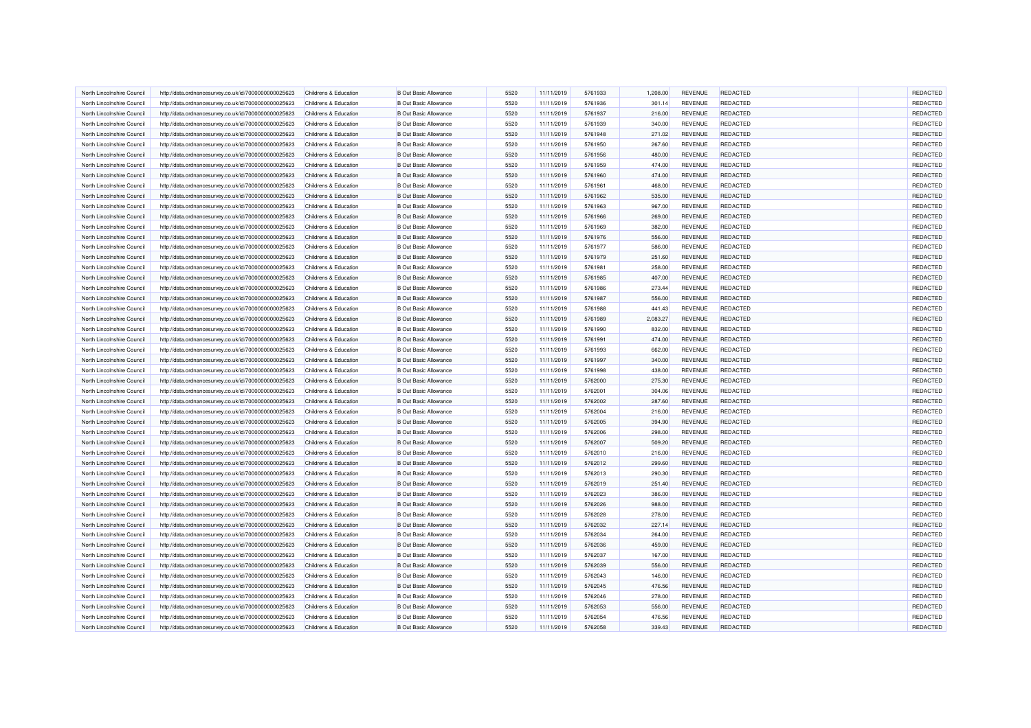| | | | | | | | | | | | |
|---|---|---|---|---|---|---|---|---|---|---|---|
| North Lincolnshire Council | http://data.ordnancesurvey.co.uk/id/7000000000025623 | Childrens & Education | B Out Basic Allowance | 5520 | 11/11/2019 | 5761933 | 1,208.00 | REVENUE | REDACTED | | REDACTED |
| North Lincolnshire Council | http://data.ordnancesurvey.co.uk/id/7000000000025623 | Childrens & Education | B Out Basic Allowance | 5520 | 11/11/2019 | 5761936 | 301.14 | REVENUE | REDACTED | | REDACTED |
| North Lincolnshire Council | http://data.ordnancesurvey.co.uk/id/7000000000025623 | Childrens & Education | B Out Basic Allowance | 5520 | 11/11/2019 | 5761937 | 216.00 | REVENUE | REDACTED | | REDACTED |
| North Lincolnshire Council | http://data.ordnancesurvey.co.uk/id/7000000000025623 | Childrens & Education | B Out Basic Allowance | 5520 | 11/11/2019 | 5761939 | 340.00 | REVENUE | REDACTED | | REDACTED |
| North Lincolnshire Council | http://data.ordnancesurvey.co.uk/id/7000000000025623 | Childrens & Education | B Out Basic Allowance | 5520 | 11/11/2019 | 5761948 | 271.02 | REVENUE | REDACTED | | REDACTED |
| North Lincolnshire Council | http://data.ordnancesurvey.co.uk/id/7000000000025623 | Childrens & Education | B Out Basic Allowance | 5520 | 11/11/2019 | 5761950 | 267.60 | REVENUE | REDACTED | | REDACTED |
| North Lincolnshire Council | http://data.ordnancesurvey.co.uk/id/7000000000025623 | Childrens & Education | B Out Basic Allowance | 5520 | 11/11/2019 | 5761956 | 480.00 | REVENUE | REDACTED | | REDACTED |
| North Lincolnshire Council | http://data.ordnancesurvey.co.uk/id/7000000000025623 | Childrens & Education | B Out Basic Allowance | 5520 | 11/11/2019 | 5761959 | 474.00 | REVENUE | REDACTED | | REDACTED |
| North Lincolnshire Council | http://data.ordnancesurvey.co.uk/id/7000000000025623 | Childrens & Education | B Out Basic Allowance | 5520 | 11/11/2019 | 5761960 | 474.00 | REVENUE | REDACTED | | REDACTED |
| North Lincolnshire Council | http://data.ordnancesurvey.co.uk/id/7000000000025623 | Childrens & Education | B Out Basic Allowance | 5520 | 11/11/2019 | 5761961 | 468.00 | REVENUE | REDACTED | | REDACTED |
| North Lincolnshire Council | http://data.ordnancesurvey.co.uk/id/7000000000025623 | Childrens & Education | B Out Basic Allowance | 5520 | 11/11/2019 | 5761962 | 535.00 | REVENUE | REDACTED | | REDACTED |
| North Lincolnshire Council | http://data.ordnancesurvey.co.uk/id/7000000000025623 | Childrens & Education | B Out Basic Allowance | 5520 | 11/11/2019 | 5761963 | 967.00 | REVENUE | REDACTED | | REDACTED |
| North Lincolnshire Council | http://data.ordnancesurvey.co.uk/id/7000000000025623 | Childrens & Education | B Out Basic Allowance | 5520 | 11/11/2019 | 5761966 | 269.00 | REVENUE | REDACTED | | REDACTED |
| North Lincolnshire Council | http://data.ordnancesurvey.co.uk/id/7000000000025623 | Childrens & Education | B Out Basic Allowance | 5520 | 11/11/2019 | 5761969 | 382.00 | REVENUE | REDACTED | | REDACTED |
| North Lincolnshire Council | http://data.ordnancesurvey.co.uk/id/7000000000025623 | Childrens & Education | B Out Basic Allowance | 5520 | 11/11/2019 | 5761976 | 556.00 | REVENUE | REDACTED | | REDACTED |
| North Lincolnshire Council | http://data.ordnancesurvey.co.uk/id/7000000000025623 | Childrens & Education | B Out Basic Allowance | 5520 | 11/11/2019 | 5761977 | 586.00 | REVENUE | REDACTED | | REDACTED |
| North Lincolnshire Council | http://data.ordnancesurvey.co.uk/id/7000000000025623 | Childrens & Education | B Out Basic Allowance | 5520 | 11/11/2019 | 5761979 | 251.60 | REVENUE | REDACTED | | REDACTED |
| North Lincolnshire Council | http://data.ordnancesurvey.co.uk/id/7000000000025623 | Childrens & Education | B Out Basic Allowance | 5520 | 11/11/2019 | 5761981 | 258.00 | REVENUE | REDACTED | | REDACTED |
| North Lincolnshire Council | http://data.ordnancesurvey.co.uk/id/7000000000025623 | Childrens & Education | B Out Basic Allowance | 5520 | 11/11/2019 | 5761985 | 407.00 | REVENUE | REDACTED | | REDACTED |
| North Lincolnshire Council | http://data.ordnancesurvey.co.uk/id/7000000000025623 | Childrens & Education | B Out Basic Allowance | 5520 | 11/11/2019 | 5761986 | 273.44 | REVENUE | REDACTED | | REDACTED |
| North Lincolnshire Council | http://data.ordnancesurvey.co.uk/id/7000000000025623 | Childrens & Education | B Out Basic Allowance | 5520 | 11/11/2019 | 5761987 | 556.00 | REVENUE | REDACTED | | REDACTED |
| North Lincolnshire Council | http://data.ordnancesurvey.co.uk/id/7000000000025623 | Childrens & Education | B Out Basic Allowance | 5520 | 11/11/2019 | 5761988 | 441.43 | REVENUE | REDACTED | | REDACTED |
| North Lincolnshire Council | http://data.ordnancesurvey.co.uk/id/7000000000025623 | Childrens & Education | B Out Basic Allowance | 5520 | 11/11/2019 | 5761989 | 2,083.27 | REVENUE | REDACTED | | REDACTED |
| North Lincolnshire Council | http://data.ordnancesurvey.co.uk/id/7000000000025623 | Childrens & Education | B Out Basic Allowance | 5520 | 11/11/2019 | 5761990 | 832.00 | REVENUE | REDACTED | | REDACTED |
| North Lincolnshire Council | http://data.ordnancesurvey.co.uk/id/7000000000025623 | Childrens & Education | B Out Basic Allowance | 5520 | 11/11/2019 | 5761991 | 474.00 | REVENUE | REDACTED | | REDACTED |
| North Lincolnshire Council | http://data.ordnancesurvey.co.uk/id/7000000000025623 | Childrens & Education | B Out Basic Allowance | 5520 | 11/11/2019 | 5761993 | 662.00 | REVENUE | REDACTED | | REDACTED |
| North Lincolnshire Council | http://data.ordnancesurvey.co.uk/id/7000000000025623 | Childrens & Education | B Out Basic Allowance | 5520 | 11/11/2019 | 5761997 | 340.00 | REVENUE | REDACTED | | REDACTED |
| North Lincolnshire Council | http://data.ordnancesurvey.co.uk/id/7000000000025623 | Childrens & Education | B Out Basic Allowance | 5520 | 11/11/2019 | 5761998 | 438.00 | REVENUE | REDACTED | | REDACTED |
| North Lincolnshire Council | http://data.ordnancesurvey.co.uk/id/7000000000025623 | Childrens & Education | B Out Basic Allowance | 5520 | 11/11/2019 | 5762000 | 275.30 | REVENUE | REDACTED | | REDACTED |
| North Lincolnshire Council | http://data.ordnancesurvey.co.uk/id/7000000000025623 | Childrens & Education | B Out Basic Allowance | 5520 | 11/11/2019 | 5762001 | 304.06 | REVENUE | REDACTED | | REDACTED |
| North Lincolnshire Council | http://data.ordnancesurvey.co.uk/id/7000000000025623 | Childrens & Education | B Out Basic Allowance | 5520 | 11/11/2019 | 5762002 | 287.60 | REVENUE | REDACTED | | REDACTED |
| North Lincolnshire Council | http://data.ordnancesurvey.co.uk/id/7000000000025623 | Childrens & Education | B Out Basic Allowance | 5520 | 11/11/2019 | 5762004 | 216.00 | REVENUE | REDACTED | | REDACTED |
| North Lincolnshire Council | http://data.ordnancesurvey.co.uk/id/7000000000025623 | Childrens & Education | B Out Basic Allowance | 5520 | 11/11/2019 | 5762005 | 394.90 | REVENUE | REDACTED | | REDACTED |
| North Lincolnshire Council | http://data.ordnancesurvey.co.uk/id/7000000000025623 | Childrens & Education | B Out Basic Allowance | 5520 | 11/11/2019 | 5762006 | 298.00 | REVENUE | REDACTED | | REDACTED |
| North Lincolnshire Council | http://data.ordnancesurvey.co.uk/id/7000000000025623 | Childrens & Education | B Out Basic Allowance | 5520 | 11/11/2019 | 5762007 | 509.20 | REVENUE | REDACTED | | REDACTED |
| North Lincolnshire Council | http://data.ordnancesurvey.co.uk/id/7000000000025623 | Childrens & Education | B Out Basic Allowance | 5520 | 11/11/2019 | 5762010 | 216.00 | REVENUE | REDACTED | | REDACTED |
| North Lincolnshire Council | http://data.ordnancesurvey.co.uk/id/7000000000025623 | Childrens & Education | B Out Basic Allowance | 5520 | 11/11/2019 | 5762012 | 299.60 | REVENUE | REDACTED | | REDACTED |
| North Lincolnshire Council | http://data.ordnancesurvey.co.uk/id/7000000000025623 | Childrens & Education | B Out Basic Allowance | 5520 | 11/11/2019 | 5762013 | 290.30 | REVENUE | REDACTED | | REDACTED |
| North Lincolnshire Council | http://data.ordnancesurvey.co.uk/id/7000000000025623 | Childrens & Education | B Out Basic Allowance | 5520 | 11/11/2019 | 5762019 | 251.40 | REVENUE | REDACTED | | REDACTED |
| North Lincolnshire Council | http://data.ordnancesurvey.co.uk/id/7000000000025623 | Childrens & Education | B Out Basic Allowance | 5520 | 11/11/2019 | 5762023 | 386.00 | REVENUE | REDACTED | | REDACTED |
| North Lincolnshire Council | http://data.ordnancesurvey.co.uk/id/7000000000025623 | Childrens & Education | B Out Basic Allowance | 5520 | 11/11/2019 | 5762026 | 988.00 | REVENUE | REDACTED | | REDACTED |
| North Lincolnshire Council | http://data.ordnancesurvey.co.uk/id/7000000000025623 | Childrens & Education | B Out Basic Allowance | 5520 | 11/11/2019 | 5762028 | 278.00 | REVENUE | REDACTED | | REDACTED |
| North Lincolnshire Council | http://data.ordnancesurvey.co.uk/id/7000000000025623 | Childrens & Education | B Out Basic Allowance | 5520 | 11/11/2019 | 5762032 | 227.14 | REVENUE | REDACTED | | REDACTED |
| North Lincolnshire Council | http://data.ordnancesurvey.co.uk/id/7000000000025623 | Childrens & Education | B Out Basic Allowance | 5520 | 11/11/2019 | 5762034 | 264.00 | REVENUE | REDACTED | | REDACTED |
| North Lincolnshire Council | http://data.ordnancesurvey.co.uk/id/7000000000025623 | Childrens & Education | B Out Basic Allowance | 5520 | 11/11/2019 | 5762036 | 459.00 | REVENUE | REDACTED | | REDACTED |
| North Lincolnshire Council | http://data.ordnancesurvey.co.uk/id/7000000000025623 | Childrens & Education | B Out Basic Allowance | 5520 | 11/11/2019 | 5762037 | 167.00 | REVENUE | REDACTED | | REDACTED |
| North Lincolnshire Council | http://data.ordnancesurvey.co.uk/id/7000000000025623 | Childrens & Education | B Out Basic Allowance | 5520 | 11/11/2019 | 5762039 | 556.00 | REVENUE | REDACTED | | REDACTED |
| North Lincolnshire Council | http://data.ordnancesurvey.co.uk/id/7000000000025623 | Childrens & Education | B Out Basic Allowance | 5520 | 11/11/2019 | 5762043 | 146.00 | REVENUE | REDACTED | | REDACTED |
| North Lincolnshire Council | http://data.ordnancesurvey.co.uk/id/7000000000025623 | Childrens & Education | B Out Basic Allowance | 5520 | 11/11/2019 | 5762045 | 476.56 | REVENUE | REDACTED | | REDACTED |
| North Lincolnshire Council | http://data.ordnancesurvey.co.uk/id/7000000000025623 | Childrens & Education | B Out Basic Allowance | 5520 | 11/11/2019 | 5762046 | 278.00 | REVENUE | REDACTED | | REDACTED |
| North Lincolnshire Council | http://data.ordnancesurvey.co.uk/id/7000000000025623 | Childrens & Education | B Out Basic Allowance | 5520 | 11/11/2019 | 5762053 | 556.00 | REVENUE | REDACTED | | REDACTED |
| North Lincolnshire Council | http://data.ordnancesurvey.co.uk/id/7000000000025623 | Childrens & Education | B Out Basic Allowance | 5520 | 11/11/2019 | 5762054 | 476.56 | REVENUE | REDACTED | | REDACTED |
| North Lincolnshire Council | http://data.ordnancesurvey.co.uk/id/7000000000025623 | Childrens & Education | B Out Basic Allowance | 5520 | 11/11/2019 | 5762058 | 339.43 | REVENUE | REDACTED | | REDACTED |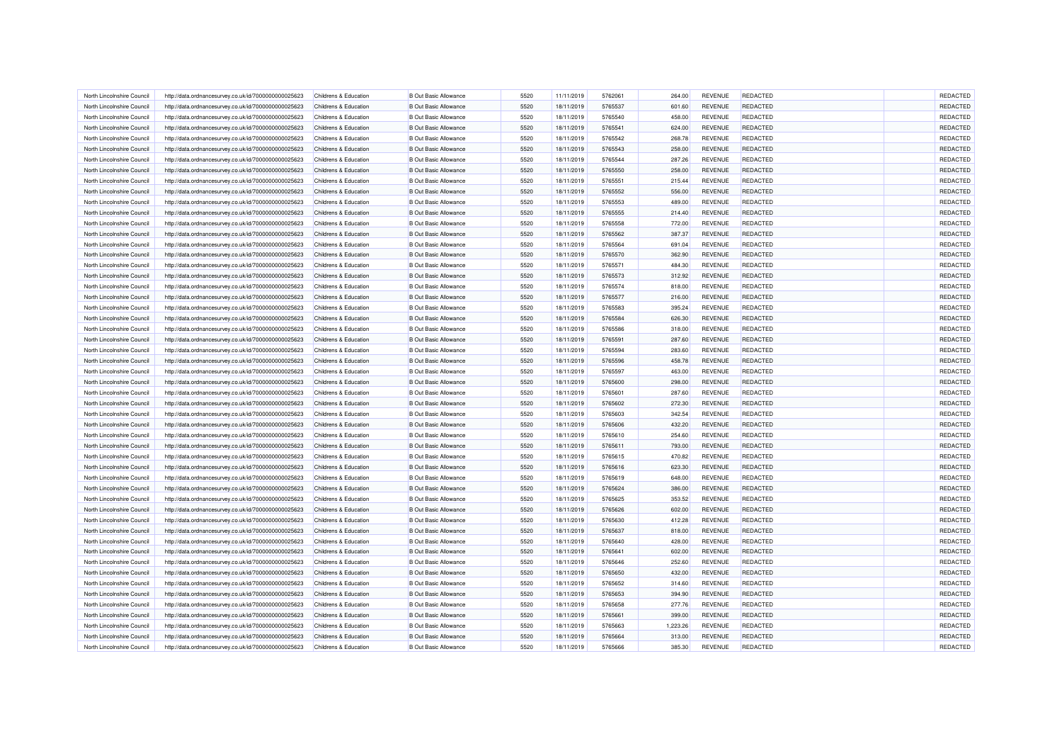| | | | | | | | | | | | |
|---|---|---|---|---|---|---|---|---|---|---|---|
| North Lincolnshire Council | http://data.ordnancesurvey.co.uk/id/7000000000025623 | Childrens & Education | B Out Basic Allowance | 5520 | 11/11/2019 | 5762061 | 264.00 | REVENUE | REDACTED | | REDACTED |
| North Lincolnshire Council | http://data.ordnancesurvey.co.uk/id/7000000000025623 | Childrens & Education | B Out Basic Allowance | 5520 | 18/11/2019 | 5765537 | 601.60 | REVENUE | REDACTED | | REDACTED |
| North Lincolnshire Council | http://data.ordnancesurvey.co.uk/id/7000000000025623 | Childrens & Education | B Out Basic Allowance | 5520 | 18/11/2019 | 5765540 | 458.00 | REVENUE | REDACTED | | REDACTED |
| North Lincolnshire Council | http://data.ordnancesurvey.co.uk/id/7000000000025623 | Childrens & Education | B Out Basic Allowance | 5520 | 18/11/2019 | 5765541 | 624.00 | REVENUE | REDACTED | | REDACTED |
| North Lincolnshire Council | http://data.ordnancesurvey.co.uk/id/7000000000025623 | Childrens & Education | B Out Basic Allowance | 5520 | 18/11/2019 | 5765542 | 268.78 | REVENUE | REDACTED | | REDACTED |
| North Lincolnshire Council | http://data.ordnancesurvey.co.uk/id/7000000000025623 | Childrens & Education | B Out Basic Allowance | 5520 | 18/11/2019 | 5765543 | 258.00 | REVENUE | REDACTED | | REDACTED |
| North Lincolnshire Council | http://data.ordnancesurvey.co.uk/id/7000000000025623 | Childrens & Education | B Out Basic Allowance | 5520 | 18/11/2019 | 5765544 | 287.26 | REVENUE | REDACTED | | REDACTED |
| North Lincolnshire Council | http://data.ordnancesurvey.co.uk/id/7000000000025623 | Childrens & Education | B Out Basic Allowance | 5520 | 18/11/2019 | 5765550 | 258.00 | REVENUE | REDACTED | | REDACTED |
| North Lincolnshire Council | http://data.ordnancesurvey.co.uk/id/7000000000025623 | Childrens & Education | B Out Basic Allowance | 5520 | 18/11/2019 | 5765551 | 215.44 | REVENUE | REDACTED | | REDACTED |
| North Lincolnshire Council | http://data.ordnancesurvey.co.uk/id/7000000000025623 | Childrens & Education | B Out Basic Allowance | 5520 | 18/11/2019 | 5765552 | 556.00 | REVENUE | REDACTED | | REDACTED |
| North Lincolnshire Council | http://data.ordnancesurvey.co.uk/id/7000000000025623 | Childrens & Education | B Out Basic Allowance | 5520 | 18/11/2019 | 5765553 | 489.00 | REVENUE | REDACTED | | REDACTED |
| North Lincolnshire Council | http://data.ordnancesurvey.co.uk/id/7000000000025623 | Childrens & Education | B Out Basic Allowance | 5520 | 18/11/2019 | 5765555 | 214.40 | REVENUE | REDACTED | | REDACTED |
| North Lincolnshire Council | http://data.ordnancesurvey.co.uk/id/7000000000025623 | Childrens & Education | B Out Basic Allowance | 5520 | 18/11/2019 | 5765558 | 772.00 | REVENUE | REDACTED | | REDACTED |
| North Lincolnshire Council | http://data.ordnancesurvey.co.uk/id/7000000000025623 | Childrens & Education | B Out Basic Allowance | 5520 | 18/11/2019 | 5765562 | 387.37 | REVENUE | REDACTED | | REDACTED |
| North Lincolnshire Council | http://data.ordnancesurvey.co.uk/id/7000000000025623 | Childrens & Education | B Out Basic Allowance | 5520 | 18/11/2019 | 5765564 | 691.04 | REVENUE | REDACTED | | REDACTED |
| North Lincolnshire Council | http://data.ordnancesurvey.co.uk/id/7000000000025623 | Childrens & Education | B Out Basic Allowance | 5520 | 18/11/2019 | 5765570 | 362.90 | REVENUE | REDACTED | | REDACTED |
| North Lincolnshire Council | http://data.ordnancesurvey.co.uk/id/7000000000025623 | Childrens & Education | B Out Basic Allowance | 5520 | 18/11/2019 | 5765571 | 484.30 | REVENUE | REDACTED | | REDACTED |
| North Lincolnshire Council | http://data.ordnancesurvey.co.uk/id/7000000000025623 | Childrens & Education | B Out Basic Allowance | 5520 | 18/11/2019 | 5765573 | 312.92 | REVENUE | REDACTED | | REDACTED |
| North Lincolnshire Council | http://data.ordnancesurvey.co.uk/id/7000000000025623 | Childrens & Education | B Out Basic Allowance | 5520 | 18/11/2019 | 5765574 | 818.00 | REVENUE | REDACTED | | REDACTED |
| North Lincolnshire Council | http://data.ordnancesurvey.co.uk/id/7000000000025623 | Childrens & Education | B Out Basic Allowance | 5520 | 18/11/2019 | 5765577 | 216.00 | REVENUE | REDACTED | | REDACTED |
| North Lincolnshire Council | http://data.ordnancesurvey.co.uk/id/7000000000025623 | Childrens & Education | B Out Basic Allowance | 5520 | 18/11/2019 | 5765583 | 395.24 | REVENUE | REDACTED | | REDACTED |
| North Lincolnshire Council | http://data.ordnancesurvey.co.uk/id/7000000000025623 | Childrens & Education | B Out Basic Allowance | 5520 | 18/11/2019 | 5765584 | 626.30 | REVENUE | REDACTED | | REDACTED |
| North Lincolnshire Council | http://data.ordnancesurvey.co.uk/id/7000000000025623 | Childrens & Education | B Out Basic Allowance | 5520 | 18/11/2019 | 5765586 | 318.00 | REVENUE | REDACTED | | REDACTED |
| North Lincolnshire Council | http://data.ordnancesurvey.co.uk/id/7000000000025623 | Childrens & Education | B Out Basic Allowance | 5520 | 18/11/2019 | 5765591 | 287.60 | REVENUE | REDACTED | | REDACTED |
| North Lincolnshire Council | http://data.ordnancesurvey.co.uk/id/7000000000025623 | Childrens & Education | B Out Basic Allowance | 5520 | 18/11/2019 | 5765594 | 283.60 | REVENUE | REDACTED | | REDACTED |
| North Lincolnshire Council | http://data.ordnancesurvey.co.uk/id/7000000000025623 | Childrens & Education | B Out Basic Allowance | 5520 | 18/11/2019 | 5765596 | 458.78 | REVENUE | REDACTED | | REDACTED |
| North Lincolnshire Council | http://data.ordnancesurvey.co.uk/id/7000000000025623 | Childrens & Education | B Out Basic Allowance | 5520 | 18/11/2019 | 5765597 | 463.00 | REVENUE | REDACTED | | REDACTED |
| North Lincolnshire Council | http://data.ordnancesurvey.co.uk/id/7000000000025623 | Childrens & Education | B Out Basic Allowance | 5520 | 18/11/2019 | 5765600 | 298.00 | REVENUE | REDACTED | | REDACTED |
| North Lincolnshire Council | http://data.ordnancesurvey.co.uk/id/7000000000025623 | Childrens & Education | B Out Basic Allowance | 5520 | 18/11/2019 | 5765601 | 287.60 | REVENUE | REDACTED | | REDACTED |
| North Lincolnshire Council | http://data.ordnancesurvey.co.uk/id/7000000000025623 | Childrens & Education | B Out Basic Allowance | 5520 | 18/11/2019 | 5765602 | 272.30 | REVENUE | REDACTED | | REDACTED |
| North Lincolnshire Council | http://data.ordnancesurvey.co.uk/id/7000000000025623 | Childrens & Education | B Out Basic Allowance | 5520 | 18/11/2019 | 5765603 | 342.54 | REVENUE | REDACTED | | REDACTED |
| North Lincolnshire Council | http://data.ordnancesurvey.co.uk/id/7000000000025623 | Childrens & Education | B Out Basic Allowance | 5520 | 18/11/2019 | 5765606 | 432.20 | REVENUE | REDACTED | | REDACTED |
| North Lincolnshire Council | http://data.ordnancesurvey.co.uk/id/7000000000025623 | Childrens & Education | B Out Basic Allowance | 5520 | 18/11/2019 | 5765610 | 254.60 | REVENUE | REDACTED | | REDACTED |
| North Lincolnshire Council | http://data.ordnancesurvey.co.uk/id/7000000000025623 | Childrens & Education | B Out Basic Allowance | 5520 | 18/11/2019 | 5765611 | 793.00 | REVENUE | REDACTED | | REDACTED |
| North Lincolnshire Council | http://data.ordnancesurvey.co.uk/id/7000000000025623 | Childrens & Education | B Out Basic Allowance | 5520 | 18/11/2019 | 5765615 | 470.82 | REVENUE | REDACTED | | REDACTED |
| North Lincolnshire Council | http://data.ordnancesurvey.co.uk/id/7000000000025623 | Childrens & Education | B Out Basic Allowance | 5520 | 18/11/2019 | 5765616 | 623.30 | REVENUE | REDACTED | | REDACTED |
| North Lincolnshire Council | http://data.ordnancesurvey.co.uk/id/7000000000025623 | Childrens & Education | B Out Basic Allowance | 5520 | 18/11/2019 | 5765619 | 648.00 | REVENUE | REDACTED | | REDACTED |
| North Lincolnshire Council | http://data.ordnancesurvey.co.uk/id/7000000000025623 | Childrens & Education | B Out Basic Allowance | 5520 | 18/11/2019 | 5765624 | 386.00 | REVENUE | REDACTED | | REDACTED |
| North Lincolnshire Council | http://data.ordnancesurvey.co.uk/id/7000000000025623 | Childrens & Education | B Out Basic Allowance | 5520 | 18/11/2019 | 5765625 | 353.52 | REVENUE | REDACTED | | REDACTED |
| North Lincolnshire Council | http://data.ordnancesurvey.co.uk/id/7000000000025623 | Childrens & Education | B Out Basic Allowance | 5520 | 18/11/2019 | 5765626 | 602.00 | REVENUE | REDACTED | | REDACTED |
| North Lincolnshire Council | http://data.ordnancesurvey.co.uk/id/7000000000025623 | Childrens & Education | B Out Basic Allowance | 5520 | 18/11/2019 | 5765630 | 412.28 | REVENUE | REDACTED | | REDACTED |
| North Lincolnshire Council | http://data.ordnancesurvey.co.uk/id/7000000000025623 | Childrens & Education | B Out Basic Allowance | 5520 | 18/11/2019 | 5765637 | 818.00 | REVENUE | REDACTED | | REDACTED |
| North Lincolnshire Council | http://data.ordnancesurvey.co.uk/id/7000000000025623 | Childrens & Education | B Out Basic Allowance | 5520 | 18/11/2019 | 5765640 | 428.00 | REVENUE | REDACTED | | REDACTED |
| North Lincolnshire Council | http://data.ordnancesurvey.co.uk/id/7000000000025623 | Childrens & Education | B Out Basic Allowance | 5520 | 18/11/2019 | 5765641 | 602.00 | REVENUE | REDACTED | | REDACTED |
| North Lincolnshire Council | http://data.ordnancesurvey.co.uk/id/7000000000025623 | Childrens & Education | B Out Basic Allowance | 5520 | 18/11/2019 | 5765646 | 252.60 | REVENUE | REDACTED | | REDACTED |
| North Lincolnshire Council | http://data.ordnancesurvey.co.uk/id/7000000000025623 | Childrens & Education | B Out Basic Allowance | 5520 | 18/11/2019 | 5765650 | 432.00 | REVENUE | REDACTED | | REDACTED |
| North Lincolnshire Council | http://data.ordnancesurvey.co.uk/id/7000000000025623 | Childrens & Education | B Out Basic Allowance | 5520 | 18/11/2019 | 5765652 | 314.60 | REVENUE | REDACTED | | REDACTED |
| North Lincolnshire Council | http://data.ordnancesurvey.co.uk/id/7000000000025623 | Childrens & Education | B Out Basic Allowance | 5520 | 18/11/2019 | 5765653 | 394.90 | REVENUE | REDACTED | | REDACTED |
| North Lincolnshire Council | http://data.ordnancesurvey.co.uk/id/7000000000025623 | Childrens & Education | B Out Basic Allowance | 5520 | 18/11/2019 | 5765658 | 277.76 | REVENUE | REDACTED | | REDACTED |
| North Lincolnshire Council | http://data.ordnancesurvey.co.uk/id/7000000000025623 | Childrens & Education | B Out Basic Allowance | 5520 | 18/11/2019 | 5765661 | 399.00 | REVENUE | REDACTED | | REDACTED |
| North Lincolnshire Council | http://data.ordnancesurvey.co.uk/id/7000000000025623 | Childrens & Education | B Out Basic Allowance | 5520 | 18/11/2019 | 5765663 | 1,223.26 | REVENUE | REDACTED | | REDACTED |
| North Lincolnshire Council | http://data.ordnancesurvey.co.uk/id/7000000000025623 | Childrens & Education | B Out Basic Allowance | 5520 | 18/11/2019 | 5765664 | 313.00 | REVENUE | REDACTED | | REDACTED |
| North Lincolnshire Council | http://data.ordnancesurvey.co.uk/id/7000000000025623 | Childrens & Education | B Out Basic Allowance | 5520 | 18/11/2019 | 5765666 | 385.30 | REVENUE | REDACTED | | REDACTED |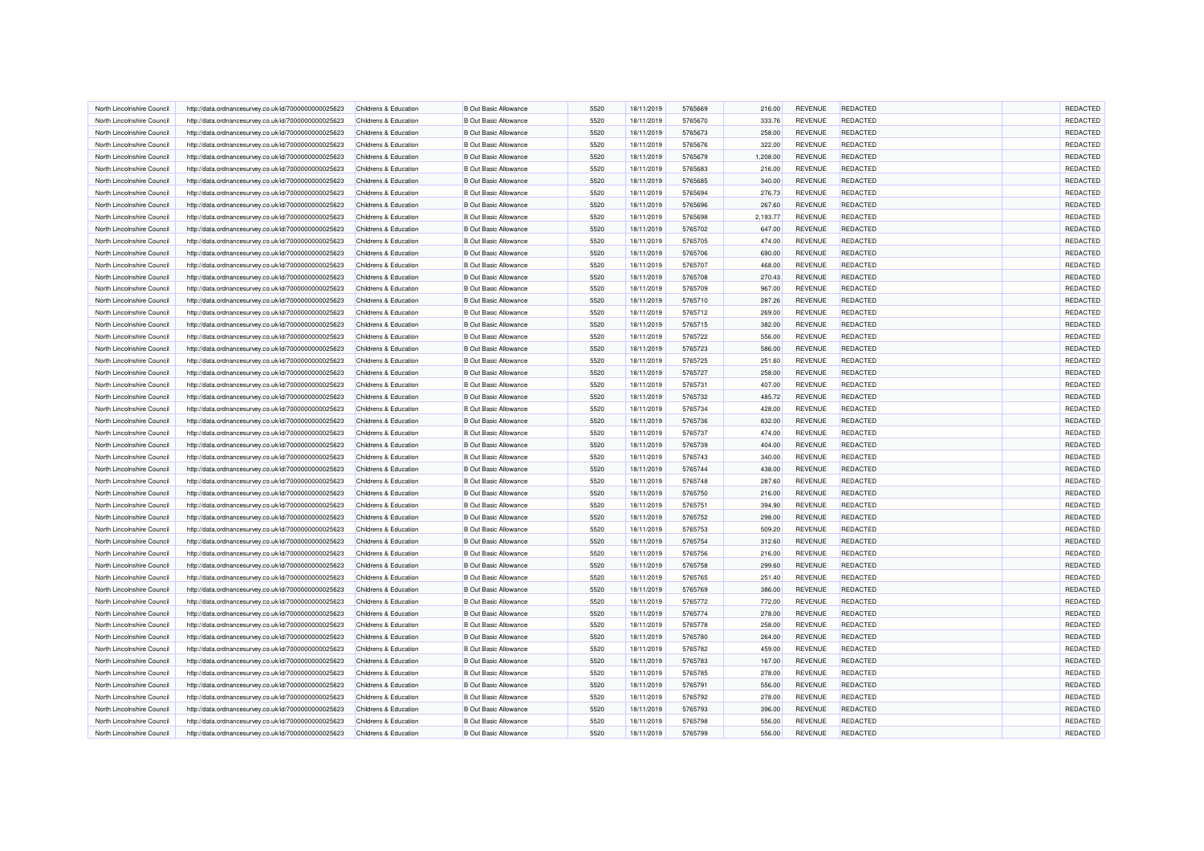| | | | | | | | | | | | |
|---|---|---|---|---|---|---|---|---|---|---|---|
| North Lincolnshire Council | http://data.ordnancesurvey.co.uk/id/7000000000025623 | Childrens & Education | B Out Basic Allowance | 5520 | 18/11/2019 | 5765669 | 216.00 | REVENUE | REDACTED | | REDACTED |
| North Lincolnshire Council | http://data.ordnancesurvey.co.uk/id/7000000000025623 | Childrens & Education | B Out Basic Allowance | 5520 | 18/11/2019 | 5765670 | 333.76 | REVENUE | REDACTED | | REDACTED |
| North Lincolnshire Council | http://data.ordnancesurvey.co.uk/id/7000000000025623 | Childrens & Education | B Out Basic Allowance | 5520 | 18/11/2019 | 5765673 | 258.00 | REVENUE | REDACTED | | REDACTED |
| North Lincolnshire Council | http://data.ordnancesurvey.co.uk/id/7000000000025623 | Childrens & Education | B Out Basic Allowance | 5520 | 18/11/2019 | 5765676 | 322.00 | REVENUE | REDACTED | | REDACTED |
| North Lincolnshire Council | http://data.ordnancesurvey.co.uk/id/7000000000025623 | Childrens & Education | B Out Basic Allowance | 5520 | 18/11/2019 | 5765679 | 1,208.00 | REVENUE | REDACTED | | REDACTED |
| North Lincolnshire Council | http://data.ordnancesurvey.co.uk/id/7000000000025623 | Childrens & Education | B Out Basic Allowance | 5520 | 18/11/2019 | 5765683 | 216.00 | REVENUE | REDACTED | | REDACTED |
| North Lincolnshire Council | http://data.ordnancesurvey.co.uk/id/7000000000025623 | Childrens & Education | B Out Basic Allowance | 5520 | 18/11/2019 | 5765685 | 340.00 | REVENUE | REDACTED | | REDACTED |
| North Lincolnshire Council | http://data.ordnancesurvey.co.uk/id/7000000000025623 | Childrens & Education | B Out Basic Allowance | 5520 | 18/11/2019 | 5765694 | 276.73 | REVENUE | REDACTED | | REDACTED |
| North Lincolnshire Council | http://data.ordnancesurvey.co.uk/id/7000000000025623 | Childrens & Education | B Out Basic Allowance | 5520 | 18/11/2019 | 5765696 | 267.60 | REVENUE | REDACTED | | REDACTED |
| North Lincolnshire Council | http://data.ordnancesurvey.co.uk/id/7000000000025623 | Childrens & Education | B Out Basic Allowance | 5520 | 18/11/2019 | 5765698 | 2,193.77 | REVENUE | REDACTED | | REDACTED |
| North Lincolnshire Council | http://data.ordnancesurvey.co.uk/id/7000000000025623 | Childrens & Education | B Out Basic Allowance | 5520 | 18/11/2019 | 5765702 | 647.00 | REVENUE | REDACTED | | REDACTED |
| North Lincolnshire Council | http://data.ordnancesurvey.co.uk/id/7000000000025623 | Childrens & Education | B Out Basic Allowance | 5520 | 18/11/2019 | 5765705 | 474.00 | REVENUE | REDACTED | | REDACTED |
| North Lincolnshire Council | http://data.ordnancesurvey.co.uk/id/7000000000025623 | Childrens & Education | B Out Basic Allowance | 5520 | 18/11/2019 | 5765706 | 690.00 | REVENUE | REDACTED | | REDACTED |
| North Lincolnshire Council | http://data.ordnancesurvey.co.uk/id/7000000000025623 | Childrens & Education | B Out Basic Allowance | 5520 | 18/11/2019 | 5765707 | 468.00 | REVENUE | REDACTED | | REDACTED |
| North Lincolnshire Council | http://data.ordnancesurvey.co.uk/id/7000000000025623 | Childrens & Education | B Out Basic Allowance | 5520 | 18/11/2019 | 5765708 | 270.43 | REVENUE | REDACTED | | REDACTED |
| North Lincolnshire Council | http://data.ordnancesurvey.co.uk/id/7000000000025623 | Childrens & Education | B Out Basic Allowance | 5520 | 18/11/2019 | 5765709 | 967.00 | REVENUE | REDACTED | | REDACTED |
| North Lincolnshire Council | http://data.ordnancesurvey.co.uk/id/7000000000025623 | Childrens & Education | B Out Basic Allowance | 5520 | 18/11/2019 | 5765710 | 287.26 | REVENUE | REDACTED | | REDACTED |
| North Lincolnshire Council | http://data.ordnancesurvey.co.uk/id/7000000000025623 | Childrens & Education | B Out Basic Allowance | 5520 | 18/11/2019 | 5765712 | 269.00 | REVENUE | REDACTED | | REDACTED |
| North Lincolnshire Council | http://data.ordnancesurvey.co.uk/id/7000000000025623 | Childrens & Education | B Out Basic Allowance | 5520 | 18/11/2019 | 5765715 | 382.00 | REVENUE | REDACTED | | REDACTED |
| North Lincolnshire Council | http://data.ordnancesurvey.co.uk/id/7000000000025623 | Childrens & Education | B Out Basic Allowance | 5520 | 18/11/2019 | 5765722 | 556.00 | REVENUE | REDACTED | | REDACTED |
| North Lincolnshire Council | http://data.ordnancesurvey.co.uk/id/7000000000025623 | Childrens & Education | B Out Basic Allowance | 5520 | 18/11/2019 | 5765723 | 586.00 | REVENUE | REDACTED | | REDACTED |
| North Lincolnshire Council | http://data.ordnancesurvey.co.uk/id/7000000000025623 | Childrens & Education | B Out Basic Allowance | 5520 | 18/11/2019 | 5765725 | 251.60 | REVENUE | REDACTED | | REDACTED |
| North Lincolnshire Council | http://data.ordnancesurvey.co.uk/id/7000000000025623 | Childrens & Education | B Out Basic Allowance | 5520 | 18/11/2019 | 5765727 | 258.00 | REVENUE | REDACTED | | REDACTED |
| North Lincolnshire Council | http://data.ordnancesurvey.co.uk/id/7000000000025623 | Childrens & Education | B Out Basic Allowance | 5520 | 18/11/2019 | 5765731 | 407.00 | REVENUE | REDACTED | | REDACTED |
| North Lincolnshire Council | http://data.ordnancesurvey.co.uk/id/7000000000025623 | Childrens & Education | B Out Basic Allowance | 5520 | 18/11/2019 | 5765732 | 485.72 | REVENUE | REDACTED | | REDACTED |
| North Lincolnshire Council | http://data.ordnancesurvey.co.uk/id/7000000000025623 | Childrens & Education | B Out Basic Allowance | 5520 | 18/11/2019 | 5765734 | 428.00 | REVENUE | REDACTED | | REDACTED |
| North Lincolnshire Council | http://data.ordnancesurvey.co.uk/id/7000000000025623 | Childrens & Education | B Out Basic Allowance | 5520 | 18/11/2019 | 5765736 | 832.00 | REVENUE | REDACTED | | REDACTED |
| North Lincolnshire Council | http://data.ordnancesurvey.co.uk/id/7000000000025623 | Childrens & Education | B Out Basic Allowance | 5520 | 18/11/2019 | 5765737 | 474.00 | REVENUE | REDACTED | | REDACTED |
| North Lincolnshire Council | http://data.ordnancesurvey.co.uk/id/7000000000025623 | Childrens & Education | B Out Basic Allowance | 5520 | 18/11/2019 | 5765739 | 404.00 | REVENUE | REDACTED | | REDACTED |
| North Lincolnshire Council | http://data.ordnancesurvey.co.uk/id/7000000000025623 | Childrens & Education | B Out Basic Allowance | 5520 | 18/11/2019 | 5765743 | 340.00 | REVENUE | REDACTED | | REDACTED |
| North Lincolnshire Council | http://data.ordnancesurvey.co.uk/id/7000000000025623 | Childrens & Education | B Out Basic Allowance | 5520 | 18/11/2019 | 5765744 | 438.00 | REVENUE | REDACTED | | REDACTED |
| North Lincolnshire Council | http://data.ordnancesurvey.co.uk/id/7000000000025623 | Childrens & Education | B Out Basic Allowance | 5520 | 18/11/2019 | 5765748 | 287.60 | REVENUE | REDACTED | | REDACTED |
| North Lincolnshire Council | http://data.ordnancesurvey.co.uk/id/7000000000025623 | Childrens & Education | B Out Basic Allowance | 5520 | 18/11/2019 | 5765750 | 216.00 | REVENUE | REDACTED | | REDACTED |
| North Lincolnshire Council | http://data.ordnancesurvey.co.uk/id/7000000000025623 | Childrens & Education | B Out Basic Allowance | 5520 | 18/11/2019 | 5765751 | 394.90 | REVENUE | REDACTED | | REDACTED |
| North Lincolnshire Council | http://data.ordnancesurvey.co.uk/id/7000000000025623 | Childrens & Education | B Out Basic Allowance | 5520 | 18/11/2019 | 5765752 | 298.00 | REVENUE | REDACTED | | REDACTED |
| North Lincolnshire Council | http://data.ordnancesurvey.co.uk/id/7000000000025623 | Childrens & Education | B Out Basic Allowance | 5520 | 18/11/2019 | 5765753 | 509.20 | REVENUE | REDACTED | | REDACTED |
| North Lincolnshire Council | http://data.ordnancesurvey.co.uk/id/7000000000025623 | Childrens & Education | B Out Basic Allowance | 5520 | 18/11/2019 | 5765754 | 312.60 | REVENUE | REDACTED | | REDACTED |
| North Lincolnshire Council | http://data.ordnancesurvey.co.uk/id/7000000000025623 | Childrens & Education | B Out Basic Allowance | 5520 | 18/11/2019 | 5765756 | 216.00 | REVENUE | REDACTED | | REDACTED |
| North Lincolnshire Council | http://data.ordnancesurvey.co.uk/id/7000000000025623 | Childrens & Education | B Out Basic Allowance | 5520 | 18/11/2019 | 5765758 | 299.60 | REVENUE | REDACTED | | REDACTED |
| North Lincolnshire Council | http://data.ordnancesurvey.co.uk/id/7000000000025623 | Childrens & Education | B Out Basic Allowance | 5520 | 18/11/2019 | 5765765 | 251.40 | REVENUE | REDACTED | | REDACTED |
| North Lincolnshire Council | http://data.ordnancesurvey.co.uk/id/7000000000025623 | Childrens & Education | B Out Basic Allowance | 5520 | 18/11/2019 | 5765769 | 386.00 | REVENUE | REDACTED | | REDACTED |
| North Lincolnshire Council | http://data.ordnancesurvey.co.uk/id/7000000000025623 | Childrens & Education | B Out Basic Allowance | 5520 | 18/11/2019 | 5765772 | 772.00 | REVENUE | REDACTED | | REDACTED |
| North Lincolnshire Council | http://data.ordnancesurvey.co.uk/id/7000000000025623 | Childrens & Education | B Out Basic Allowance | 5520 | 18/11/2019 | 5765774 | 278.00 | REVENUE | REDACTED | | REDACTED |
| North Lincolnshire Council | http://data.ordnancesurvey.co.uk/id/7000000000025623 | Childrens & Education | B Out Basic Allowance | 5520 | 18/11/2019 | 5765778 | 258.00 | REVENUE | REDACTED | | REDACTED |
| North Lincolnshire Council | http://data.ordnancesurvey.co.uk/id/7000000000025623 | Childrens & Education | B Out Basic Allowance | 5520 | 18/11/2019 | 5765780 | 264.00 | REVENUE | REDACTED | | REDACTED |
| North Lincolnshire Council | http://data.ordnancesurvey.co.uk/id/7000000000025623 | Childrens & Education | B Out Basic Allowance | 5520 | 18/11/2019 | 5765782 | 459.00 | REVENUE | REDACTED | | REDACTED |
| North Lincolnshire Council | http://data.ordnancesurvey.co.uk/id/7000000000025623 | Childrens & Education | B Out Basic Allowance | 5520 | 18/11/2019 | 5765783 | 167.00 | REVENUE | REDACTED | | REDACTED |
| North Lincolnshire Council | http://data.ordnancesurvey.co.uk/id/7000000000025623 | Childrens & Education | B Out Basic Allowance | 5520 | 18/11/2019 | 5765785 | 278.00 | REVENUE | REDACTED | | REDACTED |
| North Lincolnshire Council | http://data.ordnancesurvey.co.uk/id/7000000000025623 | Childrens & Education | B Out Basic Allowance | 5520 | 18/11/2019 | 5765791 | 556.00 | REVENUE | REDACTED | | REDACTED |
| North Lincolnshire Council | http://data.ordnancesurvey.co.uk/id/7000000000025623 | Childrens & Education | B Out Basic Allowance | 5520 | 18/11/2019 | 5765792 | 278.00 | REVENUE | REDACTED | | REDACTED |
| North Lincolnshire Council | http://data.ordnancesurvey.co.uk/id/7000000000025623 | Childrens & Education | B Out Basic Allowance | 5520 | 18/11/2019 | 5765793 | 396.00 | REVENUE | REDACTED | | REDACTED |
| North Lincolnshire Council | http://data.ordnancesurvey.co.uk/id/7000000000025623 | Childrens & Education | B Out Basic Allowance | 5520 | 18/11/2019 | 5765798 | 556.00 | REVENUE | REDACTED | | REDACTED |
| North Lincolnshire Council | http://data.ordnancesurvey.co.uk/id/7000000000025623 | Childrens & Education | B Out Basic Allowance | 5520 | 18/11/2019 | 5765799 | 556.00 | REVENUE | REDACTED | | REDACTED |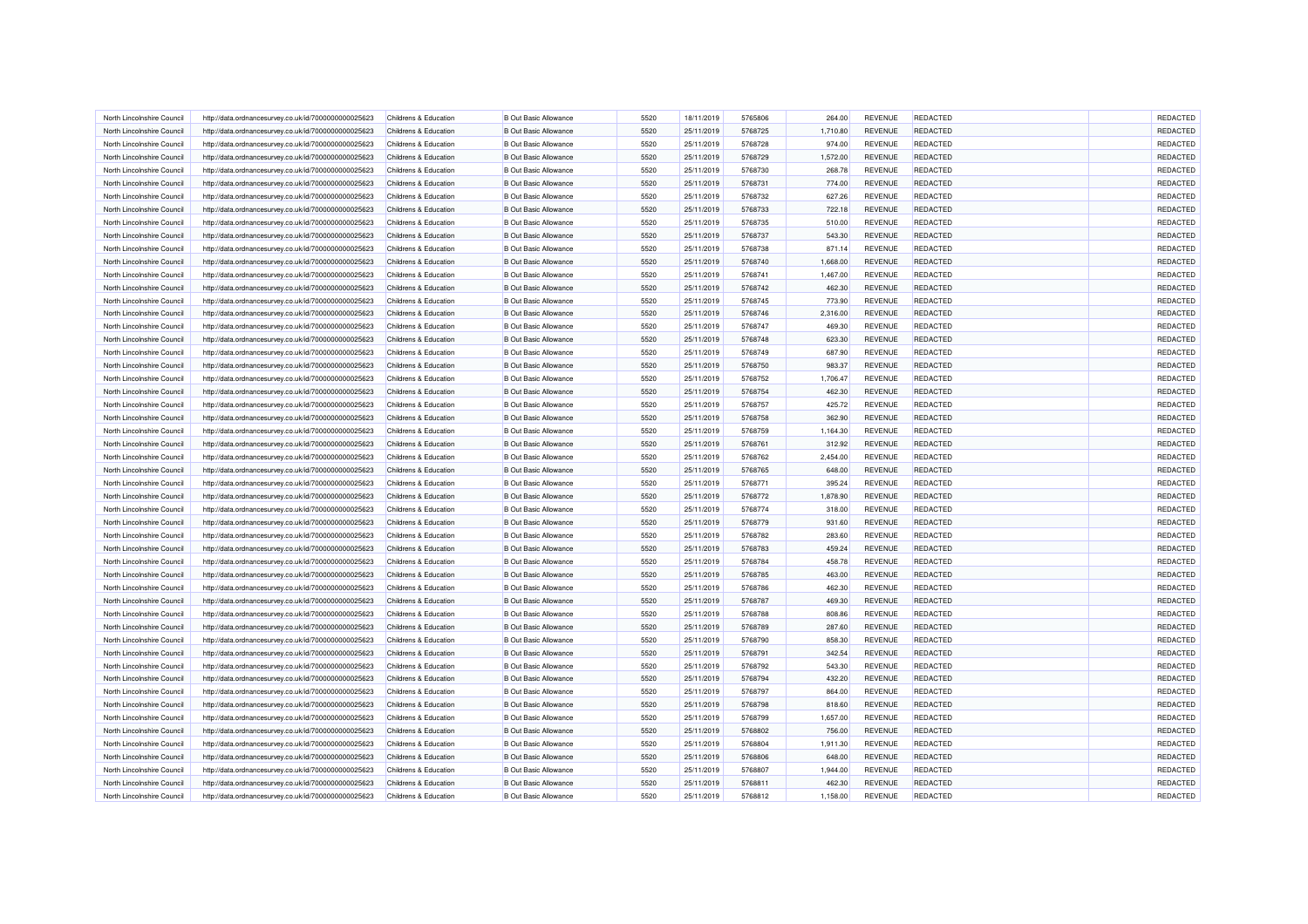| | | | | | | | | | | | | |
|---|---|---|---|---|---|---|---|---|---|---|---|---|
| North Lincolnshire Council | http://data.ordnancesurvey.co.uk/id/7000000000025623 | Childrens & Education | B Out Basic Allowance | 5520 | 18/11/2019 | 5765806 | 264.00 | REVENUE | REDACTED | | REDACTED |
| North Lincolnshire Council | http://data.ordnancesurvey.co.uk/id/7000000000025623 | Childrens & Education | B Out Basic Allowance | 5520 | 25/11/2019 | 5768725 | 1,710.80 | REVENUE | REDACTED | | REDACTED |
| North Lincolnshire Council | http://data.ordnancesurvey.co.uk/id/7000000000025623 | Childrens & Education | B Out Basic Allowance | 5520 | 25/11/2019 | 5768728 | 974.00 | REVENUE | REDACTED | | REDACTED |
| North Lincolnshire Council | http://data.ordnancesurvey.co.uk/id/7000000000025623 | Childrens & Education | B Out Basic Allowance | 5520 | 25/11/2019 | 5768729 | 1,572.00 | REVENUE | REDACTED | | REDACTED |
| North Lincolnshire Council | http://data.ordnancesurvey.co.uk/id/7000000000025623 | Childrens & Education | B Out Basic Allowance | 5520 | 25/11/2019 | 5768730 | 268.78 | REVENUE | REDACTED | | REDACTED |
| North Lincolnshire Council | http://data.ordnancesurvey.co.uk/id/7000000000025623 | Childrens & Education | B Out Basic Allowance | 5520 | 25/11/2019 | 5768731 | 774.00 | REVENUE | REDACTED | | REDACTED |
| North Lincolnshire Council | http://data.ordnancesurvey.co.uk/id/7000000000025623 | Childrens & Education | B Out Basic Allowance | 5520 | 25/11/2019 | 5768732 | 627.26 | REVENUE | REDACTED | | REDACTED |
| North Lincolnshire Council | http://data.ordnancesurvey.co.uk/id/7000000000025623 | Childrens & Education | B Out Basic Allowance | 5520 | 25/11/2019 | 5768733 | 722.18 | REVENUE | REDACTED | | REDACTED |
| North Lincolnshire Council | http://data.ordnancesurvey.co.uk/id/7000000000025623 | Childrens & Education | B Out Basic Allowance | 5520 | 25/11/2019 | 5768735 | 510.00 | REVENUE | REDACTED | | REDACTED |
| North Lincolnshire Council | http://data.ordnancesurvey.co.uk/id/7000000000025623 | Childrens & Education | B Out Basic Allowance | 5520 | 25/11/2019 | 5768737 | 543.30 | REVENUE | REDACTED | | REDACTED |
| North Lincolnshire Council | http://data.ordnancesurvey.co.uk/id/7000000000025623 | Childrens & Education | B Out Basic Allowance | 5520 | 25/11/2019 | 5768738 | 871.14 | REVENUE | REDACTED | | REDACTED |
| North Lincolnshire Council | http://data.ordnancesurvey.co.uk/id/7000000000025623 | Childrens & Education | B Out Basic Allowance | 5520 | 25/11/2019 | 5768740 | 1,668.00 | REVENUE | REDACTED | | REDACTED |
| North Lincolnshire Council | http://data.ordnancesurvey.co.uk/id/7000000000025623 | Childrens & Education | B Out Basic Allowance | 5520 | 25/11/2019 | 5768741 | 1,467.00 | REVENUE | REDACTED | | REDACTED |
| North Lincolnshire Council | http://data.ordnancesurvey.co.uk/id/7000000000025623 | Childrens & Education | B Out Basic Allowance | 5520 | 25/11/2019 | 5768742 | 462.30 | REVENUE | REDACTED | | REDACTED |
| North Lincolnshire Council | http://data.ordnancesurvey.co.uk/id/7000000000025623 | Childrens & Education | B Out Basic Allowance | 5520 | 25/11/2019 | 5768745 | 773.90 | REVENUE | REDACTED | | REDACTED |
| North Lincolnshire Council | http://data.ordnancesurvey.co.uk/id/7000000000025623 | Childrens & Education | B Out Basic Allowance | 5520 | 25/11/2019 | 5768746 | 2,316.00 | REVENUE | REDACTED | | REDACTED |
| North Lincolnshire Council | http://data.ordnancesurvey.co.uk/id/7000000000025623 | Childrens & Education | B Out Basic Allowance | 5520 | 25/11/2019 | 5768747 | 469.30 | REVENUE | REDACTED | | REDACTED |
| North Lincolnshire Council | http://data.ordnancesurvey.co.uk/id/7000000000025623 | Childrens & Education | B Out Basic Allowance | 5520 | 25/11/2019 | 5768748 | 623.30 | REVENUE | REDACTED | | REDACTED |
| North Lincolnshire Council | http://data.ordnancesurvey.co.uk/id/7000000000025623 | Childrens & Education | B Out Basic Allowance | 5520 | 25/11/2019 | 5768749 | 687.90 | REVENUE | REDACTED | | REDACTED |
| North Lincolnshire Council | http://data.ordnancesurvey.co.uk/id/7000000000025623 | Childrens & Education | B Out Basic Allowance | 5520 | 25/11/2019 | 5768750 | 983.37 | REVENUE | REDACTED | | REDACTED |
| North Lincolnshire Council | http://data.ordnancesurvey.co.uk/id/7000000000025623 | Childrens & Education | B Out Basic Allowance | 5520 | 25/11/2019 | 5768752 | 1,706.47 | REVENUE | REDACTED | | REDACTED |
| North Lincolnshire Council | http://data.ordnancesurvey.co.uk/id/7000000000025623 | Childrens & Education | B Out Basic Allowance | 5520 | 25/11/2019 | 5768754 | 462.30 | REVENUE | REDACTED | | REDACTED |
| North Lincolnshire Council | http://data.ordnancesurvey.co.uk/id/7000000000025623 | Childrens & Education | B Out Basic Allowance | 5520 | 25/11/2019 | 5768757 | 425.72 | REVENUE | REDACTED | | REDACTED |
| North Lincolnshire Council | http://data.ordnancesurvey.co.uk/id/7000000000025623 | Childrens & Education | B Out Basic Allowance | 5520 | 25/11/2019 | 5768758 | 362.90 | REVENUE | REDACTED | | REDACTED |
| North Lincolnshire Council | http://data.ordnancesurvey.co.uk/id/7000000000025623 | Childrens & Education | B Out Basic Allowance | 5520 | 25/11/2019 | 5768759 | 1,164.30 | REVENUE | REDACTED | | REDACTED |
| North Lincolnshire Council | http://data.ordnancesurvey.co.uk/id/7000000000025623 | Childrens & Education | B Out Basic Allowance | 5520 | 25/11/2019 | 5768761 | 312.92 | REVENUE | REDACTED | | REDACTED |
| North Lincolnshire Council | http://data.ordnancesurvey.co.uk/id/7000000000025623 | Childrens & Education | B Out Basic Allowance | 5520 | 25/11/2019 | 5768762 | 2,454.00 | REVENUE | REDACTED | | REDACTED |
| North Lincolnshire Council | http://data.ordnancesurvey.co.uk/id/7000000000025623 | Childrens & Education | B Out Basic Allowance | 5520 | 25/11/2019 | 5768765 | 648.00 | REVENUE | REDACTED | | REDACTED |
| North Lincolnshire Council | http://data.ordnancesurvey.co.uk/id/7000000000025623 | Childrens & Education | B Out Basic Allowance | 5520 | 25/11/2019 | 5768771 | 395.24 | REVENUE | REDACTED | | REDACTED |
| North Lincolnshire Council | http://data.ordnancesurvey.co.uk/id/7000000000025623 | Childrens & Education | B Out Basic Allowance | 5520 | 25/11/2019 | 5768772 | 1,878.90 | REVENUE | REDACTED | | REDACTED |
| North Lincolnshire Council | http://data.ordnancesurvey.co.uk/id/7000000000025623 | Childrens & Education | B Out Basic Allowance | 5520 | 25/11/2019 | 5768774 | 318.00 | REVENUE | REDACTED | | REDACTED |
| North Lincolnshire Council | http://data.ordnancesurvey.co.uk/id/7000000000025623 | Childrens & Education | B Out Basic Allowance | 5520 | 25/11/2019 | 5768779 | 931.60 | REVENUE | REDACTED | | REDACTED |
| North Lincolnshire Council | http://data.ordnancesurvey.co.uk/id/7000000000025623 | Childrens & Education | B Out Basic Allowance | 5520 | 25/11/2019 | 5768782 | 283.60 | REVENUE | REDACTED | | REDACTED |
| North Lincolnshire Council | http://data.ordnancesurvey.co.uk/id/7000000000025623 | Childrens & Education | B Out Basic Allowance | 5520 | 25/11/2019 | 5768783 | 459.24 | REVENUE | REDACTED | | REDACTED |
| North Lincolnshire Council | http://data.ordnancesurvey.co.uk/id/7000000000025623 | Childrens & Education | B Out Basic Allowance | 5520 | 25/11/2019 | 5768784 | 458.78 | REVENUE | REDACTED | | REDACTED |
| North Lincolnshire Council | http://data.ordnancesurvey.co.uk/id/7000000000025623 | Childrens & Education | B Out Basic Allowance | 5520 | 25/11/2019 | 5768785 | 463.00 | REVENUE | REDACTED | | REDACTED |
| North Lincolnshire Council | http://data.ordnancesurvey.co.uk/id/7000000000025623 | Childrens & Education | B Out Basic Allowance | 5520 | 25/11/2019 | 5768786 | 462.30 | REVENUE | REDACTED | | REDACTED |
| North Lincolnshire Council | http://data.ordnancesurvey.co.uk/id/7000000000025623 | Childrens & Education | B Out Basic Allowance | 5520 | 25/11/2019 | 5768787 | 469.30 | REVENUE | REDACTED | | REDACTED |
| North Lincolnshire Council | http://data.ordnancesurvey.co.uk/id/7000000000025623 | Childrens & Education | B Out Basic Allowance | 5520 | 25/11/2019 | 5768788 | 808.86 | REVENUE | REDACTED | | REDACTED |
| North Lincolnshire Council | http://data.ordnancesurvey.co.uk/id/7000000000025623 | Childrens & Education | B Out Basic Allowance | 5520 | 25/11/2019 | 5768789 | 287.60 | REVENUE | REDACTED | | REDACTED |
| North Lincolnshire Council | http://data.ordnancesurvey.co.uk/id/7000000000025623 | Childrens & Education | B Out Basic Allowance | 5520 | 25/11/2019 | 5768790 | 858.30 | REVENUE | REDACTED | | REDACTED |
| North Lincolnshire Council | http://data.ordnancesurvey.co.uk/id/7000000000025623 | Childrens & Education | B Out Basic Allowance | 5520 | 25/11/2019 | 5768791 | 342.54 | REVENUE | REDACTED | | REDACTED |
| North Lincolnshire Council | http://data.ordnancesurvey.co.uk/id/7000000000025623 | Childrens & Education | B Out Basic Allowance | 5520 | 25/11/2019 | 5768792 | 543.30 | REVENUE | REDACTED | | REDACTED |
| North Lincolnshire Council | http://data.ordnancesurvey.co.uk/id/7000000000025623 | Childrens & Education | B Out Basic Allowance | 5520 | 25/11/2019 | 5768794 | 432.20 | REVENUE | REDACTED | | REDACTED |
| North Lincolnshire Council | http://data.ordnancesurvey.co.uk/id/7000000000025623 | Childrens & Education | B Out Basic Allowance | 5520 | 25/11/2019 | 5768797 | 864.00 | REVENUE | REDACTED | | REDACTED |
| North Lincolnshire Council | http://data.ordnancesurvey.co.uk/id/7000000000025623 | Childrens & Education | B Out Basic Allowance | 5520 | 25/11/2019 | 5768798 | 818.60 | REVENUE | REDACTED | | REDACTED |
| North Lincolnshire Council | http://data.ordnancesurvey.co.uk/id/7000000000025623 | Childrens & Education | B Out Basic Allowance | 5520 | 25/11/2019 | 5768799 | 1,657.00 | REVENUE | REDACTED | | REDACTED |
| North Lincolnshire Council | http://data.ordnancesurvey.co.uk/id/7000000000025623 | Childrens & Education | B Out Basic Allowance | 5520 | 25/11/2019 | 5768802 | 756.00 | REVENUE | REDACTED | | REDACTED |
| North Lincolnshire Council | http://data.ordnancesurvey.co.uk/id/7000000000025623 | Childrens & Education | B Out Basic Allowance | 5520 | 25/11/2019 | 5768804 | 1,911.30 | REVENUE | REDACTED | | REDACTED |
| North Lincolnshire Council | http://data.ordnancesurvey.co.uk/id/7000000000025623 | Childrens & Education | B Out Basic Allowance | 5520 | 25/11/2019 | 5768806 | 648.00 | REVENUE | REDACTED | | REDACTED |
| North Lincolnshire Council | http://data.ordnancesurvey.co.uk/id/7000000000025623 | Childrens & Education | B Out Basic Allowance | 5520 | 25/11/2019 | 5768807 | 1,944.00 | REVENUE | REDACTED | | REDACTED |
| North Lincolnshire Council | http://data.ordnancesurvey.co.uk/id/7000000000025623 | Childrens & Education | B Out Basic Allowance | 5520 | 25/11/2019 | 5768811 | 462.30 | REVENUE | REDACTED | | REDACTED |
| North Lincolnshire Council | http://data.ordnancesurvey.co.uk/id/7000000000025623 | Childrens & Education | B Out Basic Allowance | 5520 | 25/11/2019 | 5768812 | 1,158.00 | REVENUE | REDACTED | | REDACTED |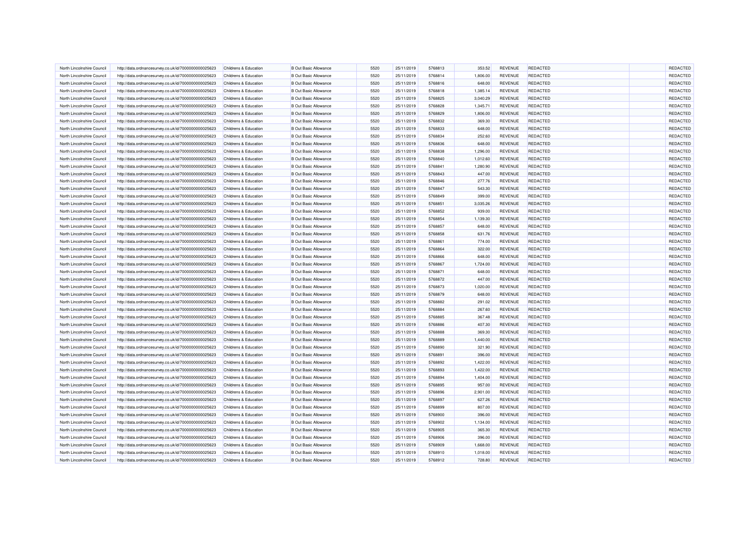| | | | | | | | | | | | |
|---|---|---|---|---|---|---|---|---|---|---|---|
| North Lincolnshire Council | http://data.ordnancesurvey.co.uk/id/7000000000025623 | Childrens & Education | B Out Basic Allowance | 5520 | 25/11/2019 | 5768813 | 353.52 | REVENUE | REDACTED | | REDACTED |
| North Lincolnshire Council | http://data.ordnancesurvey.co.uk/id/7000000000025623 | Childrens & Education | B Out Basic Allowance | 5520 | 25/11/2019 | 5768814 | 1,806.00 | REVENUE | REDACTED | | REDACTED |
| North Lincolnshire Council | http://data.ordnancesurvey.co.uk/id/7000000000025623 | Childrens & Education | B Out Basic Allowance | 5520 | 25/11/2019 | 5768816 | 648.00 | REVENUE | REDACTED | | REDACTED |
| North Lincolnshire Council | http://data.ordnancesurvey.co.uk/id/7000000000025623 | Childrens & Education | B Out Basic Allowance | 5520 | 25/11/2019 | 5768818 | 1,385.14 | REVENUE | REDACTED | | REDACTED |
| North Lincolnshire Council | http://data.ordnancesurvey.co.uk/id/7000000000025623 | Childrens & Education | B Out Basic Allowance | 5520 | 25/11/2019 | 5768825 | 3,040.29 | REVENUE | REDACTED | | REDACTED |
| North Lincolnshire Council | http://data.ordnancesurvey.co.uk/id/7000000000025623 | Childrens & Education | B Out Basic Allowance | 5520 | 25/11/2019 | 5768828 | 1,345.71 | REVENUE | REDACTED | | REDACTED |
| North Lincolnshire Council | http://data.ordnancesurvey.co.uk/id/7000000000025623 | Childrens & Education | B Out Basic Allowance | 5520 | 25/11/2019 | 5768829 | 1,806.00 | REVENUE | REDACTED | | REDACTED |
| North Lincolnshire Council | http://data.ordnancesurvey.co.uk/id/7000000000025623 | Childrens & Education | B Out Basic Allowance | 5520 | 25/11/2019 | 5768832 | 369.30 | REVENUE | REDACTED | | REDACTED |
| North Lincolnshire Council | http://data.ordnancesurvey.co.uk/id/7000000000025623 | Childrens & Education | B Out Basic Allowance | 5520 | 25/11/2019 | 5768833 | 648.00 | REVENUE | REDACTED | | REDACTED |
| North Lincolnshire Council | http://data.ordnancesurvey.co.uk/id/7000000000025623 | Childrens & Education | B Out Basic Allowance | 5520 | 25/11/2019 | 5768834 | 252.60 | REVENUE | REDACTED | | REDACTED |
| North Lincolnshire Council | http://data.ordnancesurvey.co.uk/id/7000000000025623 | Childrens & Education | B Out Basic Allowance | 5520 | 25/11/2019 | 5768836 | 648.00 | REVENUE | REDACTED | | REDACTED |
| North Lincolnshire Council | http://data.ordnancesurvey.co.uk/id/7000000000025623 | Childrens & Education | B Out Basic Allowance | 5520 | 25/11/2019 | 5768838 | 1,296.00 | REVENUE | REDACTED | | REDACTED |
| North Lincolnshire Council | http://data.ordnancesurvey.co.uk/id/7000000000025623 | Childrens & Education | B Out Basic Allowance | 5520 | 25/11/2019 | 5768840 | 1,012.60 | REVENUE | REDACTED | | REDACTED |
| North Lincolnshire Council | http://data.ordnancesurvey.co.uk/id/7000000000025623 | Childrens & Education | B Out Basic Allowance | 5520 | 25/11/2019 | 5768841 | 1,280.90 | REVENUE | REDACTED | | REDACTED |
| North Lincolnshire Council | http://data.ordnancesurvey.co.uk/id/7000000000025623 | Childrens & Education | B Out Basic Allowance | 5520 | 25/11/2019 | 5768843 | 447.00 | REVENUE | REDACTED | | REDACTED |
| North Lincolnshire Council | http://data.ordnancesurvey.co.uk/id/7000000000025623 | Childrens & Education | B Out Basic Allowance | 5520 | 25/11/2019 | 5768846 | 277.76 | REVENUE | REDACTED | | REDACTED |
| North Lincolnshire Council | http://data.ordnancesurvey.co.uk/id/7000000000025623 | Childrens & Education | B Out Basic Allowance | 5520 | 25/11/2019 | 5768847 | 543.30 | REVENUE | REDACTED | | REDACTED |
| North Lincolnshire Council | http://data.ordnancesurvey.co.uk/id/7000000000025623 | Childrens & Education | B Out Basic Allowance | 5520 | 25/11/2019 | 5768849 | 399.00 | REVENUE | REDACTED | | REDACTED |
| North Lincolnshire Council | http://data.ordnancesurvey.co.uk/id/7000000000025623 | Childrens & Education | B Out Basic Allowance | 5520 | 25/11/2019 | 5768851 | 3,035.26 | REVENUE | REDACTED | | REDACTED |
| North Lincolnshire Council | http://data.ordnancesurvey.co.uk/id/7000000000025623 | Childrens & Education | B Out Basic Allowance | 5520 | 25/11/2019 | 5768852 | 939.00 | REVENUE | REDACTED | | REDACTED |
| North Lincolnshire Council | http://data.ordnancesurvey.co.uk/id/7000000000025623 | Childrens & Education | B Out Basic Allowance | 5520 | 25/11/2019 | 5768854 | 1,139.30 | REVENUE | REDACTED | | REDACTED |
| North Lincolnshire Council | http://data.ordnancesurvey.co.uk/id/7000000000025623 | Childrens & Education | B Out Basic Allowance | 5520 | 25/11/2019 | 5768857 | 648.00 | REVENUE | REDACTED | | REDACTED |
| North Lincolnshire Council | http://data.ordnancesurvey.co.uk/id/7000000000025623 | Childrens & Education | B Out Basic Allowance | 5520 | 25/11/2019 | 5768858 | 631.76 | REVENUE | REDACTED | | REDACTED |
| North Lincolnshire Council | http://data.ordnancesurvey.co.uk/id/7000000000025623 | Childrens & Education | B Out Basic Allowance | 5520 | 25/11/2019 | 5768861 | 774.00 | REVENUE | REDACTED | | REDACTED |
| North Lincolnshire Council | http://data.ordnancesurvey.co.uk/id/7000000000025623 | Childrens & Education | B Out Basic Allowance | 5520 | 25/11/2019 | 5768864 | 322.00 | REVENUE | REDACTED | | REDACTED |
| North Lincolnshire Council | http://data.ordnancesurvey.co.uk/id/7000000000025623 | Childrens & Education | B Out Basic Allowance | 5520 | 25/11/2019 | 5768866 | 648.00 | REVENUE | REDACTED | | REDACTED |
| North Lincolnshire Council | http://data.ordnancesurvey.co.uk/id/7000000000025623 | Childrens & Education | B Out Basic Allowance | 5520 | 25/11/2019 | 5768867 | 1,724.00 | REVENUE | REDACTED | | REDACTED |
| North Lincolnshire Council | http://data.ordnancesurvey.co.uk/id/7000000000025623 | Childrens & Education | B Out Basic Allowance | 5520 | 25/11/2019 | 5768871 | 648.00 | REVENUE | REDACTED | | REDACTED |
| North Lincolnshire Council | http://data.ordnancesurvey.co.uk/id/7000000000025623 | Childrens & Education | B Out Basic Allowance | 5520 | 25/11/2019 | 5768872 | 447.00 | REVENUE | REDACTED | | REDACTED |
| North Lincolnshire Council | http://data.ordnancesurvey.co.uk/id/7000000000025623 | Childrens & Education | B Out Basic Allowance | 5520 | 25/11/2019 | 5768873 | 1,020.00 | REVENUE | REDACTED | | REDACTED |
| North Lincolnshire Council | http://data.ordnancesurvey.co.uk/id/7000000000025623 | Childrens & Education | B Out Basic Allowance | 5520 | 25/11/2019 | 5768879 | 648.00 | REVENUE | REDACTED | | REDACTED |
| North Lincolnshire Council | http://data.ordnancesurvey.co.uk/id/7000000000025623 | Childrens & Education | B Out Basic Allowance | 5520 | 25/11/2019 | 5768882 | 291.02 | REVENUE | REDACTED | | REDACTED |
| North Lincolnshire Council | http://data.ordnancesurvey.co.uk/id/7000000000025623 | Childrens & Education | B Out Basic Allowance | 5520 | 25/11/2019 | 5768884 | 267.60 | REVENUE | REDACTED | | REDACTED |
| North Lincolnshire Council | http://data.ordnancesurvey.co.uk/id/7000000000025623 | Childrens & Education | B Out Basic Allowance | 5520 | 25/11/2019 | 5768885 | 367.48 | REVENUE | REDACTED | | REDACTED |
| North Lincolnshire Council | http://data.ordnancesurvey.co.uk/id/7000000000025623 | Childrens & Education | B Out Basic Allowance | 5520 | 25/11/2019 | 5768886 | 407.30 | REVENUE | REDACTED | | REDACTED |
| North Lincolnshire Council | http://data.ordnancesurvey.co.uk/id/7000000000025623 | Childrens & Education | B Out Basic Allowance | 5520 | 25/11/2019 | 5768888 | 369.30 | REVENUE | REDACTED | | REDACTED |
| North Lincolnshire Council | http://data.ordnancesurvey.co.uk/id/7000000000025623 | Childrens & Education | B Out Basic Allowance | 5520 | 25/11/2019 | 5768889 | 1,440.00 | REVENUE | REDACTED | | REDACTED |
| North Lincolnshire Council | http://data.ordnancesurvey.co.uk/id/7000000000025623 | Childrens & Education | B Out Basic Allowance | 5520 | 25/11/2019 | 5768890 | 321.90 | REVENUE | REDACTED | | REDACTED |
| North Lincolnshire Council | http://data.ordnancesurvey.co.uk/id/7000000000025623 | Childrens & Education | B Out Basic Allowance | 5520 | 25/11/2019 | 5768891 | 396.00 | REVENUE | REDACTED | | REDACTED |
| North Lincolnshire Council | http://data.ordnancesurvey.co.uk/id/7000000000025623 | Childrens & Education | B Out Basic Allowance | 5520 | 25/11/2019 | 5768892 | 1,422.00 | REVENUE | REDACTED | | REDACTED |
| North Lincolnshire Council | http://data.ordnancesurvey.co.uk/id/7000000000025623 | Childrens & Education | B Out Basic Allowance | 5520 | 25/11/2019 | 5768893 | 1,422.00 | REVENUE | REDACTED | | REDACTED |
| North Lincolnshire Council | http://data.ordnancesurvey.co.uk/id/7000000000025623 | Childrens & Education | B Out Basic Allowance | 5520 | 25/11/2019 | 5768894 | 1,404.00 | REVENUE | REDACTED | | REDACTED |
| North Lincolnshire Council | http://data.ordnancesurvey.co.uk/id/7000000000025623 | Childrens & Education | B Out Basic Allowance | 5520 | 25/11/2019 | 5768895 | 957.00 | REVENUE | REDACTED | | REDACTED |
| North Lincolnshire Council | http://data.ordnancesurvey.co.uk/id/7000000000025623 | Childrens & Education | B Out Basic Allowance | 5520 | 25/11/2019 | 5768896 | 2,901.00 | REVENUE | REDACTED | | REDACTED |
| North Lincolnshire Council | http://data.ordnancesurvey.co.uk/id/7000000000025623 | Childrens & Education | B Out Basic Allowance | 5520 | 25/11/2019 | 5768897 | 627.26 | REVENUE | REDACTED | | REDACTED |
| North Lincolnshire Council | http://data.ordnancesurvey.co.uk/id/7000000000025623 | Childrens & Education | B Out Basic Allowance | 5520 | 25/11/2019 | 5768899 | 807.00 | REVENUE | REDACTED | | REDACTED |
| North Lincolnshire Council | http://data.ordnancesurvey.co.uk/id/7000000000025623 | Childrens & Education | B Out Basic Allowance | 5520 | 25/11/2019 | 5768900 | 396.00 | REVENUE | REDACTED | | REDACTED |
| North Lincolnshire Council | http://data.ordnancesurvey.co.uk/id/7000000000025623 | Childrens & Education | B Out Basic Allowance | 5520 | 25/11/2019 | 5768902 | 1,134.00 | REVENUE | REDACTED | | REDACTED |
| North Lincolnshire Council | http://data.ordnancesurvey.co.uk/id/7000000000025623 | Childrens & Education | B Out Basic Allowance | 5520 | 25/11/2019 | 5768905 | 365.30 | REVENUE | REDACTED | | REDACTED |
| North Lincolnshire Council | http://data.ordnancesurvey.co.uk/id/7000000000025623 | Childrens & Education | B Out Basic Allowance | 5520 | 25/11/2019 | 5768906 | 396.00 | REVENUE | REDACTED | | REDACTED |
| North Lincolnshire Council | http://data.ordnancesurvey.co.uk/id/7000000000025623 | Childrens & Education | B Out Basic Allowance | 5520 | 25/11/2019 | 5768909 | 1,668.00 | REVENUE | REDACTED | | REDACTED |
| North Lincolnshire Council | http://data.ordnancesurvey.co.uk/id/7000000000025623 | Childrens & Education | B Out Basic Allowance | 5520 | 25/11/2019 | 5768910 | 1,018.00 | REVENUE | REDACTED | | REDACTED |
| North Lincolnshire Council | http://data.ordnancesurvey.co.uk/id/7000000000025623 | Childrens & Education | B Out Basic Allowance | 5520 | 25/11/2019 | 5768912 | 728.80 | REVENUE | REDACTED | | REDACTED |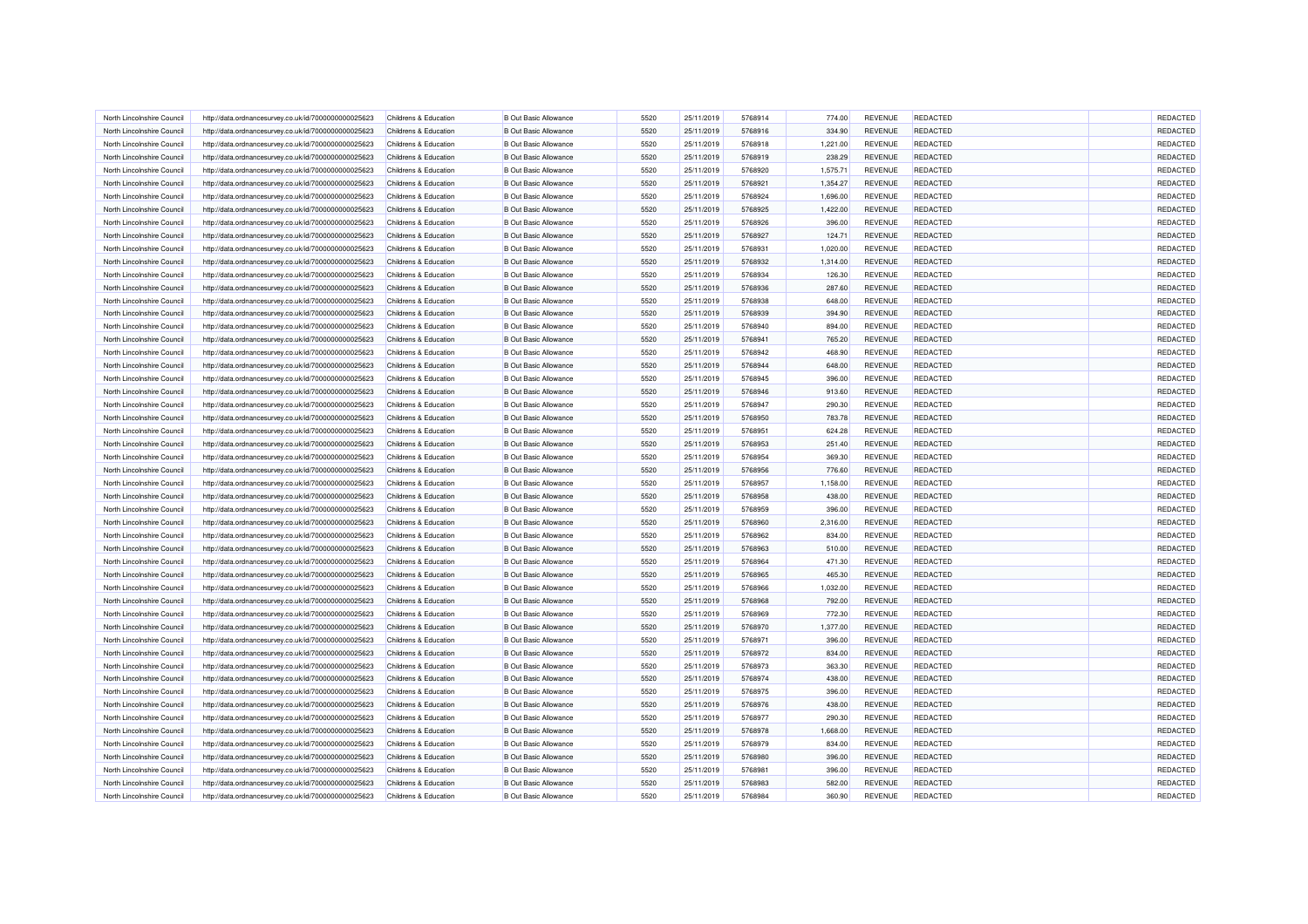| North Lincolnshire Council | http://data.ordnancesurvey.co.uk/id/7000000000025623 | Childrens & Education | B Out Basic Allowance | 5520 | 25/11/2019 | 5768914 | 774.00 | REVENUE | REDACTED | | REDACTED |
|---|---|---|---|---|---|---|---|---|---|---|---|
| North Lincolnshire Council | http://data.ordnancesurvey.co.uk/id/7000000000025623 | Childrens & Education | B Out Basic Allowance | 5520 | 25/11/2019 | 5768916 | 334.90 | REVENUE | REDACTED | | REDACTED |
| North Lincolnshire Council | http://data.ordnancesurvey.co.uk/id/7000000000025623 | Childrens & Education | B Out Basic Allowance | 5520 | 25/11/2019 | 5768918 | 1,221.00 | REVENUE | REDACTED | | REDACTED |
| North Lincolnshire Council | http://data.ordnancesurvey.co.uk/id/7000000000025623 | Childrens & Education | B Out Basic Allowance | 5520 | 25/11/2019 | 5768919 | 238.29 | REVENUE | REDACTED | | REDACTED |
| North Lincolnshire Council | http://data.ordnancesurvey.co.uk/id/7000000000025623 | Childrens & Education | B Out Basic Allowance | 5520 | 25/11/2019 | 5768920 | 1,575.71 | REVENUE | REDACTED | | REDACTED |
| North Lincolnshire Council | http://data.ordnancesurvey.co.uk/id/7000000000025623 | Childrens & Education | B Out Basic Allowance | 5520 | 25/11/2019 | 5768921 | 1,354.27 | REVENUE | REDACTED | | REDACTED |
| North Lincolnshire Council | http://data.ordnancesurvey.co.uk/id/7000000000025623 | Childrens & Education | B Out Basic Allowance | 5520 | 25/11/2019 | 5768924 | 1,696.00 | REVENUE | REDACTED | | REDACTED |
| North Lincolnshire Council | http://data.ordnancesurvey.co.uk/id/7000000000025623 | Childrens & Education | B Out Basic Allowance | 5520 | 25/11/2019 | 5768925 | 1,422.00 | REVENUE | REDACTED | | REDACTED |
| North Lincolnshire Council | http://data.ordnancesurvey.co.uk/id/7000000000025623 | Childrens & Education | B Out Basic Allowance | 5520 | 25/11/2019 | 5768926 | 396.00 | REVENUE | REDACTED | | REDACTED |
| North Lincolnshire Council | http://data.ordnancesurvey.co.uk/id/7000000000025623 | Childrens & Education | B Out Basic Allowance | 5520 | 25/11/2019 | 5768927 | 124.71 | REVENUE | REDACTED | | REDACTED |
| North Lincolnshire Council | http://data.ordnancesurvey.co.uk/id/7000000000025623 | Childrens & Education | B Out Basic Allowance | 5520 | 25/11/2019 | 5768931 | 1,020.00 | REVENUE | REDACTED | | REDACTED |
| North Lincolnshire Council | http://data.ordnancesurvey.co.uk/id/7000000000025623 | Childrens & Education | B Out Basic Allowance | 5520 | 25/11/2019 | 5768932 | 1,314.00 | REVENUE | REDACTED | | REDACTED |
| North Lincolnshire Council | http://data.ordnancesurvey.co.uk/id/7000000000025623 | Childrens & Education | B Out Basic Allowance | 5520 | 25/11/2019 | 5768934 | 126.30 | REVENUE | REDACTED | | REDACTED |
| North Lincolnshire Council | http://data.ordnancesurvey.co.uk/id/7000000000025623 | Childrens & Education | B Out Basic Allowance | 5520 | 25/11/2019 | 5768936 | 287.60 | REVENUE | REDACTED | | REDACTED |
| North Lincolnshire Council | http://data.ordnancesurvey.co.uk/id/7000000000025623 | Childrens & Education | B Out Basic Allowance | 5520 | 25/11/2019 | 5768938 | 648.00 | REVENUE | REDACTED | | REDACTED |
| North Lincolnshire Council | http://data.ordnancesurvey.co.uk/id/7000000000025623 | Childrens & Education | B Out Basic Allowance | 5520 | 25/11/2019 | 5768939 | 394.90 | REVENUE | REDACTED | | REDACTED |
| North Lincolnshire Council | http://data.ordnancesurvey.co.uk/id/7000000000025623 | Childrens & Education | B Out Basic Allowance | 5520 | 25/11/2019 | 5768940 | 894.00 | REVENUE | REDACTED | | REDACTED |
| North Lincolnshire Council | http://data.ordnancesurvey.co.uk/id/7000000000025623 | Childrens & Education | B Out Basic Allowance | 5520 | 25/11/2019 | 5768941 | 765.20 | REVENUE | REDACTED | | REDACTED |
| North Lincolnshire Council | http://data.ordnancesurvey.co.uk/id/7000000000025623 | Childrens & Education | B Out Basic Allowance | 5520 | 25/11/2019 | 5768942 | 468.90 | REVENUE | REDACTED | | REDACTED |
| North Lincolnshire Council | http://data.ordnancesurvey.co.uk/id/7000000000025623 | Childrens & Education | B Out Basic Allowance | 5520 | 25/11/2019 | 5768944 | 648.00 | REVENUE | REDACTED | | REDACTED |
| North Lincolnshire Council | http://data.ordnancesurvey.co.uk/id/7000000000025623 | Childrens & Education | B Out Basic Allowance | 5520 | 25/11/2019 | 5768945 | 396.00 | REVENUE | REDACTED | | REDACTED |
| North Lincolnshire Council | http://data.ordnancesurvey.co.uk/id/7000000000025623 | Childrens & Education | B Out Basic Allowance | 5520 | 25/11/2019 | 5768946 | 913.60 | REVENUE | REDACTED | | REDACTED |
| North Lincolnshire Council | http://data.ordnancesurvey.co.uk/id/7000000000025623 | Childrens & Education | B Out Basic Allowance | 5520 | 25/11/2019 | 5768947 | 290.30 | REVENUE | REDACTED | | REDACTED |
| North Lincolnshire Council | http://data.ordnancesurvey.co.uk/id/7000000000025623 | Childrens & Education | B Out Basic Allowance | 5520 | 25/11/2019 | 5768950 | 783.78 | REVENUE | REDACTED | | REDACTED |
| North Lincolnshire Council | http://data.ordnancesurvey.co.uk/id/7000000000025623 | Childrens & Education | B Out Basic Allowance | 5520 | 25/11/2019 | 5768951 | 624.28 | REVENUE | REDACTED | | REDACTED |
| North Lincolnshire Council | http://data.ordnancesurvey.co.uk/id/7000000000025623 | Childrens & Education | B Out Basic Allowance | 5520 | 25/11/2019 | 5768953 | 251.40 | REVENUE | REDACTED | | REDACTED |
| North Lincolnshire Council | http://data.ordnancesurvey.co.uk/id/7000000000025623 | Childrens & Education | B Out Basic Allowance | 5520 | 25/11/2019 | 5768954 | 369.30 | REVENUE | REDACTED | | REDACTED |
| North Lincolnshire Council | http://data.ordnancesurvey.co.uk/id/7000000000025623 | Childrens & Education | B Out Basic Allowance | 5520 | 25/11/2019 | 5768956 | 776.60 | REVENUE | REDACTED | | REDACTED |
| North Lincolnshire Council | http://data.ordnancesurvey.co.uk/id/7000000000025623 | Childrens & Education | B Out Basic Allowance | 5520 | 25/11/2019 | 5768957 | 1,158.00 | REVENUE | REDACTED | | REDACTED |
| North Lincolnshire Council | http://data.ordnancesurvey.co.uk/id/7000000000025623 | Childrens & Education | B Out Basic Allowance | 5520 | 25/11/2019 | 5768958 | 438.00 | REVENUE | REDACTED | | REDACTED |
| North Lincolnshire Council | http://data.ordnancesurvey.co.uk/id/7000000000025623 | Childrens & Education | B Out Basic Allowance | 5520 | 25/11/2019 | 5768959 | 396.00 | REVENUE | REDACTED | | REDACTED |
| North Lincolnshire Council | http://data.ordnancesurvey.co.uk/id/7000000000025623 | Childrens & Education | B Out Basic Allowance | 5520 | 25/11/2019 | 5768960 | 2,316.00 | REVENUE | REDACTED | | REDACTED |
| North Lincolnshire Council | http://data.ordnancesurvey.co.uk/id/7000000000025623 | Childrens & Education | B Out Basic Allowance | 5520 | 25/11/2019 | 5768962 | 834.00 | REVENUE | REDACTED | | REDACTED |
| North Lincolnshire Council | http://data.ordnancesurvey.co.uk/id/7000000000025623 | Childrens & Education | B Out Basic Allowance | 5520 | 25/11/2019 | 5768963 | 510.00 | REVENUE | REDACTED | | REDACTED |
| North Lincolnshire Council | http://data.ordnancesurvey.co.uk/id/7000000000025623 | Childrens & Education | B Out Basic Allowance | 5520 | 25/11/2019 | 5768964 | 471.30 | REVENUE | REDACTED | | REDACTED |
| North Lincolnshire Council | http://data.ordnancesurvey.co.uk/id/7000000000025623 | Childrens & Education | B Out Basic Allowance | 5520 | 25/11/2019 | 5768965 | 465.30 | REVENUE | REDACTED | | REDACTED |
| North Lincolnshire Council | http://data.ordnancesurvey.co.uk/id/7000000000025623 | Childrens & Education | B Out Basic Allowance | 5520 | 25/11/2019 | 5768966 | 1,032.00 | REVENUE | REDACTED | | REDACTED |
| North Lincolnshire Council | http://data.ordnancesurvey.co.uk/id/7000000000025623 | Childrens & Education | B Out Basic Allowance | 5520 | 25/11/2019 | 5768968 | 792.00 | REVENUE | REDACTED | | REDACTED |
| North Lincolnshire Council | http://data.ordnancesurvey.co.uk/id/7000000000025623 | Childrens & Education | B Out Basic Allowance | 5520 | 25/11/2019 | 5768969 | 772.30 | REVENUE | REDACTED | | REDACTED |
| North Lincolnshire Council | http://data.ordnancesurvey.co.uk/id/7000000000025623 | Childrens & Education | B Out Basic Allowance | 5520 | 25/11/2019 | 5768970 | 1,377.00 | REVENUE | REDACTED | | REDACTED |
| North Lincolnshire Council | http://data.ordnancesurvey.co.uk/id/7000000000025623 | Childrens & Education | B Out Basic Allowance | 5520 | 25/11/2019 | 5768971 | 396.00 | REVENUE | REDACTED | | REDACTED |
| North Lincolnshire Council | http://data.ordnancesurvey.co.uk/id/7000000000025623 | Childrens & Education | B Out Basic Allowance | 5520 | 25/11/2019 | 5768972 | 834.00 | REVENUE | REDACTED | | REDACTED |
| North Lincolnshire Council | http://data.ordnancesurvey.co.uk/id/7000000000025623 | Childrens & Education | B Out Basic Allowance | 5520 | 25/11/2019 | 5768973 | 363.30 | REVENUE | REDACTED | | REDACTED |
| North Lincolnshire Council | http://data.ordnancesurvey.co.uk/id/7000000000025623 | Childrens & Education | B Out Basic Allowance | 5520 | 25/11/2019 | 5768974 | 438.00 | REVENUE | REDACTED | | REDACTED |
| North Lincolnshire Council | http://data.ordnancesurvey.co.uk/id/7000000000025623 | Childrens & Education | B Out Basic Allowance | 5520 | 25/11/2019 | 5768975 | 396.00 | REVENUE | REDACTED | | REDACTED |
| North Lincolnshire Council | http://data.ordnancesurvey.co.uk/id/7000000000025623 | Childrens & Education | B Out Basic Allowance | 5520 | 25/11/2019 | 5768976 | 438.00 | REVENUE | REDACTED | | REDACTED |
| North Lincolnshire Council | http://data.ordnancesurvey.co.uk/id/7000000000025623 | Childrens & Education | B Out Basic Allowance | 5520 | 25/11/2019 | 5768977 | 290.30 | REVENUE | REDACTED | | REDACTED |
| North Lincolnshire Council | http://data.ordnancesurvey.co.uk/id/7000000000025623 | Childrens & Education | B Out Basic Allowance | 5520 | 25/11/2019 | 5768978 | 1,668.00 | REVENUE | REDACTED | | REDACTED |
| North Lincolnshire Council | http://data.ordnancesurvey.co.uk/id/7000000000025623 | Childrens & Education | B Out Basic Allowance | 5520 | 25/11/2019 | 5768979 | 834.00 | REVENUE | REDACTED | | REDACTED |
| North Lincolnshire Council | http://data.ordnancesurvey.co.uk/id/7000000000025623 | Childrens & Education | B Out Basic Allowance | 5520 | 25/11/2019 | 5768980 | 396.00 | REVENUE | REDACTED | | REDACTED |
| North Lincolnshire Council | http://data.ordnancesurvey.co.uk/id/7000000000025623 | Childrens & Education | B Out Basic Allowance | 5520 | 25/11/2019 | 5768981 | 396.00 | REVENUE | REDACTED | | REDACTED |
| North Lincolnshire Council | http://data.ordnancesurvey.co.uk/id/7000000000025623 | Childrens & Education | B Out Basic Allowance | 5520 | 25/11/2019 | 5768983 | 582.00 | REVENUE | REDACTED | | REDACTED |
| North Lincolnshire Council | http://data.ordnancesurvey.co.uk/id/7000000000025623 | Childrens & Education | B Out Basic Allowance | 5520 | 25/11/2019 | 5768984 | 360.90 | REVENUE | REDACTED | | REDACTED |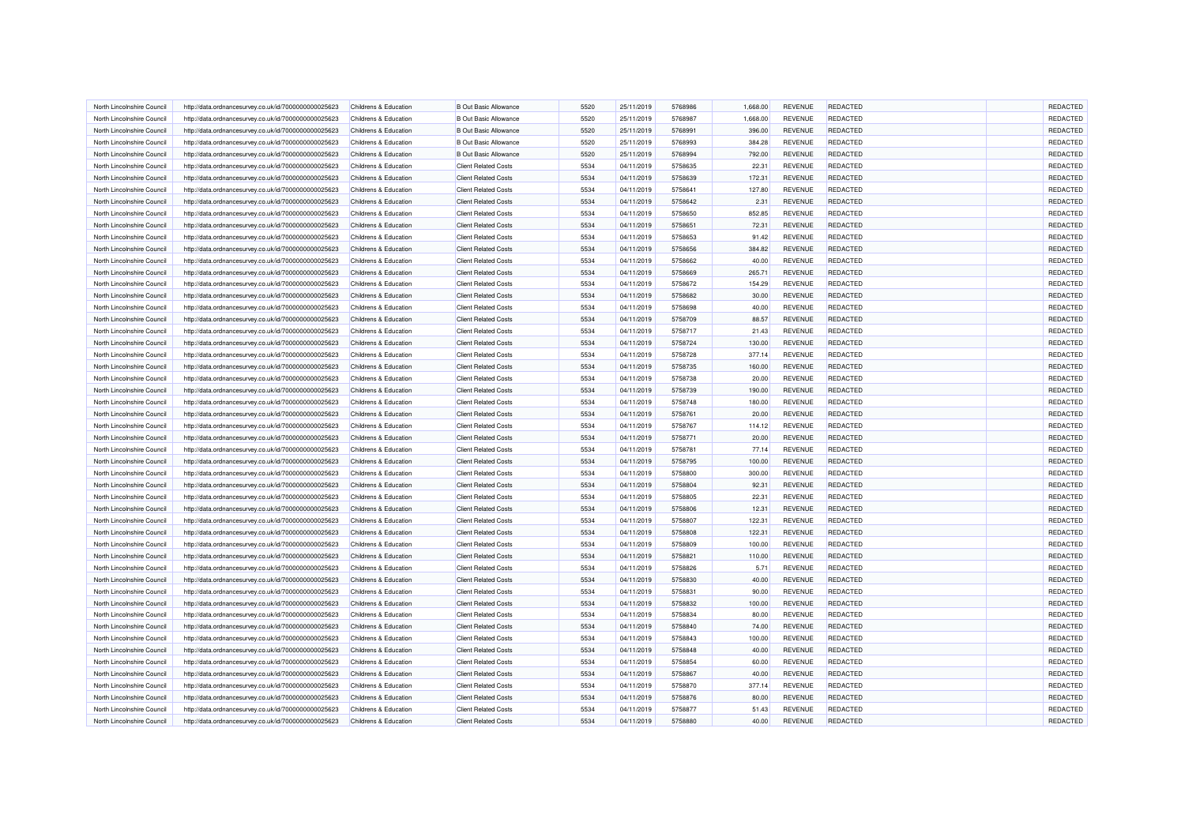| | | | | | | | | | | | |
|---|---|---|---|---|---|---|---|---|---|---|---|
| North Lincolnshire Council | http://data.ordnancesurvey.co.uk/id/7000000000025623 | Childrens & Education | B Out Basic Allowance | 5520 | 25/11/2019 | 5768986 | 1,668.00 | REVENUE | REDACTED | | REDACTED |
| North Lincolnshire Council | http://data.ordnancesurvey.co.uk/id/7000000000025623 | Childrens & Education | B Out Basic Allowance | 5520 | 25/11/2019 | 5768987 | 1,668.00 | REVENUE | REDACTED | | REDACTED |
| North Lincolnshire Council | http://data.ordnancesurvey.co.uk/id/7000000000025623 | Childrens & Education | B Out Basic Allowance | 5520 | 25/11/2019 | 5768991 | 396.00 | REVENUE | REDACTED | | REDACTED |
| North Lincolnshire Council | http://data.ordnancesurvey.co.uk/id/7000000000025623 | Childrens & Education | B Out Basic Allowance | 5520 | 25/11/2019 | 5768993 | 384.28 | REVENUE | REDACTED | | REDACTED |
| North Lincolnshire Council | http://data.ordnancesurvey.co.uk/id/7000000000025623 | Childrens & Education | B Out Basic Allowance | 5520 | 25/11/2019 | 5768994 | 792.00 | REVENUE | REDACTED | | REDACTED |
| North Lincolnshire Council | http://data.ordnancesurvey.co.uk/id/7000000000025623 | Childrens & Education | Client Related Costs | 5534 | 04/11/2019 | 5758635 | 22.31 | REVENUE | REDACTED | | REDACTED |
| North Lincolnshire Council | http://data.ordnancesurvey.co.uk/id/7000000000025623 | Childrens & Education | Client Related Costs | 5534 | 04/11/2019 | 5758639 | 172.31 | REVENUE | REDACTED | | REDACTED |
| North Lincolnshire Council | http://data.ordnancesurvey.co.uk/id/7000000000025623 | Childrens & Education | Client Related Costs | 5534 | 04/11/2019 | 5758641 | 127.80 | REVENUE | REDACTED | | REDACTED |
| North Lincolnshire Council | http://data.ordnancesurvey.co.uk/id/7000000000025623 | Childrens & Education | Client Related Costs | 5534 | 04/11/2019 | 5758642 | 2.31 | REVENUE | REDACTED | | REDACTED |
| North Lincolnshire Council | http://data.ordnancesurvey.co.uk/id/7000000000025623 | Childrens & Education | Client Related Costs | 5534 | 04/11/2019 | 5758650 | 852.85 | REVENUE | REDACTED | | REDACTED |
| North Lincolnshire Council | http://data.ordnancesurvey.co.uk/id/7000000000025623 | Childrens & Education | Client Related Costs | 5534 | 04/11/2019 | 5758651 | 72.31 | REVENUE | REDACTED | | REDACTED |
| North Lincolnshire Council | http://data.ordnancesurvey.co.uk/id/7000000000025623 | Childrens & Education | Client Related Costs | 5534 | 04/11/2019 | 5758653 | 91.42 | REVENUE | REDACTED | | REDACTED |
| North Lincolnshire Council | http://data.ordnancesurvey.co.uk/id/7000000000025623 | Childrens & Education | Client Related Costs | 5534 | 04/11/2019 | 5758656 | 384.82 | REVENUE | REDACTED | | REDACTED |
| North Lincolnshire Council | http://data.ordnancesurvey.co.uk/id/7000000000025623 | Childrens & Education | Client Related Costs | 5534 | 04/11/2019 | 5758662 | 40.00 | REVENUE | REDACTED | | REDACTED |
| North Lincolnshire Council | http://data.ordnancesurvey.co.uk/id/7000000000025623 | Childrens & Education | Client Related Costs | 5534 | 04/11/2019 | 5758669 | 265.71 | REVENUE | REDACTED | | REDACTED |
| North Lincolnshire Council | http://data.ordnancesurvey.co.uk/id/7000000000025623 | Childrens & Education | Client Related Costs | 5534 | 04/11/2019 | 5758672 | 154.29 | REVENUE | REDACTED | | REDACTED |
| North Lincolnshire Council | http://data.ordnancesurvey.co.uk/id/7000000000025623 | Childrens & Education | Client Related Costs | 5534 | 04/11/2019 | 5758682 | 30.00 | REVENUE | REDACTED | | REDACTED |
| North Lincolnshire Council | http://data.ordnancesurvey.co.uk/id/7000000000025623 | Childrens & Education | Client Related Costs | 5534 | 04/11/2019 | 5758698 | 40.00 | REVENUE | REDACTED | | REDACTED |
| North Lincolnshire Council | http://data.ordnancesurvey.co.uk/id/7000000000025623 | Childrens & Education | Client Related Costs | 5534 | 04/11/2019 | 5758709 | 88.57 | REVENUE | REDACTED | | REDACTED |
| North Lincolnshire Council | http://data.ordnancesurvey.co.uk/id/7000000000025623 | Childrens & Education | Client Related Costs | 5534 | 04/11/2019 | 5758717 | 21.43 | REVENUE | REDACTED | | REDACTED |
| North Lincolnshire Council | http://data.ordnancesurvey.co.uk/id/7000000000025623 | Childrens & Education | Client Related Costs | 5534 | 04/11/2019 | 5758724 | 130.00 | REVENUE | REDACTED | | REDACTED |
| North Lincolnshire Council | http://data.ordnancesurvey.co.uk/id/7000000000025623 | Childrens & Education | Client Related Costs | 5534 | 04/11/2019 | 5758728 | 377.14 | REVENUE | REDACTED | | REDACTED |
| North Lincolnshire Council | http://data.ordnancesurvey.co.uk/id/7000000000025623 | Childrens & Education | Client Related Costs | 5534 | 04/11/2019 | 5758735 | 160.00 | REVENUE | REDACTED | | REDACTED |
| North Lincolnshire Council | http://data.ordnancesurvey.co.uk/id/7000000000025623 | Childrens & Education | Client Related Costs | 5534 | 04/11/2019 | 5758738 | 20.00 | REVENUE | REDACTED | | REDACTED |
| North Lincolnshire Council | http://data.ordnancesurvey.co.uk/id/7000000000025623 | Childrens & Education | Client Related Costs | 5534 | 04/11/2019 | 5758739 | 190.00 | REVENUE | REDACTED | | REDACTED |
| North Lincolnshire Council | http://data.ordnancesurvey.co.uk/id/7000000000025623 | Childrens & Education | Client Related Costs | 5534 | 04/11/2019 | 5758748 | 180.00 | REVENUE | REDACTED | | REDACTED |
| North Lincolnshire Council | http://data.ordnancesurvey.co.uk/id/7000000000025623 | Childrens & Education | Client Related Costs | 5534 | 04/11/2019 | 5758761 | 20.00 | REVENUE | REDACTED | | REDACTED |
| North Lincolnshire Council | http://data.ordnancesurvey.co.uk/id/7000000000025623 | Childrens & Education | Client Related Costs | 5534 | 04/11/2019 | 5758767 | 114.12 | REVENUE | REDACTED | | REDACTED |
| North Lincolnshire Council | http://data.ordnancesurvey.co.uk/id/7000000000025623 | Childrens & Education | Client Related Costs | 5534 | 04/11/2019 | 5758771 | 20.00 | REVENUE | REDACTED | | REDACTED |
| North Lincolnshire Council | http://data.ordnancesurvey.co.uk/id/7000000000025623 | Childrens & Education | Client Related Costs | 5534 | 04/11/2019 | 5758781 | 77.14 | REVENUE | REDACTED | | REDACTED |
| North Lincolnshire Council | http://data.ordnancesurvey.co.uk/id/7000000000025623 | Childrens & Education | Client Related Costs | 5534 | 04/11/2019 | 5758795 | 100.00 | REVENUE | REDACTED | | REDACTED |
| North Lincolnshire Council | http://data.ordnancesurvey.co.uk/id/7000000000025623 | Childrens & Education | Client Related Costs | 5534 | 04/11/2019 | 5758800 | 300.00 | REVENUE | REDACTED | | REDACTED |
| North Lincolnshire Council | http://data.ordnancesurvey.co.uk/id/7000000000025623 | Childrens & Education | Client Related Costs | 5534 | 04/11/2019 | 5758804 | 92.31 | REVENUE | REDACTED | | REDACTED |
| North Lincolnshire Council | http://data.ordnancesurvey.co.uk/id/7000000000025623 | Childrens & Education | Client Related Costs | 5534 | 04/11/2019 | 5758805 | 22.31 | REVENUE | REDACTED | | REDACTED |
| North Lincolnshire Council | http://data.ordnancesurvey.co.uk/id/7000000000025623 | Childrens & Education | Client Related Costs | 5534 | 04/11/2019 | 5758806 | 12.31 | REVENUE | REDACTED | | REDACTED |
| North Lincolnshire Council | http://data.ordnancesurvey.co.uk/id/7000000000025623 | Childrens & Education | Client Related Costs | 5534 | 04/11/2019 | 5758807 | 122.31 | REVENUE | REDACTED | | REDACTED |
| North Lincolnshire Council | http://data.ordnancesurvey.co.uk/id/7000000000025623 | Childrens & Education | Client Related Costs | 5534 | 04/11/2019 | 5758808 | 122.31 | REVENUE | REDACTED | | REDACTED |
| North Lincolnshire Council | http://data.ordnancesurvey.co.uk/id/7000000000025623 | Childrens & Education | Client Related Costs | 5534 | 04/11/2019 | 5758809 | 100.00 | REVENUE | REDACTED | | REDACTED |
| North Lincolnshire Council | http://data.ordnancesurvey.co.uk/id/7000000000025623 | Childrens & Education | Client Related Costs | 5534 | 04/11/2019 | 5758821 | 110.00 | REVENUE | REDACTED | | REDACTED |
| North Lincolnshire Council | http://data.ordnancesurvey.co.uk/id/7000000000025623 | Childrens & Education | Client Related Costs | 5534 | 04/11/2019 | 5758826 | 5.71 | REVENUE | REDACTED | | REDACTED |
| North Lincolnshire Council | http://data.ordnancesurvey.co.uk/id/7000000000025623 | Childrens & Education | Client Related Costs | 5534 | 04/11/2019 | 5758830 | 40.00 | REVENUE | REDACTED | | REDACTED |
| North Lincolnshire Council | http://data.ordnancesurvey.co.uk/id/7000000000025623 | Childrens & Education | Client Related Costs | 5534 | 04/11/2019 | 5758831 | 90.00 | REVENUE | REDACTED | | REDACTED |
| North Lincolnshire Council | http://data.ordnancesurvey.co.uk/id/7000000000025623 | Childrens & Education | Client Related Costs | 5534 | 04/11/2019 | 5758832 | 100.00 | REVENUE | REDACTED | | REDACTED |
| North Lincolnshire Council | http://data.ordnancesurvey.co.uk/id/7000000000025623 | Childrens & Education | Client Related Costs | 5534 | 04/11/2019 | 5758834 | 80.00 | REVENUE | REDACTED | | REDACTED |
| North Lincolnshire Council | http://data.ordnancesurvey.co.uk/id/7000000000025623 | Childrens & Education | Client Related Costs | 5534 | 04/11/2019 | 5758840 | 74.00 | REVENUE | REDACTED | | REDACTED |
| North Lincolnshire Council | http://data.ordnancesurvey.co.uk/id/7000000000025623 | Childrens & Education | Client Related Costs | 5534 | 04/11/2019 | 5758843 | 100.00 | REVENUE | REDACTED | | REDACTED |
| North Lincolnshire Council | http://data.ordnancesurvey.co.uk/id/7000000000025623 | Childrens & Education | Client Related Costs | 5534 | 04/11/2019 | 5758848 | 40.00 | REVENUE | REDACTED | | REDACTED |
| North Lincolnshire Council | http://data.ordnancesurvey.co.uk/id/7000000000025623 | Childrens & Education | Client Related Costs | 5534 | 04/11/2019 | 5758854 | 60.00 | REVENUE | REDACTED | | REDACTED |
| North Lincolnshire Council | http://data.ordnancesurvey.co.uk/id/7000000000025623 | Childrens & Education | Client Related Costs | 5534 | 04/11/2019 | 5758867 | 40.00 | REVENUE | REDACTED | | REDACTED |
| North Lincolnshire Council | http://data.ordnancesurvey.co.uk/id/7000000000025623 | Childrens & Education | Client Related Costs | 5534 | 04/11/2019 | 5758870 | 377.14 | REVENUE | REDACTED | | REDACTED |
| North Lincolnshire Council | http://data.ordnancesurvey.co.uk/id/7000000000025623 | Childrens & Education | Client Related Costs | 5534 | 04/11/2019 | 5758876 | 80.00 | REVENUE | REDACTED | | REDACTED |
| North Lincolnshire Council | http://data.ordnancesurvey.co.uk/id/7000000000025623 | Childrens & Education | Client Related Costs | 5534 | 04/11/2019 | 5758877 | 51.43 | REVENUE | REDACTED | | REDACTED |
| North Lincolnshire Council | http://data.ordnancesurvey.co.uk/id/7000000000025623 | Childrens & Education | Client Related Costs | 5534 | 04/11/2019 | 5758880 | 40.00 | REVENUE | REDACTED | | REDACTED |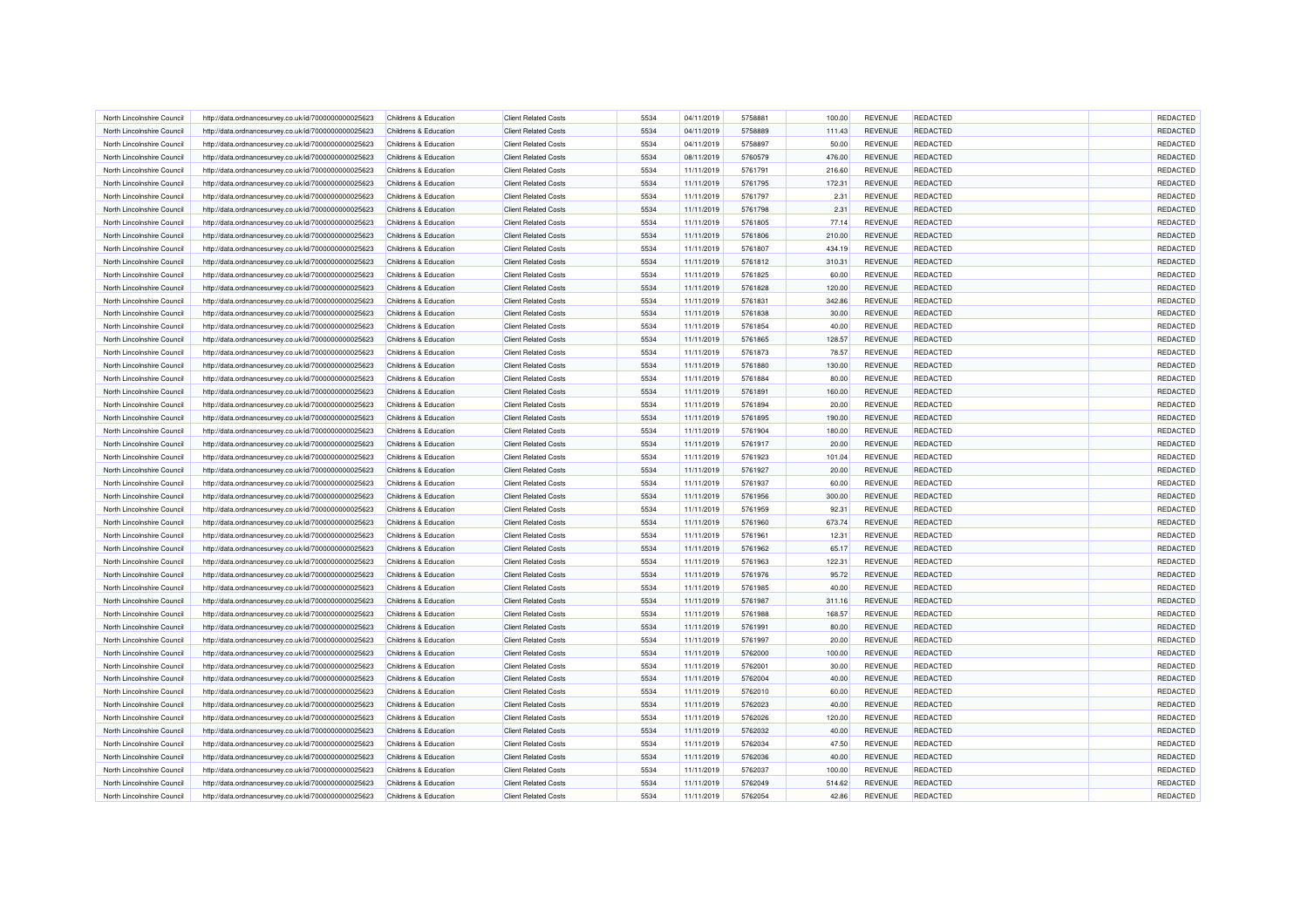| North Lincolnshire Council | http://data.ordnancesurvey.co.uk/id/7000000000025623 | Childrens & Education | Client Related Costs | 5534 | 04/11/2019 | 5758881 | 100.00 | REVENUE | REDACTED | | REDACTED |
|---|---|---|---|---|---|---|---|---|---|---|---|
| North Lincolnshire Council | http://data.ordnancesurvey.co.uk/id/7000000000025623 | Childrens & Education | Client Related Costs | 5534 | 04/11/2019 | 5758889 | 111.43 | REVENUE | REDACTED | | REDACTED |
| North Lincolnshire Council | http://data.ordnancesurvey.co.uk/id/7000000000025623 | Childrens & Education | Client Related Costs | 5534 | 04/11/2019 | 5758897 | 50.00 | REVENUE | REDACTED | | REDACTED |
| North Lincolnshire Council | http://data.ordnancesurvey.co.uk/id/7000000000025623 | Childrens & Education | Client Related Costs | 5534 | 08/11/2019 | 5760579 | 476.00 | REVENUE | REDACTED | | REDACTED |
| North Lincolnshire Council | http://data.ordnancesurvey.co.uk/id/7000000000025623 | Childrens & Education | Client Related Costs | 5534 | 11/11/2019 | 5761791 | 216.60 | REVENUE | REDACTED | | REDACTED |
| North Lincolnshire Council | http://data.ordnancesurvey.co.uk/id/7000000000025623 | Childrens & Education | Client Related Costs | 5534 | 11/11/2019 | 5761795 | 172.31 | REVENUE | REDACTED | | REDACTED |
| North Lincolnshire Council | http://data.ordnancesurvey.co.uk/id/7000000000025623 | Childrens & Education | Client Related Costs | 5534 | 11/11/2019 | 5761797 | 2.31 | REVENUE | REDACTED | | REDACTED |
| North Lincolnshire Council | http://data.ordnancesurvey.co.uk/id/7000000000025623 | Childrens & Education | Client Related Costs | 5534 | 11/11/2019 | 5761798 | 2.31 | REVENUE | REDACTED | | REDACTED |
| North Lincolnshire Council | http://data.ordnancesurvey.co.uk/id/7000000000025623 | Childrens & Education | Client Related Costs | 5534 | 11/11/2019 | 5761805 | 77.14 | REVENUE | REDACTED | | REDACTED |
| North Lincolnshire Council | http://data.ordnancesurvey.co.uk/id/7000000000025623 | Childrens & Education | Client Related Costs | 5534 | 11/11/2019 | 5761806 | 210.00 | REVENUE | REDACTED | | REDACTED |
| North Lincolnshire Council | http://data.ordnancesurvey.co.uk/id/7000000000025623 | Childrens & Education | Client Related Costs | 5534 | 11/11/2019 | 5761807 | 434.19 | REVENUE | REDACTED | | REDACTED |
| North Lincolnshire Council | http://data.ordnancesurvey.co.uk/id/7000000000025623 | Childrens & Education | Client Related Costs | 5534 | 11/11/2019 | 5761812 | 310.31 | REVENUE | REDACTED | | REDACTED |
| North Lincolnshire Council | http://data.ordnancesurvey.co.uk/id/7000000000025623 | Childrens & Education | Client Related Costs | 5534 | 11/11/2019 | 5761825 | 60.00 | REVENUE | REDACTED | | REDACTED |
| North Lincolnshire Council | http://data.ordnancesurvey.co.uk/id/7000000000025623 | Childrens & Education | Client Related Costs | 5534 | 11/11/2019 | 5761828 | 120.00 | REVENUE | REDACTED | | REDACTED |
| North Lincolnshire Council | http://data.ordnancesurvey.co.uk/id/7000000000025623 | Childrens & Education | Client Related Costs | 5534 | 11/11/2019 | 5761831 | 342.86 | REVENUE | REDACTED | | REDACTED |
| North Lincolnshire Council | http://data.ordnancesurvey.co.uk/id/7000000000025623 | Childrens & Education | Client Related Costs | 5534 | 11/11/2019 | 5761838 | 30.00 | REVENUE | REDACTED | | REDACTED |
| North Lincolnshire Council | http://data.ordnancesurvey.co.uk/id/7000000000025623 | Childrens & Education | Client Related Costs | 5534 | 11/11/2019 | 5761854 | 40.00 | REVENUE | REDACTED | | REDACTED |
| North Lincolnshire Council | http://data.ordnancesurvey.co.uk/id/7000000000025623 | Childrens & Education | Client Related Costs | 5534 | 11/11/2019 | 5761865 | 128.57 | REVENUE | REDACTED | | REDACTED |
| North Lincolnshire Council | http://data.ordnancesurvey.co.uk/id/7000000000025623 | Childrens & Education | Client Related Costs | 5534 | 11/11/2019 | 5761873 | 78.57 | REVENUE | REDACTED | | REDACTED |
| North Lincolnshire Council | http://data.ordnancesurvey.co.uk/id/7000000000025623 | Childrens & Education | Client Related Costs | 5534 | 11/11/2019 | 5761880 | 130.00 | REVENUE | REDACTED | | REDACTED |
| North Lincolnshire Council | http://data.ordnancesurvey.co.uk/id/7000000000025623 | Childrens & Education | Client Related Costs | 5534 | 11/11/2019 | 5761884 | 80.00 | REVENUE | REDACTED | | REDACTED |
| North Lincolnshire Council | http://data.ordnancesurvey.co.uk/id/7000000000025623 | Childrens & Education | Client Related Costs | 5534 | 11/11/2019 | 5761891 | 160.00 | REVENUE | REDACTED | | REDACTED |
| North Lincolnshire Council | http://data.ordnancesurvey.co.uk/id/7000000000025623 | Childrens & Education | Client Related Costs | 5534 | 11/11/2019 | 5761894 | 20.00 | REVENUE | REDACTED | | REDACTED |
| North Lincolnshire Council | http://data.ordnancesurvey.co.uk/id/7000000000025623 | Childrens & Education | Client Related Costs | 5534 | 11/11/2019 | 5761895 | 190.00 | REVENUE | REDACTED | | REDACTED |
| North Lincolnshire Council | http://data.ordnancesurvey.co.uk/id/7000000000025623 | Childrens & Education | Client Related Costs | 5534 | 11/11/2019 | 5761904 | 180.00 | REVENUE | REDACTED | | REDACTED |
| North Lincolnshire Council | http://data.ordnancesurvey.co.uk/id/7000000000025623 | Childrens & Education | Client Related Costs | 5534 | 11/11/2019 | 5761917 | 20.00 | REVENUE | REDACTED | | REDACTED |
| North Lincolnshire Council | http://data.ordnancesurvey.co.uk/id/7000000000025623 | Childrens & Education | Client Related Costs | 5534 | 11/11/2019 | 5761923 | 101.04 | REVENUE | REDACTED | | REDACTED |
| North Lincolnshire Council | http://data.ordnancesurvey.co.uk/id/7000000000025623 | Childrens & Education | Client Related Costs | 5534 | 11/11/2019 | 5761927 | 20.00 | REVENUE | REDACTED | | REDACTED |
| North Lincolnshire Council | http://data.ordnancesurvey.co.uk/id/7000000000025623 | Childrens & Education | Client Related Costs | 5534 | 11/11/2019 | 5761937 | 60.00 | REVENUE | REDACTED | | REDACTED |
| North Lincolnshire Council | http://data.ordnancesurvey.co.uk/id/7000000000025623 | Childrens & Education | Client Related Costs | 5534 | 11/11/2019 | 5761956 | 300.00 | REVENUE | REDACTED | | REDACTED |
| North Lincolnshire Council | http://data.ordnancesurvey.co.uk/id/7000000000025623 | Childrens & Education | Client Related Costs | 5534 | 11/11/2019 | 5761959 | 92.31 | REVENUE | REDACTED | | REDACTED |
| North Lincolnshire Council | http://data.ordnancesurvey.co.uk/id/7000000000025623 | Childrens & Education | Client Related Costs | 5534 | 11/11/2019 | 5761960 | 673.74 | REVENUE | REDACTED | | REDACTED |
| North Lincolnshire Council | http://data.ordnancesurvey.co.uk/id/7000000000025623 | Childrens & Education | Client Related Costs | 5534 | 11/11/2019 | 5761961 | 12.31 | REVENUE | REDACTED | | REDACTED |
| North Lincolnshire Council | http://data.ordnancesurvey.co.uk/id/7000000000025623 | Childrens & Education | Client Related Costs | 5534 | 11/11/2019 | 5761962 | 65.17 | REVENUE | REDACTED | | REDACTED |
| North Lincolnshire Council | http://data.ordnancesurvey.co.uk/id/7000000000025623 | Childrens & Education | Client Related Costs | 5534 | 11/11/2019 | 5761963 | 122.31 | REVENUE | REDACTED | | REDACTED |
| North Lincolnshire Council | http://data.ordnancesurvey.co.uk/id/7000000000025623 | Childrens & Education | Client Related Costs | 5534 | 11/11/2019 | 5761976 | 95.72 | REVENUE | REDACTED | | REDACTED |
| North Lincolnshire Council | http://data.ordnancesurvey.co.uk/id/7000000000025623 | Childrens & Education | Client Related Costs | 5534 | 11/11/2019 | 5761985 | 40.00 | REVENUE | REDACTED | | REDACTED |
| North Lincolnshire Council | http://data.ordnancesurvey.co.uk/id/7000000000025623 | Childrens & Education | Client Related Costs | 5534 | 11/11/2019 | 5761987 | 311.16 | REVENUE | REDACTED | | REDACTED |
| North Lincolnshire Council | http://data.ordnancesurvey.co.uk/id/7000000000025623 | Childrens & Education | Client Related Costs | 5534 | 11/11/2019 | 5761988 | 168.57 | REVENUE | REDACTED | | REDACTED |
| North Lincolnshire Council | http://data.ordnancesurvey.co.uk/id/7000000000025623 | Childrens & Education | Client Related Costs | 5534 | 11/11/2019 | 5761991 | 80.00 | REVENUE | REDACTED | | REDACTED |
| North Lincolnshire Council | http://data.ordnancesurvey.co.uk/id/7000000000025623 | Childrens & Education | Client Related Costs | 5534 | 11/11/2019 | 5761997 | 20.00 | REVENUE | REDACTED | | REDACTED |
| North Lincolnshire Council | http://data.ordnancesurvey.co.uk/id/7000000000025623 | Childrens & Education | Client Related Costs | 5534 | 11/11/2019 | 5762000 | 100.00 | REVENUE | REDACTED | | REDACTED |
| North Lincolnshire Council | http://data.ordnancesurvey.co.uk/id/7000000000025623 | Childrens & Education | Client Related Costs | 5534 | 11/11/2019 | 5762001 | 30.00 | REVENUE | REDACTED | | REDACTED |
| North Lincolnshire Council | http://data.ordnancesurvey.co.uk/id/7000000000025623 | Childrens & Education | Client Related Costs | 5534 | 11/11/2019 | 5762004 | 40.00 | REVENUE | REDACTED | | REDACTED |
| North Lincolnshire Council | http://data.ordnancesurvey.co.uk/id/7000000000025623 | Childrens & Education | Client Related Costs | 5534 | 11/11/2019 | 5762010 | 60.00 | REVENUE | REDACTED | | REDACTED |
| North Lincolnshire Council | http://data.ordnancesurvey.co.uk/id/7000000000025623 | Childrens & Education | Client Related Costs | 5534 | 11/11/2019 | 5762023 | 40.00 | REVENUE | REDACTED | | REDACTED |
| North Lincolnshire Council | http://data.ordnancesurvey.co.uk/id/7000000000025623 | Childrens & Education | Client Related Costs | 5534 | 11/11/2019 | 5762026 | 120.00 | REVENUE | REDACTED | | REDACTED |
| North Lincolnshire Council | http://data.ordnancesurvey.co.uk/id/7000000000025623 | Childrens & Education | Client Related Costs | 5534 | 11/11/2019 | 5762032 | 40.00 | REVENUE | REDACTED | | REDACTED |
| North Lincolnshire Council | http://data.ordnancesurvey.co.uk/id/7000000000025623 | Childrens & Education | Client Related Costs | 5534 | 11/11/2019 | 5762034 | 47.50 | REVENUE | REDACTED | | REDACTED |
| North Lincolnshire Council | http://data.ordnancesurvey.co.uk/id/7000000000025623 | Childrens & Education | Client Related Costs | 5534 | 11/11/2019 | 5762036 | 40.00 | REVENUE | REDACTED | | REDACTED |
| North Lincolnshire Council | http://data.ordnancesurvey.co.uk/id/7000000000025623 | Childrens & Education | Client Related Costs | 5534 | 11/11/2019 | 5762037 | 100.00 | REVENUE | REDACTED | | REDACTED |
| North Lincolnshire Council | http://data.ordnancesurvey.co.uk/id/7000000000025623 | Childrens & Education | Client Related Costs | 5534 | 11/11/2019 | 5762049 | 514.62 | REVENUE | REDACTED | | REDACTED |
| North Lincolnshire Council | http://data.ordnancesurvey.co.uk/id/7000000000025623 | Childrens & Education | Client Related Costs | 5534 | 11/11/2019 | 5762054 | 42.86 | REVENUE | REDACTED | | REDACTED |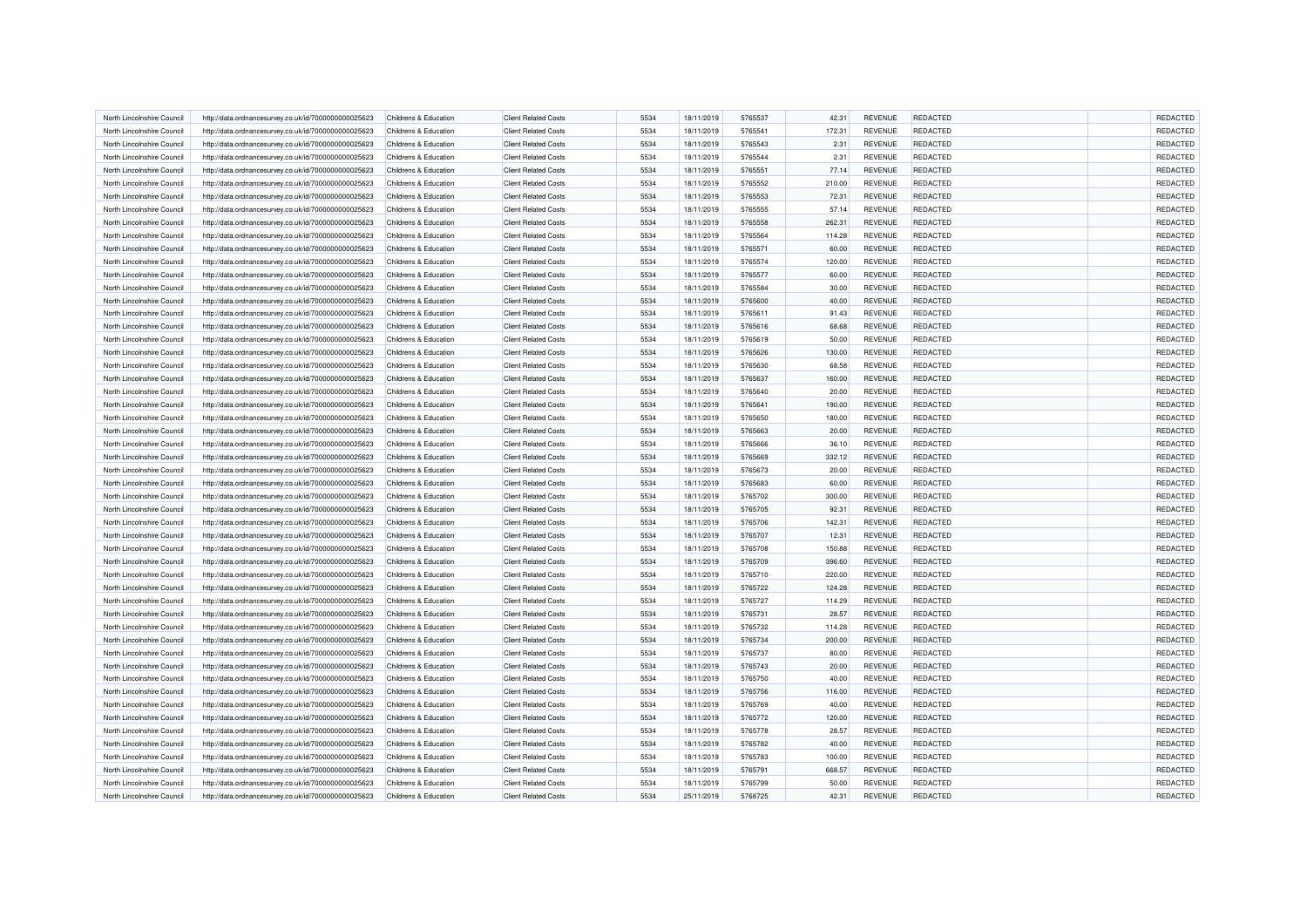| North Lincolnshire Council | http://data.ordnancesurvey.co.uk/id/7000000000025623 | Childrens & Education | Client Related Costs | 5534 | 18/11/2019 | 5765537 | 42.31 | REVENUE | REDACTED | | REDACTED |
|---|---|---|---|---|---|---|---|---|---|---|---|
| North Lincolnshire Council | http://data.ordnancesurvey.co.uk/id/7000000000025623 | Childrens & Education | Client Related Costs | 5534 | 18/11/2019 | 5765541 | 172.31 | REVENUE | REDACTED | | REDACTED |
| North Lincolnshire Council | http://data.ordnancesurvey.co.uk/id/7000000000025623 | Childrens & Education | Client Related Costs | 5534 | 18/11/2019 | 5765543 | 2.31 | REVENUE | REDACTED | | REDACTED |
| North Lincolnshire Council | http://data.ordnancesurvey.co.uk/id/7000000000025623 | Childrens & Education | Client Related Costs | 5534 | 18/11/2019 | 5765544 | 2.31 | REVENUE | REDACTED | | REDACTED |
| North Lincolnshire Council | http://data.ordnancesurvey.co.uk/id/7000000000025623 | Childrens & Education | Client Related Costs | 5534 | 18/11/2019 | 5765551 | 77.14 | REVENUE | REDACTED | | REDACTED |
| North Lincolnshire Council | http://data.ordnancesurvey.co.uk/id/7000000000025623 | Childrens & Education | Client Related Costs | 5534 | 18/11/2019 | 5765552 | 210.00 | REVENUE | REDACTED | | REDACTED |
| North Lincolnshire Council | http://data.ordnancesurvey.co.uk/id/7000000000025623 | Childrens & Education | Client Related Costs | 5534 | 18/11/2019 | 5765553 | 72.31 | REVENUE | REDACTED | | REDACTED |
| North Lincolnshire Council | http://data.ordnancesurvey.co.uk/id/7000000000025623 | Childrens & Education | Client Related Costs | 5534 | 18/11/2019 | 5765555 | 57.14 | REVENUE | REDACTED | | REDACTED |
| North Lincolnshire Council | http://data.ordnancesurvey.co.uk/id/7000000000025623 | Childrens & Education | Client Related Costs | 5534 | 18/11/2019 | 5765558 | 262.31 | REVENUE | REDACTED | | REDACTED |
| North Lincolnshire Council | http://data.ordnancesurvey.co.uk/id/7000000000025623 | Childrens & Education | Client Related Costs | 5534 | 18/11/2019 | 5765564 | 114.28 | REVENUE | REDACTED | | REDACTED |
| North Lincolnshire Council | http://data.ordnancesurvey.co.uk/id/7000000000025623 | Childrens & Education | Client Related Costs | 5534 | 18/11/2019 | 5765571 | 60.00 | REVENUE | REDACTED | | REDACTED |
| North Lincolnshire Council | http://data.ordnancesurvey.co.uk/id/7000000000025623 | Childrens & Education | Client Related Costs | 5534 | 18/11/2019 | 5765574 | 120.00 | REVENUE | REDACTED | | REDACTED |
| North Lincolnshire Council | http://data.ordnancesurvey.co.uk/id/7000000000025623 | Childrens & Education | Client Related Costs | 5534 | 18/11/2019 | 5765577 | 60.00 | REVENUE | REDACTED | | REDACTED |
| North Lincolnshire Council | http://data.ordnancesurvey.co.uk/id/7000000000025623 | Childrens & Education | Client Related Costs | 5534 | 18/11/2019 | 5765584 | 30.00 | REVENUE | REDACTED | | REDACTED |
| North Lincolnshire Council | http://data.ordnancesurvey.co.uk/id/7000000000025623 | Childrens & Education | Client Related Costs | 5534 | 18/11/2019 | 5765600 | 40.00 | REVENUE | REDACTED | | REDACTED |
| North Lincolnshire Council | http://data.ordnancesurvey.co.uk/id/7000000000025623 | Childrens & Education | Client Related Costs | 5534 | 18/11/2019 | 5765611 | 91.43 | REVENUE | REDACTED | | REDACTED |
| North Lincolnshire Council | http://data.ordnancesurvey.co.uk/id/7000000000025623 | Childrens & Education | Client Related Costs | 5534 | 18/11/2019 | 5765616 | 68.68 | REVENUE | REDACTED | | REDACTED |
| North Lincolnshire Council | http://data.ordnancesurvey.co.uk/id/7000000000025623 | Childrens & Education | Client Related Costs | 5534 | 18/11/2019 | 5765619 | 50.00 | REVENUE | REDACTED | | REDACTED |
| North Lincolnshire Council | http://data.ordnancesurvey.co.uk/id/7000000000025623 | Childrens & Education | Client Related Costs | 5534 | 18/11/2019 | 5765626 | 130.00 | REVENUE | REDACTED | | REDACTED |
| North Lincolnshire Council | http://data.ordnancesurvey.co.uk/id/7000000000025623 | Childrens & Education | Client Related Costs | 5534 | 18/11/2019 | 5765630 | 68.58 | REVENUE | REDACTED | | REDACTED |
| North Lincolnshire Council | http://data.ordnancesurvey.co.uk/id/7000000000025623 | Childrens & Education | Client Related Costs | 5534 | 18/11/2019 | 5765637 | 160.00 | REVENUE | REDACTED | | REDACTED |
| North Lincolnshire Council | http://data.ordnancesurvey.co.uk/id/7000000000025623 | Childrens & Education | Client Related Costs | 5534 | 18/11/2019 | 5765640 | 20.00 | REVENUE | REDACTED | | REDACTED |
| North Lincolnshire Council | http://data.ordnancesurvey.co.uk/id/7000000000025623 | Childrens & Education | Client Related Costs | 5534 | 18/11/2019 | 5765641 | 190.00 | REVENUE | REDACTED | | REDACTED |
| North Lincolnshire Council | http://data.ordnancesurvey.co.uk/id/7000000000025623 | Childrens & Education | Client Related Costs | 5534 | 18/11/2019 | 5765650 | 180.00 | REVENUE | REDACTED | | REDACTED |
| North Lincolnshire Council | http://data.ordnancesurvey.co.uk/id/7000000000025623 | Childrens & Education | Client Related Costs | 5534 | 18/11/2019 | 5765663 | 20.00 | REVENUE | REDACTED | | REDACTED |
| North Lincolnshire Council | http://data.ordnancesurvey.co.uk/id/7000000000025623 | Childrens & Education | Client Related Costs | 5534 | 18/11/2019 | 5765666 | 36.10 | REVENUE | REDACTED | | REDACTED |
| North Lincolnshire Council | http://data.ordnancesurvey.co.uk/id/7000000000025623 | Childrens & Education | Client Related Costs | 5534 | 18/11/2019 | 5765669 | 332.12 | REVENUE | REDACTED | | REDACTED |
| North Lincolnshire Council | http://data.ordnancesurvey.co.uk/id/7000000000025623 | Childrens & Education | Client Related Costs | 5534 | 18/11/2019 | 5765673 | 20.00 | REVENUE | REDACTED | | REDACTED |
| North Lincolnshire Council | http://data.ordnancesurvey.co.uk/id/7000000000025623 | Childrens & Education | Client Related Costs | 5534 | 18/11/2019 | 5765683 | 60.00 | REVENUE | REDACTED | | REDACTED |
| North Lincolnshire Council | http://data.ordnancesurvey.co.uk/id/7000000000025623 | Childrens & Education | Client Related Costs | 5534 | 18/11/2019 | 5765702 | 300.00 | REVENUE | REDACTED | | REDACTED |
| North Lincolnshire Council | http://data.ordnancesurvey.co.uk/id/7000000000025623 | Childrens & Education | Client Related Costs | 5534 | 18/11/2019 | 5765705 | 92.31 | REVENUE | REDACTED | | REDACTED |
| North Lincolnshire Council | http://data.ordnancesurvey.co.uk/id/7000000000025623 | Childrens & Education | Client Related Costs | 5534 | 18/11/2019 | 5765706 | 142.31 | REVENUE | REDACTED | | REDACTED |
| North Lincolnshire Council | http://data.ordnancesurvey.co.uk/id/7000000000025623 | Childrens & Education | Client Related Costs | 5534 | 18/11/2019 | 5765707 | 12.31 | REVENUE | REDACTED | | REDACTED |
| North Lincolnshire Council | http://data.ordnancesurvey.co.uk/id/7000000000025623 | Childrens & Education | Client Related Costs | 5534 | 18/11/2019 | 5765708 | 150.88 | REVENUE | REDACTED | | REDACTED |
| North Lincolnshire Council | http://data.ordnancesurvey.co.uk/id/7000000000025623 | Childrens & Education | Client Related Costs | 5534 | 18/11/2019 | 5765709 | 396.60 | REVENUE | REDACTED | | REDACTED |
| North Lincolnshire Council | http://data.ordnancesurvey.co.uk/id/7000000000025623 | Childrens & Education | Client Related Costs | 5534 | 18/11/2019 | 5765710 | 220.00 | REVENUE | REDACTED | | REDACTED |
| North Lincolnshire Council | http://data.ordnancesurvey.co.uk/id/7000000000025623 | Childrens & Education | Client Related Costs | 5534 | 18/11/2019 | 5765722 | 124.28 | REVENUE | REDACTED | | REDACTED |
| North Lincolnshire Council | http://data.ordnancesurvey.co.uk/id/7000000000025623 | Childrens & Education | Client Related Costs | 5534 | 18/11/2019 | 5765727 | 114.29 | REVENUE | REDACTED | | REDACTED |
| North Lincolnshire Council | http://data.ordnancesurvey.co.uk/id/7000000000025623 | Childrens & Education | Client Related Costs | 5534 | 18/11/2019 | 5765731 | 28.57 | REVENUE | REDACTED | | REDACTED |
| North Lincolnshire Council | http://data.ordnancesurvey.co.uk/id/7000000000025623 | Childrens & Education | Client Related Costs | 5534 | 18/11/2019 | 5765732 | 114.28 | REVENUE | REDACTED | | REDACTED |
| North Lincolnshire Council | http://data.ordnancesurvey.co.uk/id/7000000000025623 | Childrens & Education | Client Related Costs | 5534 | 18/11/2019 | 5765734 | 200.00 | REVENUE | REDACTED | | REDACTED |
| North Lincolnshire Council | http://data.ordnancesurvey.co.uk/id/7000000000025623 | Childrens & Education | Client Related Costs | 5534 | 18/11/2019 | 5765737 | 80.00 | REVENUE | REDACTED | | REDACTED |
| North Lincolnshire Council | http://data.ordnancesurvey.co.uk/id/7000000000025623 | Childrens & Education | Client Related Costs | 5534 | 18/11/2019 | 5765743 | 20.00 | REVENUE | REDACTED | | REDACTED |
| North Lincolnshire Council | http://data.ordnancesurvey.co.uk/id/7000000000025623 | Childrens & Education | Client Related Costs | 5534 | 18/11/2019 | 5765750 | 40.00 | REVENUE | REDACTED | | REDACTED |
| North Lincolnshire Council | http://data.ordnancesurvey.co.uk/id/7000000000025623 | Childrens & Education | Client Related Costs | 5534 | 18/11/2019 | 5765756 | 116.00 | REVENUE | REDACTED | | REDACTED |
| North Lincolnshire Council | http://data.ordnancesurvey.co.uk/id/7000000000025623 | Childrens & Education | Client Related Costs | 5534 | 18/11/2019 | 5765769 | 40.00 | REVENUE | REDACTED | | REDACTED |
| North Lincolnshire Council | http://data.ordnancesurvey.co.uk/id/7000000000025623 | Childrens & Education | Client Related Costs | 5534 | 18/11/2019 | 5765772 | 120.00 | REVENUE | REDACTED | | REDACTED |
| North Lincolnshire Council | http://data.ordnancesurvey.co.uk/id/7000000000025623 | Childrens & Education | Client Related Costs | 5534 | 18/11/2019 | 5765778 | 28.57 | REVENUE | REDACTED | | REDACTED |
| North Lincolnshire Council | http://data.ordnancesurvey.co.uk/id/7000000000025623 | Childrens & Education | Client Related Costs | 5534 | 18/11/2019 | 5765782 | 40.00 | REVENUE | REDACTED | | REDACTED |
| North Lincolnshire Council | http://data.ordnancesurvey.co.uk/id/7000000000025623 | Childrens & Education | Client Related Costs | 5534 | 18/11/2019 | 5765783 | 100.00 | REVENUE | REDACTED | | REDACTED |
| North Lincolnshire Council | http://data.ordnancesurvey.co.uk/id/7000000000025623 | Childrens & Education | Client Related Costs | 5534 | 18/11/2019 | 5765791 | 668.57 | REVENUE | REDACTED | | REDACTED |
| North Lincolnshire Council | http://data.ordnancesurvey.co.uk/id/7000000000025623 | Childrens & Education | Client Related Costs | 5534 | 18/11/2019 | 5765799 | 50.00 | REVENUE | REDACTED | | REDACTED |
| North Lincolnshire Council | http://data.ordnancesurvey.co.uk/id/7000000000025623 | Childrens & Education | Client Related Costs | 5534 | 25/11/2019 | 5768725 | 42.31 | REVENUE | REDACTED | | REDACTED |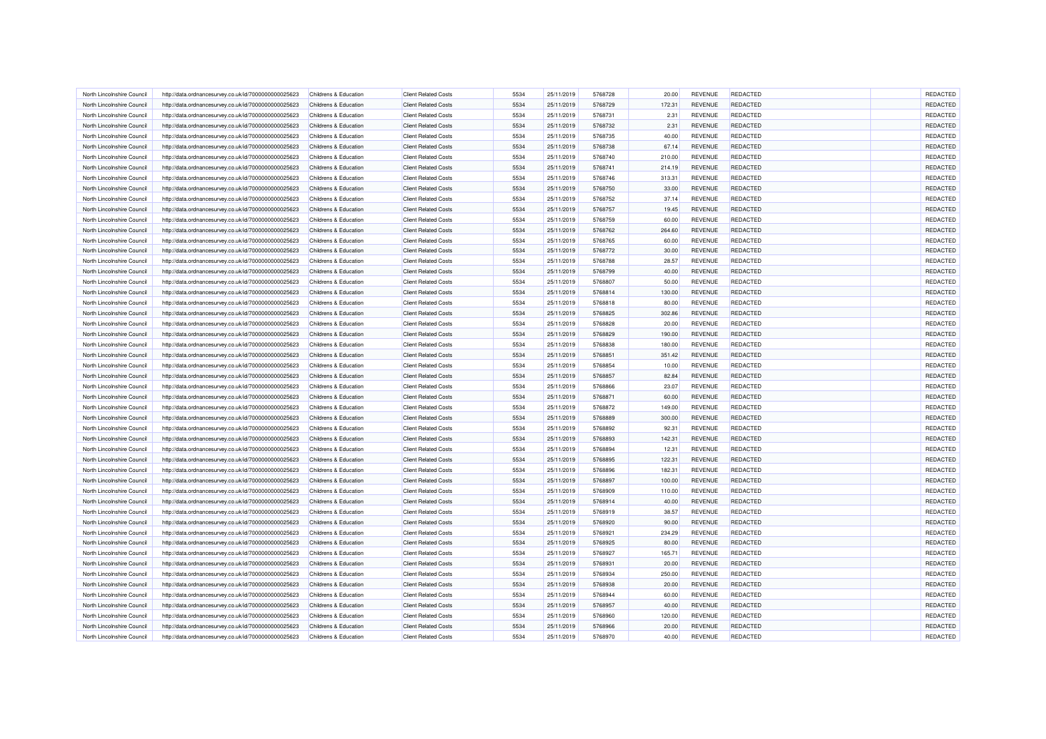| North Lincolnshire Council | http://data.ordnancesurvey.co.uk/id/7000000000025623 | Childrens & Education | Client Related Costs | 5534 | 25/11/2019 | 5768728 | 20.00 | REVENUE | REDACTED | | REDACTED |
|---|---|---|---|---|---|---|---|---|---|---|---|
| North Lincolnshire Council | http://data.ordnancesurvey.co.uk/id/7000000000025623 | Childrens & Education | Client Related Costs | 5534 | 25/11/2019 | 5768729 | 172.31 | REVENUE | REDACTED | | REDACTED |
| North Lincolnshire Council | http://data.ordnancesurvey.co.uk/id/7000000000025623 | Childrens & Education | Client Related Costs | 5534 | 25/11/2019 | 5768731 | 2.31 | REVENUE | REDACTED | | REDACTED |
| North Lincolnshire Council | http://data.ordnancesurvey.co.uk/id/7000000000025623 | Childrens & Education | Client Related Costs | 5534 | 25/11/2019 | 5768732 | 2.31 | REVENUE | REDACTED | | REDACTED |
| North Lincolnshire Council | http://data.ordnancesurvey.co.uk/id/7000000000025623 | Childrens & Education | Client Related Costs | 5534 | 25/11/2019 | 5768735 | 40.00 | REVENUE | REDACTED | | REDACTED |
| North Lincolnshire Council | http://data.ordnancesurvey.co.uk/id/7000000000025623 | Childrens & Education | Client Related Costs | 5534 | 25/11/2019 | 5768738 | 67.14 | REVENUE | REDACTED | | REDACTED |
| North Lincolnshire Council | http://data.ordnancesurvey.co.uk/id/7000000000025623 | Childrens & Education | Client Related Costs | 5534 | 25/11/2019 | 5768740 | 210.00 | REVENUE | REDACTED | | REDACTED |
| North Lincolnshire Council | http://data.ordnancesurvey.co.uk/id/7000000000025623 | Childrens & Education | Client Related Costs | 5534 | 25/11/2019 | 5768741 | 214.19 | REVENUE | REDACTED | | REDACTED |
| North Lincolnshire Council | http://data.ordnancesurvey.co.uk/id/7000000000025623 | Childrens & Education | Client Related Costs | 5534 | 25/11/2019 | 5768746 | 313.31 | REVENUE | REDACTED | | REDACTED |
| North Lincolnshire Council | http://data.ordnancesurvey.co.uk/id/7000000000025623 | Childrens & Education | Client Related Costs | 5534 | 25/11/2019 | 5768750 | 33.00 | REVENUE | REDACTED | | REDACTED |
| North Lincolnshire Council | http://data.ordnancesurvey.co.uk/id/7000000000025623 | Childrens & Education | Client Related Costs | 5534 | 25/11/2019 | 5768752 | 37.14 | REVENUE | REDACTED | | REDACTED |
| North Lincolnshire Council | http://data.ordnancesurvey.co.uk/id/7000000000025623 | Childrens & Education | Client Related Costs | 5534 | 25/11/2019 | 5768757 | 19.45 | REVENUE | REDACTED | | REDACTED |
| North Lincolnshire Council | http://data.ordnancesurvey.co.uk/id/7000000000025623 | Childrens & Education | Client Related Costs | 5534 | 25/11/2019 | 5768759 | 60.00 | REVENUE | REDACTED | | REDACTED |
| North Lincolnshire Council | http://data.ordnancesurvey.co.uk/id/7000000000025623 | Childrens & Education | Client Related Costs | 5534 | 25/11/2019 | 5768762 | 264.60 | REVENUE | REDACTED | | REDACTED |
| North Lincolnshire Council | http://data.ordnancesurvey.co.uk/id/7000000000025623 | Childrens & Education | Client Related Costs | 5534 | 25/11/2019 | 5768765 | 60.00 | REVENUE | REDACTED | | REDACTED |
| North Lincolnshire Council | http://data.ordnancesurvey.co.uk/id/7000000000025623 | Childrens & Education | Client Related Costs | 5534 | 25/11/2019 | 5768772 | 30.00 | REVENUE | REDACTED | | REDACTED |
| North Lincolnshire Council | http://data.ordnancesurvey.co.uk/id/7000000000025623 | Childrens & Education | Client Related Costs | 5534 | 25/11/2019 | 5768788 | 28.57 | REVENUE | REDACTED | | REDACTED |
| North Lincolnshire Council | http://data.ordnancesurvey.co.uk/id/7000000000025623 | Childrens & Education | Client Related Costs | 5534 | 25/11/2019 | 5768799 | 40.00 | REVENUE | REDACTED | | REDACTED |
| North Lincolnshire Council | http://data.ordnancesurvey.co.uk/id/7000000000025623 | Childrens & Education | Client Related Costs | 5534 | 25/11/2019 | 5768807 | 50.00 | REVENUE | REDACTED | | REDACTED |
| North Lincolnshire Council | http://data.ordnancesurvey.co.uk/id/7000000000025623 | Childrens & Education | Client Related Costs | 5534 | 25/11/2019 | 5768814 | 130.00 | REVENUE | REDACTED | | REDACTED |
| North Lincolnshire Council | http://data.ordnancesurvey.co.uk/id/7000000000025623 | Childrens & Education | Client Related Costs | 5534 | 25/11/2019 | 5768818 | 80.00 | REVENUE | REDACTED | | REDACTED |
| North Lincolnshire Council | http://data.ordnancesurvey.co.uk/id/7000000000025623 | Childrens & Education | Client Related Costs | 5534 | 25/11/2019 | 5768825 | 302.86 | REVENUE | REDACTED | | REDACTED |
| North Lincolnshire Council | http://data.ordnancesurvey.co.uk/id/7000000000025623 | Childrens & Education | Client Related Costs | 5534 | 25/11/2019 | 5768828 | 20.00 | REVENUE | REDACTED | | REDACTED |
| North Lincolnshire Council | http://data.ordnancesurvey.co.uk/id/7000000000025623 | Childrens & Education | Client Related Costs | 5534 | 25/11/2019 | 5768829 | 190.00 | REVENUE | REDACTED | | REDACTED |
| North Lincolnshire Council | http://data.ordnancesurvey.co.uk/id/7000000000025623 | Childrens & Education | Client Related Costs | 5534 | 25/11/2019 | 5768838 | 180.00 | REVENUE | REDACTED | | REDACTED |
| North Lincolnshire Council | http://data.ordnancesurvey.co.uk/id/7000000000025623 | Childrens & Education | Client Related Costs | 5534 | 25/11/2019 | 5768851 | 351.42 | REVENUE | REDACTED | | REDACTED |
| North Lincolnshire Council | http://data.ordnancesurvey.co.uk/id/7000000000025623 | Childrens & Education | Client Related Costs | 5534 | 25/11/2019 | 5768854 | 10.00 | REVENUE | REDACTED | | REDACTED |
| North Lincolnshire Council | http://data.ordnancesurvey.co.uk/id/7000000000025623 | Childrens & Education | Client Related Costs | 5534 | 25/11/2019 | 5768857 | 82.84 | REVENUE | REDACTED | | REDACTED |
| North Lincolnshire Council | http://data.ordnancesurvey.co.uk/id/7000000000025623 | Childrens & Education | Client Related Costs | 5534 | 25/11/2019 | 5768866 | 23.07 | REVENUE | REDACTED | | REDACTED |
| North Lincolnshire Council | http://data.ordnancesurvey.co.uk/id/7000000000025623 | Childrens & Education | Client Related Costs | 5534 | 25/11/2019 | 5768871 | 60.00 | REVENUE | REDACTED | | REDACTED |
| North Lincolnshire Council | http://data.ordnancesurvey.co.uk/id/7000000000025623 | Childrens & Education | Client Related Costs | 5534 | 25/11/2019 | 5768872 | 149.00 | REVENUE | REDACTED | | REDACTED |
| North Lincolnshire Council | http://data.ordnancesurvey.co.uk/id/7000000000025623 | Childrens & Education | Client Related Costs | 5534 | 25/11/2019 | 5768889 | 300.00 | REVENUE | REDACTED | | REDACTED |
| North Lincolnshire Council | http://data.ordnancesurvey.co.uk/id/7000000000025623 | Childrens & Education | Client Related Costs | 5534 | 25/11/2019 | 5768892 | 92.31 | REVENUE | REDACTED | | REDACTED |
| North Lincolnshire Council | http://data.ordnancesurvey.co.uk/id/7000000000025623 | Childrens & Education | Client Related Costs | 5534 | 25/11/2019 | 5768893 | 142.31 | REVENUE | REDACTED | | REDACTED |
| North Lincolnshire Council | http://data.ordnancesurvey.co.uk/id/7000000000025623 | Childrens & Education | Client Related Costs | 5534 | 25/11/2019 | 5768894 | 12.31 | REVENUE | REDACTED | | REDACTED |
| North Lincolnshire Council | http://data.ordnancesurvey.co.uk/id/7000000000025623 | Childrens & Education | Client Related Costs | 5534 | 25/11/2019 | 5768895 | 122.31 | REVENUE | REDACTED | | REDACTED |
| North Lincolnshire Council | http://data.ordnancesurvey.co.uk/id/7000000000025623 | Childrens & Education | Client Related Costs | 5534 | 25/11/2019 | 5768896 | 182.31 | REVENUE | REDACTED | | REDACTED |
| North Lincolnshire Council | http://data.ordnancesurvey.co.uk/id/7000000000025623 | Childrens & Education | Client Related Costs | 5534 | 25/11/2019 | 5768897 | 100.00 | REVENUE | REDACTED | | REDACTED |
| North Lincolnshire Council | http://data.ordnancesurvey.co.uk/id/7000000000025623 | Childrens & Education | Client Related Costs | 5534 | 25/11/2019 | 5768909 | 110.00 | REVENUE | REDACTED | | REDACTED |
| North Lincolnshire Council | http://data.ordnancesurvey.co.uk/id/7000000000025623 | Childrens & Education | Client Related Costs | 5534 | 25/11/2019 | 5768914 | 40.00 | REVENUE | REDACTED | | REDACTED |
| North Lincolnshire Council | http://data.ordnancesurvey.co.uk/id/7000000000025623 | Childrens & Education | Client Related Costs | 5534 | 25/11/2019 | 5768919 | 38.57 | REVENUE | REDACTED | | REDACTED |
| North Lincolnshire Council | http://data.ordnancesurvey.co.uk/id/7000000000025623 | Childrens & Education | Client Related Costs | 5534 | 25/11/2019 | 5768920 | 90.00 | REVENUE | REDACTED | | REDACTED |
| North Lincolnshire Council | http://data.ordnancesurvey.co.uk/id/7000000000025623 | Childrens & Education | Client Related Costs | 5534 | 25/11/2019 | 5768921 | 234.29 | REVENUE | REDACTED | | REDACTED |
| North Lincolnshire Council | http://data.ordnancesurvey.co.uk/id/7000000000025623 | Childrens & Education | Client Related Costs | 5534 | 25/11/2019 | 5768925 | 80.00 | REVENUE | REDACTED | | REDACTED |
| North Lincolnshire Council | http://data.ordnancesurvey.co.uk/id/7000000000025623 | Childrens & Education | Client Related Costs | 5534 | 25/11/2019 | 5768927 | 165.71 | REVENUE | REDACTED | | REDACTED |
| North Lincolnshire Council | http://data.ordnancesurvey.co.uk/id/7000000000025623 | Childrens & Education | Client Related Costs | 5534 | 25/11/2019 | 5768931 | 20.00 | REVENUE | REDACTED | | REDACTED |
| North Lincolnshire Council | http://data.ordnancesurvey.co.uk/id/7000000000025623 | Childrens & Education | Client Related Costs | 5534 | 25/11/2019 | 5768934 | 250.00 | REVENUE | REDACTED | | REDACTED |
| North Lincolnshire Council | http://data.ordnancesurvey.co.uk/id/7000000000025623 | Childrens & Education | Client Related Costs | 5534 | 25/11/2019 | 5768938 | 20.00 | REVENUE | REDACTED | | REDACTED |
| North Lincolnshire Council | http://data.ordnancesurvey.co.uk/id/7000000000025623 | Childrens & Education | Client Related Costs | 5534 | 25/11/2019 | 5768944 | 60.00 | REVENUE | REDACTED | | REDACTED |
| North Lincolnshire Council | http://data.ordnancesurvey.co.uk/id/7000000000025623 | Childrens & Education | Client Related Costs | 5534 | 25/11/2019 | 5768957 | 40.00 | REVENUE | REDACTED | | REDACTED |
| North Lincolnshire Council | http://data.ordnancesurvey.co.uk/id/7000000000025623 | Childrens & Education | Client Related Costs | 5534 | 25/11/2019 | 5768960 | 120.00 | REVENUE | REDACTED | | REDACTED |
| North Lincolnshire Council | http://data.ordnancesurvey.co.uk/id/7000000000025623 | Childrens & Education | Client Related Costs | 5534 | 25/11/2019 | 5768966 | 20.00 | REVENUE | REDACTED | | REDACTED |
| North Lincolnshire Council | http://data.ordnancesurvey.co.uk/id/7000000000025623 | Childrens & Education | Client Related Costs | 5534 | 25/11/2019 | 5768970 | 40.00 | REVENUE | REDACTED | | REDACTED |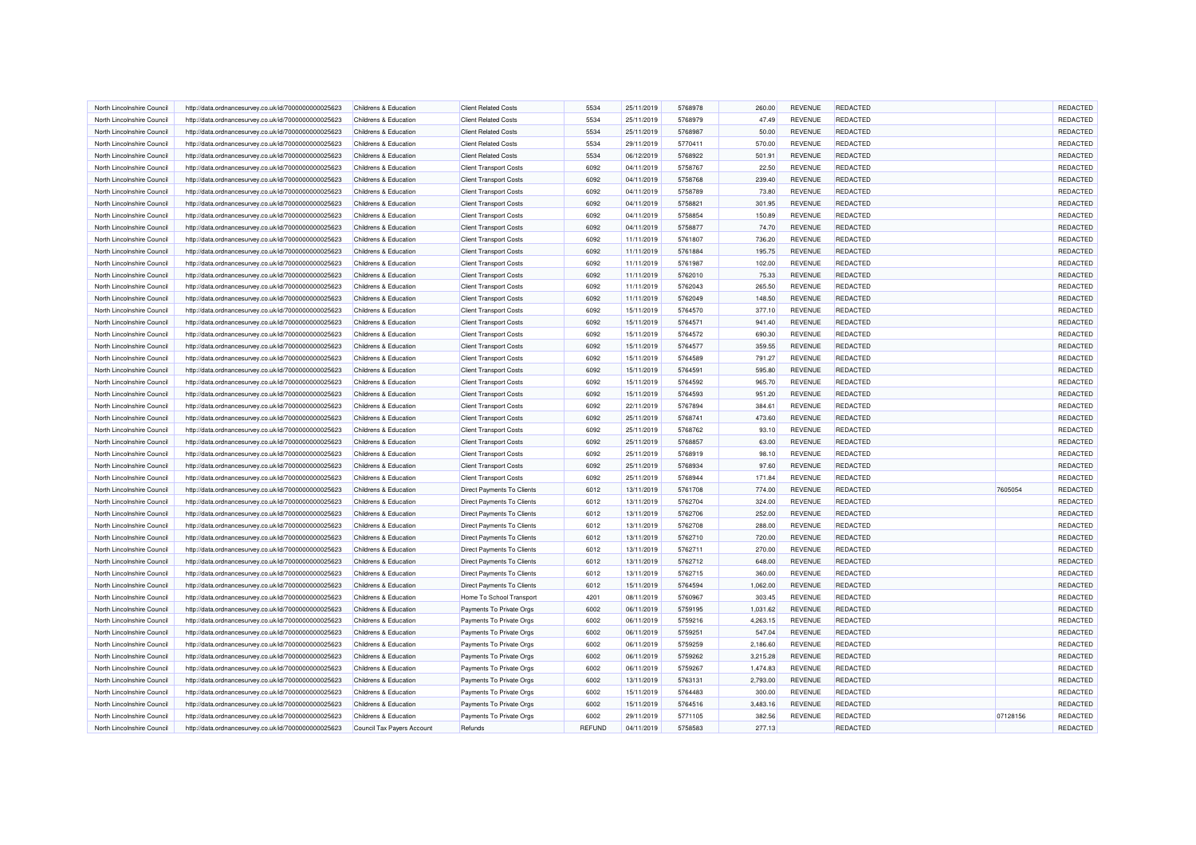| | | | | | | | | | | | |
|---|---|---|---|---|---|---|---|---|---|---|---|
| North Lincolnshire Council | http://data.ordnancesurvey.co.uk/id/7000000000025623 | Childrens & Education | Client Related Costs | 5534 | 25/11/2019 | 5768978 | 260.00 | REVENUE | REDACTED | | REDACTED |
| North Lincolnshire Council | http://data.ordnancesurvey.co.uk/id/7000000000025623 | Childrens & Education | Client Related Costs | 5534 | 25/11/2019 | 5768979 | 47.49 | REVENUE | REDACTED | | REDACTED |
| North Lincolnshire Council | http://data.ordnancesurvey.co.uk/id/7000000000025623 | Childrens & Education | Client Related Costs | 5534 | 25/11/2019 | 5768987 | 50.00 | REVENUE | REDACTED | | REDACTED |
| North Lincolnshire Council | http://data.ordnancesurvey.co.uk/id/7000000000025623 | Childrens & Education | Client Related Costs | 5534 | 29/11/2019 | 5770411 | 570.00 | REVENUE | REDACTED | | REDACTED |
| North Lincolnshire Council | http://data.ordnancesurvey.co.uk/id/7000000000025623 | Childrens & Education | Client Related Costs | 5534 | 06/12/2019 | 5768922 | 501.91 | REVENUE | REDACTED | | REDACTED |
| North Lincolnshire Council | http://data.ordnancesurvey.co.uk/id/7000000000025623 | Childrens & Education | Client Transport Costs | 6092 | 04/11/2019 | 5758767 | 22.50 | REVENUE | REDACTED | | REDACTED |
| North Lincolnshire Council | http://data.ordnancesurvey.co.uk/id/7000000000025623 | Childrens & Education | Client Transport Costs | 6092 | 04/11/2019 | 5758768 | 239.40 | REVENUE | REDACTED | | REDACTED |
| North Lincolnshire Council | http://data.ordnancesurvey.co.uk/id/7000000000025623 | Childrens & Education | Client Transport Costs | 6092 | 04/11/2019 | 5758789 | 73.80 | REVENUE | REDACTED | | REDACTED |
| North Lincolnshire Council | http://data.ordnancesurvey.co.uk/id/7000000000025623 | Childrens & Education | Client Transport Costs | 6092 | 04/11/2019 | 5758821 | 301.95 | REVENUE | REDACTED | | REDACTED |
| North Lincolnshire Council | http://data.ordnancesurvey.co.uk/id/7000000000025623 | Childrens & Education | Client Transport Costs | 6092 | 04/11/2019 | 5758854 | 150.89 | REVENUE | REDACTED | | REDACTED |
| North Lincolnshire Council | http://data.ordnancesurvey.co.uk/id/7000000000025623 | Childrens & Education | Client Transport Costs | 6092 | 04/11/2019 | 5758877 | 74.70 | REVENUE | REDACTED | | REDACTED |
| North Lincolnshire Council | http://data.ordnancesurvey.co.uk/id/7000000000025623 | Childrens & Education | Client Transport Costs | 6092 | 11/11/2019 | 5761807 | 736.20 | REVENUE | REDACTED | | REDACTED |
| North Lincolnshire Council | http://data.ordnancesurvey.co.uk/id/7000000000025623 | Childrens & Education | Client Transport Costs | 6092 | 11/11/2019 | 5761884 | 195.75 | REVENUE | REDACTED | | REDACTED |
| North Lincolnshire Council | http://data.ordnancesurvey.co.uk/id/7000000000025623 | Childrens & Education | Client Transport Costs | 6092 | 11/11/2019 | 5761987 | 102.00 | REVENUE | REDACTED | | REDACTED |
| North Lincolnshire Council | http://data.ordnancesurvey.co.uk/id/7000000000025623 | Childrens & Education | Client Transport Costs | 6092 | 11/11/2019 | 5762010 | 75.33 | REVENUE | REDACTED | | REDACTED |
| North Lincolnshire Council | http://data.ordnancesurvey.co.uk/id/7000000000025623 | Childrens & Education | Client Transport Costs | 6092 | 11/11/2019 | 5762043 | 265.50 | REVENUE | REDACTED | | REDACTED |
| North Lincolnshire Council | http://data.ordnancesurvey.co.uk/id/7000000000025623 | Childrens & Education | Client Transport Costs | 6092 | 11/11/2019 | 5762049 | 148.50 | REVENUE | REDACTED | | REDACTED |
| North Lincolnshire Council | http://data.ordnancesurvey.co.uk/id/7000000000025623 | Childrens & Education | Client Transport Costs | 6092 | 15/11/2019 | 5764570 | 377.10 | REVENUE | REDACTED | | REDACTED |
| North Lincolnshire Council | http://data.ordnancesurvey.co.uk/id/7000000000025623 | Childrens & Education | Client Transport Costs | 6092 | 15/11/2019 | 5764571 | 941.40 | REVENUE | REDACTED | | REDACTED |
| North Lincolnshire Council | http://data.ordnancesurvey.co.uk/id/7000000000025623 | Childrens & Education | Client Transport Costs | 6092 | 15/11/2019 | 5764572 | 690.30 | REVENUE | REDACTED | | REDACTED |
| North Lincolnshire Council | http://data.ordnancesurvey.co.uk/id/7000000000025623 | Childrens & Education | Client Transport Costs | 6092 | 15/11/2019 | 5764577 | 359.55 | REVENUE | REDACTED | | REDACTED |
| North Lincolnshire Council | http://data.ordnancesurvey.co.uk/id/7000000000025623 | Childrens & Education | Client Transport Costs | 6092 | 15/11/2019 | 5764589 | 791.27 | REVENUE | REDACTED | | REDACTED |
| North Lincolnshire Council | http://data.ordnancesurvey.co.uk/id/7000000000025623 | Childrens & Education | Client Transport Costs | 6092 | 15/11/2019 | 5764591 | 595.80 | REVENUE | REDACTED | | REDACTED |
| North Lincolnshire Council | http://data.ordnancesurvey.co.uk/id/7000000000025623 | Childrens & Education | Client Transport Costs | 6092 | 15/11/2019 | 5764592 | 965.70 | REVENUE | REDACTED | | REDACTED |
| North Lincolnshire Council | http://data.ordnancesurvey.co.uk/id/7000000000025623 | Childrens & Education | Client Transport Costs | 6092 | 15/11/2019 | 5764593 | 951.20 | REVENUE | REDACTED | | REDACTED |
| North Lincolnshire Council | http://data.ordnancesurvey.co.uk/id/7000000000025623 | Childrens & Education | Client Transport Costs | 6092 | 22/11/2019 | 5767894 | 384.61 | REVENUE | REDACTED | | REDACTED |
| North Lincolnshire Council | http://data.ordnancesurvey.co.uk/id/7000000000025623 | Childrens & Education | Client Transport Costs | 6092 | 25/11/2019 | 5768741 | 473.60 | REVENUE | REDACTED | | REDACTED |
| North Lincolnshire Council | http://data.ordnancesurvey.co.uk/id/7000000000025623 | Childrens & Education | Client Transport Costs | 6092 | 25/11/2019 | 5768762 | 93.10 | REVENUE | REDACTED | | REDACTED |
| North Lincolnshire Council | http://data.ordnancesurvey.co.uk/id/7000000000025623 | Childrens & Education | Client Transport Costs | 6092 | 25/11/2019 | 5768857 | 63.00 | REVENUE | REDACTED | | REDACTED |
| North Lincolnshire Council | http://data.ordnancesurvey.co.uk/id/7000000000025623 | Childrens & Education | Client Transport Costs | 6092 | 25/11/2019 | 5768919 | 98.10 | REVENUE | REDACTED | | REDACTED |
| North Lincolnshire Council | http://data.ordnancesurvey.co.uk/id/7000000000025623 | Childrens & Education | Client Transport Costs | 6092 | 25/11/2019 | 5768934 | 97.60 | REVENUE | REDACTED | | REDACTED |
| North Lincolnshire Council | http://data.ordnancesurvey.co.uk/id/7000000000025623 | Childrens & Education | Client Transport Costs | 6092 | 25/11/2019 | 5768944 | 171.84 | REVENUE | REDACTED | | REDACTED |
| North Lincolnshire Council | http://data.ordnancesurvey.co.uk/id/7000000000025623 | Childrens & Education | Direct Payments To Clients | 6012 | 13/11/2019 | 5761708 | 774.00 | REVENUE | REDACTED | 7605054 | REDACTED |
| North Lincolnshire Council | http://data.ordnancesurvey.co.uk/id/7000000000025623 | Childrens & Education | Direct Payments To Clients | 6012 | 13/11/2019 | 5762704 | 324.00 | REVENUE | REDACTED | | REDACTED |
| North Lincolnshire Council | http://data.ordnancesurvey.co.uk/id/7000000000025623 | Childrens & Education | Direct Payments To Clients | 6012 | 13/11/2019 | 5762706 | 252.00 | REVENUE | REDACTED | | REDACTED |
| North Lincolnshire Council | http://data.ordnancesurvey.co.uk/id/7000000000025623 | Childrens & Education | Direct Payments To Clients | 6012 | 13/11/2019 | 5762708 | 288.00 | REVENUE | REDACTED | | REDACTED |
| North Lincolnshire Council | http://data.ordnancesurvey.co.uk/id/7000000000025623 | Childrens & Education | Direct Payments To Clients | 6012 | 13/11/2019 | 5762710 | 720.00 | REVENUE | REDACTED | | REDACTED |
| North Lincolnshire Council | http://data.ordnancesurvey.co.uk/id/7000000000025623 | Childrens & Education | Direct Payments To Clients | 6012 | 13/11/2019 | 5762711 | 270.00 | REVENUE | REDACTED | | REDACTED |
| North Lincolnshire Council | http://data.ordnancesurvey.co.uk/id/7000000000025623 | Childrens & Education | Direct Payments To Clients | 6012 | 13/11/2019 | 5762712 | 648.00 | REVENUE | REDACTED | | REDACTED |
| North Lincolnshire Council | http://data.ordnancesurvey.co.uk/id/7000000000025623 | Childrens & Education | Direct Payments To Clients | 6012 | 13/11/2019 | 5762715 | 360.00 | REVENUE | REDACTED | | REDACTED |
| North Lincolnshire Council | http://data.ordnancesurvey.co.uk/id/7000000000025623 | Childrens & Education | Direct Payments To Clients | 6012 | 15/11/2019 | 5764594 | 1,062.00 | REVENUE | REDACTED | | REDACTED |
| North Lincolnshire Council | http://data.ordnancesurvey.co.uk/id/7000000000025623 | Childrens & Education | Home To School Transport | 4201 | 08/11/2019 | 5760967 | 303.45 | REVENUE | REDACTED | | REDACTED |
| North Lincolnshire Council | http://data.ordnancesurvey.co.uk/id/7000000000025623 | Childrens & Education | Payments To Private Orgs | 6002 | 06/11/2019 | 5759195 | 1,031.62 | REVENUE | REDACTED | | REDACTED |
| North Lincolnshire Council | http://data.ordnancesurvey.co.uk/id/7000000000025623 | Childrens & Education | Payments To Private Orgs | 6002 | 06/11/2019 | 5759216 | 4,263.15 | REVENUE | REDACTED | | REDACTED |
| North Lincolnshire Council | http://data.ordnancesurvey.co.uk/id/7000000000025623 | Childrens & Education | Payments To Private Orgs | 6002 | 06/11/2019 | 5759251 | 547.04 | REVENUE | REDACTED | | REDACTED |
| North Lincolnshire Council | http://data.ordnancesurvey.co.uk/id/7000000000025623 | Childrens & Education | Payments To Private Orgs | 6002 | 06/11/2019 | 5759259 | 2,186.60 | REVENUE | REDACTED | | REDACTED |
| North Lincolnshire Council | http://data.ordnancesurvey.co.uk/id/7000000000025623 | Childrens & Education | Payments To Private Orgs | 6002 | 06/11/2019 | 5759262 | 3,215.28 | REVENUE | REDACTED | | REDACTED |
| North Lincolnshire Council | http://data.ordnancesurvey.co.uk/id/7000000000025623 | Childrens & Education | Payments To Private Orgs | 6002 | 06/11/2019 | 5759267 | 1,474.83 | REVENUE | REDACTED | | REDACTED |
| North Lincolnshire Council | http://data.ordnancesurvey.co.uk/id/7000000000025623 | Childrens & Education | Payments To Private Orgs | 6002 | 13/11/2019 | 5763131 | 2,793.00 | REVENUE | REDACTED | | REDACTED |
| North Lincolnshire Council | http://data.ordnancesurvey.co.uk/id/7000000000025623 | Childrens & Education | Payments To Private Orgs | 6002 | 15/11/2019 | 5764483 | 300.00 | REVENUE | REDACTED | | REDACTED |
| North Lincolnshire Council | http://data.ordnancesurvey.co.uk/id/7000000000025623 | Childrens & Education | Payments To Private Orgs | 6002 | 15/11/2019 | 5764516 | 3,483.16 | REVENUE | REDACTED | | REDACTED |
| North Lincolnshire Council | http://data.ordnancesurvey.co.uk/id/7000000000025623 | Childrens & Education | Payments To Private Orgs | 6002 | 29/11/2019 | 5771105 | 382.56 | REVENUE | REDACTED | 07128156 | REDACTED |
| North Lincolnshire Council | http://data.ordnancesurvey.co.uk/id/7000000000025623 | Council Tax Payers Account | Refunds | REFUND | 04/11/2019 | 5758583 | 277.13 | | REDACTED | | REDACTED |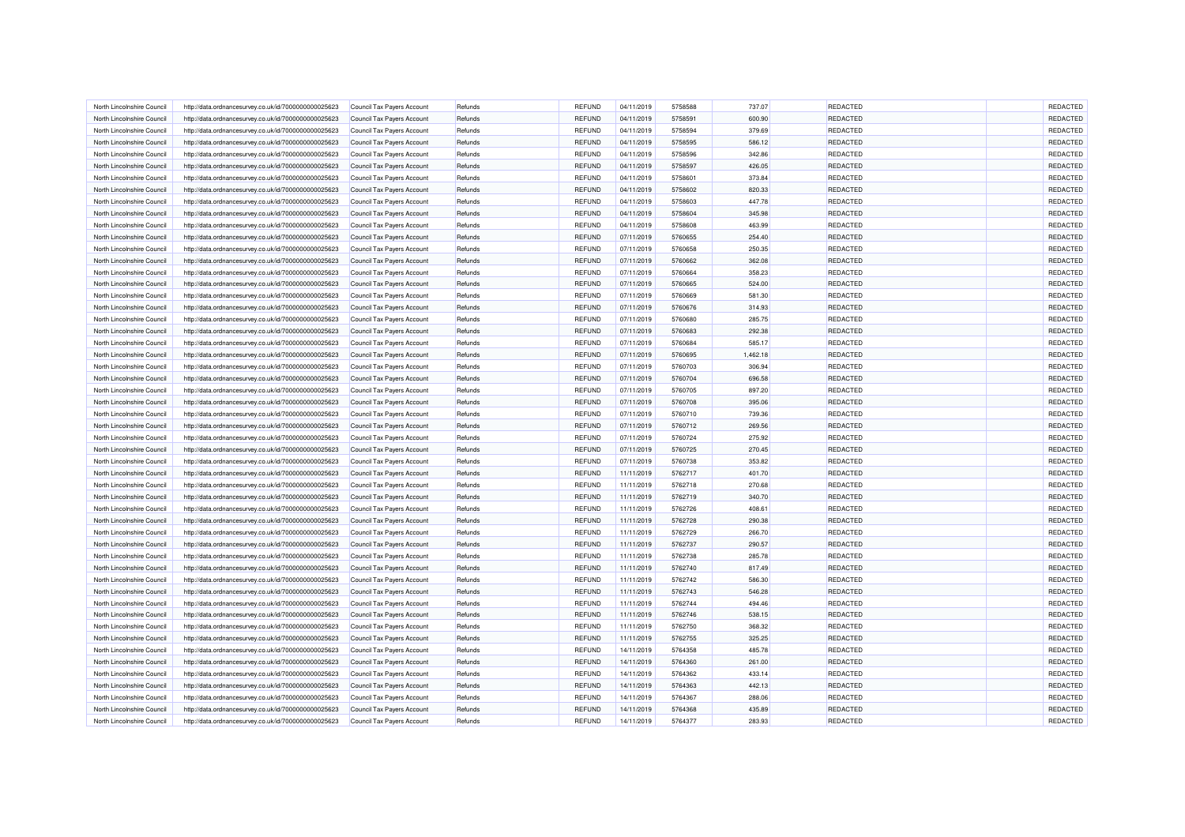| | | | | | | | | | | | |
|---|---|---|---|---|---|---|---|---|---|---|---|
| North Lincolnshire Council | http://data.ordnancesurvey.co.uk/id/7000000000025623 | Council Tax Payers Account | Refunds | REFUND | 04/11/2019 | 5758588 | 737.07 | | REDACTED | | REDACTED |
| North Lincolnshire Council | http://data.ordnancesurvey.co.uk/id/7000000000025623 | Council Tax Payers Account | Refunds | REFUND | 04/11/2019 | 5758591 | 600.90 | | REDACTED | | REDACTED |
| North Lincolnshire Council | http://data.ordnancesurvey.co.uk/id/7000000000025623 | Council Tax Payers Account | Refunds | REFUND | 04/11/2019 | 5758594 | 379.69 | | REDACTED | | REDACTED |
| North Lincolnshire Council | http://data.ordnancesurvey.co.uk/id/7000000000025623 | Council Tax Payers Account | Refunds | REFUND | 04/11/2019 | 5758595 | 586.12 | | REDACTED | | REDACTED |
| North Lincolnshire Council | http://data.ordnancesurvey.co.uk/id/7000000000025623 | Council Tax Payers Account | Refunds | REFUND | 04/11/2019 | 5758596 | 342.86 | | REDACTED | | REDACTED |
| North Lincolnshire Council | http://data.ordnancesurvey.co.uk/id/7000000000025623 | Council Tax Payers Account | Refunds | REFUND | 04/11/2019 | 5758597 | 426.05 | | REDACTED | | REDACTED |
| North Lincolnshire Council | http://data.ordnancesurvey.co.uk/id/7000000000025623 | Council Tax Payers Account | Refunds | REFUND | 04/11/2019 | 5758601 | 373.84 | | REDACTED | | REDACTED |
| North Lincolnshire Council | http://data.ordnancesurvey.co.uk/id/7000000000025623 | Council Tax Payers Account | Refunds | REFUND | 04/11/2019 | 5758602 | 820.33 | | REDACTED | | REDACTED |
| North Lincolnshire Council | http://data.ordnancesurvey.co.uk/id/7000000000025623 | Council Tax Payers Account | Refunds | REFUND | 04/11/2019 | 5758603 | 447.78 | | REDACTED | | REDACTED |
| North Lincolnshire Council | http://data.ordnancesurvey.co.uk/id/7000000000025623 | Council Tax Payers Account | Refunds | REFUND | 04/11/2019 | 5758604 | 345.98 | | REDACTED | | REDACTED |
| North Lincolnshire Council | http://data.ordnancesurvey.co.uk/id/7000000000025623 | Council Tax Payers Account | Refunds | REFUND | 04/11/2019 | 5758608 | 463.99 | | REDACTED | | REDACTED |
| North Lincolnshire Council | http://data.ordnancesurvey.co.uk/id/7000000000025623 | Council Tax Payers Account | Refunds | REFUND | 07/11/2019 | 5760655 | 254.40 | | REDACTED | | REDACTED |
| North Lincolnshire Council | http://data.ordnancesurvey.co.uk/id/7000000000025623 | Council Tax Payers Account | Refunds | REFUND | 07/11/2019 | 5760658 | 250.35 | | REDACTED | | REDACTED |
| North Lincolnshire Council | http://data.ordnancesurvey.co.uk/id/7000000000025623 | Council Tax Payers Account | Refunds | REFUND | 07/11/2019 | 5760662 | 362.08 | | REDACTED | | REDACTED |
| North Lincolnshire Council | http://data.ordnancesurvey.co.uk/id/7000000000025623 | Council Tax Payers Account | Refunds | REFUND | 07/11/2019 | 5760664 | 358.23 | | REDACTED | | REDACTED |
| North Lincolnshire Council | http://data.ordnancesurvey.co.uk/id/7000000000025623 | Council Tax Payers Account | Refunds | REFUND | 07/11/2019 | 5760665 | 524.00 | | REDACTED | | REDACTED |
| North Lincolnshire Council | http://data.ordnancesurvey.co.uk/id/7000000000025623 | Council Tax Payers Account | Refunds | REFUND | 07/11/2019 | 5760669 | 581.30 | | REDACTED | | REDACTED |
| North Lincolnshire Council | http://data.ordnancesurvey.co.uk/id/7000000000025623 | Council Tax Payers Account | Refunds | REFUND | 07/11/2019 | 5760676 | 314.93 | | REDACTED | | REDACTED |
| North Lincolnshire Council | http://data.ordnancesurvey.co.uk/id/7000000000025623 | Council Tax Payers Account | Refunds | REFUND | 07/11/2019 | 5760680 | 285.75 | | REDACTED | | REDACTED |
| North Lincolnshire Council | http://data.ordnancesurvey.co.uk/id/7000000000025623 | Council Tax Payers Account | Refunds | REFUND | 07/11/2019 | 5760683 | 292.38 | | REDACTED | | REDACTED |
| North Lincolnshire Council | http://data.ordnancesurvey.co.uk/id/7000000000025623 | Council Tax Payers Account | Refunds | REFUND | 07/11/2019 | 5760684 | 585.17 | | REDACTED | | REDACTED |
| North Lincolnshire Council | http://data.ordnancesurvey.co.uk/id/7000000000025623 | Council Tax Payers Account | Refunds | REFUND | 07/11/2019 | 5760695 | 1,462.18 | | REDACTED | | REDACTED |
| North Lincolnshire Council | http://data.ordnancesurvey.co.uk/id/7000000000025623 | Council Tax Payers Account | Refunds | REFUND | 07/11/2019 | 5760703 | 306.94 | | REDACTED | | REDACTED |
| North Lincolnshire Council | http://data.ordnancesurvey.co.uk/id/7000000000025623 | Council Tax Payers Account | Refunds | REFUND | 07/11/2019 | 5760704 | 696.58 | | REDACTED | | REDACTED |
| North Lincolnshire Council | http://data.ordnancesurvey.co.uk/id/7000000000025623 | Council Tax Payers Account | Refunds | REFUND | 07/11/2019 | 5760705 | 897.20 | | REDACTED | | REDACTED |
| North Lincolnshire Council | http://data.ordnancesurvey.co.uk/id/7000000000025623 | Council Tax Payers Account | Refunds | REFUND | 07/11/2019 | 5760708 | 395.06 | | REDACTED | | REDACTED |
| North Lincolnshire Council | http://data.ordnancesurvey.co.uk/id/7000000000025623 | Council Tax Payers Account | Refunds | REFUND | 07/11/2019 | 5760710 | 739.36 | | REDACTED | | REDACTED |
| North Lincolnshire Council | http://data.ordnancesurvey.co.uk/id/7000000000025623 | Council Tax Payers Account | Refunds | REFUND | 07/11/2019 | 5760712 | 269.56 | | REDACTED | | REDACTED |
| North Lincolnshire Council | http://data.ordnancesurvey.co.uk/id/7000000000025623 | Council Tax Payers Account | Refunds | REFUND | 07/11/2019 | 5760724 | 275.92 | | REDACTED | | REDACTED |
| North Lincolnshire Council | http://data.ordnancesurvey.co.uk/id/7000000000025623 | Council Tax Payers Account | Refunds | REFUND | 07/11/2019 | 5760725 | 270.45 | | REDACTED | | REDACTED |
| North Lincolnshire Council | http://data.ordnancesurvey.co.uk/id/7000000000025623 | Council Tax Payers Account | Refunds | REFUND | 07/11/2019 | 5760738 | 353.82 | | REDACTED | | REDACTED |
| North Lincolnshire Council | http://data.ordnancesurvey.co.uk/id/7000000000025623 | Council Tax Payers Account | Refunds | REFUND | 11/11/2019 | 5762717 | 401.70 | | REDACTED | | REDACTED |
| North Lincolnshire Council | http://data.ordnancesurvey.co.uk/id/7000000000025623 | Council Tax Payers Account | Refunds | REFUND | 11/11/2019 | 5762718 | 270.68 | | REDACTED | | REDACTED |
| North Lincolnshire Council | http://data.ordnancesurvey.co.uk/id/7000000000025623 | Council Tax Payers Account | Refunds | REFUND | 11/11/2019 | 5762719 | 340.70 | | REDACTED | | REDACTED |
| North Lincolnshire Council | http://data.ordnancesurvey.co.uk/id/7000000000025623 | Council Tax Payers Account | Refunds | REFUND | 11/11/2019 | 5762726 | 408.61 | | REDACTED | | REDACTED |
| North Lincolnshire Council | http://data.ordnancesurvey.co.uk/id/7000000000025623 | Council Tax Payers Account | Refunds | REFUND | 11/11/2019 | 5762728 | 290.38 | | REDACTED | | REDACTED |
| North Lincolnshire Council | http://data.ordnancesurvey.co.uk/id/7000000000025623 | Council Tax Payers Account | Refunds | REFUND | 11/11/2019 | 5762729 | 266.70 | | REDACTED | | REDACTED |
| North Lincolnshire Council | http://data.ordnancesurvey.co.uk/id/7000000000025623 | Council Tax Payers Account | Refunds | REFUND | 11/11/2019 | 5762737 | 290.57 | | REDACTED | | REDACTED |
| North Lincolnshire Council | http://data.ordnancesurvey.co.uk/id/7000000000025623 | Council Tax Payers Account | Refunds | REFUND | 11/11/2019 | 5762738 | 285.78 | | REDACTED | | REDACTED |
| North Lincolnshire Council | http://data.ordnancesurvey.co.uk/id/7000000000025623 | Council Tax Payers Account | Refunds | REFUND | 11/11/2019 | 5762740 | 817.49 | | REDACTED | | REDACTED |
| North Lincolnshire Council | http://data.ordnancesurvey.co.uk/id/7000000000025623 | Council Tax Payers Account | Refunds | REFUND | 11/11/2019 | 5762742 | 586.30 | | REDACTED | | REDACTED |
| North Lincolnshire Council | http://data.ordnancesurvey.co.uk/id/7000000000025623 | Council Tax Payers Account | Refunds | REFUND | 11/11/2019 | 5762743 | 546.28 | | REDACTED | | REDACTED |
| North Lincolnshire Council | http://data.ordnancesurvey.co.uk/id/7000000000025623 | Council Tax Payers Account | Refunds | REFUND | 11/11/2019 | 5762744 | 494.46 | | REDACTED | | REDACTED |
| North Lincolnshire Council | http://data.ordnancesurvey.co.uk/id/7000000000025623 | Council Tax Payers Account | Refunds | REFUND | 11/11/2019 | 5762746 | 538.15 | | REDACTED | | REDACTED |
| North Lincolnshire Council | http://data.ordnancesurvey.co.uk/id/7000000000025623 | Council Tax Payers Account | Refunds | REFUND | 11/11/2019 | 5762750 | 368.32 | | REDACTED | | REDACTED |
| North Lincolnshire Council | http://data.ordnancesurvey.co.uk/id/7000000000025623 | Council Tax Payers Account | Refunds | REFUND | 11/11/2019 | 5762755 | 325.25 | | REDACTED | | REDACTED |
| North Lincolnshire Council | http://data.ordnancesurvey.co.uk/id/7000000000025623 | Council Tax Payers Account | Refunds | REFUND | 14/11/2019 | 5764358 | 485.78 | | REDACTED | | REDACTED |
| North Lincolnshire Council | http://data.ordnancesurvey.co.uk/id/7000000000025623 | Council Tax Payers Account | Refunds | REFUND | 14/11/2019 | 5764360 | 261.00 | | REDACTED | | REDACTED |
| North Lincolnshire Council | http://data.ordnancesurvey.co.uk/id/7000000000025623 | Council Tax Payers Account | Refunds | REFUND | 14/11/2019 | 5764362 | 433.14 | | REDACTED | | REDACTED |
| North Lincolnshire Council | http://data.ordnancesurvey.co.uk/id/7000000000025623 | Council Tax Payers Account | Refunds | REFUND | 14/11/2019 | 5764363 | 442.13 | | REDACTED | | REDACTED |
| North Lincolnshire Council | http://data.ordnancesurvey.co.uk/id/7000000000025623 | Council Tax Payers Account | Refunds | REFUND | 14/11/2019 | 5764367 | 288.06 | | REDACTED | | REDACTED |
| North Lincolnshire Council | http://data.ordnancesurvey.co.uk/id/7000000000025623 | Council Tax Payers Account | Refunds | REFUND | 14/11/2019 | 5764368 | 435.89 | | REDACTED | | REDACTED |
| North Lincolnshire Council | http://data.ordnancesurvey.co.uk/id/7000000000025623 | Council Tax Payers Account | Refunds | REFUND | 14/11/2019 | 5764377 | 283.93 | | REDACTED | | REDACTED |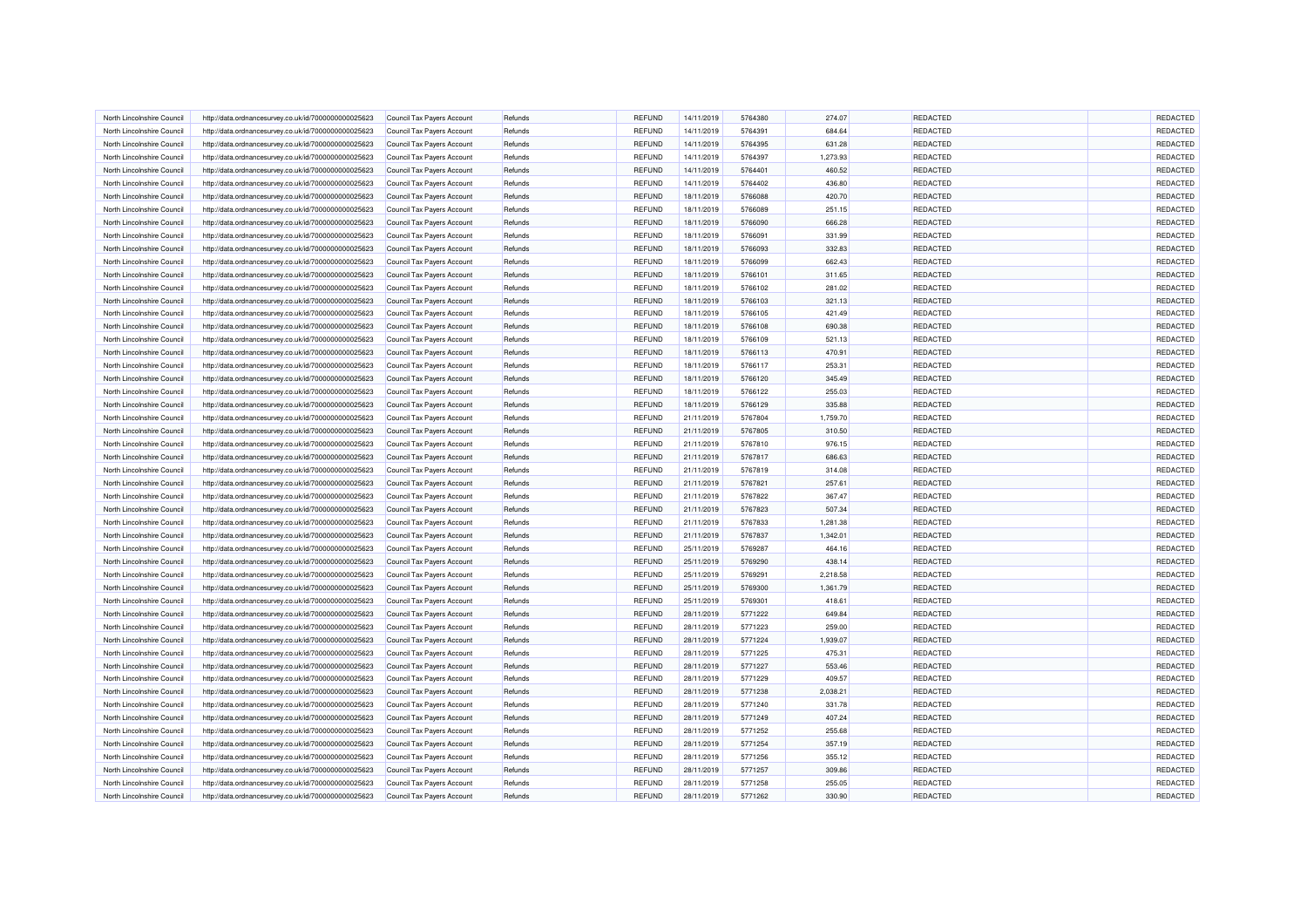| North Lincolnshire Council | http://data.ordnancesurvey.co.uk/id/7000000000025623 | Council Tax Payers Account | Refunds | REFUND | 14/11/2019 | 5764380 | 274.07 | REDACTED | REDACTED |
|---|---|---|---|---|---|---|---|---|---|
| North Lincolnshire Council | http://data.ordnancesurvey.co.uk/id/7000000000025623 | Council Tax Payers Account | Refunds | REFUND | 14/11/2019 | 5764391 | 684.64 | REDACTED | REDACTED |
| North Lincolnshire Council | http://data.ordnancesurvey.co.uk/id/7000000000025623 | Council Tax Payers Account | Refunds | REFUND | 14/11/2019 | 5764395 | 631.28 | REDACTED | REDACTED |
| North Lincolnshire Council | http://data.ordnancesurvey.co.uk/id/7000000000025623 | Council Tax Payers Account | Refunds | REFUND | 14/11/2019 | 5764397 | 1,273.93 | REDACTED | REDACTED |
| North Lincolnshire Council | http://data.ordnancesurvey.co.uk/id/7000000000025623 | Council Tax Payers Account | Refunds | REFUND | 14/11/2019 | 5764401 | 460.52 | REDACTED | REDACTED |
| North Lincolnshire Council | http://data.ordnancesurvey.co.uk/id/7000000000025623 | Council Tax Payers Account | Refunds | REFUND | 14/11/2019 | 5764402 | 436.80 | REDACTED | REDACTED |
| North Lincolnshire Council | http://data.ordnancesurvey.co.uk/id/7000000000025623 | Council Tax Payers Account | Refunds | REFUND | 18/11/2019 | 5766088 | 420.70 | REDACTED | REDACTED |
| North Lincolnshire Council | http://data.ordnancesurvey.co.uk/id/7000000000025623 | Council Tax Payers Account | Refunds | REFUND | 18/11/2019 | 5766089 | 251.15 | REDACTED | REDACTED |
| North Lincolnshire Council | http://data.ordnancesurvey.co.uk/id/7000000000025623 | Council Tax Payers Account | Refunds | REFUND | 18/11/2019 | 5766090 | 666.28 | REDACTED | REDACTED |
| North Lincolnshire Council | http://data.ordnancesurvey.co.uk/id/7000000000025623 | Council Tax Payers Account | Refunds | REFUND | 18/11/2019 | 5766091 | 331.99 | REDACTED | REDACTED |
| North Lincolnshire Council | http://data.ordnancesurvey.co.uk/id/7000000000025623 | Council Tax Payers Account | Refunds | REFUND | 18/11/2019 | 5766093 | 332.83 | REDACTED | REDACTED |
| North Lincolnshire Council | http://data.ordnancesurvey.co.uk/id/7000000000025623 | Council Tax Payers Account | Refunds | REFUND | 18/11/2019 | 5766099 | 662.43 | REDACTED | REDACTED |
| North Lincolnshire Council | http://data.ordnancesurvey.co.uk/id/7000000000025623 | Council Tax Payers Account | Refunds | REFUND | 18/11/2019 | 5766101 | 311.65 | REDACTED | REDACTED |
| North Lincolnshire Council | http://data.ordnancesurvey.co.uk/id/7000000000025623 | Council Tax Payers Account | Refunds | REFUND | 18/11/2019 | 5766102 | 281.02 | REDACTED | REDACTED |
| North Lincolnshire Council | http://data.ordnancesurvey.co.uk/id/7000000000025623 | Council Tax Payers Account | Refunds | REFUND | 18/11/2019 | 5766103 | 321.13 | REDACTED | REDACTED |
| North Lincolnshire Council | http://data.ordnancesurvey.co.uk/id/7000000000025623 | Council Tax Payers Account | Refunds | REFUND | 18/11/2019 | 5766105 | 421.49 | REDACTED | REDACTED |
| North Lincolnshire Council | http://data.ordnancesurvey.co.uk/id/7000000000025623 | Council Tax Payers Account | Refunds | REFUND | 18/11/2019 | 5766108 | 690.38 | REDACTED | REDACTED |
| North Lincolnshire Council | http://data.ordnancesurvey.co.uk/id/7000000000025623 | Council Tax Payers Account | Refunds | REFUND | 18/11/2019 | 5766109 | 521.13 | REDACTED | REDACTED |
| North Lincolnshire Council | http://data.ordnancesurvey.co.uk/id/7000000000025623 | Council Tax Payers Account | Refunds | REFUND | 18/11/2019 | 5766113 | 470.91 | REDACTED | REDACTED |
| North Lincolnshire Council | http://data.ordnancesurvey.co.uk/id/7000000000025623 | Council Tax Payers Account | Refunds | REFUND | 18/11/2019 | 5766117 | 253.31 | REDACTED | REDACTED |
| North Lincolnshire Council | http://data.ordnancesurvey.co.uk/id/7000000000025623 | Council Tax Payers Account | Refunds | REFUND | 18/11/2019 | 5766120 | 345.49 | REDACTED | REDACTED |
| North Lincolnshire Council | http://data.ordnancesurvey.co.uk/id/7000000000025623 | Council Tax Payers Account | Refunds | REFUND | 18/11/2019 | 5766122 | 255.03 | REDACTED | REDACTED |
| North Lincolnshire Council | http://data.ordnancesurvey.co.uk/id/7000000000025623 | Council Tax Payers Account | Refunds | REFUND | 18/11/2019 | 5766129 | 335.88 | REDACTED | REDACTED |
| North Lincolnshire Council | http://data.ordnancesurvey.co.uk/id/7000000000025623 | Council Tax Payers Account | Refunds | REFUND | 21/11/2019 | 5767804 | 1,759.70 | REDACTED | REDACTED |
| North Lincolnshire Council | http://data.ordnancesurvey.co.uk/id/7000000000025623 | Council Tax Payers Account | Refunds | REFUND | 21/11/2019 | 5767805 | 310.50 | REDACTED | REDACTED |
| North Lincolnshire Council | http://data.ordnancesurvey.co.uk/id/7000000000025623 | Council Tax Payers Account | Refunds | REFUND | 21/11/2019 | 5767810 | 976.15 | REDACTED | REDACTED |
| North Lincolnshire Council | http://data.ordnancesurvey.co.uk/id/7000000000025623 | Council Tax Payers Account | Refunds | REFUND | 21/11/2019 | 5767817 | 686.63 | REDACTED | REDACTED |
| North Lincolnshire Council | http://data.ordnancesurvey.co.uk/id/7000000000025623 | Council Tax Payers Account | Refunds | REFUND | 21/11/2019 | 5767819 | 314.08 | REDACTED | REDACTED |
| North Lincolnshire Council | http://data.ordnancesurvey.co.uk/id/7000000000025623 | Council Tax Payers Account | Refunds | REFUND | 21/11/2019 | 5767821 | 257.61 | REDACTED | REDACTED |
| North Lincolnshire Council | http://data.ordnancesurvey.co.uk/id/7000000000025623 | Council Tax Payers Account | Refunds | REFUND | 21/11/2019 | 5767822 | 367.47 | REDACTED | REDACTED |
| North Lincolnshire Council | http://data.ordnancesurvey.co.uk/id/7000000000025623 | Council Tax Payers Account | Refunds | REFUND | 21/11/2019 | 5767823 | 507.34 | REDACTED | REDACTED |
| North Lincolnshire Council | http://data.ordnancesurvey.co.uk/id/7000000000025623 | Council Tax Payers Account | Refunds | REFUND | 21/11/2019 | 5767833 | 1,281.38 | REDACTED | REDACTED |
| North Lincolnshire Council | http://data.ordnancesurvey.co.uk/id/7000000000025623 | Council Tax Payers Account | Refunds | REFUND | 21/11/2019 | 5767837 | 1,342.01 | REDACTED | REDACTED |
| North Lincolnshire Council | http://data.ordnancesurvey.co.uk/id/7000000000025623 | Council Tax Payers Account | Refunds | REFUND | 25/11/2019 | 5769287 | 464.16 | REDACTED | REDACTED |
| North Lincolnshire Council | http://data.ordnancesurvey.co.uk/id/7000000000025623 | Council Tax Payers Account | Refunds | REFUND | 25/11/2019 | 5769290 | 438.14 | REDACTED | REDACTED |
| North Lincolnshire Council | http://data.ordnancesurvey.co.uk/id/7000000000025623 | Council Tax Payers Account | Refunds | REFUND | 25/11/2019 | 5769291 | 2,218.58 | REDACTED | REDACTED |
| North Lincolnshire Council | http://data.ordnancesurvey.co.uk/id/7000000000025623 | Council Tax Payers Account | Refunds | REFUND | 25/11/2019 | 5769300 | 1,361.79 | REDACTED | REDACTED |
| North Lincolnshire Council | http://data.ordnancesurvey.co.uk/id/7000000000025623 | Council Tax Payers Account | Refunds | REFUND | 25/11/2019 | 5769301 | 418.61 | REDACTED | REDACTED |
| North Lincolnshire Council | http://data.ordnancesurvey.co.uk/id/7000000000025623 | Council Tax Payers Account | Refunds | REFUND | 28/11/2019 | 5771222 | 649.84 | REDACTED | REDACTED |
| North Lincolnshire Council | http://data.ordnancesurvey.co.uk/id/7000000000025623 | Council Tax Payers Account | Refunds | REFUND | 28/11/2019 | 5771223 | 259.00 | REDACTED | REDACTED |
| North Lincolnshire Council | http://data.ordnancesurvey.co.uk/id/7000000000025623 | Council Tax Payers Account | Refunds | REFUND | 28/11/2019 | 5771224 | 1,939.07 | REDACTED | REDACTED |
| North Lincolnshire Council | http://data.ordnancesurvey.co.uk/id/7000000000025623 | Council Tax Payers Account | Refunds | REFUND | 28/11/2019 | 5771225 | 475.31 | REDACTED | REDACTED |
| North Lincolnshire Council | http://data.ordnancesurvey.co.uk/id/7000000000025623 | Council Tax Payers Account | Refunds | REFUND | 28/11/2019 | 5771227 | 553.46 | REDACTED | REDACTED |
| North Lincolnshire Council | http://data.ordnancesurvey.co.uk/id/7000000000025623 | Council Tax Payers Account | Refunds | REFUND | 28/11/2019 | 5771229 | 409.57 | REDACTED | REDACTED |
| North Lincolnshire Council | http://data.ordnancesurvey.co.uk/id/7000000000025623 | Council Tax Payers Account | Refunds | REFUND | 28/11/2019 | 5771238 | 2,038.21 | REDACTED | REDACTED |
| North Lincolnshire Council | http://data.ordnancesurvey.co.uk/id/7000000000025623 | Council Tax Payers Account | Refunds | REFUND | 28/11/2019 | 5771240 | 331.78 | REDACTED | REDACTED |
| North Lincolnshire Council | http://data.ordnancesurvey.co.uk/id/7000000000025623 | Council Tax Payers Account | Refunds | REFUND | 28/11/2019 | 5771249 | 407.24 | REDACTED | REDACTED |
| North Lincolnshire Council | http://data.ordnancesurvey.co.uk/id/7000000000025623 | Council Tax Payers Account | Refunds | REFUND | 28/11/2019 | 5771252 | 255.68 | REDACTED | REDACTED |
| North Lincolnshire Council | http://data.ordnancesurvey.co.uk/id/7000000000025623 | Council Tax Payers Account | Refunds | REFUND | 28/11/2019 | 5771254 | 357.19 | REDACTED | REDACTED |
| North Lincolnshire Council | http://data.ordnancesurvey.co.uk/id/7000000000025623 | Council Tax Payers Account | Refunds | REFUND | 28/11/2019 | 5771256 | 355.12 | REDACTED | REDACTED |
| North Lincolnshire Council | http://data.ordnancesurvey.co.uk/id/7000000000025623 | Council Tax Payers Account | Refunds | REFUND | 28/11/2019 | 5771257 | 309.86 | REDACTED | REDACTED |
| North Lincolnshire Council | http://data.ordnancesurvey.co.uk/id/7000000000025623 | Council Tax Payers Account | Refunds | REFUND | 28/11/2019 | 5771258 | 255.05 | REDACTED | REDACTED |
| North Lincolnshire Council | http://data.ordnancesurvey.co.uk/id/7000000000025623 | Council Tax Payers Account | Refunds | REFUND | 28/11/2019 | 5771262 | 330.90 | REDACTED | REDACTED |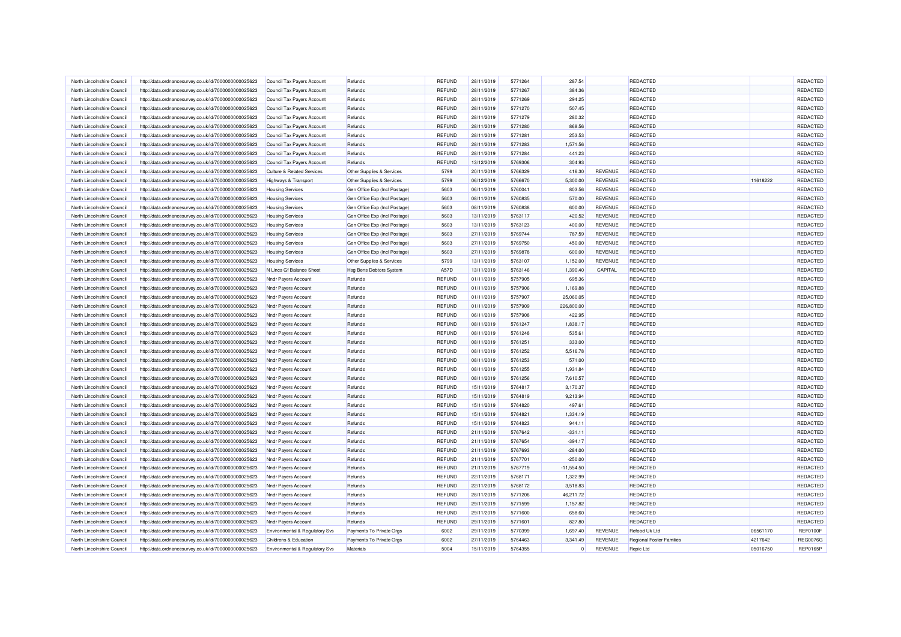| North Lincolnshire Council | http://data.ordnancesurvey.co.uk/id/7000000000025623 | Council Tax Payers Account | Refunds | REFUND | 28/11/2019 | 5771264 | 287.54 | | REDACTED | | REDACTED |
|---|---|---|---|---|---|---|---|---|---|---|---|
| North Lincolnshire Council | http://data.ordnancesurvey.co.uk/id/7000000000025623 | Council Tax Payers Account | Refunds | REFUND | 28/11/2019 | 5771267 | 384.36 | | REDACTED | | REDACTED |
| North Lincolnshire Council | http://data.ordnancesurvey.co.uk/id/7000000000025623 | Council Tax Payers Account | Refunds | REFUND | 28/11/2019 | 5771269 | 294.25 | | REDACTED | | REDACTED |
| North Lincolnshire Council | http://data.ordnancesurvey.co.uk/id/7000000000025623 | Council Tax Payers Account | Refunds | REFUND | 28/11/2019 | 5771270 | 507.45 | | REDACTED | | REDACTED |
| North Lincolnshire Council | http://data.ordnancesurvey.co.uk/id/7000000000025623 | Council Tax Payers Account | Refunds | REFUND | 28/11/2019 | 5771279 | 280.32 | | REDACTED | | REDACTED |
| North Lincolnshire Council | http://data.ordnancesurvey.co.uk/id/7000000000025623 | Council Tax Payers Account | Refunds | REFUND | 28/11/2019 | 5771280 | 868.56 | | REDACTED | | REDACTED |
| North Lincolnshire Council | http://data.ordnancesurvey.co.uk/id/7000000000025623 | Council Tax Payers Account | Refunds | REFUND | 28/11/2019 | 5771281 | 253.53 | | REDACTED | | REDACTED |
| North Lincolnshire Council | http://data.ordnancesurvey.co.uk/id/7000000000025623 | Council Tax Payers Account | Refunds | REFUND | 28/11/2019 | 5771283 | 1,571.56 | | REDACTED | | REDACTED |
| North Lincolnshire Council | http://data.ordnancesurvey.co.uk/id/7000000000025623 | Council Tax Payers Account | Refunds | REFUND | 28/11/2019 | 5771284 | 441.23 | | REDACTED | | REDACTED |
| North Lincolnshire Council | http://data.ordnancesurvey.co.uk/id/7000000000025623 | Council Tax Payers Account | Refunds | REFUND | 13/12/2019 | 5769306 | 304.93 | | REDACTED | | REDACTED |
| North Lincolnshire Council | http://data.ordnancesurvey.co.uk/id/7000000000025623 | Culture & Related Services | Other Supplies & Services | 5799 | 20/11/2019 | 5766329 | 416.30 | REVENUE | REDACTED | | REDACTED |
| North Lincolnshire Council | http://data.ordnancesurvey.co.uk/id/7000000000025623 | Highways & Transport | Other Supplies & Services | 5799 | 06/12/2019 | 5766670 | 5,300.00 | REVENUE | REDACTED | 11618222 | REDACTED |
| North Lincolnshire Council | http://data.ordnancesurvey.co.uk/id/7000000000025623 | Housing Services | Gen Office Exp (Incl Postage) | 5603 | 06/11/2019 | 5760041 | 803.56 | REVENUE | REDACTED | | REDACTED |
| North Lincolnshire Council | http://data.ordnancesurvey.co.uk/id/7000000000025623 | Housing Services | Gen Office Exp (Incl Postage) | 5603 | 08/11/2019 | 5760835 | 570.00 | REVENUE | REDACTED | | REDACTED |
| North Lincolnshire Council | http://data.ordnancesurvey.co.uk/id/7000000000025623 | Housing Services | Gen Office Exp (Incl Postage) | 5603 | 08/11/2019 | 5760838 | 600.00 | REVENUE | REDACTED | | REDACTED |
| North Lincolnshire Council | http://data.ordnancesurvey.co.uk/id/7000000000025623 | Housing Services | Gen Office Exp (Incl Postage) | 5603 | 13/11/2019 | 5763117 | 420.52 | REVENUE | REDACTED | | REDACTED |
| North Lincolnshire Council | http://data.ordnancesurvey.co.uk/id/7000000000025623 | Housing Services | Gen Office Exp (Incl Postage) | 5603 | 13/11/2019 | 5763123 | 400.00 | REVENUE | REDACTED | | REDACTED |
| North Lincolnshire Council | http://data.ordnancesurvey.co.uk/id/7000000000025623 | Housing Services | Gen Office Exp (Incl Postage) | 5603 | 27/11/2019 | 5769744 | 787.59 | REVENUE | REDACTED | | REDACTED |
| North Lincolnshire Council | http://data.ordnancesurvey.co.uk/id/7000000000025623 | Housing Services | Gen Office Exp (Incl Postage) | 5603 | 27/11/2019 | 5769750 | 450.00 | REVENUE | REDACTED | | REDACTED |
| North Lincolnshire Council | http://data.ordnancesurvey.co.uk/id/7000000000025623 | Housing Services | Gen Office Exp (Incl Postage) | 5603 | 27/11/2019 | 5769878 | 600.00 | REVENUE | REDACTED | | REDACTED |
| North Lincolnshire Council | http://data.ordnancesurvey.co.uk/id/7000000000025623 | Housing Services | Other Supplies & Services | 5799 | 13/11/2019 | 5763107 | 1,152.00 | REVENUE | REDACTED | | REDACTED |
| North Lincolnshire Council | http://data.ordnancesurvey.co.uk/id/7000000000025623 | N Lincs Gf Balance Sheet | Hsg Bens Debtors System | A57D | 13/11/2019 | 5763146 | 1,390.40 | CAPITAL | REDACTED | | REDACTED |
| North Lincolnshire Council | http://data.ordnancesurvey.co.uk/id/7000000000025623 | Nndr Payers Account | Refunds | REFUND | 01/11/2019 | 5757905 | 695.36 | | REDACTED | | REDACTED |
| North Lincolnshire Council | http://data.ordnancesurvey.co.uk/id/7000000000025623 | Nndr Payers Account | Refunds | REFUND | 01/11/2019 | 5757906 | 1,169.88 | | REDACTED | | REDACTED |
| North Lincolnshire Council | http://data.ordnancesurvey.co.uk/id/7000000000025623 | Nndr Payers Account | Refunds | REFUND | 01/11/2019 | 5757907 | 25,060.05 | | REDACTED | | REDACTED |
| North Lincolnshire Council | http://data.ordnancesurvey.co.uk/id/7000000000025623 | Nndr Payers Account | Refunds | REFUND | 01/11/2019 | 5757909 | 226,800.00 | | REDACTED | | REDACTED |
| North Lincolnshire Council | http://data.ordnancesurvey.co.uk/id/7000000000025623 | Nndr Payers Account | Refunds | REFUND | 06/11/2019 | 5757908 | 422.95 | | REDACTED | | REDACTED |
| North Lincolnshire Council | http://data.ordnancesurvey.co.uk/id/7000000000025623 | Nndr Payers Account | Refunds | REFUND | 08/11/2019 | 5761247 | 1,838.17 | | REDACTED | | REDACTED |
| North Lincolnshire Council | http://data.ordnancesurvey.co.uk/id/7000000000025623 | Nndr Payers Account | Refunds | REFUND | 08/11/2019 | 5761248 | 535.61 | | REDACTED | | REDACTED |
| North Lincolnshire Council | http://data.ordnancesurvey.co.uk/id/7000000000025623 | Nndr Payers Account | Refunds | REFUND | 08/11/2019 | 5761251 | 333.00 | | REDACTED | | REDACTED |
| North Lincolnshire Council | http://data.ordnancesurvey.co.uk/id/7000000000025623 | Nndr Payers Account | Refunds | REFUND | 08/11/2019 | 5761252 | 5,516.78 | | REDACTED | | REDACTED |
| North Lincolnshire Council | http://data.ordnancesurvey.co.uk/id/7000000000025623 | Nndr Payers Account | Refunds | REFUND | 08/11/2019 | 5761253 | 571.00 | | REDACTED | | REDACTED |
| North Lincolnshire Council | http://data.ordnancesurvey.co.uk/id/7000000000025623 | Nndr Payers Account | Refunds | REFUND | 08/11/2019 | 5761255 | 1,931.84 | | REDACTED | | REDACTED |
| North Lincolnshire Council | http://data.ordnancesurvey.co.uk/id/7000000000025623 | Nndr Payers Account | Refunds | REFUND | 08/11/2019 | 5761256 | 7,610.57 | | REDACTED | | REDACTED |
| North Lincolnshire Council | http://data.ordnancesurvey.co.uk/id/7000000000025623 | Nndr Payers Account | Refunds | REFUND | 15/11/2019 | 5764817 | 3,170.37 | | REDACTED | | REDACTED |
| North Lincolnshire Council | http://data.ordnancesurvey.co.uk/id/7000000000025623 | Nndr Payers Account | Refunds | REFUND | 15/11/2019 | 5764819 | 9,213.94 | | REDACTED | | REDACTED |
| North Lincolnshire Council | http://data.ordnancesurvey.co.uk/id/7000000000025623 | Nndr Payers Account | Refunds | REFUND | 15/11/2019 | 5764820 | 497.61 | | REDACTED | | REDACTED |
| North Lincolnshire Council | http://data.ordnancesurvey.co.uk/id/7000000000025623 | Nndr Payers Account | Refunds | REFUND | 15/11/2019 | 5764821 | 1,334.19 | | REDACTED | | REDACTED |
| North Lincolnshire Council | http://data.ordnancesurvey.co.uk/id/7000000000025623 | Nndr Payers Account | Refunds | REFUND | 15/11/2019 | 5764823 | 944.11 | | REDACTED | | REDACTED |
| North Lincolnshire Council | http://data.ordnancesurvey.co.uk/id/7000000000025623 | Nndr Payers Account | Refunds | REFUND | 21/11/2019 | 5767642 | -331.11 | | REDACTED | | REDACTED |
| North Lincolnshire Council | http://data.ordnancesurvey.co.uk/id/7000000000025623 | Nndr Payers Account | Refunds | REFUND | 21/11/2019 | 5767654 | -394.17 | | REDACTED | | REDACTED |
| North Lincolnshire Council | http://data.ordnancesurvey.co.uk/id/7000000000025623 | Nndr Payers Account | Refunds | REFUND | 21/11/2019 | 5767693 | -284.00 | | REDACTED | | REDACTED |
| North Lincolnshire Council | http://data.ordnancesurvey.co.uk/id/7000000000025623 | Nndr Payers Account | Refunds | REFUND | 21/11/2019 | 5767701 | -250.00 | | REDACTED | | REDACTED |
| North Lincolnshire Council | http://data.ordnancesurvey.co.uk/id/7000000000025623 | Nndr Payers Account | Refunds | REFUND | 21/11/2019 | 5767719 | -11,554.50 | | REDACTED | | REDACTED |
| North Lincolnshire Council | http://data.ordnancesurvey.co.uk/id/7000000000025623 | Nndr Payers Account | Refunds | REFUND | 22/11/2019 | 5768171 | 1,322.99 | | REDACTED | | REDACTED |
| North Lincolnshire Council | http://data.ordnancesurvey.co.uk/id/7000000000025623 | Nndr Payers Account | Refunds | REFUND | 22/11/2019 | 5768172 | 3,518.83 | | REDACTED | | REDACTED |
| North Lincolnshire Council | http://data.ordnancesurvey.co.uk/id/7000000000025623 | Nndr Payers Account | Refunds | REFUND | 28/11/2019 | 5771206 | 46,211.72 | | REDACTED | | REDACTED |
| North Lincolnshire Council | http://data.ordnancesurvey.co.uk/id/7000000000025623 | Nndr Payers Account | Refunds | REFUND | 29/11/2019 | 5771599 | 1,157.82 | | REDACTED | | REDACTED |
| North Lincolnshire Council | http://data.ordnancesurvey.co.uk/id/7000000000025623 | Nndr Payers Account | Refunds | REFUND | 29/11/2019 | 5771600 | 658.60 | | REDACTED | | REDACTED |
| North Lincolnshire Council | http://data.ordnancesurvey.co.uk/id/7000000000025623 | Nndr Payers Account | Refunds | REFUND | 29/11/2019 | 5771601 | 827.80 | | REDACTED | | REDACTED |
| North Lincolnshire Council | http://data.ordnancesurvey.co.uk/id/7000000000025623 | Environmental & Regulatory Svs | Payments To Private Orgs | 6002 | 29/11/2019 | 5770399 | 1,697.40 | REVENUE | Refood Uk Ltd | 06561170 | REF0100F |
| North Lincolnshire Council | http://data.ordnancesurvey.co.uk/id/7000000000025623 | Childrens & Education | Payments To Private Orgs | 6002 | 27/11/2019 | 5764463 | 3,341.49 | REVENUE | Regional Foster Families | 4217642 | REG0076G |
| North Lincolnshire Council | http://data.ordnancesurvey.co.uk/id/7000000000025623 | Environmental & Regulatory Svs | Materials | 5004 | 15/11/2019 | 5764355 | 0 | REVENUE | Repic Ltd | 05016750 | REP0165P |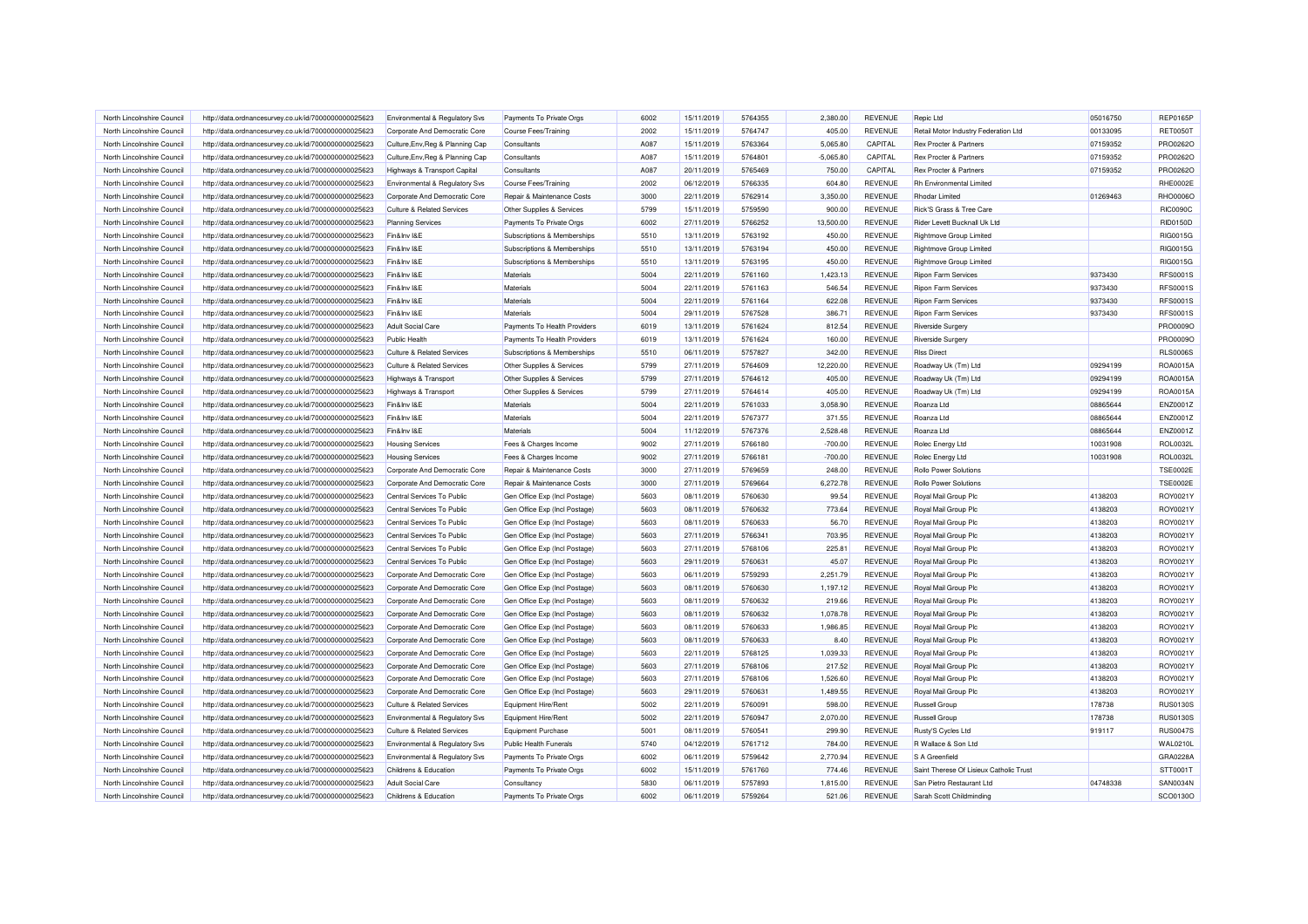| North Lincolnshire Council | http://data.ordnancesurvey.co.uk/id/7000000000025623 | Environmental & Regulatory Svs | Payments To Private Orgs | 6002 | 15/11/2019 | 5764355 | 2,380.00 | REVENUE | Repic Ltd | 05016750 | REP0165P |
|---|---|---|---|---|---|---|---|---|---|---|---|
| North Lincolnshire Council | http://data.ordnancesurvey.co.uk/id/7000000000025623 | Corporate And Democratic Core | Course Fees/Training | 2002 | 15/11/2019 | 5764747 | 405.00 | REVENUE | Retail Motor Industry Federation Ltd | 00133095 | RET0050T |
| North Lincolnshire Council | http://data.ordnancesurvey.co.uk/id/7000000000025623 | Culture,Env,Reg & Planning Cap | Consultants | A087 | 15/11/2019 | 5763364 | 5,065.80 | CAPITAL | Rex Procter & Partners | 07159352 | PRO0262O |
| North Lincolnshire Council | http://data.ordnancesurvey.co.uk/id/7000000000025623 | Culture,Env,Reg & Planning Cap | Consultants | A087 | 15/11/2019 | 5764801 | -5,065.80 | CAPITAL | Rex Procter & Partners | 07159352 | PRO0262O |
| North Lincolnshire Council | http://data.ordnancesurvey.co.uk/id/7000000000025623 | Highways & Transport Capital | Consultants | A087 | 20/11/2019 | 5765469 | 750.00 | CAPITAL | Rex Procter & Partners | 07159352 | PRO0262O |
| North Lincolnshire Council | http://data.ordnancesurvey.co.uk/id/7000000000025623 | Environmental & Regulatory Svs | Course Fees/Training | 2002 | 06/12/2019 | 5766335 | 604.80 | REVENUE | Rh Environmental Limited | | RHE0002E |
| North Lincolnshire Council | http://data.ordnancesurvey.co.uk/id/7000000000025623 | Corporate And Democratic Core | Repair & Maintenance Costs | 3000 | 22/11/2019 | 5762914 | 3,350.00 | REVENUE | Rhodar Limited | 01269463 | RHO0006O |
| North Lincolnshire Council | http://data.ordnancesurvey.co.uk/id/7000000000025623 | Culture & Related Services | Other Supplies & Services | 5799 | 15/11/2019 | 5759590 | 900.00 | REVENUE | Rick'S Grass & Tree Care | | RIC0090C |
| North Lincolnshire Council | http://data.ordnancesurvey.co.uk/id/7000000000025623 | Planning Services | Payments To Private Orgs | 6002 | 27/11/2019 | 5766252 | 13,500.00 | REVENUE | Rider Levett Bucknall Uk Ltd | | RID0150D |
| North Lincolnshire Council | http://data.ordnancesurvey.co.uk/id/7000000000025623 | Fin&Inv I&E | Subscriptions & Memberships | 5510 | 13/11/2019 | 5763192 | 450.00 | REVENUE | Rightmove Group Limited | | RIG0015G |
| North Lincolnshire Council | http://data.ordnancesurvey.co.uk/id/7000000000025623 | Fin&Inv I&E | Subscriptions & Memberships | 5510 | 13/11/2019 | 5763194 | 450.00 | REVENUE | Rightmove Group Limited | | RIG0015G |
| North Lincolnshire Council | http://data.ordnancesurvey.co.uk/id/7000000000025623 | Fin&Inv I&E | Subscriptions & Memberships | 5510 | 13/11/2019 | 5763195 | 450.00 | REVENUE | Rightmove Group Limited | | RIG0015G |
| North Lincolnshire Council | http://data.ordnancesurvey.co.uk/id/7000000000025623 | Fin&Inv I&E | Materials | 5004 | 22/11/2019 | 5761160 | 1,423.13 | REVENUE | Ripon Farm Services | 9373430 | RFS0001S |
| North Lincolnshire Council | http://data.ordnancesurvey.co.uk/id/7000000000025623 | Fin&Inv I&E | Materials | 5004 | 22/11/2019 | 5761163 | 546.54 | REVENUE | Ripon Farm Services | 9373430 | RFS0001S |
| North Lincolnshire Council | http://data.ordnancesurvey.co.uk/id/7000000000025623 | Fin&Inv I&E | Materials | 5004 | 22/11/2019 | 5761164 | 622.08 | REVENUE | Ripon Farm Services | 9373430 | RFS0001S |
| North Lincolnshire Council | http://data.ordnancesurvey.co.uk/id/7000000000025623 | Fin&Inv I&E | Materials | 5004 | 29/11/2019 | 5767528 | 386.71 | REVENUE | Ripon Farm Services | 9373430 | RFS0001S |
| North Lincolnshire Council | http://data.ordnancesurvey.co.uk/id/7000000000025623 | Adult Social Care | Payments To Health Providers | 6019 | 13/11/2019 | 5761624 | 812.54 | REVENUE | Riverside Surgery | | PRO0009O |
| North Lincolnshire Council | http://data.ordnancesurvey.co.uk/id/7000000000025623 | Public Health | Payments To Health Providers | 6019 | 13/11/2019 | 5761624 | 160.00 | REVENUE | Riverside Surgery | | PRO0009O |
| North Lincolnshire Council | http://data.ordnancesurvey.co.uk/id/7000000000025623 | Culture & Related Services | Subscriptions & Memberships | 5510 | 06/11/2019 | 5757827 | 342.00 | REVENUE | Rlss Direct | | RLS0006S |
| North Lincolnshire Council | http://data.ordnancesurvey.co.uk/id/7000000000025623 | Culture & Related Services | Other Supplies & Services | 5799 | 27/11/2019 | 5764609 | 12,220.00 | REVENUE | Roadway Uk (Tm) Ltd | 09294199 | ROA0015A |
| North Lincolnshire Council | http://data.ordnancesurvey.co.uk/id/7000000000025623 | Highways & Transport | Other Supplies & Services | 5799 | 27/11/2019 | 5764612 | 405.00 | REVENUE | Roadway Uk (Tm) Ltd | 09294199 | ROA0015A |
| North Lincolnshire Council | http://data.ordnancesurvey.co.uk/id/7000000000025623 | Highways & Transport | Other Supplies & Services | 5799 | 27/11/2019 | 5764614 | 405.00 | REVENUE | Roadway Uk (Tm) Ltd | 09294199 | ROA0015A |
| North Lincolnshire Council | http://data.ordnancesurvey.co.uk/id/7000000000025623 | Fin&Inv I&E | Materials | 5004 | 22/11/2019 | 5761033 | 3,058.90 | REVENUE | Roanza Ltd | 08865644 | ENZ0001Z |
| North Lincolnshire Council | http://data.ordnancesurvey.co.uk/id/7000000000025623 | Fin&Inv I&E | Materials | 5004 | 22/11/2019 | 5767377 | 371.55 | REVENUE | Roanza Ltd | 08865644 | ENZ0001Z |
| North Lincolnshire Council | http://data.ordnancesurvey.co.uk/id/7000000000025623 | Fin&Inv I&E | Materials | 5004 | 11/12/2019 | 5767376 | 2,528.48 | REVENUE | Roanza Ltd | 08865644 | ENZ0001Z |
| North Lincolnshire Council | http://data.ordnancesurvey.co.uk/id/7000000000025623 | Housing Services | Fees & Charges Income | 9002 | 27/11/2019 | 5766180 | -700.00 | REVENUE | Rolec Energy Ltd | 10031908 | ROL0032L |
| North Lincolnshire Council | http://data.ordnancesurvey.co.uk/id/7000000000025623 | Housing Services | Fees & Charges Income | 9002 | 27/11/2019 | 5766181 | -700.00 | REVENUE | Rolec Energy Ltd | 10031908 | ROL0032L |
| North Lincolnshire Council | http://data.ordnancesurvey.co.uk/id/7000000000025623 | Corporate And Democratic Core | Repair & Maintenance Costs | 3000 | 27/11/2019 | 5769659 | 248.00 | REVENUE | Rollo Power Solutions | | TSE0002E |
| North Lincolnshire Council | http://data.ordnancesurvey.co.uk/id/7000000000025623 | Corporate And Democratic Core | Repair & Maintenance Costs | 3000 | 27/11/2019 | 5769664 | 6,272.78 | REVENUE | Rollo Power Solutions | | TSE0002E |
| North Lincolnshire Council | http://data.ordnancesurvey.co.uk/id/7000000000025623 | Central Services To Public | Gen Office Exp (Incl Postage) | 5603 | 08/11/2019 | 5760630 | 99.54 | REVENUE | Royal Mail Group Plc | 4138203 | ROY0021Y |
| North Lincolnshire Council | http://data.ordnancesurvey.co.uk/id/7000000000025623 | Central Services To Public | Gen Office Exp (Incl Postage) | 5603 | 08/11/2019 | 5760632 | 773.64 | REVENUE | Royal Mail Group Plc | 4138203 | ROY0021Y |
| North Lincolnshire Council | http://data.ordnancesurvey.co.uk/id/7000000000025623 | Central Services To Public | Gen Office Exp (Incl Postage) | 5603 | 08/11/2019 | 5760633 | 56.70 | REVENUE | Royal Mail Group Plc | 4138203 | ROY0021Y |
| North Lincolnshire Council | http://data.ordnancesurvey.co.uk/id/7000000000025623 | Central Services To Public | Gen Office Exp (Incl Postage) | 5603 | 27/11/2019 | 5766341 | 703.95 | REVENUE | Royal Mail Group Plc | 4138203 | ROY0021Y |
| North Lincolnshire Council | http://data.ordnancesurvey.co.uk/id/7000000000025623 | Central Services To Public | Gen Office Exp (Incl Postage) | 5603 | 27/11/2019 | 5768106 | 225.81 | REVENUE | Royal Mail Group Plc | 4138203 | ROY0021Y |
| North Lincolnshire Council | http://data.ordnancesurvey.co.uk/id/7000000000025623 | Central Services To Public | Gen Office Exp (Incl Postage) | 5603 | 29/11/2019 | 5760631 | 45.07 | REVENUE | Royal Mail Group Plc | 4138203 | ROY0021Y |
| North Lincolnshire Council | http://data.ordnancesurvey.co.uk/id/7000000000025623 | Corporate And Democratic Core | Gen Office Exp (Incl Postage) | 5603 | 06/11/2019 | 5759293 | 2,251.79 | REVENUE | Royal Mail Group Plc | 4138203 | ROY0021Y |
| North Lincolnshire Council | http://data.ordnancesurvey.co.uk/id/7000000000025623 | Corporate And Democratic Core | Gen Office Exp (Incl Postage) | 5603 | 08/11/2019 | 5760630 | 1,197.12 | REVENUE | Royal Mail Group Plc | 4138203 | ROY0021Y |
| North Lincolnshire Council | http://data.ordnancesurvey.co.uk/id/7000000000025623 | Corporate And Democratic Core | Gen Office Exp (Incl Postage) | 5603 | 08/11/2019 | 5760632 | 219.66 | REVENUE | Royal Mail Group Plc | 4138203 | ROY0021Y |
| North Lincolnshire Council | http://data.ordnancesurvey.co.uk/id/7000000000025623 | Corporate And Democratic Core | Gen Office Exp (Incl Postage) | 5603 | 08/11/2019 | 5760632 | 1,078.78 | REVENUE | Royal Mail Group Plc | 4138203 | ROY0021Y |
| North Lincolnshire Council | http://data.ordnancesurvey.co.uk/id/7000000000025623 | Corporate And Democratic Core | Gen Office Exp (Incl Postage) | 5603 | 08/11/2019 | 5760633 | 1,986.85 | REVENUE | Royal Mail Group Plc | 4138203 | ROY0021Y |
| North Lincolnshire Council | http://data.ordnancesurvey.co.uk/id/7000000000025623 | Corporate And Democratic Core | Gen Office Exp (Incl Postage) | 5603 | 08/11/2019 | 5760633 | 8.40 | REVENUE | Royal Mail Group Plc | 4138203 | ROY0021Y |
| North Lincolnshire Council | http://data.ordnancesurvey.co.uk/id/7000000000025623 | Corporate And Democratic Core | Gen Office Exp (Incl Postage) | 5603 | 22/11/2019 | 5768125 | 1,039.33 | REVENUE | Royal Mail Group Plc | 4138203 | ROY0021Y |
| North Lincolnshire Council | http://data.ordnancesurvey.co.uk/id/7000000000025623 | Corporate And Democratic Core | Gen Office Exp (Incl Postage) | 5603 | 27/11/2019 | 5768106 | 217.52 | REVENUE | Royal Mail Group Plc | 4138203 | ROY0021Y |
| North Lincolnshire Council | http://data.ordnancesurvey.co.uk/id/7000000000025623 | Corporate And Democratic Core | Gen Office Exp (Incl Postage) | 5603 | 27/11/2019 | 5768106 | 1,526.60 | REVENUE | Royal Mail Group Plc | 4138203 | ROY0021Y |
| North Lincolnshire Council | http://data.ordnancesurvey.co.uk/id/7000000000025623 | Corporate And Democratic Core | Gen Office Exp (Incl Postage) | 5603 | 29/11/2019 | 5760631 | 1,489.55 | REVENUE | Royal Mail Group Plc | 4138203 | ROY0021Y |
| North Lincolnshire Council | http://data.ordnancesurvey.co.uk/id/7000000000025623 | Culture & Related Services | Equipment Hire/Rent | 5002 | 22/11/2019 | 5760091 | 598.00 | REVENUE | Russell Group | 178738 | RUS0130S |
| North Lincolnshire Council | http://data.ordnancesurvey.co.uk/id/7000000000025623 | Environmental & Regulatory Svs | Equipment Hire/Rent | 5002 | 22/11/2019 | 5760947 | 2,070.00 | REVENUE | Russell Group | 178738 | RUS0130S |
| North Lincolnshire Council | http://data.ordnancesurvey.co.uk/id/7000000000025623 | Culture & Related Services | Equipment Purchase | 5001 | 08/11/2019 | 5760541 | 299.90 | REVENUE | Rusty'S Cycles Ltd | 919117 | RUS0047S |
| North Lincolnshire Council | http://data.ordnancesurvey.co.uk/id/7000000000025623 | Environmental & Regulatory Svs | Public Health Funerals | 5740 | 04/12/2019 | 5761712 | 784.00 | REVENUE | R Wallace & Son Ltd | | WAL0210L |
| North Lincolnshire Council | http://data.ordnancesurvey.co.uk/id/7000000000025623 | Environmental & Regulatory Svs | Payments To Private Orgs | 6002 | 06/11/2019 | 5759642 | 2,770.94 | REVENUE | S A Greenfield | | GRA0228A |
| North Lincolnshire Council | http://data.ordnancesurvey.co.uk/id/7000000000025623 | Childrens & Education | Payments To Private Orgs | 6002 | 15/11/2019 | 5761760 | 774.46 | REVENUE | Saint Therese Of Lisieux Catholic Trust | | STT0001T |
| North Lincolnshire Council | http://data.ordnancesurvey.co.uk/id/7000000000025623 | Adult Social Care | Consultancy | 5830 | 06/11/2019 | 5757893 | 1,815.00 | REVENUE | San Pietro Restaurant Ltd | 04748338 | SAN0034N |
| North Lincolnshire Council | http://data.ordnancesurvey.co.uk/id/7000000000025623 | Childrens & Education | Payments To Private Orgs | 6002 | 06/11/2019 | 5759264 | 521.06 | REVENUE | Sarah Scott Childminding | | SCO0130O |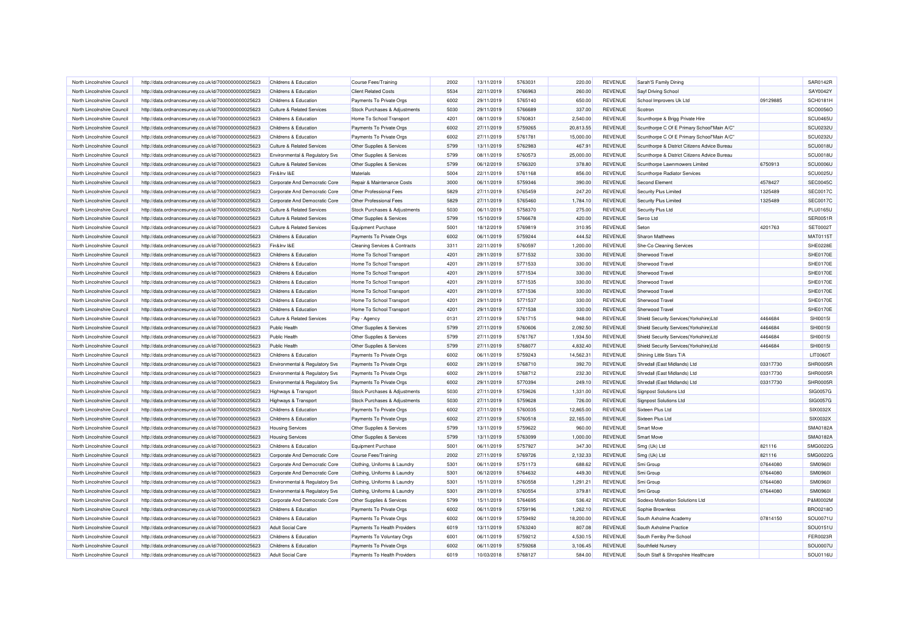| North Lincolnshire Council | http://data.ordnancesurvey.co.uk/id/7000000000025623 | Childrens & Education | Course Fees/Training | 2002 | 13/11/2019 | 5763031 | 220.00 | REVENUE | Sarah'S Family Dining | | SAR0142R |
|---|---|---|---|---|---|---|---|---|---|---|---|
| North Lincolnshire Council | http://data.ordnancesurvey.co.uk/id/7000000000025623 | Childrens & Education | Client Related Costs | 5534 | 22/11/2019 | 5766963 | 260.00 | REVENUE | Sayf Driving School | | SAY0042Y |
| North Lincolnshire Council | http://data.ordnancesurvey.co.uk/id/7000000000025623 | Childrens & Education | Payments To Private Orgs | 6002 | 29/11/2019 | 5765140 | 650.00 | REVENUE | School Improvers Uk Ltd | 09129885 | SCH0181H |
| North Lincolnshire Council | http://data.ordnancesurvey.co.uk/id/7000000000025623 | Culture & Related Services | Stock Purchases & Adjustments | 5030 | 29/11/2019 | 5766689 | 337.00 | REVENUE | Scotron | | SCO0056O |
| North Lincolnshire Council | http://data.ordnancesurvey.co.uk/id/7000000000025623 | Childrens & Education | Home To School Transport | 4201 | 08/11/2019 | 5760831 | 2,540.00 | REVENUE | Scunthorpe & Brigg Private Hire | | SCU0465U |
| North Lincolnshire Council | http://data.ordnancesurvey.co.uk/id/7000000000025623 | Childrens & Education | Payments To Private Orgs | 6002 | 27/11/2019 | 5759265 | 20,813.55 | REVENUE | Scunthorpe C Of E Primary School"Main A/C" | | SCU0232U |
| North Lincolnshire Council | http://data.ordnancesurvey.co.uk/id/7000000000025623 | Childrens & Education | Payments To Private Orgs | 6002 | 27/11/2019 | 5761781 | 15,000.00 | REVENUE | Scunthorpe C Of E Primary School"Main A/C" | | SCU0232U |
| North Lincolnshire Council | http://data.ordnancesurvey.co.uk/id/7000000000025623 | Culture & Related Services | Other Supplies & Services | 5799 | 13/11/2019 | 5762983 | 467.91 | REVENUE | Scunthorpe & District Citizens Advice Bureau | | SCU0018U |
| North Lincolnshire Council | http://data.ordnancesurvey.co.uk/id/7000000000025623 | Environmental & Regulatory Svs | Other Supplies & Services | 5799 | 08/11/2019 | 5760573 | 25,000.00 | REVENUE | Scunthorpe & District Citizens Advice Bureau | | SCU0018U |
| North Lincolnshire Council | http://data.ordnancesurvey.co.uk/id/7000000000025623 | Culture & Related Services | Other Supplies & Services | 5799 | 06/12/2019 | 5766320 | 378.80 | REVENUE | Scunthorpe Lawnmowers Limited | 6750913 | SCU0006U |
| North Lincolnshire Council | http://data.ordnancesurvey.co.uk/id/7000000000025623 | Fin&Inv I&E | Materials | 5004 | 22/11/2019 | 5761168 | 856.00 | REVENUE | Scunthorpe Radiator Services | | SCU0025U |
| North Lincolnshire Council | http://data.ordnancesurvey.co.uk/id/7000000000025623 | Corporate And Democratic Core | Repair & Maintenance Costs | 3000 | 06/11/2019 | 5759346 | 390.00 | REVENUE | Second Element | 4578427 | SEC0045C |
| North Lincolnshire Council | http://data.ordnancesurvey.co.uk/id/7000000000025623 | Corporate And Democratic Core | Other Professional Fees | 5829 | 27/11/2019 | 5765459 | 247.20 | REVENUE | Security Plus Limited | 1325489 | SEC0017C |
| North Lincolnshire Council | http://data.ordnancesurvey.co.uk/id/7000000000025623 | Corporate And Democratic Core | Other Professional Fees | 5829 | 27/11/2019 | 5765460 | 1,784.10 | REVENUE | Security Plus Limited | 1325489 | SEC0017C |
| North Lincolnshire Council | http://data.ordnancesurvey.co.uk/id/7000000000025623 | Culture & Related Services | Stock Purchases & Adjustments | 5030 | 06/11/2019 | 5758370 | 275.00 | REVENUE | Security Plus Ltd | | PLU0165U |
| North Lincolnshire Council | http://data.ordnancesurvey.co.uk/id/7000000000025623 | Culture & Related Services | Other Supplies & Services | 5799 | 15/10/2019 | 5766678 | 420.00 | REVENUE | Serco Ltd | | SER0051R |
| North Lincolnshire Council | http://data.ordnancesurvey.co.uk/id/7000000000025623 | Culture & Related Services | Equipment Purchase | 5001 | 18/12/2019 | 5769819 | 310.95 | REVENUE | Seton | 4201763 | SET0002T |
| North Lincolnshire Council | http://data.ordnancesurvey.co.uk/id/7000000000025623 | Childrens & Education | Payments To Private Orgs | 6002 | 06/11/2019 | 5759244 | 444.52 | REVENUE | Sharon Matthews | | MAT0115T |
| North Lincolnshire Council | http://data.ordnancesurvey.co.uk/id/7000000000025623 | Fin&Inv I&E | Cleaning Services & Contracts | 3311 | 22/11/2019 | 5760597 | 1,200.00 | REVENUE | She-Co Cleaning Services | | SHE0228E |
| North Lincolnshire Council | http://data.ordnancesurvey.co.uk/id/7000000000025623 | Childrens & Education | Home To School Transport | 4201 | 29/11/2019 | 5771532 | 330.00 | REVENUE | Sherwood Travel | | SHE0170E |
| North Lincolnshire Council | http://data.ordnancesurvey.co.uk/id/7000000000025623 | Childrens & Education | Home To School Transport | 4201 | 29/11/2019 | 5771533 | 330.00 | REVENUE | Sherwood Travel | | SHE0170E |
| North Lincolnshire Council | http://data.ordnancesurvey.co.uk/id/7000000000025623 | Childrens & Education | Home To School Transport | 4201 | 29/11/2019 | 5771534 | 330.00 | REVENUE | Sherwood Travel | | SHE0170E |
| North Lincolnshire Council | http://data.ordnancesurvey.co.uk/id/7000000000025623 | Childrens & Education | Home To School Transport | 4201 | 29/11/2019 | 5771535 | 330.00 | REVENUE | Sherwood Travel | | SHE0170E |
| North Lincolnshire Council | http://data.ordnancesurvey.co.uk/id/7000000000025623 | Childrens & Education | Home To School Transport | 4201 | 29/11/2019 | 5771536 | 330.00 | REVENUE | Sherwood Travel | | SHE0170E |
| North Lincolnshire Council | http://data.ordnancesurvey.co.uk/id/7000000000025623 | Childrens & Education | Home To School Transport | 4201 | 29/11/2019 | 5771537 | 330.00 | REVENUE | Sherwood Travel | | SHE0170E |
| North Lincolnshire Council | http://data.ordnancesurvey.co.uk/id/7000000000025623 | Childrens & Education | Home To School Transport | 4201 | 29/11/2019 | 5771538 | 330.00 | REVENUE | Sherwood Travel | | SHE0170E |
| North Lincolnshire Council | http://data.ordnancesurvey.co.uk/id/7000000000025623 | Culture & Related Services | Pay - Agency | 0131 | 27/11/2019 | 5761715 | 948.00 | REVENUE | Shield Security Services(Yorkshire)Ltd | 4464684 | SHI0015I |
| North Lincolnshire Council | http://data.ordnancesurvey.co.uk/id/7000000000025623 | Public Health | Other Supplies & Services | 5799 | 27/11/2019 | 5760606 | 2,092.50 | REVENUE | Shield Security Services(Yorkshire)Ltd | 4464684 | SHI0015I |
| North Lincolnshire Council | http://data.ordnancesurvey.co.uk/id/7000000000025623 | Public Health | Other Supplies & Services | 5799 | 27/11/2019 | 5761767 | 1,934.50 | REVENUE | Shield Security Services(Yorkshire)Ltd | 4464684 | SHI0015I |
| North Lincolnshire Council | http://data.ordnancesurvey.co.uk/id/7000000000025623 | Public Health | Other Supplies & Services | 5799 | 27/11/2019 | 5768077 | 4,832.40 | REVENUE | Shield Security Services(Yorkshire)Ltd | 4464684 | SHI0015I |
| North Lincolnshire Council | http://data.ordnancesurvey.co.uk/id/7000000000025623 | Childrens & Education | Payments To Private Orgs | 6002 | 06/11/2019 | 5759243 | 14,562.31 | REVENUE | Shining Little Stars T/A | | LIT0060T |
| North Lincolnshire Council | http://data.ordnancesurvey.co.uk/id/7000000000025623 | Environmental & Regulatory Svs | Payments To Private Orgs | 6002 | 29/11/2019 | 5768710 | 392.70 | REVENUE | Shredall (East Midlands) Ltd | 03317730 | SHR0005R |
| North Lincolnshire Council | http://data.ordnancesurvey.co.uk/id/7000000000025623 | Environmental & Regulatory Svs | Payments To Private Orgs | 6002 | 29/11/2019 | 5768712 | 232.30 | REVENUE | Shredall (East Midlands) Ltd | 03317730 | SHR0005R |
| North Lincolnshire Council | http://data.ordnancesurvey.co.uk/id/7000000000025623 | Environmental & Regulatory Svs | Payments To Private Orgs | 6002 | 29/11/2019 | 5770394 | 249.10 | REVENUE | Shredall (East Midlands) Ltd | 03317730 | SHR0005R |
| North Lincolnshire Council | http://data.ordnancesurvey.co.uk/id/7000000000025623 | Highways & Transport | Stock Purchases & Adjustments | 5030 | 27/11/2019 | 5759626 | 1,331.00 | REVENUE | Signpost Solutions Ltd | | SIG0057G |
| North Lincolnshire Council | http://data.ordnancesurvey.co.uk/id/7000000000025623 | Highways & Transport | Stock Purchases & Adjustments | 5030 | 27/11/2019 | 5759628 | 726.00 | REVENUE | Signpost Solutions Ltd | | SIG0057G |
| North Lincolnshire Council | http://data.ordnancesurvey.co.uk/id/7000000000025623 | Childrens & Education | Payments To Private Orgs | 6002 | 27/11/2019 | 5760035 | 12,865.00 | REVENUE | Sixteen Plus Ltd | | SIX0032X |
| North Lincolnshire Council | http://data.ordnancesurvey.co.uk/id/7000000000025623 | Childrens & Education | Payments To Private Orgs | 6002 | 27/11/2019 | 5760518 | 22,165.00 | REVENUE | Sixteen Plus Ltd | | SIX0032X |
| North Lincolnshire Council | http://data.ordnancesurvey.co.uk/id/7000000000025623 | Housing Services | Other Supplies & Services | 5799 | 13/11/2019 | 5759622 | 960.00 | REVENUE | Smart Move | | SMA0182A |
| North Lincolnshire Council | http://data.ordnancesurvey.co.uk/id/7000000000025623 | Housing Services | Other Supplies & Services | 5799 | 13/11/2019 | 5763099 | 1,000.00 | REVENUE | Smart Move | | SMA0182A |
| North Lincolnshire Council | http://data.ordnancesurvey.co.uk/id/7000000000025623 | Childrens & Education | Equipment Purchase | 5001 | 06/11/2019 | 5757927 | 347.30 | REVENUE | Smg (Uk) Ltd | 821116 | SMG0022G |
| North Lincolnshire Council | http://data.ordnancesurvey.co.uk/id/7000000000025623 | Corporate And Democratic Core | Course Fees/Training | 2002 | 27/11/2019 | 5769726 | 2,132.33 | REVENUE | Smg (Uk) Ltd | 821116 | SMG0022G |
| North Lincolnshire Council | http://data.ordnancesurvey.co.uk/id/7000000000025623 | Corporate And Democratic Core | Clothing, Uniforms & Laundry | 5301 | 06/11/2019 | 5751173 | 688.62 | REVENUE | Smi Group | 07644080 | SMI0960I |
| North Lincolnshire Council | http://data.ordnancesurvey.co.uk/id/7000000000025623 | Corporate And Democratic Core | Clothing, Uniforms & Laundry | 5301 | 06/12/2019 | 5764632 | 449.30 | REVENUE | Smi Group | 07644080 | SMI0960I |
| North Lincolnshire Council | http://data.ordnancesurvey.co.uk/id/7000000000025623 | Environmental & Regulatory Svs | Clothing, Uniforms & Laundry | 5301 | 15/11/2019 | 5760558 | 1,291.21 | REVENUE | Smi Group | 07644080 | SMI0960I |
| North Lincolnshire Council | http://data.ordnancesurvey.co.uk/id/7000000000025623 | Environmental & Regulatory Svs | Clothing, Uniforms & Laundry | 5301 | 29/11/2019 | 5760554 | 379.81 | REVENUE | Smi Group | 07644080 | SMI0960I |
| North Lincolnshire Council | http://data.ordnancesurvey.co.uk/id/7000000000025623 | Corporate And Democratic Core | Other Supplies & Services | 5799 | 15/11/2019 | 5764695 | 536.42 | REVENUE | Sodexo Motivation Solutions Ltd | | P&M0002M |
| North Lincolnshire Council | http://data.ordnancesurvey.co.uk/id/7000000000025623 | Childrens & Education | Payments To Private Orgs | 6002 | 06/11/2019 | 5759196 | 1,262.10 | REVENUE | Sophie Brownless | | BRO0218O |
| North Lincolnshire Council | http://data.ordnancesurvey.co.uk/id/7000000000025623 | Childrens & Education | Payments To Private Orgs | 6002 | 06/11/2019 | 5759492 | 18,200.00 | REVENUE | South Axholme Academy | 07814150 | SOU0071U |
| North Lincolnshire Council | http://data.ordnancesurvey.co.uk/id/7000000000025623 | Adult Social Care | Payments To Health Providers | 6019 | 13/11/2019 | 5763240 | 807.08 | REVENUE | South Axholme Practice | | SOU0151U |
| North Lincolnshire Council | http://data.ordnancesurvey.co.uk/id/7000000000025623 | Childrens & Education | Payments To Voluntary Orgs | 6001 | 06/11/2019 | 5759212 | 4,530.15 | REVENUE | South Ferriby Pre-School | | FER0023R |
| North Lincolnshire Council | http://data.ordnancesurvey.co.uk/id/7000000000025623 | Childrens & Education | Payments To Private Orgs | 6002 | 06/11/2019 | 5759268 | 3,106.45 | REVENUE | Southfield Nursery | | SOU0007U |
| North Lincolnshire Council | http://data.ordnancesurvey.co.uk/id/7000000000025623 | Adult Social Care | Payments To Health Providers | 6019 | 10/03/2018 | 5768127 | 584.00 | REVENUE | South Staff & Shropshire Healthcare | | SOU0116U |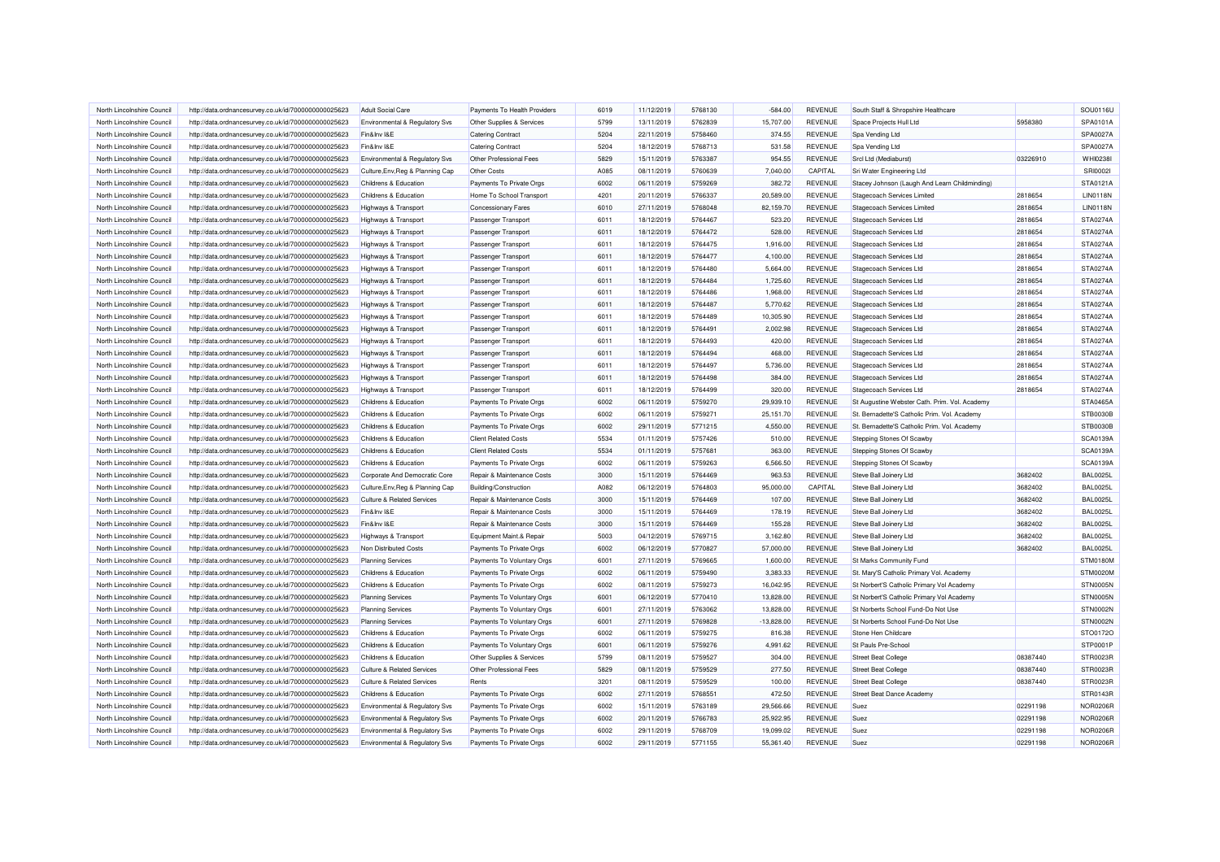| North Lincolnshire Council | http://data.ordnancesurvey.co.uk/id/7000000000025623 | Adult Social Care | Payments To Health Providers | 6019 | 11/12/2019 | 5768130 | -584.00 | REVENUE | South Staff & Shropshire Healthcare | | SOU0116U |
|---|---|---|---|---|---|---|---|---|---|---|---|
| North Lincolnshire Council | http://data.ordnancesurvey.co.uk/id/7000000000025623 | Environmental & Regulatory Svs | Other Supplies & Services | 5799 | 13/11/2019 | 5762839 | 15,707.00 | REVENUE | Space Projects Hull Ltd | 5958380 | SPA0101A |
| North Lincolnshire Council | http://data.ordnancesurvey.co.uk/id/7000000000025623 | Fin&Inv I&E | Catering Contract | 5204 | 22/11/2019 | 5758460 | 374.55 | REVENUE | Spa Vending Ltd | | SPA0027A |
| North Lincolnshire Council | http://data.ordnancesurvey.co.uk/id/7000000000025623 | Fin&Inv I&E | Catering Contract | 5204 | 18/12/2019 | 5768713 | 531.58 | REVENUE | Spa Vending Ltd | | SPA0027A |
| North Lincolnshire Council | http://data.ordnancesurvey.co.uk/id/7000000000025623 | Environmental & Regulatory Svs | Other Professional Fees | 5829 | 15/11/2019 | 5763387 | 954.55 | REVENUE | Srcl Ltd (Mediaburst) | 03226910 | WHI0238I |
| North Lincolnshire Council | http://data.ordnancesurvey.co.uk/id/7000000000025623 | Culture,Env,Reg & Planning Cap | Other Costs | A085 | 08/11/2019 | 5760639 | 7,040.00 | CAPITAL | Sri Water Engineering Ltd | | SRI0002I |
| North Lincolnshire Council | http://data.ordnancesurvey.co.uk/id/7000000000025623 | Childrens & Education | Payments To Private Orgs | 6002 | 06/11/2019 | 5759269 | 382.72 | REVENUE | Stacey Johnson (Laugh And Learn Childminding) | | STA0121A |
| North Lincolnshire Council | http://data.ordnancesurvey.co.uk/id/7000000000025623 | Childrens & Education | Home To School Transport | 4201 | 20/11/2019 | 5766337 | 20,589.00 | REVENUE | Stagecoach Services Limited | 2818654 | LIN0118N |
| North Lincolnshire Council | http://data.ordnancesurvey.co.uk/id/7000000000025623 | Highways & Transport | Concessionary Fares | 6010 | 27/11/2019 | 5768048 | 82,159.70 | REVENUE | Stagecoach Services Limited | 2818654 | LIN0118N |
| North Lincolnshire Council | http://data.ordnancesurvey.co.uk/id/7000000000025623 | Highways & Transport | Passenger Transport | 6011 | 18/12/2019 | 5764467 | 523.20 | REVENUE | Stagecoach Services Ltd | 2818654 | STA0274A |
| North Lincolnshire Council | http://data.ordnancesurvey.co.uk/id/7000000000025623 | Highways & Transport | Passenger Transport | 6011 | 18/12/2019 | 5764472 | 528.00 | REVENUE | Stagecoach Services Ltd | 2818654 | STA0274A |
| North Lincolnshire Council | http://data.ordnancesurvey.co.uk/id/7000000000025623 | Highways & Transport | Passenger Transport | 6011 | 18/12/2019 | 5764475 | 1,916.00 | REVENUE | Stagecoach Services Ltd | 2818654 | STA0274A |
| North Lincolnshire Council | http://data.ordnancesurvey.co.uk/id/7000000000025623 | Highways & Transport | Passenger Transport | 6011 | 18/12/2019 | 5764477 | 4,100.00 | REVENUE | Stagecoach Services Ltd | 2818654 | STA0274A |
| North Lincolnshire Council | http://data.ordnancesurvey.co.uk/id/7000000000025623 | Highways & Transport | Passenger Transport | 6011 | 18/12/2019 | 5764480 | 5,664.00 | REVENUE | Stagecoach Services Ltd | 2818654 | STA0274A |
| North Lincolnshire Council | http://data.ordnancesurvey.co.uk/id/7000000000025623 | Highways & Transport | Passenger Transport | 6011 | 18/12/2019 | 5764484 | 1,725.60 | REVENUE | Stagecoach Services Ltd | 2818654 | STA0274A |
| North Lincolnshire Council | http://data.ordnancesurvey.co.uk/id/7000000000025623 | Highways & Transport | Passenger Transport | 6011 | 18/12/2019 | 5764486 | 1,968.00 | REVENUE | Stagecoach Services Ltd | 2818654 | STA0274A |
| North Lincolnshire Council | http://data.ordnancesurvey.co.uk/id/7000000000025623 | Highways & Transport | Passenger Transport | 6011 | 18/12/2019 | 5764487 | 5,770.62 | REVENUE | Stagecoach Services Ltd | 2818654 | STA0274A |
| North Lincolnshire Council | http://data.ordnancesurvey.co.uk/id/7000000000025623 | Highways & Transport | Passenger Transport | 6011 | 18/12/2019 | 5764489 | 10,305.90 | REVENUE | Stagecoach Services Ltd | 2818654 | STA0274A |
| North Lincolnshire Council | http://data.ordnancesurvey.co.uk/id/7000000000025623 | Highways & Transport | Passenger Transport | 6011 | 18/12/2019 | 5764491 | 2,002.98 | REVENUE | Stagecoach Services Ltd | 2818654 | STA0274A |
| North Lincolnshire Council | http://data.ordnancesurvey.co.uk/id/7000000000025623 | Highways & Transport | Passenger Transport | 6011 | 18/12/2019 | 5764493 | 420.00 | REVENUE | Stagecoach Services Ltd | 2818654 | STA0274A |
| North Lincolnshire Council | http://data.ordnancesurvey.co.uk/id/7000000000025623 | Highways & Transport | Passenger Transport | 6011 | 18/12/2019 | 5764494 | 468.00 | REVENUE | Stagecoach Services Ltd | 2818654 | STA0274A |
| North Lincolnshire Council | http://data.ordnancesurvey.co.uk/id/7000000000025623 | Highways & Transport | Passenger Transport | 6011 | 18/12/2019 | 5764497 | 5,736.00 | REVENUE | Stagecoach Services Ltd | 2818654 | STA0274A |
| North Lincolnshire Council | http://data.ordnancesurvey.co.uk/id/7000000000025623 | Highways & Transport | Passenger Transport | 6011 | 18/12/2019 | 5764498 | 384.00 | REVENUE | Stagecoach Services Ltd | 2818654 | STA0274A |
| North Lincolnshire Council | http://data.ordnancesurvey.co.uk/id/7000000000025623 | Highways & Transport | Passenger Transport | 6011 | 18/12/2019 | 5764499 | 320.00 | REVENUE | Stagecoach Services Ltd | 2818654 | STA0274A |
| North Lincolnshire Council | http://data.ordnancesurvey.co.uk/id/7000000000025623 | Childrens & Education | Payments To Private Orgs | 6002 | 06/11/2019 | 5759270 | 29,939.10 | REVENUE | St Augustine Webster Cath. Prim. Vol. Academy | | STA0465A |
| North Lincolnshire Council | http://data.ordnancesurvey.co.uk/id/7000000000025623 | Childrens & Education | Payments To Private Orgs | 6002 | 06/11/2019 | 5759271 | 25,151.70 | REVENUE | St. Bernadette'S Catholic Prim. Vol. Academy | | STB0030B |
| North Lincolnshire Council | http://data.ordnancesurvey.co.uk/id/7000000000025623 | Childrens & Education | Payments To Private Orgs | 6002 | 29/11/2019 | 5771215 | 4,550.00 | REVENUE | St. Bernadette'S Catholic Prim. Vol. Academy | | STB0030B |
| North Lincolnshire Council | http://data.ordnancesurvey.co.uk/id/7000000000025623 | Childrens & Education | Client Related Costs | 5534 | 01/11/2019 | 5757426 | 510.00 | REVENUE | Stepping Stones Of Scawby | | SCA0139A |
| North Lincolnshire Council | http://data.ordnancesurvey.co.uk/id/7000000000025623 | Childrens & Education | Client Related Costs | 5534 | 01/11/2019 | 5757681 | 363.00 | REVENUE | Stepping Stones Of Scawby | | SCA0139A |
| North Lincolnshire Council | http://data.ordnancesurvey.co.uk/id/7000000000025623 | Childrens & Education | Payments To Private Orgs | 6002 | 06/11/2019 | 5759263 | 6,566.50 | REVENUE | Stepping Stones Of Scawby | | SCA0139A |
| North Lincolnshire Council | http://data.ordnancesurvey.co.uk/id/7000000000025623 | Corporate And Democratic Core | Repair & Maintenance Costs | 3000 | 15/11/2019 | 5764469 | 963.53 | REVENUE | Steve Ball Joinery Ltd | 3682402 | BAL0025L |
| North Lincolnshire Council | http://data.ordnancesurvey.co.uk/id/7000000000025623 | Culture,Env,Reg & Planning Cap | Building/Construction | A082 | 06/12/2019 | 5764803 | 95,000.00 | CAPITAL | Steve Ball Joinery Ltd | 3682402 | BAL0025L |
| North Lincolnshire Council | http://data.ordnancesurvey.co.uk/id/7000000000025623 | Culture & Related Services | Repair & Maintenance Costs | 3000 | 15/11/2019 | 5764469 | 107.00 | REVENUE | Steve Ball Joinery Ltd | 3682402 | BAL0025L |
| North Lincolnshire Council | http://data.ordnancesurvey.co.uk/id/7000000000025623 | Fin&Inv I&E | Repair & Maintenance Costs | 3000 | 15/11/2019 | 5764469 | 178.19 | REVENUE | Steve Ball Joinery Ltd | 3682402 | BAL0025L |
| North Lincolnshire Council | http://data.ordnancesurvey.co.uk/id/7000000000025623 | Fin&Inv I&E | Repair & Maintenance Costs | 3000 | 15/11/2019 | 5764469 | 155.28 | REVENUE | Steve Ball Joinery Ltd | 3682402 | BAL0025L |
| North Lincolnshire Council | http://data.ordnancesurvey.co.uk/id/7000000000025623 | Highways & Transport | Equipment Maint.& Repair | 5003 | 04/12/2019 | 5769715 | 3,162.80 | REVENUE | Steve Ball Joinery Ltd | 3682402 | BAL0025L |
| North Lincolnshire Council | http://data.ordnancesurvey.co.uk/id/7000000000025623 | Non Distributed Costs | Payments To Private Orgs | 6002 | 06/12/2019 | 5770827 | 57,000.00 | REVENUE | Steve Ball Joinery Ltd | 3682402 | BAL0025L |
| North Lincolnshire Council | http://data.ordnancesurvey.co.uk/id/7000000000025623 | Planning Services | Payments To Voluntary Orgs | 6001 | 27/11/2019 | 5769665 | 1,600.00 | REVENUE | St Marks Community Fund | | STM0180M |
| North Lincolnshire Council | http://data.ordnancesurvey.co.uk/id/7000000000025623 | Childrens & Education | Payments To Private Orgs | 6002 | 06/11/2019 | 5759490 | 3,383.33 | REVENUE | St. Mary'S Catholic Primary Vol. Academy | | STM0020M |
| North Lincolnshire Council | http://data.ordnancesurvey.co.uk/id/7000000000025623 | Childrens & Education | Payments To Private Orgs | 6002 | 08/11/2019 | 5759273 | 16,042.95 | REVENUE | St Norbert'S Catholic Primary Vol Academy | | STN0005N |
| North Lincolnshire Council | http://data.ordnancesurvey.co.uk/id/7000000000025623 | Planning Services | Payments To Voluntary Orgs | 6001 | 06/12/2019 | 5770410 | 13,828.00 | REVENUE | St Norbert'S Catholic Primary Vol Academy | | STN0005N |
| North Lincolnshire Council | http://data.ordnancesurvey.co.uk/id/7000000000025623 | Planning Services | Payments To Voluntary Orgs | 6001 | 27/11/2019 | 5763062 | 13,828.00 | REVENUE | St Norberts School Fund-Do Not Use | | STN0002N |
| North Lincolnshire Council | http://data.ordnancesurvey.co.uk/id/7000000000025623 | Planning Services | Payments To Voluntary Orgs | 6001 | 27/11/2019 | 5769828 | -13,828.00 | REVENUE | St Norberts School Fund-Do Not Use | | STN0002N |
| North Lincolnshire Council | http://data.ordnancesurvey.co.uk/id/7000000000025623 | Childrens & Education | Payments To Private Orgs | 6002 | 06/11/2019 | 5759275 | 816.38 | REVENUE | Stone Hen Childcare | | STO0172O |
| North Lincolnshire Council | http://data.ordnancesurvey.co.uk/id/7000000000025623 | Childrens & Education | Payments To Voluntary Orgs | 6001 | 06/11/2019 | 5759276 | 4,991.62 | REVENUE | St Pauls Pre-School | | STP0001P |
| North Lincolnshire Council | http://data.ordnancesurvey.co.uk/id/7000000000025623 | Childrens & Education | Other Supplies & Services | 5799 | 08/11/2019 | 5759527 | 304.00 | REVENUE | Street Beat College | 08387440 | STR0023R |
| North Lincolnshire Council | http://data.ordnancesurvey.co.uk/id/7000000000025623 | Culture & Related Services | Other Professional Fees | 5829 | 08/11/2019 | 5759529 | 277.50 | REVENUE | Street Beat College | 08387440 | STR0023R |
| North Lincolnshire Council | http://data.ordnancesurvey.co.uk/id/7000000000025623 | Culture & Related Services | Rents | 3201 | 08/11/2019 | 5759529 | 100.00 | REVENUE | Street Beat College | 08387440 | STR0023R |
| North Lincolnshire Council | http://data.ordnancesurvey.co.uk/id/7000000000025623 | Childrens & Education | Payments To Private Orgs | 6002 | 27/11/2019 | 5768551 | 472.50 | REVENUE | Street Beat Dance Academy | | STR0143R |
| North Lincolnshire Council | http://data.ordnancesurvey.co.uk/id/7000000000025623 | Environmental & Regulatory Svs | Payments To Private Orgs | 6002 | 15/11/2019 | 5763189 | 29,566.66 | REVENUE | Suez | 02291198 | NOR0206R |
| North Lincolnshire Council | http://data.ordnancesurvey.co.uk/id/7000000000025623 | Environmental & Regulatory Svs | Payments To Private Orgs | 6002 | 20/11/2019 | 5766783 | 25,922.95 | REVENUE | Suez | 02291198 | NOR0206R |
| North Lincolnshire Council | http://data.ordnancesurvey.co.uk/id/7000000000025623 | Environmental & Regulatory Svs | Payments To Private Orgs | 6002 | 29/11/2019 | 5768709 | 19,099.02 | REVENUE | Suez | 02291198 | NOR0206R |
| North Lincolnshire Council | http://data.ordnancesurvey.co.uk/id/7000000000025623 | Environmental & Regulatory Svs | Payments To Private Orgs | 6002 | 29/11/2019 | 5771155 | 55,361.40 | REVENUE | Suez | 02291198 | NOR0206R |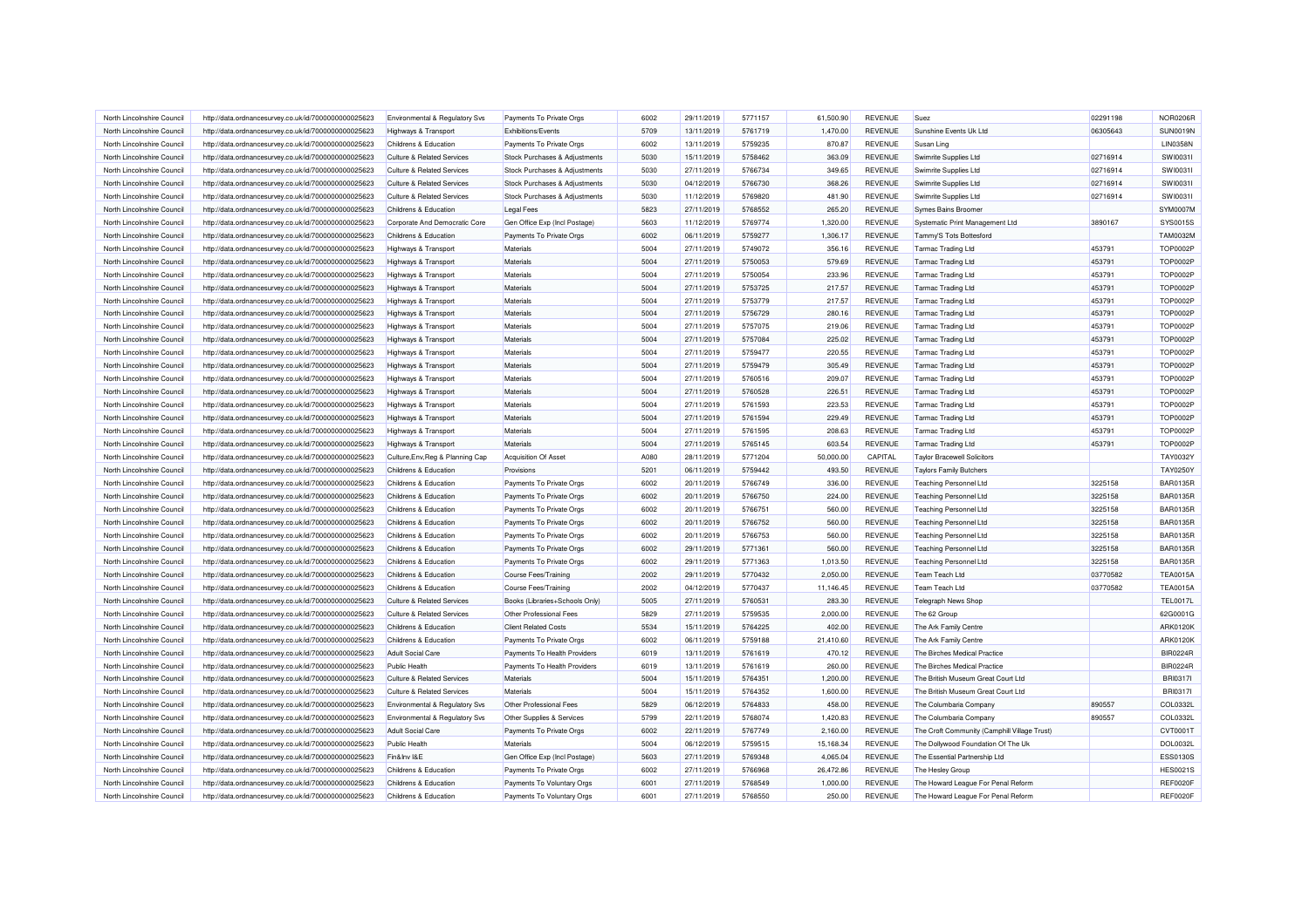| | | | | | | | | | | | |
|---|---|---|---|---|---|---|---|---|---|---|---|
| North Lincolnshire Council | http://data.ordnancesurvey.co.uk/id/7000000000025623 | Environmental & Regulatory Svs | Payments To Private Orgs | 6002 | 29/11/2019 | 5771157 | 61,500.90 | REVENUE | Suez | 02291198 | NOR0206R |
| North Lincolnshire Council | http://data.ordnancesurvey.co.uk/id/7000000000025623 | Highways & Transport | Exhibitions/Events | 5709 | 13/11/2019 | 5761719 | 1,470.00 | REVENUE | Sunshine Events Uk Ltd | 06305643 | SUN0019N |
| North Lincolnshire Council | http://data.ordnancesurvey.co.uk/id/7000000000025623 | Childrens & Education | Payments To Private Orgs | 6002 | 13/11/2019 | 5759235 | 870.87 | REVENUE | Susan Ling | | LIN0358N |
| North Lincolnshire Council | http://data.ordnancesurvey.co.uk/id/7000000000025623 | Culture & Related Services | Stock Purchases & Adjustments | 5030 | 15/11/2019 | 5758462 | 363.09 | REVENUE | Swimrite Supplies Ltd | 02716914 | SWI0031I |
| North Lincolnshire Council | http://data.ordnancesurvey.co.uk/id/7000000000025623 | Culture & Related Services | Stock Purchases & Adjustments | 5030 | 27/11/2019 | 5766734 | 349.65 | REVENUE | Swimrite Supplies Ltd | 02716914 | SWI0031I |
| North Lincolnshire Council | http://data.ordnancesurvey.co.uk/id/7000000000025623 | Culture & Related Services | Stock Purchases & Adjustments | 5030 | 04/12/2019 | 5766730 | 368.26 | REVENUE | Swimrite Supplies Ltd | 02716914 | SWI0031I |
| North Lincolnshire Council | http://data.ordnancesurvey.co.uk/id/7000000000025623 | Culture & Related Services | Stock Purchases & Adjustments | 5030 | 11/12/2019 | 5769820 | 481.90 | REVENUE | Swimrite Supplies Ltd | 02716914 | SWI0031I |
| North Lincolnshire Council | http://data.ordnancesurvey.co.uk/id/7000000000025623 | Childrens & Education | Legal Fees | 5823 | 27/11/2019 | 5768552 | 265.20 | REVENUE | Symes Bains Broomer | | SYM0007M |
| North Lincolnshire Council | http://data.ordnancesurvey.co.uk/id/7000000000025623 | Corporate And Democratic Core | Gen Office Exp (Incl Postage) | 5603 | 11/12/2019 | 5769774 | 1,320.00 | REVENUE | Systematic Print Management Ltd | 3890167 | SYS0015S |
| North Lincolnshire Council | http://data.ordnancesurvey.co.uk/id/7000000000025623 | Childrens & Education | Payments To Private Orgs | 6002 | 06/11/2019 | 5759277 | 1,306.17 | REVENUE | Tammy'S Tots Bottesford | | TAM0032M |
| North Lincolnshire Council | http://data.ordnancesurvey.co.uk/id/7000000000025623 | Highways & Transport | Materials | 5004 | 27/11/2019 | 5749072 | 356.16 | REVENUE | Tarmac Trading Ltd | 453791 | TOP0002P |
| North Lincolnshire Council | http://data.ordnancesurvey.co.uk/id/7000000000025623 | Highways & Transport | Materials | 5004 | 27/11/2019 | 5750053 | 579.69 | REVENUE | Tarmac Trading Ltd | 453791 | TOP0002P |
| North Lincolnshire Council | http://data.ordnancesurvey.co.uk/id/7000000000025623 | Highways & Transport | Materials | 5004 | 27/11/2019 | 5750054 | 233.96 | REVENUE | Tarmac Trading Ltd | 453791 | TOP0002P |
| North Lincolnshire Council | http://data.ordnancesurvey.co.uk/id/7000000000025623 | Highways & Transport | Materials | 5004 | 27/11/2019 | 5753725 | 217.57 | REVENUE | Tarmac Trading Ltd | 453791 | TOP0002P |
| North Lincolnshire Council | http://data.ordnancesurvey.co.uk/id/7000000000025623 | Highways & Transport | Materials | 5004 | 27/11/2019 | 5753779 | 217.57 | REVENUE | Tarmac Trading Ltd | 453791 | TOP0002P |
| North Lincolnshire Council | http://data.ordnancesurvey.co.uk/id/7000000000025623 | Highways & Transport | Materials | 5004 | 27/11/2019 | 5756729 | 280.16 | REVENUE | Tarmac Trading Ltd | 453791 | TOP0002P |
| North Lincolnshire Council | http://data.ordnancesurvey.co.uk/id/7000000000025623 | Highways & Transport | Materials | 5004 | 27/11/2019 | 5757075 | 219.06 | REVENUE | Tarmac Trading Ltd | 453791 | TOP0002P |
| North Lincolnshire Council | http://data.ordnancesurvey.co.uk/id/7000000000025623 | Highways & Transport | Materials | 5004 | 27/11/2019 | 5757084 | 225.02 | REVENUE | Tarmac Trading Ltd | 453791 | TOP0002P |
| North Lincolnshire Council | http://data.ordnancesurvey.co.uk/id/7000000000025623 | Highways & Transport | Materials | 5004 | 27/11/2019 | 5759477 | 220.55 | REVENUE | Tarmac Trading Ltd | 453791 | TOP0002P |
| North Lincolnshire Council | http://data.ordnancesurvey.co.uk/id/7000000000025623 | Highways & Transport | Materials | 5004 | 27/11/2019 | 5759479 | 305.49 | REVENUE | Tarmac Trading Ltd | 453791 | TOP0002P |
| North Lincolnshire Council | http://data.ordnancesurvey.co.uk/id/7000000000025623 | Highways & Transport | Materials | 5004 | 27/11/2019 | 5760516 | 209.07 | REVENUE | Tarmac Trading Ltd | 453791 | TOP0002P |
| North Lincolnshire Council | http://data.ordnancesurvey.co.uk/id/7000000000025623 | Highways & Transport | Materials | 5004 | 27/11/2019 | 5760528 | 226.51 | REVENUE | Tarmac Trading Ltd | 453791 | TOP0002P |
| North Lincolnshire Council | http://data.ordnancesurvey.co.uk/id/7000000000025623 | Highways & Transport | Materials | 5004 | 27/11/2019 | 5761593 | 223.53 | REVENUE | Tarmac Trading Ltd | 453791 | TOP0002P |
| North Lincolnshire Council | http://data.ordnancesurvey.co.uk/id/7000000000025623 | Highways & Transport | Materials | 5004 | 27/11/2019 | 5761594 | 229.49 | REVENUE | Tarmac Trading Ltd | 453791 | TOP0002P |
| North Lincolnshire Council | http://data.ordnancesurvey.co.uk/id/7000000000025623 | Highways & Transport | Materials | 5004 | 27/11/2019 | 5761595 | 208.63 | REVENUE | Tarmac Trading Ltd | 453791 | TOP0002P |
| North Lincolnshire Council | http://data.ordnancesurvey.co.uk/id/7000000000025623 | Highways & Transport | Materials | 5004 | 27/11/2019 | 5765145 | 603.54 | REVENUE | Tarmac Trading Ltd | 453791 | TOP0002P |
| North Lincolnshire Council | http://data.ordnancesurvey.co.uk/id/7000000000025623 | Culture,Env,Reg & Planning Cap | Acquisition Of Asset | A080 | 28/11/2019 | 5771204 | 50,000.00 | CAPITAL | Taylor Bracewell Solicitors | | TAY0032Y |
| North Lincolnshire Council | http://data.ordnancesurvey.co.uk/id/7000000000025623 | Childrens & Education | Provisions | 5201 | 06/11/2019 | 5759442 | 493.50 | REVENUE | Taylors Family Butchers | | TAY0250Y |
| North Lincolnshire Council | http://data.ordnancesurvey.co.uk/id/7000000000025623 | Childrens & Education | Payments To Private Orgs | 6002 | 20/11/2019 | 5766749 | 336.00 | REVENUE | Teaching Personnel Ltd | 3225158 | BAR0135R |
| North Lincolnshire Council | http://data.ordnancesurvey.co.uk/id/7000000000025623 | Childrens & Education | Payments To Private Orgs | 6002 | 20/11/2019 | 5766750 | 224.00 | REVENUE | Teaching Personnel Ltd | 3225158 | BAR0135R |
| North Lincolnshire Council | http://data.ordnancesurvey.co.uk/id/7000000000025623 | Childrens & Education | Payments To Private Orgs | 6002 | 20/11/2019 | 5766751 | 560.00 | REVENUE | Teaching Personnel Ltd | 3225158 | BAR0135R |
| North Lincolnshire Council | http://data.ordnancesurvey.co.uk/id/7000000000025623 | Childrens & Education | Payments To Private Orgs | 6002 | 20/11/2019 | 5766752 | 560.00 | REVENUE | Teaching Personnel Ltd | 3225158 | BAR0135R |
| North Lincolnshire Council | http://data.ordnancesurvey.co.uk/id/7000000000025623 | Childrens & Education | Payments To Private Orgs | 6002 | 20/11/2019 | 5766753 | 560.00 | REVENUE | Teaching Personnel Ltd | 3225158 | BAR0135R |
| North Lincolnshire Council | http://data.ordnancesurvey.co.uk/id/7000000000025623 | Childrens & Education | Payments To Private Orgs | 6002 | 29/11/2019 | 5771361 | 560.00 | REVENUE | Teaching Personnel Ltd | 3225158 | BAR0135R |
| North Lincolnshire Council | http://data.ordnancesurvey.co.uk/id/7000000000025623 | Childrens & Education | Payments To Private Orgs | 6002 | 29/11/2019 | 5771363 | 1,013.50 | REVENUE | Teaching Personnel Ltd | 3225158 | BAR0135R |
| North Lincolnshire Council | http://data.ordnancesurvey.co.uk/id/7000000000025623 | Childrens & Education | Course Fees/Training | 2002 | 29/11/2019 | 5770432 | 2,050.00 | REVENUE | Team Teach Ltd | 03770582 | TEA0015A |
| North Lincolnshire Council | http://data.ordnancesurvey.co.uk/id/7000000000025623 | Childrens & Education | Course Fees/Training | 2002 | 04/12/2019 | 5770437 | 11,146.45 | REVENUE | Team Teach Ltd | 03770582 | TEA0015A |
| North Lincolnshire Council | http://data.ordnancesurvey.co.uk/id/7000000000025623 | Culture & Related Services | Books (Libraries+Schools Only) | 5005 | 27/11/2019 | 5760531 | 283.30 | REVENUE | Telegraph News Shop | | TEL0017L |
| North Lincolnshire Council | http://data.ordnancesurvey.co.uk/id/7000000000025623 | Culture & Related Services | Other Professional Fees | 5829 | 27/11/2019 | 5759535 | 2,000.00 | REVENUE | The 62 Group | | 62G0001G |
| North Lincolnshire Council | http://data.ordnancesurvey.co.uk/id/7000000000025623 | Childrens & Education | Client Related Costs | 5534 | 15/11/2019 | 5764225 | 402.00 | REVENUE | The Ark Family Centre | | ARK0120K |
| North Lincolnshire Council | http://data.ordnancesurvey.co.uk/id/7000000000025623 | Childrens & Education | Payments To Private Orgs | 6002 | 06/11/2019 | 5759188 | 21,410.60 | REVENUE | The Ark Family Centre | | ARK0120K |
| North Lincolnshire Council | http://data.ordnancesurvey.co.uk/id/7000000000025623 | Adult Social Care | Payments To Health Providers | 6019 | 13/11/2019 | 5761619 | 470.12 | REVENUE | The Birches Medical Practice | | BIR0224R |
| North Lincolnshire Council | http://data.ordnancesurvey.co.uk/id/7000000000025623 | Public Health | Payments To Health Providers | 6019 | 13/11/2019 | 5761619 | 260.00 | REVENUE | The Birches Medical Practice | | BIR0224R |
| North Lincolnshire Council | http://data.ordnancesurvey.co.uk/id/7000000000025623 | Culture & Related Services | Materials | 5004 | 15/11/2019 | 5764351 | 1,200.00 | REVENUE | The British Museum Great Court Ltd | | BRI0317I |
| North Lincolnshire Council | http://data.ordnancesurvey.co.uk/id/7000000000025623 | Culture & Related Services | Materials | 5004 | 15/11/2019 | 5764352 | 1,600.00 | REVENUE | The British Museum Great Court Ltd | | BRI0317I |
| North Lincolnshire Council | http://data.ordnancesurvey.co.uk/id/7000000000025623 | Environmental & Regulatory Svs | Other Professional Fees | 5829 | 06/12/2019 | 5764833 | 458.00 | REVENUE | The Columbaria Company | 890557 | COL0332L |
| North Lincolnshire Council | http://data.ordnancesurvey.co.uk/id/7000000000025623 | Environmental & Regulatory Svs | Other Supplies & Services | 5799 | 22/11/2019 | 5768074 | 1,420.83 | REVENUE | The Columbaria Company | 890557 | COL0332L |
| North Lincolnshire Council | http://data.ordnancesurvey.co.uk/id/7000000000025623 | Adult Social Care | Payments To Private Orgs | 6002 | 22/11/2019 | 5767749 | 2,160.00 | REVENUE | The Croft Community (Camphill Village Trust) | | CVT0001T |
| North Lincolnshire Council | http://data.ordnancesurvey.co.uk/id/7000000000025623 | Public Health | Materials | 5004 | 06/12/2019 | 5759515 | 15,168.34 | REVENUE | The Dollywood Foundation Of The Uk | | DOL0032L |
| North Lincolnshire Council | http://data.ordnancesurvey.co.uk/id/7000000000025623 | Fin&Inv I&E | Gen Office Exp (Incl Postage) | 5603 | 27/11/2019 | 5769348 | 4,065.04 | REVENUE | The Essential Partnership Ltd | | ESS0130S |
| North Lincolnshire Council | http://data.ordnancesurvey.co.uk/id/7000000000025623 | Childrens & Education | Payments To Private Orgs | 6002 | 27/11/2019 | 5766968 | 26,472.86 | REVENUE | The Hesley Group | | HES0021S |
| North Lincolnshire Council | http://data.ordnancesurvey.co.uk/id/7000000000025623 | Childrens & Education | Payments To Voluntary Orgs | 6001 | 27/11/2019 | 5768549 | 1,000.00 | REVENUE | The Howard League For Penal Reform | | REF0020F |
| North Lincolnshire Council | http://data.ordnancesurvey.co.uk/id/7000000000025623 | Childrens & Education | Payments To Voluntary Orgs | 6001 | 27/11/2019 | 5768550 | 250.00 | REVENUE | The Howard League For Penal Reform | | REF0020F |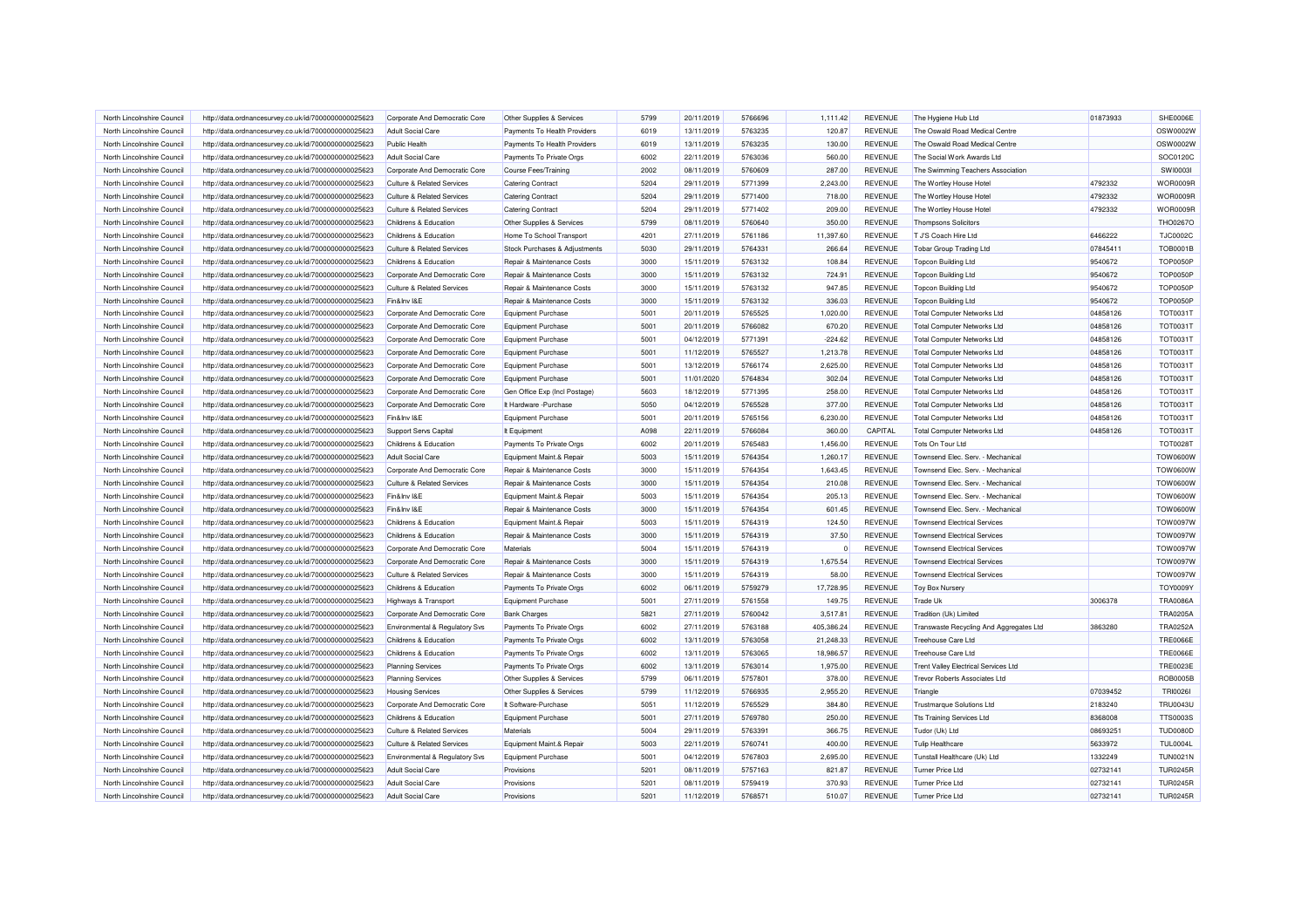| North Lincolnshire Council | http://data.ordnancesurvey.co.uk/id/7000000000025623 | Corporate And Democratic Core | Other Supplies & Services | 5799 | 20/11/2019 | 5766696 | 1,111.42 | REVENUE | The Hygiene Hub Ltd | 01873933 | SHE0006E |
|---|---|---|---|---|---|---|---|---|---|---|---|
| North Lincolnshire Council | http://data.ordnancesurvey.co.uk/id/7000000000025623 | Adult Social Care | Payments To Health Providers | 6019 | 13/11/2019 | 5763235 | 120.87 | REVENUE | The Oswald Road Medical Centre | | OSW0002W |
| North Lincolnshire Council | http://data.ordnancesurvey.co.uk/id/7000000000025623 | Public Health | Payments To Health Providers | 6019 | 13/11/2019 | 5763235 | 130.00 | REVENUE | The Oswald Road Medical Centre | | OSW0002W |
| North Lincolnshire Council | http://data.ordnancesurvey.co.uk/id/7000000000025623 | Adult Social Care | Payments To Private Orgs | 6002 | 22/11/2019 | 5763036 | 560.00 | REVENUE | The Social Work Awards Ltd | | SOC0120C |
| North Lincolnshire Council | http://data.ordnancesurvey.co.uk/id/7000000000025623 | Corporate And Democratic Core | Course Fees/Training | 2002 | 08/11/2019 | 5760609 | 287.00 | REVENUE | The Swimming Teachers Association | | SWI0003I |
| North Lincolnshire Council | http://data.ordnancesurvey.co.uk/id/7000000000025623 | Culture & Related Services | Catering Contract | 5204 | 29/11/2019 | 5771399 | 2,243.00 | REVENUE | The Wortley House Hotel | 4792332 | WOR0009R |
| North Lincolnshire Council | http://data.ordnancesurvey.co.uk/id/7000000000025623 | Culture & Related Services | Catering Contract | 5204 | 29/11/2019 | 5771400 | 718.00 | REVENUE | The Wortley House Hotel | 4792332 | WOR0009R |
| North Lincolnshire Council | http://data.ordnancesurvey.co.uk/id/7000000000025623 | Culture & Related Services | Catering Contract | 5204 | 29/11/2019 | 5771402 | 209.00 | REVENUE | The Wortley House Hotel | 4792332 | WOR0009R |
| North Lincolnshire Council | http://data.ordnancesurvey.co.uk/id/7000000000025623 | Childrens & Education | Other Supplies & Services | 5799 | 08/11/2019 | 5760640 | 350.00 | REVENUE | Thompsons Solicitors | | THO0267O |
| North Lincolnshire Council | http://data.ordnancesurvey.co.uk/id/7000000000025623 | Childrens & Education | Home To School Transport | 4201 | 27/11/2019 | 5761186 | 11,397.60 | REVENUE | T J'S Coach Hire Ltd | 6466222 | TJC0002C |
| North Lincolnshire Council | http://data.ordnancesurvey.co.uk/id/7000000000025623 | Culture & Related Services | Stock Purchases & Adjustments | 5030 | 29/11/2019 | 5764331 | 266.64 | REVENUE | Tobar Group Trading Ltd | 07845411 | TOB0001B |
| North Lincolnshire Council | http://data.ordnancesurvey.co.uk/id/7000000000025623 | Childrens & Education | Repair & Maintenance Costs | 3000 | 15/11/2019 | 5763132 | 108.84 | REVENUE | Topcon Building Ltd | 9540672 | TOP0050P |
| North Lincolnshire Council | http://data.ordnancesurvey.co.uk/id/7000000000025623 | Corporate And Democratic Core | Repair & Maintenance Costs | 3000 | 15/11/2019 | 5763132 | 724.91 | REVENUE | Topcon Building Ltd | 9540672 | TOP0050P |
| North Lincolnshire Council | http://data.ordnancesurvey.co.uk/id/7000000000025623 | Culture & Related Services | Repair & Maintenance Costs | 3000 | 15/11/2019 | 5763132 | 947.85 | REVENUE | Topcon Building Ltd | 9540672 | TOP0050P |
| North Lincolnshire Council | http://data.ordnancesurvey.co.uk/id/7000000000025623 | Fin&Inv I&E | Repair & Maintenance Costs | 3000 | 15/11/2019 | 5763132 | 336.03 | REVENUE | Topcon Building Ltd | 9540672 | TOP0050P |
| North Lincolnshire Council | http://data.ordnancesurvey.co.uk/id/7000000000025623 | Corporate And Democratic Core | Equipment Purchase | 5001 | 20/11/2019 | 5765525 | 1,020.00 | REVENUE | Total Computer Networks Ltd | 04858126 | TOT0031T |
| North Lincolnshire Council | http://data.ordnancesurvey.co.uk/id/7000000000025623 | Corporate And Democratic Core | Equipment Purchase | 5001 | 20/11/2019 | 5766082 | 670.20 | REVENUE | Total Computer Networks Ltd | 04858126 | TOT0031T |
| North Lincolnshire Council | http://data.ordnancesurvey.co.uk/id/7000000000025623 | Corporate And Democratic Core | Equipment Purchase | 5001 | 04/12/2019 | 5771391 | -224.62 | REVENUE | Total Computer Networks Ltd | 04858126 | TOT0031T |
| North Lincolnshire Council | http://data.ordnancesurvey.co.uk/id/7000000000025623 | Corporate And Democratic Core | Equipment Purchase | 5001 | 11/12/2019 | 5765527 | 1,213.78 | REVENUE | Total Computer Networks Ltd | 04858126 | TOT0031T |
| North Lincolnshire Council | http://data.ordnancesurvey.co.uk/id/7000000000025623 | Corporate And Democratic Core | Equipment Purchase | 5001 | 13/12/2019 | 5766174 | 2,625.00 | REVENUE | Total Computer Networks Ltd | 04858126 | TOT0031T |
| North Lincolnshire Council | http://data.ordnancesurvey.co.uk/id/7000000000025623 | Corporate And Democratic Core | Equipment Purchase | 5001 | 11/01/2020 | 5764834 | 302.04 | REVENUE | Total Computer Networks Ltd | 04858126 | TOT0031T |
| North Lincolnshire Council | http://data.ordnancesurvey.co.uk/id/7000000000025623 | Corporate And Democratic Core | Gen Office Exp (Incl Postage) | 5603 | 18/12/2019 | 5771395 | 258.00 | REVENUE | Total Computer Networks Ltd | 04858126 | TOT0031T |
| North Lincolnshire Council | http://data.ordnancesurvey.co.uk/id/7000000000025623 | Corporate And Democratic Core | It Hardware -Purchase | 5050 | 04/12/2019 | 5765528 | 377.00 | REVENUE | Total Computer Networks Ltd | 04858126 | TOT0031T |
| North Lincolnshire Council | http://data.ordnancesurvey.co.uk/id/7000000000025623 | Fin&Inv I&E | Equipment Purchase | 5001 | 20/11/2019 | 5765156 | 6,230.00 | REVENUE | Total Computer Networks Ltd | 04858126 | TOT0031T |
| North Lincolnshire Council | http://data.ordnancesurvey.co.uk/id/7000000000025623 | Support Servs Capital | It Equipment | A098 | 22/11/2019 | 5766084 | 360.00 | CAPITAL | Total Computer Networks Ltd | 04858126 | TOT0031T |
| North Lincolnshire Council | http://data.ordnancesurvey.co.uk/id/7000000000025623 | Childrens & Education | Payments To Private Orgs | 6002 | 20/11/2019 | 5765483 | 1,456.00 | REVENUE | Tots On Tour Ltd | | TOT0028T |
| North Lincolnshire Council | http://data.ordnancesurvey.co.uk/id/7000000000025623 | Adult Social Care | Equipment Maint.& Repair | 5003 | 15/11/2019 | 5764354 | 1,260.17 | REVENUE | Townsend Elec. Serv. - Mechanical | | TOW0600W |
| North Lincolnshire Council | http://data.ordnancesurvey.co.uk/id/7000000000025623 | Corporate And Democratic Core | Repair & Maintenance Costs | 3000 | 15/11/2019 | 5764354 | 1,643.45 | REVENUE | Townsend Elec. Serv. - Mechanical | | TOW0600W |
| North Lincolnshire Council | http://data.ordnancesurvey.co.uk/id/7000000000025623 | Culture & Related Services | Repair & Maintenance Costs | 3000 | 15/11/2019 | 5764354 | 210.08 | REVENUE | Townsend Elec. Serv. - Mechanical | | TOW0600W |
| North Lincolnshire Council | http://data.ordnancesurvey.co.uk/id/7000000000025623 | Fin&Inv I&E | Equipment Maint.& Repair | 5003 | 15/11/2019 | 5764354 | 205.13 | REVENUE | Townsend Elec. Serv. - Mechanical | | TOW0600W |
| North Lincolnshire Council | http://data.ordnancesurvey.co.uk/id/7000000000025623 | Fin&Inv I&E | Repair & Maintenance Costs | 3000 | 15/11/2019 | 5764354 | 601.45 | REVENUE | Townsend Elec. Serv. - Mechanical | | TOW0600W |
| North Lincolnshire Council | http://data.ordnancesurvey.co.uk/id/7000000000025623 | Childrens & Education | Equipment Maint.& Repair | 5003 | 15/11/2019 | 5764319 | 124.50 | REVENUE | Townsend Electrical Services | | TOW0097W |
| North Lincolnshire Council | http://data.ordnancesurvey.co.uk/id/7000000000025623 | Childrens & Education | Repair & Maintenance Costs | 3000 | 15/11/2019 | 5764319 | 37.50 | REVENUE | Townsend Electrical Services | | TOW0097W |
| North Lincolnshire Council | http://data.ordnancesurvey.co.uk/id/7000000000025623 | Corporate And Democratic Core | Materials | 5004 | 15/11/2019 | 5764319 | 0 | REVENUE | Townsend Electrical Services | | TOW0097W |
| North Lincolnshire Council | http://data.ordnancesurvey.co.uk/id/7000000000025623 | Corporate And Democratic Core | Repair & Maintenance Costs | 3000 | 15/11/2019 | 5764319 | 1,675.54 | REVENUE | Townsend Electrical Services | | TOW0097W |
| North Lincolnshire Council | http://data.ordnancesurvey.co.uk/id/7000000000025623 | Culture & Related Services | Repair & Maintenance Costs | 3000 | 15/11/2019 | 5764319 | 58.00 | REVENUE | Townsend Electrical Services | | TOW0097W |
| North Lincolnshire Council | http://data.ordnancesurvey.co.uk/id/7000000000025623 | Childrens & Education | Payments To Private Orgs | 6002 | 06/11/2019 | 5759279 | 17,728.95 | REVENUE | Toy Box Nursery | | TOY0009Y |
| North Lincolnshire Council | http://data.ordnancesurvey.co.uk/id/7000000000025623 | Highways & Transport | Equipment Purchase | 5001 | 27/11/2019 | 5761558 | 149.75 | REVENUE | Trade Uk | 3006378 | TRA0086A |
| North Lincolnshire Council | http://data.ordnancesurvey.co.uk/id/7000000000025623 | Corporate And Democratic Core | Bank Charges | 5821 | 27/11/2019 | 5760042 | 3,517.81 | REVENUE | Tradition (Uk) Limited | | TRA0205A |
| North Lincolnshire Council | http://data.ordnancesurvey.co.uk/id/7000000000025623 | Environmental & Regulatory Svs | Payments To Private Orgs | 6002 | 27/11/2019 | 5763188 | 405,386.24 | REVENUE | Transwaste Recycling And Aggregates Ltd | 3863280 | TRA0252A |
| North Lincolnshire Council | http://data.ordnancesurvey.co.uk/id/7000000000025623 | Childrens & Education | Payments To Private Orgs | 6002 | 13/11/2019 | 5763058 | 21,248.33 | REVENUE | Treehouse Care Ltd | | TRE0066E |
| North Lincolnshire Council | http://data.ordnancesurvey.co.uk/id/7000000000025623 | Childrens & Education | Payments To Private Orgs | 6002 | 13/11/2019 | 5763065 | 18,986.57 | REVENUE | Treehouse Care Ltd | | TRE0066E |
| North Lincolnshire Council | http://data.ordnancesurvey.co.uk/id/7000000000025623 | Planning Services | Payments To Private Orgs | 6002 | 13/11/2019 | 5763014 | 1,975.00 | REVENUE | Trent Valley Electrical Services Ltd | | TRE0023E |
| North Lincolnshire Council | http://data.ordnancesurvey.co.uk/id/7000000000025623 | Planning Services | Other Supplies & Services | 5799 | 06/11/2019 | 5757801 | 378.00 | REVENUE | Trevor Roberts Associates Ltd | | ROB0005B |
| North Lincolnshire Council | http://data.ordnancesurvey.co.uk/id/7000000000025623 | Housing Services | Other Supplies & Services | 5799 | 11/12/2019 | 5766935 | 2,955.20 | REVENUE | Triangle | 07039452 | TRI0026I |
| North Lincolnshire Council | http://data.ordnancesurvey.co.uk/id/7000000000025623 | Corporate And Democratic Core | It Software-Purchase | 5051 | 11/12/2019 | 5765529 | 384.80 | REVENUE | Trustmarque Solutions Ltd | 2183240 | TRU0043U |
| North Lincolnshire Council | http://data.ordnancesurvey.co.uk/id/7000000000025623 | Childrens & Education | Equipment Purchase | 5001 | 27/11/2019 | 5769780 | 250.00 | REVENUE | Tts Training Services Ltd | 8368008 | TTS0003S |
| North Lincolnshire Council | http://data.ordnancesurvey.co.uk/id/7000000000025623 | Culture & Related Services | Materials | 5004 | 29/11/2019 | 5763391 | 366.75 | REVENUE | Tudor (Uk) Ltd | 08693251 | TUD0080D |
| North Lincolnshire Council | http://data.ordnancesurvey.co.uk/id/7000000000025623 | Culture & Related Services | Equipment Maint.& Repair | 5003 | 22/11/2019 | 5760741 | 400.00 | REVENUE | Tulip Healthcare | 5633972 | TUL0004L |
| North Lincolnshire Council | http://data.ordnancesurvey.co.uk/id/7000000000025623 | Environmental & Regulatory Svs | Equipment Purchase | 5001 | 04/12/2019 | 5767803 | 2,695.00 | REVENUE | Tunstall Healthcare (Uk) Ltd | 1332249 | TUN0021N |
| North Lincolnshire Council | http://data.ordnancesurvey.co.uk/id/7000000000025623 | Adult Social Care | Provisions | 5201 | 08/11/2019 | 5757163 | 821.87 | REVENUE | Turner Price Ltd | 02732141 | TUR0245R |
| North Lincolnshire Council | http://data.ordnancesurvey.co.uk/id/7000000000025623 | Adult Social Care | Provisions | 5201 | 08/11/2019 | 5759419 | 370.93 | REVENUE | Turner Price Ltd | 02732141 | TUR0245R |
| North Lincolnshire Council | http://data.ordnancesurvey.co.uk/id/7000000000025623 | Adult Social Care | Provisions | 5201 | 11/12/2019 | 5768571 | 510.07 | REVENUE | Turner Price Ltd | 02732141 | TUR0245R |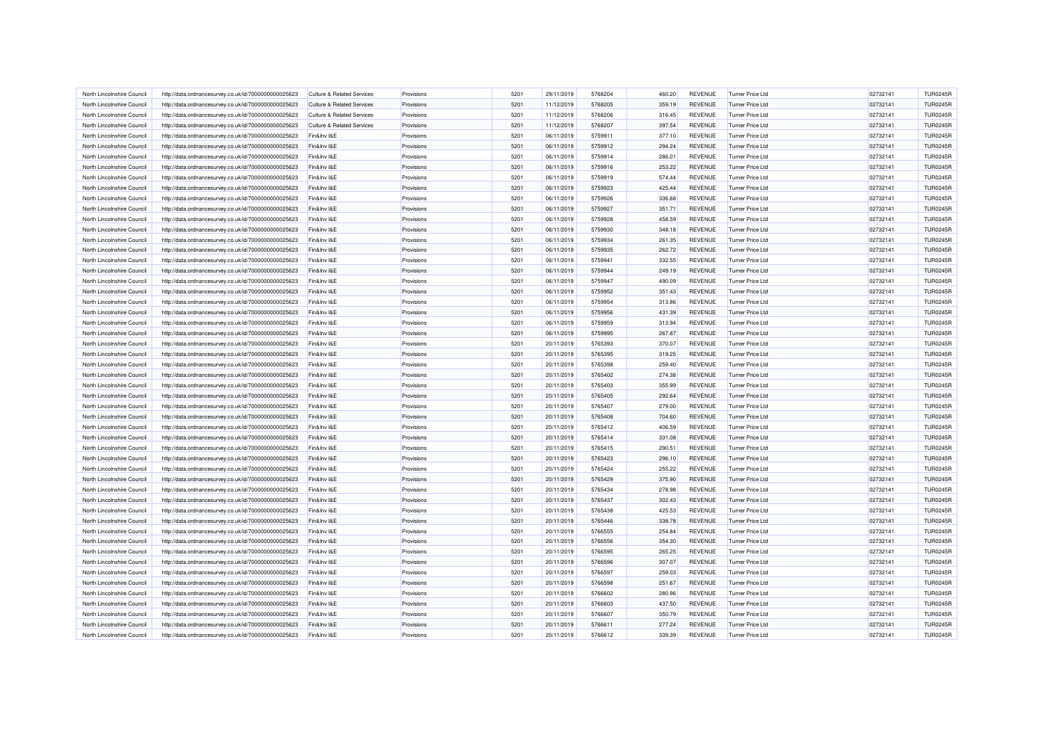| North Lincolnshire Council | http://data.ordnancesurvey.co.uk/id/7000000000025623 | Culture & Related Services | Provisions | 5201 | 29/11/2019 | 5768204 | 460.20 | REVENUE | Turner Price Ltd | 02732141 | TUR0245R |
|---|---|---|---|---|---|---|---|---|---|---|---|
| North Lincolnshire Council | http://data.ordnancesurvey.co.uk/id/7000000000025623 | Culture & Related Services | Provisions | 5201 | 11/12/2019 | 5768205 | 359.19 | REVENUE | Turner Price Ltd | 02732141 | TUR0245R |
| North Lincolnshire Council | http://data.ordnancesurvey.co.uk/id/7000000000025623 | Culture & Related Services | Provisions | 5201 | 11/12/2019 | 5768206 | 316.45 | REVENUE | Turner Price Ltd | 02732141 | TUR0245R |
| North Lincolnshire Council | http://data.ordnancesurvey.co.uk/id/7000000000025623 | Culture & Related Services | Provisions | 5201 | 11/12/2019 | 5768207 | 397.54 | REVENUE | Turner Price Ltd | 02732141 | TUR0245R |
| North Lincolnshire Council | http://data.ordnancesurvey.co.uk/id/7000000000025623 | Fin&Inv I&E | Provisions | 5201 | 06/11/2019 | 5759911 | 377.10 | REVENUE | Turner Price Ltd | 02732141 | TUR0245R |
| North Lincolnshire Council | http://data.ordnancesurvey.co.uk/id/7000000000025623 | Fin&Inv I&E | Provisions | 5201 | 06/11/2019 | 5759912 | 294.24 | REVENUE | Turner Price Ltd | 02732141 | TUR0245R |
| North Lincolnshire Council | http://data.ordnancesurvey.co.uk/id/7000000000025623 | Fin&Inv I&E | Provisions | 5201 | 06/11/2019 | 5759914 | 286.01 | REVENUE | Turner Price Ltd | 02732141 | TUR0245R |
| North Lincolnshire Council | http://data.ordnancesurvey.co.uk/id/7000000000025623 | Fin&Inv I&E | Provisions | 5201 | 06/11/2019 | 5759916 | 253.22 | REVENUE | Turner Price Ltd | 02732141 | TUR0245R |
| North Lincolnshire Council | http://data.ordnancesurvey.co.uk/id/7000000000025623 | Fin&Inv I&E | Provisions | 5201 | 06/11/2019 | 5759919 | 574.44 | REVENUE | Turner Price Ltd | 02732141 | TUR0245R |
| North Lincolnshire Council | http://data.ordnancesurvey.co.uk/id/7000000000025623 | Fin&Inv I&E | Provisions | 5201 | 06/11/2019 | 5759923 | 425.44 | REVENUE | Turner Price Ltd | 02732141 | TUR0245R |
| North Lincolnshire Council | http://data.ordnancesurvey.co.uk/id/7000000000025623 | Fin&Inv I&E | Provisions | 5201 | 06/11/2019 | 5759926 | 336.68 | REVENUE | Turner Price Ltd | 02732141 | TUR0245R |
| North Lincolnshire Council | http://data.ordnancesurvey.co.uk/id/7000000000025623 | Fin&Inv I&E | Provisions | 5201 | 06/11/2019 | 5759927 | 351.71 | REVENUE | Turner Price Ltd | 02732141 | TUR0245R |
| North Lincolnshire Council | http://data.ordnancesurvey.co.uk/id/7000000000025623 | Fin&Inv I&E | Provisions | 5201 | 06/11/2019 | 5759928 | 458.59 | REVENUE | Turner Price Ltd | 02732141 | TUR0245R |
| North Lincolnshire Council | http://data.ordnancesurvey.co.uk/id/7000000000025623 | Fin&Inv I&E | Provisions | 5201 | 06/11/2019 | 5759930 | 348.18 | REVENUE | Turner Price Ltd | 02732141 | TUR0245R |
| North Lincolnshire Council | http://data.ordnancesurvey.co.uk/id/7000000000025623 | Fin&Inv I&E | Provisions | 5201 | 06/11/2019 | 5759934 | 261.35 | REVENUE | Turner Price Ltd | 02732141 | TUR0245R |
| North Lincolnshire Council | http://data.ordnancesurvey.co.uk/id/7000000000025623 | Fin&Inv I&E | Provisions | 5201 | 06/11/2019 | 5759935 | 262.72 | REVENUE | Turner Price Ltd | 02732141 | TUR0245R |
| North Lincolnshire Council | http://data.ordnancesurvey.co.uk/id/7000000000025623 | Fin&Inv I&E | Provisions | 5201 | 06/11/2019 | 5759941 | 332.55 | REVENUE | Turner Price Ltd | 02732141 | TUR0245R |
| North Lincolnshire Council | http://data.ordnancesurvey.co.uk/id/7000000000025623 | Fin&Inv I&E | Provisions | 5201 | 06/11/2019 | 5759944 | 249.19 | REVENUE | Turner Price Ltd | 02732141 | TUR0245R |
| North Lincolnshire Council | http://data.ordnancesurvey.co.uk/id/7000000000025623 | Fin&Inv I&E | Provisions | 5201 | 06/11/2019 | 5759947 | 490.09 | REVENUE | Turner Price Ltd | 02732141 | TUR0245R |
| North Lincolnshire Council | http://data.ordnancesurvey.co.uk/id/7000000000025623 | Fin&Inv I&E | Provisions | 5201 | 06/11/2019 | 5759952 | 351.43 | REVENUE | Turner Price Ltd | 02732141 | TUR0245R |
| North Lincolnshire Council | http://data.ordnancesurvey.co.uk/id/7000000000025623 | Fin&Inv I&E | Provisions | 5201 | 06/11/2019 | 5759954 | 313.86 | REVENUE | Turner Price Ltd | 02732141 | TUR0245R |
| North Lincolnshire Council | http://data.ordnancesurvey.co.uk/id/7000000000025623 | Fin&Inv I&E | Provisions | 5201 | 06/11/2019 | 5759956 | 431.39 | REVENUE | Turner Price Ltd | 02732141 | TUR0245R |
| North Lincolnshire Council | http://data.ordnancesurvey.co.uk/id/7000000000025623 | Fin&Inv I&E | Provisions | 5201 | 06/11/2019 | 5759959 | 313.94 | REVENUE | Turner Price Ltd | 02732141 | TUR0245R |
| North Lincolnshire Council | http://data.ordnancesurvey.co.uk/id/7000000000025623 | Fin&Inv I&E | Provisions | 5201 | 06/11/2019 | 5759995 | 267.87 | REVENUE | Turner Price Ltd | 02732141 | TUR0245R |
| North Lincolnshire Council | http://data.ordnancesurvey.co.uk/id/7000000000025623 | Fin&Inv I&E | Provisions | 5201 | 20/11/2019 | 5765393 | 370.07 | REVENUE | Turner Price Ltd | 02732141 | TUR0245R |
| North Lincolnshire Council | http://data.ordnancesurvey.co.uk/id/7000000000025623 | Fin&Inv I&E | Provisions | 5201 | 20/11/2019 | 5765395 | 319.25 | REVENUE | Turner Price Ltd | 02732141 | TUR0245R |
| North Lincolnshire Council | http://data.ordnancesurvey.co.uk/id/7000000000025623 | Fin&Inv I&E | Provisions | 5201 | 20/11/2019 | 5765398 | 259.40 | REVENUE | Turner Price Ltd | 02732141 | TUR0245R |
| North Lincolnshire Council | http://data.ordnancesurvey.co.uk/id/7000000000025623 | Fin&Inv I&E | Provisions | 5201 | 20/11/2019 | 5765402 | 274.38 | REVENUE | Turner Price Ltd | 02732141 | TUR0245R |
| North Lincolnshire Council | http://data.ordnancesurvey.co.uk/id/7000000000025623 | Fin&Inv I&E | Provisions | 5201 | 20/11/2019 | 5765403 | 355.99 | REVENUE | Turner Price Ltd | 02732141 | TUR0245R |
| North Lincolnshire Council | http://data.ordnancesurvey.co.uk/id/7000000000025623 | Fin&Inv I&E | Provisions | 5201 | 20/11/2019 | 5765405 | 292.64 | REVENUE | Turner Price Ltd | 02732141 | TUR0245R |
| North Lincolnshire Council | http://data.ordnancesurvey.co.uk/id/7000000000025623 | Fin&Inv I&E | Provisions | 5201 | 20/11/2019 | 5765407 | 279.00 | REVENUE | Turner Price Ltd | 02732141 | TUR0245R |
| North Lincolnshire Council | http://data.ordnancesurvey.co.uk/id/7000000000025623 | Fin&Inv I&E | Provisions | 5201 | 20/11/2019 | 5765408 | 704.60 | REVENUE | Turner Price Ltd | 02732141 | TUR0245R |
| North Lincolnshire Council | http://data.ordnancesurvey.co.uk/id/7000000000025623 | Fin&Inv I&E | Provisions | 5201 | 20/11/2019 | 5765412 | 406.59 | REVENUE | Turner Price Ltd | 02732141 | TUR0245R |
| North Lincolnshire Council | http://data.ordnancesurvey.co.uk/id/7000000000025623 | Fin&Inv I&E | Provisions | 5201 | 20/11/2019 | 5765414 | 331.08 | REVENUE | Turner Price Ltd | 02732141 | TUR0245R |
| North Lincolnshire Council | http://data.ordnancesurvey.co.uk/id/7000000000025623 | Fin&Inv I&E | Provisions | 5201 | 20/11/2019 | 5765415 | 290.51 | REVENUE | Turner Price Ltd | 02732141 | TUR0245R |
| North Lincolnshire Council | http://data.ordnancesurvey.co.uk/id/7000000000025623 | Fin&Inv I&E | Provisions | 5201 | 20/11/2019 | 5765423 | 296.10 | REVENUE | Turner Price Ltd | 02732141 | TUR0245R |
| North Lincolnshire Council | http://data.ordnancesurvey.co.uk/id/7000000000025623 | Fin&Inv I&E | Provisions | 5201 | 20/11/2019 | 5765424 | 255.22 | REVENUE | Turner Price Ltd | 02732141 | TUR0245R |
| North Lincolnshire Council | http://data.ordnancesurvey.co.uk/id/7000000000025623 | Fin&Inv I&E | Provisions | 5201 | 20/11/2019 | 5765429 | 375.90 | REVENUE | Turner Price Ltd | 02732141 | TUR0245R |
| North Lincolnshire Council | http://data.ordnancesurvey.co.uk/id/7000000000025623 | Fin&Inv I&E | Provisions | 5201 | 20/11/2019 | 5765434 | 278.98 | REVENUE | Turner Price Ltd | 02732141 | TUR0245R |
| North Lincolnshire Council | http://data.ordnancesurvey.co.uk/id/7000000000025623 | Fin&Inv I&E | Provisions | 5201 | 20/11/2019 | 5765437 | 302.43 | REVENUE | Turner Price Ltd | 02732141 | TUR0245R |
| North Lincolnshire Council | http://data.ordnancesurvey.co.uk/id/7000000000025623 | Fin&Inv I&E | Provisions | 5201 | 20/11/2019 | 5765438 | 425.53 | REVENUE | Turner Price Ltd | 02732141 | TUR0245R |
| North Lincolnshire Council | http://data.ordnancesurvey.co.uk/id/7000000000025623 | Fin&Inv I&E | Provisions | 5201 | 20/11/2019 | 5765446 | 338.78 | REVENUE | Turner Price Ltd | 02732141 | TUR0245R |
| North Lincolnshire Council | http://data.ordnancesurvey.co.uk/id/7000000000025623 | Fin&Inv I&E | Provisions | 5201 | 20/11/2019 | 5766555 | 254.84 | REVENUE | Turner Price Ltd | 02732141 | TUR0245R |
| North Lincolnshire Council | http://data.ordnancesurvey.co.uk/id/7000000000025623 | Fin&Inv I&E | Provisions | 5201 | 20/11/2019 | 5766556 | 354.30 | REVENUE | Turner Price Ltd | 02732141 | TUR0245R |
| North Lincolnshire Council | http://data.ordnancesurvey.co.uk/id/7000000000025623 | Fin&Inv I&E | Provisions | 5201 | 20/11/2019 | 5766595 | 265.25 | REVENUE | Turner Price Ltd | 02732141 | TUR0245R |
| North Lincolnshire Council | http://data.ordnancesurvey.co.uk/id/7000000000025623 | Fin&Inv I&E | Provisions | 5201 | 20/11/2019 | 5766596 | 307.07 | REVENUE | Turner Price Ltd | 02732141 | TUR0245R |
| North Lincolnshire Council | http://data.ordnancesurvey.co.uk/id/7000000000025623 | Fin&Inv I&E | Provisions | 5201 | 20/11/2019 | 5766597 | 259.03 | REVENUE | Turner Price Ltd | 02732141 | TUR0245R |
| North Lincolnshire Council | http://data.ordnancesurvey.co.uk/id/7000000000025623 | Fin&Inv I&E | Provisions | 5201 | 20/11/2019 | 5766598 | 251.67 | REVENUE | Turner Price Ltd | 02732141 | TUR0245R |
| North Lincolnshire Council | http://data.ordnancesurvey.co.uk/id/7000000000025623 | Fin&Inv I&E | Provisions | 5201 | 20/11/2019 | 5766602 | 280.96 | REVENUE | Turner Price Ltd | 02732141 | TUR0245R |
| North Lincolnshire Council | http://data.ordnancesurvey.co.uk/id/7000000000025623 | Fin&Inv I&E | Provisions | 5201 | 20/11/2019 | 5766603 | 437.50 | REVENUE | Turner Price Ltd | 02732141 | TUR0245R |
| North Lincolnshire Council | http://data.ordnancesurvey.co.uk/id/7000000000025623 | Fin&Inv I&E | Provisions | 5201 | 20/11/2019 | 5766607 | 350.79 | REVENUE | Turner Price Ltd | 02732141 | TUR0245R |
| North Lincolnshire Council | http://data.ordnancesurvey.co.uk/id/7000000000025623 | Fin&Inv I&E | Provisions | 5201 | 20/11/2019 | 5766611 | 277.24 | REVENUE | Turner Price Ltd | 02732141 | TUR0245R |
| North Lincolnshire Council | http://data.ordnancesurvey.co.uk/id/7000000000025623 | Fin&Inv I&E | Provisions | 5201 | 20/11/2019 | 5766612 | 339.39 | REVENUE | Turner Price Ltd | 02732141 | TUR0245R |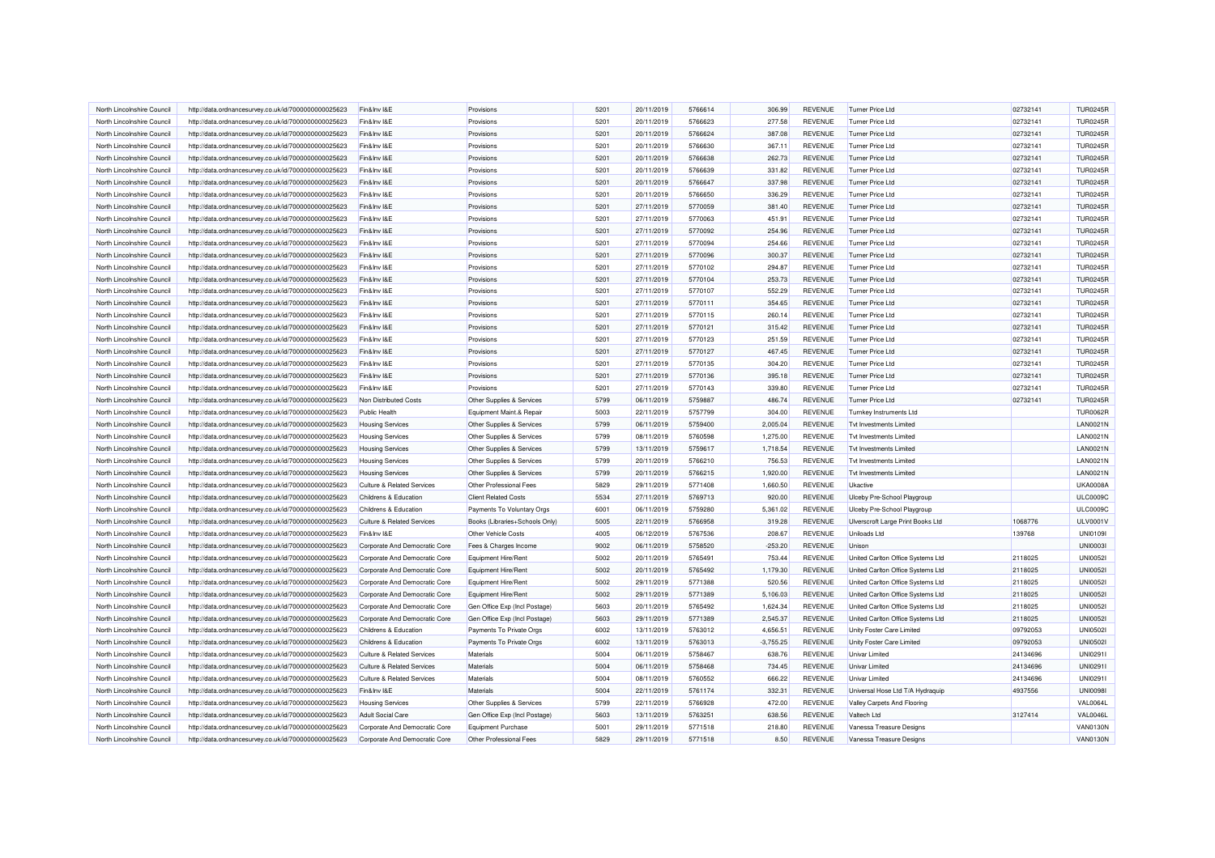| North Lincolnshire Council | http://data.ordnancesurvey.co.uk/id/7000000000025623 | Fin&Inv I&E | Provisions | 5201 | 20/11/2019 | 5766614 | 306.99 | REVENUE | Turner Price Ltd | 02732141 | TUR0245R |
|---|---|---|---|---|---|---|---|---|---|---|---|
| North Lincolnshire Council | http://data.ordnancesurvey.co.uk/id/7000000000025623 | Fin&Inv I&E | Provisions | 5201 | 20/11/2019 | 5766623 | 277.58 | REVENUE | Turner Price Ltd | 02732141 | TUR0245R |
| North Lincolnshire Council | http://data.ordnancesurvey.co.uk/id/7000000000025623 | Fin&Inv I&E | Provisions | 5201 | 20/11/2019 | 5766624 | 387.08 | REVENUE | Turner Price Ltd | 02732141 | TUR0245R |
| North Lincolnshire Council | http://data.ordnancesurvey.co.uk/id/7000000000025623 | Fin&Inv I&E | Provisions | 5201 | 20/11/2019 | 5766630 | 367.11 | REVENUE | Turner Price Ltd | 02732141 | TUR0245R |
| North Lincolnshire Council | http://data.ordnancesurvey.co.uk/id/7000000000025623 | Fin&Inv I&E | Provisions | 5201 | 20/11/2019 | 5766638 | 262.73 | REVENUE | Turner Price Ltd | 02732141 | TUR0245R |
| North Lincolnshire Council | http://data.ordnancesurvey.co.uk/id/7000000000025623 | Fin&Inv I&E | Provisions | 5201 | 20/11/2019 | 5766639 | 331.82 | REVENUE | Turner Price Ltd | 02732141 | TUR0245R |
| North Lincolnshire Council | http://data.ordnancesurvey.co.uk/id/7000000000025623 | Fin&Inv I&E | Provisions | 5201 | 20/11/2019 | 5766647 | 337.98 | REVENUE | Turner Price Ltd | 02732141 | TUR0245R |
| North Lincolnshire Council | http://data.ordnancesurvey.co.uk/id/7000000000025623 | Fin&Inv I&E | Provisions | 5201 | 20/11/2019 | 5766650 | 336.29 | REVENUE | Turner Price Ltd | 02732141 | TUR0245R |
| North Lincolnshire Council | http://data.ordnancesurvey.co.uk/id/7000000000025623 | Fin&Inv I&E | Provisions | 5201 | 27/11/2019 | 5770059 | 381.40 | REVENUE | Turner Price Ltd | 02732141 | TUR0245R |
| North Lincolnshire Council | http://data.ordnancesurvey.co.uk/id/7000000000025623 | Fin&Inv I&E | Provisions | 5201 | 27/11/2019 | 5770063 | 451.91 | REVENUE | Turner Price Ltd | 02732141 | TUR0245R |
| North Lincolnshire Council | http://data.ordnancesurvey.co.uk/id/7000000000025623 | Fin&Inv I&E | Provisions | 5201 | 27/11/2019 | 5770092 | 254.96 | REVENUE | Turner Price Ltd | 02732141 | TUR0245R |
| North Lincolnshire Council | http://data.ordnancesurvey.co.uk/id/7000000000025623 | Fin&Inv I&E | Provisions | 5201 | 27/11/2019 | 5770094 | 254.66 | REVENUE | Turner Price Ltd | 02732141 | TUR0245R |
| North Lincolnshire Council | http://data.ordnancesurvey.co.uk/id/7000000000025623 | Fin&Inv I&E | Provisions | 5201 | 27/11/2019 | 5770096 | 300.37 | REVENUE | Turner Price Ltd | 02732141 | TUR0245R |
| North Lincolnshire Council | http://data.ordnancesurvey.co.uk/id/7000000000025623 | Fin&Inv I&E | Provisions | 5201 | 27/11/2019 | 5770102 | 294.87 | REVENUE | Turner Price Ltd | 02732141 | TUR0245R |
| North Lincolnshire Council | http://data.ordnancesurvey.co.uk/id/7000000000025623 | Fin&Inv I&E | Provisions | 5201 | 27/11/2019 | 5770104 | 253.73 | REVENUE | Turner Price Ltd | 02732141 | TUR0245R |
| North Lincolnshire Council | http://data.ordnancesurvey.co.uk/id/7000000000025623 | Fin&Inv I&E | Provisions | 5201 | 27/11/2019 | 5770107 | 552.29 | REVENUE | Turner Price Ltd | 02732141 | TUR0245R |
| North Lincolnshire Council | http://data.ordnancesurvey.co.uk/id/7000000000025623 | Fin&Inv I&E | Provisions | 5201 | 27/11/2019 | 5770111 | 354.65 | REVENUE | Turner Price Ltd | 02732141 | TUR0245R |
| North Lincolnshire Council | http://data.ordnancesurvey.co.uk/id/7000000000025623 | Fin&Inv I&E | Provisions | 5201 | 27/11/2019 | 5770115 | 260.14 | REVENUE | Turner Price Ltd | 02732141 | TUR0245R |
| North Lincolnshire Council | http://data.ordnancesurvey.co.uk/id/7000000000025623 | Fin&Inv I&E | Provisions | 5201 | 27/11/2019 | 5770121 | 315.42 | REVENUE | Turner Price Ltd | 02732141 | TUR0245R |
| North Lincolnshire Council | http://data.ordnancesurvey.co.uk/id/7000000000025623 | Fin&Inv I&E | Provisions | 5201 | 27/11/2019 | 5770123 | 251.59 | REVENUE | Turner Price Ltd | 02732141 | TUR0245R |
| North Lincolnshire Council | http://data.ordnancesurvey.co.uk/id/7000000000025623 | Fin&Inv I&E | Provisions | 5201 | 27/11/2019 | 5770127 | 467.45 | REVENUE | Turner Price Ltd | 02732141 | TUR0245R |
| North Lincolnshire Council | http://data.ordnancesurvey.co.uk/id/7000000000025623 | Fin&Inv I&E | Provisions | 5201 | 27/11/2019 | 5770135 | 304.20 | REVENUE | Turner Price Ltd | 02732141 | TUR0245R |
| North Lincolnshire Council | http://data.ordnancesurvey.co.uk/id/7000000000025623 | Fin&Inv I&E | Provisions | 5201 | 27/11/2019 | 5770136 | 395.18 | REVENUE | Turner Price Ltd | 02732141 | TUR0245R |
| North Lincolnshire Council | http://data.ordnancesurvey.co.uk/id/7000000000025623 | Fin&Inv I&E | Provisions | 5201 | 27/11/2019 | 5770143 | 339.80 | REVENUE | Turner Price Ltd | 02732141 | TUR0245R |
| North Lincolnshire Council | http://data.ordnancesurvey.co.uk/id/7000000000025623 | Non Distributed Costs | Other Supplies & Services | 5799 | 06/11/2019 | 5759887 | 486.74 | REVENUE | Turner Price Ltd | 02732141 | TUR0245R |
| North Lincolnshire Council | http://data.ordnancesurvey.co.uk/id/7000000000025623 | Public Health | Equipment Maint.& Repair | 5003 | 22/11/2019 | 5757799 | 304.00 | REVENUE | Turnkey Instruments Ltd | | TUR0062R |
| North Lincolnshire Council | http://data.ordnancesurvey.co.uk/id/7000000000025623 | Housing Services | Other Supplies & Services | 5799 | 06/11/2019 | 5759400 | 2,005.04 | REVENUE | Tvt Investments Limited | | LAN0021N |
| North Lincolnshire Council | http://data.ordnancesurvey.co.uk/id/7000000000025623 | Housing Services | Other Supplies & Services | 5799 | 08/11/2019 | 5760598 | 1,275.00 | REVENUE | Tvt Investments Limited | | LAN0021N |
| North Lincolnshire Council | http://data.ordnancesurvey.co.uk/id/7000000000025623 | Housing Services | Other Supplies & Services | 5799 | 13/11/2019 | 5759617 | 1,718.54 | REVENUE | Tvt Investments Limited | | LAN0021N |
| North Lincolnshire Council | http://data.ordnancesurvey.co.uk/id/7000000000025623 | Housing Services | Other Supplies & Services | 5799 | 20/11/2019 | 5766210 | 756.53 | REVENUE | Tvt Investments Limited | | LAN0021N |
| North Lincolnshire Council | http://data.ordnancesurvey.co.uk/id/7000000000025623 | Housing Services | Other Supplies & Services | 5799 | 20/11/2019 | 5766215 | 1,920.00 | REVENUE | Tvt Investments Limited | | LAN0021N |
| North Lincolnshire Council | http://data.ordnancesurvey.co.uk/id/7000000000025623 | Culture & Related Services | Other Professional Fees | 5829 | 29/11/2019 | 5771408 | 1,660.50 | REVENUE | Ukactive | | UKA0008A |
| North Lincolnshire Council | http://data.ordnancesurvey.co.uk/id/7000000000025623 | Childrens & Education | Client Related Costs | 5534 | 27/11/2019 | 5769713 | 920.00 | REVENUE | Ulceby Pre-School Playgroup | | ULC0009C |
| North Lincolnshire Council | http://data.ordnancesurvey.co.uk/id/7000000000025623 | Childrens & Education | Payments To Voluntary Orgs | 6001 | 06/11/2019 | 5759280 | 5,361.02 | REVENUE | Ulceby Pre-School Playgroup | | ULC0009C |
| North Lincolnshire Council | http://data.ordnancesurvey.co.uk/id/7000000000025623 | Culture & Related Services | Books (Libraries+Schools Only) | 5005 | 22/11/2019 | 5766958 | 319.28 | REVENUE | Ulverscroft Large Print Books Ltd | 1068776 | ULV0001V |
| North Lincolnshire Council | http://data.ordnancesurvey.co.uk/id/7000000000025623 | Fin&Inv I&E | Other Vehicle Costs | 4005 | 06/12/2019 | 5767536 | 208.67 | REVENUE | Uniloads Ltd | 139768 | UNI0109I |
| North Lincolnshire Council | http://data.ordnancesurvey.co.uk/id/7000000000025623 | Corporate And Democratic Core | Fees & Charges Income | 9002 | 06/11/2019 | 5758520 | -253.20 | REVENUE | Unison | | UNI0003I |
| North Lincolnshire Council | http://data.ordnancesurvey.co.uk/id/7000000000025623 | Corporate And Democratic Core | Equipment Hire/Rent | 5002 | 20/11/2019 | 5765491 | 753.44 | REVENUE | United Carlton Office Systems Ltd | 2118025 | UNI0052I |
| North Lincolnshire Council | http://data.ordnancesurvey.co.uk/id/7000000000025623 | Corporate And Democratic Core | Equipment Hire/Rent | 5002 | 20/11/2019 | 5765492 | 1,179.30 | REVENUE | United Carlton Office Systems Ltd | 2118025 | UNI0052I |
| North Lincolnshire Council | http://data.ordnancesurvey.co.uk/id/7000000000025623 | Corporate And Democratic Core | Equipment Hire/Rent | 5002 | 29/11/2019 | 5771388 | 520.56 | REVENUE | United Carlton Office Systems Ltd | 2118025 | UNI0052I |
| North Lincolnshire Council | http://data.ordnancesurvey.co.uk/id/7000000000025623 | Corporate And Democratic Core | Equipment Hire/Rent | 5002 | 29/11/2019 | 5771389 | 5,106.03 | REVENUE | United Carlton Office Systems Ltd | 2118025 | UNI0052I |
| North Lincolnshire Council | http://data.ordnancesurvey.co.uk/id/7000000000025623 | Corporate And Democratic Core | Gen Office Exp (Incl Postage) | 5603 | 20/11/2019 | 5765492 | 1,624.34 | REVENUE | United Carlton Office Systems Ltd | 2118025 | UNI0052I |
| North Lincolnshire Council | http://data.ordnancesurvey.co.uk/id/7000000000025623 | Corporate And Democratic Core | Gen Office Exp (Incl Postage) | 5603 | 29/11/2019 | 5771389 | 2,545.37 | REVENUE | United Carlton Office Systems Ltd | 2118025 | UNI0052I |
| North Lincolnshire Council | http://data.ordnancesurvey.co.uk/id/7000000000025623 | Childrens & Education | Payments To Private Orgs | 6002 | 13/11/2019 | 5763012 | 4,656.51 | REVENUE | Unity Foster Care Limited | 09792053 | UNI0502I |
| North Lincolnshire Council | http://data.ordnancesurvey.co.uk/id/7000000000025623 | Childrens & Education | Payments To Private Orgs | 6002 | 13/11/2019 | 5763013 | -3,755.25 | REVENUE | Unity Foster Care Limited | 09792053 | UNI0502I |
| North Lincolnshire Council | http://data.ordnancesurvey.co.uk/id/7000000000025623 | Culture & Related Services | Materials | 5004 | 06/11/2019 | 5758467 | 638.76 | REVENUE | Univar Limited | 24134696 | UNI0291I |
| North Lincolnshire Council | http://data.ordnancesurvey.co.uk/id/7000000000025623 | Culture & Related Services | Materials | 5004 | 06/11/2019 | 5758468 | 734.45 | REVENUE | Univar Limited | 24134696 | UNI0291I |
| North Lincolnshire Council | http://data.ordnancesurvey.co.uk/id/7000000000025623 | Culture & Related Services | Materials | 5004 | 08/11/2019 | 5760552 | 666.22 | REVENUE | Univar Limited | 24134696 | UNI0291I |
| North Lincolnshire Council | http://data.ordnancesurvey.co.uk/id/7000000000025623 | Fin&Inv I&E | Materials | 5004 | 22/11/2019 | 5761174 | 332.31 | REVENUE | Universal Hose Ltd T/A Hydraquip | 4937556 | UNI0098I |
| North Lincolnshire Council | http://data.ordnancesurvey.co.uk/id/7000000000025623 | Housing Services | Other Supplies & Services | 5799 | 22/11/2019 | 5766928 | 472.00 | REVENUE | Valley Carpets And Flooring | | VAL0064L |
| North Lincolnshire Council | http://data.ordnancesurvey.co.uk/id/7000000000025623 | Adult Social Care | Gen Office Exp (Incl Postage) | 5603 | 13/11/2019 | 5763251 | 638.56 | REVENUE | Valtech Ltd | 3127414 | VAL0046L |
| North Lincolnshire Council | http://data.ordnancesurvey.co.uk/id/7000000000025623 | Corporate And Democratic Core | Equipment Purchase | 5001 | 29/11/2019 | 5771518 | 218.80 | REVENUE | Vanessa Treasure Designs | | VAN0130N |
| North Lincolnshire Council | http://data.ordnancesurvey.co.uk/id/7000000000025623 | Corporate And Democratic Core | Other Professional Fees | 5829 | 29/11/2019 | 5771518 | 8.50 | REVENUE | Vanessa Treasure Designs | | VAN0130N |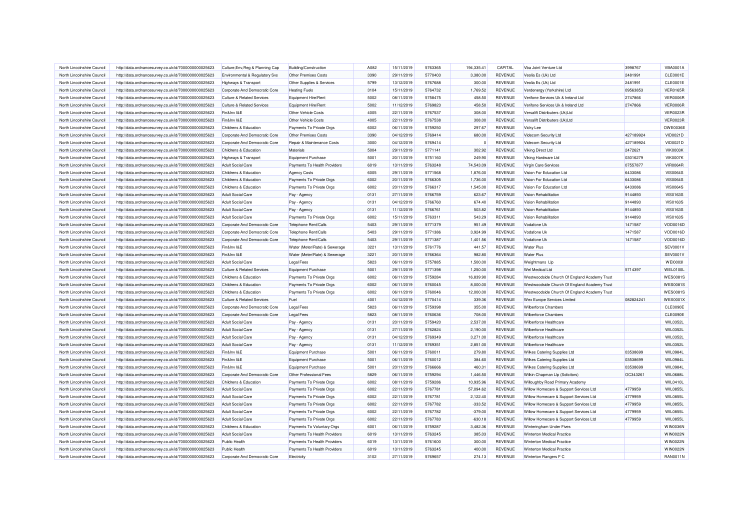| North Lincolnshire Council | http://data.ordnancesurvey.co.uk/id/7000000000025623 | Culture,Env,Reg & Planning Cap | Building/Construction | A082 | 15/11/2019 | 5763365 | 194,335.41 | CAPITAL | Vba Joint Venture Ltd | 3998767 | VBA0001A |
|---|---|---|---|---|---|---|---|---|---|---|---|
| North Lincolnshire Council | http://data.ordnancesurvey.co.uk/id/7000000000025623 | Environmental & Regulatory Svs | Other Premises Costs | 3390 | 29/11/2019 | 5770403 | 3,380.00 | REVENUE | Veolia Es (Uk) Ltd | 2481991 | CLE0001E |
| North Lincolnshire Council | http://data.ordnancesurvey.co.uk/id/7000000000025623 | Highways & Transport | Other Supplies & Services | 5799 | 13/12/2019 | 5767688 | 300.00 | REVENUE | Veolia Es (Uk) Ltd | 2481991 | CLE0001E |
| North Lincolnshire Council | http://data.ordnancesurvey.co.uk/id/7000000000025623 | Corporate And Democratic Core | Heating Fuels | 3104 | 15/11/2019 | 5764732 | 1,769.52 | REVENUE | Verdenergy (Yorkshire) Ltd | 09563853 | VER0165R |
| North Lincolnshire Council | http://data.ordnancesurvey.co.uk/id/7000000000025623 | Culture & Related Services | Equipment Hire/Rent | 5002 | 08/11/2019 | 5758475 | 458.50 | REVENUE | Verifone Services Uk & Ireland Ltd | 2747866 | VER0006R |
| North Lincolnshire Council | http://data.ordnancesurvey.co.uk/id/7000000000025623 | Culture & Related Services | Equipment Hire/Rent | 5002 | 11/12/2019 | 5769823 | 458.50 | REVENUE | Verifone Services Uk & Ireland Ltd | 2747866 | VER0006R |
| North Lincolnshire Council | http://data.ordnancesurvey.co.uk/id/7000000000025623 | Fin&Inv I&E | Other Vehicle Costs | 4005 | 22/11/2019 | 5767537 | 308.00 | REVENUE | Versalift Distributers (Uk)Ltd | | VER0023R |
| North Lincolnshire Council | http://data.ordnancesurvey.co.uk/id/7000000000025623 | Fin&Inv I&E | Other Vehicle Costs | 4005 | 22/11/2019 | 5767538 | 308.00 | REVENUE | Versalift Distributers (Uk)Ltd | | VER0023R |
| North Lincolnshire Council | http://data.ordnancesurvey.co.uk/id/7000000000025623 | Childrens & Education | Payments To Private Orgs | 6002 | 06/11/2019 | 5759250 | 297.67 | REVENUE | Vicky Lee | | OWE0036E |
| North Lincolnshire Council | http://data.ordnancesurvey.co.uk/id/7000000000025623 | Corporate And Democratic Core | Other Premises Costs | 3390 | 04/12/2019 | 5769414 | 680.00 | REVENUE | Videcom Security Ltd | 427189924 | VID0021D |
| North Lincolnshire Council | http://data.ordnancesurvey.co.uk/id/7000000000025623 | Corporate And Democratic Core | Repair & Maintenance Costs | 3000 | 04/12/2019 | 5769414 | 0 | REVENUE | Videcom Security Ltd | 427189924 | VID0021D |
| North Lincolnshire Council | http://data.ordnancesurvey.co.uk/id/7000000000025623 | Childrens & Education | Materials | 5004 | 29/11/2019 | 5771141 | 302.92 | REVENUE | Viking Direct Ltd | 2472621 | VIK0003K |
| North Lincolnshire Council | http://data.ordnancesurvey.co.uk/id/7000000000025623 | Highways & Transport | Equipment Purchase | 5001 | 20/11/2019 | 5751160 | 249.90 | REVENUE | Viking Hardware Ltd | 03016279 | VIK0007K |
| North Lincolnshire Council | http://data.ordnancesurvey.co.uk/id/7000000000025623 | Adult Social Care | Payments To Health Providers | 6019 | 13/11/2019 | 5763248 | 74,543.09 | REVENUE | Virgin Care Services | 07557877 | VIR0064R |
| North Lincolnshire Council | http://data.ordnancesurvey.co.uk/id/7000000000025623 | Childrens & Education | Agency Costs | 6005 | 29/11/2019 | 5771568 | 1,876.00 | REVENUE | Vision For Education Ltd | 6433086 | VIS0064S |
| North Lincolnshire Council | http://data.ordnancesurvey.co.uk/id/7000000000025623 | Childrens & Education | Payments To Private Orgs | 6002 | 20/11/2019 | 5766305 | 1,736.00 | REVENUE | Vision For Education Ltd | 6433086 | VIS0064S |
| North Lincolnshire Council | http://data.ordnancesurvey.co.uk/id/7000000000025623 | Childrens & Education | Payments To Private Orgs | 6002 | 20/11/2019 | 5766317 | 1,545.00 | REVENUE | Vision For Education Ltd | 6433086 | VIS0064S |
| North Lincolnshire Council | http://data.ordnancesurvey.co.uk/id/7000000000025623 | Adult Social Care | Pay - Agency | 0131 | 27/11/2019 | 5766759 | 623.67 | REVENUE | Vision Rehabilitation | 9144893 | VIS0163S |
| North Lincolnshire Council | http://data.ordnancesurvey.co.uk/id/7000000000025623 | Adult Social Care | Pay - Agency | 0131 | 04/12/2019 | 5766760 | 674.40 | REVENUE | Vision Rehabilitation | 9144893 | VIS0163S |
| North Lincolnshire Council | http://data.ordnancesurvey.co.uk/id/7000000000025623 | Adult Social Care | Pay - Agency | 0131 | 11/12/2019 | 5766761 | 503.82 | REVENUE | Vision Rehabilitation | 9144893 | VIS0163S |
| North Lincolnshire Council | http://data.ordnancesurvey.co.uk/id/7000000000025623 | Adult Social Care | Payments To Private Orgs | 6002 | 15/11/2019 | 5763311 | 543.29 | REVENUE | Vision Rehabilitation | 9144893 | VIS0163S |
| North Lincolnshire Council | http://data.ordnancesurvey.co.uk/id/7000000000025623 | Corporate And Democratic Core | Telephone Rent/Calls | 5403 | 29/11/2019 | 5771379 | 951.49 | REVENUE | Vodafone Uk | 1471587 | VOD0016D |
| North Lincolnshire Council | http://data.ordnancesurvey.co.uk/id/7000000000025623 | Corporate And Democratic Core | Telephone Rent/Calls | 5403 | 29/11/2019 | 5771386 | 3,924.99 | REVENUE | Vodafone Uk | 1471587 | VOD0016D |
| North Lincolnshire Council | http://data.ordnancesurvey.co.uk/id/7000000000025623 | Corporate And Democratic Core | Telephone Rent/Calls | 5403 | 29/11/2019 | 5771387 | 1,401.56 | REVENUE | Vodafone Uk | 1471587 | VOD0016D |
| North Lincolnshire Council | http://data.ordnancesurvey.co.uk/id/7000000000025623 | Fin&Inv I&E | Water (Meter/Rate) & Sewerage | 3221 | 13/11/2019 | 5761776 | 441.57 | REVENUE | Water Plus | | SEV0001V |
| North Lincolnshire Council | http://data.ordnancesurvey.co.uk/id/7000000000025623 | Fin&Inv I&E | Water (Meter/Rate) & Sewerage | 3221 | 20/11/2019 | 5766364 | 982.80 | REVENUE | Water Plus | | SEV0001V |
| North Lincolnshire Council | http://data.ordnancesurvey.co.uk/id/7000000000025623 | Adult Social Care | Legal Fees | 5823 | 06/11/2019 | 5757885 | 1,500.00 | REVENUE | Weightmans Llp | | WEI0003I |
| North Lincolnshire Council | http://data.ordnancesurvey.co.uk/id/7000000000025623 | Culture & Related Services | Equipment Purchase | 5001 | 29/11/2019 | 5771398 | 1,250.00 | REVENUE | Wel Medical Ltd | 5714397 | WEL0100L |
| North Lincolnshire Council | http://data.ordnancesurvey.co.uk/id/7000000000025623 | Childrens & Education | Payments To Private Orgs | 6002 | 06/11/2019 | 5759284 | 16,839.90 | REVENUE | Westwoodside Church Of England Academy Trust | | WES0081S |
| North Lincolnshire Council | http://data.ordnancesurvey.co.uk/id/7000000000025623 | Childrens & Education | Payments To Private Orgs | 6002 | 06/11/2019 | 5760045 | 8,000.00 | REVENUE | Westwoodside Church Of England Academy Trust | | WES0081S |
| North Lincolnshire Council | http://data.ordnancesurvey.co.uk/id/7000000000025623 | Childrens & Education | Payments To Private Orgs | 6002 | 06/11/2019 | 5760046 | 12,000.00 | REVENUE | Westwoodside Church Of England Academy Trust | | WES0081S |
| North Lincolnshire Council | http://data.ordnancesurvey.co.uk/id/7000000000025623 | Culture & Related Services | Fuel | 4001 | 04/12/2019 | 5770414 | 339.36 | REVENUE | Wex Europe Services Limited | 082824241 | WEX0001X |
| North Lincolnshire Council | http://data.ordnancesurvey.co.uk/id/7000000000025623 | Corporate And Democratic Core | Legal Fees | 5823 | 06/11/2019 | 5759398 | 355.00 | REVENUE | Wilberforce Chambers | | CLE0090E |
| North Lincolnshire Council | http://data.ordnancesurvey.co.uk/id/7000000000025623 | Corporate And Democratic Core | Legal Fees | 5823 | 08/11/2019 | 5760636 | 708.00 | REVENUE | Wilberforce Chambers | | CLE0090E |
| North Lincolnshire Council | http://data.ordnancesurvey.co.uk/id/7000000000025623 | Adult Social Care | Pay - Agency | 0131 | 20/11/2019 | 5759420 | 2,537.00 | REVENUE | Wilberforce Healthcare | | WIL0352L |
| North Lincolnshire Council | http://data.ordnancesurvey.co.uk/id/7000000000025623 | Adult Social Care | Pay - Agency | 0131 | 27/11/2019 | 5762824 | 2,190.00 | REVENUE | Wilberforce Healthcare | | WIL0352L |
| North Lincolnshire Council | http://data.ordnancesurvey.co.uk/id/7000000000025623 | Adult Social Care | Pay - Agency | 0131 | 04/12/2019 | 5769349 | 3,271.00 | REVENUE | Wilberforce Healthcare | | WIL0352L |
| North Lincolnshire Council | http://data.ordnancesurvey.co.uk/id/7000000000025623 | Adult Social Care | Pay - Agency | 0131 | 11/12/2019 | 5769351 | 2,851.00 | REVENUE | Wilberforce Healthcare | | WIL0352L |
| North Lincolnshire Council | http://data.ordnancesurvey.co.uk/id/7000000000025623 | Fin&Inv I&E | Equipment Purchase | 5001 | 06/11/2019 | 5760011 | 279.80 | REVENUE | Wilkes Catering Supplies Ltd | 03538699 | WIL0984L |
| North Lincolnshire Council | http://data.ordnancesurvey.co.uk/id/7000000000025623 | Fin&Inv I&E | Equipment Purchase | 5001 | 06/11/2019 | 5760012 | 384.60 | REVENUE | Wilkes Catering Supplies Ltd | 03538699 | WIL0984L |
| North Lincolnshire Council | http://data.ordnancesurvey.co.uk/id/7000000000025623 | Fin&Inv I&E | Equipment Purchase | 5001 | 20/11/2019 | 5766666 | 460.31 | REVENUE | Wilkes Catering Supplies Ltd | 03538699 | WIL0984L |
| North Lincolnshire Council | http://data.ordnancesurvey.co.uk/id/7000000000025623 | Corporate And Democratic Core | Other Professional Fees | 5829 | 06/11/2019 | 5759294 | 1,446.50 | REVENUE | Wilkin Chapman Llp (Solicitors) | OC343261 | WIL0688L |
| North Lincolnshire Council | http://data.ordnancesurvey.co.uk/id/7000000000025623 | Childrens & Education | Payments To Private Orgs | 6002 | 08/11/2019 | 5759286 | 10,935.96 | REVENUE | Willoughby Road Primary Academy | | WIL0410L |
| North Lincolnshire Council | http://data.ordnancesurvey.co.uk/id/7000000000025623 | Adult Social Care | Payments To Private Orgs | 6002 | 22/11/2019 | 5767781 | 57,094.62 | REVENUE | Willow Homecare & Support Services Ltd | 4779959 | WIL0855L |
| North Lincolnshire Council | http://data.ordnancesurvey.co.uk/id/7000000000025623 | Adult Social Care | Payments To Private Orgs | 6002 | 22/11/2019 | 5767781 | 2,122.40 | REVENUE | Willow Homecare & Support Services Ltd | 4779959 | WIL0855L |
| North Lincolnshire Council | http://data.ordnancesurvey.co.uk/id/7000000000025623 | Adult Social Care | Payments To Private Orgs | 6002 | 22/11/2019 | 5767782 | -333.52 | REVENUE | Willow Homecare & Support Services Ltd | 4779959 | WIL0855L |
| North Lincolnshire Council | http://data.ordnancesurvey.co.uk/id/7000000000025623 | Adult Social Care | Payments To Private Orgs | 6002 | 22/11/2019 | 5767782 | -379.00 | REVENUE | Willow Homecare & Support Services Ltd | 4779959 | WIL0855L |
| North Lincolnshire Council | http://data.ordnancesurvey.co.uk/id/7000000000025623 | Adult Social Care | Payments To Private Orgs | 6002 | 22/11/2019 | 5767783 | -630.18 | REVENUE | Willow Homecare & Support Services Ltd | 4779959 | WIL0855L |
| North Lincolnshire Council | http://data.ordnancesurvey.co.uk/id/7000000000025623 | Childrens & Education | Payments To Voluntary Orgs | 6001 | 06/11/2019 | 5759287 | 3,482.36 | REVENUE | Winteringham Under Fives | | WIN0036N |
| North Lincolnshire Council | http://data.ordnancesurvey.co.uk/id/7000000000025623 | Adult Social Care | Payments To Health Providers | 6019 | 13/11/2019 | 5763245 | 385.03 | REVENUE | Winterton Medical Practice | | WIN0022N |
| North Lincolnshire Council | http://data.ordnancesurvey.co.uk/id/7000000000025623 | Public Health | Payments To Health Providers | 6019 | 13/11/2019 | 5761600 | 300.00 | REVENUE | Winterton Medical Practice | | WIN0022N |
| North Lincolnshire Council | http://data.ordnancesurvey.co.uk/id/7000000000025623 | Public Health | Payments To Health Providers | 6019 | 13/11/2019 | 5763245 | 400.00 | REVENUE | Winterton Medical Practice | | WIN0022N |
| North Lincolnshire Council | http://data.ordnancesurvey.co.uk/id/7000000000025623 | Corporate And Democratic Core | Electricity | 3102 | 27/11/2019 | 5769657 | 274.13 | REVENUE | Winterton Rangers F C | | RAN0011N |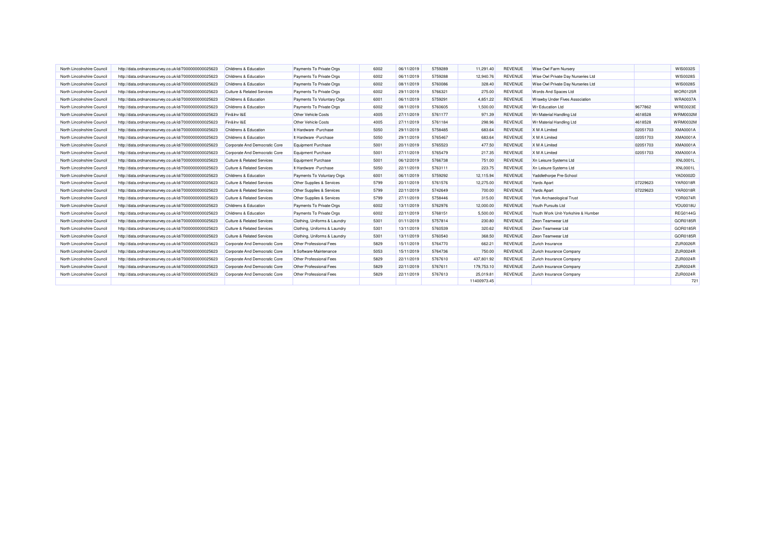| | | | | | | | | | | | |
|---|---|---|---|---|---|---|---|---|---|---|---|
| North Lincolnshire Council | http://data.ordnancesurvey.co.uk/id/7000000000025623 | Childrens & Education | Payments To Private Orgs | 6002 | 06/11/2019 | 5759289 | 11,291.40 | REVENUE | Wise Owl Farm Nursery | | WIS0032S |
| North Lincolnshire Council | http://data.ordnancesurvey.co.uk/id/7000000000025623 | Childrens & Education | Payments To Private Orgs | 6002 | 06/11/2019 | 5759288 | 12,940.76 | REVENUE | Wise Owl Private Day Nurseries Ltd | | WIS0028S |
| North Lincolnshire Council | http://data.ordnancesurvey.co.uk/id/7000000000025623 | Childrens & Education | Payments To Private Orgs | 6002 | 08/11/2019 | 5760086 | 328.40 | REVENUE | Wise Owl Private Day Nurseries Ltd | | WIS0028S |
| North Lincolnshire Council | http://data.ordnancesurvey.co.uk/id/7000000000025623 | Culture & Related Services | Payments To Private Orgs | 6002 | 29/11/2019 | 5766321 | 275.00 | REVENUE | Words And Spaces Ltd | | WOR0125R |
| North Lincolnshire Council | http://data.ordnancesurvey.co.uk/id/7000000000025623 | Childrens & Education | Payments To Voluntary Orgs | 6001 | 06/11/2019 | 5759291 | 4,851.22 | REVENUE | Wrawby Under Fives Association | | WRA0037A |
| North Lincolnshire Council | http://data.ordnancesurvey.co.uk/id/7000000000025623 | Childrens & Education | Payments To Private Orgs | 6002 | 08/11/2019 | 5760605 | 1,500.00 | REVENUE | Wr Education Ltd | 9677862 | WRE0023E |
| North Lincolnshire Council | http://data.ordnancesurvey.co.uk/id/7000000000025623 | Fin&Inv I&E | Other Vehicle Costs | 4005 | 27/11/2019 | 5761177 | 971.39 | REVENUE | Wr Material Handling Ltd | 4618528 | WRM0032M |
| North Lincolnshire Council | http://data.ordnancesurvey.co.uk/id/7000000000025623 | Fin&Inv I&E | Other Vehicle Costs | 4005 | 27/11/2019 | 5761184 | 298.96 | REVENUE | Wr Material Handling Ltd | 4618528 | WRM0032M |
| North Lincolnshire Council | http://data.ordnancesurvey.co.uk/id/7000000000025623 | Childrens & Education | It Hardware -Purchase | 5050 | 29/11/2019 | 5758485 | 683.64 | REVENUE | X M A Limited | 02051703 | XMA0001A |
| North Lincolnshire Council | http://data.ordnancesurvey.co.uk/id/7000000000025623 | Childrens & Education | It Hardware -Purchase | 5050 | 29/11/2019 | 5765467 | 683.64 | REVENUE | X M A Limited | 02051703 | XMA0001A |
| North Lincolnshire Council | http://data.ordnancesurvey.co.uk/id/7000000000025623 | Corporate And Democratic Core | Equipment Purchase | 5001 | 20/11/2019 | 5765523 | 477.50 | REVENUE | X M A Limited | 02051703 | XMA0001A |
| North Lincolnshire Council | http://data.ordnancesurvey.co.uk/id/7000000000025623 | Corporate And Democratic Core | Equipment Purchase | 5001 | 27/11/2019 | 5765479 | 217.35 | REVENUE | X M A Limited | 02051703 | XMA0001A |
| North Lincolnshire Council | http://data.ordnancesurvey.co.uk/id/7000000000025623 | Culture & Related Services | Equipment Purchase | 5001 | 06/12/2019 | 5766738 | 751.00 | REVENUE | Xn Leisure Systems Ltd | | XNL0001L |
| North Lincolnshire Council | http://data.ordnancesurvey.co.uk/id/7000000000025623 | Culture & Related Services | It Hardware -Purchase | 5050 | 22/11/2019 | 5763111 | 223.75 | REVENUE | Xn Leisure Systems Ltd | | XNL0001L |
| North Lincolnshire Council | http://data.ordnancesurvey.co.uk/id/7000000000025623 | Childrens & Education | Payments To Voluntary Orgs | 6001 | 06/11/2019 | 5759292 | 12,115.94 | REVENUE | Yaddlethorpe Pre-School | | YAD0002D |
| North Lincolnshire Council | http://data.ordnancesurvey.co.uk/id/7000000000025623 | Culture & Related Services | Other Supplies & Services | 5799 | 20/11/2019 | 5761576 | 12,275.00 | REVENUE | Yards Apart | 07229623 | YAR0018R |
| North Lincolnshire Council | http://data.ordnancesurvey.co.uk/id/7000000000025623 | Culture & Related Services | Other Supplies & Services | 5799 | 22/11/2019 | 5742649 | 700.00 | REVENUE | Yards Apart | 07229623 | YAR0018R |
| North Lincolnshire Council | http://data.ordnancesurvey.co.uk/id/7000000000025623 | Culture & Related Services | Other Supplies & Services | 5799 | 27/11/2019 | 5758446 | 315.00 | REVENUE | York Archaeological Trust | | YOR0074R |
| North Lincolnshire Council | http://data.ordnancesurvey.co.uk/id/7000000000025623 | Childrens & Education | Payments To Private Orgs | 6002 | 13/11/2019 | 5762976 | 12,000.00 | REVENUE | Youth Pursuits Ltd | | YOU0018U |
| North Lincolnshire Council | http://data.ordnancesurvey.co.uk/id/7000000000025623 | Childrens & Education | Payments To Private Orgs | 6002 | 22/11/2019 | 5768151 | 5,500.00 | REVENUE | Youth Work Unit-Yorkshire & Humber | | REG0144G |
| North Lincolnshire Council | http://data.ordnancesurvey.co.uk/id/7000000000025623 | Culture & Related Services | Clothing, Uniforms & Laundry | 5301 | 01/11/2019 | 5757814 | 230.80 | REVENUE | Zeon Teamwear Ltd | | GOR0185R |
| North Lincolnshire Council | http://data.ordnancesurvey.co.uk/id/7000000000025623 | Culture & Related Services | Clothing, Uniforms & Laundry | 5301 | 13/11/2019 | 5760539 | 320.62 | REVENUE | Zeon Teamwear Ltd | | GOR0185R |
| North Lincolnshire Council | http://data.ordnancesurvey.co.uk/id/7000000000025623 | Culture & Related Services | Clothing, Uniforms & Laundry | 5301 | 13/11/2019 | 5760540 | 368.50 | REVENUE | Zeon Teamwear Ltd | | GOR0185R |
| North Lincolnshire Council | http://data.ordnancesurvey.co.uk/id/7000000000025623 | Corporate And Democratic Core | Other Professional Fees | 5829 | 15/11/2019 | 5764770 | 662.21 | REVENUE | Zurich Insurance | | ZUR0026R |
| North Lincolnshire Council | http://data.ordnancesurvey.co.uk/id/7000000000025623 | Corporate And Democratic Core | It Software-Maintenance | 5053 | 15/11/2019 | 5764736 | 750.00 | REVENUE | Zurich Insurance Company | | ZUR0024R |
| North Lincolnshire Council | http://data.ordnancesurvey.co.uk/id/7000000000025623 | Corporate And Democratic Core | Other Professional Fees | 5829 | 22/11/2019 | 5767610 | 437,801.92 | REVENUE | Zurich Insurance Company | | ZUR0024R |
| North Lincolnshire Council | http://data.ordnancesurvey.co.uk/id/7000000000025623 | Corporate And Democratic Core | Other Professional Fees | 5829 | 22/11/2019 | 5767611 | 179,753.10 | REVENUE | Zurich Insurance Company | | ZUR0024R |
| North Lincolnshire Council | http://data.ordnancesurvey.co.uk/id/7000000000025623 | Corporate And Democratic Core | Other Professional Fees | 5829 | 22/11/2019 | 5767613 | 25,019.81 | REVENUE | Zurich Insurance Company | | ZUR0024R |
| | | | | | | | 11400973.45 | | | | 721 |